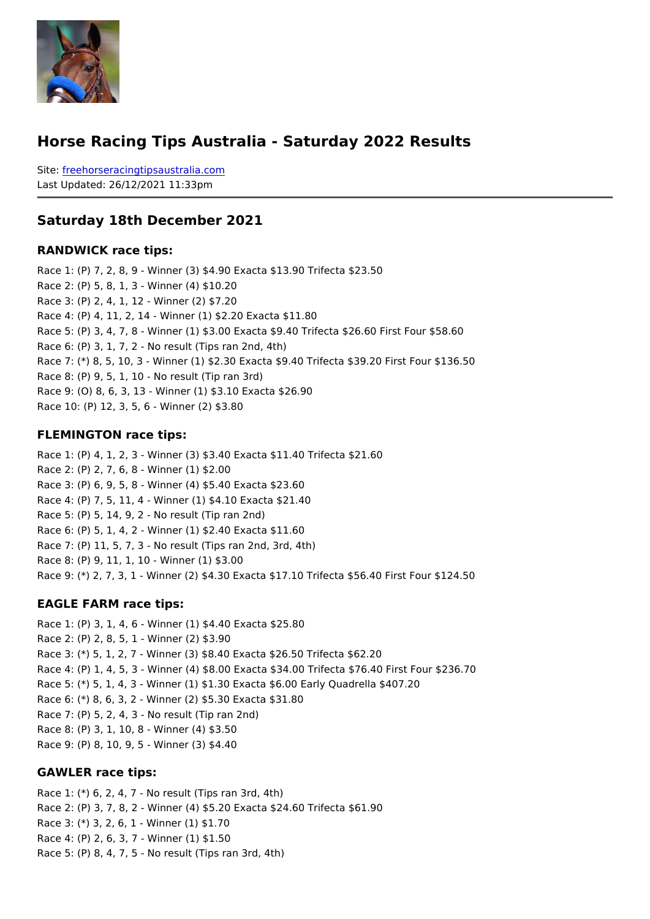# Horse Racing Tips Australia - Saturday 2022 Results

Site: freehorseracingtipsaustralia.com
Last Updated: 26/12/2021 11:33pm

## Saturday 18th December 2021

### RANDWICK race tips:

Race 1: (P) 7, 2, 8, 9 - Winner (3) $4.90 Exacta $13.90 Trifecta $23.50
Race 2: (P) 5, 8, 1, 3 - Winner (4) $10.20
Race 3: (P) 2, 4, 1, 12 - Winner (2) $7.20
Race 4: (P) 4, 11, 2, 14 - Winner (1) $2.20 Exacta $11.80
Race 5: (P) 3, 4, 7, 8 - Winner (1) $3.00 Exacta $9.40 Trifecta $26.60 First Four $58.60
Race 6: (P) 3, 1, 7, 2 - No result (Tips ran 2nd, 4th)
Race 7: (*) 8, 5, 10, 3 - Winner (1) $2.30 Exacta $9.40 Trifecta $39.20 First Four $136.50
Race 8: (P) 9, 5, 1, 10 - No result (Tip ran 3rd)
Race 9: (O) 8, 6, 3, 13 - Winner (1) $3.10 Exacta $26.90
Race 10: (P) 12, 3, 5, 6 - Winner (2) $3.80

### FLEMINGTON race tips:

Race 1: (P) 4, 1, 2, 3 - Winner (3) $3.40 Exacta $11.40 Trifecta $21.60
Race 2: (P) 2, 7, 6, 8 - Winner (1) $2.00
Race 3: (P) 6, 9, 5, 8 - Winner (4) $5.40 Exacta $23.60
Race 4: (P) 7, 5, 11, 4 - Winner (1) $4.10 Exacta $21.40
Race 5: (P) 5, 14, 9, 2 - No result (Tip ran 2nd)
Race 6: (P) 5, 1, 4, 2 - Winner (1) $2.40 Exacta $11.60
Race 7: (P) 11, 5, 7, 3 - No result (Tips ran 2nd, 3rd, 4th)
Race 8: (P) 9, 11, 1, 10 - Winner (1) $3.00
Race 9: (*) 2, 7, 3, 1 - Winner (2) $4.30 Exacta $17.10 Trifecta $56.40 First Four $124.50

### EAGLE FARM race tips:

Race 1: (P) 3, 1, 4, 6 - Winner (1) $4.40 Exacta $25.80
Race 2: (P) 2, 8, 5, 1 - Winner (2) $3.90
Race 3: (*) 5, 1, 2, 7 - Winner (3) $8.40 Exacta $26.50 Trifecta $62.20
Race 4: (P) 1, 4, 5, 3 - Winner (4) $8.00 Exacta $34.00 Trifecta $76.40 First Four $236.70
Race 5: (*) 5, 1, 4, 3 - Winner (1) $1.30 Exacta $6.00 Early Quadrella $407.20
Race 6: (*) 8, 6, 3, 2 - Winner (2) $5.30 Exacta $31.80
Race 7: (P) 5, 2, 4, 3 - No result (Tip ran 2nd)
Race 8: (P) 3, 1, 10, 8 - Winner (4) $3.50
Race 9: (P) 8, 10, 9, 5 - Winner (3) $4.40

### GAWLER race tips:

Race 1: (*) 6, 2, 4, 7 - No result (Tips ran 3rd, 4th)
Race 2: (P) 3, 7, 8, 2 - Winner (4) $5.20 Exacta $24.60 Trifecta $61.90
Race 3: (*) 3, 2, 6, 1 - Winner (1) $1.70
Race 4: (P) 2, 6, 3, 7 - Winner (1) $1.50
Race 5: (P) 8, 4, 7, 5 - No result (Tips ran 3rd, 4th)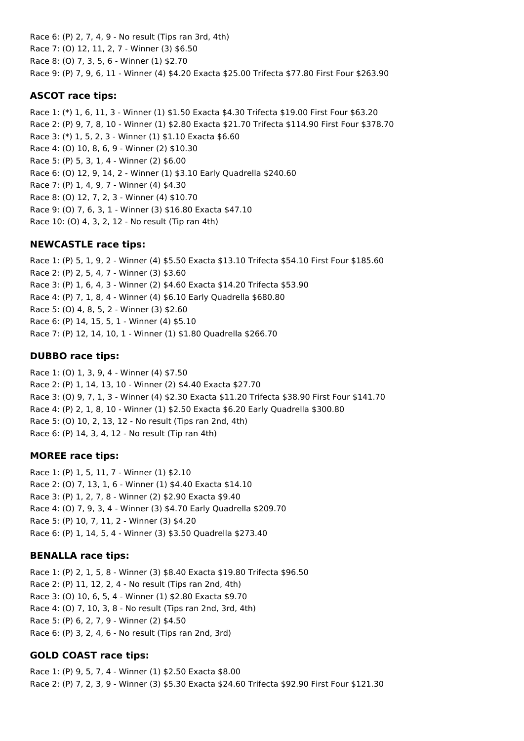Race 6: (P) 2, 7, 4, 9 - No result (Tips ran 3rd, 4th)
Race 7: (O) 12, 11, 2, 7 - Winner (3) $6.50
Race 8: (O) 7, 3, 5, 6 - Winner (1) $2.70
Race 9: (P) 7, 9, 6, 11 - Winner (4) $4.20 Exacta $25.00 Trifecta $77.80 First Four $263.90

### ASCOT race tips:

Race 1: (*) 1, 6, 11, 3 - Winner (1) $1.50 Exacta $4.30 Trifecta $19.00 First Four $63.20
Race 2: (P) 9, 7, 8, 10 - Winner (1) $2.80 Exacta $21.70 Trifecta $114.90 First Four $378.70
Race 3: (*) 1, 5, 2, 3 - Winner (1) $1.10 Exacta $6.60
Race 4: (O) 10, 8, 6, 9 - Winner (2) $10.30
Race 5: (P) 5, 3, 1, 4 - Winner (2) $6.00
Race 6: (O) 12, 9, 14, 2 - Winner (1) $3.10 Early Quadrella $240.60
Race 7: (P) 1, 4, 9, 7 - Winner (4) $4.30
Race 8: (O) 12, 7, 2, 3 - Winner (4) $10.70
Race 9: (O) 7, 6, 3, 1 - Winner (3) $16.80 Exacta $47.10
Race 10: (O) 4, 3, 2, 12 - No result (Tip ran 4th)

### NEWCASTLE race tips:

Race 1: (P) 5, 1, 9, 2 - Winner (4) $5.50 Exacta $13.10 Trifecta $54.10 First Four $185.60
Race 2: (P) 2, 5, 4, 7 - Winner (3) $3.60
Race 3: (P) 1, 6, 4, 3 - Winner (2) $4.60 Exacta $14.20 Trifecta $53.90
Race 4: (P) 7, 1, 8, 4 - Winner (4) $6.10 Early Quadrella $680.80
Race 5: (O) 4, 8, 5, 2 - Winner (3) $2.60
Race 6: (P) 14, 15, 5, 1 - Winner (4) $5.10
Race 7: (P) 12, 14, 10, 1 - Winner (1) $1.80 Quadrella $266.70

### DUBBO race tips:

Race 1: (O) 1, 3, 9, 4 - Winner (4) $7.50
Race 2: (P) 1, 14, 13, 10 - Winner (2) $4.40 Exacta $27.70
Race 3: (O) 9, 7, 1, 3 - Winner (4) $2.30 Exacta $11.20 Trifecta $38.90 First Four $141.70
Race 4: (P) 2, 1, 8, 10 - Winner (1) $2.50 Exacta $6.20 Early Quadrella $300.80
Race 5: (O) 10, 2, 13, 12 - No result (Tips ran 2nd, 4th)
Race 6: (P) 14, 3, 4, 12 - No result (Tip ran 4th)

### MOREE race tips:

Race 1: (P) 1, 5, 11, 7 - Winner (1) $2.10
Race 2: (O) 7, 13, 1, 6 - Winner (1) $4.40 Exacta $14.10
Race 3: (P) 1, 2, 7, 8 - Winner (2) $2.90 Exacta $9.40
Race 4: (O) 7, 9, 3, 4 - Winner (3) $4.70 Early Quadrella $209.70
Race 5: (P) 10, 7, 11, 2 - Winner (3) $4.20
Race 6: (P) 1, 14, 5, 4 - Winner (3) $3.50 Quadrella $273.40

### BENALLA race tips:

Race 1: (P) 2, 1, 5, 8 - Winner (3) $8.40 Exacta $19.80 Trifecta $96.50
Race 2: (P) 11, 12, 2, 4 - No result (Tips ran 2nd, 4th)
Race 3: (O) 10, 6, 5, 4 - Winner (1) $2.80 Exacta $9.70
Race 4: (O) 7, 10, 3, 8 - No result (Tips ran 2nd, 3rd, 4th)
Race 5: (P) 6, 2, 7, 9 - Winner (2) $4.50
Race 6: (P) 3, 2, 4, 6 - No result (Tips ran 2nd, 3rd)

### GOLD COAST race tips:

Race 1: (P) 9, 5, 7, 4 - Winner (1) $2.50 Exacta $8.00
Race 2: (P) 7, 2, 3, 9 - Winner (3) $5.30 Exacta $24.60 Trifecta $92.90 First Four $121.30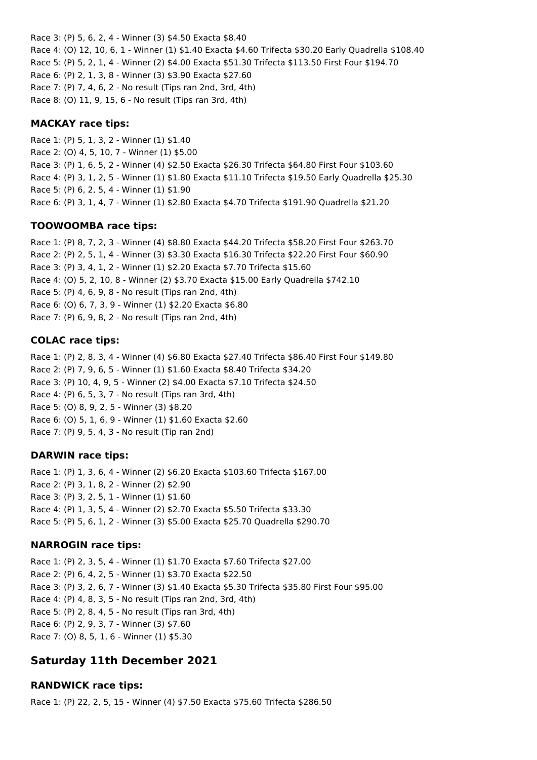Race 3: (P) 5, 6, 2, 4 - Winner (3) $4.50 Exacta $8.40
Race 4: (O) 12, 10, 6, 1 - Winner (1) $1.40 Exacta $4.60 Trifecta $30.20 Early Quadrella $108.40
Race 5: (P) 5, 2, 1, 4 - Winner (2) $4.00 Exacta $51.30 Trifecta $113.50 First Four $194.70
Race 6: (P) 2, 1, 3, 8 - Winner (3) $3.90 Exacta $27.60
Race 7: (P) 7, 4, 6, 2 - No result (Tips ran 2nd, 3rd, 4th)
Race 8: (O) 11, 9, 15, 6 - No result (Tips ran 3rd, 4th)

### MACKAY race tips:

Race 1: (P) 5, 1, 3, 2 - Winner (1) $1.40
Race 2: (O) 4, 5, 10, 7 - Winner (1) $5.00
Race 3: (P) 1, 6, 5, 2 - Winner (4) $2.50 Exacta $26.30 Trifecta $64.80 First Four $103.60
Race 4: (P) 3, 1, 2, 5 - Winner (1) $1.80 Exacta $11.10 Trifecta $19.50 Early Quadrella $25.30
Race 5: (P) 6, 2, 5, 4 - Winner (1) $1.90
Race 6: (P) 3, 1, 4, 7 - Winner (1) $2.80 Exacta $4.70 Trifecta $191.90 Quadrella $21.20

### TOOWOOMBA race tips:

Race 1: (P) 8, 7, 2, 3 - Winner (4) $8.80 Exacta $44.20 Trifecta $58.20 First Four $263.70
Race 2: (P) 2, 5, 1, 4 - Winner (3) $3.30 Exacta $16.30 Trifecta $22.20 First Four $60.90
Race 3: (P) 3, 4, 1, 2 - Winner (1) $2.20 Exacta $7.70 Trifecta $15.60
Race 4: (O) 5, 2, 10, 8 - Winner (2) $3.70 Exacta $15.00 Early Quadrella $742.10
Race 5: (P) 4, 6, 9, 8 - No result (Tips ran 2nd, 4th)
Race 6: (O) 6, 7, 3, 9 - Winner (1) $2.20 Exacta $6.80
Race 7: (P) 6, 9, 8, 2 - No result (Tips ran 2nd, 4th)

### COLAC race tips:

Race 1: (P) 2, 8, 3, 4 - Winner (4) $6.80 Exacta $27.40 Trifecta $86.40 First Four $149.80
Race 2: (P) 7, 9, 6, 5 - Winner (1) $1.60 Exacta $8.40 Trifecta $34.20
Race 3: (P) 10, 4, 9, 5 - Winner (2) $4.00 Exacta $7.10 Trifecta $24.50
Race 4: (P) 6, 5, 3, 7 - No result (Tips ran 3rd, 4th)
Race 5: (O) 8, 9, 2, 5 - Winner (3) $8.20
Race 6: (O) 5, 1, 6, 9 - Winner (1) $1.60 Exacta $2.60
Race 7: (P) 9, 5, 4, 3 - No result (Tip ran 2nd)

### DARWIN race tips:

Race 1: (P) 1, 3, 6, 4 - Winner (2) $6.20 Exacta $103.60 Trifecta $167.00
Race 2: (P) 3, 1, 8, 2 - Winner (2) $2.90
Race 3: (P) 3, 2, 5, 1 - Winner (1) $1.60
Race 4: (P) 1, 3, 5, 4 - Winner (2) $2.70 Exacta $5.50 Trifecta $33.30
Race 5: (P) 5, 6, 1, 2 - Winner (3) $5.00 Exacta $25.70 Quadrella $290.70

### NARROGIN race tips:

Race 1: (P) 2, 3, 5, 4 - Winner (1) $1.70 Exacta $7.60 Trifecta $27.00
Race 2: (P) 6, 4, 2, 5 - Winner (1) $3.70 Exacta $22.50
Race 3: (P) 3, 2, 6, 7 - Winner (3) $1.40 Exacta $5.30 Trifecta $35.80 First Four $95.00
Race 4: (P) 4, 8, 3, 5 - No result (Tips ran 2nd, 3rd, 4th)
Race 5: (P) 2, 8, 4, 5 - No result (Tips ran 3rd, 4th)
Race 6: (P) 2, 9, 3, 7 - Winner (3) $7.60
Race 7: (O) 8, 5, 1, 6 - Winner (1) $5.30

## Saturday 11th December 2021

### RANDWICK race tips:

Race 1: (P) 22, 2, 5, 15 - Winner (4) $7.50 Exacta $75.60 Trifecta $286.50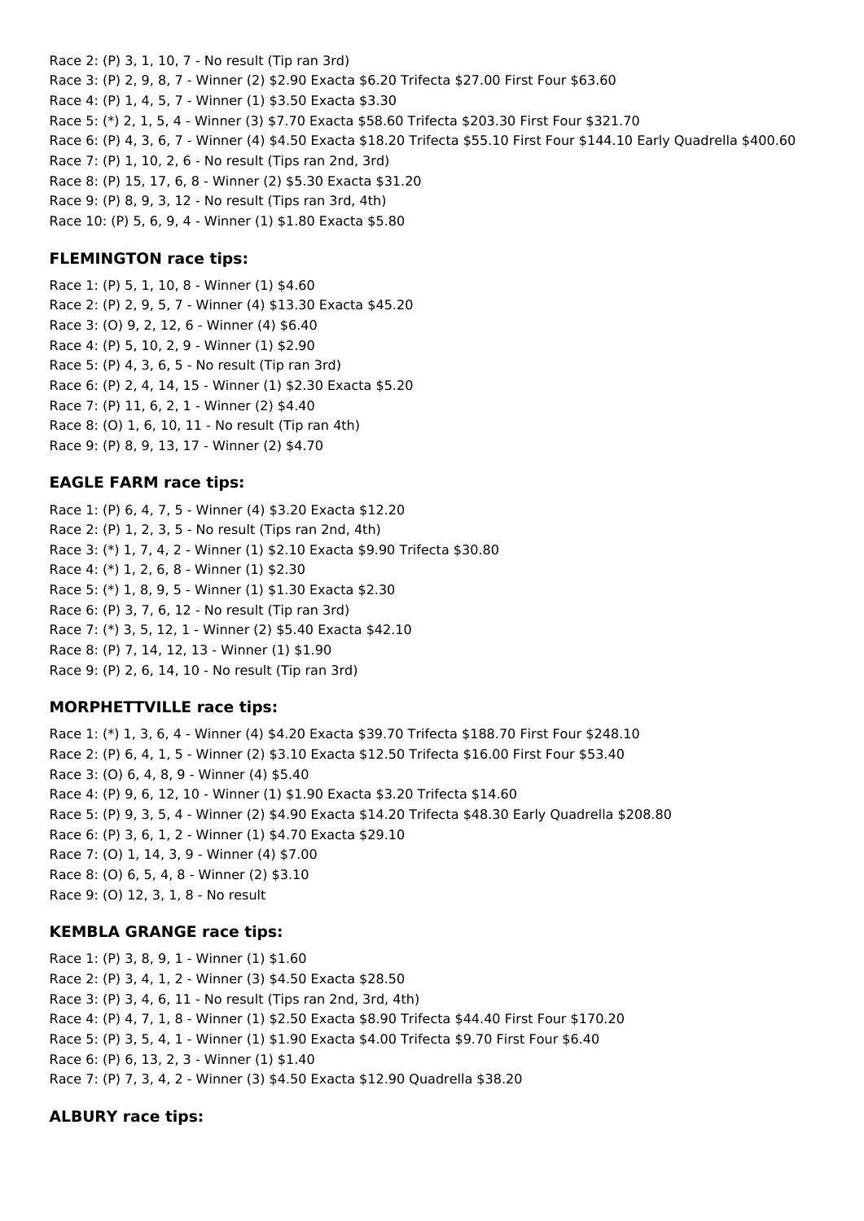Race 2: (P) 3, 1, 10, 7 - No result (Tip ran 3rd)

Race 3: (P) 2, 9, 8, 7 - Winner (2) $2.90 Exacta $6.20 Trifecta $27.00 First Four $63.60

Race 4: (P) 1, 4, 5, 7 - Winner (1) $3.50 Exacta $3.30

Race 5: (*) 2, 1, 5, 4 - Winner (3) $7.70 Exacta $58.60 Trifecta $203.30 First Four $321.70

Race 6: (P) 4, 3, 6, 7 - Winner (4) $4.50 Exacta $18.20 Trifecta $55.10 First Four $144.10 Early Quadrella $400.60

Race 7: (P) 1, 10, 2, 6 - No result (Tips ran 2nd, 3rd)

Race 8: (P) 15, 17, 6, 8 - Winner (2) $5.30 Exacta $31.20

Race 9: (P) 8, 9, 3, 12 - No result (Tips ran 3rd, 4th)

Race 10: (P) 5, 6, 9, 4 - Winner (1) $1.80 Exacta $5.80

### FLEMINGTON race tips:

Race 1: (P) 5, 1, 10, 8 - Winner (1) $4.60

Race 2: (P) 2, 9, 5, 7 - Winner (4) $13.30 Exacta $45.20

Race 3: (O) 9, 2, 12, 6 - Winner (4) $6.40

Race 4: (P) 5, 10, 2, 9 - Winner (1) $2.90

Race 5: (P) 4, 3, 6, 5 - No result (Tip ran 3rd)

Race 6: (P) 2, 4, 14, 15 - Winner (1) $2.30 Exacta $5.20

Race 7: (P) 11, 6, 2, 1 - Winner (2) $4.40

Race 8: (O) 1, 6, 10, 11 - No result (Tip ran 4th)

Race 9: (P) 8, 9, 13, 17 - Winner (2) $4.70

### EAGLE FARM race tips:

Race 1: (P) 6, 4, 7, 5 - Winner (4) $3.20 Exacta $12.20

Race 2: (P) 1, 2, 3, 5 - No result (Tips ran 2nd, 4th)

Race 3: (*) 1, 7, 4, 2 - Winner (1) $2.10 Exacta $9.90 Trifecta $30.80

Race 4: (*) 1, 2, 6, 8 - Winner (1) $2.30

Race 5: (*) 1, 8, 9, 5 - Winner (1) $1.30 Exacta $2.30

Race 6: (P) 3, 7, 6, 12 - No result (Tip ran 3rd)

Race 7: (*) 3, 5, 12, 1 - Winner (2) $5.40 Exacta $42.10

Race 8: (P) 7, 14, 12, 13 - Winner (1) $1.90

Race 9: (P) 2, 6, 14, 10 - No result (Tip ran 3rd)

### MORPHETTVILLE race tips:

Race 1: (*) 1, 3, 6, 4 - Winner (4) $4.20 Exacta $39.70 Trifecta $188.70 First Four $248.10

Race 2: (P) 6, 4, 1, 5 - Winner (2) $3.10 Exacta $12.50 Trifecta $16.00 First Four $53.40

Race 3: (O) 6, 4, 8, 9 - Winner (4) $5.40

Race 4: (P) 9, 6, 12, 10 - Winner (1) $1.90 Exacta $3.20 Trifecta $14.60

Race 5: (P) 9, 3, 5, 4 - Winner (2) $4.90 Exacta $14.20 Trifecta $48.30 Early Quadrella $208.80

Race 6: (P) 3, 6, 1, 2 - Winner (1) $4.70 Exacta $29.10

Race 7: (O) 1, 14, 3, 9 - Winner (4) $7.00

Race 8: (O) 6, 5, 4, 8 - Winner (2) $3.10

Race 9: (O) 12, 3, 1, 8 - No result

### KEMBLA GRANGE race tips:

Race 1: (P) 3, 8, 9, 1 - Winner (1) $1.60

Race 2: (P) 3, 4, 1, 2 - Winner (3) $4.50 Exacta $28.50

Race 3: (P) 3, 4, 6, 11 - No result (Tips ran 2nd, 3rd, 4th)

Race 4: (P) 4, 7, 1, 8 - Winner (1) $2.50 Exacta $8.90 Trifecta $44.40 First Four $170.20

Race 5: (P) 3, 5, 4, 1 - Winner (1) $1.90 Exacta $4.00 Trifecta $9.70 First Four $6.40

Race 6: (P) 6, 13, 2, 3 - Winner (1) $1.40

Race 7: (P) 7, 3, 4, 2 - Winner (3) $4.50 Exacta $12.90 Quadrella $38.20

### ALBURY race tips: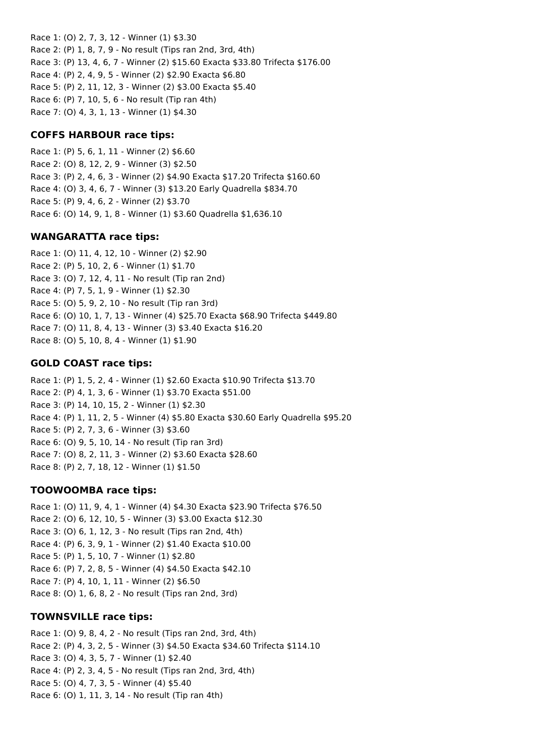Race 1: (O) 2, 7, 3, 12 - Winner (1) $3.30
Race 2: (P) 1, 8, 7, 9 - No result (Tips ran 2nd, 3rd, 4th)
Race 3: (P) 13, 4, 6, 7 - Winner (2) $15.60 Exacta $33.80 Trifecta $176.00
Race 4: (P) 2, 4, 9, 5 - Winner (2) $2.90 Exacta $6.80
Race 5: (P) 2, 11, 12, 3 - Winner (2) $3.00 Exacta $5.40
Race 6: (P) 7, 10, 5, 6 - No result (Tip ran 4th)
Race 7: (O) 4, 3, 1, 13 - Winner (1) $4.30

### COFFS HARBOUR race tips:

Race 1: (P) 5, 6, 1, 11 - Winner (2) $6.60
Race 2: (O) 8, 12, 2, 9 - Winner (3) $2.50
Race 3: (P) 2, 4, 6, 3 - Winner (2) $4.90 Exacta $17.20 Trifecta $160.60
Race 4: (O) 3, 4, 6, 7 - Winner (3) $13.20 Early Quadrella $834.70
Race 5: (P) 9, 4, 6, 2 - Winner (2) $3.70
Race 6: (O) 14, 9, 1, 8 - Winner (1) $3.60 Quadrella $1,636.10

### WANGARATTA race tips:

Race 1: (O) 11, 4, 12, 10 - Winner (2) $2.90
Race 2: (P) 5, 10, 2, 6 - Winner (1) $1.70
Race 3: (O) 7, 12, 4, 11 - No result (Tip ran 2nd)
Race 4: (P) 7, 5, 1, 9 - Winner (1) $2.30
Race 5: (O) 5, 9, 2, 10 - No result (Tip ran 3rd)
Race 6: (O) 10, 1, 7, 13 - Winner (4) $25.70 Exacta $68.90 Trifecta $449.80
Race 7: (O) 11, 8, 4, 13 - Winner (3) $3.40 Exacta $16.20
Race 8: (O) 5, 10, 8, 4 - Winner (1) $1.90

### GOLD COAST race tips:

Race 1: (P) 1, 5, 2, 4 - Winner (1) $2.60 Exacta $10.90 Trifecta $13.70
Race 2: (P) 4, 1, 3, 6 - Winner (1) $3.70 Exacta $51.00
Race 3: (P) 14, 10, 15, 2 - Winner (1) $2.30
Race 4: (P) 1, 11, 2, 5 - Winner (4) $5.80 Exacta $30.60 Early Quadrella $95.20
Race 5: (P) 2, 7, 3, 6 - Winner (3) $3.60
Race 6: (O) 9, 5, 10, 14 - No result (Tip ran 3rd)
Race 7: (O) 8, 2, 11, 3 - Winner (2) $3.60 Exacta $28.60
Race 8: (P) 2, 7, 18, 12 - Winner (1) $1.50

### TOOWOOMBA race tips:

Race 1: (O) 11, 9, 4, 1 - Winner (4) $4.30 Exacta $23.90 Trifecta $76.50
Race 2: (O) 6, 12, 10, 5 - Winner (3) $3.00 Exacta $12.30
Race 3: (O) 6, 1, 12, 3 - No result (Tips ran 2nd, 4th)
Race 4: (P) 6, 3, 9, 1 - Winner (2) $1.40 Exacta $10.00
Race 5: (P) 1, 5, 10, 7 - Winner (1) $2.80
Race 6: (P) 7, 2, 8, 5 - Winner (4) $4.50 Exacta $42.10
Race 7: (P) 4, 10, 1, 11 - Winner (2) $6.50
Race 8: (O) 1, 6, 8, 2 - No result (Tips ran 2nd, 3rd)

### TOWNSVILLE race tips:

Race 1: (O) 9, 8, 4, 2 - No result (Tips ran 2nd, 3rd, 4th)
Race 2: (P) 4, 3, 2, 5 - Winner (3) $4.50 Exacta $34.60 Trifecta $114.10
Race 3: (O) 4, 3, 5, 7 - Winner (1) $2.40
Race 4: (P) 2, 3, 4, 5 - No result (Tips ran 2nd, 3rd, 4th)
Race 5: (O) 4, 7, 3, 5 - Winner (4) $5.40
Race 6: (O) 1, 11, 3, 14 - No result (Tip ran 4th)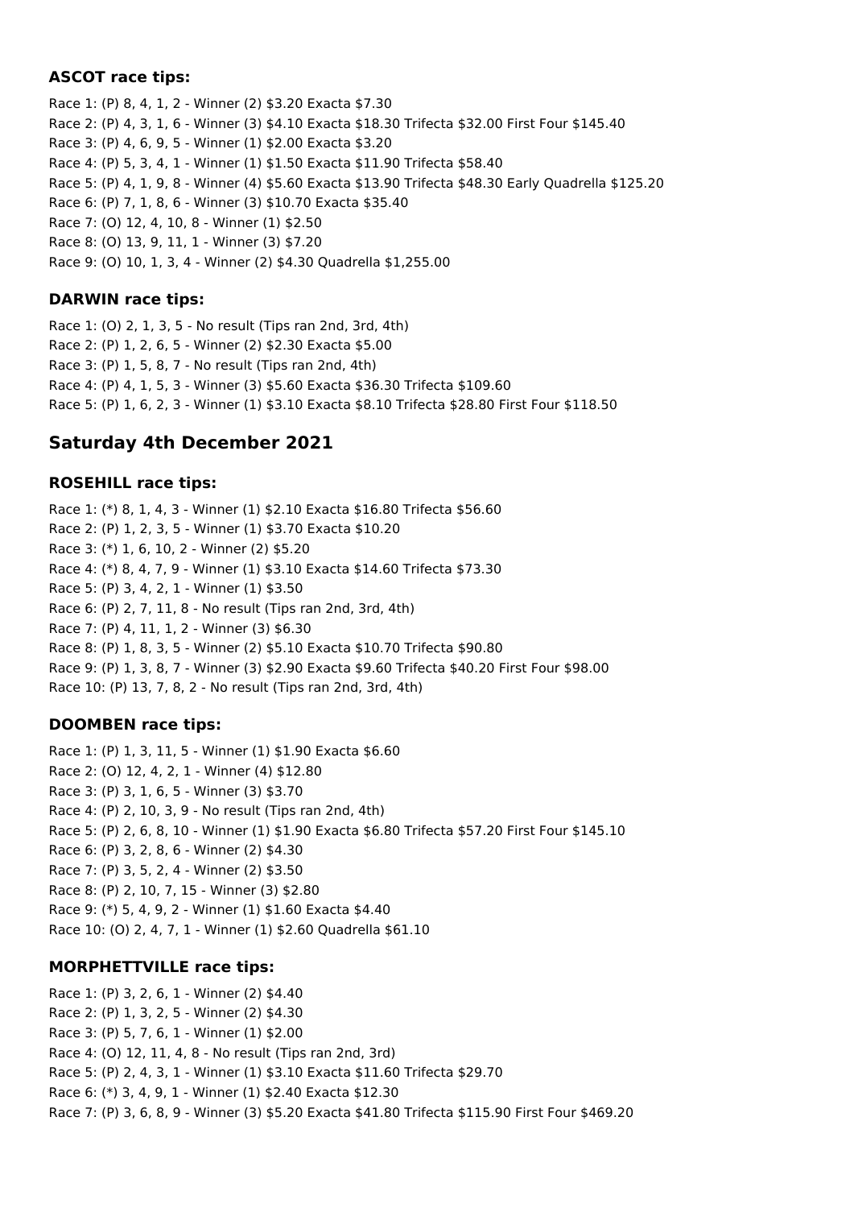### ASCOT race tips:

Race 1: (P) 8, 4, 1, 2 - Winner (2) $3.20 Exacta $7.30
Race 2: (P) 4, 3, 1, 6 - Winner (3) $4.10 Exacta $18.30 Trifecta $32.00 First Four $145.40
Race 3: (P) 4, 6, 9, 5 - Winner (1) $2.00 Exacta $3.20
Race 4: (P) 5, 3, 4, 1 - Winner (1) $1.50 Exacta $11.90 Trifecta $58.40
Race 5: (P) 4, 1, 9, 8 - Winner (4) $5.60 Exacta $13.90 Trifecta $48.30 Early Quadrella $125.20
Race 6: (P) 7, 1, 8, 6 - Winner (3) $10.70 Exacta $35.40
Race 7: (O) 12, 4, 10, 8 - Winner (1) $2.50
Race 8: (O) 13, 9, 11, 1 - Winner (3) $7.20
Race 9: (O) 10, 1, 3, 4 - Winner (2) $4.30 Quadrella $1,255.00

### DARWIN race tips:

Race 1: (O) 2, 1, 3, 5 - No result (Tips ran 2nd, 3rd, 4th)
Race 2: (P) 1, 2, 6, 5 - Winner (2) $2.30 Exacta $5.00
Race 3: (P) 1, 5, 8, 7 - No result (Tips ran 2nd, 4th)
Race 4: (P) 4, 1, 5, 3 - Winner (3) $5.60 Exacta $36.30 Trifecta $109.60
Race 5: (P) 1, 6, 2, 3 - Winner (1) $3.10 Exacta $8.10 Trifecta $28.80 First Four $118.50

## Saturday 4th December 2021

### ROSEHILL race tips:

Race 1: (*) 8, 1, 4, 3 - Winner (1) $2.10 Exacta $16.80 Trifecta $56.60
Race 2: (P) 1, 2, 3, 5 - Winner (1) $3.70 Exacta $10.20
Race 3: (*) 1, 6, 10, 2 - Winner (2) $5.20
Race 4: (*) 8, 4, 7, 9 - Winner (1) $3.10 Exacta $14.60 Trifecta $73.30
Race 5: (P) 3, 4, 2, 1 - Winner (1) $3.50
Race 6: (P) 2, 7, 11, 8 - No result (Tips ran 2nd, 3rd, 4th)
Race 7: (P) 4, 11, 1, 2 - Winner (3) $6.30
Race 8: (P) 1, 8, 3, 5 - Winner (2) $5.10 Exacta $10.70 Trifecta $90.80
Race 9: (P) 1, 3, 8, 7 - Winner (3) $2.90 Exacta $9.60 Trifecta $40.20 First Four $98.00
Race 10: (P) 13, 7, 8, 2 - No result (Tips ran 2nd, 3rd, 4th)

### DOOMBEN race tips:

Race 1: (P) 1, 3, 11, 5 - Winner (1) $1.90 Exacta $6.60
Race 2: (O) 12, 4, 2, 1 - Winner (4) $12.80
Race 3: (P) 3, 1, 6, 5 - Winner (3) $3.70
Race 4: (P) 2, 10, 3, 9 - No result (Tips ran 2nd, 4th)
Race 5: (P) 2, 6, 8, 10 - Winner (1) $1.90 Exacta $6.80 Trifecta $57.20 First Four $145.10
Race 6: (P) 3, 2, 8, 6 - Winner (2) $4.30
Race 7: (P) 3, 5, 2, 4 - Winner (2) $3.50
Race 8: (P) 2, 10, 7, 15 - Winner (3) $2.80
Race 9: (*) 5, 4, 9, 2 - Winner (1) $1.60 Exacta $4.40
Race 10: (O) 2, 4, 7, 1 - Winner (1) $2.60 Quadrella $61.10

### MORPHETTVILLE race tips:

Race 1: (P) 3, 2, 6, 1 - Winner (2) $4.40
Race 2: (P) 1, 3, 2, 5 - Winner (2) $4.30
Race 3: (P) 5, 7, 6, 1 - Winner (1) $2.00
Race 4: (O) 12, 11, 4, 8 - No result (Tips ran 2nd, 3rd)
Race 5: (P) 2, 4, 3, 1 - Winner (1) $3.10 Exacta $11.60 Trifecta $29.70
Race 6: (*) 3, 4, 9, 1 - Winner (1) $2.40 Exacta $12.30
Race 7: (P) 3, 6, 8, 9 - Winner (3) $5.20 Exacta $41.80 Trifecta $115.90 First Four $469.20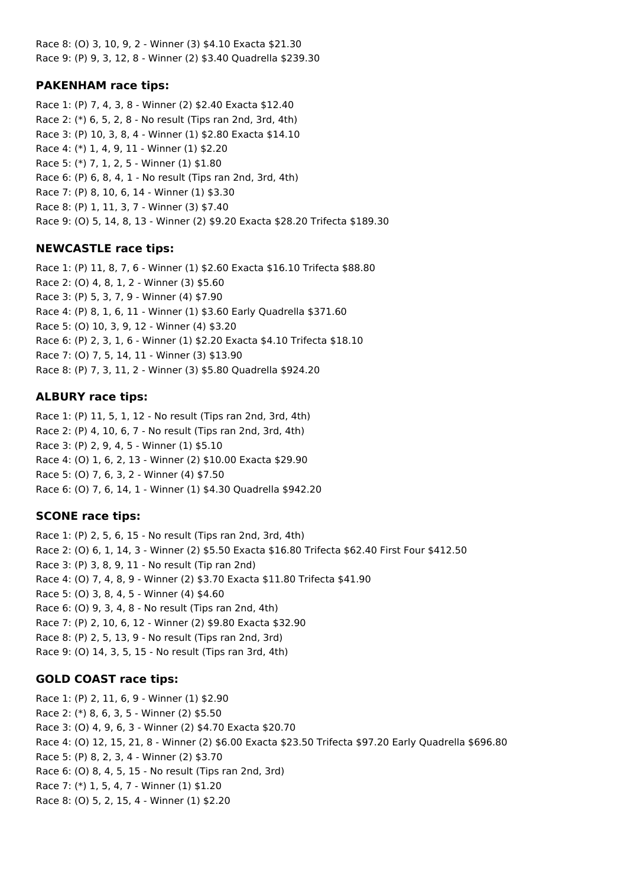Race 8: (O) 3, 10, 9, 2 - Winner (3) $4.10 Exacta $21.30
Race 9: (P) 9, 3, 12, 8 - Winner (2) $3.40 Quadrella $239.30

### PAKENHAM race tips:

Race 1: (P) 7, 4, 3, 8 - Winner (2) $2.40 Exacta $12.40
Race 2: (*) 6, 5, 2, 8 - No result (Tips ran 2nd, 3rd, 4th)
Race 3: (P) 10, 3, 8, 4 - Winner (1) $2.80 Exacta $14.10
Race 4: (*) 1, 4, 9, 11 - Winner (1) $2.20
Race 5: (*) 7, 1, 2, 5 - Winner (1) $1.80
Race 6: (P) 6, 8, 4, 1 - No result (Tips ran 2nd, 3rd, 4th)
Race 7: (P) 8, 10, 6, 14 - Winner (1) $3.30
Race 8: (P) 1, 11, 3, 7 - Winner (3) $7.40
Race 9: (O) 5, 14, 8, 13 - Winner (2) $9.20 Exacta $28.20 Trifecta $189.30

### NEWCASTLE race tips:

Race 1: (P) 11, 8, 7, 6 - Winner (1) $2.60 Exacta $16.10 Trifecta $88.80
Race 2: (O) 4, 8, 1, 2 - Winner (3) $5.60
Race 3: (P) 5, 3, 7, 9 - Winner (4) $7.90
Race 4: (P) 8, 1, 6, 11 - Winner (1) $3.60 Early Quadrella $371.60
Race 5: (O) 10, 3, 9, 12 - Winner (4) $3.20
Race 6: (P) 2, 3, 1, 6 - Winner (1) $2.20 Exacta $4.10 Trifecta $18.10
Race 7: (O) 7, 5, 14, 11 - Winner (3) $13.90
Race 8: (P) 7, 3, 11, 2 - Winner (3) $5.80 Quadrella $924.20

### ALBURY race tips:

Race 1: (P) 11, 5, 1, 12 - No result (Tips ran 2nd, 3rd, 4th)
Race 2: (P) 4, 10, 6, 7 - No result (Tips ran 2nd, 3rd, 4th)
Race 3: (P) 2, 9, 4, 5 - Winner (1) $5.10
Race 4: (O) 1, 6, 2, 13 - Winner (2) $10.00 Exacta $29.90
Race 5: (O) 7, 6, 3, 2 - Winner (4) $7.50
Race 6: (O) 7, 6, 14, 1 - Winner (1) $4.30 Quadrella $942.20

### SCONE race tips:

Race 1: (P) 2, 5, 6, 15 - No result (Tips ran 2nd, 3rd, 4th)
Race 2: (O) 6, 1, 14, 3 - Winner (2) $5.50 Exacta $16.80 Trifecta $62.40 First Four $412.50
Race 3: (P) 3, 8, 9, 11 - No result (Tip ran 2nd)
Race 4: (O) 7, 4, 8, 9 - Winner (2) $3.70 Exacta $11.80 Trifecta $41.90
Race 5: (O) 3, 8, 4, 5 - Winner (4) $4.60
Race 6: (O) 9, 3, 4, 8 - No result (Tips ran 2nd, 4th)
Race 7: (P) 2, 10, 6, 12 - Winner (2) $9.80 Exacta $32.90
Race 8: (P) 2, 5, 13, 9 - No result (Tips ran 2nd, 3rd)
Race 9: (O) 14, 3, 5, 15 - No result (Tips ran 3rd, 4th)

### GOLD COAST race tips:

Race 1: (P) 2, 11, 6, 9 - Winner (1) $2.90
Race 2: (*) 8, 6, 3, 5 - Winner (2) $5.50
Race 3: (O) 4, 9, 6, 3 - Winner (2) $4.70 Exacta $20.70
Race 4: (O) 12, 15, 21, 8 - Winner (2) $6.00 Exacta $23.50 Trifecta $97.20 Early Quadrella $696.80
Race 5: (P) 8, 2, 3, 4 - Winner (2) $3.70
Race 6: (O) 8, 4, 5, 15 - No result (Tips ran 2nd, 3rd)
Race 7: (*) 1, 5, 4, 7 - Winner (1) $1.20
Race 8: (O) 5, 2, 15, 4 - Winner (1) $2.20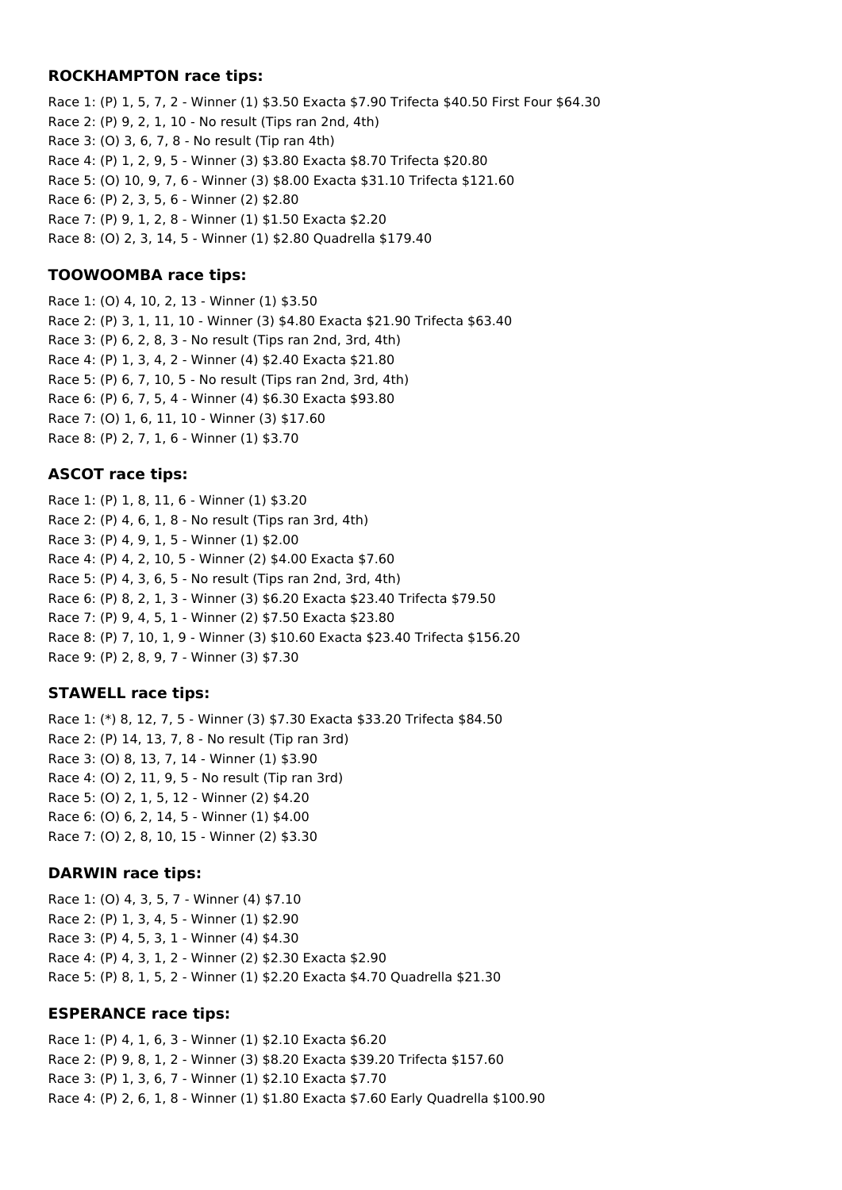### ROCKHAMPTON race tips:

Race 1: (P) 1, 5, 7, 2 - Winner (1) $3.50 Exacta $7.90 Trifecta $40.50 First Four $64.30
Race 2: (P) 9, 2, 1, 10 - No result (Tips ran 2nd, 4th)
Race 3: (O) 3, 6, 7, 8 - No result (Tip ran 4th)
Race 4: (P) 1, 2, 9, 5 - Winner (3) $3.80 Exacta $8.70 Trifecta $20.80
Race 5: (O) 10, 9, 7, 6 - Winner (3) $8.00 Exacta $31.10 Trifecta $121.60
Race 6: (P) 2, 3, 5, 6 - Winner (2) $2.80
Race 7: (P) 9, 1, 2, 8 - Winner (1) $1.50 Exacta $2.20
Race 8: (O) 2, 3, 14, 5 - Winner (1) $2.80 Quadrella $179.40

### TOOWOOMBA race tips:

Race 1: (O) 4, 10, 2, 13 - Winner (1) $3.50
Race 2: (P) 3, 1, 11, 10 - Winner (3) $4.80 Exacta $21.90 Trifecta $63.40
Race 3: (P) 6, 2, 8, 3 - No result (Tips ran 2nd, 3rd, 4th)
Race 4: (P) 1, 3, 4, 2 - Winner (4) $2.40 Exacta $21.80
Race 5: (P) 6, 7, 10, 5 - No result (Tips ran 2nd, 3rd, 4th)
Race 6: (P) 6, 7, 5, 4 - Winner (4) $6.30 Exacta $93.80
Race 7: (O) 1, 6, 11, 10 - Winner (3) $17.60
Race 8: (P) 2, 7, 1, 6 - Winner (1) $3.70

### ASCOT race tips:

Race 1: (P) 1, 8, 11, 6 - Winner (1) $3.20
Race 2: (P) 4, 6, 1, 8 - No result (Tips ran 3rd, 4th)
Race 3: (P) 4, 9, 1, 5 - Winner (1) $2.00
Race 4: (P) 4, 2, 10, 5 - Winner (2) $4.00 Exacta $7.60
Race 5: (P) 4, 3, 6, 5 - No result (Tips ran 2nd, 3rd, 4th)
Race 6: (P) 8, 2, 1, 3 - Winner (3) $6.20 Exacta $23.40 Trifecta $79.50
Race 7: (P) 9, 4, 5, 1 - Winner (2) $7.50 Exacta $23.80
Race 8: (P) 7, 10, 1, 9 - Winner (3) $10.60 Exacta $23.40 Trifecta $156.20
Race 9: (P) 2, 8, 9, 7 - Winner (3) $7.30

### STAWELL race tips:

Race 1: (*) 8, 12, 7, 5 - Winner (3) $7.30 Exacta $33.20 Trifecta $84.50
Race 2: (P) 14, 13, 7, 8 - No result (Tip ran 3rd)
Race 3: (O) 8, 13, 7, 14 - Winner (1) $3.90
Race 4: (O) 2, 11, 9, 5 - No result (Tip ran 3rd)
Race 5: (O) 2, 1, 5, 12 - Winner (2) $4.20
Race 6: (O) 6, 2, 14, 5 - Winner (1) $4.00
Race 7: (O) 2, 8, 10, 15 - Winner (2) $3.30

### DARWIN race tips:

Race 1: (O) 4, 3, 5, 7 - Winner (4) $7.10
Race 2: (P) 1, 3, 4, 5 - Winner (1) $2.90
Race 3: (P) 4, 5, 3, 1 - Winner (4) $4.30
Race 4: (P) 4, 3, 1, 2 - Winner (2) $2.30 Exacta $2.90
Race 5: (P) 8, 1, 5, 2 - Winner (1) $2.20 Exacta $4.70 Quadrella $21.30

### ESPERANCE race tips:

Race 1: (P) 4, 1, 6, 3 - Winner (1) $2.10 Exacta $6.20
Race 2: (P) 9, 8, 1, 2 - Winner (3) $8.20 Exacta $39.20 Trifecta $157.60
Race 3: (P) 1, 3, 6, 7 - Winner (1) $2.10 Exacta $7.70
Race 4: (P) 2, 6, 1, 8 - Winner (1) $1.80 Exacta $7.60 Early Quadrella $100.90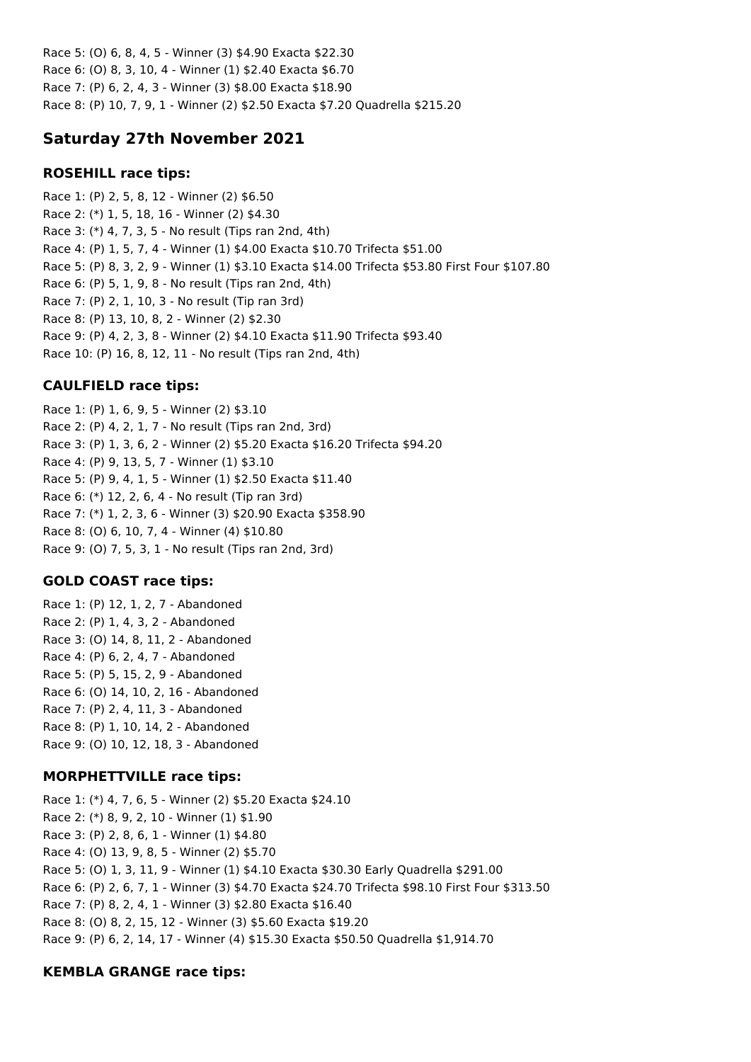Race 5: (O) 6, 8, 4, 5 - Winner (3) $4.90 Exacta $22.30
Race 6: (O) 8, 3, 10, 4 - Winner (1) $2.40 Exacta $6.70
Race 7: (P) 6, 2, 4, 3 - Winner (3) $8.00 Exacta $18.90
Race 8: (P) 10, 7, 9, 1 - Winner (2) $2.50 Exacta $7.20 Quadrella $215.20

## Saturday 27th November 2021

### ROSEHILL race tips:

Race 1: (P) 2, 5, 8, 12 - Winner (2) $6.50
Race 2: (*) 1, 5, 18, 16 - Winner (2) $4.30
Race 3: (*) 4, 7, 3, 5 - No result (Tips ran 2nd, 4th)
Race 4: (P) 1, 5, 7, 4 - Winner (1) $4.00 Exacta $10.70 Trifecta $51.00
Race 5: (P) 8, 3, 2, 9 - Winner (1) $3.10 Exacta $14.00 Trifecta $53.80 First Four $107.80
Race 6: (P) 5, 1, 9, 8 - No result (Tips ran 2nd, 4th)
Race 7: (P) 2, 1, 10, 3 - No result (Tip ran 3rd)
Race 8: (P) 13, 10, 8, 2 - Winner (2) $2.30
Race 9: (P) 4, 2, 3, 8 - Winner (2) $4.10 Exacta $11.90 Trifecta $93.40
Race 10: (P) 16, 8, 12, 11 - No result (Tips ran 2nd, 4th)

### CAULFIELD race tips:

Race 1: (P) 1, 6, 9, 5 - Winner (2) $3.10
Race 2: (P) 4, 2, 1, 7 - No result (Tips ran 2nd, 3rd)
Race 3: (P) 1, 3, 6, 2 - Winner (2) $5.20 Exacta $16.20 Trifecta $94.20
Race 4: (P) 9, 13, 5, 7 - Winner (1) $3.10
Race 5: (P) 9, 4, 1, 5 - Winner (1) $2.50 Exacta $11.40
Race 6: (*) 12, 2, 6, 4 - No result (Tip ran 3rd)
Race 7: (*) 1, 2, 3, 6 - Winner (3) $20.90 Exacta $358.90
Race 8: (O) 6, 10, 7, 4 - Winner (4) $10.80
Race 9: (O) 7, 5, 3, 1 - No result (Tips ran 2nd, 3rd)

### GOLD COAST race tips:

Race 1: (P) 12, 1, 2, 7 - Abandoned
Race 2: (P) 1, 4, 3, 2 - Abandoned
Race 3: (O) 14, 8, 11, 2 - Abandoned
Race 4: (P) 6, 2, 4, 7 - Abandoned
Race 5: (P) 5, 15, 2, 9 - Abandoned
Race 6: (O) 14, 10, 2, 16 - Abandoned
Race 7: (P) 2, 4, 11, 3 - Abandoned
Race 8: (P) 1, 10, 14, 2 - Abandoned
Race 9: (O) 10, 12, 18, 3 - Abandoned

### MORPHETTVILLE race tips:

Race 1: (*) 4, 7, 6, 5 - Winner (2) $5.20 Exacta $24.10
Race 2: (*) 8, 9, 2, 10 - Winner (1) $1.90
Race 3: (P) 2, 8, 6, 1 - Winner (1) $4.80
Race 4: (O) 13, 9, 8, 5 - Winner (2) $5.70
Race 5: (O) 1, 3, 11, 9 - Winner (1) $4.10 Exacta $30.30 Early Quadrella $291.00
Race 6: (P) 2, 6, 7, 1 - Winner (3) $4.70 Exacta $24.70 Trifecta $98.10 First Four $313.50
Race 7: (P) 8, 2, 4, 1 - Winner (3) $2.80 Exacta $16.40
Race 8: (O) 8, 2, 15, 12 - Winner (3) $5.60 Exacta $19.20
Race 9: (P) 6, 2, 14, 17 - Winner (4) $15.30 Exacta $50.50 Quadrella $1,914.70

### KEMBLA GRANGE race tips: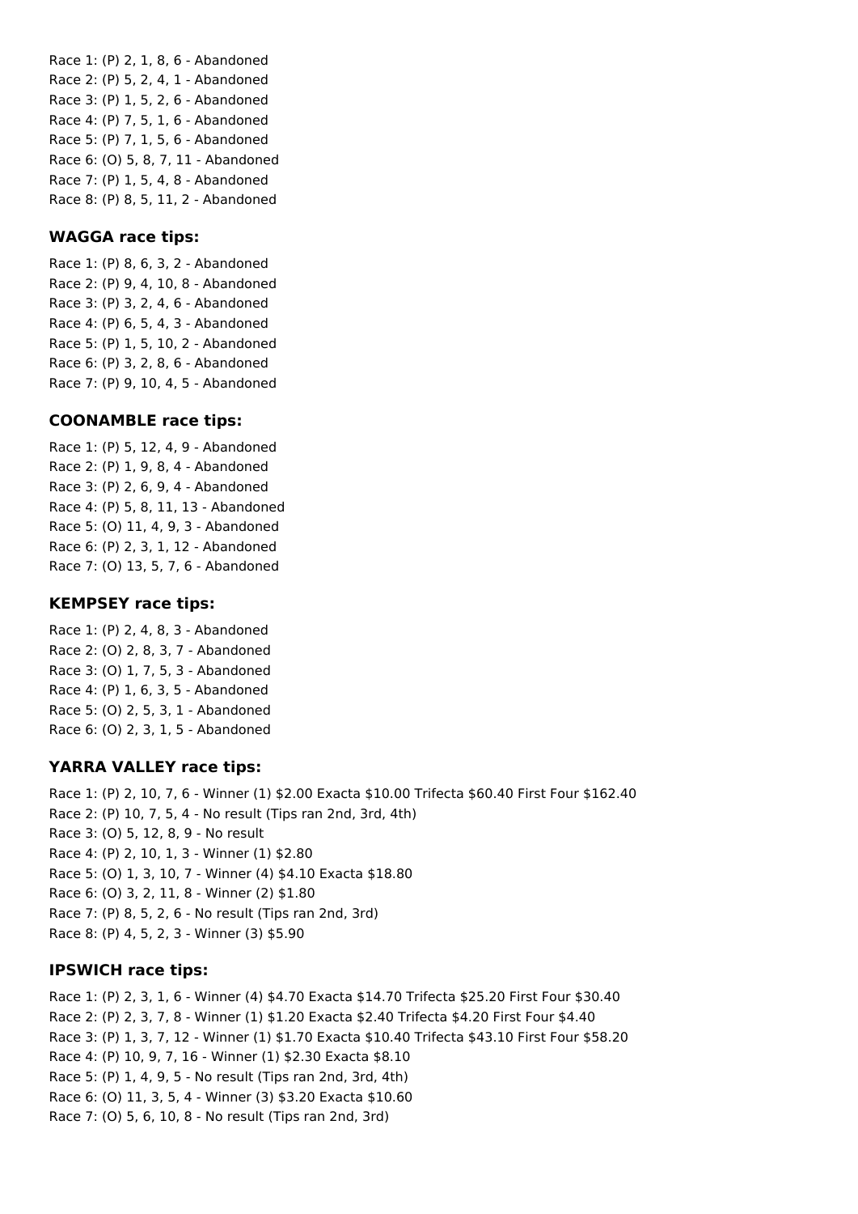Race 1: (P) 2, 1, 8, 6 - Abandoned
Race 2: (P) 5, 2, 4, 1 - Abandoned
Race 3: (P) 1, 5, 2, 6 - Abandoned
Race 4: (P) 7, 5, 1, 6 - Abandoned
Race 5: (P) 7, 1, 5, 6 - Abandoned
Race 6: (O) 5, 8, 7, 11 - Abandoned
Race 7: (P) 1, 5, 4, 8 - Abandoned
Race 8: (P) 8, 5, 11, 2 - Abandoned

### WAGGA race tips:

Race 1: (P) 8, 6, 3, 2 - Abandoned
Race 2: (P) 9, 4, 10, 8 - Abandoned
Race 3: (P) 3, 2, 4, 6 - Abandoned
Race 4: (P) 6, 5, 4, 3 - Abandoned
Race 5: (P) 1, 5, 10, 2 - Abandoned
Race 6: (P) 3, 2, 8, 6 - Abandoned
Race 7: (P) 9, 10, 4, 5 - Abandoned

### COONAMBLE race tips:

Race 1: (P) 5, 12, 4, 9 - Abandoned
Race 2: (P) 1, 9, 8, 4 - Abandoned
Race 3: (P) 2, 6, 9, 4 - Abandoned
Race 4: (P) 5, 8, 11, 13 - Abandoned
Race 5: (O) 11, 4, 9, 3 - Abandoned
Race 6: (P) 2, 3, 1, 12 - Abandoned
Race 7: (O) 13, 5, 7, 6 - Abandoned

### KEMPSEY race tips:

Race 1: (P) 2, 4, 8, 3 - Abandoned
Race 2: (O) 2, 8, 3, 7 - Abandoned
Race 3: (O) 1, 7, 5, 3 - Abandoned
Race 4: (P) 1, 6, 3, 5 - Abandoned
Race 5: (O) 2, 5, 3, 1 - Abandoned
Race 6: (O) 2, 3, 1, 5 - Abandoned

### YARRA VALLEY race tips:

Race 1: (P) 2, 10, 7, 6 - Winner (1) $2.00 Exacta $10.00 Trifecta $60.40 First Four $162.40
Race 2: (P) 10, 7, 5, 4 - No result (Tips ran 2nd, 3rd, 4th)
Race 3: (O) 5, 12, 8, 9 - No result
Race 4: (P) 2, 10, 1, 3 - Winner (1) $2.80
Race 5: (O) 1, 3, 10, 7 - Winner (4) $4.10 Exacta $18.80
Race 6: (O) 3, 2, 11, 8 - Winner (2) $1.80
Race 7: (P) 8, 5, 2, 6 - No result (Tips ran 2nd, 3rd)
Race 8: (P) 4, 5, 2, 3 - Winner (3) $5.90

### IPSWICH race tips:

Race 1: (P) 2, 3, 1, 6 - Winner (4) $4.70 Exacta $14.70 Trifecta $25.20 First Four $30.40
Race 2: (P) 2, 3, 7, 8 - Winner (1) $1.20 Exacta $2.40 Trifecta $4.20 First Four $4.40
Race 3: (P) 1, 3, 7, 12 - Winner (1) $1.70 Exacta $10.40 Trifecta $43.10 First Four $58.20
Race 4: (P) 10, 9, 7, 16 - Winner (1) $2.30 Exacta $8.10
Race 5: (P) 1, 4, 9, 5 - No result (Tips ran 2nd, 3rd, 4th)
Race 6: (O) 11, 3, 5, 4 - Winner (3) $3.20 Exacta $10.60
Race 7: (O) 5, 6, 10, 8 - No result (Tips ran 2nd, 3rd)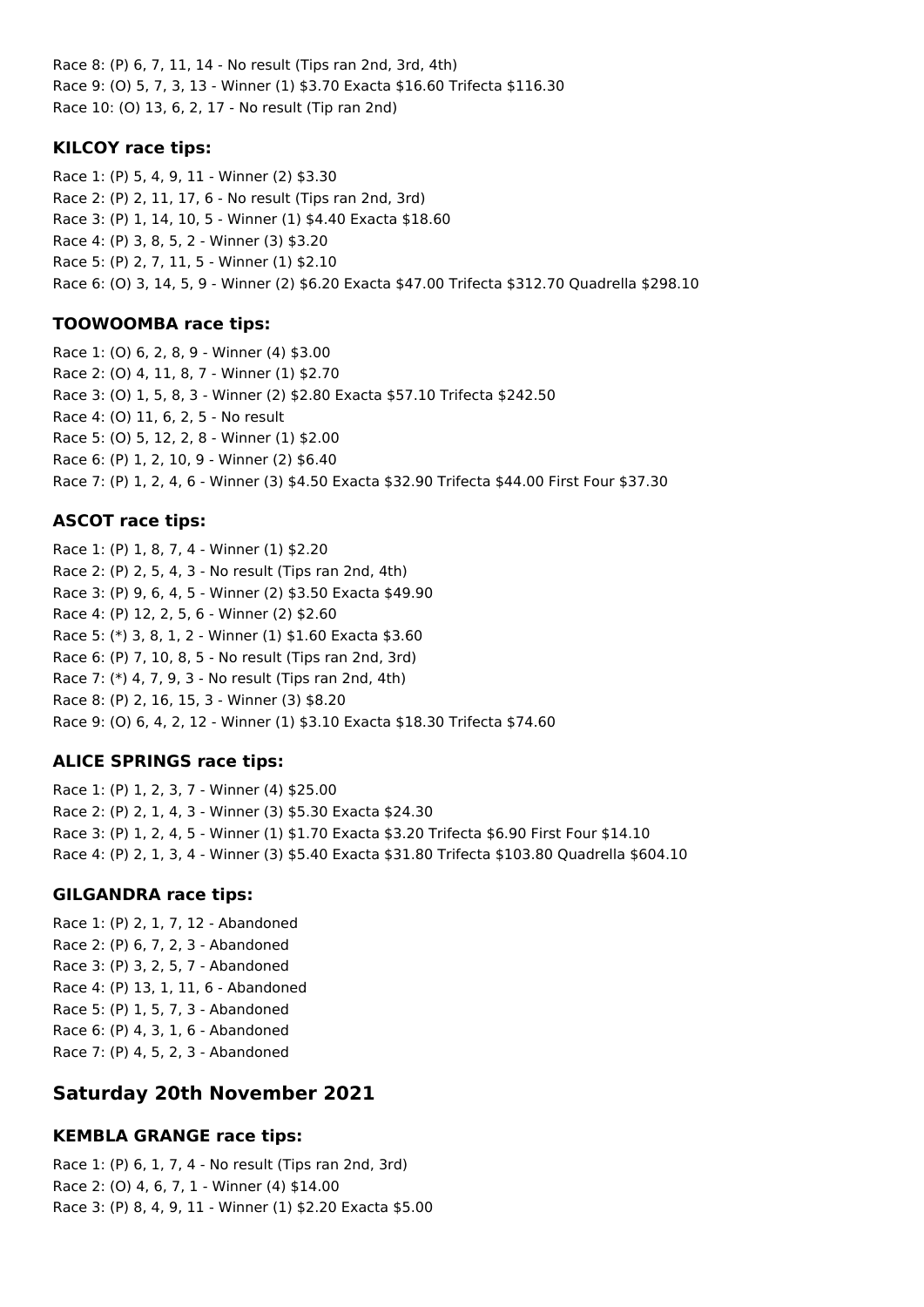Race 8: (P) 6, 7, 11, 14 - No result (Tips ran 2nd, 3rd, 4th)
Race 9: (O) 5, 7, 3, 13 - Winner (1) $3.70 Exacta $16.60 Trifecta $116.30
Race 10: (O) 13, 6, 2, 17 - No result (Tip ran 2nd)

### KILCOY race tips:

Race 1: (P) 5, 4, 9, 11 - Winner (2) $3.30
Race 2: (P) 2, 11, 17, 6 - No result (Tips ran 2nd, 3rd)
Race 3: (P) 1, 14, 10, 5 - Winner (1) $4.40 Exacta $18.60
Race 4: (P) 3, 8, 5, 2 - Winner (3) $3.20
Race 5: (P) 2, 7, 11, 5 - Winner (1) $2.10
Race 6: (O) 3, 14, 5, 9 - Winner (2) $6.20 Exacta $47.00 Trifecta $312.70 Quadrella $298.10

### TOOWOOMBA race tips:

Race 1: (O) 6, 2, 8, 9 - Winner (4) $3.00
Race 2: (O) 4, 11, 8, 7 - Winner (1) $2.70
Race 3: (O) 1, 5, 8, 3 - Winner (2) $2.80 Exacta $57.10 Trifecta $242.50
Race 4: (O) 11, 6, 2, 5 - No result
Race 5: (O) 5, 12, 2, 8 - Winner (1) $2.00
Race 6: (P) 1, 2, 10, 9 - Winner (2) $6.40
Race 7: (P) 1, 2, 4, 6 - Winner (3) $4.50 Exacta $32.90 Trifecta $44.00 First Four $37.30

### ASCOT race tips:

Race 1: (P) 1, 8, 7, 4 - Winner (1) $2.20
Race 2: (P) 2, 5, 4, 3 - No result (Tips ran 2nd, 4th)
Race 3: (P) 9, 6, 4, 5 - Winner (2) $3.50 Exacta $49.90
Race 4: (P) 12, 2, 5, 6 - Winner (2) $2.60
Race 5: (*) 3, 8, 1, 2 - Winner (1) $1.60 Exacta $3.60
Race 6: (P) 7, 10, 8, 5 - No result (Tips ran 2nd, 3rd)
Race 7: (*) 4, 7, 9, 3 - No result (Tips ran 2nd, 4th)
Race 8: (P) 2, 16, 15, 3 - Winner (3) $8.20
Race 9: (O) 6, 4, 2, 12 - Winner (1) $3.10 Exacta $18.30 Trifecta $74.60

### ALICE SPRINGS race tips:

Race 1: (P) 1, 2, 3, 7 - Winner (4) $25.00
Race 2: (P) 2, 1, 4, 3 - Winner (3) $5.30 Exacta $24.30
Race 3: (P) 1, 2, 4, 5 - Winner (1) $1.70 Exacta $3.20 Trifecta $6.90 First Four $14.10
Race 4: (P) 2, 1, 3, 4 - Winner (3) $5.40 Exacta $31.80 Trifecta $103.80 Quadrella $604.10

### GILGANDRA race tips:

Race 1: (P) 2, 1, 7, 12 - Abandoned
Race 2: (P) 6, 7, 2, 3 - Abandoned
Race 3: (P) 3, 2, 5, 7 - Abandoned
Race 4: (P) 13, 1, 11, 6 - Abandoned
Race 5: (P) 1, 5, 7, 3 - Abandoned
Race 6: (P) 4, 3, 1, 6 - Abandoned
Race 7: (P) 4, 5, 2, 3 - Abandoned

## Saturday 20th November 2021

### KEMBLA GRANGE race tips:

Race 1: (P) 6, 1, 7, 4 - No result (Tips ran 2nd, 3rd)
Race 2: (O) 4, 6, 7, 1 - Winner (4) $14.00
Race 3: (P) 8, 4, 9, 11 - Winner (1) $2.20 Exacta $5.00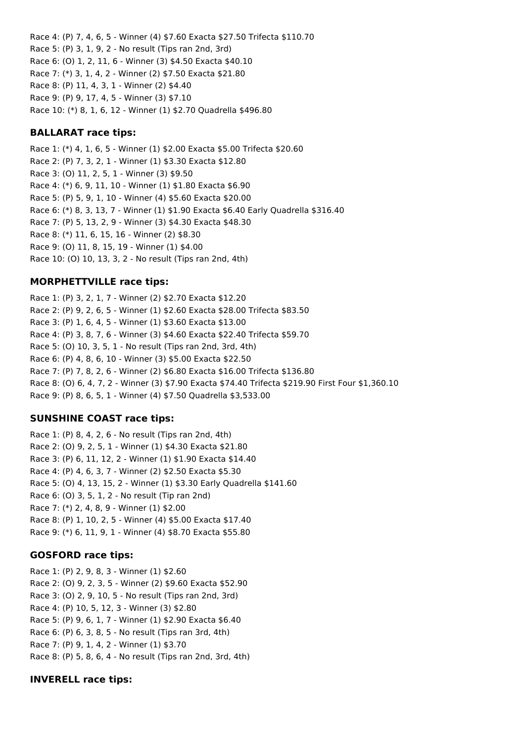Race 4: (P) 7, 4, 6, 5 - Winner (4) $7.60 Exacta $27.50 Trifecta $110.70
Race 5: (P) 3, 1, 9, 2 - No result (Tips ran 2nd, 3rd)
Race 6: (O) 1, 2, 11, 6 - Winner (3) $4.50 Exacta $40.10
Race 7: (*) 3, 1, 4, 2 - Winner (2) $7.50 Exacta $21.80
Race 8: (P) 11, 4, 3, 1 - Winner (2) $4.40
Race 9: (P) 9, 17, 4, 5 - Winner (3) $7.10
Race 10: (*) 8, 1, 6, 12 - Winner (1) $2.70 Quadrella $496.80

### BALLARAT race tips:

Race 1: (*) 4, 1, 6, 5 - Winner (1) $2.00 Exacta $5.00 Trifecta $20.60
Race 2: (P) 7, 3, 2, 1 - Winner (1) $3.30 Exacta $12.80
Race 3: (O) 11, 2, 5, 1 - Winner (3) $9.50
Race 4: (*) 6, 9, 11, 10 - Winner (1) $1.80 Exacta $6.90
Race 5: (P) 5, 9, 1, 10 - Winner (4) $5.60 Exacta $20.00
Race 6: (*) 8, 3, 13, 7 - Winner (1) $1.90 Exacta $6.40 Early Quadrella $316.40
Race 7: (P) 5, 13, 2, 9 - Winner (3) $4.30 Exacta $48.30
Race 8: (*) 11, 6, 15, 16 - Winner (2) $8.30
Race 9: (O) 11, 8, 15, 19 - Winner (1) $4.00
Race 10: (O) 10, 13, 3, 2 - No result (Tips ran 2nd, 4th)

### MORPHETTVILLE race tips:

Race 1: (P) 3, 2, 1, 7 - Winner (2) $2.70 Exacta $12.20
Race 2: (P) 9, 2, 6, 5 - Winner (1) $2.60 Exacta $28.00 Trifecta $83.50
Race 3: (P) 1, 6, 4, 5 - Winner (1) $3.60 Exacta $13.00
Race 4: (P) 3, 8, 7, 6 - Winner (3) $4.60 Exacta $22.40 Trifecta $59.70
Race 5: (O) 10, 3, 5, 1 - No result (Tips ran 2nd, 3rd, 4th)
Race 6: (P) 4, 8, 6, 10 - Winner (3) $5.00 Exacta $22.50
Race 7: (P) 7, 8, 2, 6 - Winner (2) $6.80 Exacta $16.00 Trifecta $136.80
Race 8: (O) 6, 4, 7, 2 - Winner (3) $7.90 Exacta $74.40 Trifecta $219.90 First Four $1,360.10
Race 9: (P) 8, 6, 5, 1 - Winner (4) $7.50 Quadrella $3,533.00

### SUNSHINE COAST race tips:

Race 1: (P) 8, 4, 2, 6 - No result (Tips ran 2nd, 4th)
Race 2: (O) 9, 2, 5, 1 - Winner (1) $4.30 Exacta $21.80
Race 3: (P) 6, 11, 12, 2 - Winner (1) $1.90 Exacta $14.40
Race 4: (P) 4, 6, 3, 7 - Winner (2) $2.50 Exacta $5.30
Race 5: (O) 4, 13, 15, 2 - Winner (1) $3.30 Early Quadrella $141.60
Race 6: (O) 3, 5, 1, 2 - No result (Tip ran 2nd)
Race 7: (*) 2, 4, 8, 9 - Winner (1) $2.00
Race 8: (P) 1, 10, 2, 5 - Winner (4) $5.00 Exacta $17.40
Race 9: (*) 6, 11, 9, 1 - Winner (4) $8.70 Exacta $55.80

### GOSFORD race tips:

Race 1: (P) 2, 9, 8, 3 - Winner (1) $2.60
Race 2: (O) 9, 2, 3, 5 - Winner (2) $9.60 Exacta $52.90
Race 3: (O) 2, 9, 10, 5 - No result (Tips ran 2nd, 3rd)
Race 4: (P) 10, 5, 12, 3 - Winner (3) $2.80
Race 5: (P) 9, 6, 1, 7 - Winner (1) $2.90 Exacta $6.40
Race 6: (P) 6, 3, 8, 5 - No result (Tips ran 3rd, 4th)
Race 7: (P) 9, 1, 4, 2 - Winner (1) $3.70
Race 8: (P) 5, 8, 6, 4 - No result (Tips ran 2nd, 3rd, 4th)

### INVERELL race tips: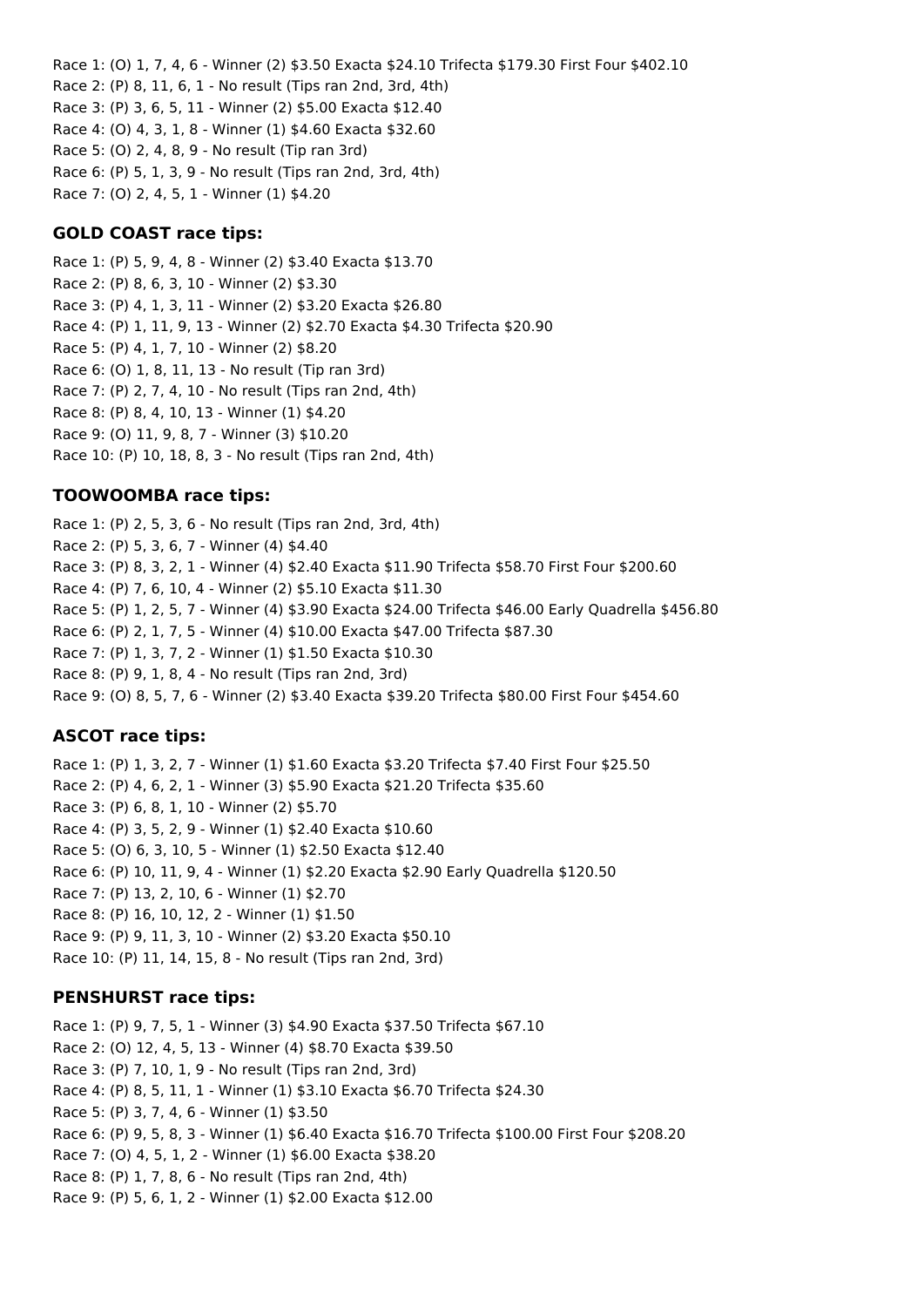Race 1: (O) 1, 7, 4, 6 - Winner (2) $3.50 Exacta $24.10 Trifecta $179.30 First Four $402.10
Race 2: (P) 8, 11, 6, 1 - No result (Tips ran 2nd, 3rd, 4th)
Race 3: (P) 3, 6, 5, 11 - Winner (2) $5.00 Exacta $12.40
Race 4: (O) 4, 3, 1, 8 - Winner (1) $4.60 Exacta $32.60
Race 5: (O) 2, 4, 8, 9 - No result (Tip ran 3rd)
Race 6: (P) 5, 1, 3, 9 - No result (Tips ran 2nd, 3rd, 4th)
Race 7: (O) 2, 4, 5, 1 - Winner (1) $4.20

### GOLD COAST race tips:

Race 1: (P) 5, 9, 4, 8 - Winner (2) $3.40 Exacta $13.70
Race 2: (P) 8, 6, 3, 10 - Winner (2) $3.30
Race 3: (P) 4, 1, 3, 11 - Winner (2) $3.20 Exacta $26.80
Race 4: (P) 1, 11, 9, 13 - Winner (2) $2.70 Exacta $4.30 Trifecta $20.90
Race 5: (P) 4, 1, 7, 10 - Winner (2) $8.20
Race 6: (O) 1, 8, 11, 13 - No result (Tip ran 3rd)
Race 7: (P) 2, 7, 4, 10 - No result (Tips ran 2nd, 4th)
Race 8: (P) 8, 4, 10, 13 - Winner (1) $4.20
Race 9: (O) 11, 9, 8, 7 - Winner (3) $10.20
Race 10: (P) 10, 18, 8, 3 - No result (Tips ran 2nd, 4th)

### TOOWOOMBA race tips:

Race 1: (P) 2, 5, 3, 6 - No result (Tips ran 2nd, 3rd, 4th)
Race 2: (P) 5, 3, 6, 7 - Winner (4) $4.40
Race 3: (P) 8, 3, 2, 1 - Winner (4) $2.40 Exacta $11.90 Trifecta $58.70 First Four $200.60
Race 4: (P) 7, 6, 10, 4 - Winner (2) $5.10 Exacta $11.30
Race 5: (P) 1, 2, 5, 7 - Winner (4) $3.90 Exacta $24.00 Trifecta $46.00 Early Quadrella $456.80
Race 6: (P) 2, 1, 7, 5 - Winner (4) $10.00 Exacta $47.00 Trifecta $87.30
Race 7: (P) 1, 3, 7, 2 - Winner (1) $1.50 Exacta $10.30
Race 8: (P) 9, 1, 8, 4 - No result (Tips ran 2nd, 3rd)
Race 9: (O) 8, 5, 7, 6 - Winner (2) $3.40 Exacta $39.20 Trifecta $80.00 First Four $454.60

### ASCOT race tips:

Race 1: (P) 1, 3, 2, 7 - Winner (1) $1.60 Exacta $3.20 Trifecta $7.40 First Four $25.50
Race 2: (P) 4, 6, 2, 1 - Winner (3) $5.90 Exacta $21.20 Trifecta $35.60
Race 3: (P) 6, 8, 1, 10 - Winner (2) $5.70
Race 4: (P) 3, 5, 2, 9 - Winner (1) $2.40 Exacta $10.60
Race 5: (O) 6, 3, 10, 5 - Winner (1) $2.50 Exacta $12.40
Race 6: (P) 10, 11, 9, 4 - Winner (1) $2.20 Exacta $2.90 Early Quadrella $120.50
Race 7: (P) 13, 2, 10, 6 - Winner (1) $2.70
Race 8: (P) 16, 10, 12, 2 - Winner (1) $1.50
Race 9: (P) 9, 11, 3, 10 - Winner (2) $3.20 Exacta $50.10
Race 10: (P) 11, 14, 15, 8 - No result (Tips ran 2nd, 3rd)

### PENSHURST race tips:

Race 1: (P) 9, 7, 5, 1 - Winner (3) $4.90 Exacta $37.50 Trifecta $67.10
Race 2: (O) 12, 4, 5, 13 - Winner (4) $8.70 Exacta $39.50
Race 3: (P) 7, 10, 1, 9 - No result (Tips ran 2nd, 3rd)
Race 4: (P) 8, 5, 11, 1 - Winner (1) $3.10 Exacta $6.70 Trifecta $24.30
Race 5: (P) 3, 7, 4, 6 - Winner (1) $3.50
Race 6: (P) 9, 5, 8, 3 - Winner (1) $6.40 Exacta $16.70 Trifecta $100.00 First Four $208.20
Race 7: (O) 4, 5, 1, 2 - Winner (1) $6.00 Exacta $38.20
Race 8: (P) 1, 7, 8, 6 - No result (Tips ran 2nd, 4th)
Race 9: (P) 5, 6, 1, 2 - Winner (1) $2.00 Exacta $12.00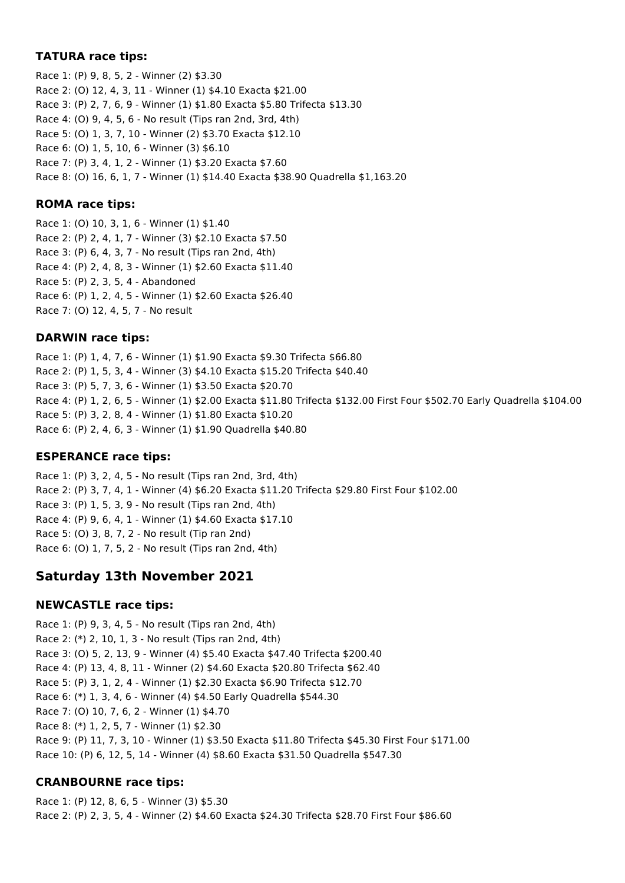### TATURA race tips:

Race 1: (P) 9, 8, 5, 2 - Winner (2) $3.30
Race 2: (O) 12, 4, 3, 11 - Winner (1) $4.10 Exacta $21.00
Race 3: (P) 2, 7, 6, 9 - Winner (1) $1.80 Exacta $5.80 Trifecta $13.30
Race 4: (O) 9, 4, 5, 6 - No result (Tips ran 2nd, 3rd, 4th)
Race 5: (O) 1, 3, 7, 10 - Winner (2) $3.70 Exacta $12.10
Race 6: (O) 1, 5, 10, 6 - Winner (3) $6.10
Race 7: (P) 3, 4, 1, 2 - Winner (1) $3.20 Exacta $7.60
Race 8: (O) 16, 6, 1, 7 - Winner (1) $14.40 Exacta $38.90 Quadrella $1,163.20

### ROMA race tips:

Race 1: (O) 10, 3, 1, 6 - Winner (1) $1.40
Race 2: (P) 2, 4, 1, 7 - Winner (3) $2.10 Exacta $7.50
Race 3: (P) 6, 4, 3, 7 - No result (Tips ran 2nd, 4th)
Race 4: (P) 2, 4, 8, 3 - Winner (1) $2.60 Exacta $11.40
Race 5: (P) 2, 3, 5, 4 - Abandoned
Race 6: (P) 1, 2, 4, 5 - Winner (1) $2.60 Exacta $26.40
Race 7: (O) 12, 4, 5, 7 - No result

### DARWIN race tips:

Race 1: (P) 1, 4, 7, 6 - Winner (1) $1.90 Exacta $9.30 Trifecta $66.80
Race 2: (P) 1, 5, 3, 4 - Winner (3) $4.10 Exacta $15.20 Trifecta $40.40
Race 3: (P) 5, 7, 3, 6 - Winner (1) $3.50 Exacta $20.70
Race 4: (P) 1, 2, 6, 5 - Winner (1) $2.00 Exacta $11.80 Trifecta $132.00 First Four $502.70 Early Quadrella $104.00
Race 5: (P) 3, 2, 8, 4 - Winner (1) $1.80 Exacta $10.20
Race 6: (P) 2, 4, 6, 3 - Winner (1) $1.90 Quadrella $40.80

### ESPERANCE race tips:

Race 1: (P) 3, 2, 4, 5 - No result (Tips ran 2nd, 3rd, 4th)
Race 2: (P) 3, 7, 4, 1 - Winner (4) $6.20 Exacta $11.20 Trifecta $29.80 First Four $102.00
Race 3: (P) 1, 5, 3, 9 - No result (Tips ran 2nd, 4th)
Race 4: (P) 9, 6, 4, 1 - Winner (1) $4.60 Exacta $17.10
Race 5: (O) 3, 8, 7, 2 - No result (Tip ran 2nd)
Race 6: (O) 1, 7, 5, 2 - No result (Tips ran 2nd, 4th)

## Saturday 13th November 2021

### NEWCASTLE race tips:

Race 1: (P) 9, 3, 4, 5 - No result (Tips ran 2nd, 4th)
Race 2: (*) 2, 10, 1, 3 - No result (Tips ran 2nd, 4th)
Race 3: (O) 5, 2, 13, 9 - Winner (4) $5.40 Exacta $47.40 Trifecta $200.40
Race 4: (P) 13, 4, 8, 11 - Winner (2) $4.60 Exacta $20.80 Trifecta $62.40
Race 5: (P) 3, 1, 2, 4 - Winner (1) $2.30 Exacta $6.90 Trifecta $12.70
Race 6: (*) 1, 3, 4, 6 - Winner (4) $4.50 Early Quadrella $544.30
Race 7: (O) 10, 7, 6, 2 - Winner (1) $4.70
Race 8: (*) 1, 2, 5, 7 - Winner (1) $2.30
Race 9: (P) 11, 7, 3, 10 - Winner (1) $3.50 Exacta $11.80 Trifecta $45.30 First Four $171.00
Race 10: (P) 6, 12, 5, 14 - Winner (4) $8.60 Exacta $31.50 Quadrella $547.30

### CRANBOURNE race tips:

Race 1: (P) 12, 8, 6, 5 - Winner (3) $5.30
Race 2: (P) 2, 3, 5, 4 - Winner (2) $4.60 Exacta $24.30 Trifecta $28.70 First Four $86.60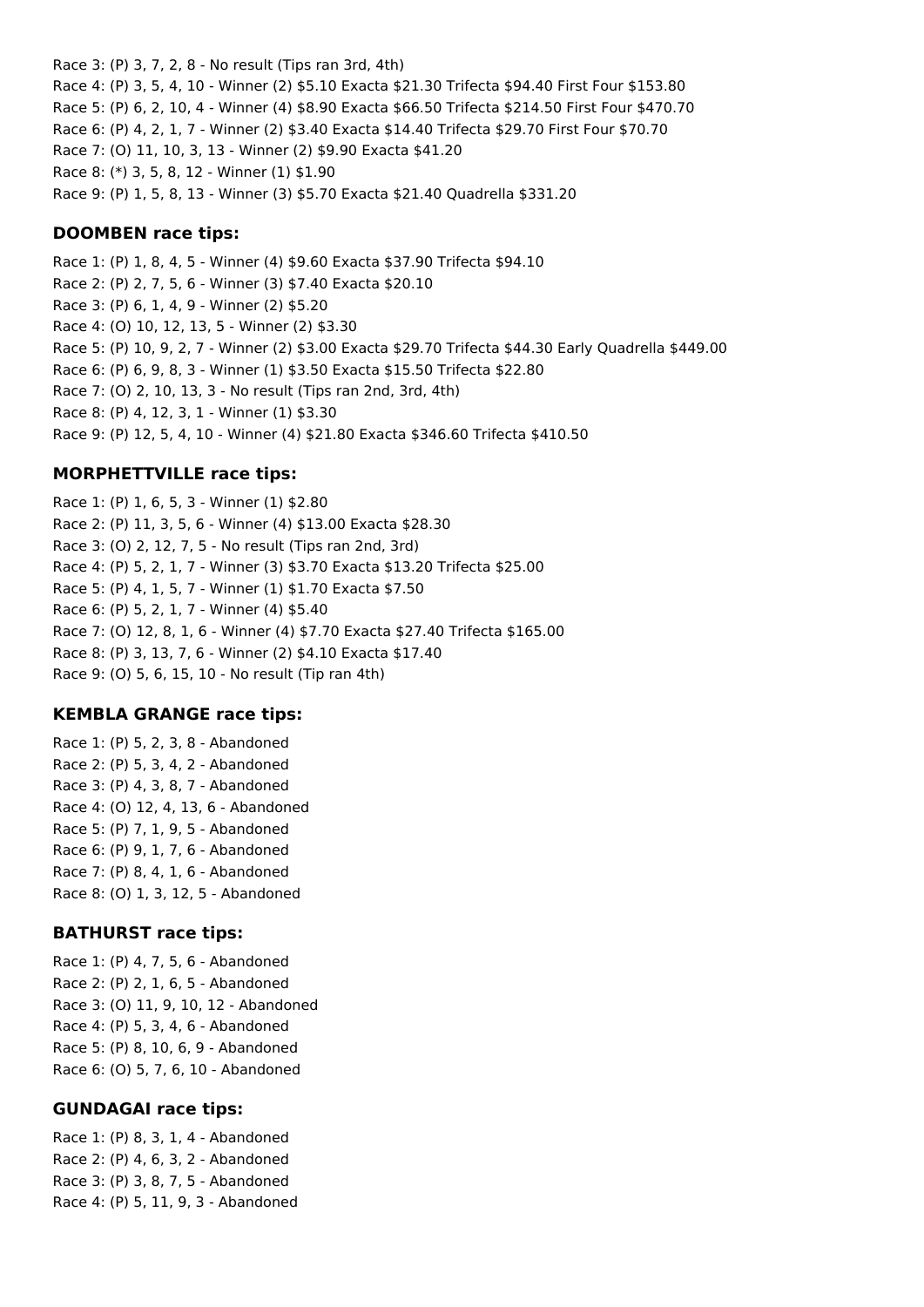Race 3: (P) 3, 7, 2, 8 - No result (Tips ran 3rd, 4th)
Race 4: (P) 3, 5, 4, 10 - Winner (2) $5.10 Exacta $21.30 Trifecta $94.40 First Four $153.80
Race 5: (P) 6, 2, 10, 4 - Winner (4) $8.90 Exacta $66.50 Trifecta $214.50 First Four $470.70
Race 6: (P) 4, 2, 1, 7 - Winner (2) $3.40 Exacta $14.40 Trifecta $29.70 First Four $70.70
Race 7: (O) 11, 10, 3, 13 - Winner (2) $9.90 Exacta $41.20
Race 8: (*) 3, 5, 8, 12 - Winner (1) $1.90
Race 9: (P) 1, 5, 8, 13 - Winner (3) $5.70 Exacta $21.40 Quadrella $331.20

### DOOMBEN race tips:

Race 1: (P) 1, 8, 4, 5 - Winner (4) $9.60 Exacta $37.90 Trifecta $94.10
Race 2: (P) 2, 7, 5, 6 - Winner (3) $7.40 Exacta $20.10
Race 3: (P) 6, 1, 4, 9 - Winner (2) $5.20
Race 4: (O) 10, 12, 13, 5 - Winner (2) $3.30
Race 5: (P) 10, 9, 2, 7 - Winner (2) $3.00 Exacta $29.70 Trifecta $44.30 Early Quadrella $449.00
Race 6: (P) 6, 9, 8, 3 - Winner (1) $3.50 Exacta $15.50 Trifecta $22.80
Race 7: (O) 2, 10, 13, 3 - No result (Tips ran 2nd, 3rd, 4th)
Race 8: (P) 4, 12, 3, 1 - Winner (1) $3.30
Race 9: (P) 12, 5, 4, 10 - Winner (4) $21.80 Exacta $346.60 Trifecta $410.50

### MORPHETTVILLE race tips:

Race 1: (P) 1, 6, 5, 3 - Winner (1) $2.80
Race 2: (P) 11, 3, 5, 6 - Winner (4) $13.00 Exacta $28.30
Race 3: (O) 2, 12, 7, 5 - No result (Tips ran 2nd, 3rd)
Race 4: (P) 5, 2, 1, 7 - Winner (3) $3.70 Exacta $13.20 Trifecta $25.00
Race 5: (P) 4, 1, 5, 7 - Winner (1) $1.70 Exacta $7.50
Race 6: (P) 5, 2, 1, 7 - Winner (4) $5.40
Race 7: (O) 12, 8, 1, 6 - Winner (4) $7.70 Exacta $27.40 Trifecta $165.00
Race 8: (P) 3, 13, 7, 6 - Winner (2) $4.10 Exacta $17.40
Race 9: (O) 5, 6, 15, 10 - No result (Tip ran 4th)

### KEMBLA GRANGE race tips:

Race 1: (P) 5, 2, 3, 8 - Abandoned
Race 2: (P) 5, 3, 4, 2 - Abandoned
Race 3: (P) 4, 3, 8, 7 - Abandoned
Race 4: (O) 12, 4, 13, 6 - Abandoned
Race 5: (P) 7, 1, 9, 5 - Abandoned
Race 6: (P) 9, 1, 7, 6 - Abandoned
Race 7: (P) 8, 4, 1, 6 - Abandoned
Race 8: (O) 1, 3, 12, 5 - Abandoned

### BATHURST race tips:

Race 1: (P) 4, 7, 5, 6 - Abandoned
Race 2: (P) 2, 1, 6, 5 - Abandoned
Race 3: (O) 11, 9, 10, 12 - Abandoned
Race 4: (P) 5, 3, 4, 6 - Abandoned
Race 5: (P) 8, 10, 6, 9 - Abandoned
Race 6: (O) 5, 7, 6, 10 - Abandoned

### GUNDAGAI race tips:

Race 1: (P) 8, 3, 1, 4 - Abandoned
Race 2: (P) 4, 6, 3, 2 - Abandoned
Race 3: (P) 3, 8, 7, 5 - Abandoned
Race 4: (P) 5, 11, 9, 3 - Abandoned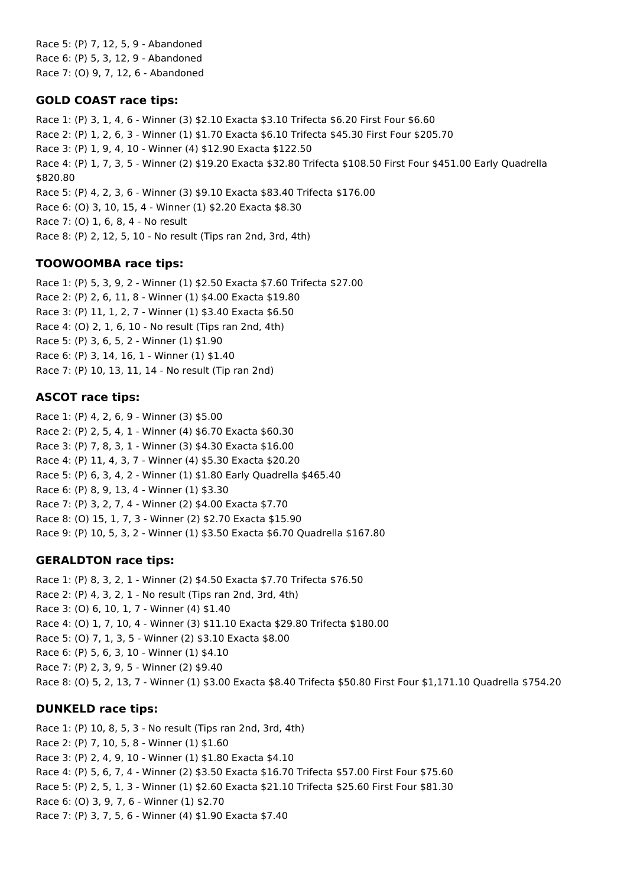Race 5: (P) 7, 12, 5, 9 - Abandoned
Race 6: (P) 5, 3, 12, 9 - Abandoned
Race 7: (O) 9, 7, 12, 6 - Abandoned

### GOLD COAST race tips:

Race 1: (P) 3, 1, 4, 6 - Winner (3) $2.10 Exacta $3.10 Trifecta $6.20 First Four $6.60
Race 2: (P) 1, 2, 6, 3 - Winner (1) $1.70 Exacta $6.10 Trifecta $45.30 First Four $205.70
Race 3: (P) 1, 9, 4, 10 - Winner (4) $12.90 Exacta $122.50
Race 4: (P) 1, 7, 3, 5 - Winner (2) $19.20 Exacta $32.80 Trifecta $108.50 First Four $451.00 Early Quadrella $820.80
Race 5: (P) 4, 2, 3, 6 - Winner (3) $9.10 Exacta $83.40 Trifecta $176.00
Race 6: (O) 3, 10, 15, 4 - Winner (1) $2.20 Exacta $8.30
Race 7: (O) 1, 6, 8, 4 - No result
Race 8: (P) 2, 12, 5, 10 - No result (Tips ran 2nd, 3rd, 4th)

### TOOWOOMBA race tips:

Race 1: (P) 5, 3, 9, 2 - Winner (1) $2.50 Exacta $7.60 Trifecta $27.00
Race 2: (P) 2, 6, 11, 8 - Winner (1) $4.00 Exacta $19.80
Race 3: (P) 11, 1, 2, 7 - Winner (1) $3.40 Exacta $6.50
Race 4: (O) 2, 1, 6, 10 - No result (Tips ran 2nd, 4th)
Race 5: (P) 3, 6, 5, 2 - Winner (1) $1.90
Race 6: (P) 3, 14, 16, 1 - Winner (1) $1.40
Race 7: (P) 10, 13, 11, 14 - No result (Tip ran 2nd)

### ASCOT race tips:

Race 1: (P) 4, 2, 6, 9 - Winner (3) $5.00
Race 2: (P) 2, 5, 4, 1 - Winner (4) $6.70 Exacta $60.30
Race 3: (P) 7, 8, 3, 1 - Winner (3) $4.30 Exacta $16.00
Race 4: (P) 11, 4, 3, 7 - Winner (4) $5.30 Exacta $20.20
Race 5: (P) 6, 3, 4, 2 - Winner (1) $1.80 Early Quadrella $465.40
Race 6: (P) 8, 9, 13, 4 - Winner (1) $3.30
Race 7: (P) 3, 2, 7, 4 - Winner (2) $4.00 Exacta $7.70
Race 8: (O) 15, 1, 7, 3 - Winner (2) $2.70 Exacta $15.90
Race 9: (P) 10, 5, 3, 2 - Winner (1) $3.50 Exacta $6.70 Quadrella $167.80

### GERALDTON race tips:

Race 1: (P) 8, 3, 2, 1 - Winner (2) $4.50 Exacta $7.70 Trifecta $76.50
Race 2: (P) 4, 3, 2, 1 - No result (Tips ran 2nd, 3rd, 4th)
Race 3: (O) 6, 10, 1, 7 - Winner (4) $1.40
Race 4: (O) 1, 7, 10, 4 - Winner (3) $11.10 Exacta $29.80 Trifecta $180.00
Race 5: (O) 7, 1, 3, 5 - Winner (2) $3.10 Exacta $8.00
Race 6: (P) 5, 6, 3, 10 - Winner (1) $4.10
Race 7: (P) 2, 3, 9, 5 - Winner (2) $9.40
Race 8: (O) 5, 2, 13, 7 - Winner (1) $3.00 Exacta $8.40 Trifecta $50.80 First Four $1,171.10 Quadrella $754.20

### DUNKELD race tips:

Race 1: (P) 10, 8, 5, 3 - No result (Tips ran 2nd, 3rd, 4th)
Race 2: (P) 7, 10, 5, 8 - Winner (1) $1.60
Race 3: (P) 2, 4, 9, 10 - Winner (1) $1.80 Exacta $4.10
Race 4: (P) 5, 6, 7, 4 - Winner (2) $3.50 Exacta $16.70 Trifecta $57.00 First Four $75.60
Race 5: (P) 2, 5, 1, 3 - Winner (1) $2.60 Exacta $21.10 Trifecta $25.60 First Four $81.30
Race 6: (O) 3, 9, 7, 6 - Winner (1) $2.70
Race 7: (P) 3, 7, 5, 6 - Winner (4) $1.90 Exacta $7.40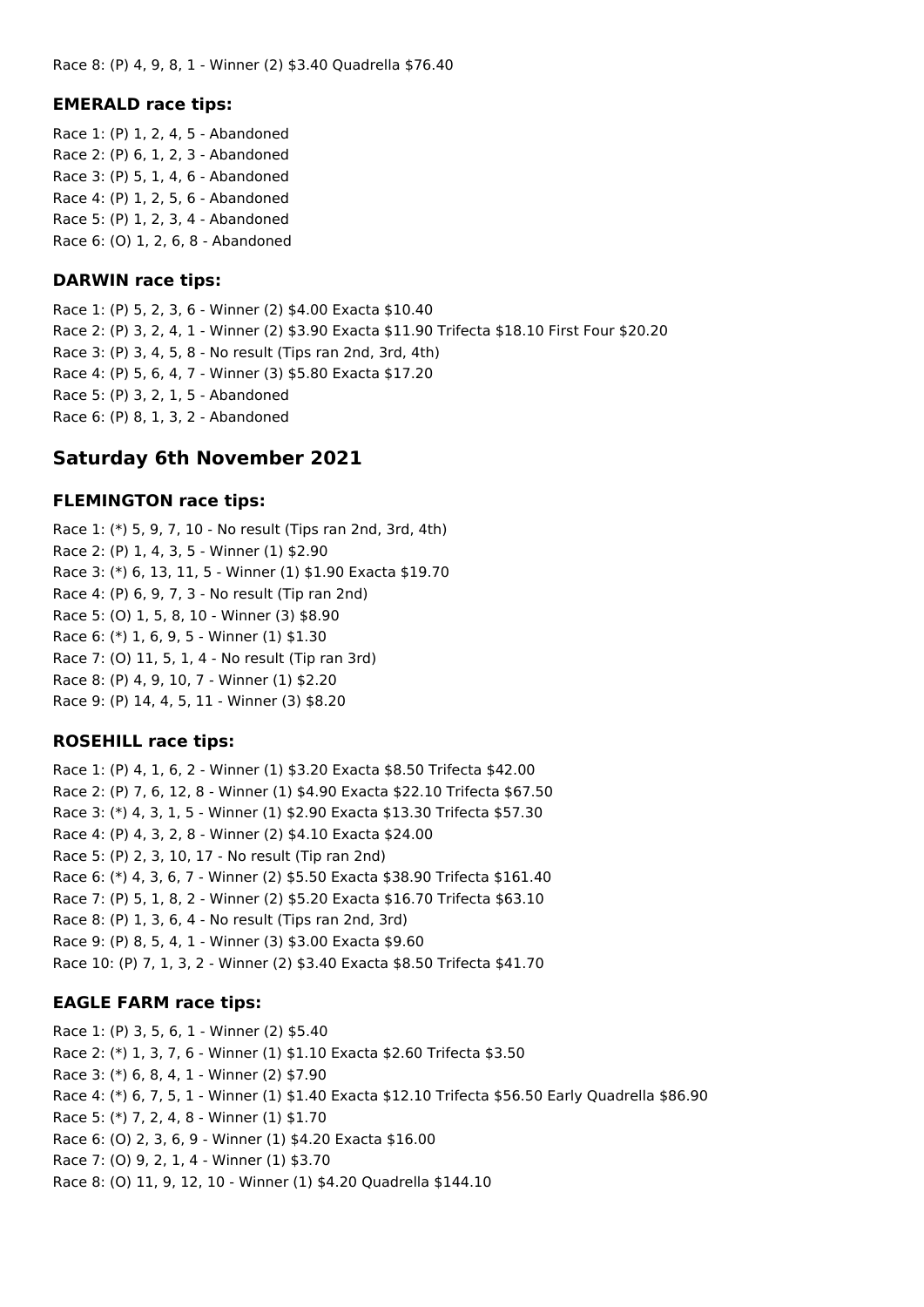Race 8: (P) 4, 9, 8, 1 - Winner (2) $3.40 Quadrella $76.40

### EMERALD race tips:

Race 1: (P) 1, 2, 4, 5 - Abandoned
Race 2: (P) 6, 1, 2, 3 - Abandoned
Race 3: (P) 5, 1, 4, 6 - Abandoned
Race 4: (P) 1, 2, 5, 6 - Abandoned
Race 5: (P) 1, 2, 3, 4 - Abandoned
Race 6: (O) 1, 2, 6, 8 - Abandoned

### DARWIN race tips:

Race 1: (P) 5, 2, 3, 6 - Winner (2) $4.00 Exacta $10.40
Race 2: (P) 3, 2, 4, 1 - Winner (2) $3.90 Exacta $11.90 Trifecta $18.10 First Four $20.20
Race 3: (P) 3, 4, 5, 8 - No result (Tips ran 2nd, 3rd, 4th)
Race 4: (P) 5, 6, 4, 7 - Winner (3) $5.80 Exacta $17.20
Race 5: (P) 3, 2, 1, 5 - Abandoned
Race 6: (P) 8, 1, 3, 2 - Abandoned

## Saturday 6th November 2021

### FLEMINGTON race tips:

Race 1: (*) 5, 9, 7, 10 - No result (Tips ran 2nd, 3rd, 4th)
Race 2: (P) 1, 4, 3, 5 - Winner (1) $2.90
Race 3: (*) 6, 13, 11, 5 - Winner (1) $1.90 Exacta $19.70
Race 4: (P) 6, 9, 7, 3 - No result (Tip ran 2nd)
Race 5: (O) 1, 5, 8, 10 - Winner (3) $8.90
Race 6: (*) 1, 6, 9, 5 - Winner (1) $1.30
Race 7: (O) 11, 5, 1, 4 - No result (Tip ran 3rd)
Race 8: (P) 4, 9, 10, 7 - Winner (1) $2.20
Race 9: (P) 14, 4, 5, 11 - Winner (3) $8.20

### ROSEHILL race tips:

Race 1: (P) 4, 1, 6, 2 - Winner (1) $3.20 Exacta $8.50 Trifecta $42.00
Race 2: (P) 7, 6, 12, 8 - Winner (1) $4.90 Exacta $22.10 Trifecta $67.50
Race 3: (*) 4, 3, 1, 5 - Winner (1) $2.90 Exacta $13.30 Trifecta $57.30
Race 4: (P) 4, 3, 2, 8 - Winner (2) $4.10 Exacta $24.00
Race 5: (P) 2, 3, 10, 17 - No result (Tip ran 2nd)
Race 6: (*) 4, 3, 6, 7 - Winner (2) $5.50 Exacta $38.90 Trifecta $161.40
Race 7: (P) 5, 1, 8, 2 - Winner (2) $5.20 Exacta $16.70 Trifecta $63.10
Race 8: (P) 1, 3, 6, 4 - No result (Tips ran 2nd, 3rd)
Race 9: (P) 8, 5, 4, 1 - Winner (3) $3.00 Exacta $9.60
Race 10: (P) 7, 1, 3, 2 - Winner (2) $3.40 Exacta $8.50 Trifecta $41.70

### EAGLE FARM race tips:

Race 1: (P) 3, 5, 6, 1 - Winner (2) $5.40
Race 2: (*) 1, 3, 7, 6 - Winner (1) $1.10 Exacta $2.60 Trifecta $3.50
Race 3: (*) 6, 8, 4, 1 - Winner (2) $7.90
Race 4: (*) 6, 7, 5, 1 - Winner (1) $1.40 Exacta $12.10 Trifecta $56.50 Early Quadrella $86.90
Race 5: (*) 7, 2, 4, 8 - Winner (1) $1.70
Race 6: (O) 2, 3, 6, 9 - Winner (1) $4.20 Exacta $16.00
Race 7: (O) 9, 2, 1, 4 - Winner (1) $3.70
Race 8: (O) 11, 9, 12, 10 - Winner (1) $4.20 Quadrella $144.10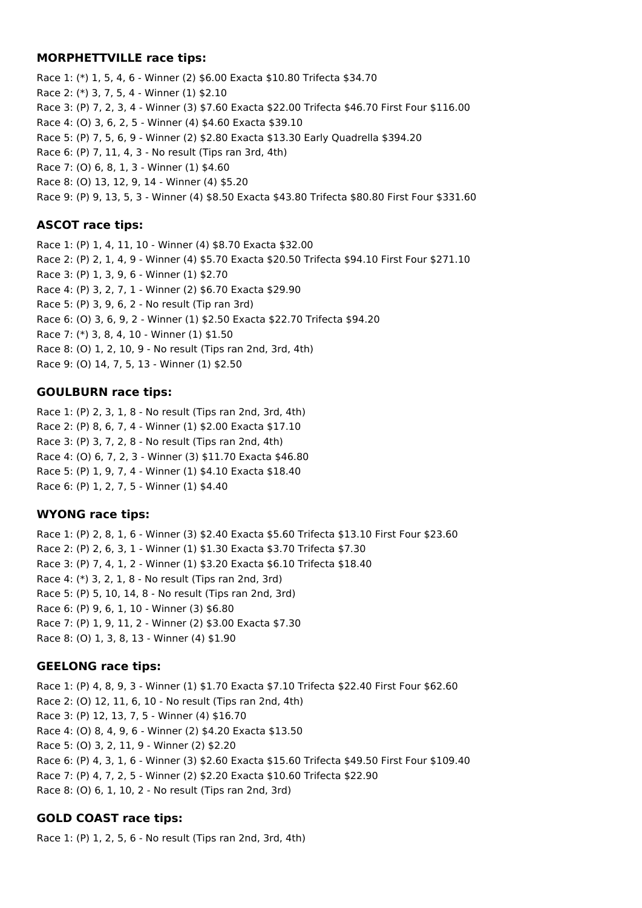### MORPHETTVILLE race tips:

Race 1: (*) 1, 5, 4, 6 - Winner (2) $6.00 Exacta $10.80 Trifecta $34.70
Race 2: (*) 3, 7, 5, 4 - Winner (1) $2.10
Race 3: (P) 7, 2, 3, 4 - Winner (3) $7.60 Exacta $22.00 Trifecta $46.70 First Four $116.00
Race 4: (O) 3, 6, 2, 5 - Winner (4) $4.60 Exacta $39.10
Race 5: (P) 7, 5, 6, 9 - Winner (2) $2.80 Exacta $13.30 Early Quadrella $394.20
Race 6: (P) 7, 11, 4, 3 - No result (Tips ran 3rd, 4th)
Race 7: (O) 6, 8, 1, 3 - Winner (1) $4.60
Race 8: (O) 13, 12, 9, 14 - Winner (4) $5.20
Race 9: (P) 9, 13, 5, 3 - Winner (4) $8.50 Exacta $43.80 Trifecta $80.80 First Four $331.60

### ASCOT race tips:

Race 1: (P) 1, 4, 11, 10 - Winner (4) $8.70 Exacta $32.00
Race 2: (P) 2, 1, 4, 9 - Winner (4) $5.70 Exacta $20.50 Trifecta $94.10 First Four $271.10
Race 3: (P) 1, 3, 9, 6 - Winner (1) $2.70
Race 4: (P) 3, 2, 7, 1 - Winner (2) $6.70 Exacta $29.90
Race 5: (P) 3, 9, 6, 2 - No result (Tip ran 3rd)
Race 6: (O) 3, 6, 9, 2 - Winner (1) $2.50 Exacta $22.70 Trifecta $94.20
Race 7: (*) 3, 8, 4, 10 - Winner (1) $1.50
Race 8: (O) 1, 2, 10, 9 - No result (Tips ran 2nd, 3rd, 4th)
Race 9: (O) 14, 7, 5, 13 - Winner (1) $2.50

### GOULBURN race tips:

Race 1: (P) 2, 3, 1, 8 - No result (Tips ran 2nd, 3rd, 4th)
Race 2: (P) 8, 6, 7, 4 - Winner (1) $2.00 Exacta $17.10
Race 3: (P) 3, 7, 2, 8 - No result (Tips ran 2nd, 4th)
Race 4: (O) 6, 7, 2, 3 - Winner (3) $11.70 Exacta $46.80
Race 5: (P) 1, 9, 7, 4 - Winner (1) $4.10 Exacta $18.40
Race 6: (P) 1, 2, 7, 5 - Winner (1) $4.40

### WYONG race tips:

Race 1: (P) 2, 8, 1, 6 - Winner (3) $2.40 Exacta $5.60 Trifecta $13.10 First Four $23.60
Race 2: (P) 2, 6, 3, 1 - Winner (1) $1.30 Exacta $3.70 Trifecta $7.30
Race 3: (P) 7, 4, 1, 2 - Winner (1) $3.20 Exacta $6.10 Trifecta $18.40
Race 4: (*) 3, 2, 1, 8 - No result (Tips ran 2nd, 3rd)
Race 5: (P) 5, 10, 14, 8 - No result (Tips ran 2nd, 3rd)
Race 6: (P) 9, 6, 1, 10 - Winner (3) $6.80
Race 7: (P) 1, 9, 11, 2 - Winner (2) $3.00 Exacta $7.30
Race 8: (O) 1, 3, 8, 13 - Winner (4) $1.90

### GEELONG race tips:

Race 1: (P) 4, 8, 9, 3 - Winner (1) $1.70 Exacta $7.10 Trifecta $22.40 First Four $62.60
Race 2: (O) 12, 11, 6, 10 - No result (Tips ran 2nd, 4th)
Race 3: (P) 12, 13, 7, 5 - Winner (4) $16.70
Race 4: (O) 8, 4, 9, 6 - Winner (2) $4.20 Exacta $13.50
Race 5: (O) 3, 2, 11, 9 - Winner (2) $2.20
Race 6: (P) 4, 3, 1, 6 - Winner (3) $2.60 Exacta $15.60 Trifecta $49.50 First Four $109.40
Race 7: (P) 4, 7, 2, 5 - Winner (2) $2.20 Exacta $10.60 Trifecta $22.90
Race 8: (O) 6, 1, 10, 2 - No result (Tips ran 2nd, 3rd)

### GOLD COAST race tips:

Race 1: (P) 1, 2, 5, 6 - No result (Tips ran 2nd, 3rd, 4th)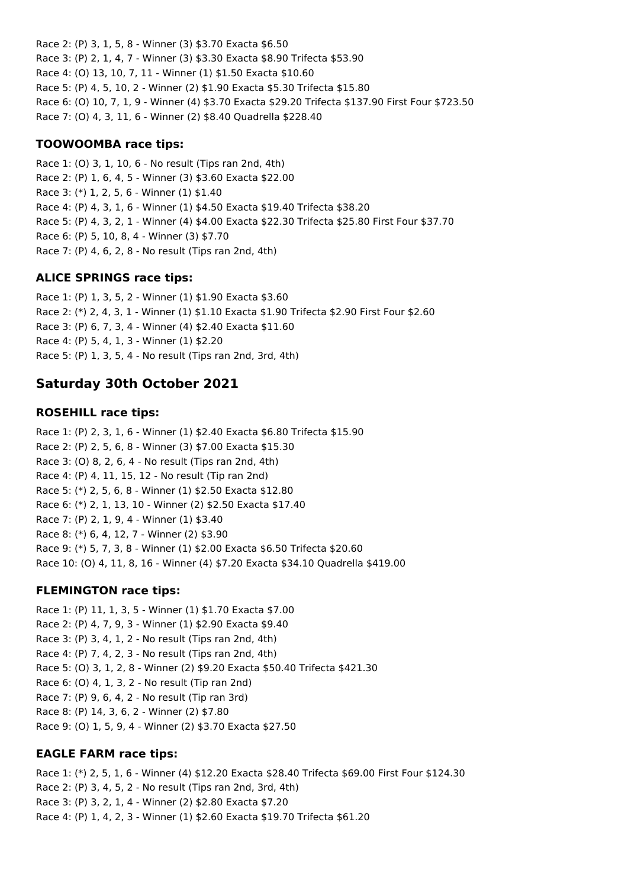Race 2: (P) 3, 1, 5, 8 - Winner (3) $3.70 Exacta $6.50
Race 3: (P) 2, 1, 4, 7 - Winner (3) $3.30 Exacta $8.90 Trifecta $53.90
Race 4: (O) 13, 10, 7, 11 - Winner (1) $1.50 Exacta $10.60
Race 5: (P) 4, 5, 10, 2 - Winner (2) $1.90 Exacta $5.30 Trifecta $15.80
Race 6: (O) 10, 7, 1, 9 - Winner (4) $3.70 Exacta $29.20 Trifecta $137.90 First Four $723.50
Race 7: (O) 4, 3, 11, 6 - Winner (2) $8.40 Quadrella $228.40

### TOOWOOMBA race tips:

Race 1: (O) 3, 1, 10, 6 - No result (Tips ran 2nd, 4th)
Race 2: (P) 1, 6, 4, 5 - Winner (3) $3.60 Exacta $22.00
Race 3: (*) 1, 2, 5, 6 - Winner (1) $1.40
Race 4: (P) 4, 3, 1, 6 - Winner (1) $4.50 Exacta $19.40 Trifecta $38.20
Race 5: (P) 4, 3, 2, 1 - Winner (4) $4.00 Exacta $22.30 Trifecta $25.80 First Four $37.70
Race 6: (P) 5, 10, 8, 4 - Winner (3) $7.70
Race 7: (P) 4, 6, 2, 8 - No result (Tips ran 2nd, 4th)

### ALICE SPRINGS race tips:

Race 1: (P) 1, 3, 5, 2 - Winner (1) $1.90 Exacta $3.60
Race 2: (*) 2, 4, 3, 1 - Winner (1) $1.10 Exacta $1.90 Trifecta $2.90 First Four $2.60
Race 3: (P) 6, 7, 3, 4 - Winner (4) $2.40 Exacta $11.60
Race 4: (P) 5, 4, 1, 3 - Winner (1) $2.20
Race 5: (P) 1, 3, 5, 4 - No result (Tips ran 2nd, 3rd, 4th)

## Saturday 30th October 2021

### ROSEHILL race tips:

Race 1: (P) 2, 3, 1, 6 - Winner (1) $2.40 Exacta $6.80 Trifecta $15.90
Race 2: (P) 2, 5, 6, 8 - Winner (3) $7.00 Exacta $15.30
Race 3: (O) 8, 2, 6, 4 - No result (Tips ran 2nd, 4th)
Race 4: (P) 4, 11, 15, 12 - No result (Tip ran 2nd)
Race 5: (*) 2, 5, 6, 8 - Winner (1) $2.50 Exacta $12.80
Race 6: (*) 2, 1, 13, 10 - Winner (2) $2.50 Exacta $17.40
Race 7: (P) 2, 1, 9, 4 - Winner (1) $3.40
Race 8: (*) 6, 4, 12, 7 - Winner (2) $3.90
Race 9: (*) 5, 7, 3, 8 - Winner (1) $2.00 Exacta $6.50 Trifecta $20.60
Race 10: (O) 4, 11, 8, 16 - Winner (4) $7.20 Exacta $34.10 Quadrella $419.00

### FLEMINGTON race tips:

Race 1: (P) 11, 1, 3, 5 - Winner (1) $1.70 Exacta $7.00
Race 2: (P) 4, 7, 9, 3 - Winner (1) $2.90 Exacta $9.40
Race 3: (P) 3, 4, 1, 2 - No result (Tips ran 2nd, 4th)
Race 4: (P) 7, 4, 2, 3 - No result (Tips ran 2nd, 4th)
Race 5: (O) 3, 1, 2, 8 - Winner (2) $9.20 Exacta $50.40 Trifecta $421.30
Race 6: (O) 4, 1, 3, 2 - No result (Tip ran 2nd)
Race 7: (P) 9, 6, 4, 2 - No result (Tip ran 3rd)
Race 8: (P) 14, 3, 6, 2 - Winner (2) $7.80
Race 9: (O) 1, 5, 9, 4 - Winner (2) $3.70 Exacta $27.50

### EAGLE FARM race tips:

Race 1: (*) 2, 5, 1, 6 - Winner (4) $12.20 Exacta $28.40 Trifecta $69.00 First Four $124.30
Race 2: (P) 3, 4, 5, 2 - No result (Tips ran 2nd, 3rd, 4th)
Race 3: (P) 3, 2, 1, 4 - Winner (2) $2.80 Exacta $7.20
Race 4: (P) 1, 4, 2, 3 - Winner (1) $2.60 Exacta $19.70 Trifecta $61.20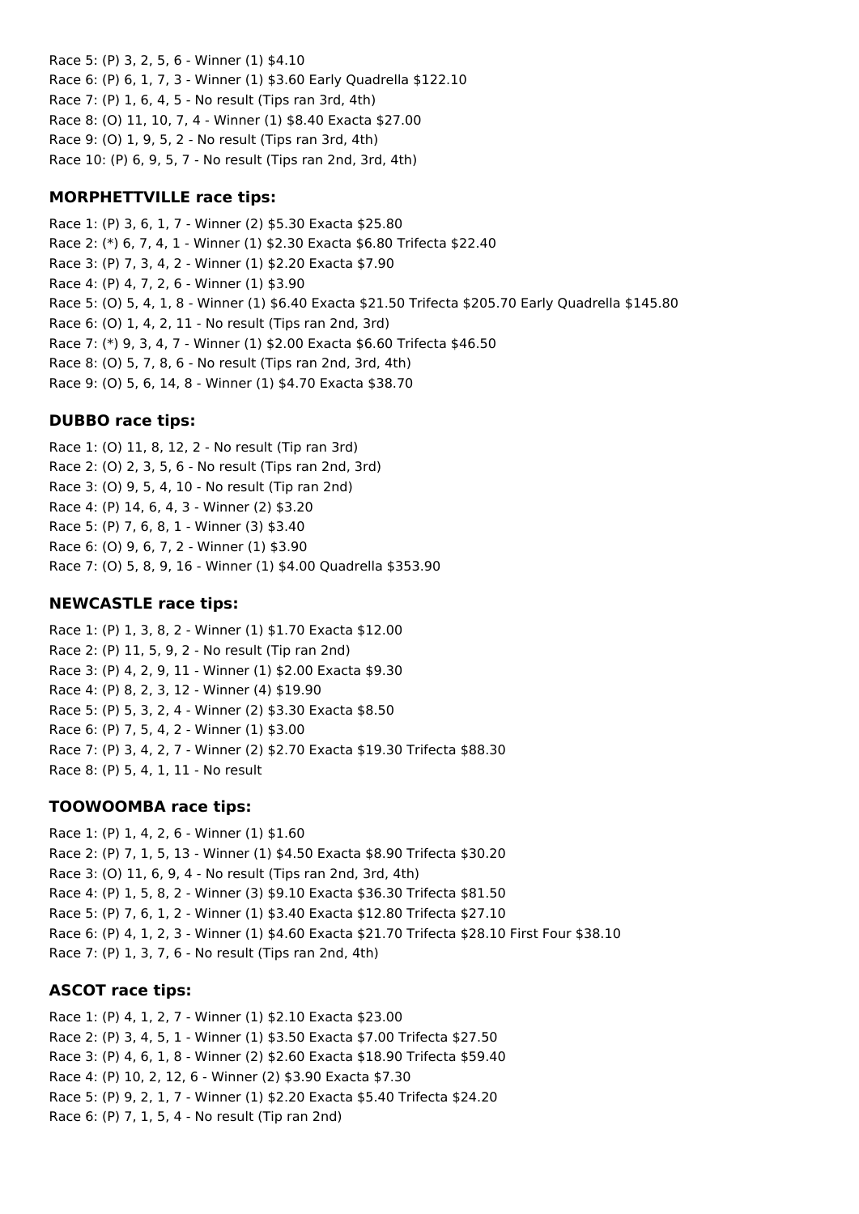Race 5: (P) 3, 2, 5, 6 - Winner (1) $4.10
Race 6: (P) 6, 1, 7, 3 - Winner (1) $3.60 Early Quadrella $122.10
Race 7: (P) 1, 6, 4, 5 - No result (Tips ran 3rd, 4th)
Race 8: (O) 11, 10, 7, 4 - Winner (1) $8.40 Exacta $27.00
Race 9: (O) 1, 9, 5, 2 - No result (Tips ran 3rd, 4th)
Race 10: (P) 6, 9, 5, 7 - No result (Tips ran 2nd, 3rd, 4th)

### MORPHETTVILLE race tips:

Race 1: (P) 3, 6, 1, 7 - Winner (2) $5.30 Exacta $25.80
Race 2: (*) 6, 7, 4, 1 - Winner (1) $2.30 Exacta $6.80 Trifecta $22.40
Race 3: (P) 7, 3, 4, 2 - Winner (1) $2.20 Exacta $7.90
Race 4: (P) 4, 7, 2, 6 - Winner (1) $3.90
Race 5: (O) 5, 4, 1, 8 - Winner (1) $6.40 Exacta $21.50 Trifecta $205.70 Early Quadrella $145.80
Race 6: (O) 1, 4, 2, 11 - No result (Tips ran 2nd, 3rd)
Race 7: (*) 9, 3, 4, 7 - Winner (1) $2.00 Exacta $6.60 Trifecta $46.50
Race 8: (O) 5, 7, 8, 6 - No result (Tips ran 2nd, 3rd, 4th)
Race 9: (O) 5, 6, 14, 8 - Winner (1) $4.70 Exacta $38.70

### DUBBO race tips:

Race 1: (O) 11, 8, 12, 2 - No result (Tip ran 3rd)
Race 2: (O) 2, 3, 5, 6 - No result (Tips ran 2nd, 3rd)
Race 3: (O) 9, 5, 4, 10 - No result (Tip ran 2nd)
Race 4: (P) 14, 6, 4, 3 - Winner (2) $3.20
Race 5: (P) 7, 6, 8, 1 - Winner (3) $3.40
Race 6: (O) 9, 6, 7, 2 - Winner (1) $3.90
Race 7: (O) 5, 8, 9, 16 - Winner (1) $4.00 Quadrella $353.90

### NEWCASTLE race tips:

Race 1: (P) 1, 3, 8, 2 - Winner (1) $1.70 Exacta $12.00
Race 2: (P) 11, 5, 9, 2 - No result (Tip ran 2nd)
Race 3: (P) 4, 2, 9, 11 - Winner (1) $2.00 Exacta $9.30
Race 4: (P) 8, 2, 3, 12 - Winner (4) $19.90
Race 5: (P) 5, 3, 2, 4 - Winner (2) $3.30 Exacta $8.50
Race 6: (P) 7, 5, 4, 2 - Winner (1) $3.00
Race 7: (P) 3, 4, 2, 7 - Winner (2) $2.70 Exacta $19.30 Trifecta $88.30
Race 8: (P) 5, 4, 1, 11 - No result

### TOOWOOMBA race tips:

Race 1: (P) 1, 4, 2, 6 - Winner (1) $1.60
Race 2: (P) 7, 1, 5, 13 - Winner (1) $4.50 Exacta $8.90 Trifecta $30.20
Race 3: (O) 11, 6, 9, 4 - No result (Tips ran 2nd, 3rd, 4th)
Race 4: (P) 1, 5, 8, 2 - Winner (3) $9.10 Exacta $36.30 Trifecta $81.50
Race 5: (P) 7, 6, 1, 2 - Winner (1) $3.40 Exacta $12.80 Trifecta $27.10
Race 6: (P) 4, 1, 2, 3 - Winner (1) $4.60 Exacta $21.70 Trifecta $28.10 First Four $38.10
Race 7: (P) 1, 3, 7, 6 - No result (Tips ran 2nd, 4th)

### ASCOT race tips:

Race 1: (P) 4, 1, 2, 7 - Winner (1) $2.10 Exacta $23.00
Race 2: (P) 3, 4, 5, 1 - Winner (1) $3.50 Exacta $7.00 Trifecta $27.50
Race 3: (P) 4, 6, 1, 8 - Winner (2) $2.60 Exacta $18.90 Trifecta $59.40
Race 4: (P) 10, 2, 12, 6 - Winner (2) $3.90 Exacta $7.30
Race 5: (P) 9, 2, 1, 7 - Winner (1) $2.20 Exacta $5.40 Trifecta $24.20
Race 6: (P) 7, 1, 5, 4 - No result (Tip ran 2nd)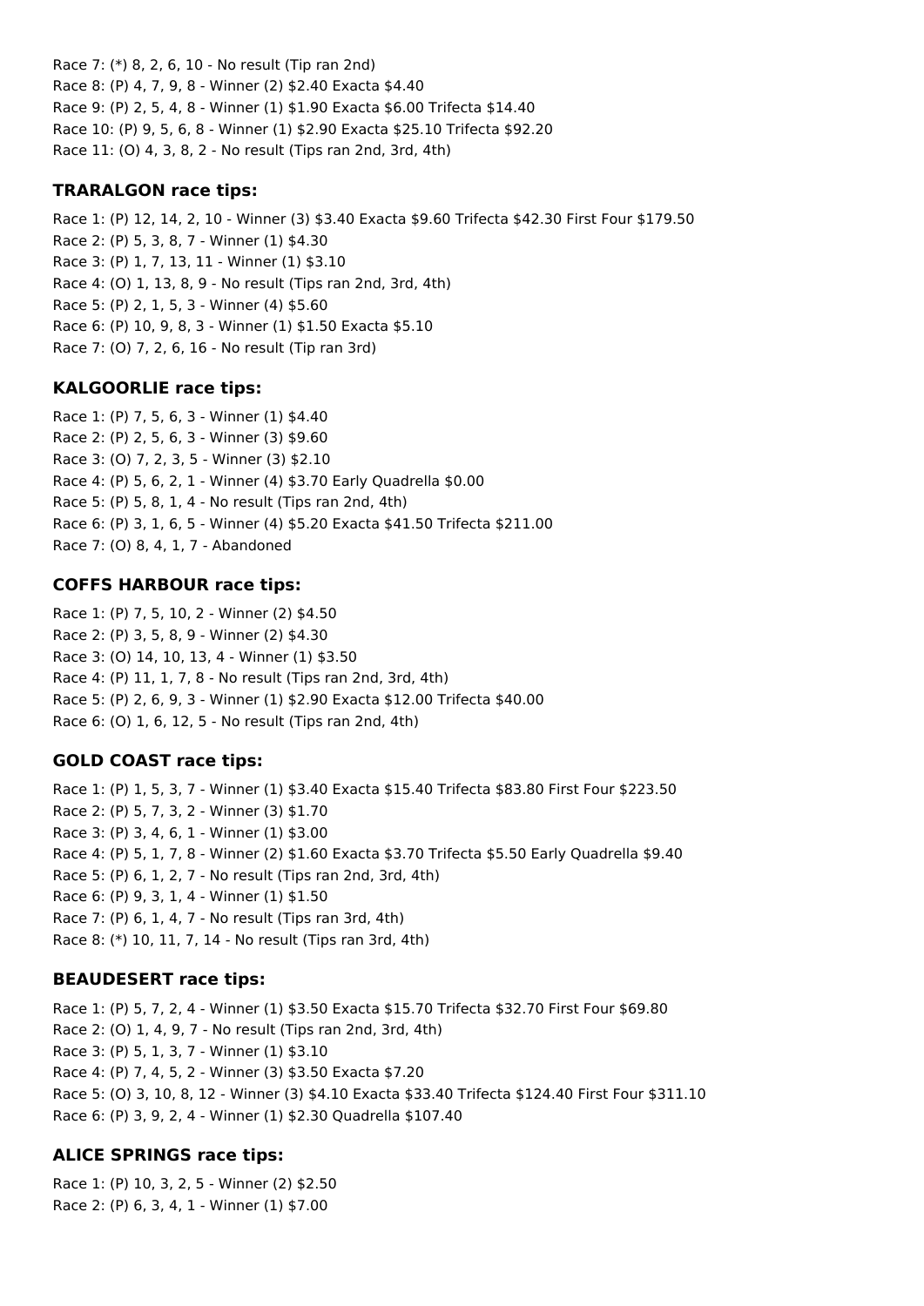Race 7: (*) 8, 2, 6, 10 - No result (Tip ran 2nd)
Race 8: (P) 4, 7, 9, 8 - Winner (2) $2.40 Exacta $4.40
Race 9: (P) 2, 5, 4, 8 - Winner (1) $1.90 Exacta $6.00 Trifecta $14.40
Race 10: (P) 9, 5, 6, 8 - Winner (1) $2.90 Exacta $25.10 Trifecta $92.20
Race 11: (O) 4, 3, 8, 2 - No result (Tips ran 2nd, 3rd, 4th)

### TRARALGON race tips:

Race 1: (P) 12, 14, 2, 10 - Winner (3) $3.40 Exacta $9.60 Trifecta $42.30 First Four $179.50
Race 2: (P) 5, 3, 8, 7 - Winner (1) $4.30
Race 3: (P) 1, 7, 13, 11 - Winner (1) $3.10
Race 4: (O) 1, 13, 8, 9 - No result (Tips ran 2nd, 3rd, 4th)
Race 5: (P) 2, 1, 5, 3 - Winner (4) $5.60
Race 6: (P) 10, 9, 8, 3 - Winner (1) $1.50 Exacta $5.10
Race 7: (O) 7, 2, 6, 16 - No result (Tip ran 3rd)

### KALGOORLIE race tips:

Race 1: (P) 7, 5, 6, 3 - Winner (1) $4.40
Race 2: (P) 2, 5, 6, 3 - Winner (3) $9.60
Race 3: (O) 7, 2, 3, 5 - Winner (3) $2.10
Race 4: (P) 5, 6, 2, 1 - Winner (4) $3.70 Early Quadrella $0.00
Race 5: (P) 5, 8, 1, 4 - No result (Tips ran 2nd, 4th)
Race 6: (P) 3, 1, 6, 5 - Winner (4) $5.20 Exacta $41.50 Trifecta $211.00
Race 7: (O) 8, 4, 1, 7 - Abandoned

### COFFS HARBOUR race tips:

Race 1: (P) 7, 5, 10, 2 - Winner (2) $4.50
Race 2: (P) 3, 5, 8, 9 - Winner (2) $4.30
Race 3: (O) 14, 10, 13, 4 - Winner (1) $3.50
Race 4: (P) 11, 1, 7, 8 - No result (Tips ran 2nd, 3rd, 4th)
Race 5: (P) 2, 6, 9, 3 - Winner (1) $2.90 Exacta $12.00 Trifecta $40.00
Race 6: (O) 1, 6, 12, 5 - No result (Tips ran 2nd, 4th)

### GOLD COAST race tips:

Race 1: (P) 1, 5, 3, 7 - Winner (1) $3.40 Exacta $15.40 Trifecta $83.80 First Four $223.50
Race 2: (P) 5, 7, 3, 2 - Winner (3) $1.70
Race 3: (P) 3, 4, 6, 1 - Winner (1) $3.00
Race 4: (P) 5, 1, 7, 8 - Winner (2) $1.60 Exacta $3.70 Trifecta $5.50 Early Quadrella $9.40
Race 5: (P) 6, 1, 2, 7 - No result (Tips ran 2nd, 3rd, 4th)
Race 6: (P) 9, 3, 1, 4 - Winner (1) $1.50
Race 7: (P) 6, 1, 4, 7 - No result (Tips ran 3rd, 4th)
Race 8: (*) 10, 11, 7, 14 - No result (Tips ran 3rd, 4th)

### BEAUDESERT race tips:

Race 1: (P) 5, 7, 2, 4 - Winner (1) $3.50 Exacta $15.70 Trifecta $32.70 First Four $69.80
Race 2: (O) 1, 4, 9, 7 - No result (Tips ran 2nd, 3rd, 4th)
Race 3: (P) 5, 1, 3, 7 - Winner (1) $3.10
Race 4: (P) 7, 4, 5, 2 - Winner (3) $3.50 Exacta $7.20
Race 5: (O) 3, 10, 8, 12 - Winner (3) $4.10 Exacta $33.40 Trifecta $124.40 First Four $311.10
Race 6: (P) 3, 9, 2, 4 - Winner (1) $2.30 Quadrella $107.40

### ALICE SPRINGS race tips:

Race 1: (P) 10, 3, 2, 5 - Winner (2) $2.50
Race 2: (P) 6, 3, 4, 1 - Winner (1) $7.00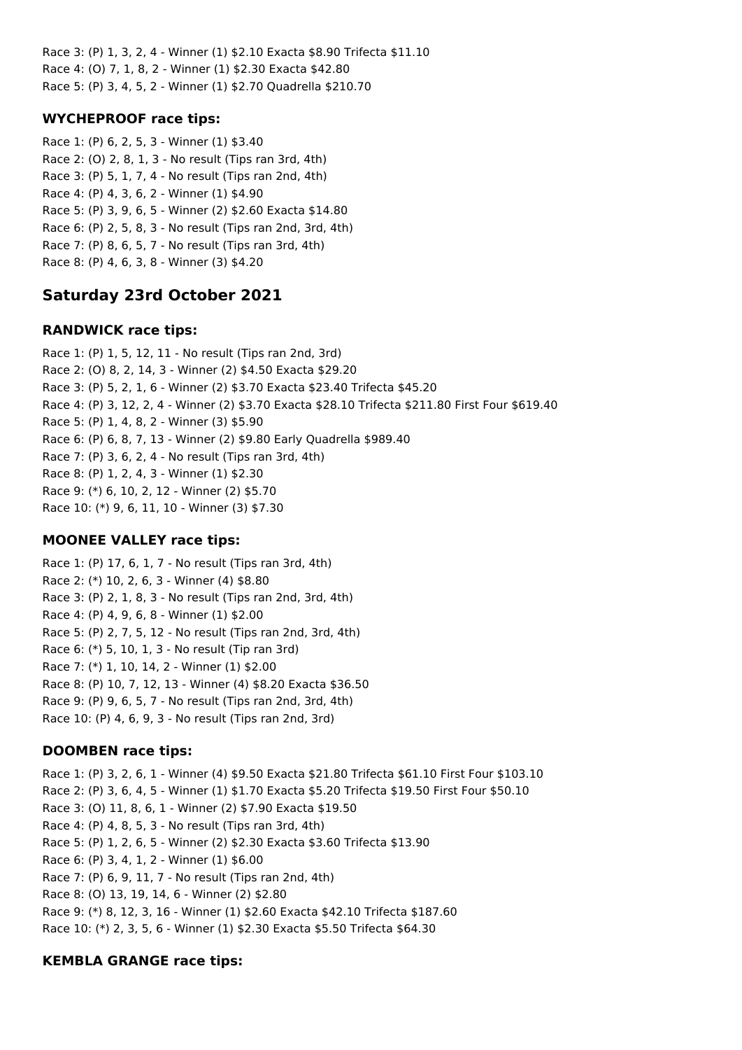Race 3: (P) 1, 3, 2, 4 - Winner (1) $2.10 Exacta $8.90 Trifecta $11.10
Race 4: (O) 7, 1, 8, 2 - Winner (1) $2.30 Exacta $42.80
Race 5: (P) 3, 4, 5, 2 - Winner (1) $2.70 Quadrella $210.70

### WYCHEPROOF race tips:

Race 1: (P) 6, 2, 5, 3 - Winner (1) $3.40
Race 2: (O) 2, 8, 1, 3 - No result (Tips ran 3rd, 4th)
Race 3: (P) 5, 1, 7, 4 - No result (Tips ran 2nd, 4th)
Race 4: (P) 4, 3, 6, 2 - Winner (1) $4.90
Race 5: (P) 3, 9, 6, 5 - Winner (2) $2.60 Exacta $14.80
Race 6: (P) 2, 5, 8, 3 - No result (Tips ran 2nd, 3rd, 4th)
Race 7: (P) 8, 6, 5, 7 - No result (Tips ran 3rd, 4th)
Race 8: (P) 4, 6, 3, 8 - Winner (3) $4.20

## Saturday 23rd October 2021

### RANDWICK race tips:

Race 1: (P) 1, 5, 12, 11 - No result (Tips ran 2nd, 3rd)
Race 2: (O) 8, 2, 14, 3 - Winner (2) $4.50 Exacta $29.20
Race 3: (P) 5, 2, 1, 6 - Winner (2) $3.70 Exacta $23.40 Trifecta $45.20
Race 4: (P) 3, 12, 2, 4 - Winner (2) $3.70 Exacta $28.10 Trifecta $211.80 First Four $619.40
Race 5: (P) 1, 4, 8, 2 - Winner (3) $5.90
Race 6: (P) 6, 8, 7, 13 - Winner (2) $9.80 Early Quadrella $989.40
Race 7: (P) 3, 6, 2, 4 - No result (Tips ran 3rd, 4th)
Race 8: (P) 1, 2, 4, 3 - Winner (1) $2.30
Race 9: (*) 6, 10, 2, 12 - Winner (2) $5.70
Race 10: (*) 9, 6, 11, 10 - Winner (3) $7.30

### MOONEE VALLEY race tips:

Race 1: (P) 17, 6, 1, 7 - No result (Tips ran 3rd, 4th)
Race 2: (*) 10, 2, 6, 3 - Winner (4) $8.80
Race 3: (P) 2, 1, 8, 3 - No result (Tips ran 2nd, 3rd, 4th)
Race 4: (P) 4, 9, 6, 8 - Winner (1) $2.00
Race 5: (P) 2, 7, 5, 12 - No result (Tips ran 2nd, 3rd, 4th)
Race 6: (*) 5, 10, 1, 3 - No result (Tip ran 3rd)
Race 7: (*) 1, 10, 14, 2 - Winner (1) $2.00
Race 8: (P) 10, 7, 12, 13 - Winner (4) $8.20 Exacta $36.50
Race 9: (P) 9, 6, 5, 7 - No result (Tips ran 2nd, 3rd, 4th)
Race 10: (P) 4, 6, 9, 3 - No result (Tips ran 2nd, 3rd)

### DOOMBEN race tips:

Race 1: (P) 3, 2, 6, 1 - Winner (4) $9.50 Exacta $21.80 Trifecta $61.10 First Four $103.10
Race 2: (P) 3, 6, 4, 5 - Winner (1) $1.70 Exacta $5.20 Trifecta $19.50 First Four $50.10
Race 3: (O) 11, 8, 6, 1 - Winner (2) $7.90 Exacta $19.50
Race 4: (P) 4, 8, 5, 3 - No result (Tips ran 3rd, 4th)
Race 5: (P) 1, 2, 6, 5 - Winner (2) $2.30 Exacta $3.60 Trifecta $13.90
Race 6: (P) 3, 4, 1, 2 - Winner (1) $6.00
Race 7: (P) 6, 9, 11, 7 - No result (Tips ran 2nd, 4th)
Race 8: (O) 13, 19, 14, 6 - Winner (2) $2.80
Race 9: (*) 8, 12, 3, 16 - Winner (1) $2.60 Exacta $42.10 Trifecta $187.60
Race 10: (*) 2, 3, 5, 6 - Winner (1) $2.30 Exacta $5.50 Trifecta $64.30

### KEMBLA GRANGE race tips: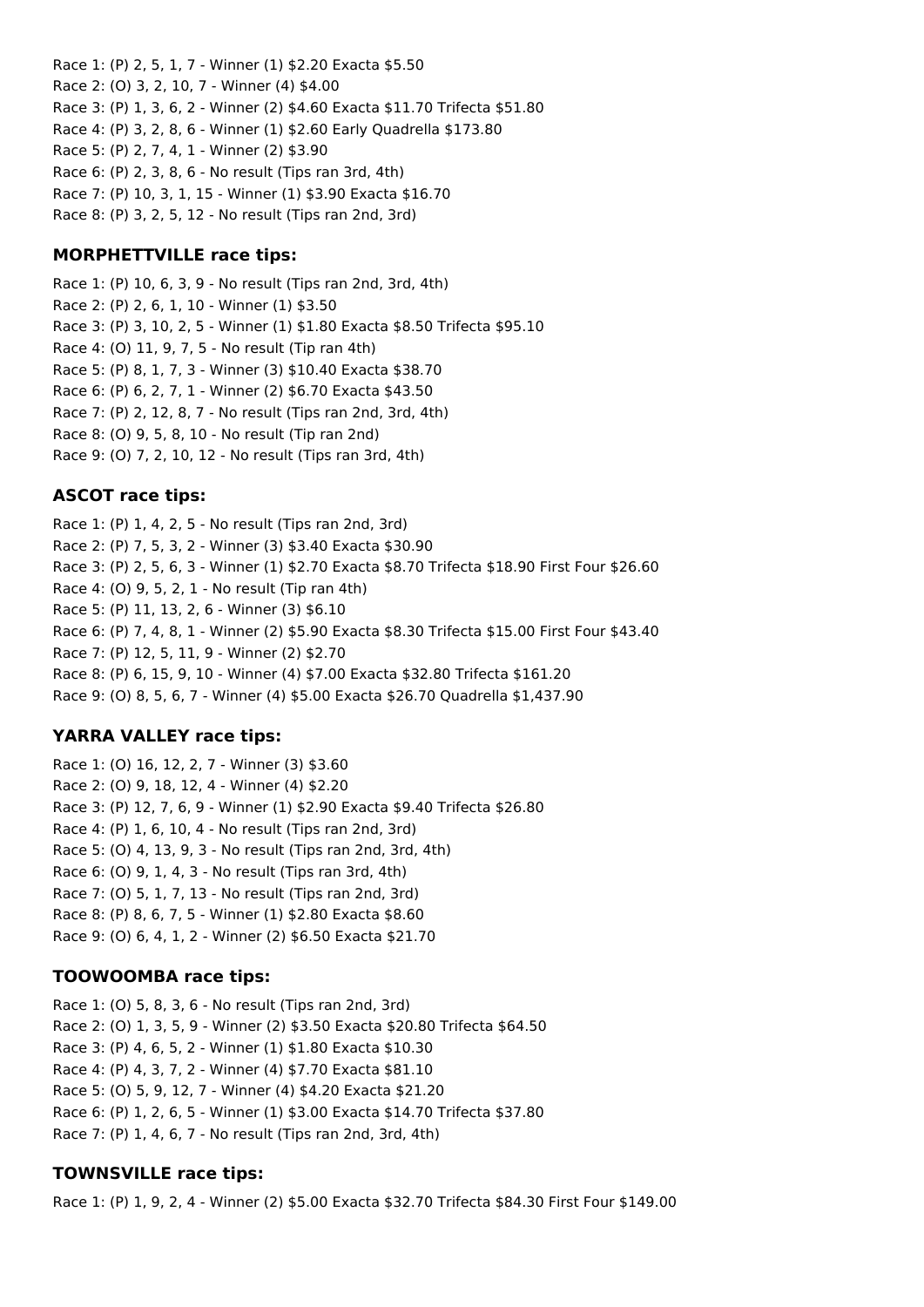Race 1: (P) 2, 5, 1, 7 - Winner (1) $2.20 Exacta $5.50
Race 2: (O) 3, 2, 10, 7 - Winner (4) $4.00
Race 3: (P) 1, 3, 6, 2 - Winner (2) $4.60 Exacta $11.70 Trifecta $51.80
Race 4: (P) 3, 2, 8, 6 - Winner (1) $2.60 Early Quadrella $173.80
Race 5: (P) 2, 7, 4, 1 - Winner (2) $3.90
Race 6: (P) 2, 3, 8, 6 - No result (Tips ran 3rd, 4th)
Race 7: (P) 10, 3, 1, 15 - Winner (1) $3.90 Exacta $16.70
Race 8: (P) 3, 2, 5, 12 - No result (Tips ran 2nd, 3rd)

### MORPHETTVILLE race tips:

Race 1: (P) 10, 6, 3, 9 - No result (Tips ran 2nd, 3rd, 4th)
Race 2: (P) 2, 6, 1, 10 - Winner (1) $3.50
Race 3: (P) 3, 10, 2, 5 - Winner (1) $1.80 Exacta $8.50 Trifecta $95.10
Race 4: (O) 11, 9, 7, 5 - No result (Tip ran 4th)
Race 5: (P) 8, 1, 7, 3 - Winner (3) $10.40 Exacta $38.70
Race 6: (P) 6, 2, 7, 1 - Winner (2) $6.70 Exacta $43.50
Race 7: (P) 2, 12, 8, 7 - No result (Tips ran 2nd, 3rd, 4th)
Race 8: (O) 9, 5, 8, 10 - No result (Tip ran 2nd)
Race 9: (O) 7, 2, 10, 12 - No result (Tips ran 3rd, 4th)

### ASCOT race tips:

Race 1: (P) 1, 4, 2, 5 - No result (Tips ran 2nd, 3rd)
Race 2: (P) 7, 5, 3, 2 - Winner (3) $3.40 Exacta $30.90
Race 3: (P) 2, 5, 6, 3 - Winner (1) $2.70 Exacta $8.70 Trifecta $18.90 First Four $26.60
Race 4: (O) 9, 5, 2, 1 - No result (Tip ran 4th)
Race 5: (P) 11, 13, 2, 6 - Winner (3) $6.10
Race 6: (P) 7, 4, 8, 1 - Winner (2) $5.90 Exacta $8.30 Trifecta $15.00 First Four $43.40
Race 7: (P) 12, 5, 11, 9 - Winner (2) $2.70
Race 8: (P) 6, 15, 9, 10 - Winner (4) $7.00 Exacta $32.80 Trifecta $161.20
Race 9: (O) 8, 5, 6, 7 - Winner (4) $5.00 Exacta $26.70 Quadrella $1,437.90

### YARRA VALLEY race tips:

Race 1: (O) 16, 12, 2, 7 - Winner (3) $3.60
Race 2: (O) 9, 18, 12, 4 - Winner (4) $2.20
Race 3: (P) 12, 7, 6, 9 - Winner (1) $2.90 Exacta $9.40 Trifecta $26.80
Race 4: (P) 1, 6, 10, 4 - No result (Tips ran 2nd, 3rd)
Race 5: (O) 4, 13, 9, 3 - No result (Tips ran 2nd, 3rd, 4th)
Race 6: (O) 9, 1, 4, 3 - No result (Tips ran 3rd, 4th)
Race 7: (O) 5, 1, 7, 13 - No result (Tips ran 2nd, 3rd)
Race 8: (P) 8, 6, 7, 5 - Winner (1) $2.80 Exacta $8.60
Race 9: (O) 6, 4, 1, 2 - Winner (2) $6.50 Exacta $21.70

### TOOWOOMBA race tips:

Race 1: (O) 5, 8, 3, 6 - No result (Tips ran 2nd, 3rd)
Race 2: (O) 1, 3, 5, 9 - Winner (2) $3.50 Exacta $20.80 Trifecta $64.50
Race 3: (P) 4, 6, 5, 2 - Winner (1) $1.80 Exacta $10.30
Race 4: (P) 4, 3, 7, 2 - Winner (4) $7.70 Exacta $81.10
Race 5: (O) 5, 9, 12, 7 - Winner (4) $4.20 Exacta $21.20
Race 6: (P) 1, 2, 6, 5 - Winner (1) $3.00 Exacta $14.70 Trifecta $37.80
Race 7: (P) 1, 4, 6, 7 - No result (Tips ran 2nd, 3rd, 4th)

### TOWNSVILLE race tips:

Race 1: (P) 1, 9, 2, 4 - Winner (2) $5.00 Exacta $32.70 Trifecta $84.30 First Four $149.00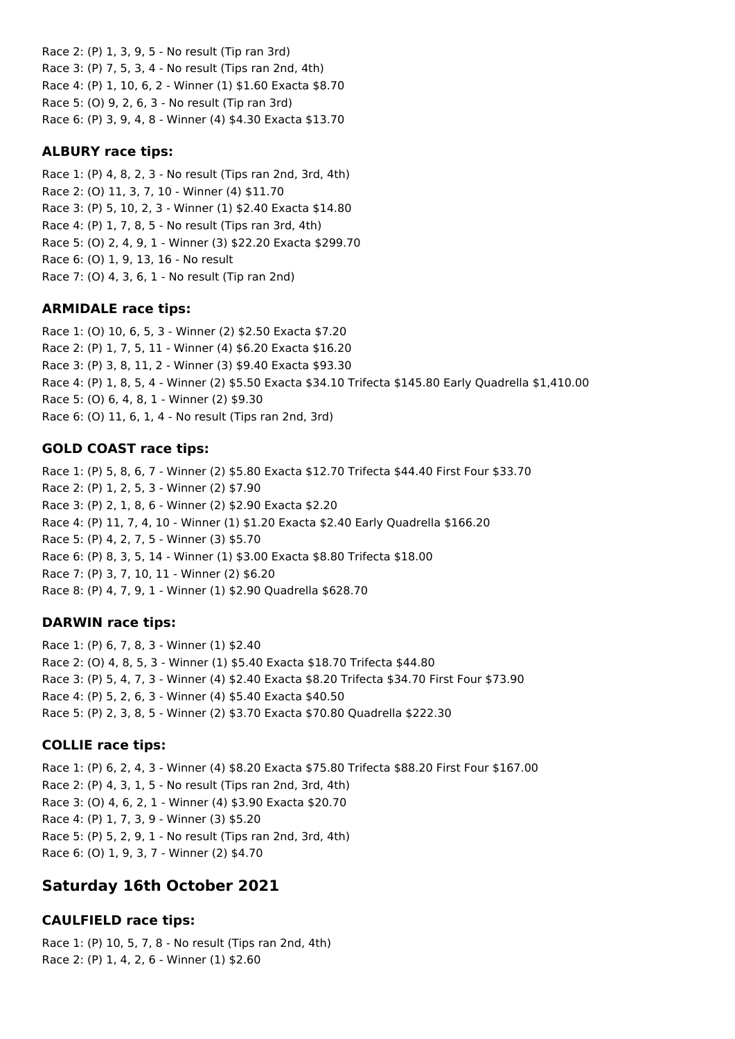Race 2: (P) 1, 3, 9, 5 - No result (Tip ran 3rd)
Race 3: (P) 7, 5, 3, 4 - No result (Tips ran 2nd, 4th)
Race 4: (P) 1, 10, 6, 2 - Winner (1) $1.60 Exacta $8.70
Race 5: (O) 9, 2, 6, 3 - No result (Tip ran 3rd)
Race 6: (P) 3, 9, 4, 8 - Winner (4) $4.30 Exacta $13.70

### ALBURY race tips:

Race 1: (P) 4, 8, 2, 3 - No result (Tips ran 2nd, 3rd, 4th)
Race 2: (O) 11, 3, 7, 10 - Winner (4) $11.70
Race 3: (P) 5, 10, 2, 3 - Winner (1) $2.40 Exacta $14.80
Race 4: (P) 1, 7, 8, 5 - No result (Tips ran 3rd, 4th)
Race 5: (O) 2, 4, 9, 1 - Winner (3) $22.20 Exacta $299.70
Race 6: (O) 1, 9, 13, 16 - No result
Race 7: (O) 4, 3, 6, 1 - No result (Tip ran 2nd)

### ARMIDALE race tips:

Race 1: (O) 10, 6, 5, 3 - Winner (2) $2.50 Exacta $7.20
Race 2: (P) 1, 7, 5, 11 - Winner (4) $6.20 Exacta $16.20
Race 3: (P) 3, 8, 11, 2 - Winner (3) $9.40 Exacta $93.30
Race 4: (P) 1, 8, 5, 4 - Winner (2) $5.50 Exacta $34.10 Trifecta $145.80 Early Quadrella $1,410.00
Race 5: (O) 6, 4, 8, 1 - Winner (2) $9.30
Race 6: (O) 11, 6, 1, 4 - No result (Tips ran 2nd, 3rd)

### GOLD COAST race tips:

Race 1: (P) 5, 8, 6, 7 - Winner (2) $5.80 Exacta $12.70 Trifecta $44.40 First Four $33.70
Race 2: (P) 1, 2, 5, 3 - Winner (2) $7.90
Race 3: (P) 2, 1, 8, 6 - Winner (2) $2.90 Exacta $2.20
Race 4: (P) 11, 7, 4, 10 - Winner (1) $1.20 Exacta $2.40 Early Quadrella $166.20
Race 5: (P) 4, 2, 7, 5 - Winner (3) $5.70
Race 6: (P) 8, 3, 5, 14 - Winner (1) $3.00 Exacta $8.80 Trifecta $18.00
Race 7: (P) 3, 7, 10, 11 - Winner (2) $6.20
Race 8: (P) 4, 7, 9, 1 - Winner (1) $2.90 Quadrella $628.70

### DARWIN race tips:

Race 1: (P) 6, 7, 8, 3 - Winner (1) $2.40
Race 2: (O) 4, 8, 5, 3 - Winner (1) $5.40 Exacta $18.70 Trifecta $44.80
Race 3: (P) 5, 4, 7, 3 - Winner (4) $2.40 Exacta $8.20 Trifecta $34.70 First Four $73.90
Race 4: (P) 5, 2, 6, 3 - Winner (4) $5.40 Exacta $40.50
Race 5: (P) 2, 3, 8, 5 - Winner (2) $3.70 Exacta $70.80 Quadrella $222.30

### COLLIE race tips:

Race 1: (P) 6, 2, 4, 3 - Winner (4) $8.20 Exacta $75.80 Trifecta $88.20 First Four $167.00
Race 2: (P) 4, 3, 1, 5 - No result (Tips ran 2nd, 3rd, 4th)
Race 3: (O) 4, 6, 2, 1 - Winner (4) $3.90 Exacta $20.70
Race 4: (P) 1, 7, 3, 9 - Winner (3) $5.20
Race 5: (P) 5, 2, 9, 1 - No result (Tips ran 2nd, 3rd, 4th)
Race 6: (O) 1, 9, 3, 7 - Winner (2) $4.70

## Saturday 16th October 2021

### CAULFIELD race tips:

Race 1: (P) 10, 5, 7, 8 - No result (Tips ran 2nd, 4th)
Race 2: (P) 1, 4, 2, 6 - Winner (1) $2.60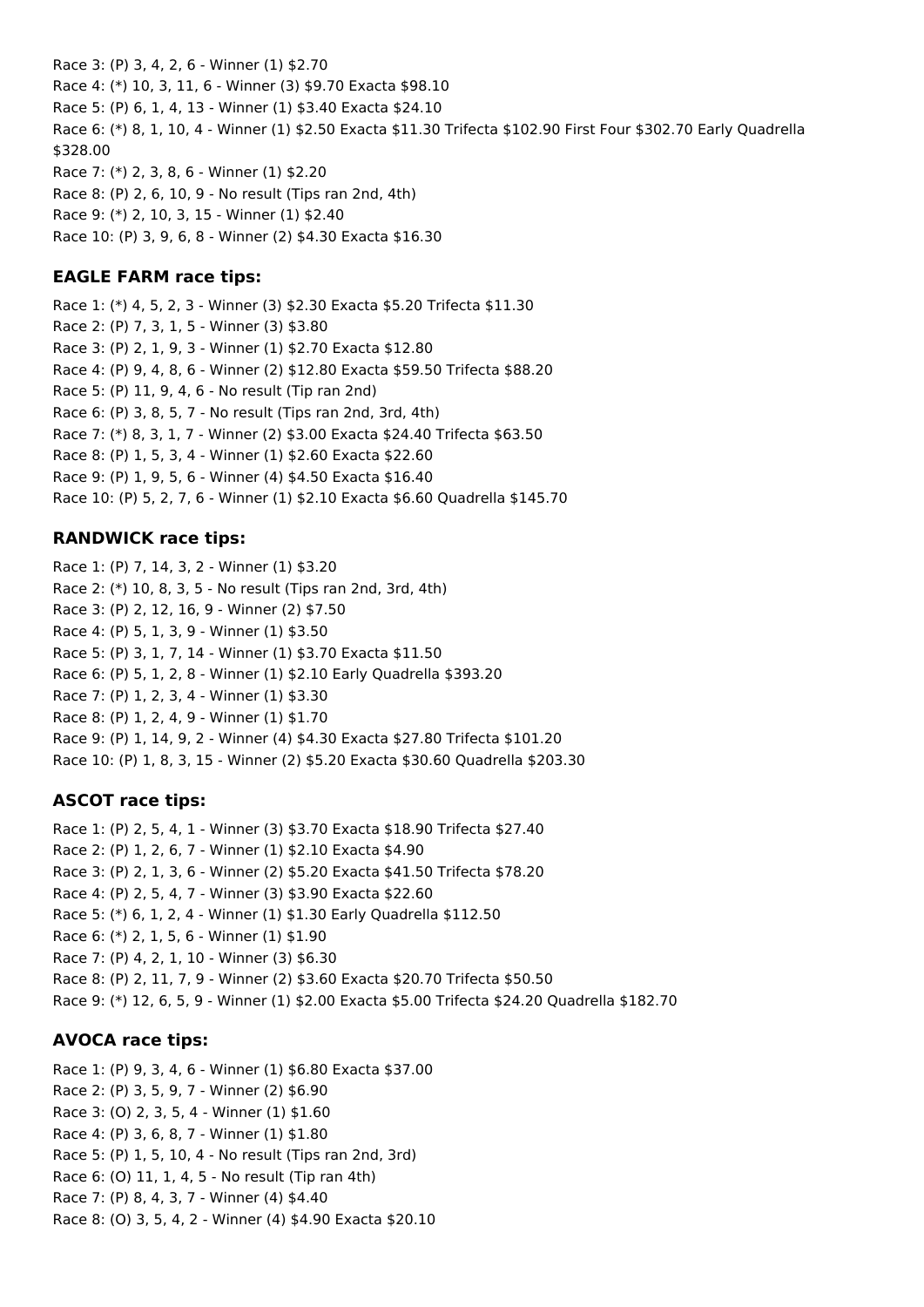Race 3: (P) 3, 4, 2, 6 - Winner (1) $2.70
Race 4: (*) 10, 3, 11, 6 - Winner (3) $9.70 Exacta $98.10
Race 5: (P) 6, 1, 4, 13 - Winner (1) $3.40 Exacta $24.10
Race 6: (*) 8, 1, 10, 4 - Winner (1) $2.50 Exacta $11.30 Trifecta $102.90 First Four $302.70 Early Quadrella $328.00
Race 7: (*) 2, 3, 8, 6 - Winner (1) $2.20
Race 8: (P) 2, 6, 10, 9 - No result (Tips ran 2nd, 4th)
Race 9: (*) 2, 10, 3, 15 - Winner (1) $2.40
Race 10: (P) 3, 9, 6, 8 - Winner (2) $4.30 Exacta $16.30

### EAGLE FARM race tips:

Race 1: (*) 4, 5, 2, 3 - Winner (3) $2.30 Exacta $5.20 Trifecta $11.30
Race 2: (P) 7, 3, 1, 5 - Winner (3) $3.80
Race 3: (P) 2, 1, 9, 3 - Winner (1) $2.70 Exacta $12.80
Race 4: (P) 9, 4, 8, 6 - Winner (2) $12.80 Exacta $59.50 Trifecta $88.20
Race 5: (P) 11, 9, 4, 6 - No result (Tip ran 2nd)
Race 6: (P) 3, 8, 5, 7 - No result (Tips ran 2nd, 3rd, 4th)
Race 7: (*) 8, 3, 1, 7 - Winner (2) $3.00 Exacta $24.40 Trifecta $63.50
Race 8: (P) 1, 5, 3, 4 - Winner (1) $2.60 Exacta $22.60
Race 9: (P) 1, 9, 5, 6 - Winner (4) $4.50 Exacta $16.40
Race 10: (P) 5, 2, 7, 6 - Winner (1) $2.10 Exacta $6.60 Quadrella $145.70

### RANDWICK race tips:

Race 1: (P) 7, 14, 3, 2 - Winner (1) $3.20
Race 2: (*) 10, 8, 3, 5 - No result (Tips ran 2nd, 3rd, 4th)
Race 3: (P) 2, 12, 16, 9 - Winner (2) $7.50
Race 4: (P) 5, 1, 3, 9 - Winner (1) $3.50
Race 5: (P) 3, 1, 7, 14 - Winner (1) $3.70 Exacta $11.50
Race 6: (P) 5, 1, 2, 8 - Winner (1) $2.10 Early Quadrella $393.20
Race 7: (P) 1, 2, 3, 4 - Winner (1) $3.30
Race 8: (P) 1, 2, 4, 9 - Winner (1) $1.70
Race 9: (P) 1, 14, 9, 2 - Winner (4) $4.30 Exacta $27.80 Trifecta $101.20
Race 10: (P) 1, 8, 3, 15 - Winner (2) $5.20 Exacta $30.60 Quadrella $203.30

### ASCOT race tips:

Race 1: (P) 2, 5, 4, 1 - Winner (3) $3.70 Exacta $18.90 Trifecta $27.40
Race 2: (P) 1, 2, 6, 7 - Winner (1) $2.10 Exacta $4.90
Race 3: (P) 2, 1, 3, 6 - Winner (2) $5.20 Exacta $41.50 Trifecta $78.20
Race 4: (P) 2, 5, 4, 7 - Winner (3) $3.90 Exacta $22.60
Race 5: (*) 6, 1, 2, 4 - Winner (1) $1.30 Early Quadrella $112.50
Race 6: (*) 2, 1, 5, 6 - Winner (1) $1.90
Race 7: (P) 4, 2, 1, 10 - Winner (3) $6.30
Race 8: (P) 2, 11, 7, 9 - Winner (2) $3.60 Exacta $20.70 Trifecta $50.50
Race 9: (*) 12, 6, 5, 9 - Winner (1) $2.00 Exacta $5.00 Trifecta $24.20 Quadrella $182.70

### AVOCA race tips:

Race 1: (P) 9, 3, 4, 6 - Winner (1) $6.80 Exacta $37.00
Race 2: (P) 3, 5, 9, 7 - Winner (2) $6.90
Race 3: (O) 2, 3, 5, 4 - Winner (1) $1.60
Race 4: (P) 3, 6, 8, 7 - Winner (1) $1.80
Race 5: (P) 1, 5, 10, 4 - No result (Tips ran 2nd, 3rd)
Race 6: (O) 11, 1, 4, 5 - No result (Tip ran 4th)
Race 7: (P) 8, 4, 3, 7 - Winner (4) $4.40
Race 8: (O) 3, 5, 4, 2 - Winner (4) $4.90 Exacta $20.10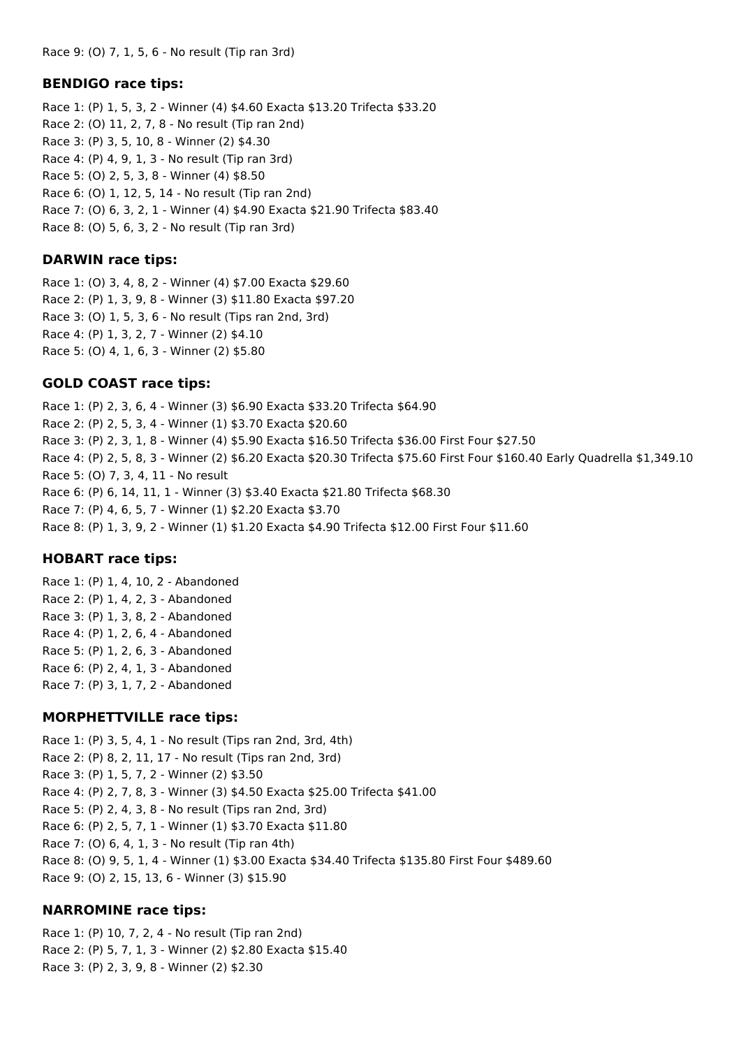Race 9: (O) 7, 1, 5, 6 - No result (Tip ran 3rd)

### BENDIGO race tips:

Race 1: (P) 1, 5, 3, 2 - Winner (4) $4.60 Exacta $13.20 Trifecta $33.20
Race 2: (O) 11, 2, 7, 8 - No result (Tip ran 2nd)
Race 3: (P) 3, 5, 10, 8 - Winner (2) $4.30
Race 4: (P) 4, 9, 1, 3 - No result (Tip ran 3rd)
Race 5: (O) 2, 5, 3, 8 - Winner (4) $8.50
Race 6: (O) 1, 12, 5, 14 - No result (Tip ran 2nd)
Race 7: (O) 6, 3, 2, 1 - Winner (4) $4.90 Exacta $21.90 Trifecta $83.40
Race 8: (O) 5, 6, 3, 2 - No result (Tip ran 3rd)

### DARWIN race tips:

Race 1: (O) 3, 4, 8, 2 - Winner (4) $7.00 Exacta $29.60
Race 2: (P) 1, 3, 9, 8 - Winner (3) $11.80 Exacta $97.20
Race 3: (O) 1, 5, 3, 6 - No result (Tips ran 2nd, 3rd)
Race 4: (P) 1, 3, 2, 7 - Winner (2) $4.10
Race 5: (O) 4, 1, 6, 3 - Winner (2) $5.80

### GOLD COAST race tips:

Race 1: (P) 2, 3, 6, 4 - Winner (3) $6.90 Exacta $33.20 Trifecta $64.90
Race 2: (P) 2, 5, 3, 4 - Winner (1) $3.70 Exacta $20.60
Race 3: (P) 2, 3, 1, 8 - Winner (4) $5.90 Exacta $16.50 Trifecta $36.00 First Four $27.50
Race 4: (P) 2, 5, 8, 3 - Winner (2) $6.20 Exacta $20.30 Trifecta $75.60 First Four $160.40 Early Quadrella $1,349.10
Race 5: (O) 7, 3, 4, 11 - No result
Race 6: (P) 6, 14, 11, 1 - Winner (3) $3.40 Exacta $21.80 Trifecta $68.30
Race 7: (P) 4, 6, 5, 7 - Winner (1) $2.20 Exacta $3.70
Race 8: (P) 1, 3, 9, 2 - Winner (1) $1.20 Exacta $4.90 Trifecta $12.00 First Four $11.60

### HOBART race tips:

Race 1: (P) 1, 4, 10, 2 - Abandoned
Race 2: (P) 1, 4, 2, 3 - Abandoned
Race 3: (P) 1, 3, 8, 2 - Abandoned
Race 4: (P) 1, 2, 6, 4 - Abandoned
Race 5: (P) 1, 2, 6, 3 - Abandoned
Race 6: (P) 2, 4, 1, 3 - Abandoned
Race 7: (P) 3, 1, 7, 2 - Abandoned

### MORPHETTVILLE race tips:

Race 1: (P) 3, 5, 4, 1 - No result (Tips ran 2nd, 3rd, 4th)
Race 2: (P) 8, 2, 11, 17 - No result (Tips ran 2nd, 3rd)
Race 3: (P) 1, 5, 7, 2 - Winner (2) $3.50
Race 4: (P) 2, 7, 8, 3 - Winner (3) $4.50 Exacta $25.00 Trifecta $41.00
Race 5: (P) 2, 4, 3, 8 - No result (Tips ran 2nd, 3rd)
Race 6: (P) 2, 5, 7, 1 - Winner (1) $3.70 Exacta $11.80
Race 7: (O) 6, 4, 1, 3 - No result (Tip ran 4th)
Race 8: (O) 9, 5, 1, 4 - Winner (1) $3.00 Exacta $34.40 Trifecta $135.80 First Four $489.60
Race 9: (O) 2, 15, 13, 6 - Winner (3) $15.90

### NARROMINE race tips:

Race 1: (P) 10, 7, 2, 4 - No result (Tip ran 2nd)
Race 2: (P) 5, 7, 1, 3 - Winner (2) $2.80 Exacta $15.40
Race 3: (P) 2, 3, 9, 8 - Winner (2) $2.30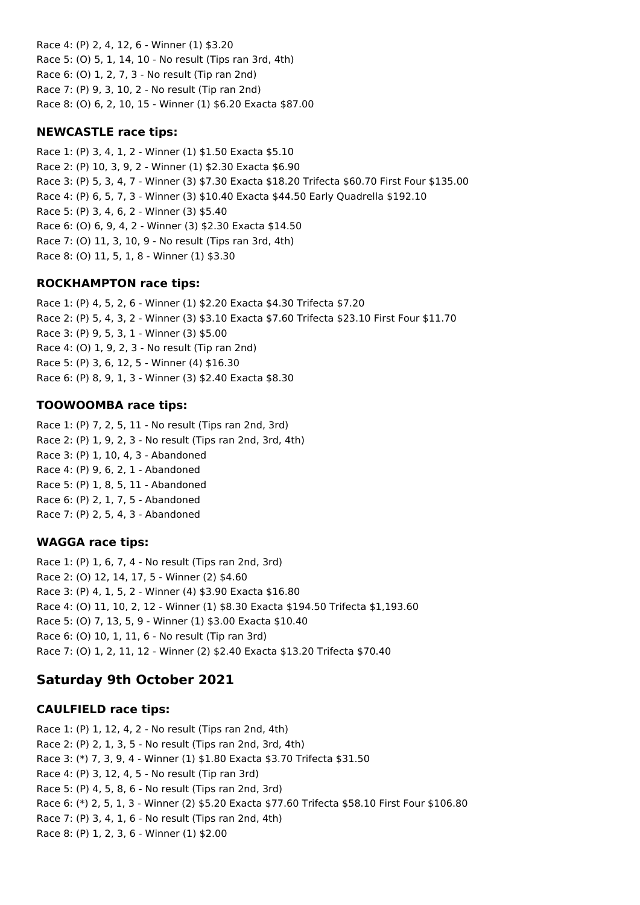Race 4: (P) 2, 4, 12, 6 - Winner (1) $3.20
Race 5: (O) 5, 1, 14, 10 - No result (Tips ran 3rd, 4th)
Race 6: (O) 1, 2, 7, 3 - No result (Tip ran 2nd)
Race 7: (P) 9, 3, 10, 2 - No result (Tip ran 2nd)
Race 8: (O) 6, 2, 10, 15 - Winner (1) $6.20 Exacta $87.00

### NEWCASTLE race tips:

Race 1: (P) 3, 4, 1, 2 - Winner (1) $1.50 Exacta $5.10
Race 2: (P) 10, 3, 9, 2 - Winner (1) $2.30 Exacta $6.90
Race 3: (P) 5, 3, 4, 7 - Winner (3) $7.30 Exacta $18.20 Trifecta $60.70 First Four $135.00
Race 4: (P) 6, 5, 7, 3 - Winner (3) $10.40 Exacta $44.50 Early Quadrella $192.10
Race 5: (P) 3, 4, 6, 2 - Winner (3) $5.40
Race 6: (O) 6, 9, 4, 2 - Winner (3) $2.30 Exacta $14.50
Race 7: (O) 11, 3, 10, 9 - No result (Tips ran 3rd, 4th)
Race 8: (O) 11, 5, 1, 8 - Winner (1) $3.30

### ROCKHAMPTON race tips:

Race 1: (P) 4, 5, 2, 6 - Winner (1) $2.20 Exacta $4.30 Trifecta $7.20
Race 2: (P) 5, 4, 3, 2 - Winner (3) $3.10 Exacta $7.60 Trifecta $23.10 First Four $11.70
Race 3: (P) 9, 5, 3, 1 - Winner (3) $5.00
Race 4: (O) 1, 9, 2, 3 - No result (Tip ran 2nd)
Race 5: (P) 3, 6, 12, 5 - Winner (4) $16.30
Race 6: (P) 8, 9, 1, 3 - Winner (3) $2.40 Exacta $8.30

### TOOWOOMBA race tips:

Race 1: (P) 7, 2, 5, 11 - No result (Tips ran 2nd, 3rd)
Race 2: (P) 1, 9, 2, 3 - No result (Tips ran 2nd, 3rd, 4th)
Race 3: (P) 1, 10, 4, 3 - Abandoned
Race 4: (P) 9, 6, 2, 1 - Abandoned
Race 5: (P) 1, 8, 5, 11 - Abandoned
Race 6: (P) 2, 1, 7, 5 - Abandoned
Race 7: (P) 2, 5, 4, 3 - Abandoned

### WAGGA race tips:

Race 1: (P) 1, 6, 7, 4 - No result (Tips ran 2nd, 3rd)
Race 2: (O) 12, 14, 17, 5 - Winner (2) $4.60
Race 3: (P) 4, 1, 5, 2 - Winner (4) $3.90 Exacta $16.80
Race 4: (O) 11, 10, 2, 12 - Winner (1) $8.30 Exacta $194.50 Trifecta $1,193.60
Race 5: (O) 7, 13, 5, 9 - Winner (1) $3.00 Exacta $10.40
Race 6: (O) 10, 1, 11, 6 - No result (Tip ran 3rd)
Race 7: (O) 1, 2, 11, 12 - Winner (2) $2.40 Exacta $13.20 Trifecta $70.40

## Saturday 9th October 2021

### CAULFIELD race tips:

Race 1: (P) 1, 12, 4, 2 - No result (Tips ran 2nd, 4th)
Race 2: (P) 2, 1, 3, 5 - No result (Tips ran 2nd, 3rd, 4th)
Race 3: (*) 7, 3, 9, 4 - Winner (1) $1.80 Exacta $3.70 Trifecta $31.50
Race 4: (P) 3, 12, 4, 5 - No result (Tip ran 3rd)
Race 5: (P) 4, 5, 8, 6 - No result (Tips ran 2nd, 3rd)
Race 6: (*) 2, 5, 1, 3 - Winner (2) $5.20 Exacta $77.60 Trifecta $58.10 First Four $106.80
Race 7: (P) 3, 4, 1, 6 - No result (Tips ran 2nd, 4th)
Race 8: (P) 1, 2, 3, 6 - Winner (1) $2.00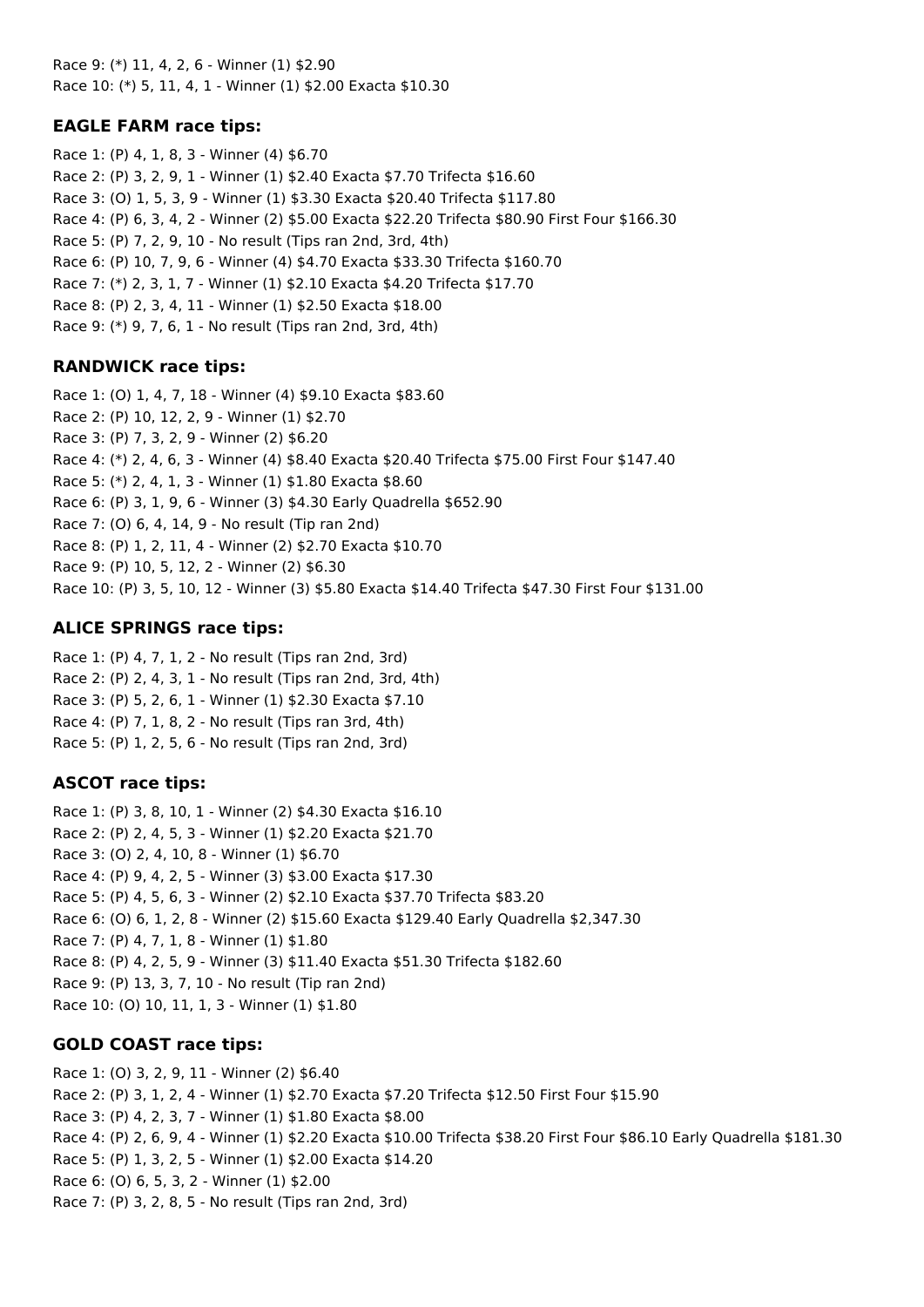Race 9: (*) 11, 4, 2, 6 - Winner (1) $2.90
Race 10: (*) 5, 11, 4, 1 - Winner (1) $2.00 Exacta $10.30

### EAGLE FARM race tips:

Race 1: (P) 4, 1, 8, 3 - Winner (4) $6.70
Race 2: (P) 3, 2, 9, 1 - Winner (1) $2.40 Exacta $7.70 Trifecta $16.60
Race 3: (O) 1, 5, 3, 9 - Winner (1) $3.30 Exacta $20.40 Trifecta $117.80
Race 4: (P) 6, 3, 4, 2 - Winner (2) $5.00 Exacta $22.20 Trifecta $80.90 First Four $166.30
Race 5: (P) 7, 2, 9, 10 - No result (Tips ran 2nd, 3rd, 4th)
Race 6: (P) 10, 7, 9, 6 - Winner (4) $4.70 Exacta $33.30 Trifecta $160.70
Race 7: (*) 2, 3, 1, 7 - Winner (1) $2.10 Exacta $4.20 Trifecta $17.70
Race 8: (P) 2, 3, 4, 11 - Winner (1) $2.50 Exacta $18.00
Race 9: (*) 9, 7, 6, 1 - No result (Tips ran 2nd, 3rd, 4th)

### RANDWICK race tips:

Race 1: (O) 1, 4, 7, 18 - Winner (4) $9.10 Exacta $83.60
Race 2: (P) 10, 12, 2, 9 - Winner (1) $2.70
Race 3: (P) 7, 3, 2, 9 - Winner (2) $6.20
Race 4: (*) 2, 4, 6, 3 - Winner (4) $8.40 Exacta $20.40 Trifecta $75.00 First Four $147.40
Race 5: (*) 2, 4, 1, 3 - Winner (1) $1.80 Exacta $8.60
Race 6: (P) 3, 1, 9, 6 - Winner (3) $4.30 Early Quadrella $652.90
Race 7: (O) 6, 4, 14, 9 - No result (Tip ran 2nd)
Race 8: (P) 1, 2, 11, 4 - Winner (2) $2.70 Exacta $10.70
Race 9: (P) 10, 5, 12, 2 - Winner (2) $6.30
Race 10: (P) 3, 5, 10, 12 - Winner (3) $5.80 Exacta $14.40 Trifecta $47.30 First Four $131.00

### ALICE SPRINGS race tips:

Race 1: (P) 4, 7, 1, 2 - No result (Tips ran 2nd, 3rd)
Race 2: (P) 2, 4, 3, 1 - No result (Tips ran 2nd, 3rd, 4th)
Race 3: (P) 5, 2, 6, 1 - Winner (1) $2.30 Exacta $7.10
Race 4: (P) 7, 1, 8, 2 - No result (Tips ran 3rd, 4th)
Race 5: (P) 1, 2, 5, 6 - No result (Tips ran 2nd, 3rd)

### ASCOT race tips:

Race 1: (P) 3, 8, 10, 1 - Winner (2) $4.30 Exacta $16.10
Race 2: (P) 2, 4, 5, 3 - Winner (1) $2.20 Exacta $21.70
Race 3: (O) 2, 4, 10, 8 - Winner (1) $6.70
Race 4: (P) 9, 4, 2, 5 - Winner (3) $3.00 Exacta $17.30
Race 5: (P) 4, 5, 6, 3 - Winner (2) $2.10 Exacta $37.70 Trifecta $83.20
Race 6: (O) 6, 1, 2, 8 - Winner (2) $15.60 Exacta $129.40 Early Quadrella $2,347.30
Race 7: (P) 4, 7, 1, 8 - Winner (1) $1.80
Race 8: (P) 4, 2, 5, 9 - Winner (3) $11.40 Exacta $51.30 Trifecta $182.60
Race 9: (P) 13, 3, 7, 10 - No result (Tip ran 2nd)
Race 10: (O) 10, 11, 1, 3 - Winner (1) $1.80

### GOLD COAST race tips:

Race 1: (O) 3, 2, 9, 11 - Winner (2) $6.40
Race 2: (P) 3, 1, 2, 4 - Winner (1) $2.70 Exacta $7.20 Trifecta $12.50 First Four $15.90
Race 3: (P) 4, 2, 3, 7 - Winner (1) $1.80 Exacta $8.00
Race 4: (P) 2, 6, 9, 4 - Winner (1) $2.20 Exacta $10.00 Trifecta $38.20 First Four $86.10 Early Quadrella $181.30
Race 5: (P) 1, 3, 2, 5 - Winner (1) $2.00 Exacta $14.20
Race 6: (O) 6, 5, 3, 2 - Winner (1) $2.00
Race 7: (P) 3, 2, 8, 5 - No result (Tips ran 2nd, 3rd)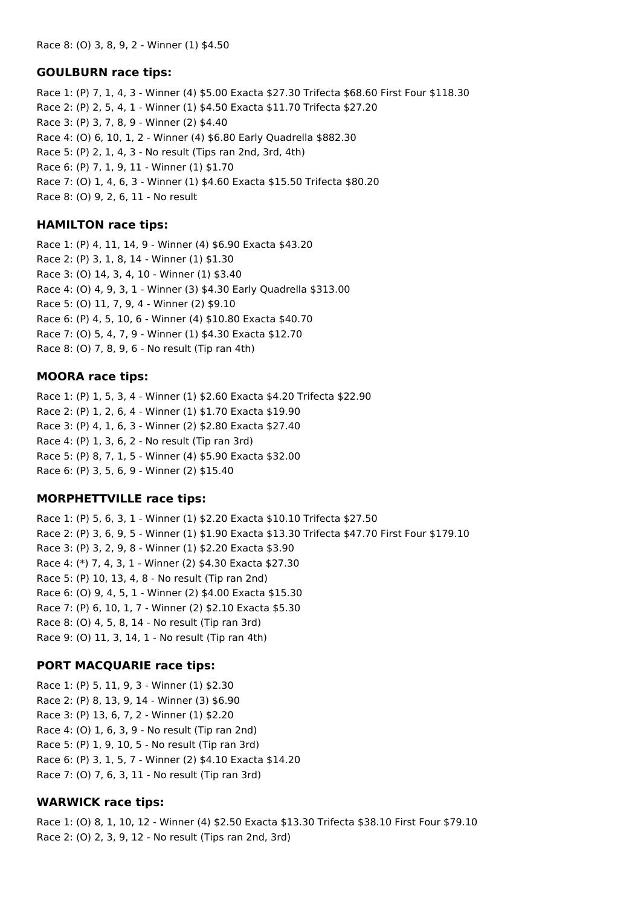Race 8: (O) 3, 8, 9, 2 - Winner (1) $4.50

### GOULBURN race tips:

Race 1: (P) 7, 1, 4, 3 - Winner (4) $5.00 Exacta $27.30 Trifecta $68.60 First Four $118.30
Race 2: (P) 2, 5, 4, 1 - Winner (1) $4.50 Exacta $11.70 Trifecta $27.20
Race 3: (P) 3, 7, 8, 9 - Winner (2) $4.40
Race 4: (O) 6, 10, 1, 2 - Winner (4) $6.80 Early Quadrella $882.30
Race 5: (P) 2, 1, 4, 3 - No result (Tips ran 2nd, 3rd, 4th)
Race 6: (P) 7, 1, 9, 11 - Winner (1) $1.70
Race 7: (O) 1, 4, 6, 3 - Winner (1) $4.60 Exacta $15.50 Trifecta $80.20
Race 8: (O) 9, 2, 6, 11 - No result

### HAMILTON race tips:

Race 1: (P) 4, 11, 14, 9 - Winner (4) $6.90 Exacta $43.20
Race 2: (P) 3, 1, 8, 14 - Winner (1) $1.30
Race 3: (O) 14, 3, 4, 10 - Winner (1) $3.40
Race 4: (O) 4, 9, 3, 1 - Winner (3) $4.30 Early Quadrella $313.00
Race 5: (O) 11, 7, 9, 4 - Winner (2) $9.10
Race 6: (P) 4, 5, 10, 6 - Winner (4) $10.80 Exacta $40.70
Race 7: (O) 5, 4, 7, 9 - Winner (1) $4.30 Exacta $12.70
Race 8: (O) 7, 8, 9, 6 - No result (Tip ran 4th)

### MOORA race tips:

Race 1: (P) 1, 5, 3, 4 - Winner (1) $2.60 Exacta $4.20 Trifecta $22.90
Race 2: (P) 1, 2, 6, 4 - Winner (1) $1.70 Exacta $19.90
Race 3: (P) 4, 1, 6, 3 - Winner (2) $2.80 Exacta $27.40
Race 4: (P) 1, 3, 6, 2 - No result (Tip ran 3rd)
Race 5: (P) 8, 7, 1, 5 - Winner (4) $5.90 Exacta $32.00
Race 6: (P) 3, 5, 6, 9 - Winner (2) $15.40

### MORPHETTVILLE race tips:

Race 1: (P) 5, 6, 3, 1 - Winner (1) $2.20 Exacta $10.10 Trifecta $27.50
Race 2: (P) 3, 6, 9, 5 - Winner (1) $1.90 Exacta $13.30 Trifecta $47.70 First Four $179.10
Race 3: (P) 3, 2, 9, 8 - Winner (1) $2.20 Exacta $3.90
Race 4: (*) 7, 4, 3, 1 - Winner (2) $4.30 Exacta $27.30
Race 5: (P) 10, 13, 4, 8 - No result (Tip ran 2nd)
Race 6: (O) 9, 4, 5, 1 - Winner (2) $4.00 Exacta $15.30
Race 7: (P) 6, 10, 1, 7 - Winner (2) $2.10 Exacta $5.30
Race 8: (O) 4, 5, 8, 14 - No result (Tip ran 3rd)
Race 9: (O) 11, 3, 14, 1 - No result (Tip ran 4th)

### PORT MACQUARIE race tips:

Race 1: (P) 5, 11, 9, 3 - Winner (1) $2.30
Race 2: (P) 8, 13, 9, 14 - Winner (3) $6.90
Race 3: (P) 13, 6, 7, 2 - Winner (1) $2.20
Race 4: (O) 1, 6, 3, 9 - No result (Tip ran 2nd)
Race 5: (P) 1, 9, 10, 5 - No result (Tip ran 3rd)
Race 6: (P) 3, 1, 5, 7 - Winner (2) $4.10 Exacta $14.20
Race 7: (O) 7, 6, 3, 11 - No result (Tip ran 3rd)

### WARWICK race tips:

Race 1: (O) 8, 1, 10, 12 - Winner (4) $2.50 Exacta $13.30 Trifecta $38.10 First Four $79.10
Race 2: (O) 2, 3, 9, 12 - No result (Tips ran 2nd, 3rd)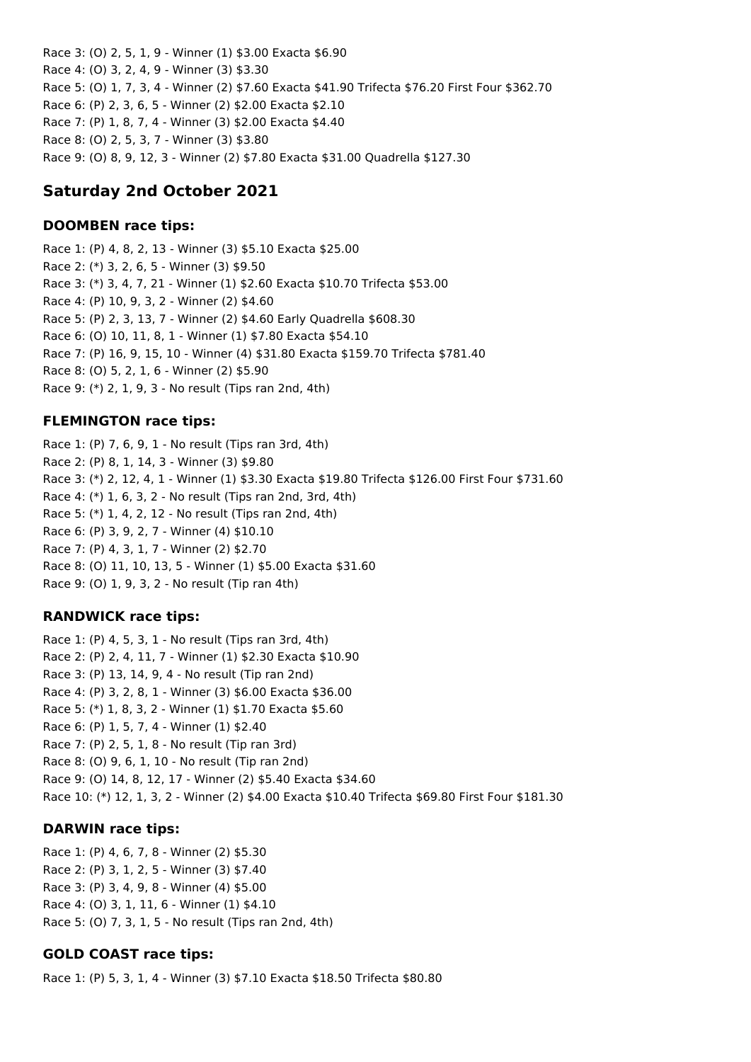Race 3: (O) 2, 5, 1, 9 - Winner (1) $3.00 Exacta $6.90
Race 4: (O) 3, 2, 4, 9 - Winner (3) $3.30
Race 5: (O) 1, 7, 3, 4 - Winner (2) $7.60 Exacta $41.90 Trifecta $76.20 First Four $362.70
Race 6: (P) 2, 3, 6, 5 - Winner (2) $2.00 Exacta $2.10
Race 7: (P) 1, 8, 7, 4 - Winner (3) $2.00 Exacta $4.40
Race 8: (O) 2, 5, 3, 7 - Winner (3) $3.80
Race 9: (O) 8, 9, 12, 3 - Winner (2) $7.80 Exacta $31.00 Quadrella $127.30

## Saturday 2nd October 2021

### DOOMBEN race tips:

Race 1: (P) 4, 8, 2, 13 - Winner (3) $5.10 Exacta $25.00
Race 2: (*) 3, 2, 6, 5 - Winner (3) $9.50
Race 3: (*) 3, 4, 7, 21 - Winner (1) $2.60 Exacta $10.70 Trifecta $53.00
Race 4: (P) 10, 9, 3, 2 - Winner (2) $4.60
Race 5: (P) 2, 3, 13, 7 - Winner (2) $4.60 Early Quadrella $608.30
Race 6: (O) 10, 11, 8, 1 - Winner (1) $7.80 Exacta $54.10
Race 7: (P) 16, 9, 15, 10 - Winner (4) $31.80 Exacta $159.70 Trifecta $781.40
Race 8: (O) 5, 2, 1, 6 - Winner (2) $5.90
Race 9: (*) 2, 1, 9, 3 - No result (Tips ran 2nd, 4th)

### FLEMINGTON race tips:

Race 1: (P) 7, 6, 9, 1 - No result (Tips ran 3rd, 4th)
Race 2: (P) 8, 1, 14, 3 - Winner (3) $9.80
Race 3: (*) 2, 12, 4, 1 - Winner (1) $3.30 Exacta $19.80 Trifecta $126.00 First Four $731.60
Race 4: (*) 1, 6, 3, 2 - No result (Tips ran 2nd, 3rd, 4th)
Race 5: (*) 1, 4, 2, 12 - No result (Tips ran 2nd, 4th)
Race 6: (P) 3, 9, 2, 7 - Winner (4) $10.10
Race 7: (P) 4, 3, 1, 7 - Winner (2) $2.70
Race 8: (O) 11, 10, 13, 5 - Winner (1) $5.00 Exacta $31.60
Race 9: (O) 1, 9, 3, 2 - No result (Tip ran 4th)

### RANDWICK race tips:

Race 1: (P) 4, 5, 3, 1 - No result (Tips ran 3rd, 4th)
Race 2: (P) 2, 4, 11, 7 - Winner (1) $2.30 Exacta $10.90
Race 3: (P) 13, 14, 9, 4 - No result (Tip ran 2nd)
Race 4: (P) 3, 2, 8, 1 - Winner (3) $6.00 Exacta $36.00
Race 5: (*) 1, 8, 3, 2 - Winner (1) $1.70 Exacta $5.60
Race 6: (P) 1, 5, 7, 4 - Winner (1) $2.40
Race 7: (P) 2, 5, 1, 8 - No result (Tip ran 3rd)
Race 8: (O) 9, 6, 1, 10 - No result (Tip ran 2nd)
Race 9: (O) 14, 8, 12, 17 - Winner (2) $5.40 Exacta $34.60
Race 10: (*) 12, 1, 3, 2 - Winner (2) $4.00 Exacta $10.40 Trifecta $69.80 First Four $181.30

### DARWIN race tips:

Race 1: (P) 4, 6, 7, 8 - Winner (2) $5.30
Race 2: (P) 3, 1, 2, 5 - Winner (3) $7.40
Race 3: (P) 3, 4, 9, 8 - Winner (4) $5.00
Race 4: (O) 3, 1, 11, 6 - Winner (1) $4.10
Race 5: (O) 7, 3, 1, 5 - No result (Tips ran 2nd, 4th)

### GOLD COAST race tips:

Race 1: (P) 5, 3, 1, 4 - Winner (3) $7.10 Exacta $18.50 Trifecta $80.80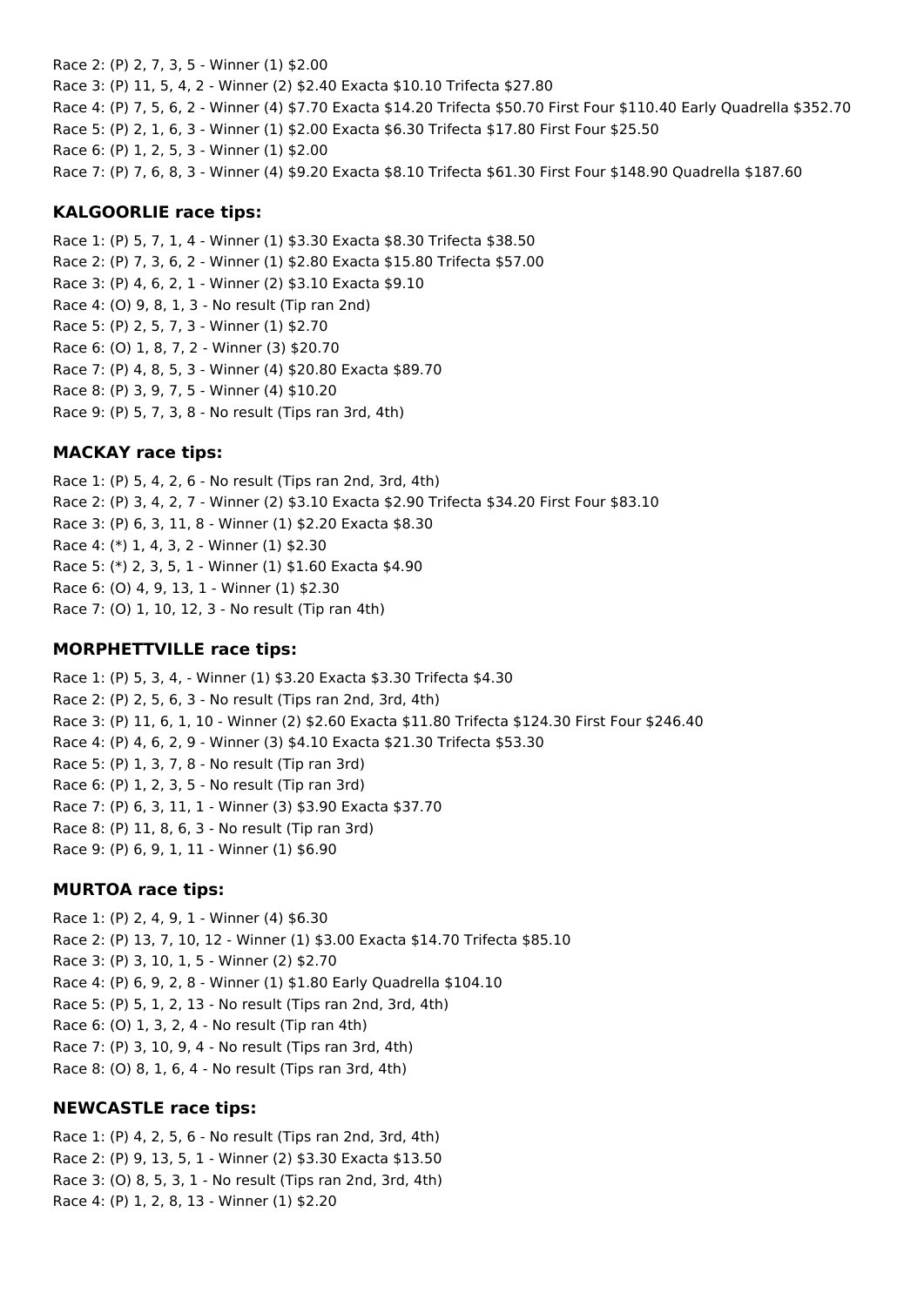Race 2: (P) 2, 7, 3, 5 - Winner (1) $2.00

Race 3: (P) 11, 5, 4, 2 - Winner (2) $2.40 Exacta $10.10 Trifecta $27.80

Race 4: (P) 7, 5, 6, 2 - Winner (4) $7.70 Exacta $14.20 Trifecta $50.70 First Four $110.40 Early Quadrella $352.70

Race 5: (P) 2, 1, 6, 3 - Winner (1) $2.00 Exacta $6.30 Trifecta $17.80 First Four $25.50

Race 6: (P) 1, 2, 5, 3 - Winner (1) $2.00

Race 7: (P) 7, 6, 8, 3 - Winner (4) $9.20 Exacta $8.10 Trifecta $61.30 First Four $148.90 Quadrella $187.60

### KALGOORLIE race tips:

Race 1: (P) 5, 7, 1, 4 - Winner (1) $3.30 Exacta $8.30 Trifecta $38.50

Race 2: (P) 7, 3, 6, 2 - Winner (1) $2.80 Exacta $15.80 Trifecta $57.00

Race 3: (P) 4, 6, 2, 1 - Winner (2) $3.10 Exacta $9.10

Race 4: (O) 9, 8, 1, 3 - No result (Tip ran 2nd)

Race 5: (P) 2, 5, 7, 3 - Winner (1) $2.70

Race 6: (O) 1, 8, 7, 2 - Winner (3) $20.70

Race 7: (P) 4, 8, 5, 3 - Winner (4) $20.80 Exacta $89.70

Race 8: (P) 3, 9, 7, 5 - Winner (4) $10.20

Race 9: (P) 5, 7, 3, 8 - No result (Tips ran 3rd, 4th)

### MACKAY race tips:

Race 1: (P) 5, 4, 2, 6 - No result (Tips ran 2nd, 3rd, 4th)

Race 2: (P) 3, 4, 2, 7 - Winner (2) $3.10 Exacta $2.90 Trifecta $34.20 First Four $83.10

Race 3: (P) 6, 3, 11, 8 - Winner (1) $2.20 Exacta $8.30

Race 4: (*) 1, 4, 3, 2 - Winner (1) $2.30

Race 5: (*) 2, 3, 5, 1 - Winner (1) $1.60 Exacta $4.90

Race 6: (O) 4, 9, 13, 1 - Winner (1) $2.30

Race 7: (O) 1, 10, 12, 3 - No result (Tip ran 4th)

### MORPHETTVILLE race tips:

Race 1: (P) 5, 3, 4, - Winner (1) $3.20 Exacta $3.30 Trifecta $4.30

Race 2: (P) 2, 5, 6, 3 - No result (Tips ran 2nd, 3rd, 4th)

Race 3: (P) 11, 6, 1, 10 - Winner (2) $2.60 Exacta $11.80 Trifecta $124.30 First Four $246.40

Race 4: (P) 4, 6, 2, 9 - Winner (3) $4.10 Exacta $21.30 Trifecta $53.30

Race 5: (P) 1, 3, 7, 8 - No result (Tip ran 3rd)

Race 6: (P) 1, 2, 3, 5 - No result (Tip ran 3rd)

Race 7: (P) 6, 3, 11, 1 - Winner (3) $3.90 Exacta $37.70

Race 8: (P) 11, 8, 6, 3 - No result (Tip ran 3rd)

Race 9: (P) 6, 9, 1, 11 - Winner (1) $6.90

### MURTOA race tips:

Race 1: (P) 2, 4, 9, 1 - Winner (4) $6.30

Race 2: (P) 13, 7, 10, 12 - Winner (1) $3.00 Exacta $14.70 Trifecta $85.10

Race 3: (P) 3, 10, 1, 5 - Winner (2) $2.70

Race 4: (P) 6, 9, 2, 8 - Winner (1) $1.80 Early Quadrella $104.10

Race 5: (P) 5, 1, 2, 13 - No result (Tips ran 2nd, 3rd, 4th)

Race 6: (O) 1, 3, 2, 4 - No result (Tip ran 4th)

Race 7: (P) 3, 10, 9, 4 - No result (Tips ran 3rd, 4th)

Race 8: (O) 8, 1, 6, 4 - No result (Tips ran 3rd, 4th)

### NEWCASTLE race tips:

Race 1: (P) 4, 2, 5, 6 - No result (Tips ran 2nd, 3rd, 4th)

Race 2: (P) 9, 13, 5, 1 - Winner (2) $3.30 Exacta $13.50

Race 3: (O) 8, 5, 3, 1 - No result (Tips ran 2nd, 3rd, 4th)

Race 4: (P) 1, 2, 8, 13 - Winner (1) $2.20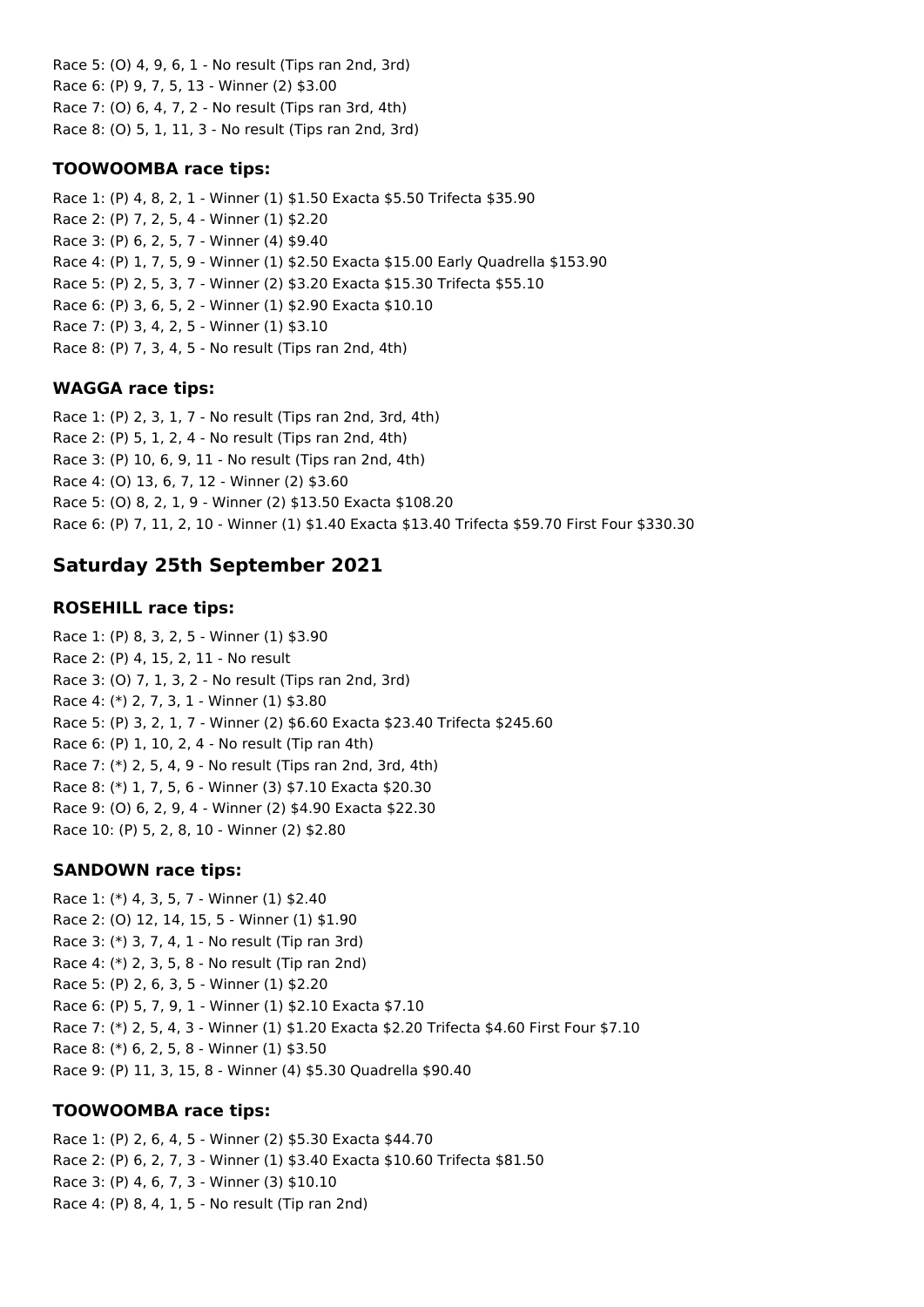Race 5: (O) 4, 9, 6, 1 - No result (Tips ran 2nd, 3rd)
Race 6: (P) 9, 7, 5, 13 - Winner (2) $3.00
Race 7: (O) 6, 4, 7, 2 - No result (Tips ran 3rd, 4th)
Race 8: (O) 5, 1, 11, 3 - No result (Tips ran 2nd, 3rd)

### TOOWOOMBA race tips:

Race 1: (P) 4, 8, 2, 1 - Winner (1) $1.50 Exacta $5.50 Trifecta $35.90
Race 2: (P) 7, 2, 5, 4 - Winner (1) $2.20
Race 3: (P) 6, 2, 5, 7 - Winner (4) $9.40
Race 4: (P) 1, 7, 5, 9 - Winner (1) $2.50 Exacta $15.00 Early Quadrella $153.90
Race 5: (P) 2, 5, 3, 7 - Winner (2) $3.20 Exacta $15.30 Trifecta $55.10
Race 6: (P) 3, 6, 5, 2 - Winner (1) $2.90 Exacta $10.10
Race 7: (P) 3, 4, 2, 5 - Winner (1) $3.10
Race 8: (P) 7, 3, 4, 5 - No result (Tips ran 2nd, 4th)

### WAGGA race tips:

Race 1: (P) 2, 3, 1, 7 - No result (Tips ran 2nd, 3rd, 4th)
Race 2: (P) 5, 1, 2, 4 - No result (Tips ran 2nd, 4th)
Race 3: (P) 10, 6, 9, 11 - No result (Tips ran 2nd, 4th)
Race 4: (O) 13, 6, 7, 12 - Winner (2) $3.60
Race 5: (O) 8, 2, 1, 9 - Winner (2) $13.50 Exacta $108.20
Race 6: (P) 7, 11, 2, 10 - Winner (1) $1.40 Exacta $13.40 Trifecta $59.70 First Four $330.30

## Saturday 25th September 2021

### ROSEHILL race tips:

Race 1: (P) 8, 3, 2, 5 - Winner (1) $3.90
Race 2: (P) 4, 15, 2, 11 - No result
Race 3: (O) 7, 1, 3, 2 - No result (Tips ran 2nd, 3rd)
Race 4: (*) 2, 7, 3, 1 - Winner (1) $3.80
Race 5: (P) 3, 2, 1, 7 - Winner (2) $6.60 Exacta $23.40 Trifecta $245.60
Race 6: (P) 1, 10, 2, 4 - No result (Tip ran 4th)
Race 7: (*) 2, 5, 4, 9 - No result (Tips ran 2nd, 3rd, 4th)
Race 8: (*) 1, 7, 5, 6 - Winner (3) $7.10 Exacta $20.30
Race 9: (O) 6, 2, 9, 4 - Winner (2) $4.90 Exacta $22.30
Race 10: (P) 5, 2, 8, 10 - Winner (2) $2.80

### SANDOWN race tips:

Race 1: (*) 4, 3, 5, 7 - Winner (1) $2.40
Race 2: (O) 12, 14, 15, 5 - Winner (1) $1.90
Race 3: (*) 3, 7, 4, 1 - No result (Tip ran 3rd)
Race 4: (*) 2, 3, 5, 8 - No result (Tip ran 2nd)
Race 5: (P) 2, 6, 3, 5 - Winner (1) $2.20
Race 6: (P) 5, 7, 9, 1 - Winner (1) $2.10 Exacta $7.10
Race 7: (*) 2, 5, 4, 3 - Winner (1) $1.20 Exacta $2.20 Trifecta $4.60 First Four $7.10
Race 8: (*) 6, 2, 5, 8 - Winner (1) $3.50
Race 9: (P) 11, 3, 15, 8 - Winner (4) $5.30 Quadrella $90.40

### TOOWOOMBA race tips:

Race 1: (P) 2, 6, 4, 5 - Winner (2) $5.30 Exacta $44.70
Race 2: (P) 6, 2, 7, 3 - Winner (1) $3.40 Exacta $10.60 Trifecta $81.50
Race 3: (P) 4, 6, 7, 3 - Winner (3) $10.10
Race 4: (P) 8, 4, 1, 5 - No result (Tip ran 2nd)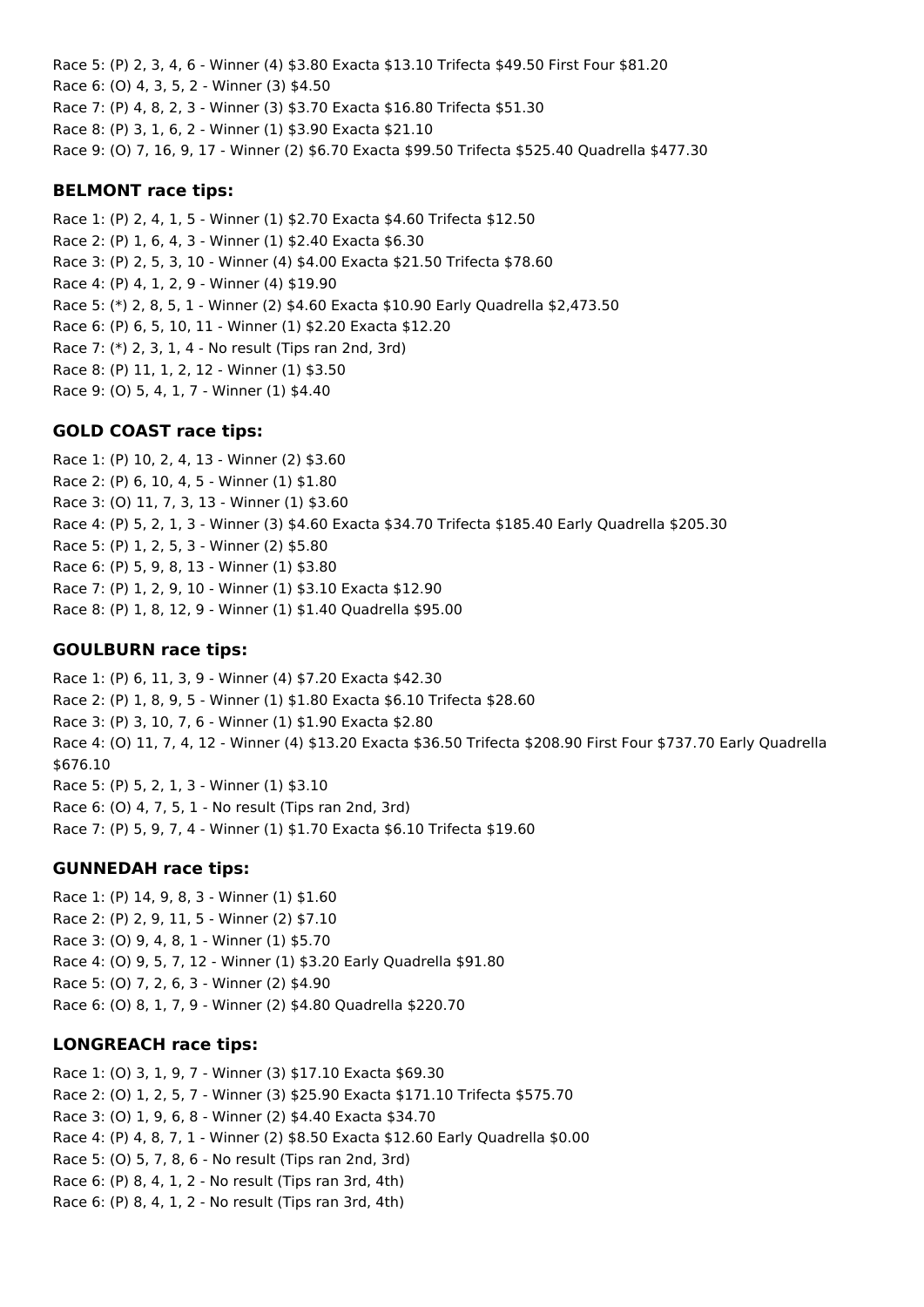Race 5: (P) 2, 3, 4, 6 - Winner (4) $3.80 Exacta $13.10 Trifecta $49.50 First Four $81.20
Race 6: (O) 4, 3, 5, 2 - Winner (3) $4.50
Race 7: (P) 4, 8, 2, 3 - Winner (3) $3.70 Exacta $16.80 Trifecta $51.30
Race 8: (P) 3, 1, 6, 2 - Winner (1) $3.90 Exacta $21.10
Race 9: (O) 7, 16, 9, 17 - Winner (2) $6.70 Exacta $99.50 Trifecta $525.40 Quadrella $477.30

### BELMONT race tips:

Race 1: (P) 2, 4, 1, 5 - Winner (1) $2.70 Exacta $4.60 Trifecta $12.50
Race 2: (P) 1, 6, 4, 3 - Winner (1) $2.40 Exacta $6.30
Race 3: (P) 2, 5, 3, 10 - Winner (4) $4.00 Exacta $21.50 Trifecta $78.60
Race 4: (P) 4, 1, 2, 9 - Winner (4) $19.90
Race 5: (*) 2, 8, 5, 1 - Winner (2) $4.60 Exacta $10.90 Early Quadrella $2,473.50
Race 6: (P) 6, 5, 10, 11 - Winner (1) $2.20 Exacta $12.20
Race 7: (*) 2, 3, 1, 4 - No result (Tips ran 2nd, 3rd)
Race 8: (P) 11, 1, 2, 12 - Winner (1) $3.50
Race 9: (O) 5, 4, 1, 7 - Winner (1) $4.40

### GOLD COAST race tips:

Race 1: (P) 10, 2, 4, 13 - Winner (2) $3.60
Race 2: (P) 6, 10, 4, 5 - Winner (1) $1.80
Race 3: (O) 11, 7, 3, 13 - Winner (1) $3.60
Race 4: (P) 5, 2, 1, 3 - Winner (3) $4.60 Exacta $34.70 Trifecta $185.40 Early Quadrella $205.30
Race 5: (P) 1, 2, 5, 3 - Winner (2) $5.80
Race 6: (P) 5, 9, 8, 13 - Winner (1) $3.80
Race 7: (P) 1, 2, 9, 10 - Winner (1) $3.10 Exacta $12.90
Race 8: (P) 1, 8, 12, 9 - Winner (1) $1.40 Quadrella $95.00

### GOULBURN race tips:

Race 1: (P) 6, 11, 3, 9 - Winner (4) $7.20 Exacta $42.30
Race 2: (P) 1, 8, 9, 5 - Winner (1) $1.80 Exacta $6.10 Trifecta $28.60
Race 3: (P) 3, 10, 7, 6 - Winner (1) $1.90 Exacta $2.80
Race 4: (O) 11, 7, 4, 12 - Winner (4) $13.20 Exacta $36.50 Trifecta $208.90 First Four $737.70 Early Quadrella $676.10
Race 5: (P) 5, 2, 1, 3 - Winner (1) $3.10
Race 6: (O) 4, 7, 5, 1 - No result (Tips ran 2nd, 3rd)
Race 7: (P) 5, 9, 7, 4 - Winner (1) $1.70 Exacta $6.10 Trifecta $19.60

### GUNNEDAH race tips:

Race 1: (P) 14, 9, 8, 3 - Winner (1) $1.60
Race 2: (P) 2, 9, 11, 5 - Winner (2) $7.10
Race 3: (O) 9, 4, 8, 1 - Winner (1) $5.70
Race 4: (O) 9, 5, 7, 12 - Winner (1) $3.20 Early Quadrella $91.80
Race 5: (O) 7, 2, 6, 3 - Winner (2) $4.90
Race 6: (O) 8, 1, 7, 9 - Winner (2) $4.80 Quadrella $220.70

### LONGREACH race tips:

Race 1: (O) 3, 1, 9, 7 - Winner (3) $17.10 Exacta $69.30
Race 2: (O) 1, 2, 5, 7 - Winner (3) $25.90 Exacta $171.10 Trifecta $575.70
Race 3: (O) 1, 9, 6, 8 - Winner (2) $4.40 Exacta $34.70
Race 4: (P) 4, 8, 7, 1 - Winner (2) $8.50 Exacta $12.60 Early Quadrella $0.00
Race 5: (O) 5, 7, 8, 6 - No result (Tips ran 2nd, 3rd)
Race 6: (P) 8, 4, 1, 2 - No result (Tips ran 3rd, 4th)
Race 6: (P) 8, 4, 1, 2 - No result (Tips ran 3rd, 4th)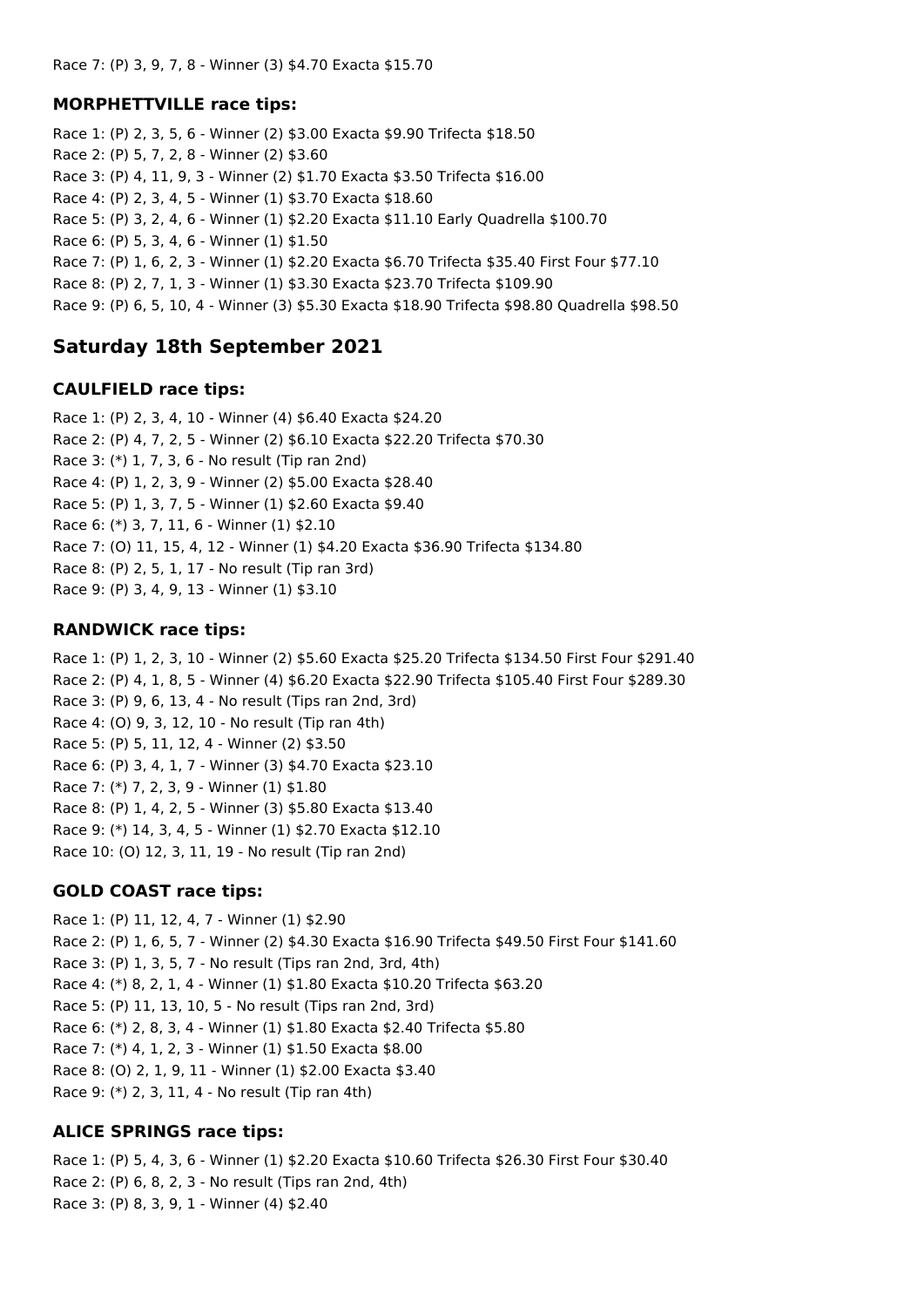Race 7: (P) 3, 9, 7, 8 - Winner (3) $4.70 Exacta $15.70

### MORPHETTVILLE race tips:

Race 1: (P) 2, 3, 5, 6 - Winner (2) $3.00 Exacta $9.90 Trifecta $18.50
Race 2: (P) 5, 7, 2, 8 - Winner (2) $3.60
Race 3: (P) 4, 11, 9, 3 - Winner (2) $1.70 Exacta $3.50 Trifecta $16.00
Race 4: (P) 2, 3, 4, 5 - Winner (1) $3.70 Exacta $18.60
Race 5: (P) 3, 2, 4, 6 - Winner (1) $2.20 Exacta $11.10 Early Quadrella $100.70
Race 6: (P) 5, 3, 4, 6 - Winner (1) $1.50
Race 7: (P) 1, 6, 2, 3 - Winner (1) $2.20 Exacta $6.70 Trifecta $35.40 First Four $77.10
Race 8: (P) 2, 7, 1, 3 - Winner (1) $3.30 Exacta $23.70 Trifecta $109.90
Race 9: (P) 6, 5, 10, 4 - Winner (3) $5.30 Exacta $18.90 Trifecta $98.80 Quadrella $98.50

## Saturday 18th September 2021

### CAULFIELD race tips:

Race 1: (P) 2, 3, 4, 10 - Winner (4) $6.40 Exacta $24.20
Race 2: (P) 4, 7, 2, 5 - Winner (2) $6.10 Exacta $22.20 Trifecta $70.30
Race 3: (*) 1, 7, 3, 6 - No result (Tip ran 2nd)
Race 4: (P) 1, 2, 3, 9 - Winner (2) $5.00 Exacta $28.40
Race 5: (P) 1, 3, 7, 5 - Winner (1) $2.60 Exacta $9.40
Race 6: (*) 3, 7, 11, 6 - Winner (1) $2.10
Race 7: (O) 11, 15, 4, 12 - Winner (1) $4.20 Exacta $36.90 Trifecta $134.80
Race 8: (P) 2, 5, 1, 17 - No result (Tip ran 3rd)
Race 9: (P) 3, 4, 9, 13 - Winner (1) $3.10

### RANDWICK race tips:

Race 1: (P) 1, 2, 3, 10 - Winner (2) $5.60 Exacta $25.20 Trifecta $134.50 First Four $291.40
Race 2: (P) 4, 1, 8, 5 - Winner (4) $6.20 Exacta $22.90 Trifecta $105.40 First Four $289.30
Race 3: (P) 9, 6, 13, 4 - No result (Tips ran 2nd, 3rd)
Race 4: (O) 9, 3, 12, 10 - No result (Tip ran 4th)
Race 5: (P) 5, 11, 12, 4 - Winner (2) $3.50
Race 6: (P) 3, 4, 1, 7 - Winner (3) $4.70 Exacta $23.10
Race 7: (*) 7, 2, 3, 9 - Winner (1) $1.80
Race 8: (P) 1, 4, 2, 5 - Winner (3) $5.80 Exacta $13.40
Race 9: (*) 14, 3, 4, 5 - Winner (1) $2.70 Exacta $12.10
Race 10: (O) 12, 3, 11, 19 - No result (Tip ran 2nd)

### GOLD COAST race tips:

Race 1: (P) 11, 12, 4, 7 - Winner (1) $2.90
Race 2: (P) 1, 6, 5, 7 - Winner (2) $4.30 Exacta $16.90 Trifecta $49.50 First Four $141.60
Race 3: (P) 1, 3, 5, 7 - No result (Tips ran 2nd, 3rd, 4th)
Race 4: (*) 8, 2, 1, 4 - Winner (1) $1.80 Exacta $10.20 Trifecta $63.20
Race 5: (P) 11, 13, 10, 5 - No result (Tips ran 2nd, 3rd)
Race 6: (*) 2, 8, 3, 4 - Winner (1) $1.80 Exacta $2.40 Trifecta $5.80
Race 7: (*) 4, 1, 2, 3 - Winner (1) $1.50 Exacta $8.00
Race 8: (O) 2, 1, 9, 11 - Winner (1) $2.00 Exacta $3.40
Race 9: (*) 2, 3, 11, 4 - No result (Tip ran 4th)

### ALICE SPRINGS race tips:

Race 1: (P) 5, 4, 3, 6 - Winner (1) $2.20 Exacta $10.60 Trifecta $26.30 First Four $30.40
Race 2: (P) 6, 8, 2, 3 - No result (Tips ran 2nd, 4th)
Race 3: (P) 8, 3, 9, 1 - Winner (4) $2.40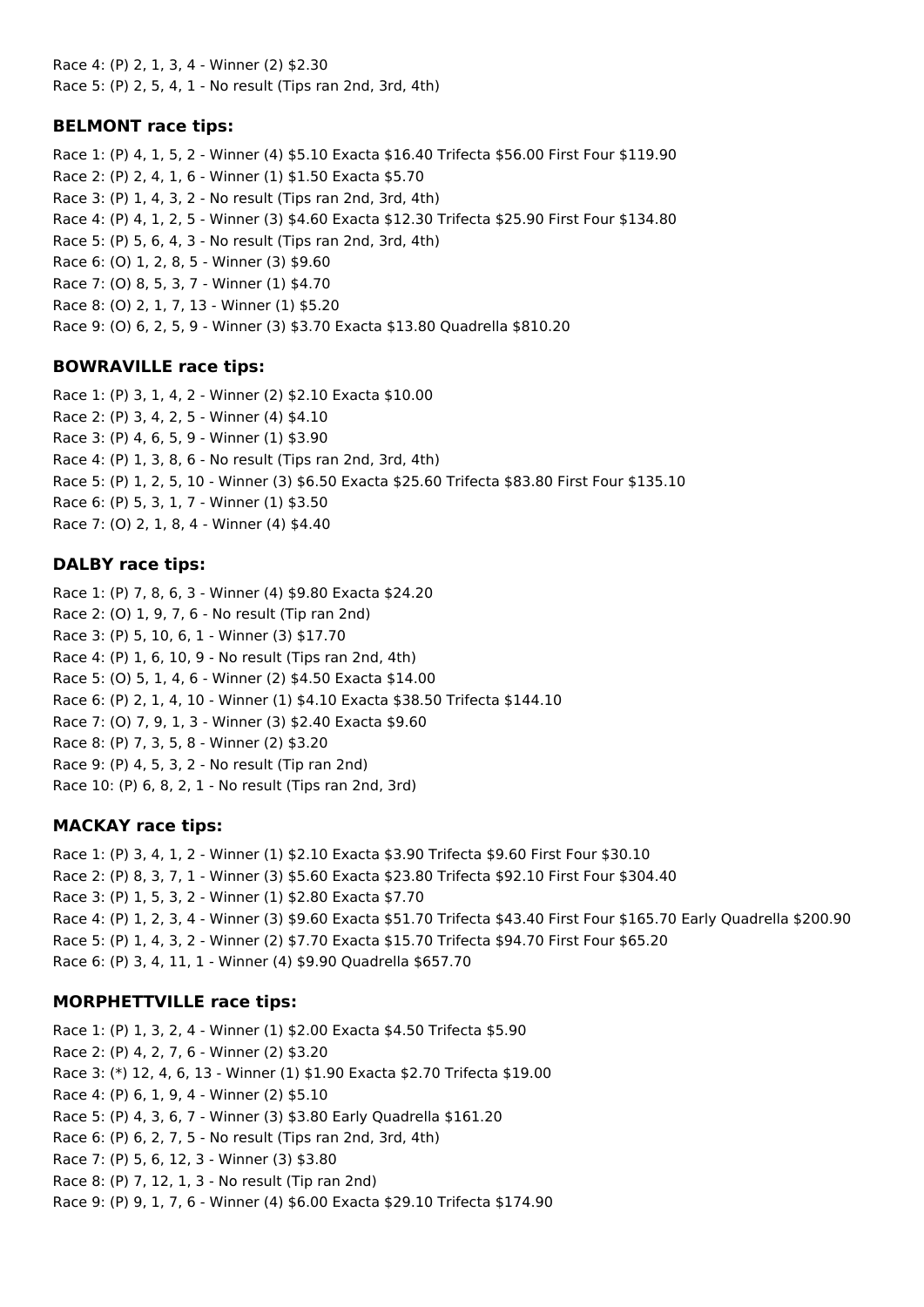Race 4: (P) 2, 1, 3, 4 - Winner (2) $2.30
Race 5: (P) 2, 5, 4, 1 - No result (Tips ran 2nd, 3rd, 4th)

### BELMONT race tips:

Race 1: (P) 4, 1, 5, 2 - Winner (4) $5.10 Exacta $16.40 Trifecta $56.00 First Four $119.90
Race 2: (P) 2, 4, 1, 6 - Winner (1) $1.50 Exacta $5.70
Race 3: (P) 1, 4, 3, 2 - No result (Tips ran 2nd, 3rd, 4th)
Race 4: (P) 4, 1, 2, 5 - Winner (3) $4.60 Exacta $12.30 Trifecta $25.90 First Four $134.80
Race 5: (P) 5, 6, 4, 3 - No result (Tips ran 2nd, 3rd, 4th)
Race 6: (O) 1, 2, 8, 5 - Winner (3) $9.60
Race 7: (O) 8, 5, 3, 7 - Winner (1) $4.70
Race 8: (O) 2, 1, 7, 13 - Winner (1) $5.20
Race 9: (O) 6, 2, 5, 9 - Winner (3) $3.70 Exacta $13.80 Quadrella $810.20

### BOWRAVILLE race tips:

Race 1: (P) 3, 1, 4, 2 - Winner (2) $2.10 Exacta $10.00
Race 2: (P) 3, 4, 2, 5 - Winner (4) $4.10
Race 3: (P) 4, 6, 5, 9 - Winner (1) $3.90
Race 4: (P) 1, 3, 8, 6 - No result (Tips ran 2nd, 3rd, 4th)
Race 5: (P) 1, 2, 5, 10 - Winner (3) $6.50 Exacta $25.60 Trifecta $83.80 First Four $135.10
Race 6: (P) 5, 3, 1, 7 - Winner (1) $3.50
Race 7: (O) 2, 1, 8, 4 - Winner (4) $4.40

### DALBY race tips:

Race 1: (P) 7, 8, 6, 3 - Winner (4) $9.80 Exacta $24.20
Race 2: (O) 1, 9, 7, 6 - No result (Tip ran 2nd)
Race 3: (P) 5, 10, 6, 1 - Winner (3) $17.70
Race 4: (P) 1, 6, 10, 9 - No result (Tips ran 2nd, 4th)
Race 5: (O) 5, 1, 4, 6 - Winner (2) $4.50 Exacta $14.00
Race 6: (P) 2, 1, 4, 10 - Winner (1) $4.10 Exacta $38.50 Trifecta $144.10
Race 7: (O) 7, 9, 1, 3 - Winner (3) $2.40 Exacta $9.60
Race 8: (P) 7, 3, 5, 8 - Winner (2) $3.20
Race 9: (P) 4, 5, 3, 2 - No result (Tip ran 2nd)
Race 10: (P) 6, 8, 2, 1 - No result (Tips ran 2nd, 3rd)

### MACKAY race tips:

Race 1: (P) 3, 4, 1, 2 - Winner (1) $2.10 Exacta $3.90 Trifecta $9.60 First Four $30.10
Race 2: (P) 8, 3, 7, 1 - Winner (3) $5.60 Exacta $23.80 Trifecta $92.10 First Four $304.40
Race 3: (P) 1, 5, 3, 2 - Winner (1) $2.80 Exacta $7.70
Race 4: (P) 1, 2, 3, 4 - Winner (3) $9.60 Exacta $51.70 Trifecta $43.40 First Four $165.70 Early Quadrella $200.90
Race 5: (P) 1, 4, 3, 2 - Winner (2) $7.70 Exacta $15.70 Trifecta $94.70 First Four $65.20
Race 6: (P) 3, 4, 11, 1 - Winner (4) $9.90 Quadrella $657.70

### MORPHETTVILLE race tips:

Race 1: (P) 1, 3, 2, 4 - Winner (1) $2.00 Exacta $4.50 Trifecta $5.90
Race 2: (P) 4, 2, 7, 6 - Winner (2) $3.20
Race 3: (*) 12, 4, 6, 13 - Winner (1) $1.90 Exacta $2.70 Trifecta $19.00
Race 4: (P) 6, 1, 9, 4 - Winner (2) $5.10
Race 5: (P) 4, 3, 6, 7 - Winner (3) $3.80 Early Quadrella $161.20
Race 6: (P) 6, 2, 7, 5 - No result (Tips ran 2nd, 3rd, 4th)
Race 7: (P) 5, 6, 12, 3 - Winner (3) $3.80
Race 8: (P) 7, 12, 1, 3 - No result (Tip ran 2nd)
Race 9: (P) 9, 1, 7, 6 - Winner (4) $6.00 Exacta $29.10 Trifecta $174.90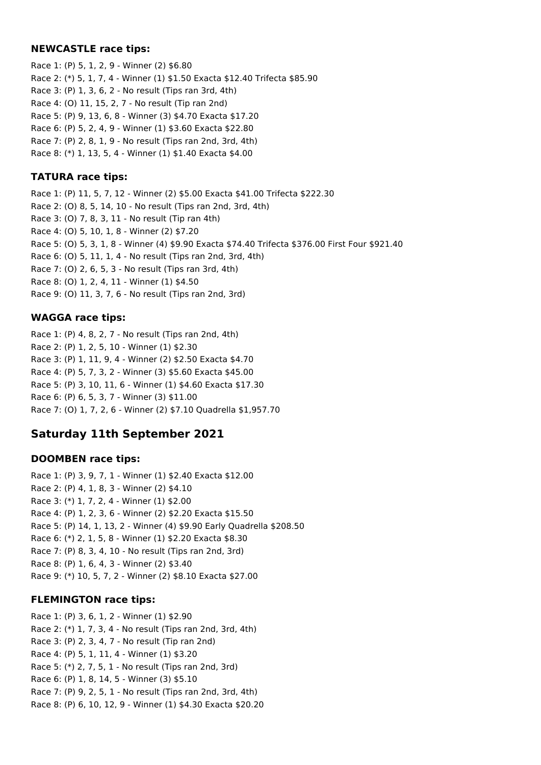### NEWCASTLE race tips:

Race 1: (P) 5, 1, 2, 9 - Winner (2) $6.80
Race 2: (*) 5, 1, 7, 4 - Winner (1) $1.50 Exacta $12.40 Trifecta $85.90
Race 3: (P) 1, 3, 6, 2 - No result (Tips ran 3rd, 4th)
Race 4: (O) 11, 15, 2, 7 - No result (Tip ran 2nd)
Race 5: (P) 9, 13, 6, 8 - Winner (3) $4.70 Exacta $17.20
Race 6: (P) 5, 2, 4, 9 - Winner (1) $3.60 Exacta $22.80
Race 7: (P) 2, 8, 1, 9 - No result (Tips ran 2nd, 3rd, 4th)
Race 8: (*) 1, 13, 5, 4 - Winner (1) $1.40 Exacta $4.00

### TATURA race tips:

Race 1: (P) 11, 5, 7, 12 - Winner (2) $5.00 Exacta $41.00 Trifecta $222.30
Race 2: (O) 8, 5, 14, 10 - No result (Tips ran 2nd, 3rd, 4th)
Race 3: (O) 7, 8, 3, 11 - No result (Tip ran 4th)
Race 4: (O) 5, 10, 1, 8 - Winner (2) $7.20
Race 5: (O) 5, 3, 1, 8 - Winner (4) $9.90 Exacta $74.40 Trifecta $376.00 First Four $921.40
Race 6: (O) 5, 11, 1, 4 - No result (Tips ran 2nd, 3rd, 4th)
Race 7: (O) 2, 6, 5, 3 - No result (Tips ran 3rd, 4th)
Race 8: (O) 1, 2, 4, 11 - Winner (1) $4.50
Race 9: (O) 11, 3, 7, 6 - No result (Tips ran 2nd, 3rd)

### WAGGA race tips:

Race 1: (P) 4, 8, 2, 7 - No result (Tips ran 2nd, 4th)
Race 2: (P) 1, 2, 5, 10 - Winner (1) $2.30
Race 3: (P) 1, 11, 9, 4 - Winner (2) $2.50 Exacta $4.70
Race 4: (P) 5, 7, 3, 2 - Winner (3) $5.60 Exacta $45.00
Race 5: (P) 3, 10, 11, 6 - Winner (1) $4.60 Exacta $17.30
Race 6: (P) 6, 5, 3, 7 - Winner (3) $11.00
Race 7: (O) 1, 7, 2, 6 - Winner (2) $7.10 Quadrella $1,957.70

## Saturday 11th September 2021

### DOOMBEN race tips:

Race 1: (P) 3, 9, 7, 1 - Winner (1) $2.40 Exacta $12.00
Race 2: (P) 4, 1, 8, 3 - Winner (2) $4.10
Race 3: (*) 1, 7, 2, 4 - Winner (1) $2.00
Race 4: (P) 1, 2, 3, 6 - Winner (2) $2.20 Exacta $15.50
Race 5: (P) 14, 1, 13, 2 - Winner (4) $9.90 Early Quadrella $208.50
Race 6: (*) 2, 1, 5, 8 - Winner (1) $2.20 Exacta $8.30
Race 7: (P) 8, 3, 4, 10 - No result (Tips ran 2nd, 3rd)
Race 8: (P) 1, 6, 4, 3 - Winner (2) $3.40
Race 9: (*) 10, 5, 7, 2 - Winner (2) $8.10 Exacta $27.00

### FLEMINGTON race tips:

Race 1: (P) 3, 6, 1, 2 - Winner (1) $2.90
Race 2: (*) 1, 7, 3, 4 - No result (Tips ran 2nd, 3rd, 4th)
Race 3: (P) 2, 3, 4, 7 - No result (Tip ran 2nd)
Race 4: (P) 5, 1, 11, 4 - Winner (1) $3.20
Race 5: (*) 2, 7, 5, 1 - No result (Tips ran 2nd, 3rd)
Race 6: (P) 1, 8, 14, 5 - Winner (3) $5.10
Race 7: (P) 9, 2, 5, 1 - No result (Tips ran 2nd, 3rd, 4th)
Race 8: (P) 6, 10, 12, 9 - Winner (1) $4.30 Exacta $20.20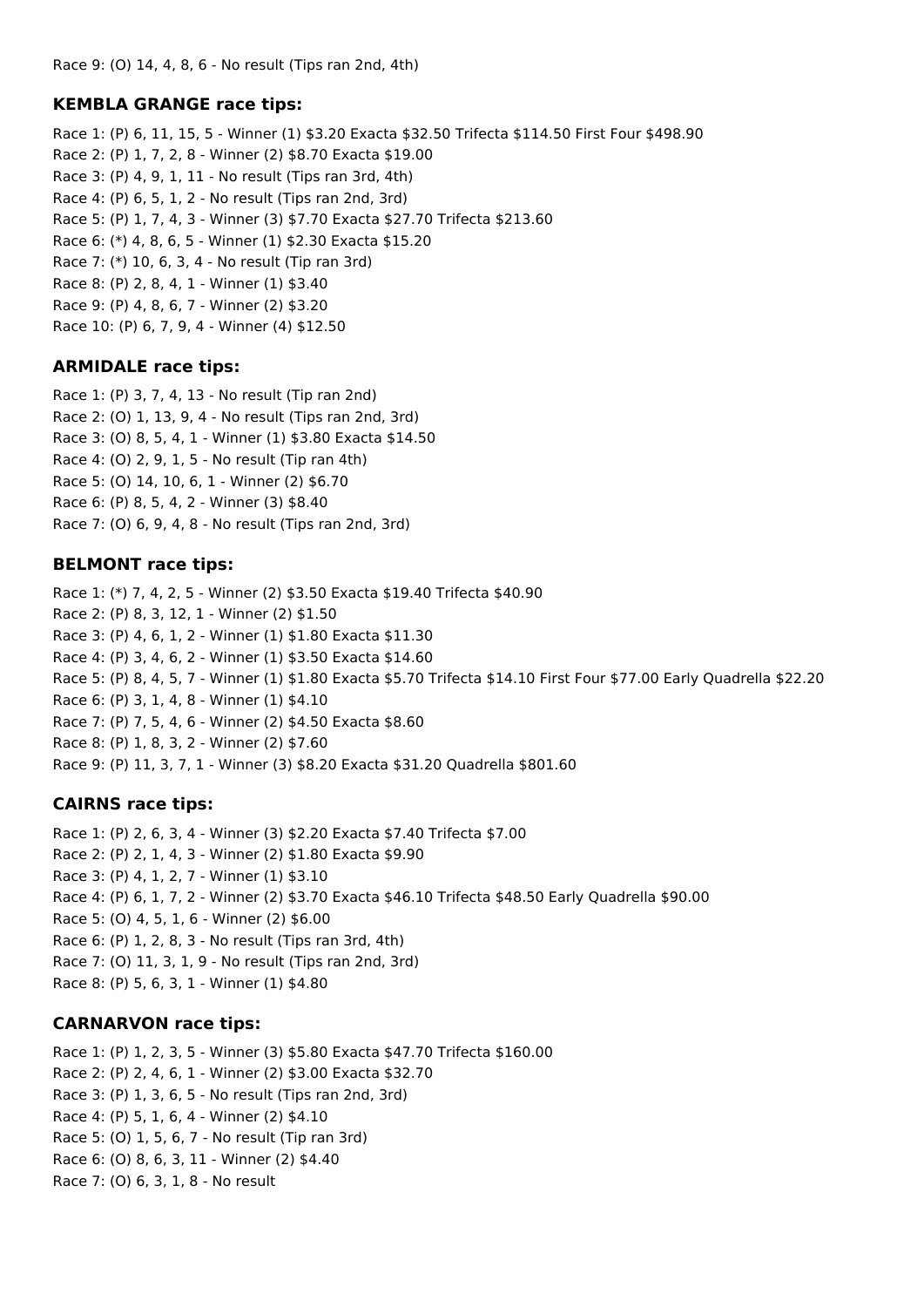Race 9: (O) 14, 4, 8, 6 - No result (Tips ran 2nd, 4th)

### KEMBLA GRANGE race tips:

Race 1: (P) 6, 11, 15, 5 - Winner (1) $3.20 Exacta $32.50 Trifecta $114.50 First Four $498.90
Race 2: (P) 1, 7, 2, 8 - Winner (2) $8.70 Exacta $19.00
Race 3: (P) 4, 9, 1, 11 - No result (Tips ran 3rd, 4th)
Race 4: (P) 6, 5, 1, 2 - No result (Tips ran 2nd, 3rd)
Race 5: (P) 1, 7, 4, 3 - Winner (3) $7.70 Exacta $27.70 Trifecta $213.60
Race 6: (*) 4, 8, 6, 5 - Winner (1) $2.30 Exacta $15.20
Race 7: (*) 10, 6, 3, 4 - No result (Tip ran 3rd)
Race 8: (P) 2, 8, 4, 1 - Winner (1) $3.40
Race 9: (P) 4, 8, 6, 7 - Winner (2) $3.20
Race 10: (P) 6, 7, 9, 4 - Winner (4) $12.50

### ARMIDALE race tips:

Race 1: (P) 3, 7, 4, 13 - No result (Tip ran 2nd)
Race 2: (O) 1, 13, 9, 4 - No result (Tips ran 2nd, 3rd)
Race 3: (O) 8, 5, 4, 1 - Winner (1) $3.80 Exacta $14.50
Race 4: (O) 2, 9, 1, 5 - No result (Tip ran 4th)
Race 5: (O) 14, 10, 6, 1 - Winner (2) $6.70
Race 6: (P) 8, 5, 4, 2 - Winner (3) $8.40
Race 7: (O) 6, 9, 4, 8 - No result (Tips ran 2nd, 3rd)

### BELMONT race tips:

Race 1: (*) 7, 4, 2, 5 - Winner (2) $3.50 Exacta $19.40 Trifecta $40.90
Race 2: (P) 8, 3, 12, 1 - Winner (2) $1.50
Race 3: (P) 4, 6, 1, 2 - Winner (1) $1.80 Exacta $11.30
Race 4: (P) 3, 4, 6, 2 - Winner (1) $3.50 Exacta $14.60
Race 5: (P) 8, 4, 5, 7 - Winner (1) $1.80 Exacta $5.70 Trifecta $14.10 First Four $77.00 Early Quadrella $22.20
Race 6: (P) 3, 1, 4, 8 - Winner (1) $4.10
Race 7: (P) 7, 5, 4, 6 - Winner (2) $4.50 Exacta $8.60
Race 8: (P) 1, 8, 3, 2 - Winner (2) $7.60
Race 9: (P) 11, 3, 7, 1 - Winner (3) $8.20 Exacta $31.20 Quadrella $801.60

### CAIRNS race tips:

Race 1: (P) 2, 6, 3, 4 - Winner (3) $2.20 Exacta $7.40 Trifecta $7.00
Race 2: (P) 2, 1, 4, 3 - Winner (2) $1.80 Exacta $9.90
Race 3: (P) 4, 1, 2, 7 - Winner (1) $3.10
Race 4: (P) 6, 1, 7, 2 - Winner (2) $3.70 Exacta $46.10 Trifecta $48.50 Early Quadrella $90.00
Race 5: (O) 4, 5, 1, 6 - Winner (2) $6.00
Race 6: (P) 1, 2, 8, 3 - No result (Tips ran 3rd, 4th)
Race 7: (O) 11, 3, 1, 9 - No result (Tips ran 2nd, 3rd)
Race 8: (P) 5, 6, 3, 1 - Winner (1) $4.80

### CARNARVON race tips:

Race 1: (P) 1, 2, 3, 5 - Winner (3) $5.80 Exacta $47.70 Trifecta $160.00
Race 2: (P) 2, 4, 6, 1 - Winner (2) $3.00 Exacta $32.70
Race 3: (P) 1, 3, 6, 5 - No result (Tips ran 2nd, 3rd)
Race 4: (P) 5, 1, 6, 4 - Winner (2) $4.10
Race 5: (O) 1, 5, 6, 7 - No result (Tip ran 3rd)
Race 6: (O) 8, 6, 3, 11 - Winner (2) $4.40
Race 7: (O) 6, 3, 1, 8 - No result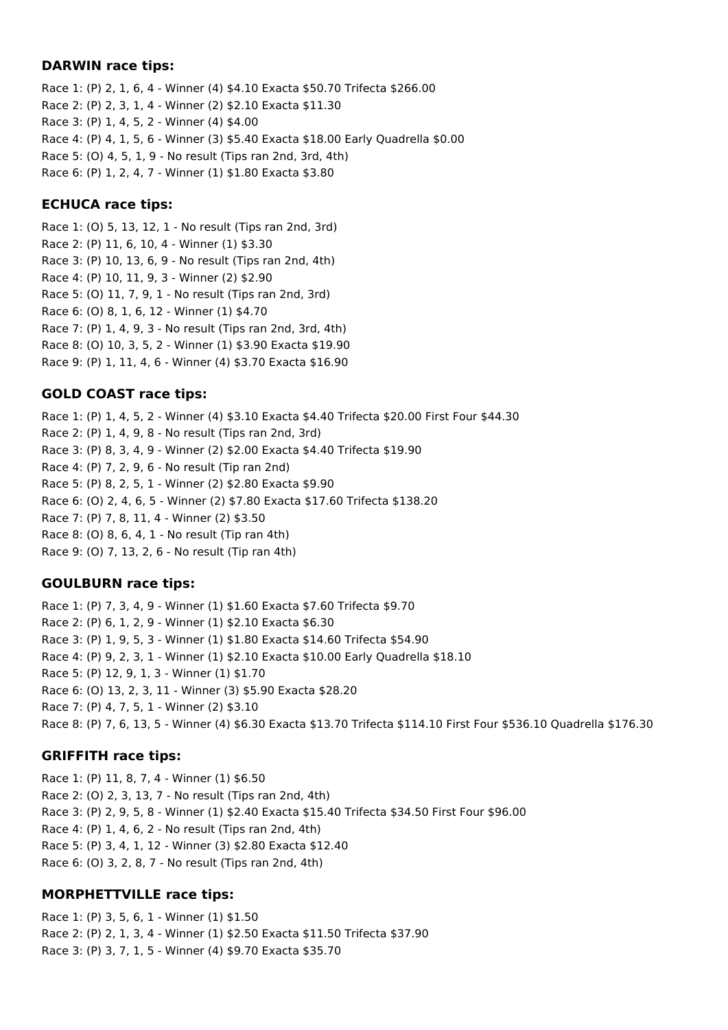### DARWIN race tips:

Race 1: (P) 2, 1, 6, 4 - Winner (4) $4.10 Exacta $50.70 Trifecta $266.00
Race 2: (P) 2, 3, 1, 4 - Winner (2) $2.10 Exacta $11.30
Race 3: (P) 1, 4, 5, 2 - Winner (4) $4.00
Race 4: (P) 4, 1, 5, 6 - Winner (3) $5.40 Exacta $18.00 Early Quadrella $0.00
Race 5: (O) 4, 5, 1, 9 - No result (Tips ran 2nd, 3rd, 4th)
Race 6: (P) 1, 2, 4, 7 - Winner (1) $1.80 Exacta $3.80

### ECHUCA race tips:

Race 1: (O) 5, 13, 12, 1 - No result (Tips ran 2nd, 3rd)
Race 2: (P) 11, 6, 10, 4 - Winner (1) $3.30
Race 3: (P) 10, 13, 6, 9 - No result (Tips ran 2nd, 4th)
Race 4: (P) 10, 11, 9, 3 - Winner (2) $2.90
Race 5: (O) 11, 7, 9, 1 - No result (Tips ran 2nd, 3rd)
Race 6: (O) 8, 1, 6, 12 - Winner (1) $4.70
Race 7: (P) 1, 4, 9, 3 - No result (Tips ran 2nd, 3rd, 4th)
Race 8: (O) 10, 3, 5, 2 - Winner (1) $3.90 Exacta $19.90
Race 9: (P) 1, 11, 4, 6 - Winner (4) $3.70 Exacta $16.90

### GOLD COAST race tips:

Race 1: (P) 1, 4, 5, 2 - Winner (4) $3.10 Exacta $4.40 Trifecta $20.00 First Four $44.30
Race 2: (P) 1, 4, 9, 8 - No result (Tips ran 2nd, 3rd)
Race 3: (P) 8, 3, 4, 9 - Winner (2) $2.00 Exacta $4.40 Trifecta $19.90
Race 4: (P) 7, 2, 9, 6 - No result (Tip ran 2nd)
Race 5: (P) 8, 2, 5, 1 - Winner (2) $2.80 Exacta $9.90
Race 6: (O) 2, 4, 6, 5 - Winner (2) $7.80 Exacta $17.60 Trifecta $138.20
Race 7: (P) 7, 8, 11, 4 - Winner (2) $3.50
Race 8: (O) 8, 6, 4, 1 - No result (Tip ran 4th)
Race 9: (O) 7, 13, 2, 6 - No result (Tip ran 4th)

### GOULBURN race tips:

Race 1: (P) 7, 3, 4, 9 - Winner (1) $1.60 Exacta $7.60 Trifecta $9.70
Race 2: (P) 6, 1, 2, 9 - Winner (1) $2.10 Exacta $6.30
Race 3: (P) 1, 9, 5, 3 - Winner (1) $1.80 Exacta $14.60 Trifecta $54.90
Race 4: (P) 9, 2, 3, 1 - Winner (1) $2.10 Exacta $10.00 Early Quadrella $18.10
Race 5: (P) 12, 9, 1, 3 - Winner (1) $1.70
Race 6: (O) 13, 2, 3, 11 - Winner (3) $5.90 Exacta $28.20
Race 7: (P) 4, 7, 5, 1 - Winner (2) $3.10
Race 8: (P) 7, 6, 13, 5 - Winner (4) $6.30 Exacta $13.70 Trifecta $114.10 First Four $536.10 Quadrella $176.30

### GRIFFITH race tips:

Race 1: (P) 11, 8, 7, 4 - Winner (1) $6.50
Race 2: (O) 2, 3, 13, 7 - No result (Tips ran 2nd, 4th)
Race 3: (P) 2, 9, 5, 8 - Winner (1) $2.40 Exacta $15.40 Trifecta $34.50 First Four $96.00
Race 4: (P) 1, 4, 6, 2 - No result (Tips ran 2nd, 4th)
Race 5: (P) 3, 4, 1, 12 - Winner (3) $2.80 Exacta $12.40
Race 6: (O) 3, 2, 8, 7 - No result (Tips ran 2nd, 4th)

### MORPHETTVILLE race tips:

Race 1: (P) 3, 5, 6, 1 - Winner (1) $1.50
Race 2: (P) 2, 1, 3, 4 - Winner (1) $2.50 Exacta $11.50 Trifecta $37.90
Race 3: (P) 3, 7, 1, 5 - Winner (4) $9.70 Exacta $35.70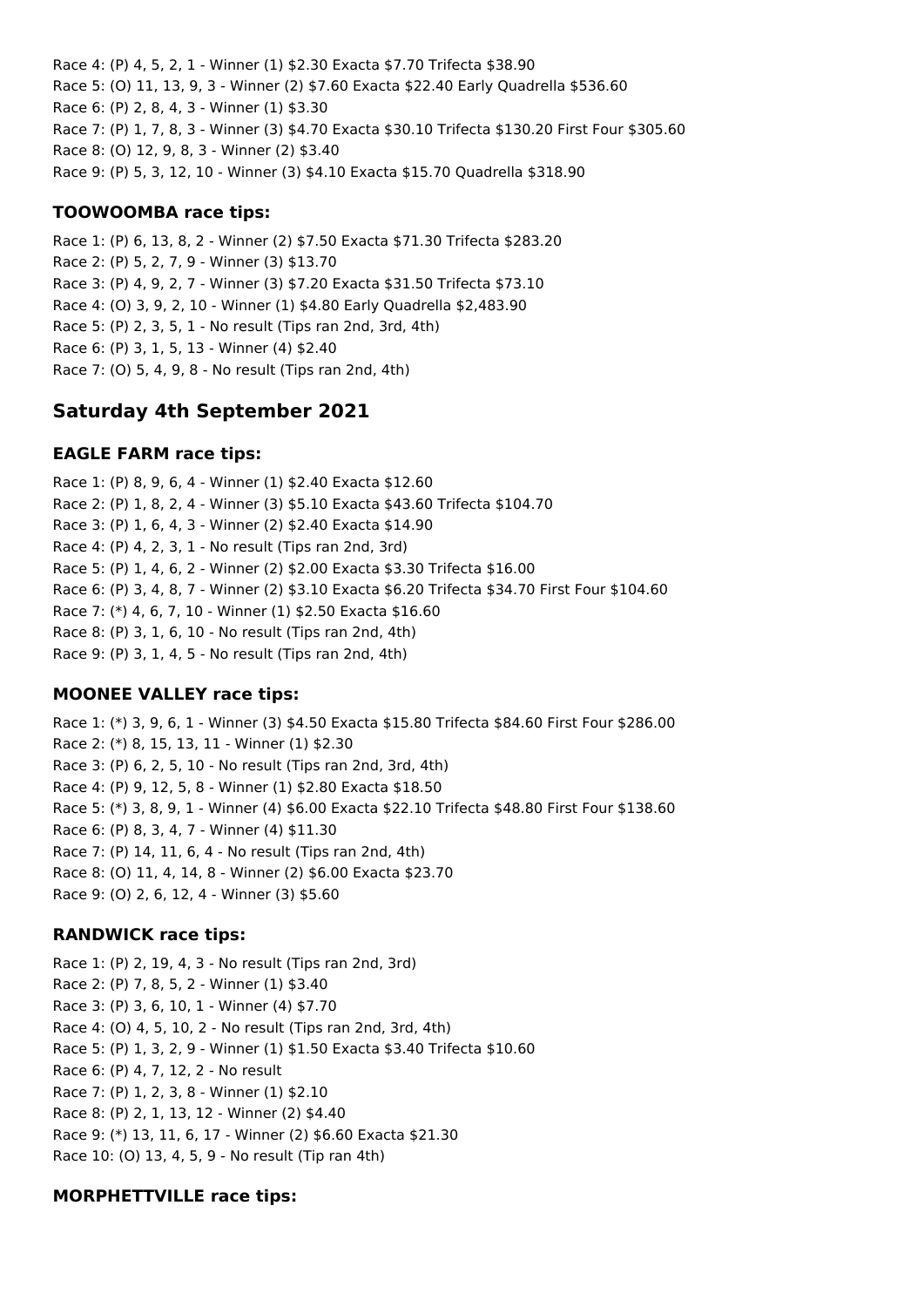Race 4: (P) 4, 5, 2, 1 - Winner (1) $2.30 Exacta $7.70 Trifecta $38.90
Race 5: (O) 11, 13, 9, 3 - Winner (2) $7.60 Exacta $22.40 Early Quadrella $536.60
Race 6: (P) 2, 8, 4, 3 - Winner (1) $3.30
Race 7: (P) 1, 7, 8, 3 - Winner (3) $4.70 Exacta $30.10 Trifecta $130.20 First Four $305.60
Race 8: (O) 12, 9, 8, 3 - Winner (2) $3.40
Race 9: (P) 5, 3, 12, 10 - Winner (3) $4.10 Exacta $15.70 Quadrella $318.90

### TOOWOOMBA race tips:

Race 1: (P) 6, 13, 8, 2 - Winner (2) $7.50 Exacta $71.30 Trifecta $283.20
Race 2: (P) 5, 2, 7, 9 - Winner (3) $13.70
Race 3: (P) 4, 9, 2, 7 - Winner (3) $7.20 Exacta $31.50 Trifecta $73.10
Race 4: (O) 3, 9, 2, 10 - Winner (1) $4.80 Early Quadrella $2,483.90
Race 5: (P) 2, 3, 5, 1 - No result (Tips ran 2nd, 3rd, 4th)
Race 6: (P) 3, 1, 5, 13 - Winner (4) $2.40
Race 7: (O) 5, 4, 9, 8 - No result (Tips ran 2nd, 4th)

## Saturday 4th September 2021

### EAGLE FARM race tips:

Race 1: (P) 8, 9, 6, 4 - Winner (1) $2.40 Exacta $12.60
Race 2: (P) 1, 8, 2, 4 - Winner (3) $5.10 Exacta $43.60 Trifecta $104.70
Race 3: (P) 1, 6, 4, 3 - Winner (2) $2.40 Exacta $14.90
Race 4: (P) 4, 2, 3, 1 - No result (Tips ran 2nd, 3rd)
Race 5: (P) 1, 4, 6, 2 - Winner (2) $2.00 Exacta $3.30 Trifecta $16.00
Race 6: (P) 3, 4, 8, 7 - Winner (2) $3.10 Exacta $6.20 Trifecta $34.70 First Four $104.60
Race 7: (*) 4, 6, 7, 10 - Winner (1) $2.50 Exacta $16.60
Race 8: (P) 3, 1, 6, 10 - No result (Tips ran 2nd, 4th)
Race 9: (P) 3, 1, 4, 5 - No result (Tips ran 2nd, 4th)

### MOONEE VALLEY race tips:

Race 1: (*) 3, 9, 6, 1 - Winner (3) $4.50 Exacta $15.80 Trifecta $84.60 First Four $286.00
Race 2: (*) 8, 15, 13, 11 - Winner (1) $2.30
Race 3: (P) 6, 2, 5, 10 - No result (Tips ran 2nd, 3rd, 4th)
Race 4: (P) 9, 12, 5, 8 - Winner (1) $2.80 Exacta $18.50
Race 5: (*) 3, 8, 9, 1 - Winner (4) $6.00 Exacta $22.10 Trifecta $48.80 First Four $138.60
Race 6: (P) 8, 3, 4, 7 - Winner (4) $11.30
Race 7: (P) 14, 11, 6, 4 - No result (Tips ran 2nd, 4th)
Race 8: (O) 11, 4, 14, 8 - Winner (2) $6.00 Exacta $23.70
Race 9: (O) 2, 6, 12, 4 - Winner (3) $5.60

### RANDWICK race tips:

Race 1: (P) 2, 19, 4, 3 - No result (Tips ran 2nd, 3rd)
Race 2: (P) 7, 8, 5, 2 - Winner (1) $3.40
Race 3: (P) 3, 6, 10, 1 - Winner (4) $7.70
Race 4: (O) 4, 5, 10, 2 - No result (Tips ran 2nd, 3rd, 4th)
Race 5: (P) 1, 3, 2, 9 - Winner (1) $1.50 Exacta $3.40 Trifecta $10.60
Race 6: (P) 4, 7, 12, 2 - No result
Race 7: (P) 1, 2, 3, 8 - Winner (1) $2.10
Race 8: (P) 2, 1, 13, 12 - Winner (2) $4.40
Race 9: (*) 13, 11, 6, 17 - Winner (2) $6.60 Exacta $21.30
Race 10: (O) 13, 4, 5, 9 - No result (Tip ran 4th)

### MORPHETTVILLE race tips: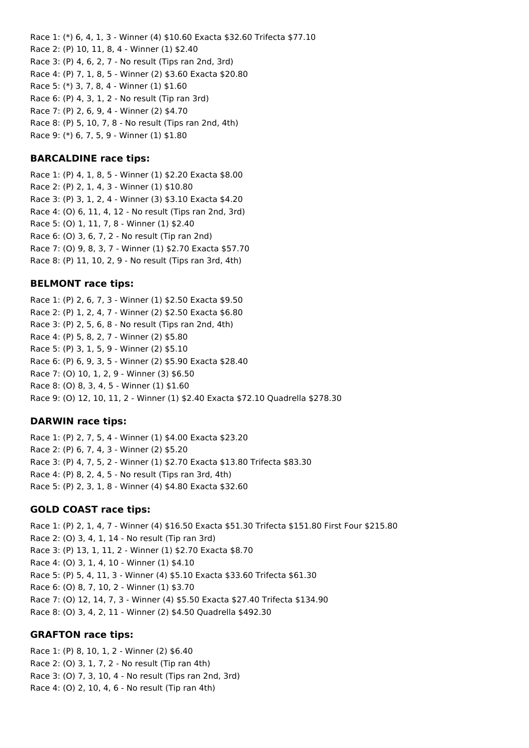Race 1: (*) 6, 4, 1, 3 - Winner (4) $10.60 Exacta $32.60 Trifecta $77.10
Race 2: (P) 10, 11, 8, 4 - Winner (1) $2.40
Race 3: (P) 4, 6, 2, 7 - No result (Tips ran 2nd, 3rd)
Race 4: (P) 7, 1, 8, 5 - Winner (2) $3.60 Exacta $20.80
Race 5: (*) 3, 7, 8, 4 - Winner (1) $1.60
Race 6: (P) 4, 3, 1, 2 - No result (Tip ran 3rd)
Race 7: (P) 2, 6, 9, 4 - Winner (2) $4.70
Race 8: (P) 5, 10, 7, 8 - No result (Tips ran 2nd, 4th)
Race 9: (*) 6, 7, 5, 9 - Winner (1) $1.80

### BARCALDINE race tips:

Race 1: (P) 4, 1, 8, 5 - Winner (1) $2.20 Exacta $8.00
Race 2: (P) 2, 1, 4, 3 - Winner (1) $10.80
Race 3: (P) 3, 1, 2, 4 - Winner (3) $3.10 Exacta $4.20
Race 4: (O) 6, 11, 4, 12 - No result (Tips ran 2nd, 3rd)
Race 5: (O) 1, 11, 7, 8 - Winner (1) $2.40
Race 6: (O) 3, 6, 7, 2 - No result (Tip ran 2nd)
Race 7: (O) 9, 8, 3, 7 - Winner (1) $2.70 Exacta $57.70
Race 8: (P) 11, 10, 2, 9 - No result (Tips ran 3rd, 4th)

### BELMONT race tips:

Race 1: (P) 2, 6, 7, 3 - Winner (1) $2.50 Exacta $9.50
Race 2: (P) 1, 2, 4, 7 - Winner (2) $2.50 Exacta $6.80
Race 3: (P) 2, 5, 6, 8 - No result (Tips ran 2nd, 4th)
Race 4: (P) 5, 8, 2, 7 - Winner (2) $5.80
Race 5: (P) 3, 1, 5, 9 - Winner (2) $5.10
Race 6: (P) 6, 9, 3, 5 - Winner (2) $5.90 Exacta $28.40
Race 7: (O) 10, 1, 2, 9 - Winner (3) $6.50
Race 8: (O) 8, 3, 4, 5 - Winner (1) $1.60
Race 9: (O) 12, 10, 11, 2 - Winner (1) $2.40 Exacta $72.10 Quadrella $278.30

### DARWIN race tips:

Race 1: (P) 2, 7, 5, 4 - Winner (1) $4.00 Exacta $23.20
Race 2: (P) 6, 7, 4, 3 - Winner (2) $5.20
Race 3: (P) 4, 7, 5, 2 - Winner (1) $2.70 Exacta $13.80 Trifecta $83.30
Race 4: (P) 8, 2, 4, 5 - No result (Tips ran 3rd, 4th)
Race 5: (P) 2, 3, 1, 8 - Winner (4) $4.80 Exacta $32.60

### GOLD COAST race tips:

Race 1: (P) 2, 1, 4, 7 - Winner (4) $16.50 Exacta $51.30 Trifecta $151.80 First Four $215.80
Race 2: (O) 3, 4, 1, 14 - No result (Tip ran 3rd)
Race 3: (P) 13, 1, 11, 2 - Winner (1) $2.70 Exacta $8.70
Race 4: (O) 3, 1, 4, 10 - Winner (1) $4.10
Race 5: (P) 5, 4, 11, 3 - Winner (4) $5.10 Exacta $33.60 Trifecta $61.30
Race 6: (O) 8, 7, 10, 2 - Winner (1) $3.70
Race 7: (O) 12, 14, 7, 3 - Winner (4) $5.50 Exacta $27.40 Trifecta $134.90
Race 8: (O) 3, 4, 2, 11 - Winner (2) $4.50 Quadrella $492.30

### GRAFTON race tips:

Race 1: (P) 8, 10, 1, 2 - Winner (2) $6.40
Race 2: (O) 3, 1, 7, 2 - No result (Tip ran 4th)
Race 3: (O) 7, 3, 10, 4 - No result (Tips ran 2nd, 3rd)
Race 4: (O) 2, 10, 4, 6 - No result (Tip ran 4th)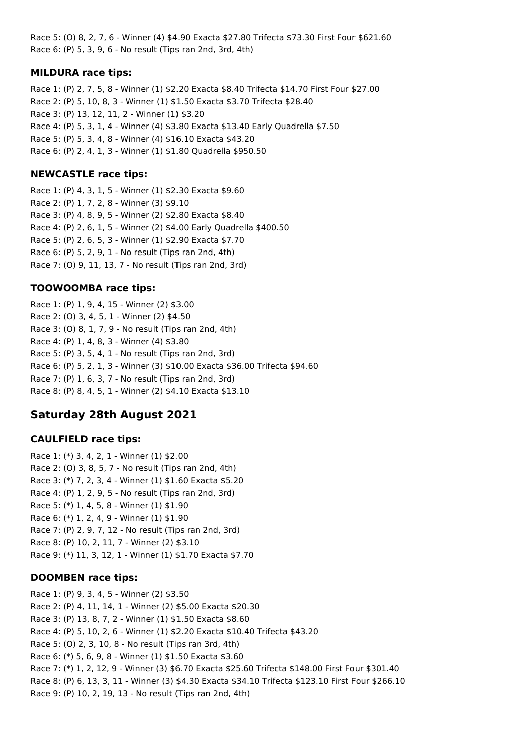Race 5: (O) 8, 2, 7, 6 - Winner (4) $4.90 Exacta $27.80 Trifecta $73.30 First Four $621.60
Race 6: (P) 5, 3, 9, 6 - No result (Tips ran 2nd, 3rd, 4th)

### MILDURA race tips:

Race 1: (P) 2, 7, 5, 8 - Winner (1) $2.20 Exacta $8.40 Trifecta $14.70 First Four $27.00
Race 2: (P) 5, 10, 8, 3 - Winner (1) $1.50 Exacta $3.70 Trifecta $28.40
Race 3: (P) 13, 12, 11, 2 - Winner (1) $3.20
Race 4: (P) 5, 3, 1, 4 - Winner (4) $3.80 Exacta $13.40 Early Quadrella $7.50
Race 5: (P) 5, 3, 4, 8 - Winner (4) $16.10 Exacta $43.20
Race 6: (P) 2, 4, 1, 3 - Winner (1) $1.80 Quadrella $950.50

### NEWCASTLE race tips:

Race 1: (P) 4, 3, 1, 5 - Winner (1) $2.30 Exacta $9.60
Race 2: (P) 1, 7, 2, 8 - Winner (3) $9.10
Race 3: (P) 4, 8, 9, 5 - Winner (2) $2.80 Exacta $8.40
Race 4: (P) 2, 6, 1, 5 - Winner (2) $4.00 Early Quadrella $400.50
Race 5: (P) 2, 6, 5, 3 - Winner (1) $2.90 Exacta $7.70
Race 6: (P) 5, 2, 9, 1 - No result (Tips ran 2nd, 4th)
Race 7: (O) 9, 11, 13, 7 - No result (Tips ran 2nd, 3rd)

### TOOWOOMBA race tips:

Race 1: (P) 1, 9, 4, 15 - Winner (2) $3.00
Race 2: (O) 3, 4, 5, 1 - Winner (2) $4.50
Race 3: (O) 8, 1, 7, 9 - No result (Tips ran 2nd, 4th)
Race 4: (P) 1, 4, 8, 3 - Winner (4) $3.80
Race 5: (P) 3, 5, 4, 1 - No result (Tips ran 2nd, 3rd)
Race 6: (P) 5, 2, 1, 3 - Winner (3) $10.00 Exacta $36.00 Trifecta $94.60
Race 7: (P) 1, 6, 3, 7 - No result (Tips ran 2nd, 3rd)
Race 8: (P) 8, 4, 5, 1 - Winner (2) $4.10 Exacta $13.10

## Saturday 28th August 2021

### CAULFIELD race tips:

Race 1: (*) 3, 4, 2, 1 - Winner (1) $2.00
Race 2: (O) 3, 8, 5, 7 - No result (Tips ran 2nd, 4th)
Race 3: (*) 7, 2, 3, 4 - Winner (1) $1.60 Exacta $5.20
Race 4: (P) 1, 2, 9, 5 - No result (Tips ran 2nd, 3rd)
Race 5: (*) 1, 4, 5, 8 - Winner (1) $1.90
Race 6: (*) 1, 2, 4, 9 - Winner (1) $1.90
Race 7: (P) 2, 9, 7, 12 - No result (Tips ran 2nd, 3rd)
Race 8: (P) 10, 2, 11, 7 - Winner (2) $3.10
Race 9: (*) 11, 3, 12, 1 - Winner (1) $1.70 Exacta $7.70

### DOOMBEN race tips:

Race 1: (P) 9, 3, 4, 5 - Winner (2) $3.50
Race 2: (P) 4, 11, 14, 1 - Winner (2) $5.00 Exacta $20.30
Race 3: (P) 13, 8, 7, 2 - Winner (1) $1.50 Exacta $8.60
Race 4: (P) 5, 10, 2, 6 - Winner (1) $2.20 Exacta $10.40 Trifecta $43.20
Race 5: (O) 2, 3, 10, 8 - No result (Tips ran 3rd, 4th)
Race 6: (*) 5, 6, 9, 8 - Winner (1) $1.50 Exacta $3.60
Race 7: (*) 1, 2, 12, 9 - Winner (3) $6.70 Exacta $25.60 Trifecta $148.00 First Four $301.40
Race 8: (P) 6, 13, 3, 11 - Winner (3) $4.30 Exacta $34.10 Trifecta $123.10 First Four $266.10
Race 9: (P) 10, 2, 19, 13 - No result (Tips ran 2nd, 4th)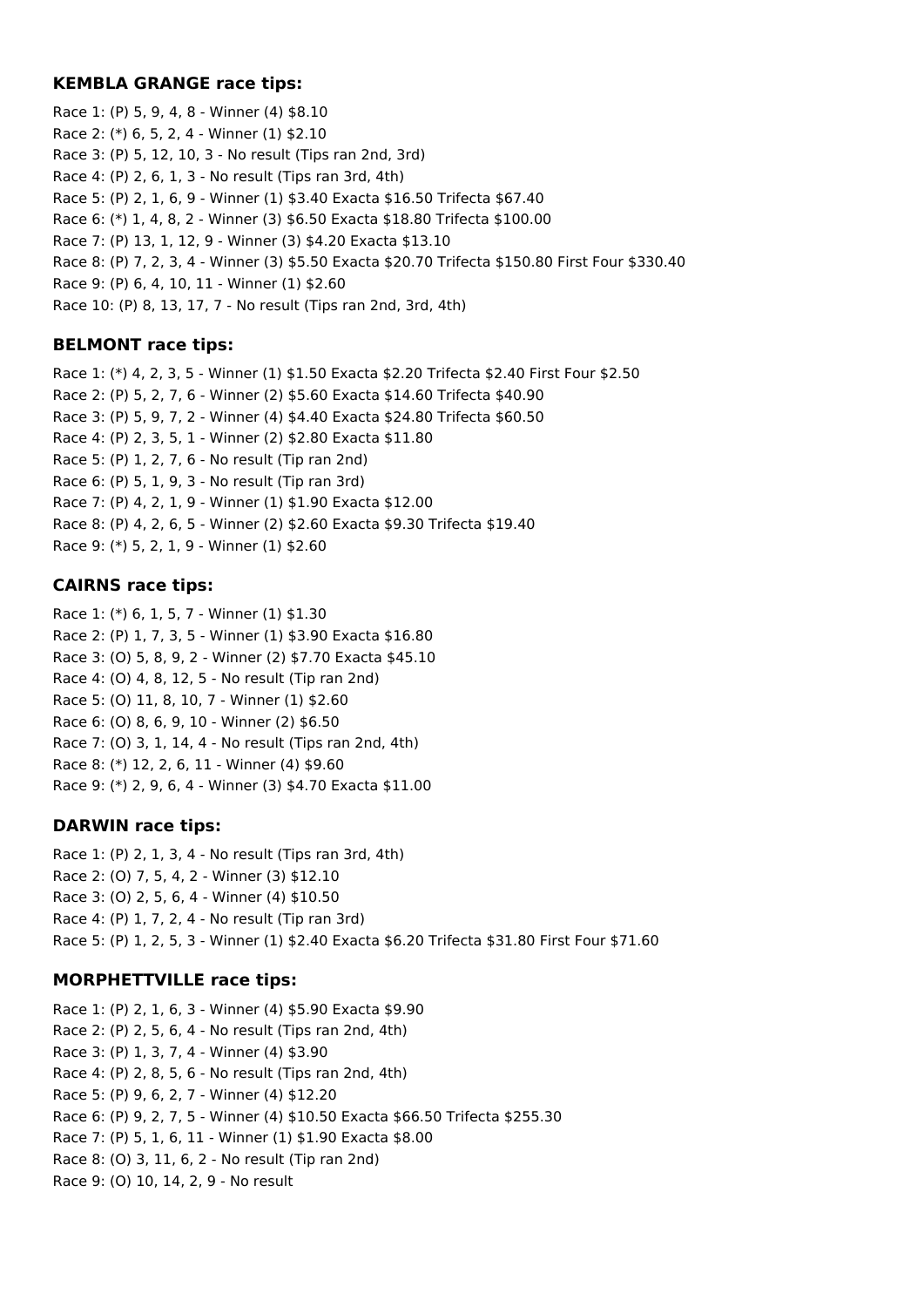**KEMBLA GRANGE race tips:**

Race 1: (P) 5, 9, 4, 8 - Winner (4) $8.10
Race 2: (*) 6, 5, 2, 4 - Winner (1) $2.10
Race 3: (P) 5, 12, 10, 3 - No result (Tips ran 2nd, 3rd)
Race 4: (P) 2, 6, 1, 3 - No result (Tips ran 3rd, 4th)
Race 5: (P) 2, 1, 6, 9 - Winner (1) $3.40 Exacta $16.50 Trifecta $67.40
Race 6: (*) 1, 4, 8, 2 - Winner (3) $6.50 Exacta $18.80 Trifecta $100.00
Race 7: (P) 13, 1, 12, 9 - Winner (3) $4.20 Exacta $13.10
Race 8: (P) 7, 2, 3, 4 - Winner (3) $5.50 Exacta $20.70 Trifecta $150.80 First Four $330.40
Race 9: (P) 6, 4, 10, 11 - Winner (1) $2.60
Race 10: (P) 8, 13, 17, 7 - No result (Tips ran 2nd, 3rd, 4th)

**BELMONT race tips:**

Race 1: (*) 4, 2, 3, 5 - Winner (1) $1.50 Exacta $2.20 Trifecta $2.40 First Four $2.50
Race 2: (P) 5, 2, 7, 6 - Winner (2) $5.60 Exacta $14.60 Trifecta $40.90
Race 3: (P) 5, 9, 7, 2 - Winner (4) $4.40 Exacta $24.80 Trifecta $60.50
Race 4: (P) 2, 3, 5, 1 - Winner (2) $2.80 Exacta $11.80
Race 5: (P) 1, 2, 7, 6 - No result (Tip ran 2nd)
Race 6: (P) 5, 1, 9, 3 - No result (Tip ran 3rd)
Race 7: (P) 4, 2, 1, 9 - Winner (1) $1.90 Exacta $12.00
Race 8: (P) 4, 2, 6, 5 - Winner (2) $2.60 Exacta $9.30 Trifecta $19.40
Race 9: (*) 5, 2, 1, 9 - Winner (1) $2.60

**CAIRNS race tips:**

Race 1: (*) 6, 1, 5, 7 - Winner (1) $1.30
Race 2: (P) 1, 7, 3, 5 - Winner (1) $3.90 Exacta $16.80
Race 3: (O) 5, 8, 9, 2 - Winner (2) $7.70 Exacta $45.10
Race 4: (O) 4, 8, 12, 5 - No result (Tip ran 2nd)
Race 5: (O) 11, 8, 10, 7 - Winner (1) $2.60
Race 6: (O) 8, 6, 9, 10 - Winner (2) $6.50
Race 7: (O) 3, 1, 14, 4 - No result (Tips ran 2nd, 4th)
Race 8: (*) 12, 2, 6, 11 - Winner (4) $9.60
Race 9: (*) 2, 9, 6, 4 - Winner (3) $4.70 Exacta $11.00

**DARWIN race tips:**

Race 1: (P) 2, 1, 3, 4 - No result (Tips ran 3rd, 4th)
Race 2: (O) 7, 5, 4, 2 - Winner (3) $12.10
Race 3: (O) 2, 5, 6, 4 - Winner (4) $10.50
Race 4: (P) 1, 7, 2, 4 - No result (Tip ran 3rd)
Race 5: (P) 1, 2, 5, 3 - Winner (1) $2.40 Exacta $6.20 Trifecta $31.80 First Four $71.60

**MORPHETTVILLE race tips:**

Race 1: (P) 2, 1, 6, 3 - Winner (4) $5.90 Exacta $9.90
Race 2: (P) 2, 5, 6, 4 - No result (Tips ran 2nd, 4th)
Race 3: (P) 1, 3, 7, 4 - Winner (4) $3.90
Race 4: (P) 2, 8, 5, 6 - No result (Tips ran 2nd, 4th)
Race 5: (P) 9, 6, 2, 7 - Winner (4) $12.20
Race 6: (P) 9, 2, 7, 5 - Winner (4) $10.50 Exacta $66.50 Trifecta $255.30
Race 7: (P) 5, 1, 6, 11 - Winner (1) $1.90 Exacta $8.00
Race 8: (O) 3, 11, 6, 2 - No result (Tip ran 2nd)
Race 9: (O) 10, 14, 2, 9 - No result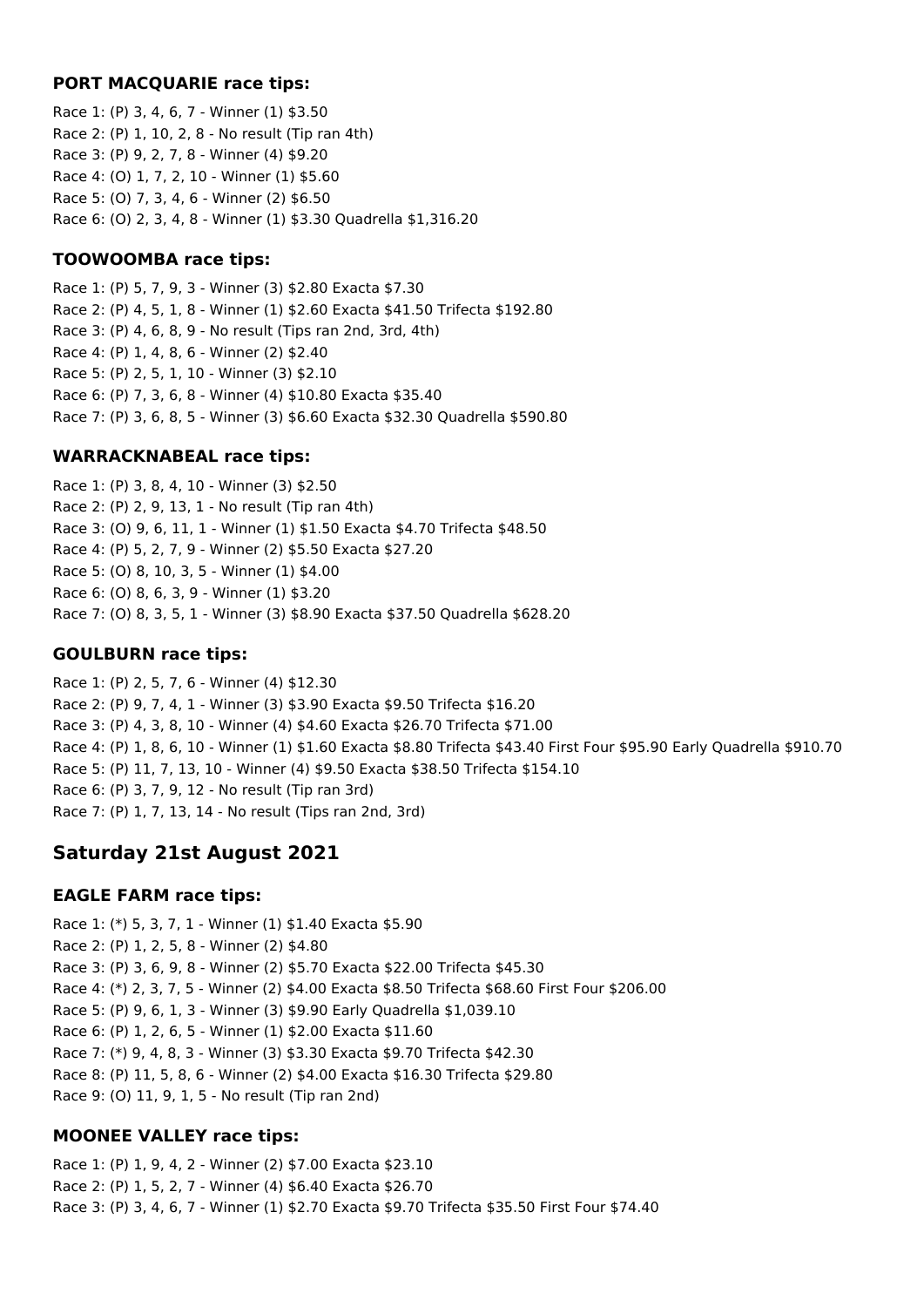### PORT MACQUARIE race tips:

Race 1: (P) 3, 4, 6, 7 - Winner (1) $3.50
Race 2: (P) 1, 10, 2, 8 - No result (Tip ran 4th)
Race 3: (P) 9, 2, 7, 8 - Winner (4) $9.20
Race 4: (O) 1, 7, 2, 10 - Winner (1) $5.60
Race 5: (O) 7, 3, 4, 6 - Winner (2) $6.50
Race 6: (O) 2, 3, 4, 8 - Winner (1) $3.30 Quadrella $1,316.20

### TOOWOOMBA race tips:

Race 1: (P) 5, 7, 9, 3 - Winner (3) $2.80 Exacta $7.30
Race 2: (P) 4, 5, 1, 8 - Winner (1) $2.60 Exacta $41.50 Trifecta $192.80
Race 3: (P) 4, 6, 8, 9 - No result (Tips ran 2nd, 3rd, 4th)
Race 4: (P) 1, 4, 8, 6 - Winner (2) $2.40
Race 5: (P) 2, 5, 1, 10 - Winner (3) $2.10
Race 6: (P) 7, 3, 6, 8 - Winner (4) $10.80 Exacta $35.40
Race 7: (P) 3, 6, 8, 5 - Winner (3) $6.60 Exacta $32.30 Quadrella $590.80

### WARRACKNABEAL race tips:

Race 1: (P) 3, 8, 4, 10 - Winner (3) $2.50
Race 2: (P) 2, 9, 13, 1 - No result (Tip ran 4th)
Race 3: (O) 9, 6, 11, 1 - Winner (1) $1.50 Exacta $4.70 Trifecta $48.50
Race 4: (P) 5, 2, 7, 9 - Winner (2) $5.50 Exacta $27.20
Race 5: (O) 8, 10, 3, 5 - Winner (1) $4.00
Race 6: (O) 8, 6, 3, 9 - Winner (1) $3.20
Race 7: (O) 8, 3, 5, 1 - Winner (3) $8.90 Exacta $37.50 Quadrella $628.20

### GOULBURN race tips:

Race 1: (P) 2, 5, 7, 6 - Winner (4) $12.30
Race 2: (P) 9, 7, 4, 1 - Winner (3) $3.90 Exacta $9.50 Trifecta $16.20
Race 3: (P) 4, 3, 8, 10 - Winner (4) $4.60 Exacta $26.70 Trifecta $71.00
Race 4: (P) 1, 8, 6, 10 - Winner (1) $1.60 Exacta $8.80 Trifecta $43.40 First Four $95.90 Early Quadrella $910.70
Race 5: (P) 11, 7, 13, 10 - Winner (4) $9.50 Exacta $38.50 Trifecta $154.10
Race 6: (P) 3, 7, 9, 12 - No result (Tip ran 3rd)
Race 7: (P) 1, 7, 13, 14 - No result (Tips ran 2nd, 3rd)

## Saturday 21st August 2021

### EAGLE FARM race tips:

Race 1: (*) 5, 3, 7, 1 - Winner (1) $1.40 Exacta $5.90
Race 2: (P) 1, 2, 5, 8 - Winner (2) $4.80
Race 3: (P) 3, 6, 9, 8 - Winner (2) $5.70 Exacta $22.00 Trifecta $45.30
Race 4: (*) 2, 3, 7, 5 - Winner (2) $4.00 Exacta $8.50 Trifecta $68.60 First Four $206.00
Race 5: (P) 9, 6, 1, 3 - Winner (3) $9.90 Early Quadrella $1,039.10
Race 6: (P) 1, 2, 6, 5 - Winner (1) $2.00 Exacta $11.60
Race 7: (*) 9, 4, 8, 3 - Winner (3) $3.30 Exacta $9.70 Trifecta $42.30
Race 8: (P) 11, 5, 8, 6 - Winner (2) $4.00 Exacta $16.30 Trifecta $29.80
Race 9: (O) 11, 9, 1, 5 - No result (Tip ran 2nd)

### MOONEE VALLEY race tips:

Race 1: (P) 1, 9, 4, 2 - Winner (2) $7.00 Exacta $23.10
Race 2: (P) 1, 5, 2, 7 - Winner (4) $6.40 Exacta $26.70
Race 3: (P) 3, 4, 6, 7 - Winner (1) $2.70 Exacta $9.70 Trifecta $35.50 First Four $74.40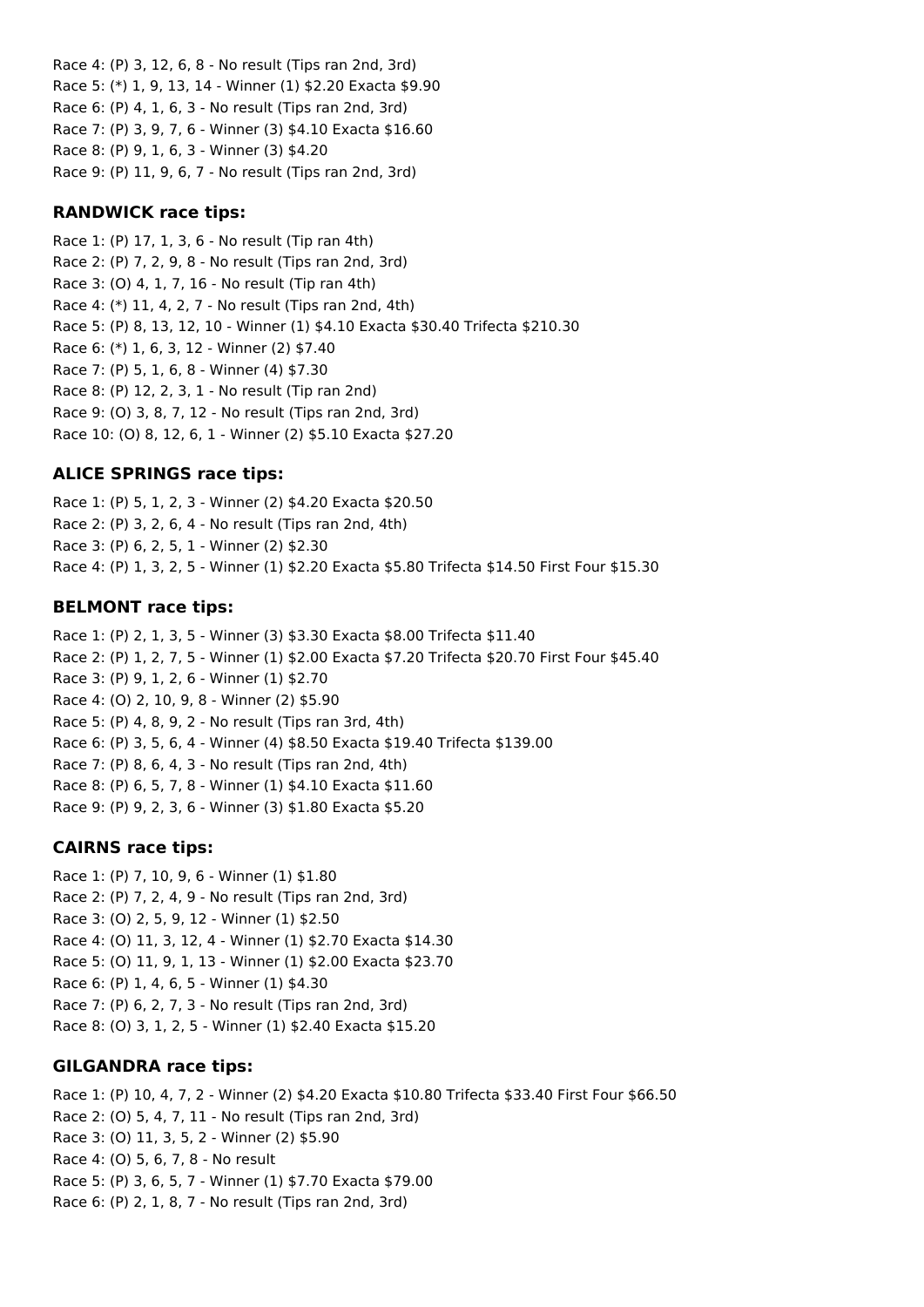Race 4: (P) 3, 12, 6, 8 - No result (Tips ran 2nd, 3rd)
Race 5: (*) 1, 9, 13, 14 - Winner (1) $2.20 Exacta $9.90
Race 6: (P) 4, 1, 6, 3 - No result (Tips ran 2nd, 3rd)
Race 7: (P) 3, 9, 7, 6 - Winner (3) $4.10 Exacta $16.60
Race 8: (P) 9, 1, 6, 3 - Winner (3) $4.20
Race 9: (P) 11, 9, 6, 7 - No result (Tips ran 2nd, 3rd)

### RANDWICK race tips:

Race 1: (P) 17, 1, 3, 6 - No result (Tip ran 4th)
Race 2: (P) 7, 2, 9, 8 - No result (Tips ran 2nd, 3rd)
Race 3: (O) 4, 1, 7, 16 - No result (Tip ran 4th)
Race 4: (*) 11, 4, 2, 7 - No result (Tips ran 2nd, 4th)
Race 5: (P) 8, 13, 12, 10 - Winner (1) $4.10 Exacta $30.40 Trifecta $210.30
Race 6: (*) 1, 6, 3, 12 - Winner (2) $7.40
Race 7: (P) 5, 1, 6, 8 - Winner (4) $7.30
Race 8: (P) 12, 2, 3, 1 - No result (Tip ran 2nd)
Race 9: (O) 3, 8, 7, 12 - No result (Tips ran 2nd, 3rd)
Race 10: (O) 8, 12, 6, 1 - Winner (2) $5.10 Exacta $27.20

### ALICE SPRINGS race tips:

Race 1: (P) 5, 1, 2, 3 - Winner (2) $4.20 Exacta $20.50
Race 2: (P) 3, 2, 6, 4 - No result (Tips ran 2nd, 4th)
Race 3: (P) 6, 2, 5, 1 - Winner (2) $2.30
Race 4: (P) 1, 3, 2, 5 - Winner (1) $2.20 Exacta $5.80 Trifecta $14.50 First Four $15.30

### BELMONT race tips:

Race 1: (P) 2, 1, 3, 5 - Winner (3) $3.30 Exacta $8.00 Trifecta $11.40
Race 2: (P) 1, 2, 7, 5 - Winner (1) $2.00 Exacta $7.20 Trifecta $20.70 First Four $45.40
Race 3: (P) 9, 1, 2, 6 - Winner (1) $2.70
Race 4: (O) 2, 10, 9, 8 - Winner (2) $5.90
Race 5: (P) 4, 8, 9, 2 - No result (Tips ran 3rd, 4th)
Race 6: (P) 3, 5, 6, 4 - Winner (4) $8.50 Exacta $19.40 Trifecta $139.00
Race 7: (P) 8, 6, 4, 3 - No result (Tips ran 2nd, 4th)
Race 8: (P) 6, 5, 7, 8 - Winner (1) $4.10 Exacta $11.60
Race 9: (P) 9, 2, 3, 6 - Winner (3) $1.80 Exacta $5.20

### CAIRNS race tips:

Race 1: (P) 7, 10, 9, 6 - Winner (1) $1.80
Race 2: (P) 7, 2, 4, 9 - No result (Tips ran 2nd, 3rd)
Race 3: (O) 2, 5, 9, 12 - Winner (1) $2.50
Race 4: (O) 11, 3, 12, 4 - Winner (1) $2.70 Exacta $14.30
Race 5: (O) 11, 9, 1, 13 - Winner (1) $2.00 Exacta $23.70
Race 6: (P) 1, 4, 6, 5 - Winner (1) $4.30
Race 7: (P) 6, 2, 7, 3 - No result (Tips ran 2nd, 3rd)
Race 8: (O) 3, 1, 2, 5 - Winner (1) $2.40 Exacta $15.20

### GILGANDRA race tips:

Race 1: (P) 10, 4, 7, 2 - Winner (2) $4.20 Exacta $10.80 Trifecta $33.40 First Four $66.50
Race 2: (O) 5, 4, 7, 11 - No result (Tips ran 2nd, 3rd)
Race 3: (O) 11, 3, 5, 2 - Winner (2) $5.90
Race 4: (O) 5, 6, 7, 8 - No result
Race 5: (P) 3, 6, 5, 7 - Winner (1) $7.70 Exacta $79.00
Race 6: (P) 2, 1, 8, 7 - No result (Tips ran 2nd, 3rd)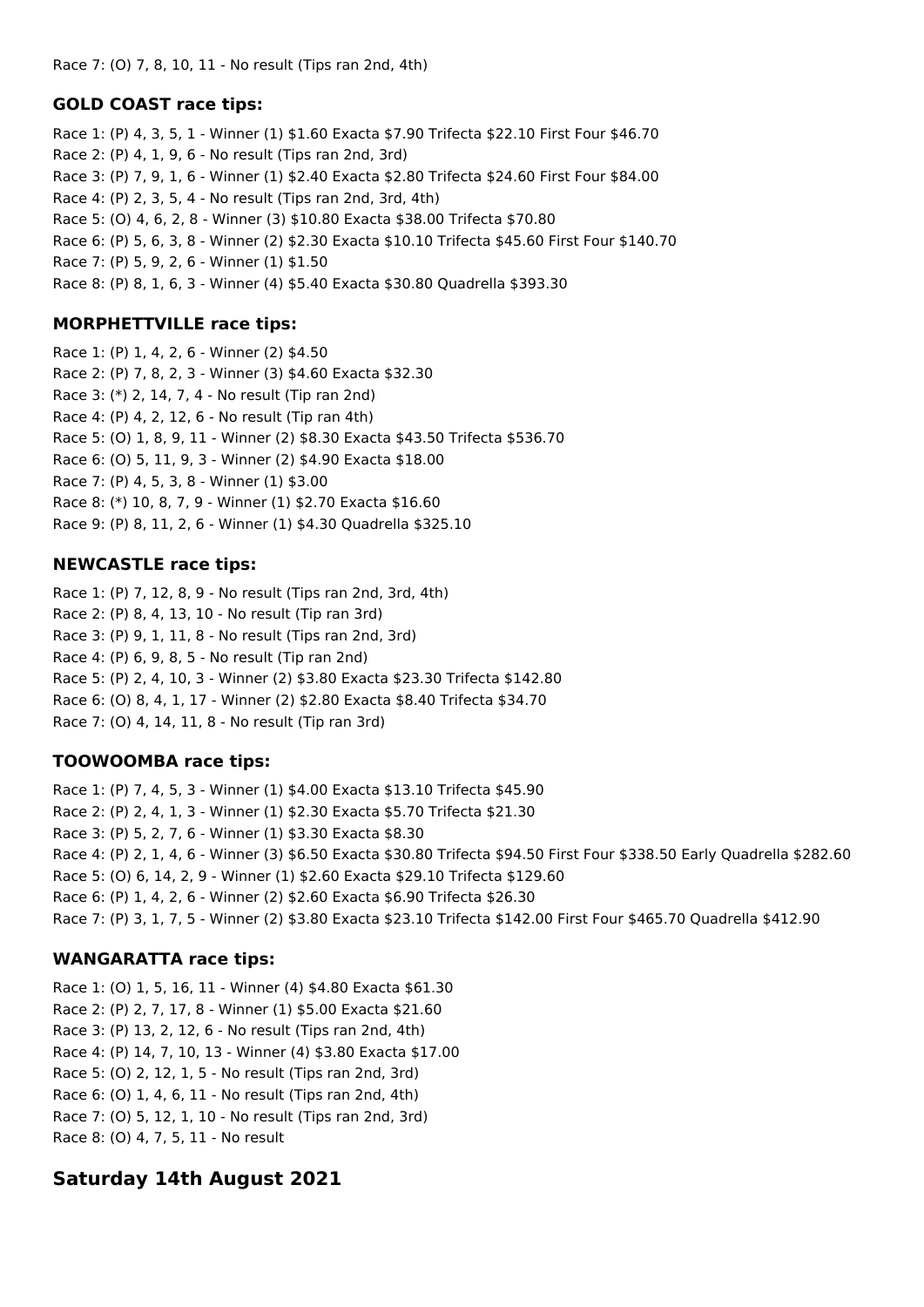Race 7: (O) 7, 8, 10, 11 - No result (Tips ran 2nd, 4th)

### GOLD COAST race tips:

Race 1: (P) 4, 3, 5, 1 - Winner (1) $1.60 Exacta $7.90 Trifecta $22.10 First Four $46.70
Race 2: (P) 4, 1, 9, 6 - No result (Tips ran 2nd, 3rd)
Race 3: (P) 7, 9, 1, 6 - Winner (1) $2.40 Exacta $2.80 Trifecta $24.60 First Four $84.00
Race 4: (P) 2, 3, 5, 4 - No result (Tips ran 2nd, 3rd, 4th)
Race 5: (O) 4, 6, 2, 8 - Winner (3) $10.80 Exacta $38.00 Trifecta $70.80
Race 6: (P) 5, 6, 3, 8 - Winner (2) $2.30 Exacta $10.10 Trifecta $45.60 First Four $140.70
Race 7: (P) 5, 9, 2, 6 - Winner (1) $1.50
Race 8: (P) 8, 1, 6, 3 - Winner (4) $5.40 Exacta $30.80 Quadrella $393.30

### MORPHETTVILLE race tips:

Race 1: (P) 1, 4, 2, 6 - Winner (2) $4.50
Race 2: (P) 7, 8, 2, 3 - Winner (3) $4.60 Exacta $32.30
Race 3: (*) 2, 14, 7, 4 - No result (Tip ran 2nd)
Race 4: (P) 4, 2, 12, 6 - No result (Tip ran 4th)
Race 5: (O) 1, 8, 9, 11 - Winner (2) $8.30 Exacta $43.50 Trifecta $536.70
Race 6: (O) 5, 11, 9, 3 - Winner (2) $4.90 Exacta $18.00
Race 7: (P) 4, 5, 3, 8 - Winner (1) $3.00
Race 8: (*) 10, 8, 7, 9 - Winner (1) $2.70 Exacta $16.60
Race 9: (P) 8, 11, 2, 6 - Winner (1) $4.30 Quadrella $325.10

### NEWCASTLE race tips:

Race 1: (P) 7, 12, 8, 9 - No result (Tips ran 2nd, 3rd, 4th)
Race 2: (P) 8, 4, 13, 10 - No result (Tip ran 3rd)
Race 3: (P) 9, 1, 11, 8 - No result (Tips ran 2nd, 3rd)
Race 4: (P) 6, 9, 8, 5 - No result (Tip ran 2nd)
Race 5: (P) 2, 4, 10, 3 - Winner (2) $3.80 Exacta $23.30 Trifecta $142.80
Race 6: (O) 8, 4, 1, 17 - Winner (2) $2.80 Exacta $8.40 Trifecta $34.70
Race 7: (O) 4, 14, 11, 8 - No result (Tip ran 3rd)

### TOOWOOMBA race tips:

Race 1: (P) 7, 4, 5, 3 - Winner (1) $4.00 Exacta $13.10 Trifecta $45.90
Race 2: (P) 2, 4, 1, 3 - Winner (1) $2.30 Exacta $5.70 Trifecta $21.30
Race 3: (P) 5, 2, 7, 6 - Winner (1) $3.30 Exacta $8.30
Race 4: (P) 2, 1, 4, 6 - Winner (3) $6.50 Exacta $30.80 Trifecta $94.50 First Four $338.50 Early Quadrella $282.60
Race 5: (O) 6, 14, 2, 9 - Winner (1) $2.60 Exacta $29.10 Trifecta $129.60
Race 6: (P) 1, 4, 2, 6 - Winner (2) $2.60 Exacta $6.90 Trifecta $26.30
Race 7: (P) 3, 1, 7, 5 - Winner (2) $3.80 Exacta $23.10 Trifecta $142.00 First Four $465.70 Quadrella $412.90

### WANGARATTA race tips:

Race 1: (O) 1, 5, 16, 11 - Winner (4) $4.80 Exacta $61.30
Race 2: (P) 2, 7, 17, 8 - Winner (1) $5.00 Exacta $21.60
Race 3: (P) 13, 2, 12, 6 - No result (Tips ran 2nd, 4th)
Race 4: (P) 14, 7, 10, 13 - Winner (4) $3.80 Exacta $17.00
Race 5: (O) 2, 12, 1, 5 - No result (Tips ran 2nd, 3rd)
Race 6: (O) 1, 4, 6, 11 - No result (Tips ran 2nd, 4th)
Race 7: (O) 5, 12, 1, 10 - No result (Tips ran 2nd, 3rd)
Race 8: (O) 4, 7, 5, 11 - No result

## Saturday 14th August 2021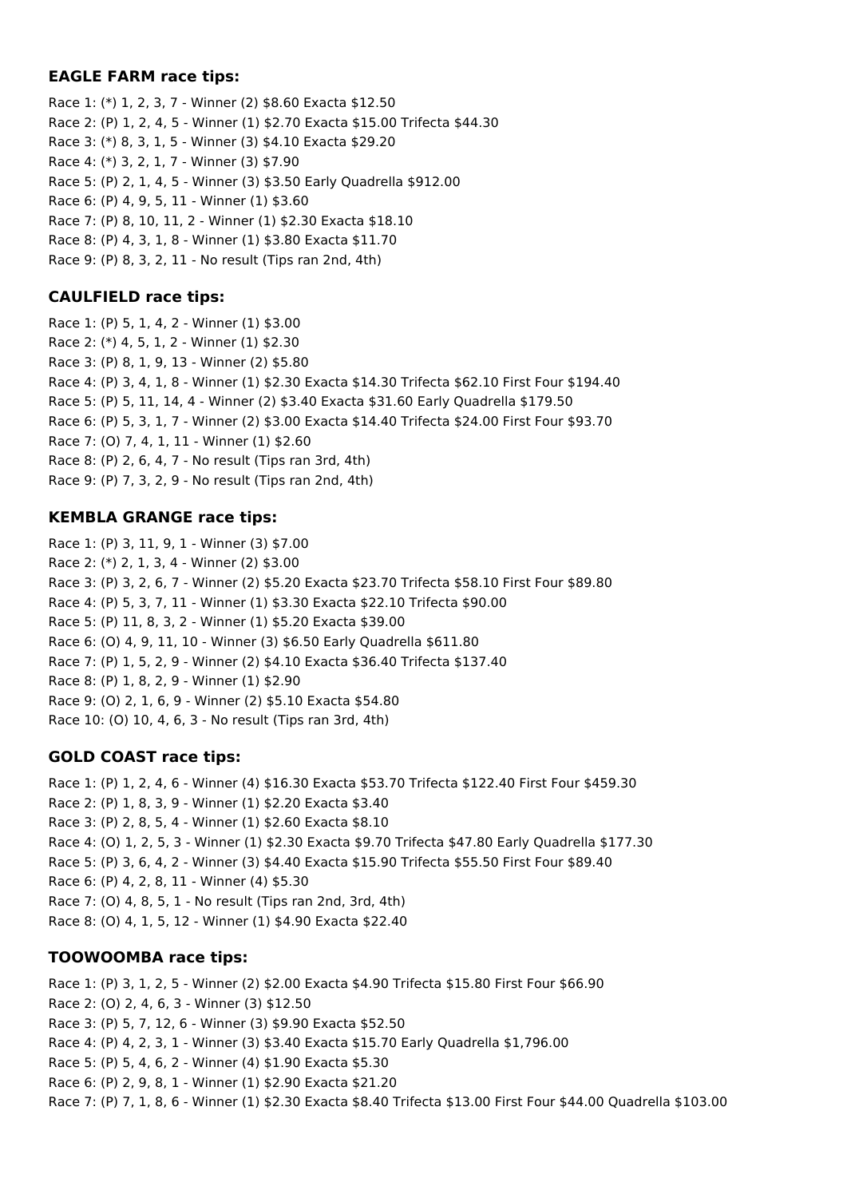**EAGLE FARM race tips:**

Race 1: (*) 1, 2, 3, 7 - Winner (2) $8.60 Exacta $12.50
Race 2: (P) 1, 2, 4, 5 - Winner (1) $2.70 Exacta $15.00 Trifecta $44.30
Race 3: (*) 8, 3, 1, 5 - Winner (3) $4.10 Exacta $29.20
Race 4: (*) 3, 2, 1, 7 - Winner (3) $7.90
Race 5: (P) 2, 1, 4, 5 - Winner (3) $3.50 Early Quadrella $912.00
Race 6: (P) 4, 9, 5, 11 - Winner (1) $3.60
Race 7: (P) 8, 10, 11, 2 - Winner (1) $2.30 Exacta $18.10
Race 8: (P) 4, 3, 1, 8 - Winner (1) $3.80 Exacta $11.70
Race 9: (P) 8, 3, 2, 11 - No result (Tips ran 2nd, 4th)

**CAULFIELD race tips:**

Race 1: (P) 5, 1, 4, 2 - Winner (1) $3.00
Race 2: (*) 4, 5, 1, 2 - Winner (1) $2.30
Race 3: (P) 8, 1, 9, 13 - Winner (2) $5.80
Race 4: (P) 3, 4, 1, 8 - Winner (1) $2.30 Exacta $14.30 Trifecta $62.10 First Four $194.40
Race 5: (P) 5, 11, 14, 4 - Winner (2) $3.40 Exacta $31.60 Early Quadrella $179.50
Race 6: (P) 5, 3, 1, 7 - Winner (2) $3.00 Exacta $14.40 Trifecta $24.00 First Four $93.70
Race 7: (O) 7, 4, 1, 11 - Winner (1) $2.60
Race 8: (P) 2, 6, 4, 7 - No result (Tips ran 3rd, 4th)
Race 9: (P) 7, 3, 2, 9 - No result (Tips ran 2nd, 4th)

**KEMBLA GRANGE race tips:**

Race 1: (P) 3, 11, 9, 1 - Winner (3) $7.00
Race 2: (*) 2, 1, 3, 4 - Winner (2) $3.00
Race 3: (P) 3, 2, 6, 7 - Winner (2) $5.20 Exacta $23.70 Trifecta $58.10 First Four $89.80
Race 4: (P) 5, 3, 7, 11 - Winner (1) $3.30 Exacta $22.10 Trifecta $90.00
Race 5: (P) 11, 8, 3, 2 - Winner (1) $5.20 Exacta $39.00
Race 6: (O) 4, 9, 11, 10 - Winner (3) $6.50 Early Quadrella $611.80
Race 7: (P) 1, 5, 2, 9 - Winner (2) $4.10 Exacta $36.40 Trifecta $137.40
Race 8: (P) 1, 8, 2, 9 - Winner (1) $2.90
Race 9: (O) 2, 1, 6, 9 - Winner (2) $5.10 Exacta $54.80
Race 10: (O) 10, 4, 6, 3 - No result (Tips ran 3rd, 4th)

**GOLD COAST race tips:**

Race 1: (P) 1, 2, 4, 6 - Winner (4) $16.30 Exacta $53.70 Trifecta $122.40 First Four $459.30
Race 2: (P) 1, 8, 3, 9 - Winner (1) $2.20 Exacta $3.40
Race 3: (P) 2, 8, 5, 4 - Winner (1) $2.60 Exacta $8.10
Race 4: (O) 1, 2, 5, 3 - Winner (1) $2.30 Exacta $9.70 Trifecta $47.80 Early Quadrella $177.30
Race 5: (P) 3, 6, 4, 2 - Winner (3) $4.40 Exacta $15.90 Trifecta $55.50 First Four $89.40
Race 6: (P) 4, 2, 8, 11 - Winner (4) $5.30
Race 7: (O) 4, 8, 5, 1 - No result (Tips ran 2nd, 3rd, 4th)
Race 8: (O) 4, 1, 5, 12 - Winner (1) $4.90 Exacta $22.40

**TOOWOOMBA race tips:**

Race 1: (P) 3, 1, 2, 5 - Winner (2) $2.00 Exacta $4.90 Trifecta $15.80 First Four $66.90
Race 2: (O) 2, 4, 6, 3 - Winner (3) $12.50
Race 3: (P) 5, 7, 12, 6 - Winner (3) $9.90 Exacta $52.50
Race 4: (P) 4, 2, 3, 1 - Winner (3) $3.40 Exacta $15.70 Early Quadrella $1,796.00
Race 5: (P) 5, 4, 6, 2 - Winner (4) $1.90 Exacta $5.30
Race 6: (P) 2, 9, 8, 1 - Winner (1) $2.90 Exacta $21.20
Race 7: (P) 7, 1, 8, 6 - Winner (1) $2.30 Exacta $8.40 Trifecta $13.00 First Four $44.00 Quadrella $103.00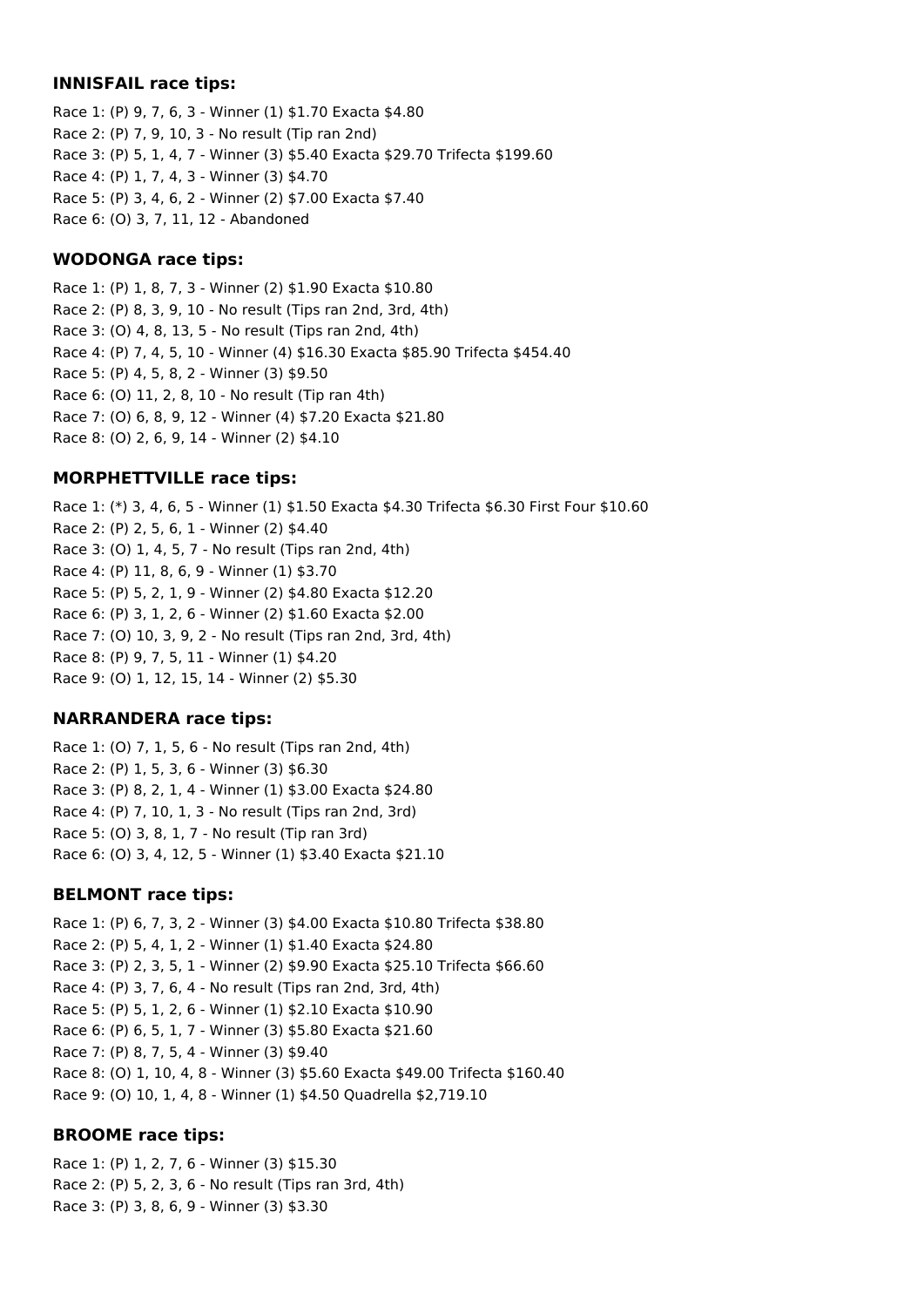### INNISFAIL race tips:

Race 1: (P) 9, 7, 6, 3 - Winner (1) $1.70 Exacta $4.80
Race 2: (P) 7, 9, 10, 3 - No result (Tip ran 2nd)
Race 3: (P) 5, 1, 4, 7 - Winner (3) $5.40 Exacta $29.70 Trifecta $199.60
Race 4: (P) 1, 7, 4, 3 - Winner (3) $4.70
Race 5: (P) 3, 4, 6, 2 - Winner (2) $7.00 Exacta $7.40
Race 6: (O) 3, 7, 11, 12 - Abandoned

### WODONGA race tips:

Race 1: (P) 1, 8, 7, 3 - Winner (2) $1.90 Exacta $10.80
Race 2: (P) 8, 3, 9, 10 - No result (Tips ran 2nd, 3rd, 4th)
Race 3: (O) 4, 8, 13, 5 - No result (Tips ran 2nd, 4th)
Race 4: (P) 7, 4, 5, 10 - Winner (4) $16.30 Exacta $85.90 Trifecta $454.40
Race 5: (P) 4, 5, 8, 2 - Winner (3) $9.50
Race 6: (O) 11, 2, 8, 10 - No result (Tip ran 4th)
Race 7: (O) 6, 8, 9, 12 - Winner (4) $7.20 Exacta $21.80
Race 8: (O) 2, 6, 9, 14 - Winner (2) $4.10

### MORPHETTVILLE race tips:

Race 1: (*) 3, 4, 6, 5 - Winner (1) $1.50 Exacta $4.30 Trifecta $6.30 First Four $10.60
Race 2: (P) 2, 5, 6, 1 - Winner (2) $4.40
Race 3: (O) 1, 4, 5, 7 - No result (Tips ran 2nd, 4th)
Race 4: (P) 11, 8, 6, 9 - Winner (1) $3.70
Race 5: (P) 5, 2, 1, 9 - Winner (2) $4.80 Exacta $12.20
Race 6: (P) 3, 1, 2, 6 - Winner (2) $1.60 Exacta $2.00
Race 7: (O) 10, 3, 9, 2 - No result (Tips ran 2nd, 3rd, 4th)
Race 8: (P) 9, 7, 5, 11 - Winner (1) $4.20
Race 9: (O) 1, 12, 15, 14 - Winner (2) $5.30

### NARRANDERA race tips:

Race 1: (O) 7, 1, 5, 6 - No result (Tips ran 2nd, 4th)
Race 2: (P) 1, 5, 3, 6 - Winner (3) $6.30
Race 3: (P) 8, 2, 1, 4 - Winner (1) $3.00 Exacta $24.80
Race 4: (P) 7, 10, 1, 3 - No result (Tips ran 2nd, 3rd)
Race 5: (O) 3, 8, 1, 7 - No result (Tip ran 3rd)
Race 6: (O) 3, 4, 12, 5 - Winner (1) $3.40 Exacta $21.10

### BELMONT race tips:

Race 1: (P) 6, 7, 3, 2 - Winner (3) $4.00 Exacta $10.80 Trifecta $38.80
Race 2: (P) 5, 4, 1, 2 - Winner (1) $1.40 Exacta $24.80
Race 3: (P) 2, 3, 5, 1 - Winner (2) $9.90 Exacta $25.10 Trifecta $66.60
Race 4: (P) 3, 7, 6, 4 - No result (Tips ran 2nd, 3rd, 4th)
Race 5: (P) 5, 1, 2, 6 - Winner (1) $2.10 Exacta $10.90
Race 6: (P) 6, 5, 1, 7 - Winner (3) $5.80 Exacta $21.60
Race 7: (P) 8, 7, 5, 4 - Winner (3) $9.40
Race 8: (O) 1, 10, 4, 8 - Winner (3) $5.60 Exacta $49.00 Trifecta $160.40
Race 9: (O) 10, 1, 4, 8 - Winner (1) $4.50 Quadrella $2,719.10

### BROOME race tips:

Race 1: (P) 1, 2, 7, 6 - Winner (3) $15.30
Race 2: (P) 5, 2, 3, 6 - No result (Tips ran 3rd, 4th)
Race 3: (P) 3, 8, 6, 9 - Winner (3) $3.30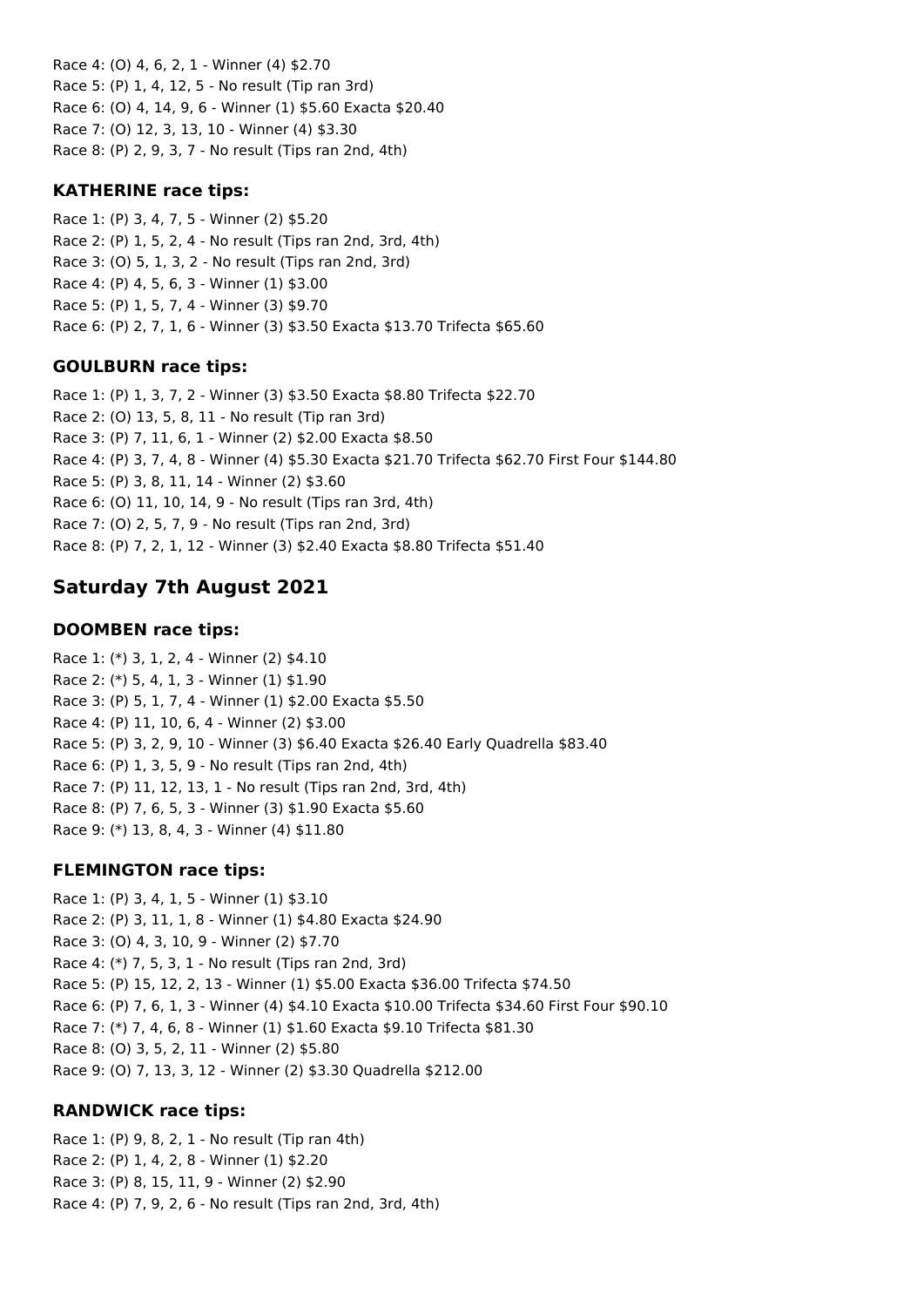Race 4: (O) 4, 6, 2, 1 - Winner (4) $2.70
Race 5: (P) 1, 4, 12, 5 - No result (Tip ran 3rd)
Race 6: (O) 4, 14, 9, 6 - Winner (1) $5.60 Exacta $20.40
Race 7: (O) 12, 3, 13, 10 - Winner (4) $3.30
Race 8: (P) 2, 9, 3, 7 - No result (Tips ran 2nd, 4th)

### KATHERINE race tips:

Race 1: (P) 3, 4, 7, 5 - Winner (2) $5.20
Race 2: (P) 1, 5, 2, 4 - No result (Tips ran 2nd, 3rd, 4th)
Race 3: (O) 5, 1, 3, 2 - No result (Tips ran 2nd, 3rd)
Race 4: (P) 4, 5, 6, 3 - Winner (1) $3.00
Race 5: (P) 1, 5, 7, 4 - Winner (3) $9.70
Race 6: (P) 2, 7, 1, 6 - Winner (3) $3.50 Exacta $13.70 Trifecta $65.60

### GOULBURN race tips:

Race 1: (P) 1, 3, 7, 2 - Winner (3) $3.50 Exacta $8.80 Trifecta $22.70
Race 2: (O) 13, 5, 8, 11 - No result (Tip ran 3rd)
Race 3: (P) 7, 11, 6, 1 - Winner (2) $2.00 Exacta $8.50
Race 4: (P) 3, 7, 4, 8 - Winner (4) $5.30 Exacta $21.70 Trifecta $62.70 First Four $144.80
Race 5: (P) 3, 8, 11, 14 - Winner (2) $3.60
Race 6: (O) 11, 10, 14, 9 - No result (Tips ran 3rd, 4th)
Race 7: (O) 2, 5, 7, 9 - No result (Tips ran 2nd, 3rd)
Race 8: (P) 7, 2, 1, 12 - Winner (3) $2.40 Exacta $8.80 Trifecta $51.40

## Saturday 7th August 2021

### DOOMBEN race tips:

Race 1: (*) 3, 1, 2, 4 - Winner (2) $4.10
Race 2: (*) 5, 4, 1, 3 - Winner (1) $1.90
Race 3: (P) 5, 1, 7, 4 - Winner (1) $2.00 Exacta $5.50
Race 4: (P) 11, 10, 6, 4 - Winner (2) $3.00
Race 5: (P) 3, 2, 9, 10 - Winner (3) $6.40 Exacta $26.40 Early Quadrella $83.40
Race 6: (P) 1, 3, 5, 9 - No result (Tips ran 2nd, 4th)
Race 7: (P) 11, 12, 13, 1 - No result (Tips ran 2nd, 3rd, 4th)
Race 8: (P) 7, 6, 5, 3 - Winner (3) $1.90 Exacta $5.60
Race 9: (*) 13, 8, 4, 3 - Winner (4) $11.80

### FLEMINGTON race tips:

Race 1: (P) 3, 4, 1, 5 - Winner (1) $3.10
Race 2: (P) 3, 11, 1, 8 - Winner (1) $4.80 Exacta $24.90
Race 3: (O) 4, 3, 10, 9 - Winner (2) $7.70
Race 4: (*) 7, 5, 3, 1 - No result (Tips ran 2nd, 3rd)
Race 5: (P) 15, 12, 2, 13 - Winner (1) $5.00 Exacta $36.00 Trifecta $74.50
Race 6: (P) 7, 6, 1, 3 - Winner (4) $4.10 Exacta $10.00 Trifecta $34.60 First Four $90.10
Race 7: (*) 7, 4, 6, 8 - Winner (1) $1.60 Exacta $9.10 Trifecta $81.30
Race 8: (O) 3, 5, 2, 11 - Winner (2) $5.80
Race 9: (O) 7, 13, 3, 12 - Winner (2) $3.30 Quadrella $212.00

### RANDWICK race tips:

Race 1: (P) 9, 8, 2, 1 - No result (Tip ran 4th)
Race 2: (P) 1, 4, 2, 8 - Winner (1) $2.20
Race 3: (P) 8, 15, 11, 9 - Winner (2) $2.90
Race 4: (P) 7, 9, 2, 6 - No result (Tips ran 2nd, 3rd, 4th)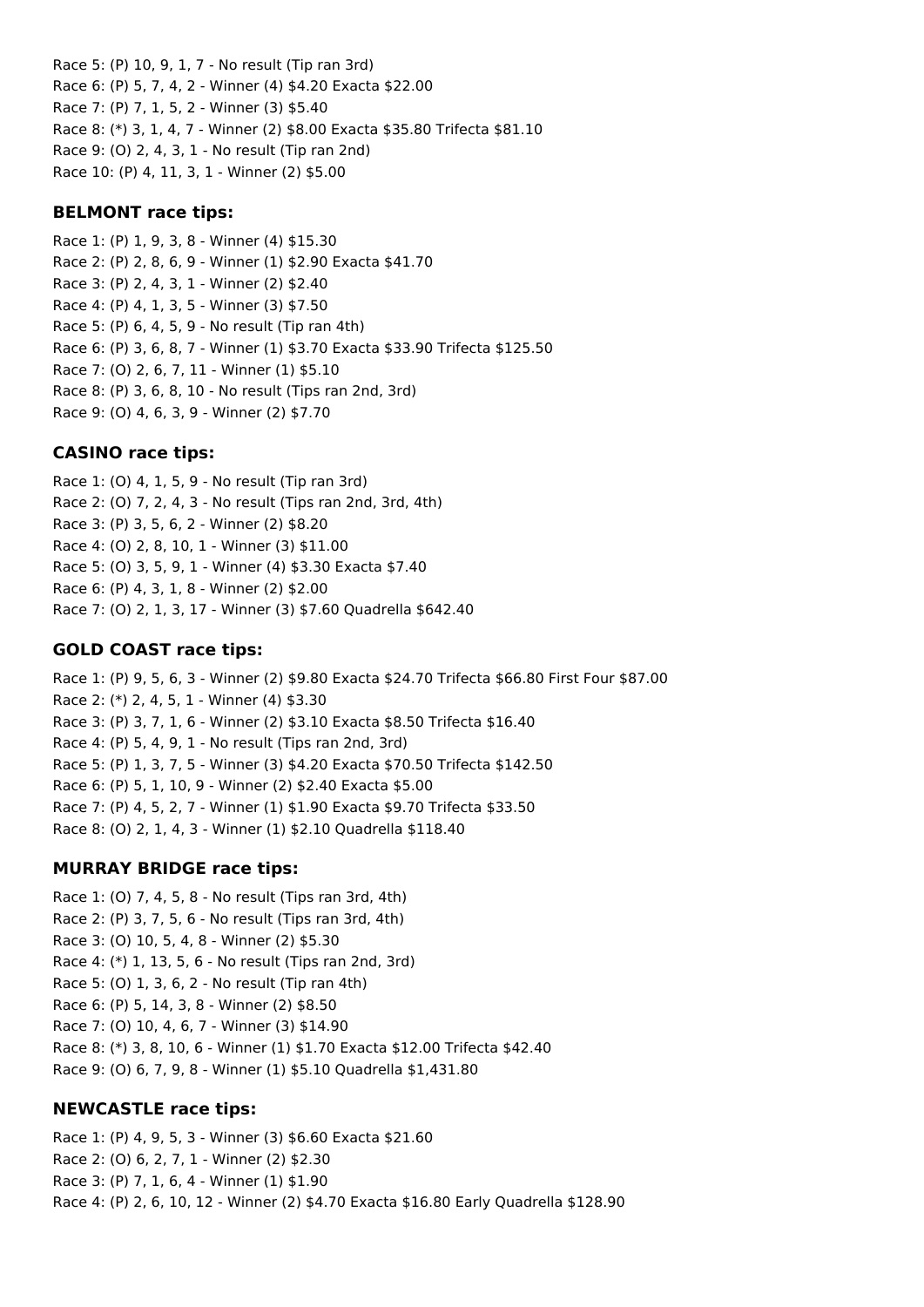Race 5: (P) 10, 9, 1, 7 - No result (Tip ran 3rd)
Race 6: (P) 5, 7, 4, 2 - Winner (4) $4.20 Exacta $22.00
Race 7: (P) 7, 1, 5, 2 - Winner (3) $5.40
Race 8: (*) 3, 1, 4, 7 - Winner (2) $8.00 Exacta $35.80 Trifecta $81.10
Race 9: (O) 2, 4, 3, 1 - No result (Tip ran 2nd)
Race 10: (P) 4, 11, 3, 1 - Winner (2) $5.00

### BELMONT race tips:

Race 1: (P) 1, 9, 3, 8 - Winner (4) $15.30
Race 2: (P) 2, 8, 6, 9 - Winner (1) $2.90 Exacta $41.70
Race 3: (P) 2, 4, 3, 1 - Winner (2) $2.40
Race 4: (P) 4, 1, 3, 5 - Winner (3) $7.50
Race 5: (P) 6, 4, 5, 9 - No result (Tip ran 4th)
Race 6: (P) 3, 6, 8, 7 - Winner (1) $3.70 Exacta $33.90 Trifecta $125.50
Race 7: (O) 2, 6, 7, 11 - Winner (1) $5.10
Race 8: (P) 3, 6, 8, 10 - No result (Tips ran 2nd, 3rd)
Race 9: (O) 4, 6, 3, 9 - Winner (2) $7.70

### CASINO race tips:

Race 1: (O) 4, 1, 5, 9 - No result (Tip ran 3rd)
Race 2: (O) 7, 2, 4, 3 - No result (Tips ran 2nd, 3rd, 4th)
Race 3: (P) 3, 5, 6, 2 - Winner (2) $8.20
Race 4: (O) 2, 8, 10, 1 - Winner (3) $11.00
Race 5: (O) 3, 5, 9, 1 - Winner (4) $3.30 Exacta $7.40
Race 6: (P) 4, 3, 1, 8 - Winner (2) $2.00
Race 7: (O) 2, 1, 3, 17 - Winner (3) $7.60 Quadrella $642.40

### GOLD COAST race tips:

Race 1: (P) 9, 5, 6, 3 - Winner (2) $9.80 Exacta $24.70 Trifecta $66.80 First Four $87.00
Race 2: (*) 2, 4, 5, 1 - Winner (4) $3.30
Race 3: (P) 3, 7, 1, 6 - Winner (2) $3.10 Exacta $8.50 Trifecta $16.40
Race 4: (P) 5, 4, 9, 1 - No result (Tips ran 2nd, 3rd)
Race 5: (P) 1, 3, 7, 5 - Winner (3) $4.20 Exacta $70.50 Trifecta $142.50
Race 6: (P) 5, 1, 10, 9 - Winner (2) $2.40 Exacta $5.00
Race 7: (P) 4, 5, 2, 7 - Winner (1) $1.90 Exacta $9.70 Trifecta $33.50
Race 8: (O) 2, 1, 4, 3 - Winner (1) $2.10 Quadrella $118.40

### MURRAY BRIDGE race tips:

Race 1: (O) 7, 4, 5, 8 - No result (Tips ran 3rd, 4th)
Race 2: (P) 3, 7, 5, 6 - No result (Tips ran 3rd, 4th)
Race 3: (O) 10, 5, 4, 8 - Winner (2) $5.30
Race 4: (*) 1, 13, 5, 6 - No result (Tips ran 2nd, 3rd)
Race 5: (O) 1, 3, 6, 2 - No result (Tip ran 4th)
Race 6: (P) 5, 14, 3, 8 - Winner (2) $8.50
Race 7: (O) 10, 4, 6, 7 - Winner (3) $14.90
Race 8: (*) 3, 8, 10, 6 - Winner (1) $1.70 Exacta $12.00 Trifecta $42.40
Race 9: (O) 6, 7, 9, 8 - Winner (1) $5.10 Quadrella $1,431.80

### NEWCASTLE race tips:

Race 1: (P) 4, 9, 5, 3 - Winner (3) $6.60 Exacta $21.60
Race 2: (O) 6, 2, 7, 1 - Winner (2) $2.30
Race 3: (P) 7, 1, 6, 4 - Winner (1) $1.90
Race 4: (P) 2, 6, 10, 12 - Winner (2) $4.70 Exacta $16.80 Early Quadrella $128.90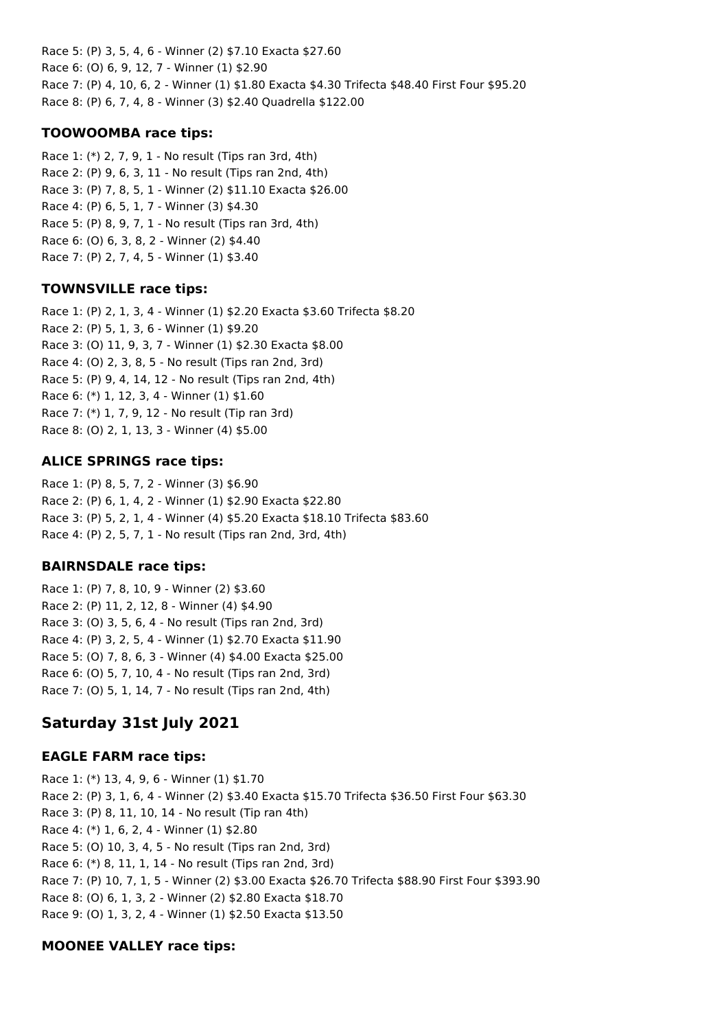Race 5: (P) 3, 5, 4, 6 - Winner (2) $7.10 Exacta $27.60
Race 6: (O) 6, 9, 12, 7 - Winner (1) $2.90
Race 7: (P) 4, 10, 6, 2 - Winner (1) $1.80 Exacta $4.30 Trifecta $48.40 First Four $95.20
Race 8: (P) 6, 7, 4, 8 - Winner (3) $2.40 Quadrella $122.00

### TOOWOOMBA race tips:

Race 1: (*) 2, 7, 9, 1 - No result (Tips ran 3rd, 4th)
Race 2: (P) 9, 6, 3, 11 - No result (Tips ran 2nd, 4th)
Race 3: (P) 7, 8, 5, 1 - Winner (2) $11.10 Exacta $26.00
Race 4: (P) 6, 5, 1, 7 - Winner (3) $4.30
Race 5: (P) 8, 9, 7, 1 - No result (Tips ran 3rd, 4th)
Race 6: (O) 6, 3, 8, 2 - Winner (2) $4.40
Race 7: (P) 2, 7, 4, 5 - Winner (1) $3.40

### TOWNSVILLE race tips:

Race 1: (P) 2, 1, 3, 4 - Winner (1) $2.20 Exacta $3.60 Trifecta $8.20
Race 2: (P) 5, 1, 3, 6 - Winner (1) $9.20
Race 3: (O) 11, 9, 3, 7 - Winner (1) $2.30 Exacta $8.00
Race 4: (O) 2, 3, 8, 5 - No result (Tips ran 2nd, 3rd)
Race 5: (P) 9, 4, 14, 12 - No result (Tips ran 2nd, 4th)
Race 6: (*) 1, 12, 3, 4 - Winner (1) $1.60
Race 7: (*) 1, 7, 9, 12 - No result (Tip ran 3rd)
Race 8: (O) 2, 1, 13, 3 - Winner (4) $5.00

### ALICE SPRINGS race tips:

Race 1: (P) 8, 5, 7, 2 - Winner (3) $6.90
Race 2: (P) 6, 1, 4, 2 - Winner (1) $2.90 Exacta $22.80
Race 3: (P) 5, 2, 1, 4 - Winner (4) $5.20 Exacta $18.10 Trifecta $83.60
Race 4: (P) 2, 5, 7, 1 - No result (Tips ran 2nd, 3rd, 4th)

### BAIRNSDALE race tips:

Race 1: (P) 7, 8, 10, 9 - Winner (2) $3.60
Race 2: (P) 11, 2, 12, 8 - Winner (4) $4.90
Race 3: (O) 3, 5, 6, 4 - No result (Tips ran 2nd, 3rd)
Race 4: (P) 3, 2, 5, 4 - Winner (1) $2.70 Exacta $11.90
Race 5: (O) 7, 8, 6, 3 - Winner (4) $4.00 Exacta $25.00
Race 6: (O) 5, 7, 10, 4 - No result (Tips ran 2nd, 3rd)
Race 7: (O) 5, 1, 14, 7 - No result (Tips ran 2nd, 4th)

## Saturday 31st July 2021

### EAGLE FARM race tips:

Race 1: (*) 13, 4, 9, 6 - Winner (1) $1.70
Race 2: (P) 3, 1, 6, 4 - Winner (2) $3.40 Exacta $15.70 Trifecta $36.50 First Four $63.30
Race 3: (P) 8, 11, 10, 14 - No result (Tip ran 4th)
Race 4: (*) 1, 6, 2, 4 - Winner (1) $2.80
Race 5: (O) 10, 3, 4, 5 - No result (Tips ran 2nd, 3rd)
Race 6: (*) 8, 11, 1, 14 - No result (Tips ran 2nd, 3rd)
Race 7: (P) 10, 7, 1, 5 - Winner (2) $3.00 Exacta $26.70 Trifecta $88.90 First Four $393.90
Race 8: (O) 6, 1, 3, 2 - Winner (2) $2.80 Exacta $18.70
Race 9: (O) 1, 3, 2, 4 - Winner (1) $2.50 Exacta $13.50

### MOONEE VALLEY race tips: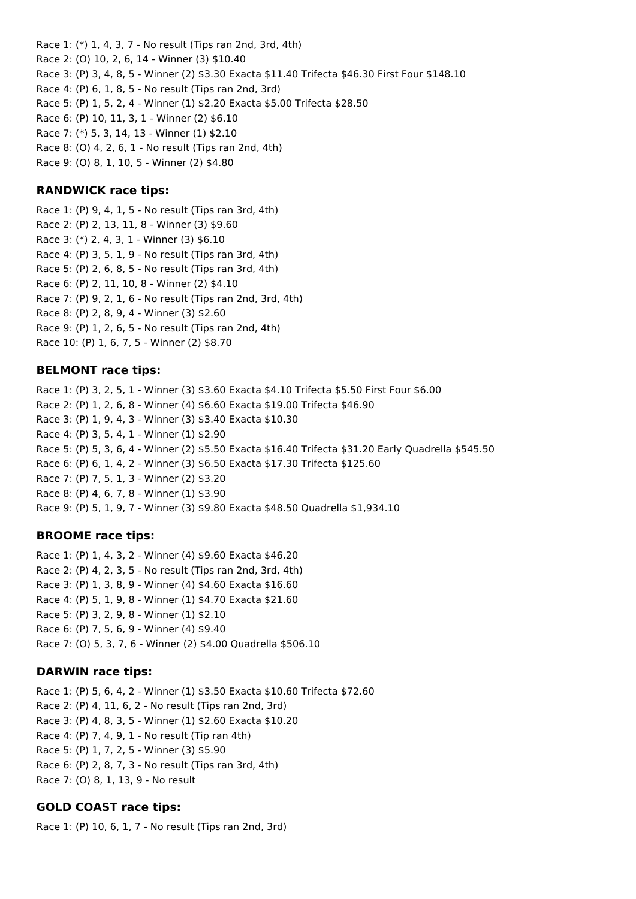Race 1: (*) 1, 4, 3, 7 - No result (Tips ran 2nd, 3rd, 4th)
Race 2: (O) 10, 2, 6, 14 - Winner (3) $10.40
Race 3: (P) 3, 4, 8, 5 - Winner (2) $3.30 Exacta $11.40 Trifecta $46.30 First Four $148.10
Race 4: (P) 6, 1, 8, 5 - No result (Tips ran 2nd, 3rd)
Race 5: (P) 1, 5, 2, 4 - Winner (1) $2.20 Exacta $5.00 Trifecta $28.50
Race 6: (P) 10, 11, 3, 1 - Winner (2) $6.10
Race 7: (*) 5, 3, 14, 13 - Winner (1) $2.10
Race 8: (O) 4, 2, 6, 1 - No result (Tips ran 2nd, 4th)
Race 9: (O) 8, 1, 10, 5 - Winner (2) $4.80

### RANDWICK race tips:

Race 1: (P) 9, 4, 1, 5 - No result (Tips ran 3rd, 4th)
Race 2: (P) 2, 13, 11, 8 - Winner (3) $9.60
Race 3: (*) 2, 4, 3, 1 - Winner (3) $6.10
Race 4: (P) 3, 5, 1, 9 - No result (Tips ran 3rd, 4th)
Race 5: (P) 2, 6, 8, 5 - No result (Tips ran 3rd, 4th)
Race 6: (P) 2, 11, 10, 8 - Winner (2) $4.10
Race 7: (P) 9, 2, 1, 6 - No result (Tips ran 2nd, 3rd, 4th)
Race 8: (P) 2, 8, 9, 4 - Winner (3) $2.60
Race 9: (P) 1, 2, 6, 5 - No result (Tips ran 2nd, 4th)
Race 10: (P) 1, 6, 7, 5 - Winner (2) $8.70

### BELMONT race tips:

Race 1: (P) 3, 2, 5, 1 - Winner (3) $3.60 Exacta $4.10 Trifecta $5.50 First Four $6.00
Race 2: (P) 1, 2, 6, 8 - Winner (4) $6.60 Exacta $19.00 Trifecta $46.90
Race 3: (P) 1, 9, 4, 3 - Winner (3) $3.40 Exacta $10.30
Race 4: (P) 3, 5, 4, 1 - Winner (1) $2.90
Race 5: (P) 5, 3, 6, 4 - Winner (2) $5.50 Exacta $16.40 Trifecta $31.20 Early Quadrella $545.50
Race 6: (P) 6, 1, 4, 2 - Winner (3) $6.50 Exacta $17.30 Trifecta $125.60
Race 7: (P) 7, 5, 1, 3 - Winner (2) $3.20
Race 8: (P) 4, 6, 7, 8 - Winner (1) $3.90
Race 9: (P) 5, 1, 9, 7 - Winner (3) $9.80 Exacta $48.50 Quadrella $1,934.10

### BROOME race tips:

Race 1: (P) 1, 4, 3, 2 - Winner (4) $9.60 Exacta $46.20
Race 2: (P) 4, 2, 3, 5 - No result (Tips ran 2nd, 3rd, 4th)
Race 3: (P) 1, 3, 8, 9 - Winner (4) $4.60 Exacta $16.60
Race 4: (P) 5, 1, 9, 8 - Winner (1) $4.70 Exacta $21.60
Race 5: (P) 3, 2, 9, 8 - Winner (1) $2.10
Race 6: (P) 7, 5, 6, 9 - Winner (4) $9.40
Race 7: (O) 5, 3, 7, 6 - Winner (2) $4.00 Quadrella $506.10

### DARWIN race tips:

Race 1: (P) 5, 6, 4, 2 - Winner (1) $3.50 Exacta $10.60 Trifecta $72.60
Race 2: (P) 4, 11, 6, 2 - No result (Tips ran 2nd, 3rd)
Race 3: (P) 4, 8, 3, 5 - Winner (1) $2.60 Exacta $10.20
Race 4: (P) 7, 4, 9, 1 - No result (Tip ran 4th)
Race 5: (P) 1, 7, 2, 5 - Winner (3) $5.90
Race 6: (P) 2, 8, 7, 3 - No result (Tips ran 3rd, 4th)
Race 7: (O) 8, 1, 13, 9 - No result

### GOLD COAST race tips:

Race 1: (P) 10, 6, 1, 7 - No result (Tips ran 2nd, 3rd)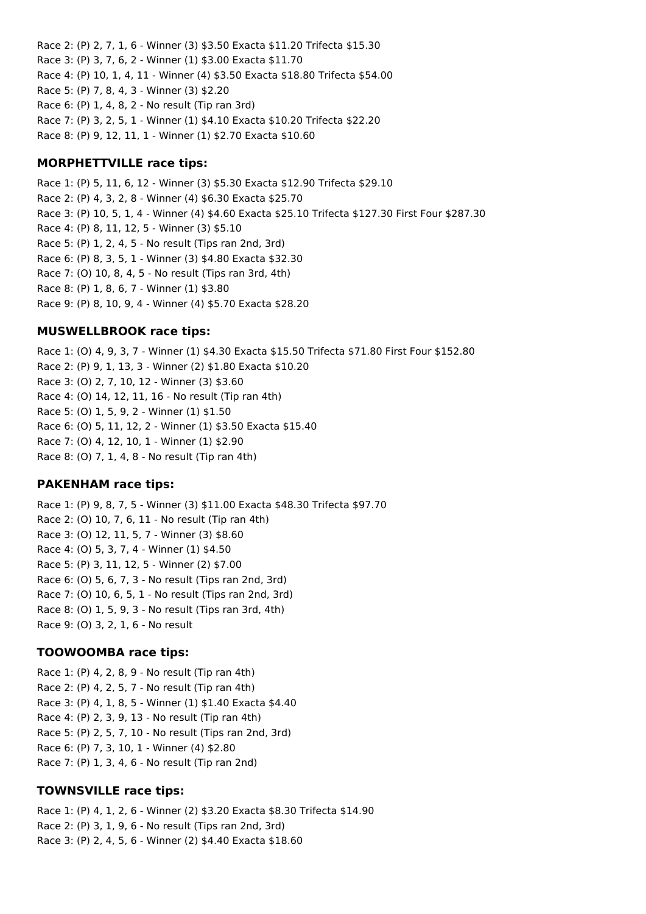Race 2: (P) 2, 7, 1, 6 - Winner (3) $3.50 Exacta $11.20 Trifecta $15.30
Race 3: (P) 3, 7, 6, 2 - Winner (1) $3.00 Exacta $11.70
Race 4: (P) 10, 1, 4, 11 - Winner (4) $3.50 Exacta $18.80 Trifecta $54.00
Race 5: (P) 7, 8, 4, 3 - Winner (3) $2.20
Race 6: (P) 1, 4, 8, 2 - No result (Tip ran 3rd)
Race 7: (P) 3, 2, 5, 1 - Winner (1) $4.10 Exacta $10.20 Trifecta $22.20
Race 8: (P) 9, 12, 11, 1 - Winner (1) $2.70 Exacta $10.60

### MORPHETTVILLE race tips:

Race 1: (P) 5, 11, 6, 12 - Winner (3) $5.30 Exacta $12.90 Trifecta $29.10
Race 2: (P) 4, 3, 2, 8 - Winner (4) $6.30 Exacta $25.70
Race 3: (P) 10, 5, 1, 4 - Winner (4) $4.60 Exacta $25.10 Trifecta $127.30 First Four $287.30
Race 4: (P) 8, 11, 12, 5 - Winner (3) $5.10
Race 5: (P) 1, 2, 4, 5 - No result (Tips ran 2nd, 3rd)
Race 6: (P) 8, 3, 5, 1 - Winner (3) $4.80 Exacta $32.30
Race 7: (O) 10, 8, 4, 5 - No result (Tips ran 3rd, 4th)
Race 8: (P) 1, 8, 6, 7 - Winner (1) $3.80
Race 9: (P) 8, 10, 9, 4 - Winner (4) $5.70 Exacta $28.20

### MUSWELLBROOK race tips:

Race 1: (O) 4, 9, 3, 7 - Winner (1) $4.30 Exacta $15.50 Trifecta $71.80 First Four $152.80
Race 2: (P) 9, 1, 13, 3 - Winner (2) $1.80 Exacta $10.20
Race 3: (O) 2, 7, 10, 12 - Winner (3) $3.60
Race 4: (O) 14, 12, 11, 16 - No result (Tip ran 4th)
Race 5: (O) 1, 5, 9, 2 - Winner (1) $1.50
Race 6: (O) 5, 11, 12, 2 - Winner (1) $3.50 Exacta $15.40
Race 7: (O) 4, 12, 10, 1 - Winner (1) $2.90
Race 8: (O) 7, 1, 4, 8 - No result (Tip ran 4th)

### PAKENHAM race tips:

Race 1: (P) 9, 8, 7, 5 - Winner (3) $11.00 Exacta $48.30 Trifecta $97.70
Race 2: (O) 10, 7, 6, 11 - No result (Tip ran 4th)
Race 3: (O) 12, 11, 5, 7 - Winner (3) $8.60
Race 4: (O) 5, 3, 7, 4 - Winner (1) $4.50
Race 5: (P) 3, 11, 12, 5 - Winner (2) $7.00
Race 6: (O) 5, 6, 7, 3 - No result (Tips ran 2nd, 3rd)
Race 7: (O) 10, 6, 5, 1 - No result (Tips ran 2nd, 3rd)
Race 8: (O) 1, 5, 9, 3 - No result (Tips ran 3rd, 4th)
Race 9: (O) 3, 2, 1, 6 - No result

### TOOWOOMBA race tips:

Race 1: (P) 4, 2, 8, 9 - No result (Tip ran 4th)
Race 2: (P) 4, 2, 5, 7 - No result (Tip ran 4th)
Race 3: (P) 4, 1, 8, 5 - Winner (1) $1.40 Exacta $4.40
Race 4: (P) 2, 3, 9, 13 - No result (Tip ran 4th)
Race 5: (P) 2, 5, 7, 10 - No result (Tips ran 2nd, 3rd)
Race 6: (P) 7, 3, 10, 1 - Winner (4) $2.80
Race 7: (P) 1, 3, 4, 6 - No result (Tip ran 2nd)

### TOWNSVILLE race tips:

Race 1: (P) 4, 1, 2, 6 - Winner (2) $3.20 Exacta $8.30 Trifecta $14.90
Race 2: (P) 3, 1, 9, 6 - No result (Tips ran 2nd, 3rd)
Race 3: (P) 2, 4, 5, 6 - Winner (2) $4.40 Exacta $18.60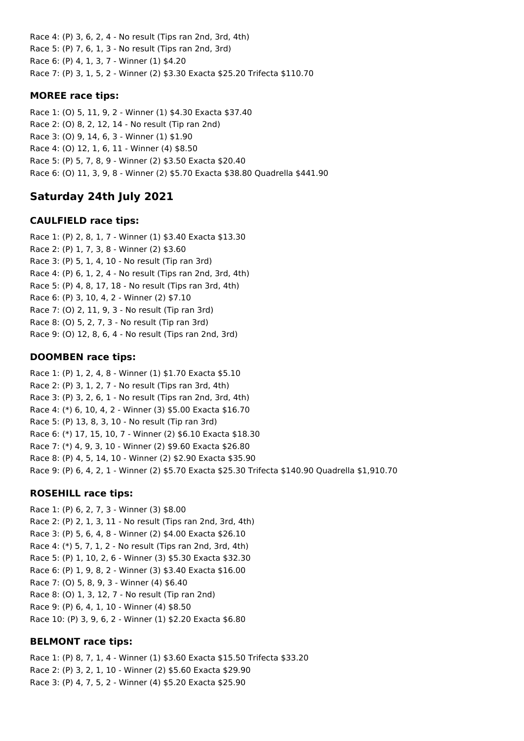Race 4: (P) 3, 6, 2, 4 - No result (Tips ran 2nd, 3rd, 4th)
Race 5: (P) 7, 6, 1, 3 - No result (Tips ran 2nd, 3rd)
Race 6: (P) 4, 1, 3, 7 - Winner (1) $4.20
Race 7: (P) 3, 1, 5, 2 - Winner (2) $3.30 Exacta $25.20 Trifecta $110.70

### MOREE race tips:

Race 1: (O) 5, 11, 9, 2 - Winner (1) $4.30 Exacta $37.40
Race 2: (O) 8, 2, 12, 14 - No result (Tip ran 2nd)
Race 3: (O) 9, 14, 6, 3 - Winner (1) $1.90
Race 4: (O) 12, 1, 6, 11 - Winner (4) $8.50
Race 5: (P) 5, 7, 8, 9 - Winner (2) $3.50 Exacta $20.40
Race 6: (O) 11, 3, 9, 8 - Winner (2) $5.70 Exacta $38.80 Quadrella $441.90

## Saturday 24th July 2021

### CAULFIELD race tips:

Race 1: (P) 2, 8, 1, 7 - Winner (1) $3.40 Exacta $13.30
Race 2: (P) 1, 7, 3, 8 - Winner (2) $3.60
Race 3: (P) 5, 1, 4, 10 - No result (Tip ran 3rd)
Race 4: (P) 6, 1, 2, 4 - No result (Tips ran 2nd, 3rd, 4th)
Race 5: (P) 4, 8, 17, 18 - No result (Tips ran 3rd, 4th)
Race 6: (P) 3, 10, 4, 2 - Winner (2) $7.10
Race 7: (O) 2, 11, 9, 3 - No result (Tip ran 3rd)
Race 8: (O) 5, 2, 7, 3 - No result (Tip ran 3rd)
Race 9: (O) 12, 8, 6, 4 - No result (Tips ran 2nd, 3rd)

### DOOMBEN race tips:

Race 1: (P) 1, 2, 4, 8 - Winner (1) $1.70 Exacta $5.10
Race 2: (P) 3, 1, 2, 7 - No result (Tips ran 3rd, 4th)
Race 3: (P) 3, 2, 6, 1 - No result (Tips ran 2nd, 3rd, 4th)
Race 4: (*) 6, 10, 4, 2 - Winner (3) $5.00 Exacta $16.70
Race 5: (P) 13, 8, 3, 10 - No result (Tip ran 3rd)
Race 6: (*) 17, 15, 10, 7 - Winner (2) $6.10 Exacta $18.30
Race 7: (*) 4, 9, 3, 10 - Winner (2) $9.60 Exacta $26.80
Race 8: (P) 4, 5, 14, 10 - Winner (2) $2.90 Exacta $35.90
Race 9: (P) 6, 4, 2, 1 - Winner (2) $5.70 Exacta $25.30 Trifecta $140.90 Quadrella $1,910.70

### ROSEHILL race tips:

Race 1: (P) 6, 2, 7, 3 - Winner (3) $8.00
Race 2: (P) 2, 1, 3, 11 - No result (Tips ran 2nd, 3rd, 4th)
Race 3: (P) 5, 6, 4, 8 - Winner (2) $4.00 Exacta $26.10
Race 4: (*) 5, 7, 1, 2 - No result (Tips ran 2nd, 3rd, 4th)
Race 5: (P) 1, 10, 2, 6 - Winner (3) $5.30 Exacta $32.30
Race 6: (P) 1, 9, 8, 2 - Winner (3) $3.40 Exacta $16.00
Race 7: (O) 5, 8, 9, 3 - Winner (4) $6.40
Race 8: (O) 1, 3, 12, 7 - No result (Tip ran 2nd)
Race 9: (P) 6, 4, 1, 10 - Winner (4) $8.50
Race 10: (P) 3, 9, 6, 2 - Winner (1) $2.20 Exacta $6.80

### BELMONT race tips:

Race 1: (P) 8, 7, 1, 4 - Winner (1) $3.60 Exacta $15.50 Trifecta $33.20
Race 2: (P) 3, 2, 1, 10 - Winner (2) $5.60 Exacta $29.90
Race 3: (P) 4, 7, 5, 2 - Winner (4) $5.20 Exacta $25.90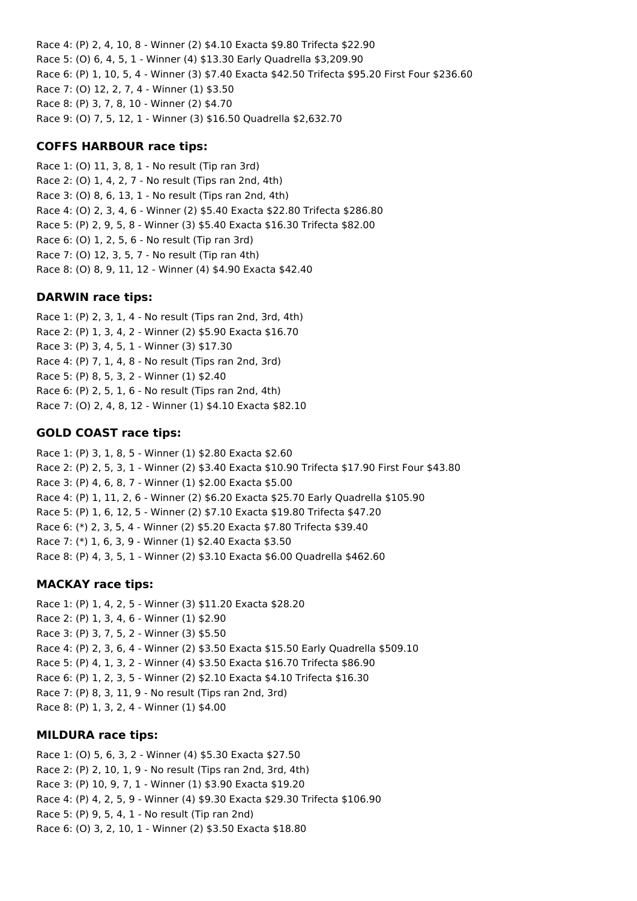Race 4: (P) 2, 4, 10, 8 - Winner (2) $4.10 Exacta $9.80 Trifecta $22.90
Race 5: (O) 6, 4, 5, 1 - Winner (4) $13.30 Early Quadrella $3,209.90
Race 6: (P) 1, 10, 5, 4 - Winner (3) $7.40 Exacta $42.50 Trifecta $95.20 First Four $236.60
Race 7: (O) 12, 2, 7, 4 - Winner (1) $3.50
Race 8: (P) 3, 7, 8, 10 - Winner (2) $4.70
Race 9: (O) 7, 5, 12, 1 - Winner (3) $16.50 Quadrella $2,632.70

### COFFS HARBOUR race tips:

Race 1: (O) 11, 3, 8, 1 - No result (Tip ran 3rd)
Race 2: (O) 1, 4, 2, 7 - No result (Tips ran 2nd, 4th)
Race 3: (O) 8, 6, 13, 1 - No result (Tips ran 2nd, 4th)
Race 4: (O) 2, 3, 4, 6 - Winner (2) $5.40 Exacta $22.80 Trifecta $286.80
Race 5: (P) 2, 9, 5, 8 - Winner (3) $5.40 Exacta $16.30 Trifecta $82.00
Race 6: (O) 1, 2, 5, 6 - No result (Tip ran 3rd)
Race 7: (O) 12, 3, 5, 7 - No result (Tip ran 4th)
Race 8: (O) 8, 9, 11, 12 - Winner (4) $4.90 Exacta $42.40

### DARWIN race tips:

Race 1: (P) 2, 3, 1, 4 - No result (Tips ran 2nd, 3rd, 4th)
Race 2: (P) 1, 3, 4, 2 - Winner (2) $5.90 Exacta $16.70
Race 3: (P) 3, 4, 5, 1 - Winner (3) $17.30
Race 4: (P) 7, 1, 4, 8 - No result (Tips ran 2nd, 3rd)
Race 5: (P) 8, 5, 3, 2 - Winner (1) $2.40
Race 6: (P) 2, 5, 1, 6 - No result (Tips ran 2nd, 4th)
Race 7: (O) 2, 4, 8, 12 - Winner (1) $4.10 Exacta $82.10

### GOLD COAST race tips:

Race 1: (P) 3, 1, 8, 5 - Winner (1) $2.80 Exacta $2.60
Race 2: (P) 2, 5, 3, 1 - Winner (2) $3.40 Exacta $10.90 Trifecta $17.90 First Four $43.80
Race 3: (P) 4, 6, 8, 7 - Winner (1) $2.00 Exacta $5.00
Race 4: (P) 1, 11, 2, 6 - Winner (2) $6.20 Exacta $25.70 Early Quadrella $105.90
Race 5: (P) 1, 6, 12, 5 - Winner (2) $7.10 Exacta $19.80 Trifecta $47.20
Race 6: (*) 2, 3, 5, 4 - Winner (2) $5.20 Exacta $7.80 Trifecta $39.40
Race 7: (*) 1, 6, 3, 9 - Winner (1) $2.40 Exacta $3.50
Race 8: (P) 4, 3, 5, 1 - Winner (2) $3.10 Exacta $6.00 Quadrella $462.60

### MACKAY race tips:

Race 1: (P) 1, 4, 2, 5 - Winner (3) $11.20 Exacta $28.20
Race 2: (P) 1, 3, 4, 6 - Winner (1) $2.90
Race 3: (P) 3, 7, 5, 2 - Winner (3) $5.50
Race 4: (P) 2, 3, 6, 4 - Winner (2) $3.50 Exacta $15.50 Early Quadrella $509.10
Race 5: (P) 4, 1, 3, 2 - Winner (4) $3.50 Exacta $16.70 Trifecta $86.90
Race 6: (P) 1, 2, 3, 5 - Winner (2) $2.10 Exacta $4.10 Trifecta $16.30
Race 7: (P) 8, 3, 11, 9 - No result (Tips ran 2nd, 3rd)
Race 8: (P) 1, 3, 2, 4 - Winner (1) $4.00

### MILDURA race tips:

Race 1: (O) 5, 6, 3, 2 - Winner (4) $5.30 Exacta $27.50
Race 2: (P) 2, 10, 1, 9 - No result (Tips ran 2nd, 3rd, 4th)
Race 3: (P) 10, 9, 7, 1 - Winner (1) $3.90 Exacta $19.20
Race 4: (P) 4, 2, 5, 9 - Winner (4) $9.30 Exacta $29.30 Trifecta $106.90
Race 5: (P) 9, 5, 4, 1 - No result (Tip ran 2nd)
Race 6: (O) 3, 2, 10, 1 - Winner (2) $3.50 Exacta $18.80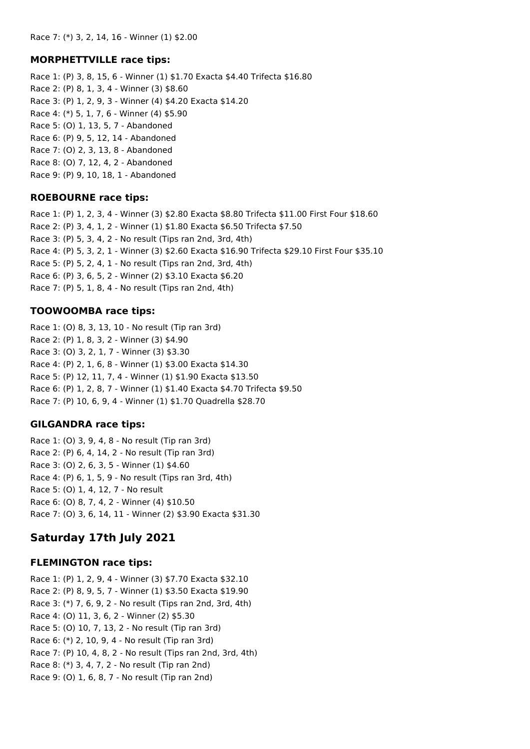Race 7: (*) 3, 2, 14, 16 - Winner (1) $2.00

### MORPHETTVILLE race tips:

Race 1: (P) 3, 8, 15, 6 - Winner (1) $1.70 Exacta $4.40 Trifecta $16.80
Race 2: (P) 8, 1, 3, 4 - Winner (3) $8.60
Race 3: (P) 1, 2, 9, 3 - Winner (4) $4.20 Exacta $14.20
Race 4: (*) 5, 1, 7, 6 - Winner (4) $5.90
Race 5: (O) 1, 13, 5, 7 - Abandoned
Race 6: (P) 9, 5, 12, 14 - Abandoned
Race 7: (O) 2, 3, 13, 8 - Abandoned
Race 8: (O) 7, 12, 4, 2 - Abandoned
Race 9: (P) 9, 10, 18, 1 - Abandoned

### ROEBOURNE race tips:

Race 1: (P) 1, 2, 3, 4 - Winner (3) $2.80 Exacta $8.80 Trifecta $11.00 First Four $18.60
Race 2: (P) 3, 4, 1, 2 - Winner (1) $1.80 Exacta $6.50 Trifecta $7.50
Race 3: (P) 5, 3, 4, 2 - No result (Tips ran 2nd, 3rd, 4th)
Race 4: (P) 5, 3, 2, 1 - Winner (3) $2.60 Exacta $16.90 Trifecta $29.10 First Four $35.10
Race 5: (P) 5, 2, 4, 1 - No result (Tips ran 2nd, 3rd, 4th)
Race 6: (P) 3, 6, 5, 2 - Winner (2) $3.10 Exacta $6.20
Race 7: (P) 5, 1, 8, 4 - No result (Tips ran 2nd, 4th)

### TOOWOOMBA race tips:

Race 1: (O) 8, 3, 13, 10 - No result (Tip ran 3rd)
Race 2: (P) 1, 8, 3, 2 - Winner (3) $4.90
Race 3: (O) 3, 2, 1, 7 - Winner (3) $3.30
Race 4: (P) 2, 1, 6, 8 - Winner (1) $3.00 Exacta $14.30
Race 5: (P) 12, 11, 7, 4 - Winner (1) $1.90 Exacta $13.50
Race 6: (P) 1, 2, 8, 7 - Winner (1) $1.40 Exacta $4.70 Trifecta $9.50
Race 7: (P) 10, 6, 9, 4 - Winner (1) $1.70 Quadrella $28.70

### GILGANDRA race tips:

Race 1: (O) 3, 9, 4, 8 - No result (Tip ran 3rd)
Race 2: (P) 6, 4, 14, 2 - No result (Tip ran 3rd)
Race 3: (O) 2, 6, 3, 5 - Winner (1) $4.60
Race 4: (P) 6, 1, 5, 9 - No result (Tips ran 3rd, 4th)
Race 5: (O) 1, 4, 12, 7 - No result
Race 6: (O) 8, 7, 4, 2 - Winner (4) $10.50
Race 7: (O) 3, 6, 14, 11 - Winner (2) $3.90 Exacta $31.30

## Saturday 17th July 2021

### FLEMINGTON race tips:

Race 1: (P) 1, 2, 9, 4 - Winner (3) $7.70 Exacta $32.10
Race 2: (P) 8, 9, 5, 7 - Winner (1) $3.50 Exacta $19.90
Race 3: (*) 7, 6, 9, 2 - No result (Tips ran 2nd, 3rd, 4th)
Race 4: (O) 11, 3, 6, 2 - Winner (2) $5.30
Race 5: (O) 10, 7, 13, 2 - No result (Tip ran 3rd)
Race 6: (*) 2, 10, 9, 4 - No result (Tip ran 3rd)
Race 7: (P) 10, 4, 8, 2 - No result (Tips ran 2nd, 3rd, 4th)
Race 8: (*) 3, 4, 7, 2 - No result (Tip ran 2nd)
Race 9: (O) 1, 6, 8, 7 - No result (Tip ran 2nd)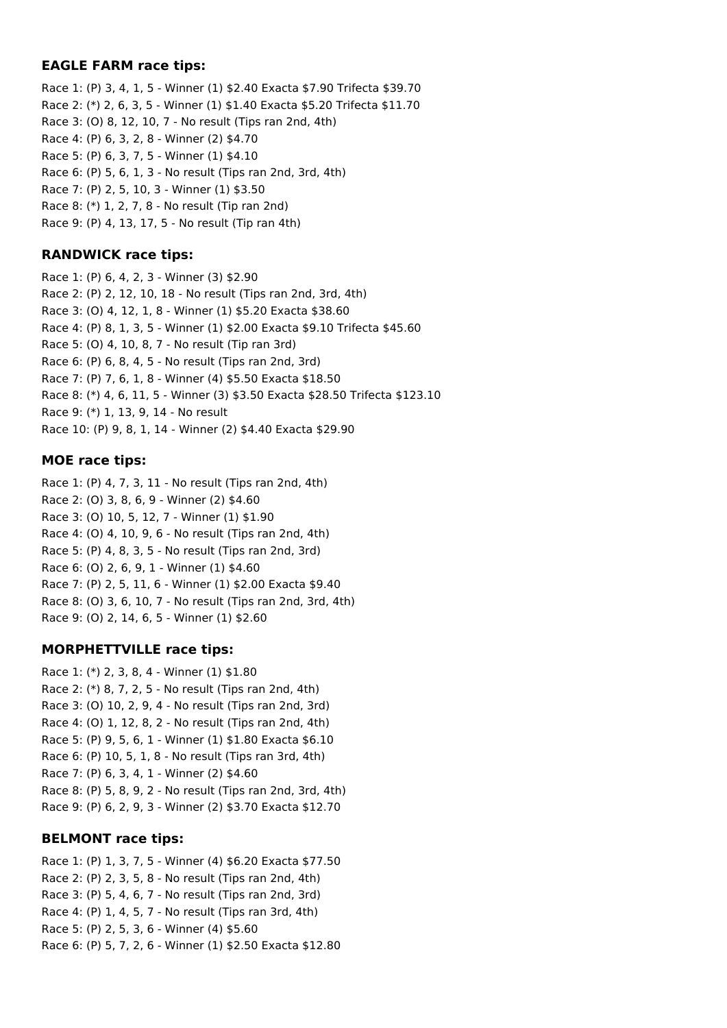**EAGLE FARM race tips:**

Race 1: (P) 3, 4, 1, 5 - Winner (1) $2.40 Exacta $7.90 Trifecta $39.70
Race 2: (*) 2, 6, 3, 5 - Winner (1) $1.40 Exacta $5.20 Trifecta $11.70
Race 3: (O) 8, 12, 10, 7 - No result (Tips ran 2nd, 4th)
Race 4: (P) 6, 3, 2, 8 - Winner (2) $4.70
Race 5: (P) 6, 3, 7, 5 - Winner (1) $4.10
Race 6: (P) 5, 6, 1, 3 - No result (Tips ran 2nd, 3rd, 4th)
Race 7: (P) 2, 5, 10, 3 - Winner (1) $3.50
Race 8: (*) 1, 2, 7, 8 - No result (Tip ran 2nd)
Race 9: (P) 4, 13, 17, 5 - No result (Tip ran 4th)

**RANDWICK race tips:**

Race 1: (P) 6, 4, 2, 3 - Winner (3) $2.90
Race 2: (P) 2, 12, 10, 18 - No result (Tips ran 2nd, 3rd, 4th)
Race 3: (O) 4, 12, 1, 8 - Winner (1) $5.20 Exacta $38.60
Race 4: (P) 8, 1, 3, 5 - Winner (1) $2.00 Exacta $9.10 Trifecta $45.60
Race 5: (O) 4, 10, 8, 7 - No result (Tip ran 3rd)
Race 6: (P) 6, 8, 4, 5 - No result (Tips ran 2nd, 3rd)
Race 7: (P) 7, 6, 1, 8 - Winner (4) $5.50 Exacta $18.50
Race 8: (*) 4, 6, 11, 5 - Winner (3) $3.50 Exacta $28.50 Trifecta $123.10
Race 9: (*) 1, 13, 9, 14 - No result
Race 10: (P) 9, 8, 1, 14 - Winner (2) $4.40 Exacta $29.90

**MOE race tips:**

Race 1: (P) 4, 7, 3, 11 - No result (Tips ran 2nd, 4th)
Race 2: (O) 3, 8, 6, 9 - Winner (2) $4.60
Race 3: (O) 10, 5, 12, 7 - Winner (1) $1.90
Race 4: (O) 4, 10, 9, 6 - No result (Tips ran 2nd, 4th)
Race 5: (P) 4, 8, 3, 5 - No result (Tips ran 2nd, 3rd)
Race 6: (O) 2, 6, 9, 1 - Winner (1) $4.60
Race 7: (P) 2, 5, 11, 6 - Winner (1) $2.00 Exacta $9.40
Race 8: (O) 3, 6, 10, 7 - No result (Tips ran 2nd, 3rd, 4th)
Race 9: (O) 2, 14, 6, 5 - Winner (1) $2.60

**MORPHETTVILLE race tips:**

Race 1: (*) 2, 3, 8, 4 - Winner (1) $1.80
Race 2: (*) 8, 7, 2, 5 - No result (Tips ran 2nd, 4th)
Race 3: (O) 10, 2, 9, 4 - No result (Tips ran 2nd, 3rd)
Race 4: (O) 1, 12, 8, 2 - No result (Tips ran 2nd, 4th)
Race 5: (P) 9, 5, 6, 1 - Winner (1) $1.80 Exacta $6.10
Race 6: (P) 10, 5, 1, 8 - No result (Tips ran 3rd, 4th)
Race 7: (P) 6, 3, 4, 1 - Winner (2) $4.60
Race 8: (P) 5, 8, 9, 2 - No result (Tips ran 2nd, 3rd, 4th)
Race 9: (P) 6, 2, 9, 3 - Winner (2) $3.70 Exacta $12.70

**BELMONT race tips:**

Race 1: (P) 1, 3, 7, 5 - Winner (4) $6.20 Exacta $77.50
Race 2: (P) 2, 3, 5, 8 - No result (Tips ran 2nd, 4th)
Race 3: (P) 5, 4, 6, 7 - No result (Tips ran 2nd, 3rd)
Race 4: (P) 1, 4, 5, 7 - No result (Tips ran 3rd, 4th)
Race 5: (P) 2, 5, 3, 6 - Winner (4) $5.60
Race 6: (P) 5, 7, 2, 6 - Winner (1) $2.50 Exacta $12.80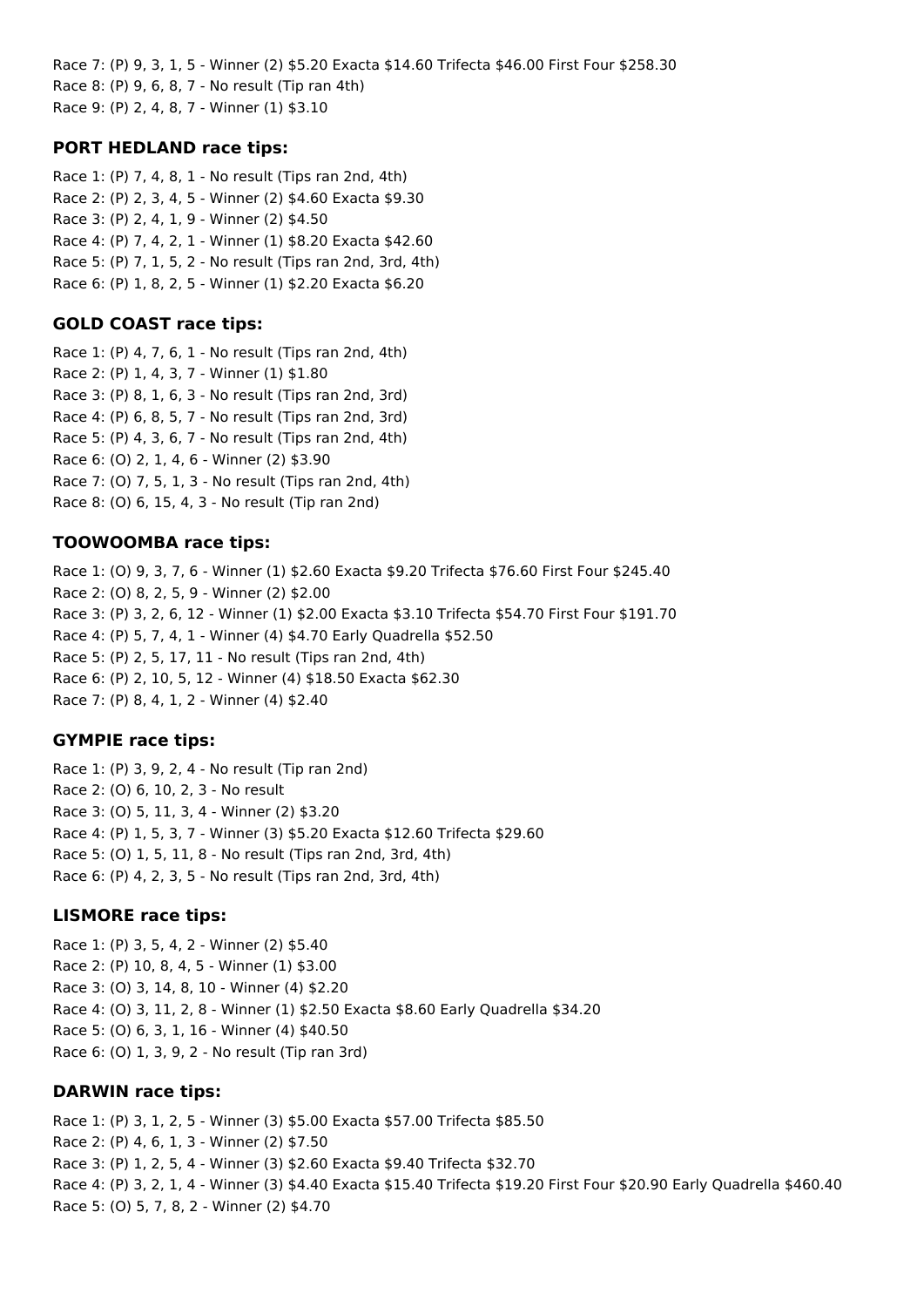Race 7: (P) 9, 3, 1, 5 - Winner (2) $5.20 Exacta $14.60 Trifecta $46.00 First Four $258.30
Race 8: (P) 9, 6, 8, 7 - No result (Tip ran 4th)
Race 9: (P) 2, 4, 8, 7 - Winner (1) $3.10

### PORT HEDLAND race tips:

Race 1: (P) 7, 4, 8, 1 - No result (Tips ran 2nd, 4th)
Race 2: (P) 2, 3, 4, 5 - Winner (2) $4.60 Exacta $9.30
Race 3: (P) 2, 4, 1, 9 - Winner (2) $4.50
Race 4: (P) 7, 4, 2, 1 - Winner (1) $8.20 Exacta $42.60
Race 5: (P) 7, 1, 5, 2 - No result (Tips ran 2nd, 3rd, 4th)
Race 6: (P) 1, 8, 2, 5 - Winner (1) $2.20 Exacta $6.20

### GOLD COAST race tips:

Race 1: (P) 4, 7, 6, 1 - No result (Tips ran 2nd, 4th)
Race 2: (P) 1, 4, 3, 7 - Winner (1) $1.80
Race 3: (P) 8, 1, 6, 3 - No result (Tips ran 2nd, 3rd)
Race 4: (P) 6, 8, 5, 7 - No result (Tips ran 2nd, 3rd)
Race 5: (P) 4, 3, 6, 7 - No result (Tips ran 2nd, 4th)
Race 6: (O) 2, 1, 4, 6 - Winner (2) $3.90
Race 7: (O) 7, 5, 1, 3 - No result (Tips ran 2nd, 4th)
Race 8: (O) 6, 15, 4, 3 - No result (Tip ran 2nd)

### TOOWOOMBA race tips:

Race 1: (O) 9, 3, 7, 6 - Winner (1) $2.60 Exacta $9.20 Trifecta $76.60 First Four $245.40
Race 2: (O) 8, 2, 5, 9 - Winner (2) $2.00
Race 3: (P) 3, 2, 6, 12 - Winner (1) $2.00 Exacta $3.10 Trifecta $54.70 First Four $191.70
Race 4: (P) 5, 7, 4, 1 - Winner (4) $4.70 Early Quadrella $52.50
Race 5: (P) 2, 5, 17, 11 - No result (Tips ran 2nd, 4th)
Race 6: (P) 2, 10, 5, 12 - Winner (4) $18.50 Exacta $62.30
Race 7: (P) 8, 4, 1, 2 - Winner (4) $2.40

### GYMPIE race tips:

Race 1: (P) 3, 9, 2, 4 - No result (Tip ran 2nd)
Race 2: (O) 6, 10, 2, 3 - No result
Race 3: (O) 5, 11, 3, 4 - Winner (2) $3.20
Race 4: (P) 1, 5, 3, 7 - Winner (3) $5.20 Exacta $12.60 Trifecta $29.60
Race 5: (O) 1, 5, 11, 8 - No result (Tips ran 2nd, 3rd, 4th)
Race 6: (P) 4, 2, 3, 5 - No result (Tips ran 2nd, 3rd, 4th)

### LISMORE race tips:

Race 1: (P) 3, 5, 4, 2 - Winner (2) $5.40
Race 2: (P) 10, 8, 4, 5 - Winner (1) $3.00
Race 3: (O) 3, 14, 8, 10 - Winner (4) $2.20
Race 4: (O) 3, 11, 2, 8 - Winner (1) $2.50 Exacta $8.60 Early Quadrella $34.20
Race 5: (O) 6, 3, 1, 16 - Winner (4) $40.50
Race 6: (O) 1, 3, 9, 2 - No result (Tip ran 3rd)

### DARWIN race tips:

Race 1: (P) 3, 1, 2, 5 - Winner (3) $5.00 Exacta $57.00 Trifecta $85.50
Race 2: (P) 4, 6, 1, 3 - Winner (2) $7.50
Race 3: (P) 1, 2, 5, 4 - Winner (3) $2.60 Exacta $9.40 Trifecta $32.70
Race 4: (P) 3, 2, 1, 4 - Winner (3) $4.40 Exacta $15.40 Trifecta $19.20 First Four $20.90 Early Quadrella $460.40
Race 5: (O) 5, 7, 8, 2 - Winner (2) $4.70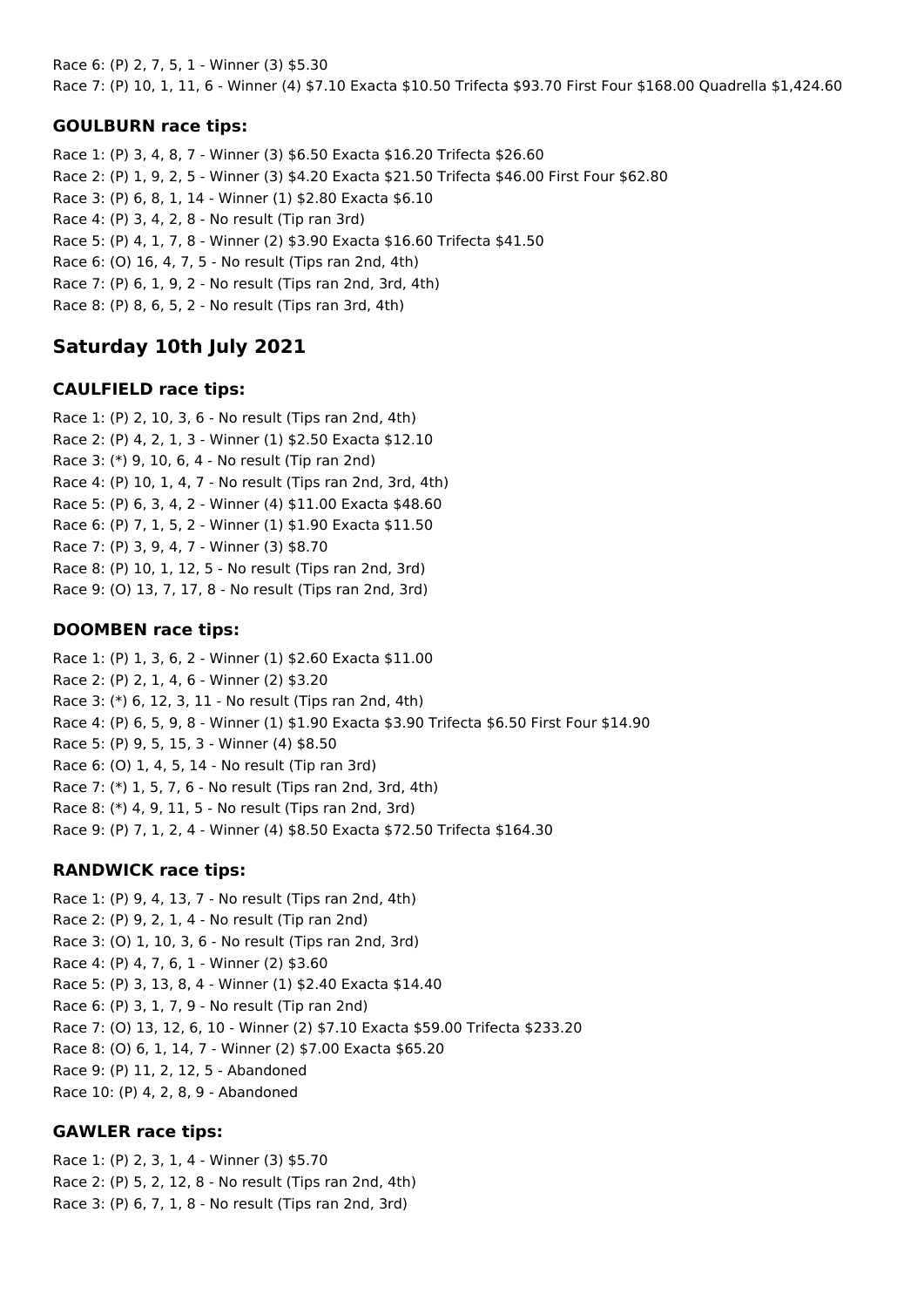Race 6: (P) 2, 7, 5, 1 - Winner (3) $5.30
Race 7: (P) 10, 1, 11, 6 - Winner (4) $7.10 Exacta $10.50 Trifecta $93.70 First Four $168.00 Quadrella $1,424.60

### GOULBURN race tips:

Race 1: (P) 3, 4, 8, 7 - Winner (3) $6.50 Exacta $16.20 Trifecta $26.60
Race 2: (P) 1, 9, 2, 5 - Winner (3) $4.20 Exacta $21.50 Trifecta $46.00 First Four $62.80
Race 3: (P) 6, 8, 1, 14 - Winner (1) $2.80 Exacta $6.10
Race 4: (P) 3, 4, 2, 8 - No result (Tip ran 3rd)
Race 5: (P) 4, 1, 7, 8 - Winner (2) $3.90 Exacta $16.60 Trifecta $41.50
Race 6: (O) 16, 4, 7, 5 - No result (Tips ran 2nd, 4th)
Race 7: (P) 6, 1, 9, 2 - No result (Tips ran 2nd, 3rd, 4th)
Race 8: (P) 8, 6, 5, 2 - No result (Tips ran 3rd, 4th)

## Saturday 10th July 2021

### CAULFIELD race tips:

Race 1: (P) 2, 10, 3, 6 - No result (Tips ran 2nd, 4th)
Race 2: (P) 4, 2, 1, 3 - Winner (1) $2.50 Exacta $12.10
Race 3: (*) 9, 10, 6, 4 - No result (Tip ran 2nd)
Race 4: (P) 10, 1, 4, 7 - No result (Tips ran 2nd, 3rd, 4th)
Race 5: (P) 6, 3, 4, 2 - Winner (4) $11.00 Exacta $48.60
Race 6: (P) 7, 1, 5, 2 - Winner (1) $1.90 Exacta $11.50
Race 7: (P) 3, 9, 4, 7 - Winner (3) $8.70
Race 8: (P) 10, 1, 12, 5 - No result (Tips ran 2nd, 3rd)
Race 9: (O) 13, 7, 17, 8 - No result (Tips ran 2nd, 3rd)

### DOOMBEN race tips:

Race 1: (P) 1, 3, 6, 2 - Winner (1) $2.60 Exacta $11.00
Race 2: (P) 2, 1, 4, 6 - Winner (2) $3.20
Race 3: (*) 6, 12, 3, 11 - No result (Tips ran 2nd, 4th)
Race 4: (P) 6, 5, 9, 8 - Winner (1) $1.90 Exacta $3.90 Trifecta $6.50 First Four $14.90
Race 5: (P) 9, 5, 15, 3 - Winner (4) $8.50
Race 6: (O) 1, 4, 5, 14 - No result (Tip ran 3rd)
Race 7: (*) 1, 5, 7, 6 - No result (Tips ran 2nd, 3rd, 4th)
Race 8: (*) 4, 9, 11, 5 - No result (Tips ran 2nd, 3rd)
Race 9: (P) 7, 1, 2, 4 - Winner (4) $8.50 Exacta $72.50 Trifecta $164.30

### RANDWICK race tips:

Race 1: (P) 9, 4, 13, 7 - No result (Tips ran 2nd, 4th)
Race 2: (P) 9, 2, 1, 4 - No result (Tip ran 2nd)
Race 3: (O) 1, 10, 3, 6 - No result (Tips ran 2nd, 3rd)
Race 4: (P) 4, 7, 6, 1 - Winner (2) $3.60
Race 5: (P) 3, 13, 8, 4 - Winner (1) $2.40 Exacta $14.40
Race 6: (P) 3, 1, 7, 9 - No result (Tip ran 2nd)
Race 7: (O) 13, 12, 6, 10 - Winner (2) $7.10 Exacta $59.00 Trifecta $233.20
Race 8: (O) 6, 1, 14, 7 - Winner (2) $7.00 Exacta $65.20
Race 9: (P) 11, 2, 12, 5 - Abandoned
Race 10: (P) 4, 2, 8, 9 - Abandoned

### GAWLER race tips:

Race 1: (P) 2, 3, 1, 4 - Winner (3) $5.70
Race 2: (P) 5, 2, 12, 8 - No result (Tips ran 2nd, 4th)
Race 3: (P) 6, 7, 1, 8 - No result (Tips ran 2nd, 3rd)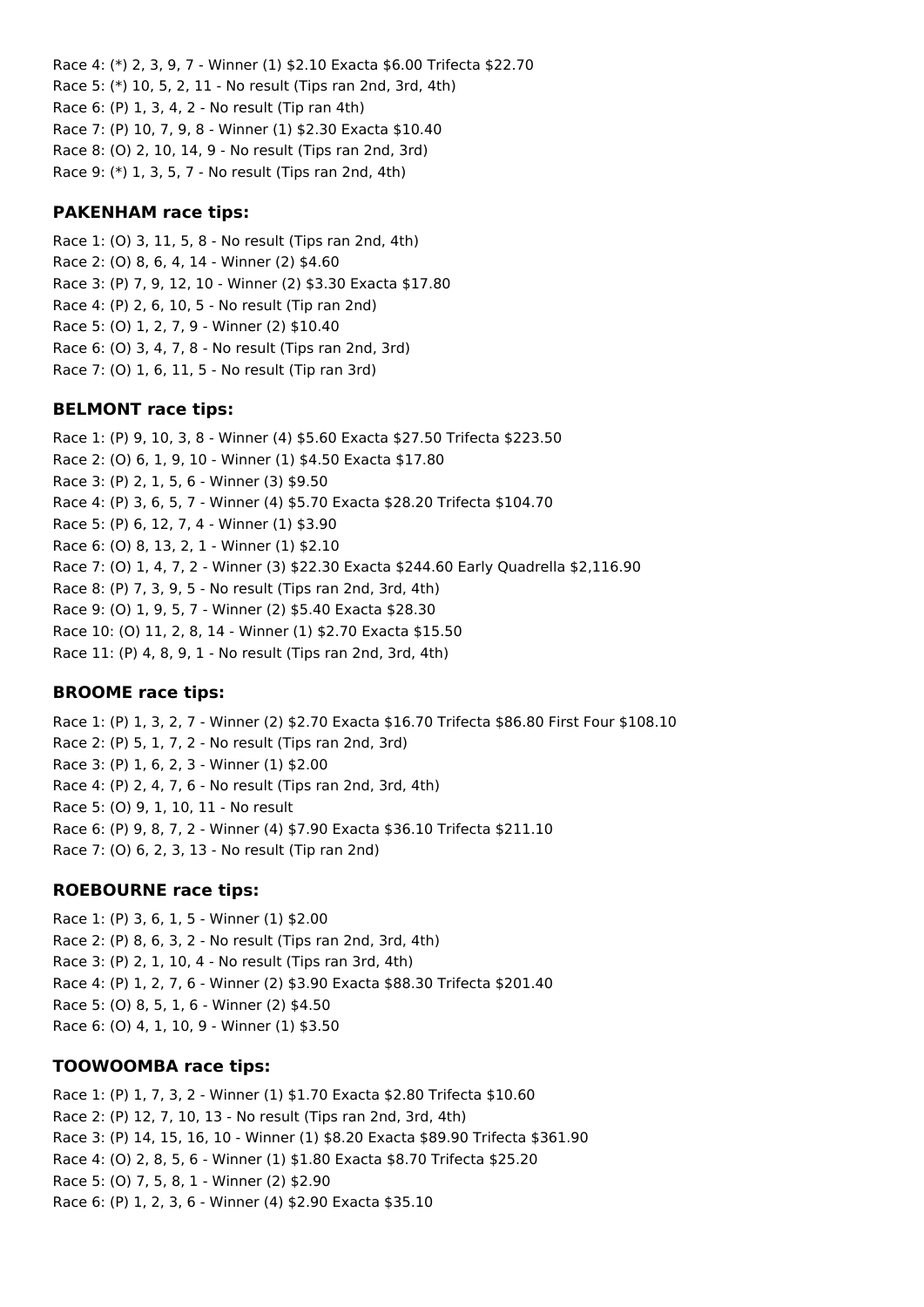Race 4: (*) 2, 3, 9, 7 - Winner (1) $2.10 Exacta $6.00 Trifecta $22.70
Race 5: (*) 10, 5, 2, 11 - No result (Tips ran 2nd, 3rd, 4th)
Race 6: (P) 1, 3, 4, 2 - No result (Tip ran 4th)
Race 7: (P) 10, 7, 9, 8 - Winner (1) $2.30 Exacta $10.40
Race 8: (O) 2, 10, 14, 9 - No result (Tips ran 2nd, 3rd)
Race 9: (*) 1, 3, 5, 7 - No result (Tips ran 2nd, 4th)

### PAKENHAM race tips:

Race 1: (O) 3, 11, 5, 8 - No result (Tips ran 2nd, 4th)
Race 2: (O) 8, 6, 4, 14 - Winner (2) $4.60
Race 3: (P) 7, 9, 12, 10 - Winner (2) $3.30 Exacta $17.80
Race 4: (P) 2, 6, 10, 5 - No result (Tip ran 2nd)
Race 5: (O) 1, 2, 7, 9 - Winner (2) $10.40
Race 6: (O) 3, 4, 7, 8 - No result (Tips ran 2nd, 3rd)
Race 7: (O) 1, 6, 11, 5 - No result (Tip ran 3rd)

### BELMONT race tips:

Race 1: (P) 9, 10, 3, 8 - Winner (4) $5.60 Exacta $27.50 Trifecta $223.50
Race 2: (O) 6, 1, 9, 10 - Winner (1) $4.50 Exacta $17.80
Race 3: (P) 2, 1, 5, 6 - Winner (3) $9.50
Race 4: (P) 3, 6, 5, 7 - Winner (4) $5.70 Exacta $28.20 Trifecta $104.70
Race 5: (P) 6, 12, 7, 4 - Winner (1) $3.90
Race 6: (O) 8, 13, 2, 1 - Winner (1) $2.10
Race 7: (O) 1, 4, 7, 2 - Winner (3) $22.30 Exacta $244.60 Early Quadrella $2,116.90
Race 8: (P) 7, 3, 9, 5 - No result (Tips ran 2nd, 3rd, 4th)
Race 9: (O) 1, 9, 5, 7 - Winner (2) $5.40 Exacta $28.30
Race 10: (O) 11, 2, 8, 14 - Winner (1) $2.70 Exacta $15.50
Race 11: (P) 4, 8, 9, 1 - No result (Tips ran 2nd, 3rd, 4th)

### BROOME race tips:

Race 1: (P) 1, 3, 2, 7 - Winner (2) $2.70 Exacta $16.70 Trifecta $86.80 First Four $108.10
Race 2: (P) 5, 1, 7, 2 - No result (Tips ran 2nd, 3rd)
Race 3: (P) 1, 6, 2, 3 - Winner (1) $2.00
Race 4: (P) 2, 4, 7, 6 - No result (Tips ran 2nd, 3rd, 4th)
Race 5: (O) 9, 1, 10, 11 - No result
Race 6: (P) 9, 8, 7, 2 - Winner (4) $7.90 Exacta $36.10 Trifecta $211.10
Race 7: (O) 6, 2, 3, 13 - No result (Tip ran 2nd)

### ROEBOURNE race tips:

Race 1: (P) 3, 6, 1, 5 - Winner (1) $2.00
Race 2: (P) 8, 6, 3, 2 - No result (Tips ran 2nd, 3rd, 4th)
Race 3: (P) 2, 1, 10, 4 - No result (Tips ran 3rd, 4th)
Race 4: (P) 1, 2, 7, 6 - Winner (2) $3.90 Exacta $88.30 Trifecta $201.40
Race 5: (O) 8, 5, 1, 6 - Winner (2) $4.50
Race 6: (O) 4, 1, 10, 9 - Winner (1) $3.50

### TOOWOOMBA race tips:

Race 1: (P) 1, 7, 3, 2 - Winner (1) $1.70 Exacta $2.80 Trifecta $10.60
Race 2: (P) 12, 7, 10, 13 - No result (Tips ran 2nd, 3rd, 4th)
Race 3: (P) 14, 15, 16, 10 - Winner (1) $8.20 Exacta $89.90 Trifecta $361.90
Race 4: (O) 2, 8, 5, 6 - Winner (1) $1.80 Exacta $8.70 Trifecta $25.20
Race 5: (O) 7, 5, 8, 1 - Winner (2) $2.90
Race 6: (P) 1, 2, 3, 6 - Winner (4) $2.90 Exacta $35.10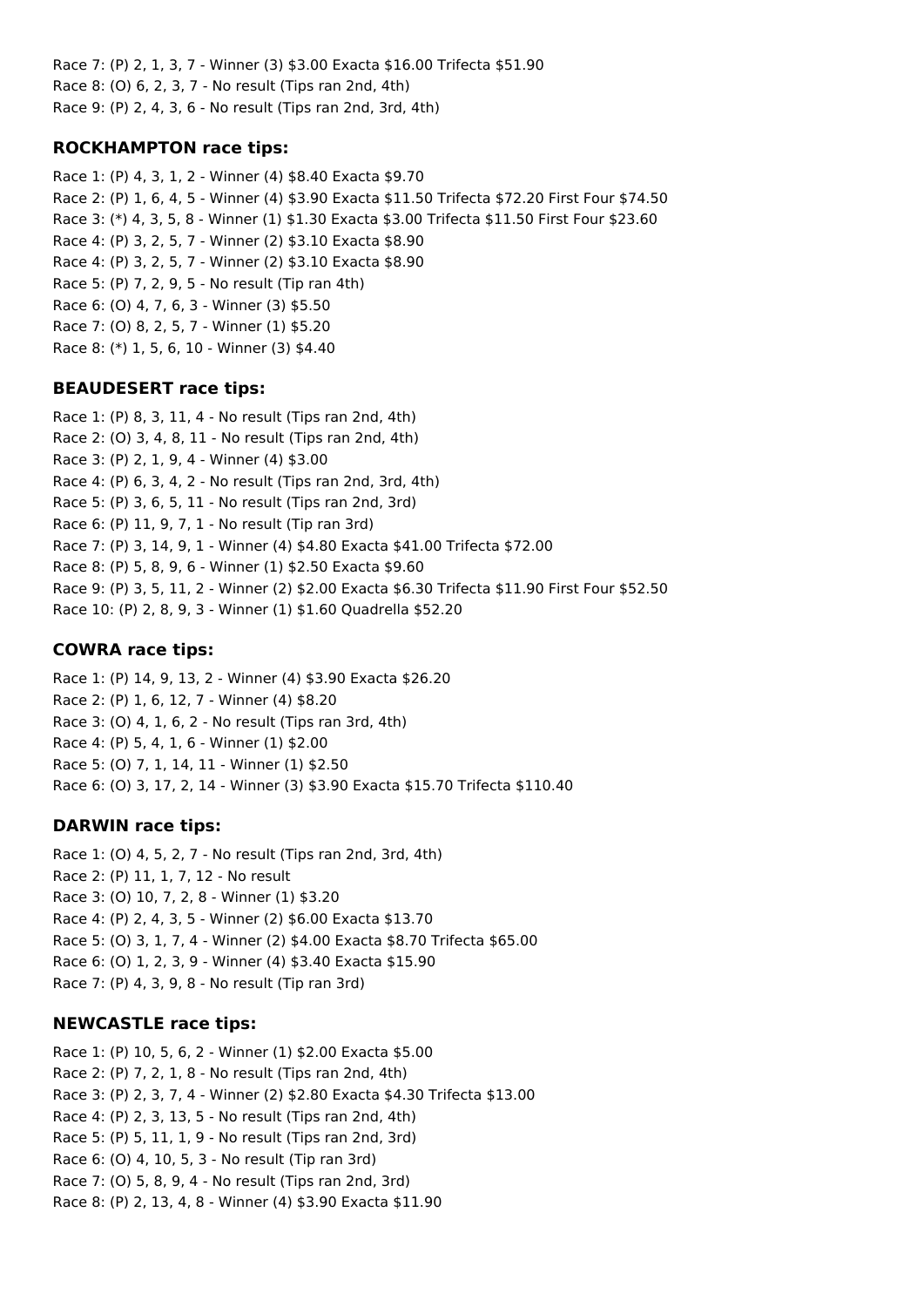Race 7: (P) 2, 1, 3, 7 - Winner (3) $3.00 Exacta $16.00 Trifecta $51.90

Race 8: (O) 6, 2, 3, 7 - No result (Tips ran 2nd, 4th)

Race 9: (P) 2, 4, 3, 6 - No result (Tips ran 2nd, 3rd, 4th)

### ROCKHAMPTON race tips:

Race 1: (P) 4, 3, 1, 2 - Winner (4) $8.40 Exacta $9.70

Race 2: (P) 1, 6, 4, 5 - Winner (4) $3.90 Exacta $11.50 Trifecta $72.20 First Four $74.50

Race 3: (*) 4, 3, 5, 8 - Winner (1) $1.30 Exacta $3.00 Trifecta $11.50 First Four $23.60

Race 4: (P) 3, 2, 5, 7 - Winner (2) $3.10 Exacta $8.90

Race 4: (P) 3, 2, 5, 7 - Winner (2) $3.10 Exacta $8.90

Race 5: (P) 7, 2, 9, 5 - No result (Tip ran 4th)

Race 6: (O) 4, 7, 6, 3 - Winner (3) $5.50

Race 7: (O) 8, 2, 5, 7 - Winner (1) $5.20

Race 8: (*) 1, 5, 6, 10 - Winner (3) $4.40

### BEAUDESERT race tips:

Race 1: (P) 8, 3, 11, 4 - No result (Tips ran 2nd, 4th)

Race 2: (O) 3, 4, 8, 11 - No result (Tips ran 2nd, 4th)

Race 3: (P) 2, 1, 9, 4 - Winner (4) $3.00

Race 4: (P) 6, 3, 4, 2 - No result (Tips ran 2nd, 3rd, 4th)

Race 5: (P) 3, 6, 5, 11 - No result (Tips ran 2nd, 3rd)

Race 6: (P) 11, 9, 7, 1 - No result (Tip ran 3rd)

Race 7: (P) 3, 14, 9, 1 - Winner (4) $4.80 Exacta $41.00 Trifecta $72.00

Race 8: (P) 5, 8, 9, 6 - Winner (1) $2.50 Exacta $9.60

Race 9: (P) 3, 5, 11, 2 - Winner (2) $2.00 Exacta $6.30 Trifecta $11.90 First Four $52.50

Race 10: (P) 2, 8, 9, 3 - Winner (1) $1.60 Quadrella $52.20

### COWRA race tips:

Race 1: (P) 14, 9, 13, 2 - Winner (4) $3.90 Exacta $26.20

Race 2: (P) 1, 6, 12, 7 - Winner (4) $8.20

Race 3: (O) 4, 1, 6, 2 - No result (Tips ran 3rd, 4th)

Race 4: (P) 5, 4, 1, 6 - Winner (1) $2.00

Race 5: (O) 7, 1, 14, 11 - Winner (1) $2.50

Race 6: (O) 3, 17, 2, 14 - Winner (3) $3.90 Exacta $15.70 Trifecta $110.40

### DARWIN race tips:

Race 1: (O) 4, 5, 2, 7 - No result (Tips ran 2nd, 3rd, 4th)

Race 2: (P) 11, 1, 7, 12 - No result

Race 3: (O) 10, 7, 2, 8 - Winner (1) $3.20

Race 4: (P) 2, 4, 3, 5 - Winner (2) $6.00 Exacta $13.70

Race 5: (O) 3, 1, 7, 4 - Winner (2) $4.00 Exacta $8.70 Trifecta $65.00

Race 6: (O) 1, 2, 3, 9 - Winner (4) $3.40 Exacta $15.90

Race 7: (P) 4, 3, 9, 8 - No result (Tip ran 3rd)

### NEWCASTLE race tips:

Race 1: (P) 10, 5, 6, 2 - Winner (1) $2.00 Exacta $5.00

Race 2: (P) 7, 2, 1, 8 - No result (Tips ran 2nd, 4th)

Race 3: (P) 2, 3, 7, 4 - Winner (2) $2.80 Exacta $4.30 Trifecta $13.00

Race 4: (P) 2, 3, 13, 5 - No result (Tips ran 2nd, 4th)

Race 5: (P) 5, 11, 1, 9 - No result (Tips ran 2nd, 3rd)

Race 6: (O) 4, 10, 5, 3 - No result (Tip ran 3rd)

Race 7: (O) 5, 8, 9, 4 - No result (Tips ran 2nd, 3rd)

Race 8: (P) 2, 13, 4, 8 - Winner (4) $3.90 Exacta $11.90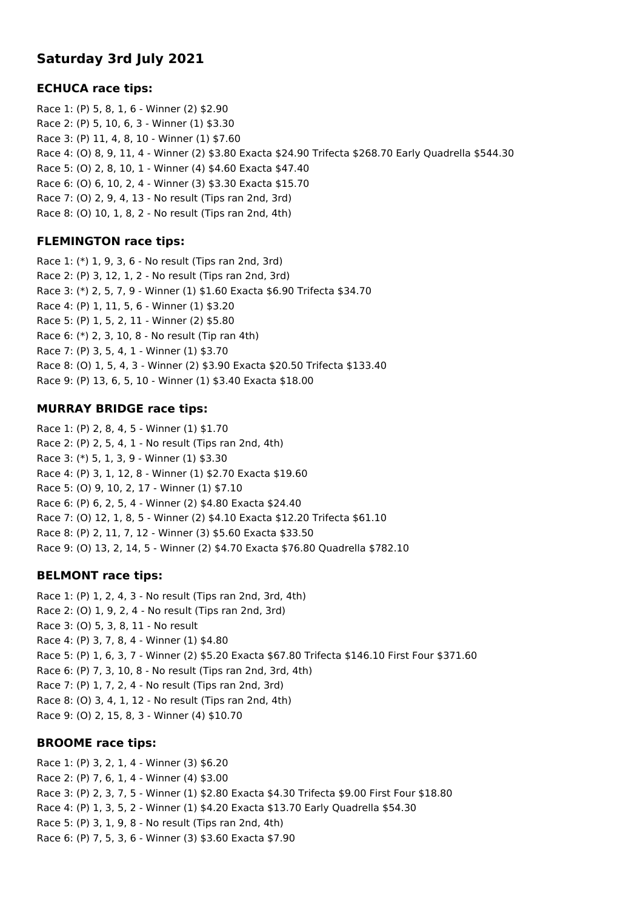## Saturday 3rd July 2021

### ECHUCA race tips:

Race 1: (P) 5, 8, 1, 6 - Winner (2) $2.90
Race 2: (P) 5, 10, 6, 3 - Winner (1) $3.30
Race 3: (P) 11, 4, 8, 10 - Winner (1) $7.60
Race 4: (O) 8, 9, 11, 4 - Winner (2) $3.80 Exacta $24.90 Trifecta $268.70 Early Quadrella $544.30
Race 5: (O) 2, 8, 10, 1 - Winner (4) $4.60 Exacta $47.40
Race 6: (O) 6, 10, 2, 4 - Winner (3) $3.30 Exacta $15.70
Race 7: (O) 2, 9, 4, 13 - No result (Tips ran 2nd, 3rd)
Race 8: (O) 10, 1, 8, 2 - No result (Tips ran 2nd, 4th)

### FLEMINGTON race tips:

Race 1: (*) 1, 9, 3, 6 - No result (Tips ran 2nd, 3rd)
Race 2: (P) 3, 12, 1, 2 - No result (Tips ran 2nd, 3rd)
Race 3: (*) 2, 5, 7, 9 - Winner (1) $1.60 Exacta $6.90 Trifecta $34.70
Race 4: (P) 1, 11, 5, 6 - Winner (1) $3.20
Race 5: (P) 1, 5, 2, 11 - Winner (2) $5.80
Race 6: (*) 2, 3, 10, 8 - No result (Tip ran 4th)
Race 7: (P) 3, 5, 4, 1 - Winner (1) $3.70
Race 8: (O) 1, 5, 4, 3 - Winner (2) $3.90 Exacta $20.50 Trifecta $133.40
Race 9: (P) 13, 6, 5, 10 - Winner (1) $3.40 Exacta $18.00

### MURRAY BRIDGE race tips:

Race 1: (P) 2, 8, 4, 5 - Winner (1) $1.70
Race 2: (P) 2, 5, 4, 1 - No result (Tips ran 2nd, 4th)
Race 3: (*) 5, 1, 3, 9 - Winner (1) $3.30
Race 4: (P) 3, 1, 12, 8 - Winner (1) $2.70 Exacta $19.60
Race 5: (O) 9, 10, 2, 17 - Winner (1) $7.10
Race 6: (P) 6, 2, 5, 4 - Winner (2) $4.80 Exacta $24.40
Race 7: (O) 12, 1, 8, 5 - Winner (2) $4.10 Exacta $12.20 Trifecta $61.10
Race 8: (P) 2, 11, 7, 12 - Winner (3) $5.60 Exacta $33.50
Race 9: (O) 13, 2, 14, 5 - Winner (2) $4.70 Exacta $76.80 Quadrella $782.10

### BELMONT race tips:

Race 1: (P) 1, 2, 4, 3 - No result (Tips ran 2nd, 3rd, 4th)
Race 2: (O) 1, 9, 2, 4 - No result (Tips ran 2nd, 3rd)
Race 3: (O) 5, 3, 8, 11 - No result
Race 4: (P) 3, 7, 8, 4 - Winner (1) $4.80
Race 5: (P) 1, 6, 3, 7 - Winner (2) $5.20 Exacta $67.80 Trifecta $146.10 First Four $371.60
Race 6: (P) 7, 3, 10, 8 - No result (Tips ran 2nd, 3rd, 4th)
Race 7: (P) 1, 7, 2, 4 - No result (Tips ran 2nd, 3rd)
Race 8: (O) 3, 4, 1, 12 - No result (Tips ran 2nd, 4th)
Race 9: (O) 2, 15, 8, 3 - Winner (4) $10.70

### BROOME race tips:

Race 1: (P) 3, 2, 1, 4 - Winner (3) $6.20
Race 2: (P) 7, 6, 1, 4 - Winner (4) $3.00
Race 3: (P) 2, 3, 7, 5 - Winner (1) $2.80 Exacta $4.30 Trifecta $9.00 First Four $18.80
Race 4: (P) 1, 3, 5, 2 - Winner (1) $4.20 Exacta $13.70 Early Quadrella $54.30
Race 5: (P) 3, 1, 9, 8 - No result (Tips ran 2nd, 4th)
Race 6: (P) 7, 5, 3, 6 - Winner (3) $3.60 Exacta $7.90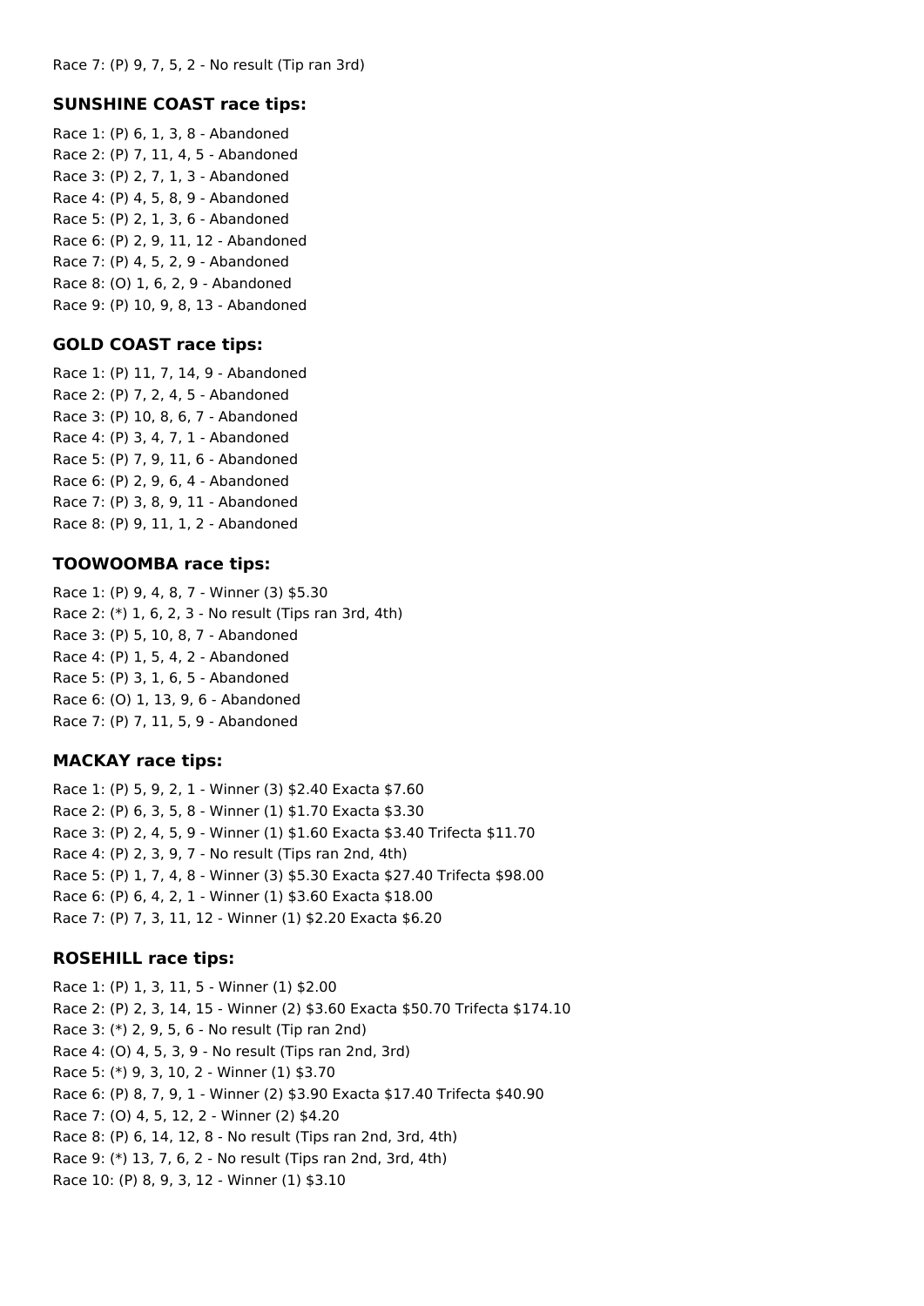Race 7: (P) 9, 7, 5, 2 - No result (Tip ran 3rd)

### SUNSHINE COAST race tips:

Race 1: (P) 6, 1, 3, 8 - Abandoned
Race 2: (P) 7, 11, 4, 5 - Abandoned
Race 3: (P) 2, 7, 1, 3 - Abandoned
Race 4: (P) 4, 5, 8, 9 - Abandoned
Race 5: (P) 2, 1, 3, 6 - Abandoned
Race 6: (P) 2, 9, 11, 12 - Abandoned
Race 7: (P) 4, 5, 2, 9 - Abandoned
Race 8: (O) 1, 6, 2, 9 - Abandoned
Race 9: (P) 10, 9, 8, 13 - Abandoned

### GOLD COAST race tips:

Race 1: (P) 11, 7, 14, 9 - Abandoned
Race 2: (P) 7, 2, 4, 5 - Abandoned
Race 3: (P) 10, 8, 6, 7 - Abandoned
Race 4: (P) 3, 4, 7, 1 - Abandoned
Race 5: (P) 7, 9, 11, 6 - Abandoned
Race 6: (P) 2, 9, 6, 4 - Abandoned
Race 7: (P) 3, 8, 9, 11 - Abandoned
Race 8: (P) 9, 11, 1, 2 - Abandoned

### TOOWOOMBA race tips:

Race 1: (P) 9, 4, 8, 7 - Winner (3) $5.30
Race 2: (*) 1, 6, 2, 3 - No result (Tips ran 3rd, 4th)
Race 3: (P) 5, 10, 8, 7 - Abandoned
Race 4: (P) 1, 5, 4, 2 - Abandoned
Race 5: (P) 3, 1, 6, 5 - Abandoned
Race 6: (O) 1, 13, 9, 6 - Abandoned
Race 7: (P) 7, 11, 5, 9 - Abandoned

### MACKAY race tips:

Race 1: (P) 5, 9, 2, 1 - Winner (3) $2.40 Exacta $7.60
Race 2: (P) 6, 3, 5, 8 - Winner (1) $1.70 Exacta $3.30
Race 3: (P) 2, 4, 5, 9 - Winner (1) $1.60 Exacta $3.40 Trifecta $11.70
Race 4: (P) 2, 3, 9, 7 - No result (Tips ran 2nd, 4th)
Race 5: (P) 1, 7, 4, 8 - Winner (3) $5.30 Exacta $27.40 Trifecta $98.00
Race 6: (P) 6, 4, 2, 1 - Winner (1) $3.60 Exacta $18.00
Race 7: (P) 7, 3, 11, 12 - Winner (1) $2.20 Exacta $6.20

### ROSEHILL race tips:

Race 1: (P) 1, 3, 11, 5 - Winner (1) $2.00
Race 2: (P) 2, 3, 14, 15 - Winner (2) $3.60 Exacta $50.70 Trifecta $174.10
Race 3: (*) 2, 9, 5, 6 - No result (Tip ran 2nd)
Race 4: (O) 4, 5, 3, 9 - No result (Tips ran 2nd, 3rd)
Race 5: (*) 9, 3, 10, 2 - Winner (1) $3.70
Race 6: (P) 8, 7, 9, 1 - Winner (2) $3.90 Exacta $17.40 Trifecta $40.90
Race 7: (O) 4, 5, 12, 2 - Winner (2) $4.20
Race 8: (P) 6, 14, 12, 8 - No result (Tips ran 2nd, 3rd, 4th)
Race 9: (*) 13, 7, 6, 2 - No result (Tips ran 2nd, 3rd, 4th)
Race 10: (P) 8, 9, 3, 12 - Winner (1) $3.10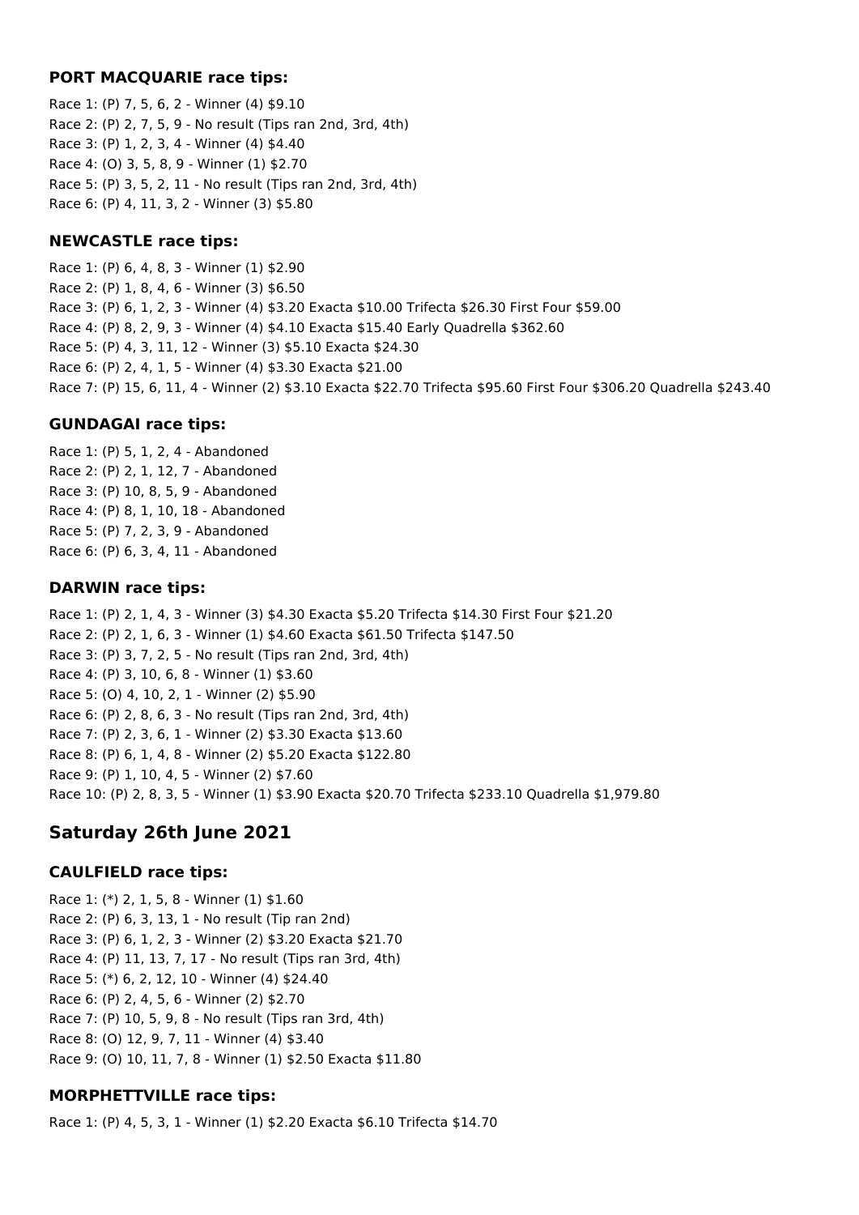### PORT MACQUARIE race tips:

Race 1: (P) 7, 5, 6, 2 - Winner (4) $9.10
Race 2: (P) 2, 7, 5, 9 - No result (Tips ran 2nd, 3rd, 4th)
Race 3: (P) 1, 2, 3, 4 - Winner (4) $4.40
Race 4: (O) 3, 5, 8, 9 - Winner (1) $2.70
Race 5: (P) 3, 5, 2, 11 - No result (Tips ran 2nd, 3rd, 4th)
Race 6: (P) 4, 11, 3, 2 - Winner (3) $5.80

### NEWCASTLE race tips:

Race 1: (P) 6, 4, 8, 3 - Winner (1) $2.90
Race 2: (P) 1, 8, 4, 6 - Winner (3) $6.50
Race 3: (P) 6, 1, 2, 3 - Winner (4) $3.20 Exacta $10.00 Trifecta $26.30 First Four $59.00
Race 4: (P) 8, 2, 9, 3 - Winner (4) $4.10 Exacta $15.40 Early Quadrella $362.60
Race 5: (P) 4, 3, 11, 12 - Winner (3) $5.10 Exacta $24.30
Race 6: (P) 2, 4, 1, 5 - Winner (4) $3.30 Exacta $21.00
Race 7: (P) 15, 6, 11, 4 - Winner (2) $3.10 Exacta $22.70 Trifecta $95.60 First Four $306.20 Quadrella $243.40

### GUNDAGAI race tips:

Race 1: (P) 5, 1, 2, 4 - Abandoned
Race 2: (P) 2, 1, 12, 7 - Abandoned
Race 3: (P) 10, 8, 5, 9 - Abandoned
Race 4: (P) 8, 1, 10, 18 - Abandoned
Race 5: (P) 7, 2, 3, 9 - Abandoned
Race 6: (P) 6, 3, 4, 11 - Abandoned

### DARWIN race tips:

Race 1: (P) 2, 1, 4, 3 - Winner (3) $4.30 Exacta $5.20 Trifecta $14.30 First Four $21.20
Race 2: (P) 2, 1, 6, 3 - Winner (1) $4.60 Exacta $61.50 Trifecta $147.50
Race 3: (P) 3, 7, 2, 5 - No result (Tips ran 2nd, 3rd, 4th)
Race 4: (P) 3, 10, 6, 8 - Winner (1) $3.60
Race 5: (O) 4, 10, 2, 1 - Winner (2) $5.90
Race 6: (P) 2, 8, 6, 3 - No result (Tips ran 2nd, 3rd, 4th)
Race 7: (P) 2, 3, 6, 1 - Winner (2) $3.30 Exacta $13.60
Race 8: (P) 6, 1, 4, 8 - Winner (2) $5.20 Exacta $122.80
Race 9: (P) 1, 10, 4, 5 - Winner (2) $7.60
Race 10: (P) 2, 8, 3, 5 - Winner (1) $3.90 Exacta $20.70 Trifecta $233.10 Quadrella $1,979.80

## Saturday 26th June 2021

### CAULFIELD race tips:

Race 1: (*) 2, 1, 5, 8 - Winner (1) $1.60
Race 2: (P) 6, 3, 13, 1 - No result (Tip ran 2nd)
Race 3: (P) 6, 1, 2, 3 - Winner (2) $3.20 Exacta $21.70
Race 4: (P) 11, 13, 7, 17 - No result (Tips ran 3rd, 4th)
Race 5: (*) 6, 2, 12, 10 - Winner (4) $24.40
Race 6: (P) 2, 4, 5, 6 - Winner (2) $2.70
Race 7: (P) 10, 5, 9, 8 - No result (Tips ran 3rd, 4th)
Race 8: (O) 12, 9, 7, 11 - Winner (4) $3.40
Race 9: (O) 10, 11, 7, 8 - Winner (1) $2.50 Exacta $11.80

### MORPHETTVILLE race tips:

Race 1: (P) 4, 5, 3, 1 - Winner (1) $2.20 Exacta $6.10 Trifecta $14.70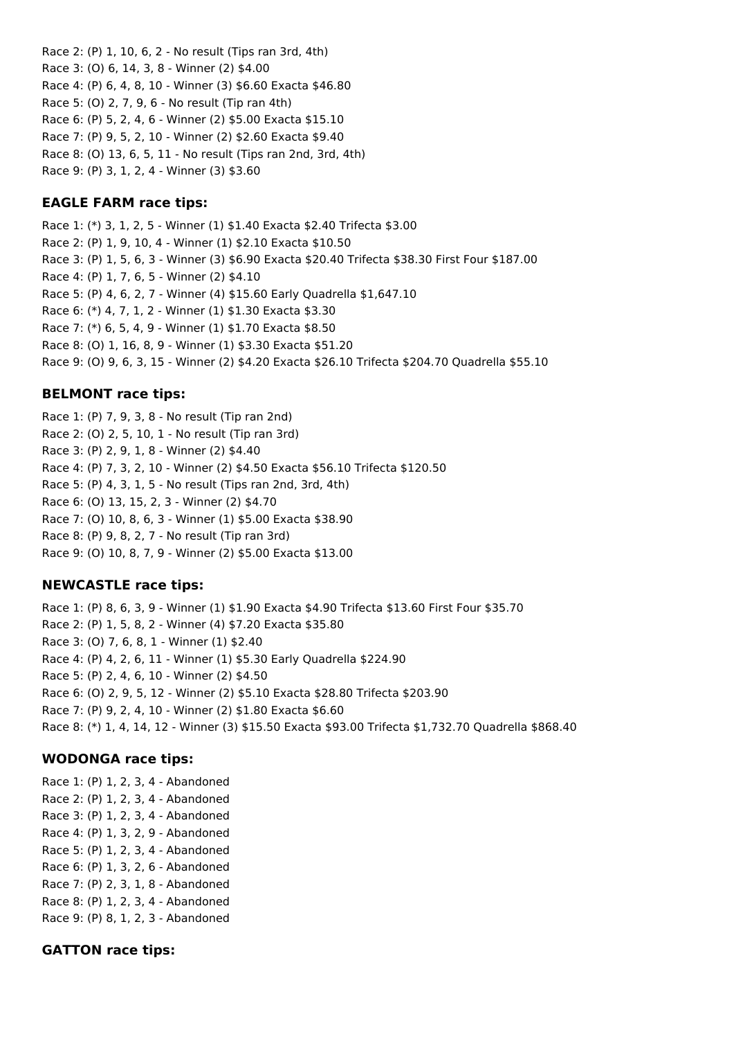Race 2: (P) 1, 10, 6, 2 - No result (Tips ran 3rd, 4th)
Race 3: (O) 6, 14, 3, 8 - Winner (2) $4.00
Race 4: (P) 6, 4, 8, 10 - Winner (3) $6.60 Exacta $46.80
Race 5: (O) 2, 7, 9, 6 - No result (Tip ran 4th)
Race 6: (P) 5, 2, 4, 6 - Winner (2) $5.00 Exacta $15.10
Race 7: (P) 9, 5, 2, 10 - Winner (2) $2.60 Exacta $9.40
Race 8: (O) 13, 6, 5, 11 - No result (Tips ran 2nd, 3rd, 4th)
Race 9: (P) 3, 1, 2, 4 - Winner (3) $3.60

### EAGLE FARM race tips:

Race 1: (*) 3, 1, 2, 5 - Winner (1) $1.40 Exacta $2.40 Trifecta $3.00
Race 2: (P) 1, 9, 10, 4 - Winner (1) $2.10 Exacta $10.50
Race 3: (P) 1, 5, 6, 3 - Winner (3) $6.90 Exacta $20.40 Trifecta $38.30 First Four $187.00
Race 4: (P) 1, 7, 6, 5 - Winner (2) $4.10
Race 5: (P) 4, 6, 2, 7 - Winner (4) $15.60 Early Quadrella $1,647.10
Race 6: (*) 4, 7, 1, 2 - Winner (1) $1.30 Exacta $3.30
Race 7: (*) 6, 5, 4, 9 - Winner (1) $1.70 Exacta $8.50
Race 8: (O) 1, 16, 8, 9 - Winner (1) $3.30 Exacta $51.20
Race 9: (O) 9, 6, 3, 15 - Winner (2) $4.20 Exacta $26.10 Trifecta $204.70 Quadrella $55.10

### BELMONT race tips:

Race 1: (P) 7, 9, 3, 8 - No result (Tip ran 2nd)
Race 2: (O) 2, 5, 10, 1 - No result (Tip ran 3rd)
Race 3: (P) 2, 9, 1, 8 - Winner (2) $4.40
Race 4: (P) 7, 3, 2, 10 - Winner (2) $4.50 Exacta $56.10 Trifecta $120.50
Race 5: (P) 4, 3, 1, 5 - No result (Tips ran 2nd, 3rd, 4th)
Race 6: (O) 13, 15, 2, 3 - Winner (2) $4.70
Race 7: (O) 10, 8, 6, 3 - Winner (1) $5.00 Exacta $38.90
Race 8: (P) 9, 8, 2, 7 - No result (Tip ran 3rd)
Race 9: (O) 10, 8, 7, 9 - Winner (2) $5.00 Exacta $13.00

### NEWCASTLE race tips:

Race 1: (P) 8, 6, 3, 9 - Winner (1) $1.90 Exacta $4.90 Trifecta $13.60 First Four $35.70
Race 2: (P) 1, 5, 8, 2 - Winner (4) $7.20 Exacta $35.80
Race 3: (O) 7, 6, 8, 1 - Winner (1) $2.40
Race 4: (P) 4, 2, 6, 11 - Winner (1) $5.30 Early Quadrella $224.90
Race 5: (P) 2, 4, 6, 10 - Winner (2) $4.50
Race 6: (O) 2, 9, 5, 12 - Winner (2) $5.10 Exacta $28.80 Trifecta $203.90
Race 7: (P) 9, 2, 4, 10 - Winner (2) $1.80 Exacta $6.60
Race 8: (*) 1, 4, 14, 12 - Winner (3) $15.50 Exacta $93.00 Trifecta $1,732.70 Quadrella $868.40

### WODONGA race tips:

Race 1: (P) 1, 2, 3, 4 - Abandoned
Race 2: (P) 1, 2, 3, 4 - Abandoned
Race 3: (P) 1, 2, 3, 4 - Abandoned
Race 4: (P) 1, 3, 2, 9 - Abandoned
Race 5: (P) 1, 2, 3, 4 - Abandoned
Race 6: (P) 1, 3, 2, 6 - Abandoned
Race 7: (P) 2, 3, 1, 8 - Abandoned
Race 8: (P) 1, 2, 3, 4 - Abandoned
Race 9: (P) 8, 1, 2, 3 - Abandoned

### GATTON race tips: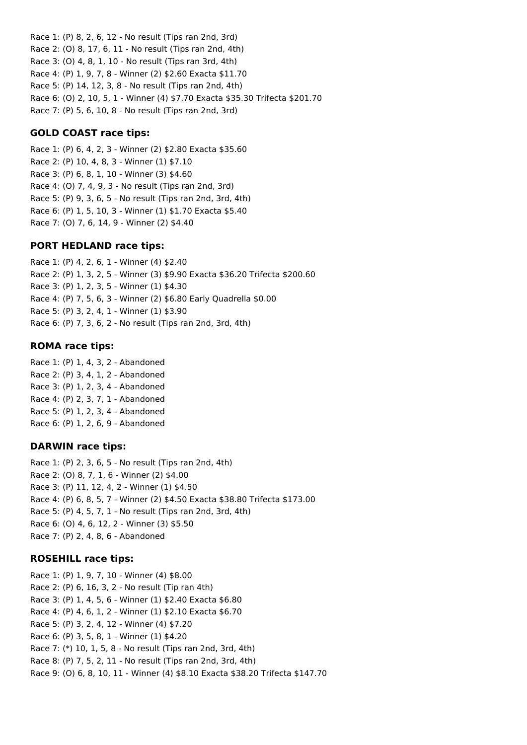Race 1: (P) 8, 2, 6, 12 - No result (Tips ran 2nd, 3rd)
Race 2: (O) 8, 17, 6, 11 - No result (Tips ran 2nd, 4th)
Race 3: (O) 4, 8, 1, 10 - No result (Tips ran 3rd, 4th)
Race 4: (P) 1, 9, 7, 8 - Winner (2) $2.60 Exacta $11.70
Race 5: (P) 14, 12, 3, 8 - No result (Tips ran 2nd, 4th)
Race 6: (O) 2, 10, 5, 1 - Winner (4) $7.70 Exacta $35.30 Trifecta $201.70
Race 7: (P) 5, 6, 10, 8 - No result (Tips ran 2nd, 3rd)

### GOLD COAST race tips:

Race 1: (P) 6, 4, 2, 3 - Winner (2) $2.80 Exacta $35.60
Race 2: (P) 10, 4, 8, 3 - Winner (1) $7.10
Race 3: (P) 6, 8, 1, 10 - Winner (3) $4.60
Race 4: (O) 7, 4, 9, 3 - No result (Tips ran 2nd, 3rd)
Race 5: (P) 9, 3, 6, 5 - No result (Tips ran 2nd, 3rd, 4th)
Race 6: (P) 1, 5, 10, 3 - Winner (1) $1.70 Exacta $5.40
Race 7: (O) 7, 6, 14, 9 - Winner (2) $4.40

### PORT HEDLAND race tips:

Race 1: (P) 4, 2, 6, 1 - Winner (4) $2.40
Race 2: (P) 1, 3, 2, 5 - Winner (3) $9.90 Exacta $36.20 Trifecta $200.60
Race 3: (P) 1, 2, 3, 5 - Winner (1) $4.30
Race 4: (P) 7, 5, 6, 3 - Winner (2) $6.80 Early Quadrella $0.00
Race 5: (P) 3, 2, 4, 1 - Winner (1) $3.90
Race 6: (P) 7, 3, 6, 2 - No result (Tips ran 2nd, 3rd, 4th)

### ROMA race tips:

Race 1: (P) 1, 4, 3, 2 - Abandoned
Race 2: (P) 3, 4, 1, 2 - Abandoned
Race 3: (P) 1, 2, 3, 4 - Abandoned
Race 4: (P) 2, 3, 7, 1 - Abandoned
Race 5: (P) 1, 2, 3, 4 - Abandoned
Race 6: (P) 1, 2, 6, 9 - Abandoned

### DARWIN race tips:

Race 1: (P) 2, 3, 6, 5 - No result (Tips ran 2nd, 4th)
Race 2: (O) 8, 7, 1, 6 - Winner (2) $4.00
Race 3: (P) 11, 12, 4, 2 - Winner (1) $4.50
Race 4: (P) 6, 8, 5, 7 - Winner (2) $4.50 Exacta $38.80 Trifecta $173.00
Race 5: (P) 4, 5, 7, 1 - No result (Tips ran 2nd, 3rd, 4th)
Race 6: (O) 4, 6, 12, 2 - Winner (3) $5.50
Race 7: (P) 2, 4, 8, 6 - Abandoned

### ROSEHILL race tips:

Race 1: (P) 1, 9, 7, 10 - Winner (4) $8.00
Race 2: (P) 6, 16, 3, 2 - No result (Tip ran 4th)
Race 3: (P) 1, 4, 5, 6 - Winner (1) $2.40 Exacta $6.80
Race 4: (P) 4, 6, 1, 2 - Winner (1) $2.10 Exacta $6.70
Race 5: (P) 3, 2, 4, 12 - Winner (4) $7.20
Race 6: (P) 3, 5, 8, 1 - Winner (1) $4.20
Race 7: (*) 10, 1, 5, 8 - No result (Tips ran 2nd, 3rd, 4th)
Race 8: (P) 7, 5, 2, 11 - No result (Tips ran 2nd, 3rd, 4th)
Race 9: (O) 6, 8, 10, 11 - Winner (4) $8.10 Exacta $38.20 Trifecta $147.70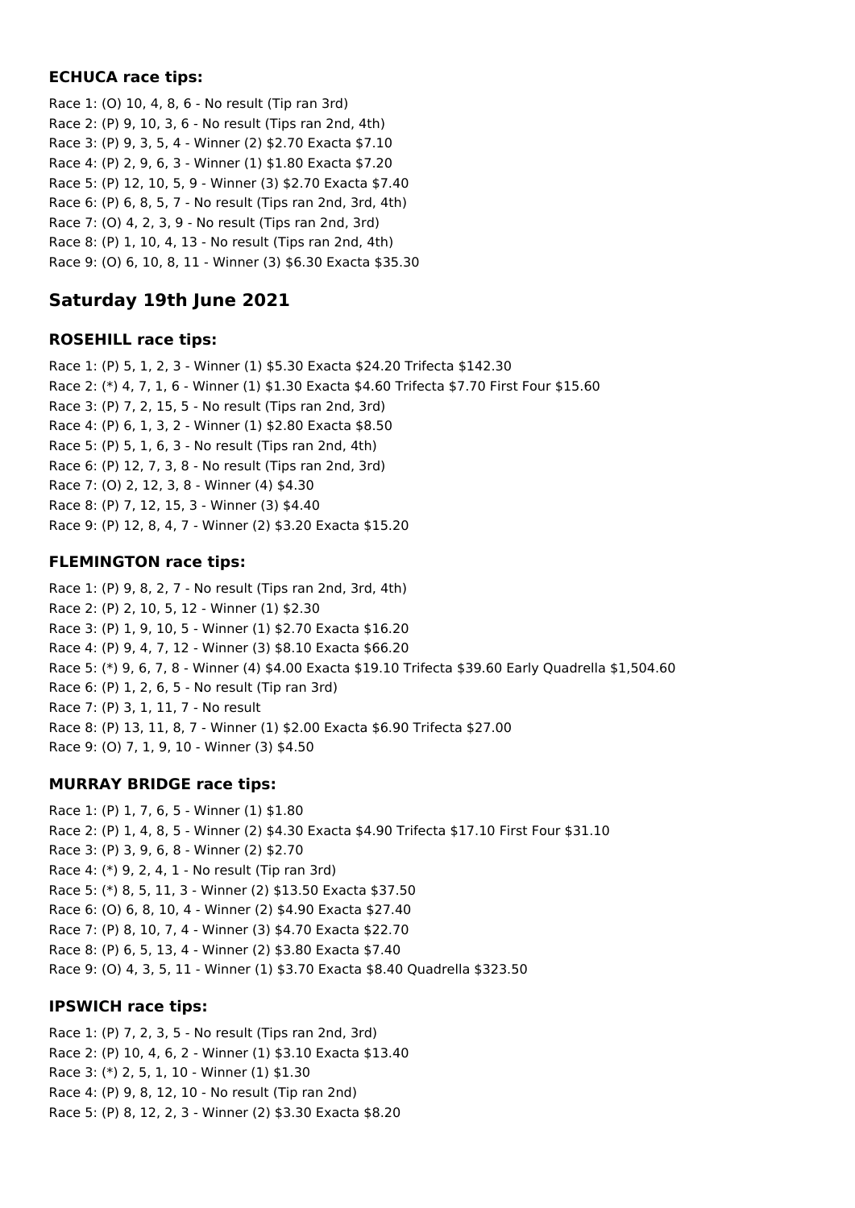### ECHUCA race tips:

Race 1: (O) 10, 4, 8, 6 - No result (Tip ran 3rd)
Race 2: (P) 9, 10, 3, 6 - No result (Tips ran 2nd, 4th)
Race 3: (P) 9, 3, 5, 4 - Winner (2) $2.70 Exacta $7.10
Race 4: (P) 2, 9, 6, 3 - Winner (1) $1.80 Exacta $7.20
Race 5: (P) 12, 10, 5, 9 - Winner (3) $2.70 Exacta $7.40
Race 6: (P) 6, 8, 5, 7 - No result (Tips ran 2nd, 3rd, 4th)
Race 7: (O) 4, 2, 3, 9 - No result (Tips ran 2nd, 3rd)
Race 8: (P) 1, 10, 4, 13 - No result (Tips ran 2nd, 4th)
Race 9: (O) 6, 10, 8, 11 - Winner (3) $6.30 Exacta $35.30

## Saturday 19th June 2021

### ROSEHILL race tips:

Race 1: (P) 5, 1, 2, 3 - Winner (1) $5.30 Exacta $24.20 Trifecta $142.30
Race 2: (*) 4, 7, 1, 6 - Winner (1) $1.30 Exacta $4.60 Trifecta $7.70 First Four $15.60
Race 3: (P) 7, 2, 15, 5 - No result (Tips ran 2nd, 3rd)
Race 4: (P) 6, 1, 3, 2 - Winner (1) $2.80 Exacta $8.50
Race 5: (P) 5, 1, 6, 3 - No result (Tips ran 2nd, 4th)
Race 6: (P) 12, 7, 3, 8 - No result (Tips ran 2nd, 3rd)
Race 7: (O) 2, 12, 3, 8 - Winner (4) $4.30
Race 8: (P) 7, 12, 15, 3 - Winner (3) $4.40
Race 9: (P) 12, 8, 4, 7 - Winner (2) $3.20 Exacta $15.20

### FLEMINGTON race tips:

Race 1: (P) 9, 8, 2, 7 - No result (Tips ran 2nd, 3rd, 4th)
Race 2: (P) 2, 10, 5, 12 - Winner (1) $2.30
Race 3: (P) 1, 9, 10, 5 - Winner (1) $2.70 Exacta $16.20
Race 4: (P) 9, 4, 7, 12 - Winner (3) $8.10 Exacta $66.20
Race 5: (*) 9, 6, 7, 8 - Winner (4) $4.00 Exacta $19.10 Trifecta $39.60 Early Quadrella $1,504.60
Race 6: (P) 1, 2, 6, 5 - No result (Tip ran 3rd)
Race 7: (P) 3, 1, 11, 7 - No result
Race 8: (P) 13, 11, 8, 7 - Winner (1) $2.00 Exacta $6.90 Trifecta $27.00
Race 9: (O) 7, 1, 9, 10 - Winner (3) $4.50

### MURRAY BRIDGE race tips:

Race 1: (P) 1, 7, 6, 5 - Winner (1) $1.80
Race 2: (P) 1, 4, 8, 5 - Winner (2) $4.30 Exacta $4.90 Trifecta $17.10 First Four $31.10
Race 3: (P) 3, 9, 6, 8 - Winner (2) $2.70
Race 4: (*) 9, 2, 4, 1 - No result (Tip ran 3rd)
Race 5: (*) 8, 5, 11, 3 - Winner (2) $13.50 Exacta $37.50
Race 6: (O) 6, 8, 10, 4 - Winner (2) $4.90 Exacta $27.40
Race 7: (P) 8, 10, 7, 4 - Winner (3) $4.70 Exacta $22.70
Race 8: (P) 6, 5, 13, 4 - Winner (2) $3.80 Exacta $7.40
Race 9: (O) 4, 3, 5, 11 - Winner (1) $3.70 Exacta $8.40 Quadrella $323.50

### IPSWICH race tips:

Race 1: (P) 7, 2, 3, 5 - No result (Tips ran 2nd, 3rd)
Race 2: (P) 10, 4, 6, 2 - Winner (1) $3.10 Exacta $13.40
Race 3: (*) 2, 5, 1, 10 - Winner (1) $1.30
Race 4: (P) 9, 8, 12, 10 - No result (Tip ran 2nd)
Race 5: (P) 8, 12, 2, 3 - Winner (2) $3.30 Exacta $8.20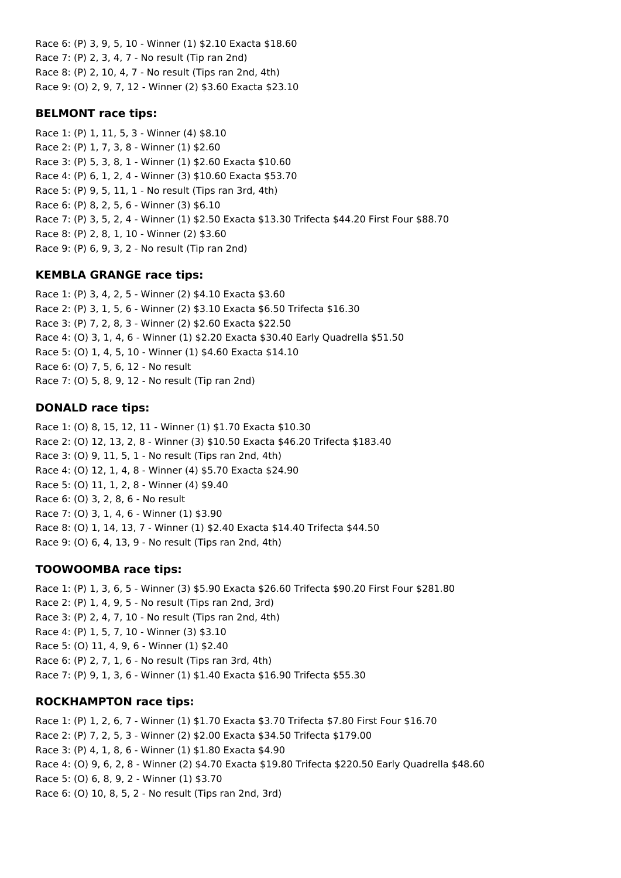Race 6: (P) 3, 9, 5, 10 - Winner (1) $2.10 Exacta $18.60
Race 7: (P) 2, 3, 4, 7 - No result (Tip ran 2nd)
Race 8: (P) 2, 10, 4, 7 - No result (Tips ran 2nd, 4th)
Race 9: (O) 2, 9, 7, 12 - Winner (2) $3.60 Exacta $23.10

### BELMONT race tips:

Race 1: (P) 1, 11, 5, 3 - Winner (4) $8.10
Race 2: (P) 1, 7, 3, 8 - Winner (1) $2.60
Race 3: (P) 5, 3, 8, 1 - Winner (1) $2.60 Exacta $10.60
Race 4: (P) 6, 1, 2, 4 - Winner (3) $10.60 Exacta $53.70
Race 5: (P) 9, 5, 11, 1 - No result (Tips ran 3rd, 4th)
Race 6: (P) 8, 2, 5, 6 - Winner (3) $6.10
Race 7: (P) 3, 5, 2, 4 - Winner (1) $2.50 Exacta $13.30 Trifecta $44.20 First Four $88.70
Race 8: (P) 2, 8, 1, 10 - Winner (2) $3.60
Race 9: (P) 6, 9, 3, 2 - No result (Tip ran 2nd)

### KEMBLA GRANGE race tips:

Race 1: (P) 3, 4, 2, 5 - Winner (2) $4.10 Exacta $3.60
Race 2: (P) 3, 1, 5, 6 - Winner (2) $3.10 Exacta $6.50 Trifecta $16.30
Race 3: (P) 7, 2, 8, 3 - Winner (2) $2.60 Exacta $22.50
Race 4: (O) 3, 1, 4, 6 - Winner (1) $2.20 Exacta $30.40 Early Quadrella $51.50
Race 5: (O) 1, 4, 5, 10 - Winner (1) $4.60 Exacta $14.10
Race 6: (O) 7, 5, 6, 12 - No result
Race 7: (O) 5, 8, 9, 12 - No result (Tip ran 2nd)

### DONALD race tips:

Race 1: (O) 8, 15, 12, 11 - Winner (1) $1.70 Exacta $10.30
Race 2: (O) 12, 13, 2, 8 - Winner (3) $10.50 Exacta $46.20 Trifecta $183.40
Race 3: (O) 9, 11, 5, 1 - No result (Tips ran 2nd, 4th)
Race 4: (O) 12, 1, 4, 8 - Winner (4) $5.70 Exacta $24.90
Race 5: (O) 11, 1, 2, 8 - Winner (4) $9.40
Race 6: (O) 3, 2, 8, 6 - No result
Race 7: (O) 3, 1, 4, 6 - Winner (1) $3.90
Race 8: (O) 1, 14, 13, 7 - Winner (1) $2.40 Exacta $14.40 Trifecta $44.50
Race 9: (O) 6, 4, 13, 9 - No result (Tips ran 2nd, 4th)

### TOOWOOMBA race tips:

Race 1: (P) 1, 3, 6, 5 - Winner (3) $5.90 Exacta $26.60 Trifecta $90.20 First Four $281.80
Race 2: (P) 1, 4, 9, 5 - No result (Tips ran 2nd, 3rd)
Race 3: (P) 2, 4, 7, 10 - No result (Tips ran 2nd, 4th)
Race 4: (P) 1, 5, 7, 10 - Winner (3) $3.10
Race 5: (O) 11, 4, 9, 6 - Winner (1) $2.40
Race 6: (P) 2, 7, 1, 6 - No result (Tips ran 3rd, 4th)
Race 7: (P) 9, 1, 3, 6 - Winner (1) $1.40 Exacta $16.90 Trifecta $55.30

### ROCKHAMPTON race tips:

Race 1: (P) 1, 2, 6, 7 - Winner (1) $1.70 Exacta $3.70 Trifecta $7.80 First Four $16.70
Race 2: (P) 7, 2, 5, 3 - Winner (2) $2.00 Exacta $34.50 Trifecta $179.00
Race 3: (P) 4, 1, 8, 6 - Winner (1) $1.80 Exacta $4.90
Race 4: (O) 9, 6, 2, 8 - Winner (2) $4.70 Exacta $19.80 Trifecta $220.50 Early Quadrella $48.60
Race 5: (O) 6, 8, 9, 2 - Winner (1) $3.70
Race 6: (O) 10, 8, 5, 2 - No result (Tips ran 2nd, 3rd)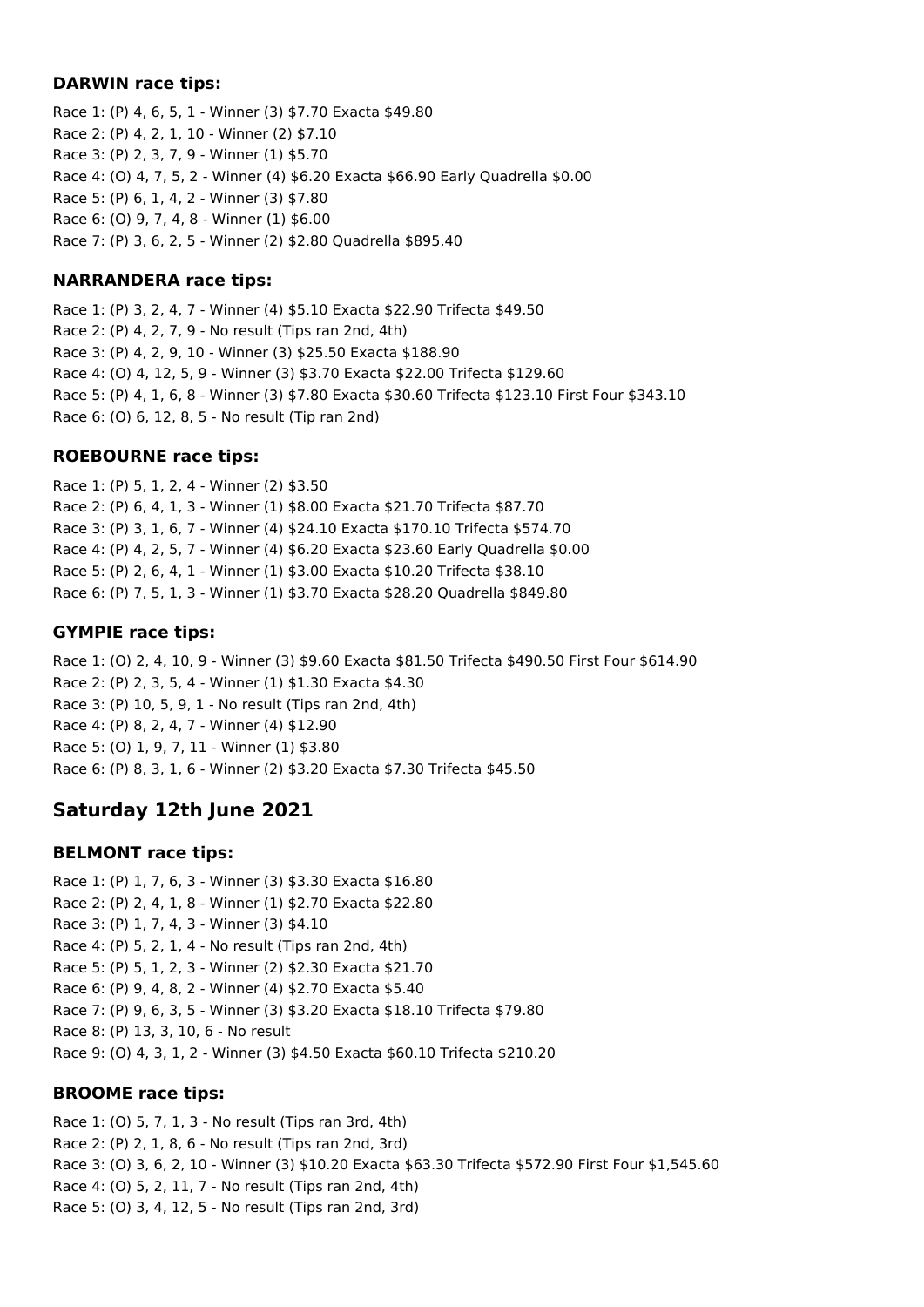### DARWIN race tips:

Race 1: (P) 4, 6, 5, 1 - Winner (3) $7.70 Exacta $49.80
Race 2: (P) 4, 2, 1, 10 - Winner (2) $7.10
Race 3: (P) 2, 3, 7, 9 - Winner (1) $5.70
Race 4: (O) 4, 7, 5, 2 - Winner (4) $6.20 Exacta $66.90 Early Quadrella $0.00
Race 5: (P) 6, 1, 4, 2 - Winner (3) $7.80
Race 6: (O) 9, 7, 4, 8 - Winner (1) $6.00
Race 7: (P) 3, 6, 2, 5 - Winner (2) $2.80 Quadrella $895.40

### NARRANDERA race tips:

Race 1: (P) 3, 2, 4, 7 - Winner (4) $5.10 Exacta $22.90 Trifecta $49.50
Race 2: (P) 4, 2, 7, 9 - No result (Tips ran 2nd, 4th)
Race 3: (P) 4, 2, 9, 10 - Winner (3) $25.50 Exacta $188.90
Race 4: (O) 4, 12, 5, 9 - Winner (3) $3.70 Exacta $22.00 Trifecta $129.60
Race 5: (P) 4, 1, 6, 8 - Winner (3) $7.80 Exacta $30.60 Trifecta $123.10 First Four $343.10
Race 6: (O) 6, 12, 8, 5 - No result (Tip ran 2nd)

### ROEBOURNE race tips:

Race 1: (P) 5, 1, 2, 4 - Winner (2) $3.50
Race 2: (P) 6, 4, 1, 3 - Winner (1) $8.00 Exacta $21.70 Trifecta $87.70
Race 3: (P) 3, 1, 6, 7 - Winner (4) $24.10 Exacta $170.10 Trifecta $574.70
Race 4: (P) 4, 2, 5, 7 - Winner (4) $6.20 Exacta $23.60 Early Quadrella $0.00
Race 5: (P) 2, 6, 4, 1 - Winner (1) $3.00 Exacta $10.20 Trifecta $38.10
Race 6: (P) 7, 5, 1, 3 - Winner (1) $3.70 Exacta $28.20 Quadrella $849.80

### GYMPIE race tips:

Race 1: (O) 2, 4, 10, 9 - Winner (3) $9.60 Exacta $81.50 Trifecta $490.50 First Four $614.90
Race 2: (P) 2, 3, 5, 4 - Winner (1) $1.30 Exacta $4.30
Race 3: (P) 10, 5, 9, 1 - No result (Tips ran 2nd, 4th)
Race 4: (P) 8, 2, 4, 7 - Winner (4) $12.90
Race 5: (O) 1, 9, 7, 11 - Winner (1) $3.80
Race 6: (P) 8, 3, 1, 6 - Winner (2) $3.20 Exacta $7.30 Trifecta $45.50

## Saturday 12th June 2021

### BELMONT race tips:

Race 1: (P) 1, 7, 6, 3 - Winner (3) $3.30 Exacta $16.80
Race 2: (P) 2, 4, 1, 8 - Winner (1) $2.70 Exacta $22.80
Race 3: (P) 1, 7, 4, 3 - Winner (3) $4.10
Race 4: (P) 5, 2, 1, 4 - No result (Tips ran 2nd, 4th)
Race 5: (P) 5, 1, 2, 3 - Winner (2) $2.30 Exacta $21.70
Race 6: (P) 9, 4, 8, 2 - Winner (4) $2.70 Exacta $5.40
Race 7: (P) 9, 6, 3, 5 - Winner (3) $3.20 Exacta $18.10 Trifecta $79.80
Race 8: (P) 13, 3, 10, 6 - No result
Race 9: (O) 4, 3, 1, 2 - Winner (3) $4.50 Exacta $60.10 Trifecta $210.20

### BROOME race tips:

Race 1: (O) 5, 7, 1, 3 - No result (Tips ran 3rd, 4th)
Race 2: (P) 2, 1, 8, 6 - No result (Tips ran 2nd, 3rd)
Race 3: (O) 3, 6, 2, 10 - Winner (3) $10.20 Exacta $63.30 Trifecta $572.90 First Four $1,545.60
Race 4: (O) 5, 2, 11, 7 - No result (Tips ran 2nd, 4th)
Race 5: (O) 3, 4, 12, 5 - No result (Tips ran 2nd, 3rd)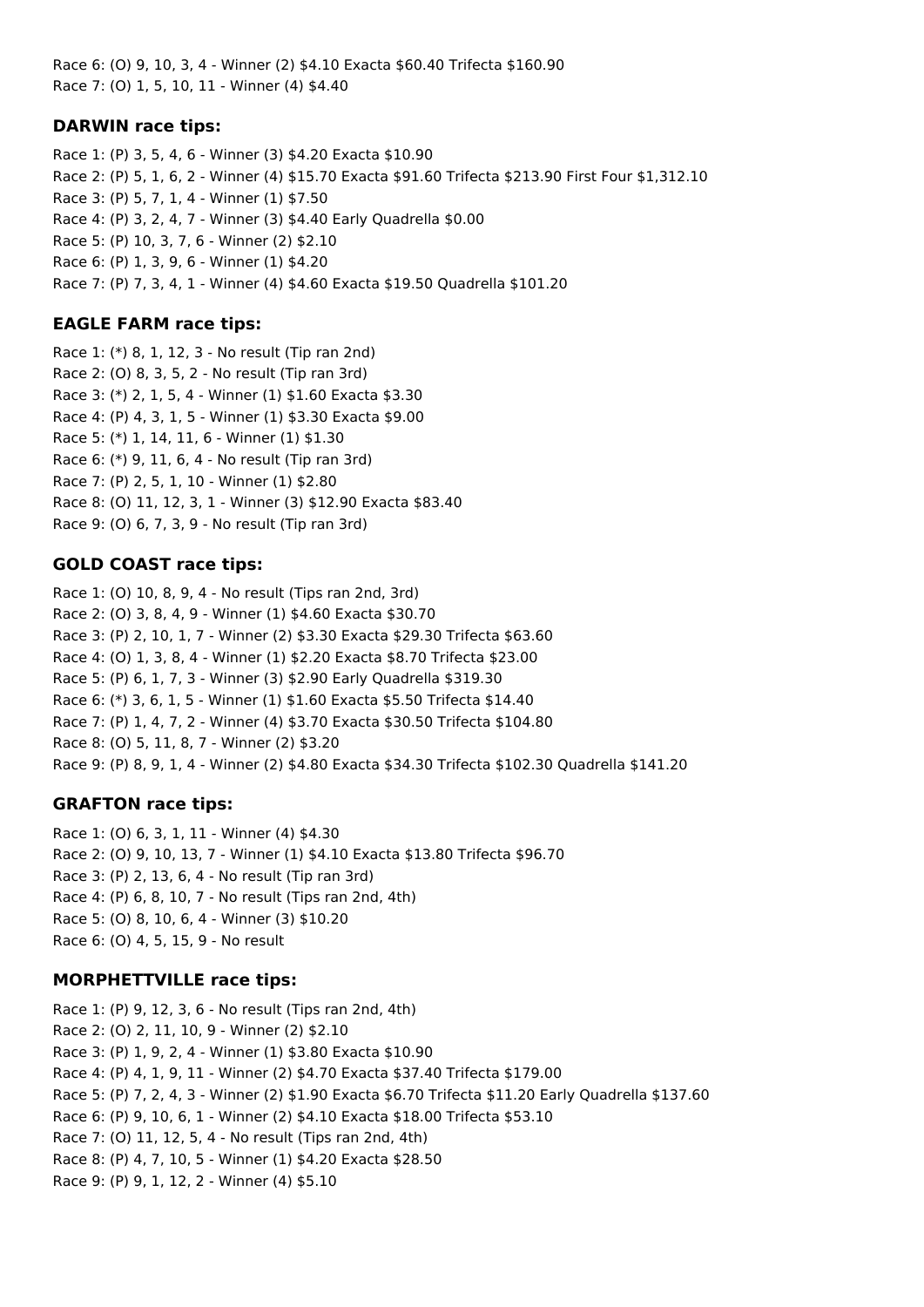Race 6: (O) 9, 10, 3, 4 - Winner (2) $4.10 Exacta $60.40 Trifecta $160.90
Race 7: (O) 1, 5, 10, 11 - Winner (4) $4.40

### DARWIN race tips:

Race 1: (P) 3, 5, 4, 6 - Winner (3) $4.20 Exacta $10.90
Race 2: (P) 5, 1, 6, 2 - Winner (4) $15.70 Exacta $91.60 Trifecta $213.90 First Four $1,312.10
Race 3: (P) 5, 7, 1, 4 - Winner (1) $7.50
Race 4: (P) 3, 2, 4, 7 - Winner (3) $4.40 Early Quadrella $0.00
Race 5: (P) 10, 3, 7, 6 - Winner (2) $2.10
Race 6: (P) 1, 3, 9, 6 - Winner (1) $4.20
Race 7: (P) 7, 3, 4, 1 - Winner (4) $4.60 Exacta $19.50 Quadrella $101.20

### EAGLE FARM race tips:

Race 1: (*) 8, 1, 12, 3 - No result (Tip ran 2nd)
Race 2: (O) 8, 3, 5, 2 - No result (Tip ran 3rd)
Race 3: (*) 2, 1, 5, 4 - Winner (1) $1.60 Exacta $3.30
Race 4: (P) 4, 3, 1, 5 - Winner (1) $3.30 Exacta $9.00
Race 5: (*) 1, 14, 11, 6 - Winner (1) $1.30
Race 6: (*) 9, 11, 6, 4 - No result (Tip ran 3rd)
Race 7: (P) 2, 5, 1, 10 - Winner (1) $2.80
Race 8: (O) 11, 12, 3, 1 - Winner (3) $12.90 Exacta $83.40
Race 9: (O) 6, 7, 3, 9 - No result (Tip ran 3rd)

### GOLD COAST race tips:

Race 1: (O) 10, 8, 9, 4 - No result (Tips ran 2nd, 3rd)
Race 2: (O) 3, 8, 4, 9 - Winner (1) $4.60 Exacta $30.70
Race 3: (P) 2, 10, 1, 7 - Winner (2) $3.30 Exacta $29.30 Trifecta $63.60
Race 4: (O) 1, 3, 8, 4 - Winner (1) $2.20 Exacta $8.70 Trifecta $23.00
Race 5: (P) 6, 1, 7, 3 - Winner (3) $2.90 Early Quadrella $319.30
Race 6: (*) 3, 6, 1, 5 - Winner (1) $1.60 Exacta $5.50 Trifecta $14.40
Race 7: (P) 1, 4, 7, 2 - Winner (4) $3.70 Exacta $30.50 Trifecta $104.80
Race 8: (O) 5, 11, 8, 7 - Winner (2) $3.20
Race 9: (P) 8, 9, 1, 4 - Winner (2) $4.80 Exacta $34.30 Trifecta $102.30 Quadrella $141.20

### GRAFTON race tips:

Race 1: (O) 6, 3, 1, 11 - Winner (4) $4.30
Race 2: (O) 9, 10, 13, 7 - Winner (1) $4.10 Exacta $13.80 Trifecta $96.70
Race 3: (P) 2, 13, 6, 4 - No result (Tip ran 3rd)
Race 4: (P) 6, 8, 10, 7 - No result (Tips ran 2nd, 4th)
Race 5: (O) 8, 10, 6, 4 - Winner (3) $10.20
Race 6: (O) 4, 5, 15, 9 - No result

### MORPHETTVILLE race tips:

Race 1: (P) 9, 12, 3, 6 - No result (Tips ran 2nd, 4th)
Race 2: (O) 2, 11, 10, 9 - Winner (2) $2.10
Race 3: (P) 1, 9, 2, 4 - Winner (1) $3.80 Exacta $10.90
Race 4: (P) 4, 1, 9, 11 - Winner (2) $4.70 Exacta $37.40 Trifecta $179.00
Race 5: (P) 7, 2, 4, 3 - Winner (2) $1.90 Exacta $6.70 Trifecta $11.20 Early Quadrella $137.60
Race 6: (P) 9, 10, 6, 1 - Winner (2) $4.10 Exacta $18.00 Trifecta $53.10
Race 7: (O) 11, 12, 5, 4 - No result (Tips ran 2nd, 4th)
Race 8: (P) 4, 7, 10, 5 - Winner (1) $4.20 Exacta $28.50
Race 9: (P) 9, 1, 12, 2 - Winner (4) $5.10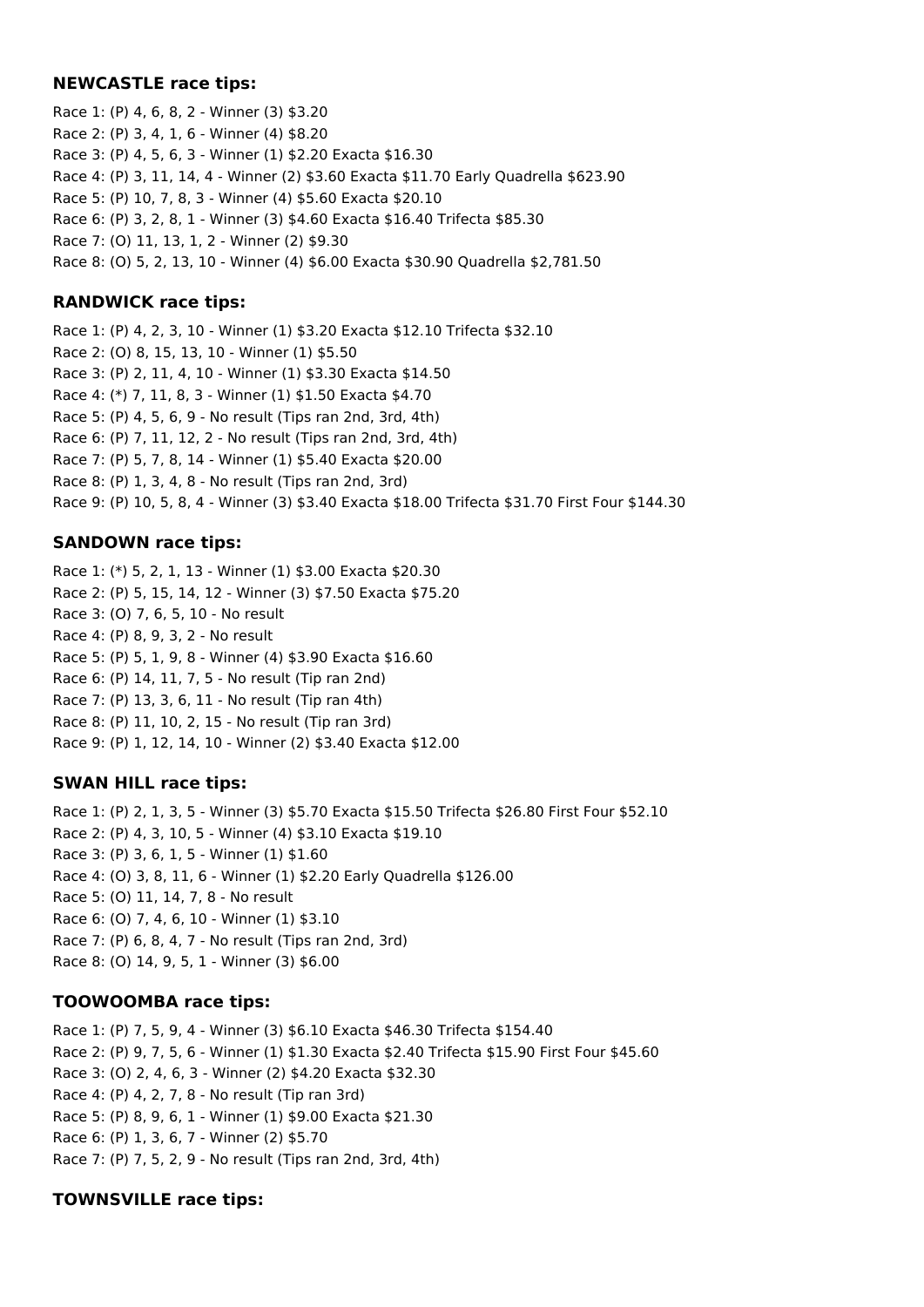**NEWCASTLE race tips:**

Race 1: (P) 4, 6, 8, 2 - Winner (3) $3.20
Race 2: (P) 3, 4, 1, 6 - Winner (4) $8.20
Race 3: (P) 4, 5, 6, 3 - Winner (1) $2.20 Exacta $16.30
Race 4: (P) 3, 11, 14, 4 - Winner (2) $3.60 Exacta $11.70 Early Quadrella $623.90
Race 5: (P) 10, 7, 8, 3 - Winner (4) $5.60 Exacta $20.10
Race 6: (P) 3, 2, 8, 1 - Winner (3) $4.60 Exacta $16.40 Trifecta $85.30
Race 7: (O) 11, 13, 1, 2 - Winner (2) $9.30
Race 8: (O) 5, 2, 13, 10 - Winner (4) $6.00 Exacta $30.90 Quadrella $2,781.50

**RANDWICK race tips:**

Race 1: (P) 4, 2, 3, 10 - Winner (1) $3.20 Exacta $12.10 Trifecta $32.10
Race 2: (O) 8, 15, 13, 10 - Winner (1) $5.50
Race 3: (P) 2, 11, 4, 10 - Winner (1) $3.30 Exacta $14.50
Race 4: (*) 7, 11, 8, 3 - Winner (1) $1.50 Exacta $4.70
Race 5: (P) 4, 5, 6, 9 - No result (Tips ran 2nd, 3rd, 4th)
Race 6: (P) 7, 11, 12, 2 - No result (Tips ran 2nd, 3rd, 4th)
Race 7: (P) 5, 7, 8, 14 - Winner (1) $5.40 Exacta $20.00
Race 8: (P) 1, 3, 4, 8 - No result (Tips ran 2nd, 3rd)
Race 9: (P) 10, 5, 8, 4 - Winner (3) $3.40 Exacta $18.00 Trifecta $31.70 First Four $144.30

**SANDOWN race tips:**

Race 1: (*) 5, 2, 1, 13 - Winner (1) $3.00 Exacta $20.30
Race 2: (P) 5, 15, 14, 12 - Winner (3) $7.50 Exacta $75.20
Race 3: (O) 7, 6, 5, 10 - No result
Race 4: (P) 8, 9, 3, 2 - No result
Race 5: (P) 5, 1, 9, 8 - Winner (4) $3.90 Exacta $16.60
Race 6: (P) 14, 11, 7, 5 - No result (Tip ran 2nd)
Race 7: (P) 13, 3, 6, 11 - No result (Tip ran 4th)
Race 8: (P) 11, 10, 2, 15 - No result (Tip ran 3rd)
Race 9: (P) 1, 12, 14, 10 - Winner (2) $3.40 Exacta $12.00

**SWAN HILL race tips:**

Race 1: (P) 2, 1, 3, 5 - Winner (3) $5.70 Exacta $15.50 Trifecta $26.80 First Four $52.10
Race 2: (P) 4, 3, 10, 5 - Winner (4) $3.10 Exacta $19.10
Race 3: (P) 3, 6, 1, 5 - Winner (1) $1.60
Race 4: (O) 3, 8, 11, 6 - Winner (1) $2.20 Early Quadrella $126.00
Race 5: (O) 11, 14, 7, 8 - No result
Race 6: (O) 7, 4, 6, 10 - Winner (1) $3.10
Race 7: (P) 6, 8, 4, 7 - No result (Tips ran 2nd, 3rd)
Race 8: (O) 14, 9, 5, 1 - Winner (3) $6.00

**TOOWOOMBA race tips:**

Race 1: (P) 7, 5, 9, 4 - Winner (3) $6.10 Exacta $46.30 Trifecta $154.40
Race 2: (P) 9, 7, 5, 6 - Winner (1) $1.30 Exacta $2.40 Trifecta $15.90 First Four $45.60
Race 3: (O) 2, 4, 6, 3 - Winner (2) $4.20 Exacta $32.30
Race 4: (P) 4, 2, 7, 8 - No result (Tip ran 3rd)
Race 5: (P) 8, 9, 6, 1 - Winner (1) $9.00 Exacta $21.30
Race 6: (P) 1, 3, 6, 7 - Winner (2) $5.70
Race 7: (P) 7, 5, 2, 9 - No result (Tips ran 2nd, 3rd, 4th)

**TOWNSVILLE race tips:**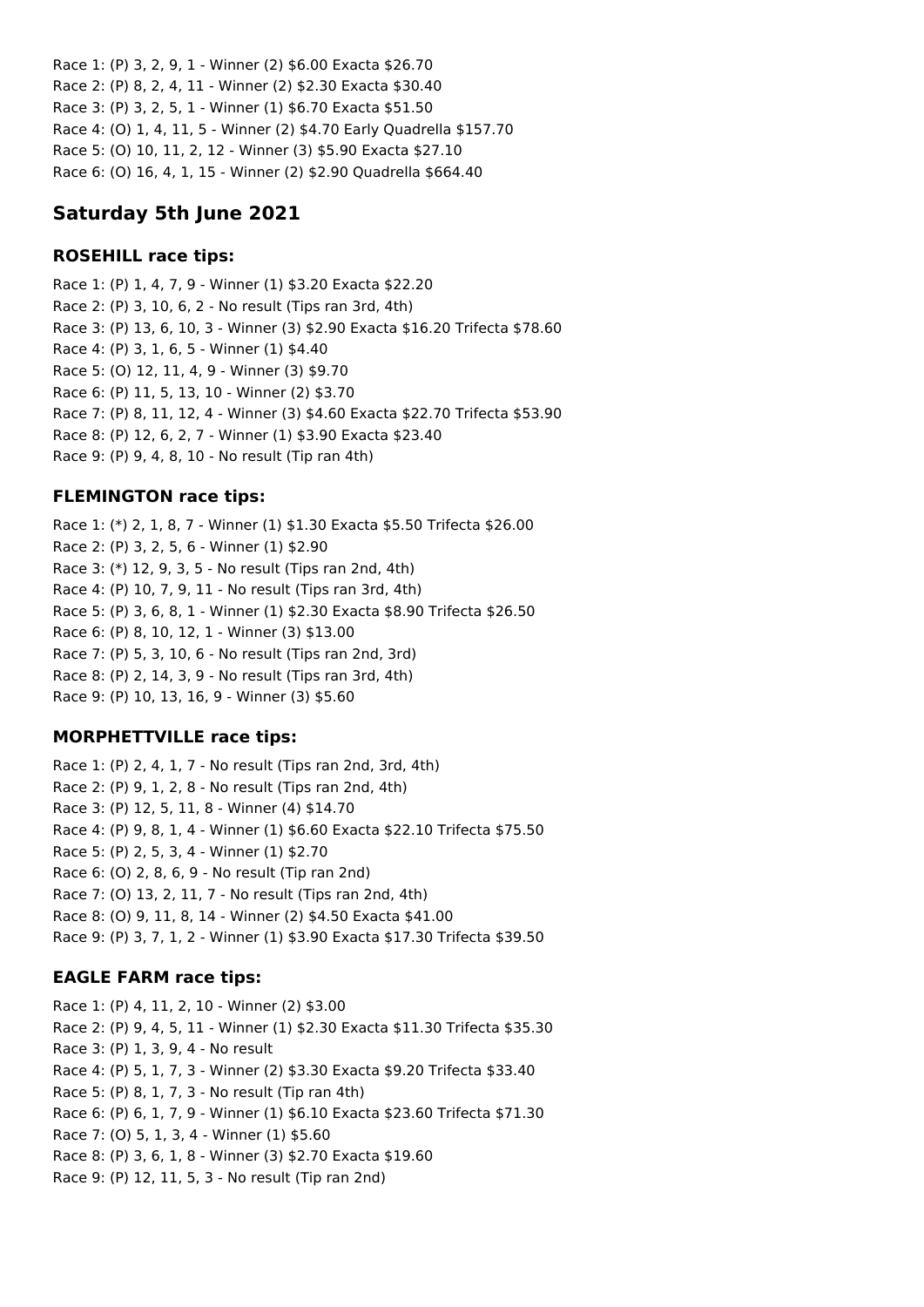Race 1: (P) 3, 2, 9, 1 - Winner (2) $6.00 Exacta $26.70
Race 2: (P) 8, 2, 4, 11 - Winner (2) $2.30 Exacta $30.40
Race 3: (P) 3, 2, 5, 1 - Winner (1) $6.70 Exacta $51.50
Race 4: (O) 1, 4, 11, 5 - Winner (2) $4.70 Early Quadrella $157.70
Race 5: (O) 10, 11, 2, 12 - Winner (3) $5.90 Exacta $27.10
Race 6: (O) 16, 4, 1, 15 - Winner (2) $2.90 Quadrella $664.40

## Saturday 5th June 2021

### ROSEHILL race tips:

Race 1: (P) 1, 4, 7, 9 - Winner (1) $3.20 Exacta $22.20
Race 2: (P) 3, 10, 6, 2 - No result (Tips ran 3rd, 4th)
Race 3: (P) 13, 6, 10, 3 - Winner (3) $2.90 Exacta $16.20 Trifecta $78.60
Race 4: (P) 3, 1, 6, 5 - Winner (1) $4.40
Race 5: (O) 12, 11, 4, 9 - Winner (3) $9.70
Race 6: (P) 11, 5, 13, 10 - Winner (2) $3.70
Race 7: (P) 8, 11, 12, 4 - Winner (3) $4.60 Exacta $22.70 Trifecta $53.90
Race 8: (P) 12, 6, 2, 7 - Winner (1) $3.90 Exacta $23.40
Race 9: (P) 9, 4, 8, 10 - No result (Tip ran 4th)

### FLEMINGTON race tips:

Race 1: (*) 2, 1, 8, 7 - Winner (1) $1.30 Exacta $5.50 Trifecta $26.00
Race 2: (P) 3, 2, 5, 6 - Winner (1) $2.90
Race 3: (*) 12, 9, 3, 5 - No result (Tips ran 2nd, 4th)
Race 4: (P) 10, 7, 9, 11 - No result (Tips ran 3rd, 4th)
Race 5: (P) 3, 6, 8, 1 - Winner (1) $2.30 Exacta $8.90 Trifecta $26.50
Race 6: (P) 8, 10, 12, 1 - Winner (3) $13.00
Race 7: (P) 5, 3, 10, 6 - No result (Tips ran 2nd, 3rd)
Race 8: (P) 2, 14, 3, 9 - No result (Tips ran 3rd, 4th)
Race 9: (P) 10, 13, 16, 9 - Winner (3) $5.60

### MORPHETTVILLE race tips:

Race 1: (P) 2, 4, 1, 7 - No result (Tips ran 2nd, 3rd, 4th)
Race 2: (P) 9, 1, 2, 8 - No result (Tips ran 2nd, 4th)
Race 3: (P) 12, 5, 11, 8 - Winner (4) $14.70
Race 4: (P) 9, 8, 1, 4 - Winner (1) $6.60 Exacta $22.10 Trifecta $75.50
Race 5: (P) 2, 5, 3, 4 - Winner (1) $2.70
Race 6: (O) 2, 8, 6, 9 - No result (Tip ran 2nd)
Race 7: (O) 13, 2, 11, 7 - No result (Tips ran 2nd, 4th)
Race 8: (O) 9, 11, 8, 14 - Winner (2) $4.50 Exacta $41.00
Race 9: (P) 3, 7, 1, 2 - Winner (1) $3.90 Exacta $17.30 Trifecta $39.50

### EAGLE FARM race tips:

Race 1: (P) 4, 11, 2, 10 - Winner (2) $3.00
Race 2: (P) 9, 4, 5, 11 - Winner (1) $2.30 Exacta $11.30 Trifecta $35.30
Race 3: (P) 1, 3, 9, 4 - No result
Race 4: (P) 5, 1, 7, 3 - Winner (2) $3.30 Exacta $9.20 Trifecta $33.40
Race 5: (P) 8, 1, 7, 3 - No result (Tip ran 4th)
Race 6: (P) 6, 1, 7, 9 - Winner (1) $6.10 Exacta $23.60 Trifecta $71.30
Race 7: (O) 5, 1, 3, 4 - Winner (1) $5.60
Race 8: (P) 3, 6, 1, 8 - Winner (3) $2.70 Exacta $19.60
Race 9: (P) 12, 11, 5, 3 - No result (Tip ran 2nd)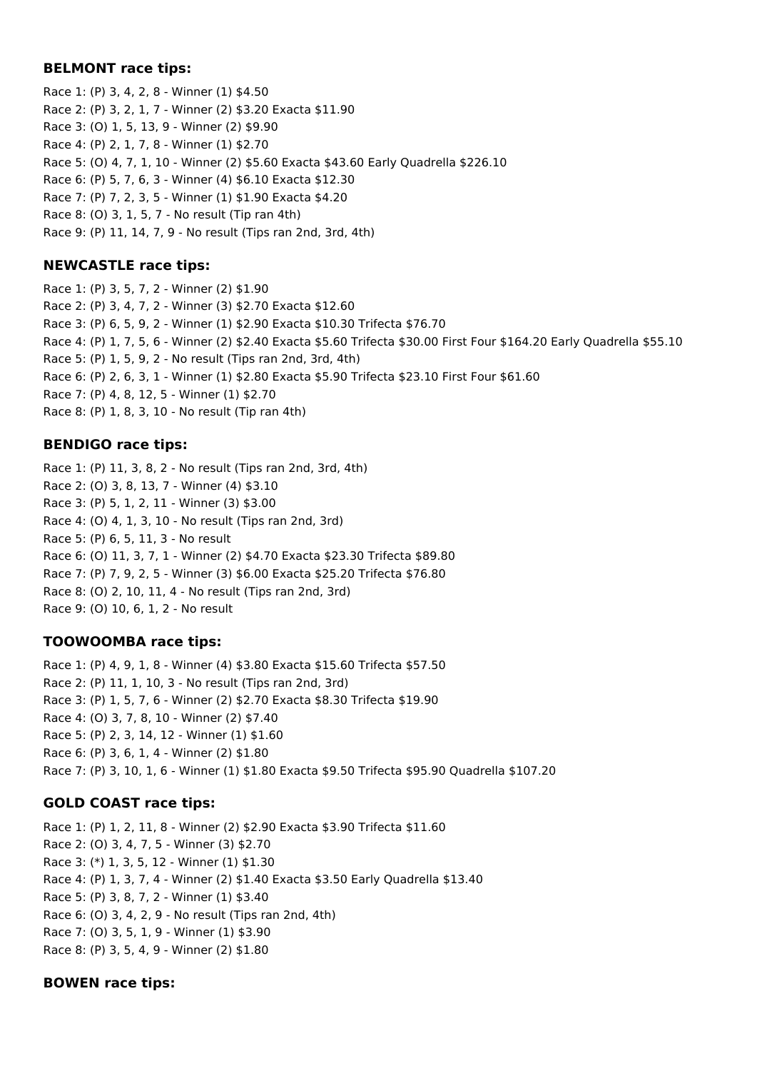**BELMONT race tips:**

Race 1: (P) 3, 4, 2, 8 - Winner (1) $4.50
Race 2: (P) 3, 2, 1, 7 - Winner (2) $3.20 Exacta $11.90
Race 3: (O) 1, 5, 13, 9 - Winner (2) $9.90
Race 4: (P) 2, 1, 7, 8 - Winner (1) $2.70
Race 5: (O) 4, 7, 1, 10 - Winner (2) $5.60 Exacta $43.60 Early Quadrella $226.10
Race 6: (P) 5, 7, 6, 3 - Winner (4) $6.10 Exacta $12.30
Race 7: (P) 7, 2, 3, 5 - Winner (1) $1.90 Exacta $4.20
Race 8: (O) 3, 1, 5, 7 - No result (Tip ran 4th)
Race 9: (P) 11, 14, 7, 9 - No result (Tips ran 2nd, 3rd, 4th)

**NEWCASTLE race tips:**

Race 1: (P) 3, 5, 7, 2 - Winner (2) $1.90
Race 2: (P) 3, 4, 7, 2 - Winner (3) $2.70 Exacta $12.60
Race 3: (P) 6, 5, 9, 2 - Winner (1) $2.90 Exacta $10.30 Trifecta $76.70
Race 4: (P) 1, 7, 5, 6 - Winner (2) $2.40 Exacta $5.60 Trifecta $30.00 First Four $164.20 Early Quadrella $55.10
Race 5: (P) 1, 5, 9, 2 - No result (Tips ran 2nd, 3rd, 4th)
Race 6: (P) 2, 6, 3, 1 - Winner (1) $2.80 Exacta $5.90 Trifecta $23.10 First Four $61.60
Race 7: (P) 4, 8, 12, 5 - Winner (1) $2.70
Race 8: (P) 1, 8, 3, 10 - No result (Tip ran 4th)

**BENDIGO race tips:**

Race 1: (P) 11, 3, 8, 2 - No result (Tips ran 2nd, 3rd, 4th)
Race 2: (O) 3, 8, 13, 7 - Winner (4) $3.10
Race 3: (P) 5, 1, 2, 11 - Winner (3) $3.00
Race 4: (O) 4, 1, 3, 10 - No result (Tips ran 2nd, 3rd)
Race 5: (P) 6, 5, 11, 3 - No result
Race 6: (O) 11, 3, 7, 1 - Winner (2) $4.70 Exacta $23.30 Trifecta $89.80
Race 7: (P) 7, 9, 2, 5 - Winner (3) $6.00 Exacta $25.20 Trifecta $76.80
Race 8: (O) 2, 10, 11, 4 - No result (Tips ran 2nd, 3rd)
Race 9: (O) 10, 6, 1, 2 - No result

**TOOWOOMBA race tips:**

Race 1: (P) 4, 9, 1, 8 - Winner (4) $3.80 Exacta $15.60 Trifecta $57.50
Race 2: (P) 11, 1, 10, 3 - No result (Tips ran 2nd, 3rd)
Race 3: (P) 1, 5, 7, 6 - Winner (2) $2.70 Exacta $8.30 Trifecta $19.90
Race 4: (O) 3, 7, 8, 10 - Winner (2) $7.40
Race 5: (P) 2, 3, 14, 12 - Winner (1) $1.60
Race 6: (P) 3, 6, 1, 4 - Winner (2) $1.80
Race 7: (P) 3, 10, 1, 6 - Winner (1) $1.80 Exacta $9.50 Trifecta $95.90 Quadrella $107.20

**GOLD COAST race tips:**

Race 1: (P) 1, 2, 11, 8 - Winner (2) $2.90 Exacta $3.90 Trifecta $11.60
Race 2: (O) 3, 4, 7, 5 - Winner (3) $2.70
Race 3: (*) 1, 3, 5, 12 - Winner (1) $1.30
Race 4: (P) 1, 3, 7, 4 - Winner (2) $1.40 Exacta $3.50 Early Quadrella $13.40
Race 5: (P) 3, 8, 7, 2 - Winner (1) $3.40
Race 6: (O) 3, 4, 2, 9 - No result (Tips ran 2nd, 4th)
Race 7: (O) 3, 5, 1, 9 - Winner (1) $3.90
Race 8: (P) 3, 5, 4, 9 - Winner (2) $1.80

**BOWEN race tips:**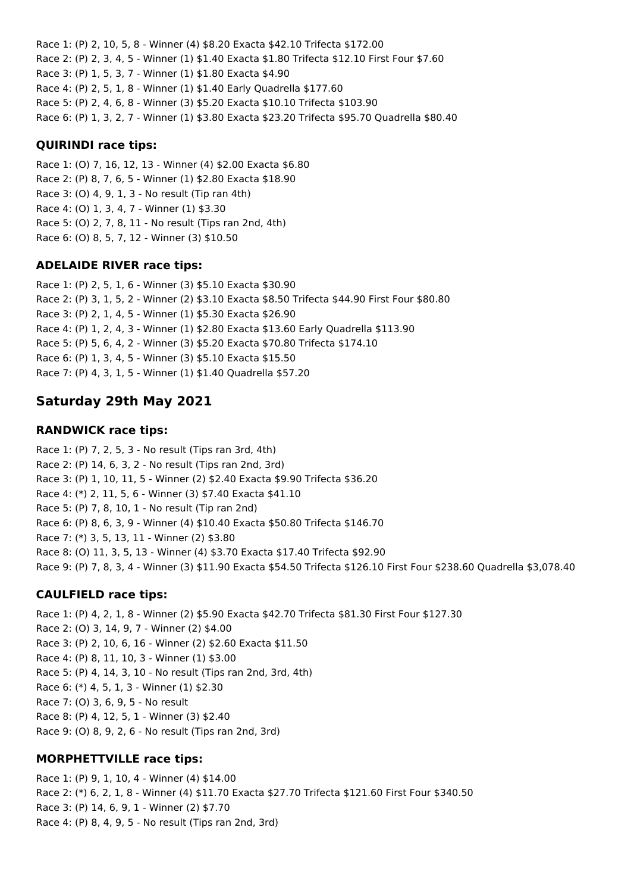Race 1: (P) 2, 10, 5, 8 - Winner (4) $8.20 Exacta $42.10 Trifecta $172.00
Race 2: (P) 2, 3, 4, 5 - Winner (1) $1.40 Exacta $1.80 Trifecta $12.10 First Four $7.60
Race 3: (P) 1, 5, 3, 7 - Winner (1) $1.80 Exacta $4.90
Race 4: (P) 2, 5, 1, 8 - Winner (1) $1.40 Early Quadrella $177.60
Race 5: (P) 2, 4, 6, 8 - Winner (3) $5.20 Exacta $10.10 Trifecta $103.90
Race 6: (P) 1, 3, 2, 7 - Winner (1) $3.80 Exacta $23.20 Trifecta $95.70 Quadrella $80.40

### QUIRINDI race tips:

Race 1: (O) 7, 16, 12, 13 - Winner (4) $2.00 Exacta $6.80
Race 2: (P) 8, 7, 6, 5 - Winner (1) $2.80 Exacta $18.90
Race 3: (O) 4, 9, 1, 3 - No result (Tip ran 4th)
Race 4: (O) 1, 3, 4, 7 - Winner (1) $3.30
Race 5: (O) 2, 7, 8, 11 - No result (Tips ran 2nd, 4th)
Race 6: (O) 8, 5, 7, 12 - Winner (3) $10.50

### ADELAIDE RIVER race tips:

Race 1: (P) 2, 5, 1, 6 - Winner (3) $5.10 Exacta $30.90
Race 2: (P) 3, 1, 5, 2 - Winner (2) $3.10 Exacta $8.50 Trifecta $44.90 First Four $80.80
Race 3: (P) 2, 1, 4, 5 - Winner (1) $5.30 Exacta $26.90
Race 4: (P) 1, 2, 4, 3 - Winner (1) $2.80 Exacta $13.60 Early Quadrella $113.90
Race 5: (P) 5, 6, 4, 2 - Winner (3) $5.20 Exacta $70.80 Trifecta $174.10
Race 6: (P) 1, 3, 4, 5 - Winner (3) $5.10 Exacta $15.50
Race 7: (P) 4, 3, 1, 5 - Winner (1) $1.40 Quadrella $57.20

## Saturday 29th May 2021

### RANDWICK race tips:

Race 1: (P) 7, 2, 5, 3 - No result (Tips ran 3rd, 4th)
Race 2: (P) 14, 6, 3, 2 - No result (Tips ran 2nd, 3rd)
Race 3: (P) 1, 10, 11, 5 - Winner (2) $2.40 Exacta $9.90 Trifecta $36.20
Race 4: (*) 2, 11, 5, 6 - Winner (3) $7.40 Exacta $41.10
Race 5: (P) 7, 8, 10, 1 - No result (Tip ran 2nd)
Race 6: (P) 8, 6, 3, 9 - Winner (4) $10.40 Exacta $50.80 Trifecta $146.70
Race 7: (*) 3, 5, 13, 11 - Winner (2) $3.80
Race 8: (O) 11, 3, 5, 13 - Winner (4) $3.70 Exacta $17.40 Trifecta $92.90
Race 9: (P) 7, 8, 3, 4 - Winner (3) $11.90 Exacta $54.50 Trifecta $126.10 First Four $238.60 Quadrella $3,078.40

### CAULFIELD race tips:

Race 1: (P) 4, 2, 1, 8 - Winner (2) $5.90 Exacta $42.70 Trifecta $81.30 First Four $127.30
Race 2: (O) 3, 14, 9, 7 - Winner (2) $4.00
Race 3: (P) 2, 10, 6, 16 - Winner (2) $2.60 Exacta $11.50
Race 4: (P) 8, 11, 10, 3 - Winner (1) $3.00
Race 5: (P) 4, 14, 3, 10 - No result (Tips ran 2nd, 3rd, 4th)
Race 6: (*) 4, 5, 1, 3 - Winner (1) $2.30
Race 7: (O) 3, 6, 9, 5 - No result
Race 8: (P) 4, 12, 5, 1 - Winner (3) $2.40
Race 9: (O) 8, 9, 2, 6 - No result (Tips ran 2nd, 3rd)

### MORPHETTVILLE race tips:

Race 1: (P) 9, 1, 10, 4 - Winner (4) $14.00
Race 2: (*) 6, 2, 1, 8 - Winner (4) $11.70 Exacta $27.70 Trifecta $121.60 First Four $340.50
Race 3: (P) 14, 6, 9, 1 - Winner (2) $7.70
Race 4: (P) 8, 4, 9, 5 - No result (Tips ran 2nd, 3rd)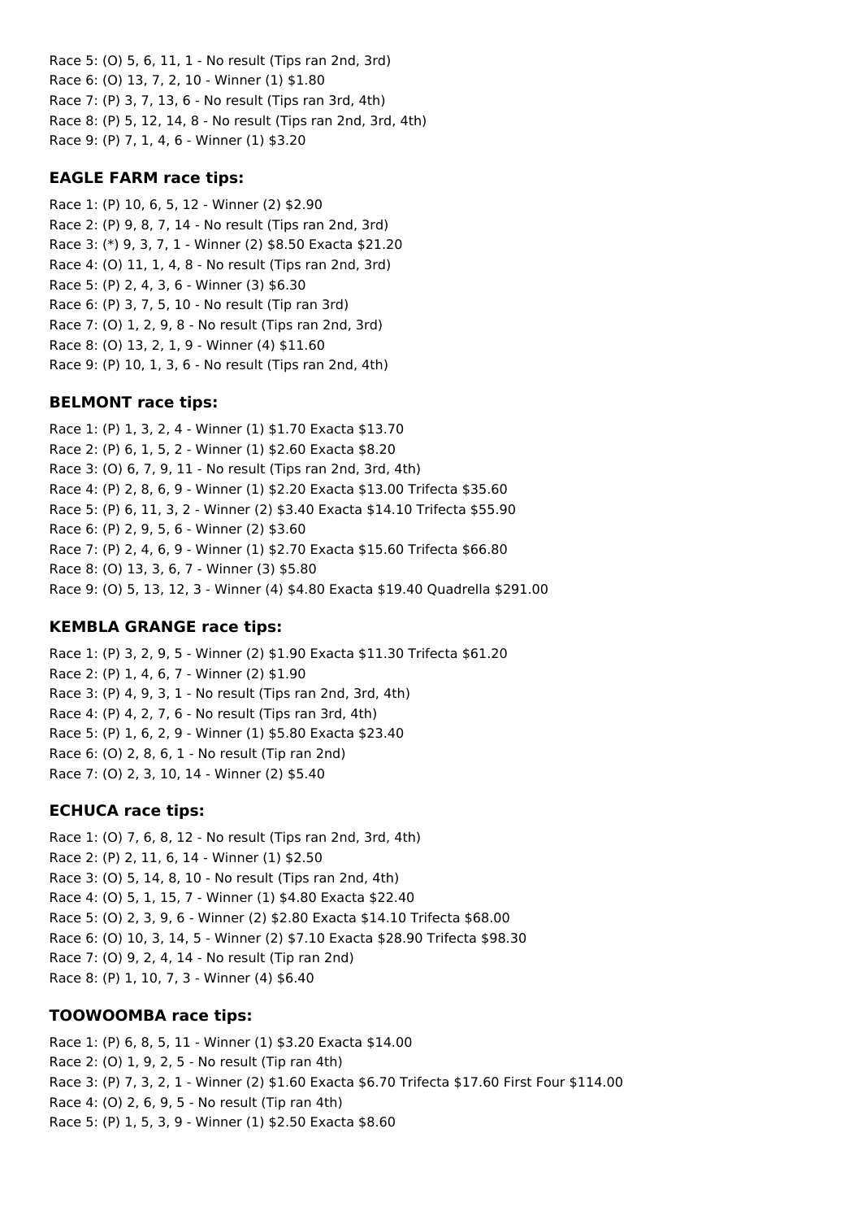Race 5: (O) 5, 6, 11, 1 - No result (Tips ran 2nd, 3rd)
Race 6: (O) 13, 7, 2, 10 - Winner (1) $1.80
Race 7: (P) 3, 7, 13, 6 - No result (Tips ran 3rd, 4th)
Race 8: (P) 5, 12, 14, 8 - No result (Tips ran 2nd, 3rd, 4th)
Race 9: (P) 7, 1, 4, 6 - Winner (1) $3.20

### EAGLE FARM race tips:

Race 1: (P) 10, 6, 5, 12 - Winner (2) $2.90
Race 2: (P) 9, 8, 7, 14 - No result (Tips ran 2nd, 3rd)
Race 3: (*) 9, 3, 7, 1 - Winner (2) $8.50 Exacta $21.20
Race 4: (O) 11, 1, 4, 8 - No result (Tips ran 2nd, 3rd)
Race 5: (P) 2, 4, 3, 6 - Winner (3) $6.30
Race 6: (P) 3, 7, 5, 10 - No result (Tip ran 3rd)
Race 7: (O) 1, 2, 9, 8 - No result (Tips ran 2nd, 3rd)
Race 8: (O) 13, 2, 1, 9 - Winner (4) $11.60
Race 9: (P) 10, 1, 3, 6 - No result (Tips ran 2nd, 4th)

### BELMONT race tips:

Race 1: (P) 1, 3, 2, 4 - Winner (1) $1.70 Exacta $13.70
Race 2: (P) 6, 1, 5, 2 - Winner (1) $2.60 Exacta $8.20
Race 3: (O) 6, 7, 9, 11 - No result (Tips ran 2nd, 3rd, 4th)
Race 4: (P) 2, 8, 6, 9 - Winner (1) $2.20 Exacta $13.00 Trifecta $35.60
Race 5: (P) 6, 11, 3, 2 - Winner (2) $3.40 Exacta $14.10 Trifecta $55.90
Race 6: (P) 2, 9, 5, 6 - Winner (2) $3.60
Race 7: (P) 2, 4, 6, 9 - Winner (1) $2.70 Exacta $15.60 Trifecta $66.80
Race 8: (O) 13, 3, 6, 7 - Winner (3) $5.80
Race 9: (O) 5, 13, 12, 3 - Winner (4) $4.80 Exacta $19.40 Quadrella $291.00

### KEMBLA GRANGE race tips:

Race 1: (P) 3, 2, 9, 5 - Winner (2) $1.90 Exacta $11.30 Trifecta $61.20
Race 2: (P) 1, 4, 6, 7 - Winner (2) $1.90
Race 3: (P) 4, 9, 3, 1 - No result (Tips ran 2nd, 3rd, 4th)
Race 4: (P) 4, 2, 7, 6 - No result (Tips ran 3rd, 4th)
Race 5: (P) 1, 6, 2, 9 - Winner (1) $5.80 Exacta $23.40
Race 6: (O) 2, 8, 6, 1 - No result (Tip ran 2nd)
Race 7: (O) 2, 3, 10, 14 - Winner (2) $5.40

### ECHUCA race tips:

Race 1: (O) 7, 6, 8, 12 - No result (Tips ran 2nd, 3rd, 4th)
Race 2: (P) 2, 11, 6, 14 - Winner (1) $2.50
Race 3: (O) 5, 14, 8, 10 - No result (Tips ran 2nd, 4th)
Race 4: (O) 5, 1, 15, 7 - Winner (1) $4.80 Exacta $22.40
Race 5: (O) 2, 3, 9, 6 - Winner (2) $2.80 Exacta $14.10 Trifecta $68.00
Race 6: (O) 10, 3, 14, 5 - Winner (2) $7.10 Exacta $28.90 Trifecta $98.30
Race 7: (O) 9, 2, 4, 14 - No result (Tip ran 2nd)
Race 8: (P) 1, 10, 7, 3 - Winner (4) $6.40

### TOOWOOMBA race tips:

Race 1: (P) 6, 8, 5, 11 - Winner (1) $3.20 Exacta $14.00
Race 2: (O) 1, 9, 2, 5 - No result (Tip ran 4th)
Race 3: (P) 7, 3, 2, 1 - Winner (2) $1.60 Exacta $6.70 Trifecta $17.60 First Four $114.00
Race 4: (O) 2, 6, 9, 5 - No result (Tip ran 4th)
Race 5: (P) 1, 5, 3, 9 - Winner (1) $2.50 Exacta $8.60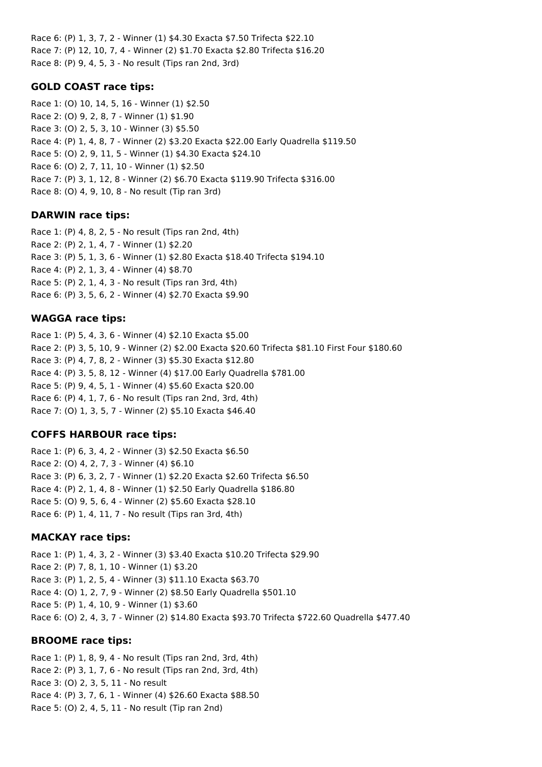Race 6: (P) 1, 3, 7, 2 - Winner (1) $4.30 Exacta $7.50 Trifecta $22.10
Race 7: (P) 12, 10, 7, 4 - Winner (2) $1.70 Exacta $2.80 Trifecta $16.20
Race 8: (P) 9, 4, 5, 3 - No result (Tips ran 2nd, 3rd)

### GOLD COAST race tips:

Race 1: (O) 10, 14, 5, 16 - Winner (1) $2.50
Race 2: (O) 9, 2, 8, 7 - Winner (1) $1.90
Race 3: (O) 2, 5, 3, 10 - Winner (3) $5.50
Race 4: (P) 1, 4, 8, 7 - Winner (2) $3.20 Exacta $22.00 Early Quadrella $119.50
Race 5: (O) 2, 9, 11, 5 - Winner (1) $4.30 Exacta $24.10
Race 6: (O) 2, 7, 11, 10 - Winner (1) $2.50
Race 7: (P) 3, 1, 12, 8 - Winner (2) $6.70 Exacta $119.90 Trifecta $316.00
Race 8: (O) 4, 9, 10, 8 - No result (Tip ran 3rd)

### DARWIN race tips:

Race 1: (P) 4, 8, 2, 5 - No result (Tips ran 2nd, 4th)
Race 2: (P) 2, 1, 4, 7 - Winner (1) $2.20
Race 3: (P) 5, 1, 3, 6 - Winner (1) $2.80 Exacta $18.40 Trifecta $194.10
Race 4: (P) 2, 1, 3, 4 - Winner (4) $8.70
Race 5: (P) 2, 1, 4, 3 - No result (Tips ran 3rd, 4th)
Race 6: (P) 3, 5, 6, 2 - Winner (4) $2.70 Exacta $9.90

### WAGGA race tips:

Race 1: (P) 5, 4, 3, 6 - Winner (4) $2.10 Exacta $5.00
Race 2: (P) 3, 5, 10, 9 - Winner (2) $2.00 Exacta $20.60 Trifecta $81.10 First Four $180.60
Race 3: (P) 4, 7, 8, 2 - Winner (3) $5.30 Exacta $12.80
Race 4: (P) 3, 5, 8, 12 - Winner (4) $17.00 Early Quadrella $781.00
Race 5: (P) 9, 4, 5, 1 - Winner (4) $5.60 Exacta $20.00
Race 6: (P) 4, 1, 7, 6 - No result (Tips ran 2nd, 3rd, 4th)
Race 7: (O) 1, 3, 5, 7 - Winner (2) $5.10 Exacta $46.40

### COFFS HARBOUR race tips:

Race 1: (P) 6, 3, 4, 2 - Winner (3) $2.50 Exacta $6.50
Race 2: (O) 4, 2, 7, 3 - Winner (4) $6.10
Race 3: (P) 6, 3, 2, 7 - Winner (1) $2.20 Exacta $2.60 Trifecta $6.50
Race 4: (P) 2, 1, 4, 8 - Winner (1) $2.50 Early Quadrella $186.80
Race 5: (O) 9, 5, 6, 4 - Winner (2) $5.60 Exacta $28.10
Race 6: (P) 1, 4, 11, 7 - No result (Tips ran 3rd, 4th)

### MACKAY race tips:

Race 1: (P) 1, 4, 3, 2 - Winner (3) $3.40 Exacta $10.20 Trifecta $29.90
Race 2: (P) 7, 8, 1, 10 - Winner (1) $3.20
Race 3: (P) 1, 2, 5, 4 - Winner (3) $11.10 Exacta $63.70
Race 4: (O) 1, 2, 7, 9 - Winner (2) $8.50 Early Quadrella $501.10
Race 5: (P) 1, 4, 10, 9 - Winner (1) $3.60
Race 6: (O) 2, 4, 3, 7 - Winner (2) $14.80 Exacta $93.70 Trifecta $722.60 Quadrella $477.40

### BROOME race tips:

Race 1: (P) 1, 8, 9, 4 - No result (Tips ran 2nd, 3rd, 4th)
Race 2: (P) 3, 1, 7, 6 - No result (Tips ran 2nd, 3rd, 4th)
Race 3: (O) 2, 3, 5, 11 - No result
Race 4: (P) 3, 7, 6, 1 - Winner (4) $26.60 Exacta $88.50
Race 5: (O) 2, 4, 5, 11 - No result (Tip ran 2nd)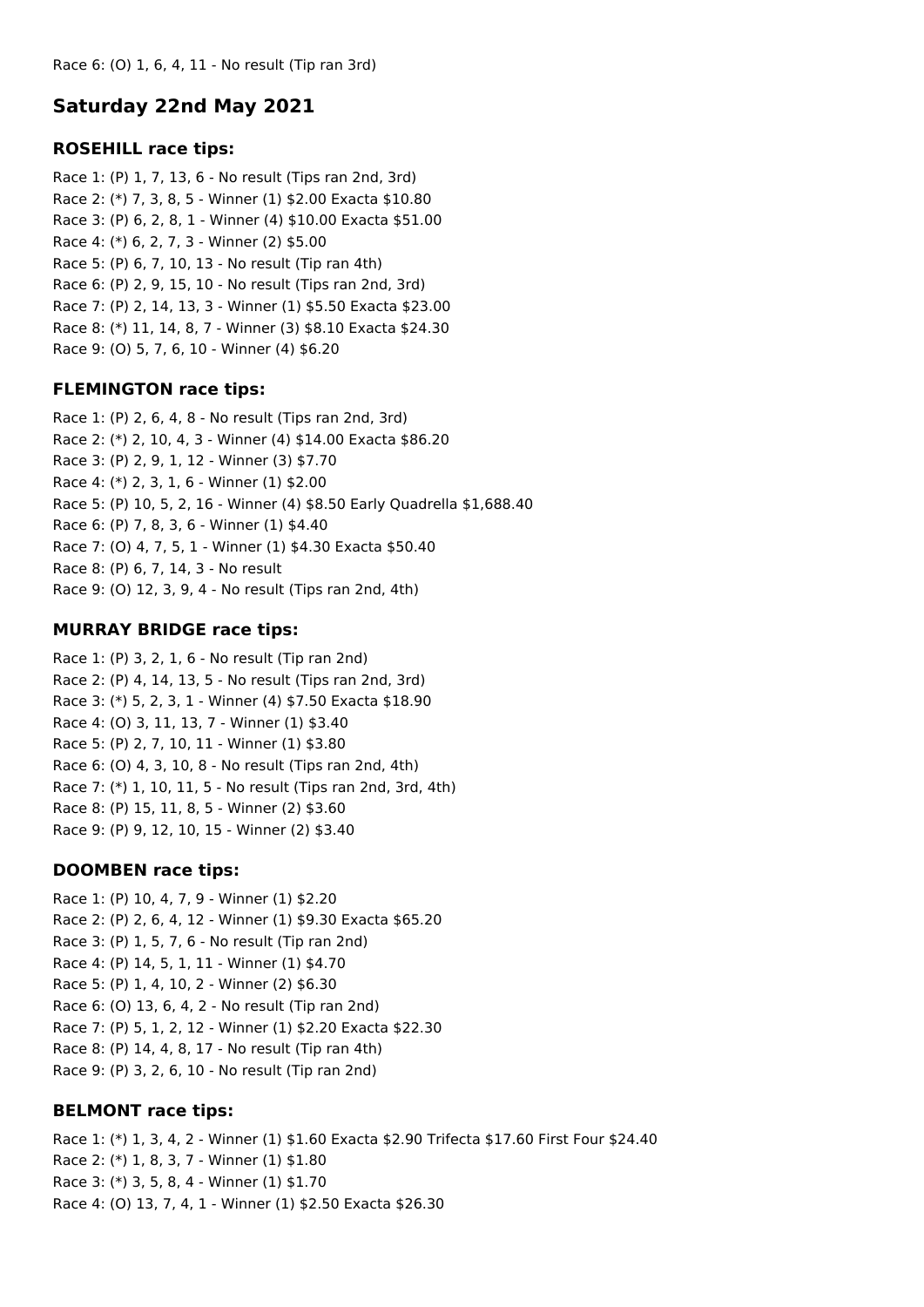Race 6: (O) 1, 6, 4, 11 - No result (Tip ran 3rd)

## Saturday 22nd May 2021

### ROSEHILL race tips:

Race 1: (P) 1, 7, 13, 6 - No result (Tips ran 2nd, 3rd)
Race 2: (*) 7, 3, 8, 5 - Winner (1) $2.00 Exacta $10.80
Race 3: (P) 6, 2, 8, 1 - Winner (4) $10.00 Exacta $51.00
Race 4: (*) 6, 2, 7, 3 - Winner (2) $5.00
Race 5: (P) 6, 7, 10, 13 - No result (Tip ran 4th)
Race 6: (P) 2, 9, 15, 10 - No result (Tips ran 2nd, 3rd)
Race 7: (P) 2, 14, 13, 3 - Winner (1) $5.50 Exacta $23.00
Race 8: (*) 11, 14, 8, 7 - Winner (3) $8.10 Exacta $24.30
Race 9: (O) 5, 7, 6, 10 - Winner (4) $6.20

### FLEMINGTON race tips:

Race 1: (P) 2, 6, 4, 8 - No result (Tips ran 2nd, 3rd)
Race 2: (*) 2, 10, 4, 3 - Winner (4) $14.00 Exacta $86.20
Race 3: (P) 2, 9, 1, 12 - Winner (3) $7.70
Race 4: (*) 2, 3, 1, 6 - Winner (1) $2.00
Race 5: (P) 10, 5, 2, 16 - Winner (4) $8.50 Early Quadrella $1,688.40
Race 6: (P) 7, 8, 3, 6 - Winner (1) $4.40
Race 7: (O) 4, 7, 5, 1 - Winner (1) $4.30 Exacta $50.40
Race 8: (P) 6, 7, 14, 3 - No result
Race 9: (O) 12, 3, 9, 4 - No result (Tips ran 2nd, 4th)

### MURRAY BRIDGE race tips:

Race 1: (P) 3, 2, 1, 6 - No result (Tip ran 2nd)
Race 2: (P) 4, 14, 13, 5 - No result (Tips ran 2nd, 3rd)
Race 3: (*) 5, 2, 3, 1 - Winner (4) $7.50 Exacta $18.90
Race 4: (O) 3, 11, 13, 7 - Winner (1) $3.40
Race 5: (P) 2, 7, 10, 11 - Winner (1) $3.80
Race 6: (O) 4, 3, 10, 8 - No result (Tips ran 2nd, 4th)
Race 7: (*) 1, 10, 11, 5 - No result (Tips ran 2nd, 3rd, 4th)
Race 8: (P) 15, 11, 8, 5 - Winner (2) $3.60
Race 9: (P) 9, 12, 10, 15 - Winner (2) $3.40

### DOOMBEN race tips:

Race 1: (P) 10, 4, 7, 9 - Winner (1) $2.20
Race 2: (P) 2, 6, 4, 12 - Winner (1) $9.30 Exacta $65.20
Race 3: (P) 1, 5, 7, 6 - No result (Tip ran 2nd)
Race 4: (P) 14, 5, 1, 11 - Winner (1) $4.70
Race 5: (P) 1, 4, 10, 2 - Winner (2) $6.30
Race 6: (O) 13, 6, 4, 2 - No result (Tip ran 2nd)
Race 7: (P) 5, 1, 2, 12 - Winner (1) $2.20 Exacta $22.30
Race 8: (P) 14, 4, 8, 17 - No result (Tip ran 4th)
Race 9: (P) 3, 2, 6, 10 - No result (Tip ran 2nd)

### BELMONT race tips:

Race 1: (*) 1, 3, 4, 2 - Winner (1) $1.60 Exacta $2.90 Trifecta $17.60 First Four $24.40
Race 2: (*) 1, 8, 3, 7 - Winner (1) $1.80
Race 3: (*) 3, 5, 8, 4 - Winner (1) $1.70
Race 4: (O) 13, 7, 4, 1 - Winner (1) $2.50 Exacta $26.30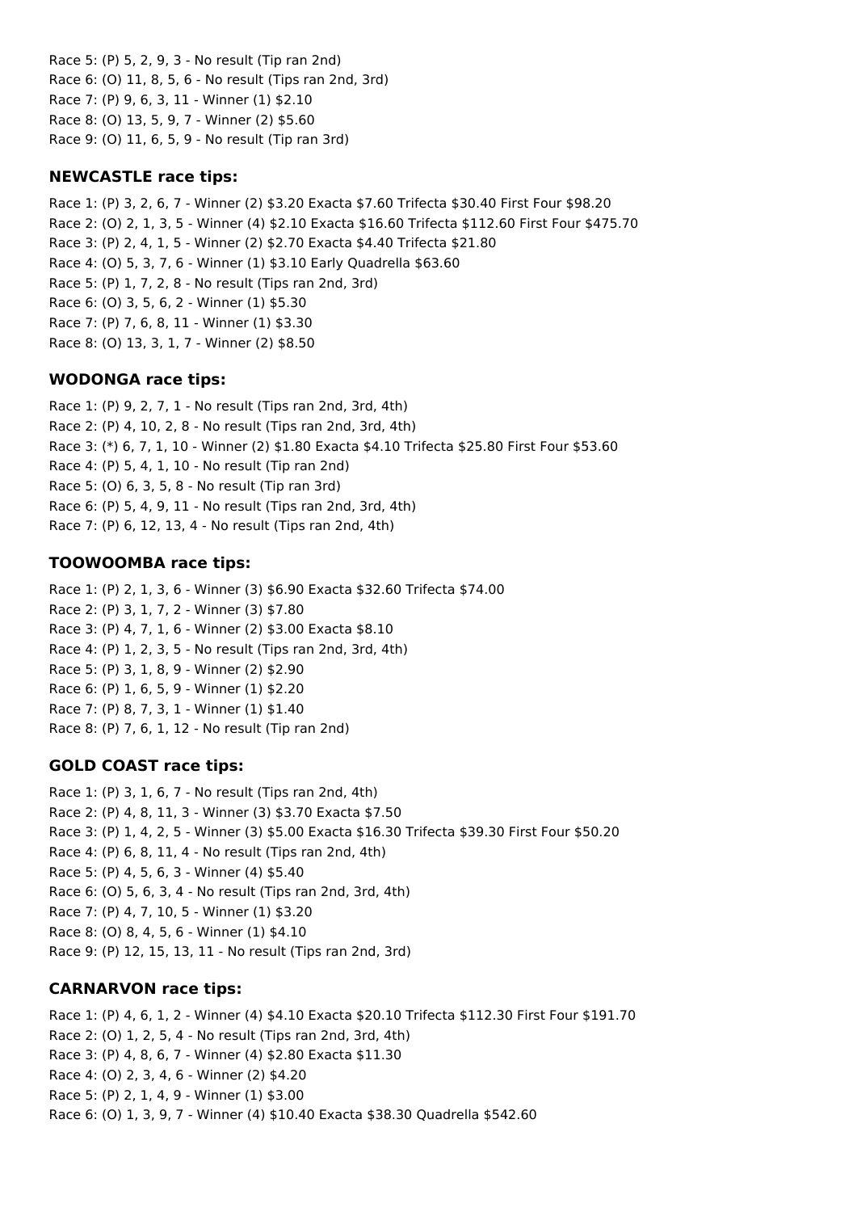Race 5: (P) 5, 2, 9, 3 - No result (Tip ran 2nd)
Race 6: (O) 11, 8, 5, 6 - No result (Tips ran 2nd, 3rd)
Race 7: (P) 9, 6, 3, 11 - Winner (1) $2.10
Race 8: (O) 13, 5, 9, 7 - Winner (2) $5.60
Race 9: (O) 11, 6, 5, 9 - No result (Tip ran 3rd)

### NEWCASTLE race tips:

Race 1: (P) 3, 2, 6, 7 - Winner (2) $3.20 Exacta $7.60 Trifecta $30.40 First Four $98.20
Race 2: (O) 2, 1, 3, 5 - Winner (4) $2.10 Exacta $16.60 Trifecta $112.60 First Four $475.70
Race 3: (P) 2, 4, 1, 5 - Winner (2) $2.70 Exacta $4.40 Trifecta $21.80
Race 4: (O) 5, 3, 7, 6 - Winner (1) $3.10 Early Quadrella $63.60
Race 5: (P) 1, 7, 2, 8 - No result (Tips ran 2nd, 3rd)
Race 6: (O) 3, 5, 6, 2 - Winner (1) $5.30
Race 7: (P) 7, 6, 8, 11 - Winner (1) $3.30
Race 8: (O) 13, 3, 1, 7 - Winner (2) $8.50

### WODONGA race tips:

Race 1: (P) 9, 2, 7, 1 - No result (Tips ran 2nd, 3rd, 4th)
Race 2: (P) 4, 10, 2, 8 - No result (Tips ran 2nd, 3rd, 4th)
Race 3: (*) 6, 7, 1, 10 - Winner (2) $1.80 Exacta $4.10 Trifecta $25.80 First Four $53.60
Race 4: (P) 5, 4, 1, 10 - No result (Tip ran 2nd)
Race 5: (O) 6, 3, 5, 8 - No result (Tip ran 3rd)
Race 6: (P) 5, 4, 9, 11 - No result (Tips ran 2nd, 3rd, 4th)
Race 7: (P) 6, 12, 13, 4 - No result (Tips ran 2nd, 4th)

### TOOWOOMBA race tips:

Race 1: (P) 2, 1, 3, 6 - Winner (3) $6.90 Exacta $32.60 Trifecta $74.00
Race 2: (P) 3, 1, 7, 2 - Winner (3) $7.80
Race 3: (P) 4, 7, 1, 6 - Winner (2) $3.00 Exacta $8.10
Race 4: (P) 1, 2, 3, 5 - No result (Tips ran 2nd, 3rd, 4th)
Race 5: (P) 3, 1, 8, 9 - Winner (2) $2.90
Race 6: (P) 1, 6, 5, 9 - Winner (1) $2.20
Race 7: (P) 8, 7, 3, 1 - Winner (1) $1.40
Race 8: (P) 7, 6, 1, 12 - No result (Tip ran 2nd)

### GOLD COAST race tips:

Race 1: (P) 3, 1, 6, 7 - No result (Tips ran 2nd, 4th)
Race 2: (P) 4, 8, 11, 3 - Winner (3) $3.70 Exacta $7.50
Race 3: (P) 1, 4, 2, 5 - Winner (3) $5.00 Exacta $16.30 Trifecta $39.30 First Four $50.20
Race 4: (P) 6, 8, 11, 4 - No result (Tips ran 2nd, 4th)
Race 5: (P) 4, 5, 6, 3 - Winner (4) $5.40
Race 6: (O) 5, 6, 3, 4 - No result (Tips ran 2nd, 3rd, 4th)
Race 7: (P) 4, 7, 10, 5 - Winner (1) $3.20
Race 8: (O) 8, 4, 5, 6 - Winner (1) $4.10
Race 9: (P) 12, 15, 13, 11 - No result (Tips ran 2nd, 3rd)

### CARNARVON race tips:

Race 1: (P) 4, 6, 1, 2 - Winner (4) $4.10 Exacta $20.10 Trifecta $112.30 First Four $191.70
Race 2: (O) 1, 2, 5, 4 - No result (Tips ran 2nd, 3rd, 4th)
Race 3: (P) 4, 8, 6, 7 - Winner (4) $2.80 Exacta $11.30
Race 4: (O) 2, 3, 4, 6 - Winner (2) $4.20
Race 5: (P) 2, 1, 4, 9 - Winner (1) $3.00
Race 6: (O) 1, 3, 9, 7 - Winner (4) $10.40 Exacta $38.30 Quadrella $542.60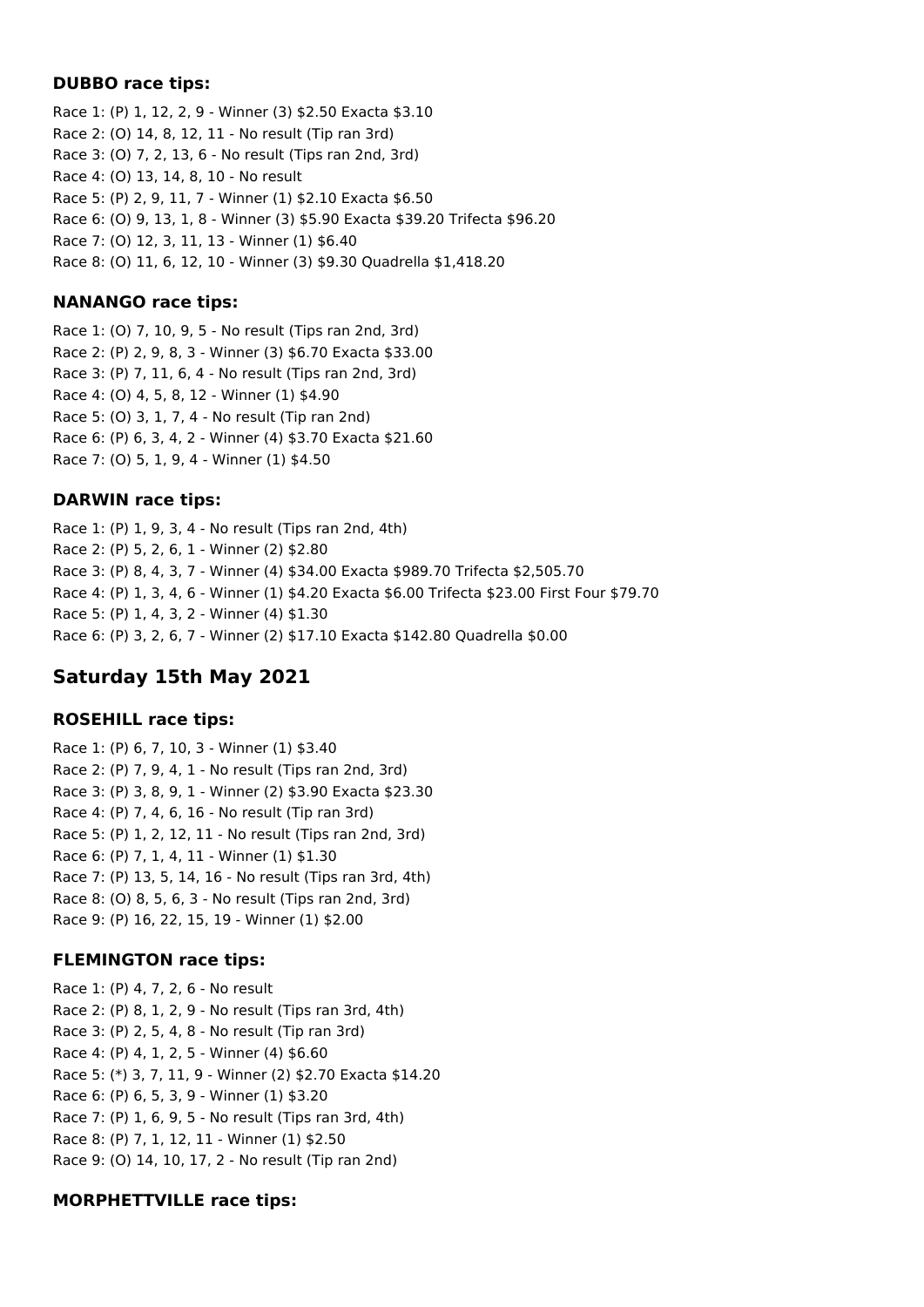### DUBBO race tips:

Race 1: (P) 1, 12, 2, 9 - Winner (3) $2.50 Exacta $3.10
Race 2: (O) 14, 8, 12, 11 - No result (Tip ran 3rd)
Race 3: (O) 7, 2, 13, 6 - No result (Tips ran 2nd, 3rd)
Race 4: (O) 13, 14, 8, 10 - No result
Race 5: (P) 2, 9, 11, 7 - Winner (1) $2.10 Exacta $6.50
Race 6: (O) 9, 13, 1, 8 - Winner (3) $5.90 Exacta $39.20 Trifecta $96.20
Race 7: (O) 12, 3, 11, 13 - Winner (1) $6.40
Race 8: (O) 11, 6, 12, 10 - Winner (3) $9.30 Quadrella $1,418.20

### NANANGO race tips:

Race 1: (O) 7, 10, 9, 5 - No result (Tips ran 2nd, 3rd)
Race 2: (P) 2, 9, 8, 3 - Winner (3) $6.70 Exacta $33.00
Race 3: (P) 7, 11, 6, 4 - No result (Tips ran 2nd, 3rd)
Race 4: (O) 4, 5, 8, 12 - Winner (1) $4.90
Race 5: (O) 3, 1, 7, 4 - No result (Tip ran 2nd)
Race 6: (P) 6, 3, 4, 2 - Winner (4) $3.70 Exacta $21.60
Race 7: (O) 5, 1, 9, 4 - Winner (1) $4.50

### DARWIN race tips:

Race 1: (P) 1, 9, 3, 4 - No result (Tips ran 2nd, 4th)
Race 2: (P) 5, 2, 6, 1 - Winner (2) $2.80
Race 3: (P) 8, 4, 3, 7 - Winner (4) $34.00 Exacta $989.70 Trifecta $2,505.70
Race 4: (P) 1, 3, 4, 6 - Winner (1) $4.20 Exacta $6.00 Trifecta $23.00 First Four $79.70
Race 5: (P) 1, 4, 3, 2 - Winner (4) $1.30
Race 6: (P) 3, 2, 6, 7 - Winner (2) $17.10 Exacta $142.80 Quadrella $0.00

## Saturday 15th May 2021

### ROSEHILL race tips:

Race 1: (P) 6, 7, 10, 3 - Winner (1) $3.40
Race 2: (P) 7, 9, 4, 1 - No result (Tips ran 2nd, 3rd)
Race 3: (P) 3, 8, 9, 1 - Winner (2) $3.90 Exacta $23.30
Race 4: (P) 7, 4, 6, 16 - No result (Tip ran 3rd)
Race 5: (P) 1, 2, 12, 11 - No result (Tips ran 2nd, 3rd)
Race 6: (P) 7, 1, 4, 11 - Winner (1) $1.30
Race 7: (P) 13, 5, 14, 16 - No result (Tips ran 3rd, 4th)
Race 8: (O) 8, 5, 6, 3 - No result (Tips ran 2nd, 3rd)
Race 9: (P) 16, 22, 15, 19 - Winner (1) $2.00

### FLEMINGTON race tips:

Race 1: (P) 4, 7, 2, 6 - No result
Race 2: (P) 8, 1, 2, 9 - No result (Tips ran 3rd, 4th)
Race 3: (P) 2, 5, 4, 8 - No result (Tip ran 3rd)
Race 4: (P) 4, 1, 2, 5 - Winner (4) $6.60
Race 5: (*) 3, 7, 11, 9 - Winner (2) $2.70 Exacta $14.20
Race 6: (P) 6, 5, 3, 9 - Winner (1) $3.20
Race 7: (P) 1, 6, 9, 5 - No result (Tips ran 3rd, 4th)
Race 8: (P) 7, 1, 12, 11 - Winner (1) $2.50
Race 9: (O) 14, 10, 17, 2 - No result (Tip ran 2nd)

### MORPHETTVILLE race tips: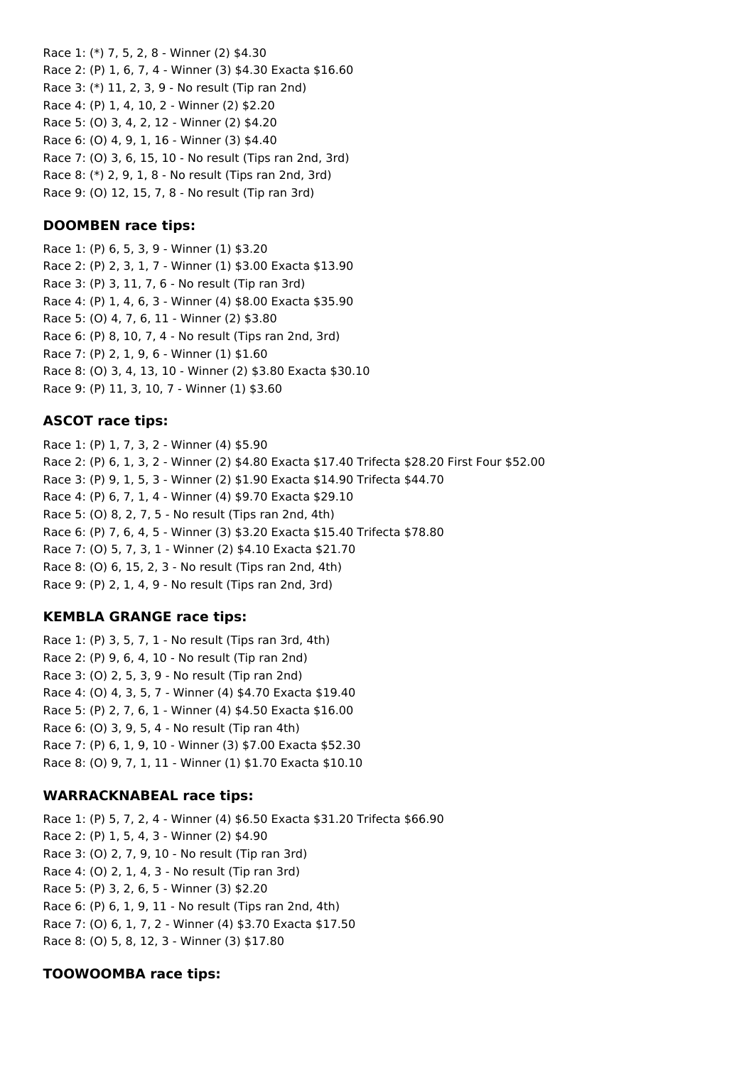Race 1: (*) 7, 5, 2, 8 - Winner (2) $4.30
Race 2: (P) 1, 6, 7, 4 - Winner (3) $4.30 Exacta $16.60
Race 3: (*) 11, 2, 3, 9 - No result (Tip ran 2nd)
Race 4: (P) 1, 4, 10, 2 - Winner (2) $2.20
Race 5: (O) 3, 4, 2, 12 - Winner (2) $4.20
Race 6: (O) 4, 9, 1, 16 - Winner (3) $4.40
Race 7: (O) 3, 6, 15, 10 - No result (Tips ran 2nd, 3rd)
Race 8: (*) 2, 9, 1, 8 - No result (Tips ran 2nd, 3rd)
Race 9: (O) 12, 15, 7, 8 - No result (Tip ran 3rd)

### DOOMBEN race tips:

Race 1: (P) 6, 5, 3, 9 - Winner (1) $3.20
Race 2: (P) 2, 3, 1, 7 - Winner (1) $3.00 Exacta $13.90
Race 3: (P) 3, 11, 7, 6 - No result (Tip ran 3rd)
Race 4: (P) 1, 4, 6, 3 - Winner (4) $8.00 Exacta $35.90
Race 5: (O) 4, 7, 6, 11 - Winner (2) $3.80
Race 6: (P) 8, 10, 7, 4 - No result (Tips ran 2nd, 3rd)
Race 7: (P) 2, 1, 9, 6 - Winner (1) $1.60
Race 8: (O) 3, 4, 13, 10 - Winner (2) $3.80 Exacta $30.10
Race 9: (P) 11, 3, 10, 7 - Winner (1) $3.60

### ASCOT race tips:

Race 1: (P) 1, 7, 3, 2 - Winner (4) $5.90
Race 2: (P) 6, 1, 3, 2 - Winner (2) $4.80 Exacta $17.40 Trifecta $28.20 First Four $52.00
Race 3: (P) 9, 1, 5, 3 - Winner (2) $1.90 Exacta $14.90 Trifecta $44.70
Race 4: (P) 6, 7, 1, 4 - Winner (4) $9.70 Exacta $29.10
Race 5: (O) 8, 2, 7, 5 - No result (Tips ran 2nd, 4th)
Race 6: (P) 7, 6, 4, 5 - Winner (3) $3.20 Exacta $15.40 Trifecta $78.80
Race 7: (O) 5, 7, 3, 1 - Winner (2) $4.10 Exacta $21.70
Race 8: (O) 6, 15, 2, 3 - No result (Tips ran 2nd, 4th)
Race 9: (P) 2, 1, 4, 9 - No result (Tips ran 2nd, 3rd)

### KEMBLA GRANGE race tips:

Race 1: (P) 3, 5, 7, 1 - No result (Tips ran 3rd, 4th)
Race 2: (P) 9, 6, 4, 10 - No result (Tip ran 2nd)
Race 3: (O) 2, 5, 3, 9 - No result (Tip ran 2nd)
Race 4: (O) 4, 3, 5, 7 - Winner (4) $4.70 Exacta $19.40
Race 5: (P) 2, 7, 6, 1 - Winner (4) $4.50 Exacta $16.00
Race 6: (O) 3, 9, 5, 4 - No result (Tip ran 4th)
Race 7: (P) 6, 1, 9, 10 - Winner (3) $7.00 Exacta $52.30
Race 8: (O) 9, 7, 1, 11 - Winner (1) $1.70 Exacta $10.10

### WARRACKNABEAL race tips:

Race 1: (P) 5, 7, 2, 4 - Winner (4) $6.50 Exacta $31.20 Trifecta $66.90
Race 2: (P) 1, 5, 4, 3 - Winner (2) $4.90
Race 3: (O) 2, 7, 9, 10 - No result (Tip ran 3rd)
Race 4: (O) 2, 1, 4, 3 - No result (Tip ran 3rd)
Race 5: (P) 3, 2, 6, 5 - Winner (3) $2.20
Race 6: (P) 6, 1, 9, 11 - No result (Tips ran 2nd, 4th)
Race 7: (O) 6, 1, 7, 2 - Winner (4) $3.70 Exacta $17.50
Race 8: (O) 5, 8, 12, 3 - Winner (3) $17.80

### TOOWOOMBA race tips: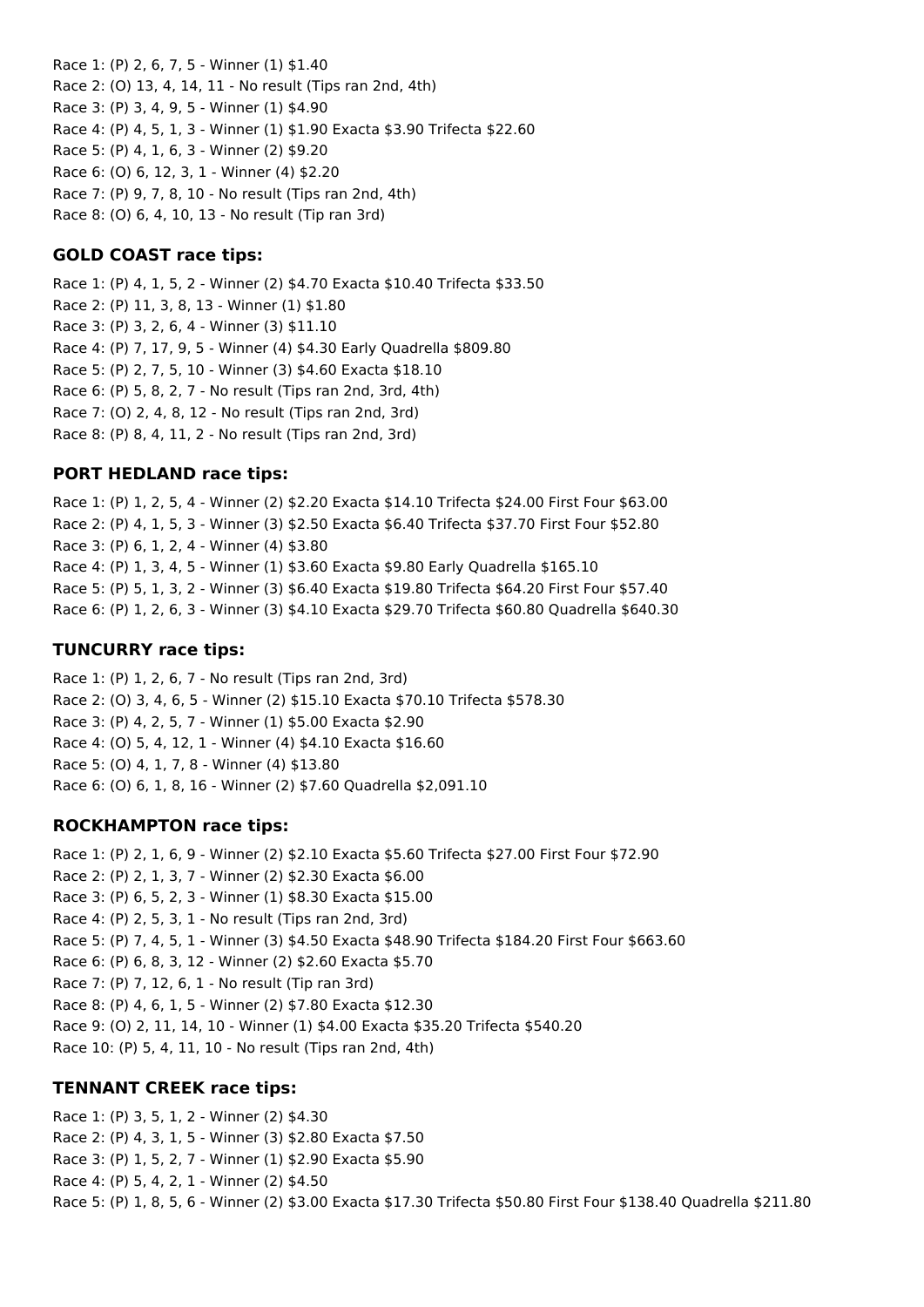Race 1: (P) 2, 6, 7, 5 - Winner (1) $1.40
Race 2: (O) 13, 4, 14, 11 - No result (Tips ran 2nd, 4th)
Race 3: (P) 3, 4, 9, 5 - Winner (1) $4.90
Race 4: (P) 4, 5, 1, 3 - Winner (1) $1.90 Exacta $3.90 Trifecta $22.60
Race 5: (P) 4, 1, 6, 3 - Winner (2) $9.20
Race 6: (O) 6, 12, 3, 1 - Winner (4) $2.20
Race 7: (P) 9, 7, 8, 10 - No result (Tips ran 2nd, 4th)
Race 8: (O) 6, 4, 10, 13 - No result (Tip ran 3rd)

### GOLD COAST race tips:

Race 1: (P) 4, 1, 5, 2 - Winner (2) $4.70 Exacta $10.40 Trifecta $33.50
Race 2: (P) 11, 3, 8, 13 - Winner (1) $1.80
Race 3: (P) 3, 2, 6, 4 - Winner (3) $11.10
Race 4: (P) 7, 17, 9, 5 - Winner (4) $4.30 Early Quadrella $809.80
Race 5: (P) 2, 7, 5, 10 - Winner (3) $4.60 Exacta $18.10
Race 6: (P) 5, 8, 2, 7 - No result (Tips ran 2nd, 3rd, 4th)
Race 7: (O) 2, 4, 8, 12 - No result (Tips ran 2nd, 3rd)
Race 8: (P) 8, 4, 11, 2 - No result (Tips ran 2nd, 3rd)

### PORT HEDLAND race tips:

Race 1: (P) 1, 2, 5, 4 - Winner (2) $2.20 Exacta $14.10 Trifecta $24.00 First Four $63.00
Race 2: (P) 4, 1, 5, 3 - Winner (3) $2.50 Exacta $6.40 Trifecta $37.70 First Four $52.80
Race 3: (P) 6, 1, 2, 4 - Winner (4) $3.80
Race 4: (P) 1, 3, 4, 5 - Winner (1) $3.60 Exacta $9.80 Early Quadrella $165.10
Race 5: (P) 5, 1, 3, 2 - Winner (3) $6.40 Exacta $19.80 Trifecta $64.20 First Four $57.40
Race 6: (P) 1, 2, 6, 3 - Winner (3) $4.10 Exacta $29.70 Trifecta $60.80 Quadrella $640.30

### TUNCURRY race tips:

Race 1: (P) 1, 2, 6, 7 - No result (Tips ran 2nd, 3rd)
Race 2: (O) 3, 4, 6, 5 - Winner (2) $15.10 Exacta $70.10 Trifecta $578.30
Race 3: (P) 4, 2, 5, 7 - Winner (1) $5.00 Exacta $2.90
Race 4: (O) 5, 4, 12, 1 - Winner (4) $4.10 Exacta $16.60
Race 5: (O) 4, 1, 7, 8 - Winner (4) $13.80
Race 6: (O) 6, 1, 8, 16 - Winner (2) $7.60 Quadrella $2,091.10

### ROCKHAMPTON race tips:

Race 1: (P) 2, 1, 6, 9 - Winner (2) $2.10 Exacta $5.60 Trifecta $27.00 First Four $72.90
Race 2: (P) 2, 1, 3, 7 - Winner (2) $2.30 Exacta $6.00
Race 3: (P) 6, 5, 2, 3 - Winner (1) $8.30 Exacta $15.00
Race 4: (P) 2, 5, 3, 1 - No result (Tips ran 2nd, 3rd)
Race 5: (P) 7, 4, 5, 1 - Winner (3) $4.50 Exacta $48.90 Trifecta $184.20 First Four $663.60
Race 6: (P) 6, 8, 3, 12 - Winner (2) $2.60 Exacta $5.70
Race 7: (P) 7, 12, 6, 1 - No result (Tip ran 3rd)
Race 8: (P) 4, 6, 1, 5 - Winner (2) $7.80 Exacta $12.30
Race 9: (O) 2, 11, 14, 10 - Winner (1) $4.00 Exacta $35.20 Trifecta $540.20
Race 10: (P) 5, 4, 11, 10 - No result (Tips ran 2nd, 4th)

### TENNANT CREEK race tips:

Race 1: (P) 3, 5, 1, 2 - Winner (2) $4.30
Race 2: (P) 4, 3, 1, 5 - Winner (3) $2.80 Exacta $7.50
Race 3: (P) 1, 5, 2, 7 - Winner (1) $2.90 Exacta $5.90
Race 4: (P) 5, 4, 2, 1 - Winner (2) $4.50
Race 5: (P) 1, 8, 5, 6 - Winner (2) $3.00 Exacta $17.30 Trifecta $50.80 First Four $138.40 Quadrella $211.80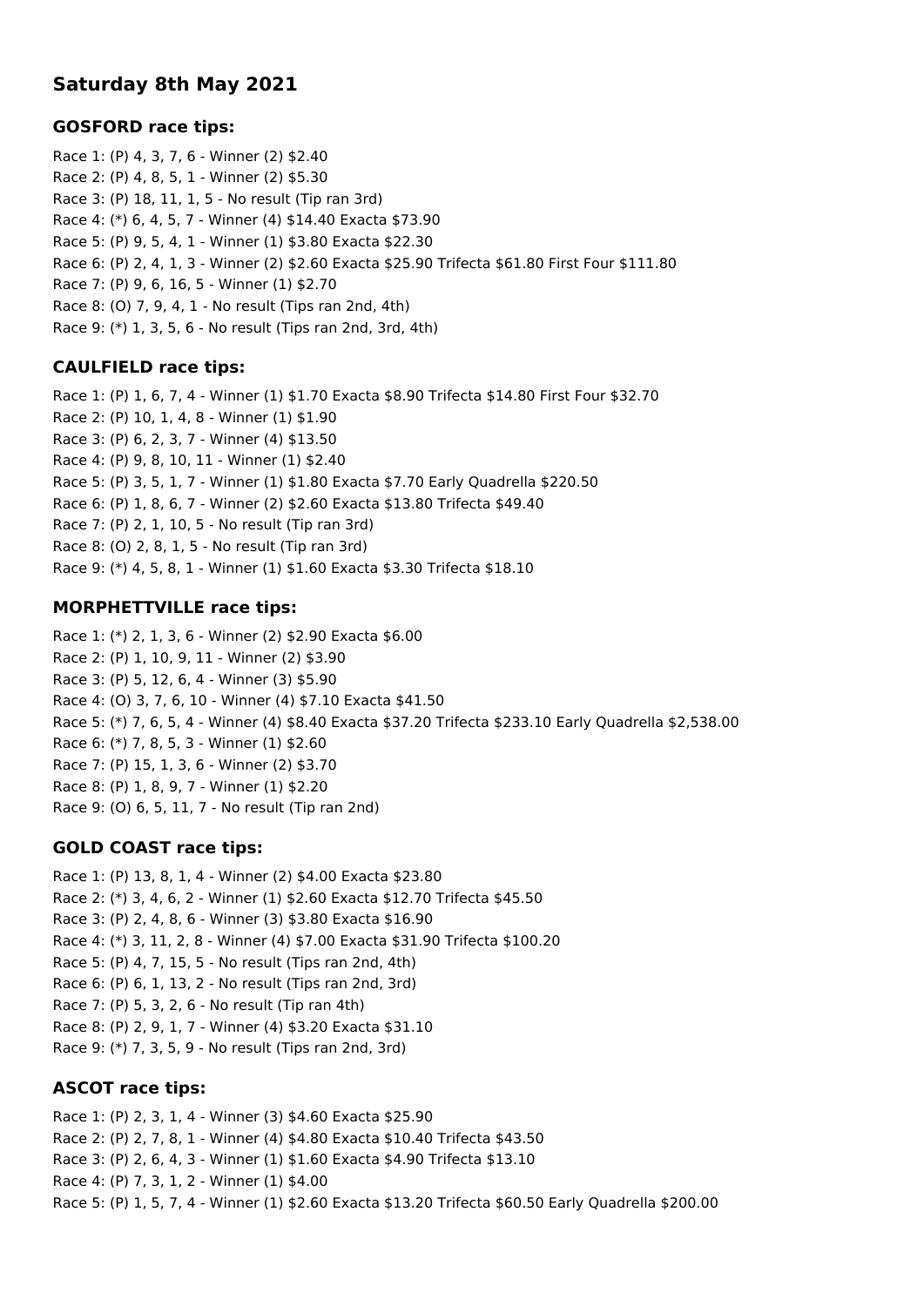## Saturday 8th May 2021

### GOSFORD race tips:

Race 1: (P) 4, 3, 7, 6 - Winner (2) $2.40
Race 2: (P) 4, 8, 5, 1 - Winner (2) $5.30
Race 3: (P) 18, 11, 1, 5 - No result (Tip ran 3rd)
Race 4: (*) 6, 4, 5, 7 - Winner (4) $14.40 Exacta $73.90
Race 5: (P) 9, 5, 4, 1 - Winner (1) $3.80 Exacta $22.30
Race 6: (P) 2, 4, 1, 3 - Winner (2) $2.60 Exacta $25.90 Trifecta $61.80 First Four $111.80
Race 7: (P) 9, 6, 16, 5 - Winner (1) $2.70
Race 8: (O) 7, 9, 4, 1 - No result (Tips ran 2nd, 4th)
Race 9: (*) 1, 3, 5, 6 - No result (Tips ran 2nd, 3rd, 4th)

### CAULFIELD race tips:

Race 1: (P) 1, 6, 7, 4 - Winner (1) $1.70 Exacta $8.90 Trifecta $14.80 First Four $32.70
Race 2: (P) 10, 1, 4, 8 - Winner (1) $1.90
Race 3: (P) 6, 2, 3, 7 - Winner (4) $13.50
Race 4: (P) 9, 8, 10, 11 - Winner (1) $2.40
Race 5: (P) 3, 5, 1, 7 - Winner (1) $1.80 Exacta $7.70 Early Quadrella $220.50
Race 6: (P) 1, 8, 6, 7 - Winner (2) $2.60 Exacta $13.80 Trifecta $49.40
Race 7: (P) 2, 1, 10, 5 - No result (Tip ran 3rd)
Race 8: (O) 2, 8, 1, 5 - No result (Tip ran 3rd)
Race 9: (*) 4, 5, 8, 1 - Winner (1) $1.60 Exacta $3.30 Trifecta $18.10

### MORPHETTVILLE race tips:

Race 1: (*) 2, 1, 3, 6 - Winner (2) $2.90 Exacta $6.00
Race 2: (P) 1, 10, 9, 11 - Winner (2) $3.90
Race 3: (P) 5, 12, 6, 4 - Winner (3) $5.90
Race 4: (O) 3, 7, 6, 10 - Winner (4) $7.10 Exacta $41.50
Race 5: (*) 7, 6, 5, 4 - Winner (4) $8.40 Exacta $37.20 Trifecta $233.10 Early Quadrella $2,538.00
Race 6: (*) 7, 8, 5, 3 - Winner (1) $2.60
Race 7: (P) 15, 1, 3, 6 - Winner (2) $3.70
Race 8: (P) 1, 8, 9, 7 - Winner (1) $2.20
Race 9: (O) 6, 5, 11, 7 - No result (Tip ran 2nd)

### GOLD COAST race tips:

Race 1: (P) 13, 8, 1, 4 - Winner (2) $4.00 Exacta $23.80
Race 2: (*) 3, 4, 6, 2 - Winner (1) $2.60 Exacta $12.70 Trifecta $45.50
Race 3: (P) 2, 4, 8, 6 - Winner (3) $3.80 Exacta $16.90
Race 4: (*) 3, 11, 2, 8 - Winner (4) $7.00 Exacta $31.90 Trifecta $100.20
Race 5: (P) 4, 7, 15, 5 - No result (Tips ran 2nd, 4th)
Race 6: (P) 6, 1, 13, 2 - No result (Tips ran 2nd, 3rd)
Race 7: (P) 5, 3, 2, 6 - No result (Tip ran 4th)
Race 8: (P) 2, 9, 1, 7 - Winner (4) $3.20 Exacta $31.10
Race 9: (*) 7, 3, 5, 9 - No result (Tips ran 2nd, 3rd)

### ASCOT race tips:

Race 1: (P) 2, 3, 1, 4 - Winner (3) $4.60 Exacta $25.90
Race 2: (P) 2, 7, 8, 1 - Winner (4) $4.80 Exacta $10.40 Trifecta $43.50
Race 3: (P) 2, 6, 4, 3 - Winner (1) $1.60 Exacta $4.90 Trifecta $13.10
Race 4: (P) 7, 3, 1, 2 - Winner (1) $4.00
Race 5: (P) 1, 5, 7, 4 - Winner (1) $2.60 Exacta $13.20 Trifecta $60.50 Early Quadrella $200.00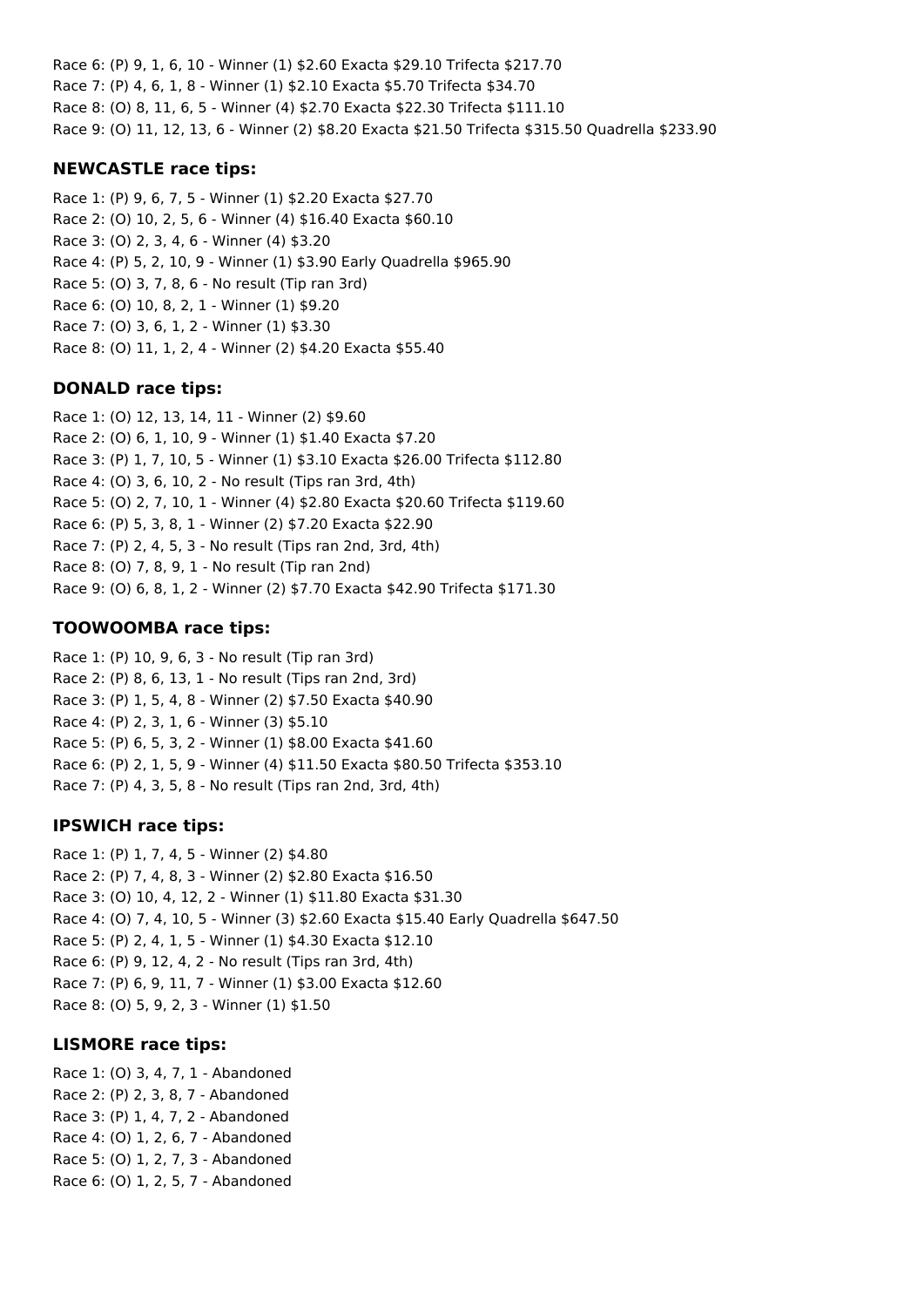Race 6: (P) 9, 1, 6, 10 - Winner (1) $2.60 Exacta $29.10 Trifecta $217.70
Race 7: (P) 4, 6, 1, 8 - Winner (1) $2.10 Exacta $5.70 Trifecta $34.70
Race 8: (O) 8, 11, 6, 5 - Winner (4) $2.70 Exacta $22.30 Trifecta $111.10
Race 9: (O) 11, 12, 13, 6 - Winner (2) $8.20 Exacta $21.50 Trifecta $315.50 Quadrella $233.90

### NEWCASTLE race tips:

Race 1: (P) 9, 6, 7, 5 - Winner (1) $2.20 Exacta $27.70
Race 2: (O) 10, 2, 5, 6 - Winner (4) $16.40 Exacta $60.10
Race 3: (O) 2, 3, 4, 6 - Winner (4) $3.20
Race 4: (P) 5, 2, 10, 9 - Winner (1) $3.90 Early Quadrella $965.90
Race 5: (O) 3, 7, 8, 6 - No result (Tip ran 3rd)
Race 6: (O) 10, 8, 2, 1 - Winner (1) $9.20
Race 7: (O) 3, 6, 1, 2 - Winner (1) $3.30
Race 8: (O) 11, 1, 2, 4 - Winner (2) $4.20 Exacta $55.40

### DONALD race tips:

Race 1: (O) 12, 13, 14, 11 - Winner (2) $9.60
Race 2: (O) 6, 1, 10, 9 - Winner (1) $1.40 Exacta $7.20
Race 3: (P) 1, 7, 10, 5 - Winner (1) $3.10 Exacta $26.00 Trifecta $112.80
Race 4: (O) 3, 6, 10, 2 - No result (Tips ran 3rd, 4th)
Race 5: (O) 2, 7, 10, 1 - Winner (4) $2.80 Exacta $20.60 Trifecta $119.60
Race 6: (P) 5, 3, 8, 1 - Winner (2) $7.20 Exacta $22.90
Race 7: (P) 2, 4, 5, 3 - No result (Tips ran 2nd, 3rd, 4th)
Race 8: (O) 7, 8, 9, 1 - No result (Tip ran 2nd)
Race 9: (O) 6, 8, 1, 2 - Winner (2) $7.70 Exacta $42.90 Trifecta $171.30

### TOOWOOMBA race tips:

Race 1: (P) 10, 9, 6, 3 - No result (Tip ran 3rd)
Race 2: (P) 8, 6, 13, 1 - No result (Tips ran 2nd, 3rd)
Race 3: (P) 1, 5, 4, 8 - Winner (2) $7.50 Exacta $40.90
Race 4: (P) 2, 3, 1, 6 - Winner (3) $5.10
Race 5: (P) 6, 5, 3, 2 - Winner (1) $8.00 Exacta $41.60
Race 6: (P) 2, 1, 5, 9 - Winner (4) $11.50 Exacta $80.50 Trifecta $353.10
Race 7: (P) 4, 3, 5, 8 - No result (Tips ran 2nd, 3rd, 4th)

### IPSWICH race tips:

Race 1: (P) 1, 7, 4, 5 - Winner (2) $4.80
Race 2: (P) 7, 4, 8, 3 - Winner (2) $2.80 Exacta $16.50
Race 3: (O) 10, 4, 12, 2 - Winner (1) $11.80 Exacta $31.30
Race 4: (O) 7, 4, 10, 5 - Winner (3) $2.60 Exacta $15.40 Early Quadrella $647.50
Race 5: (P) 2, 4, 1, 5 - Winner (1) $4.30 Exacta $12.10
Race 6: (P) 9, 12, 4, 2 - No result (Tips ran 3rd, 4th)
Race 7: (P) 6, 9, 11, 7 - Winner (1) $3.00 Exacta $12.60
Race 8: (O) 5, 9, 2, 3 - Winner (1) $1.50

### LISMORE race tips:

Race 1: (O) 3, 4, 7, 1 - Abandoned
Race 2: (P) 2, 3, 8, 7 - Abandoned
Race 3: (P) 1, 4, 7, 2 - Abandoned
Race 4: (O) 1, 2, 6, 7 - Abandoned
Race 5: (O) 1, 2, 7, 3 - Abandoned
Race 6: (O) 1, 2, 5, 7 - Abandoned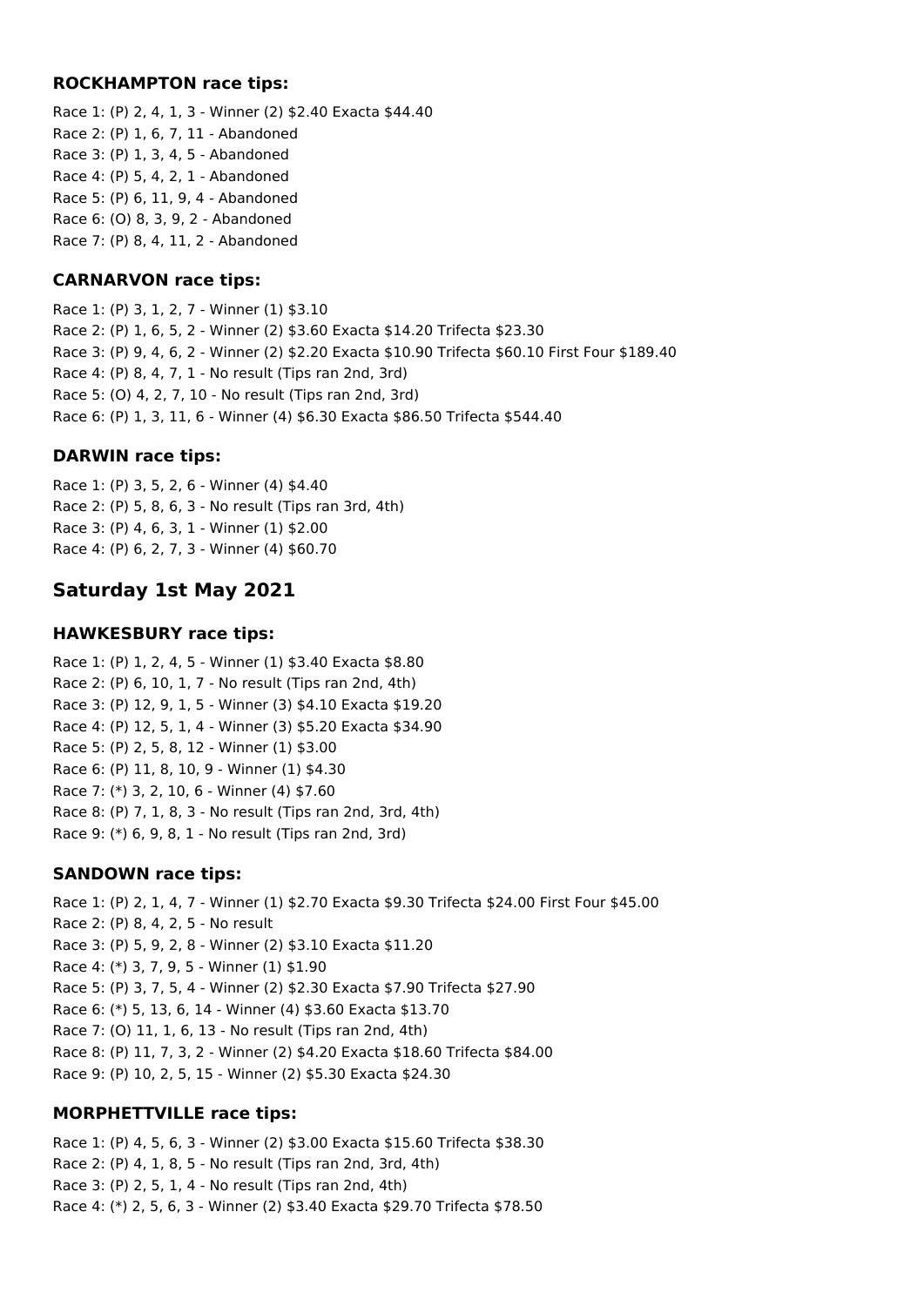### ROCKHAMPTON race tips:

Race 1: (P) 2, 4, 1, 3 - Winner (2) $2.40 Exacta $44.40
Race 2: (P) 1, 6, 7, 11 - Abandoned
Race 3: (P) 1, 3, 4, 5 - Abandoned
Race 4: (P) 5, 4, 2, 1 - Abandoned
Race 5: (P) 6, 11, 9, 4 - Abandoned
Race 6: (O) 8, 3, 9, 2 - Abandoned
Race 7: (P) 8, 4, 11, 2 - Abandoned

### CARNARVON race tips:

Race 1: (P) 3, 1, 2, 7 - Winner (1) $3.10
Race 2: (P) 1, 6, 5, 2 - Winner (2) $3.60 Exacta $14.20 Trifecta $23.30
Race 3: (P) 9, 4, 6, 2 - Winner (2) $2.20 Exacta $10.90 Trifecta $60.10 First Four $189.40
Race 4: (P) 8, 4, 7, 1 - No result (Tips ran 2nd, 3rd)
Race 5: (O) 4, 2, 7, 10 - No result (Tips ran 2nd, 3rd)
Race 6: (P) 1, 3, 11, 6 - Winner (4) $6.30 Exacta $86.50 Trifecta $544.40

### DARWIN race tips:

Race 1: (P) 3, 5, 2, 6 - Winner (4) $4.40
Race 2: (P) 5, 8, 6, 3 - No result (Tips ran 3rd, 4th)
Race 3: (P) 4, 6, 3, 1 - Winner (1) $2.00
Race 4: (P) 6, 2, 7, 3 - Winner (4) $60.70

## Saturday 1st May 2021

### HAWKESBURY race tips:

Race 1: (P) 1, 2, 4, 5 - Winner (1) $3.40 Exacta $8.80
Race 2: (P) 6, 10, 1, 7 - No result (Tips ran 2nd, 4th)
Race 3: (P) 12, 9, 1, 5 - Winner (3) $4.10 Exacta $19.20
Race 4: (P) 12, 5, 1, 4 - Winner (3) $5.20 Exacta $34.90
Race 5: (P) 2, 5, 8, 12 - Winner (1) $3.00
Race 6: (P) 11, 8, 10, 9 - Winner (1) $4.30
Race 7: (*) 3, 2, 10, 6 - Winner (4) $7.60
Race 8: (P) 7, 1, 8, 3 - No result (Tips ran 2nd, 3rd, 4th)
Race 9: (*) 6, 9, 8, 1 - No result (Tips ran 2nd, 3rd)

### SANDOWN race tips:

Race 1: (P) 2, 1, 4, 7 - Winner (1) $2.70 Exacta $9.30 Trifecta $24.00 First Four $45.00
Race 2: (P) 8, 4, 2, 5 - No result
Race 3: (P) 5, 9, 2, 8 - Winner (2) $3.10 Exacta $11.20
Race 4: (*) 3, 7, 9, 5 - Winner (1) $1.90
Race 5: (P) 3, 7, 5, 4 - Winner (2) $2.30 Exacta $7.90 Trifecta $27.90
Race 6: (*) 5, 13, 6, 14 - Winner (4) $3.60 Exacta $13.70
Race 7: (O) 11, 1, 6, 13 - No result (Tips ran 2nd, 4th)
Race 8: (P) 11, 7, 3, 2 - Winner (2) $4.20 Exacta $18.60 Trifecta $84.00
Race 9: (P) 10, 2, 5, 15 - Winner (2) $5.30 Exacta $24.30

### MORPHETTVILLE race tips:

Race 1: (P) 4, 5, 6, 3 - Winner (2) $3.00 Exacta $15.60 Trifecta $38.30
Race 2: (P) 4, 1, 8, 5 - No result (Tips ran 2nd, 3rd, 4th)
Race 3: (P) 2, 5, 1, 4 - No result (Tips ran 2nd, 4th)
Race 4: (*) 2, 5, 6, 3 - Winner (2) $3.40 Exacta $29.70 Trifecta $78.50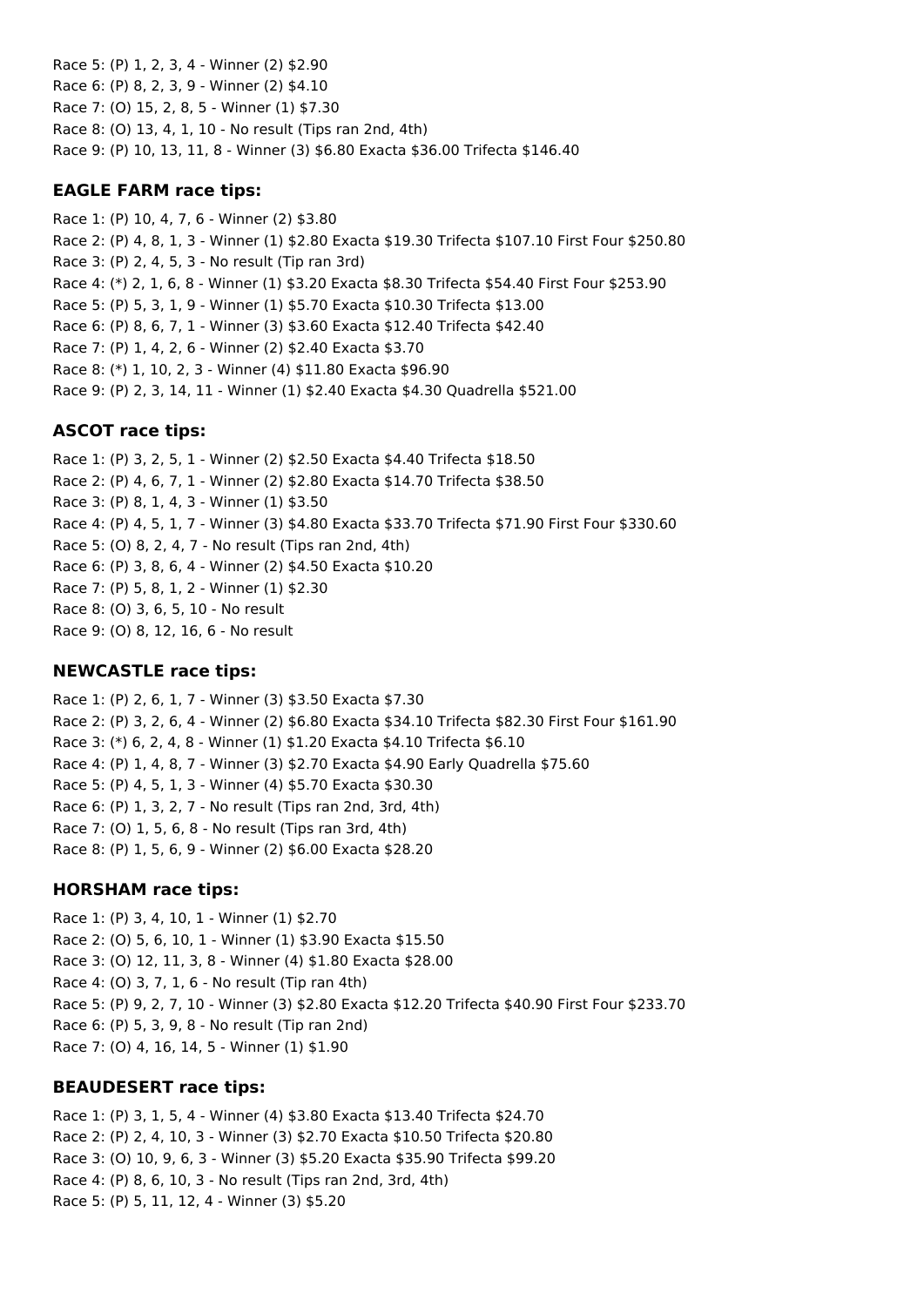Race 5: (P) 1, 2, 3, 4 - Winner (2) $2.90
Race 6: (P) 8, 2, 3, 9 - Winner (2) $4.10
Race 7: (O) 15, 2, 8, 5 - Winner (1) $7.30
Race 8: (O) 13, 4, 1, 10 - No result (Tips ran 2nd, 4th)
Race 9: (P) 10, 13, 11, 8 - Winner (3) $6.80 Exacta $36.00 Trifecta $146.40

### EAGLE FARM race tips:

Race 1: (P) 10, 4, 7, 6 - Winner (2) $3.80
Race 2: (P) 4, 8, 1, 3 - Winner (1) $2.80 Exacta $19.30 Trifecta $107.10 First Four $250.80
Race 3: (P) 2, 4, 5, 3 - No result (Tip ran 3rd)
Race 4: (*) 2, 1, 6, 8 - Winner (1) $3.20 Exacta $8.30 Trifecta $54.40 First Four $253.90
Race 5: (P) 5, 3, 1, 9 - Winner (1) $5.70 Exacta $10.30 Trifecta $13.00
Race 6: (P) 8, 6, 7, 1 - Winner (3) $3.60 Exacta $12.40 Trifecta $42.40
Race 7: (P) 1, 4, 2, 6 - Winner (2) $2.40 Exacta $3.70
Race 8: (*) 1, 10, 2, 3 - Winner (4) $11.80 Exacta $96.90
Race 9: (P) 2, 3, 14, 11 - Winner (1) $2.40 Exacta $4.30 Quadrella $521.00

### ASCOT race tips:

Race 1: (P) 3, 2, 5, 1 - Winner (2) $2.50 Exacta $4.40 Trifecta $18.50
Race 2: (P) 4, 6, 7, 1 - Winner (2) $2.80 Exacta $14.70 Trifecta $38.50
Race 3: (P) 8, 1, 4, 3 - Winner (1) $3.50
Race 4: (P) 4, 5, 1, 7 - Winner (3) $4.80 Exacta $33.70 Trifecta $71.90 First Four $330.60
Race 5: (O) 8, 2, 4, 7 - No result (Tips ran 2nd, 4th)
Race 6: (P) 3, 8, 6, 4 - Winner (2) $4.50 Exacta $10.20
Race 7: (P) 5, 8, 1, 2 - Winner (1) $2.30
Race 8: (O) 3, 6, 5, 10 - No result
Race 9: (O) 8, 12, 16, 6 - No result

### NEWCASTLE race tips:

Race 1: (P) 2, 6, 1, 7 - Winner (3) $3.50 Exacta $7.30
Race 2: (P) 3, 2, 6, 4 - Winner (2) $6.80 Exacta $34.10 Trifecta $82.30 First Four $161.90
Race 3: (*) 6, 2, 4, 8 - Winner (1) $1.20 Exacta $4.10 Trifecta $6.10
Race 4: (P) 1, 4, 8, 7 - Winner (3) $2.70 Exacta $4.90 Early Quadrella $75.60
Race 5: (P) 4, 5, 1, 3 - Winner (4) $5.70 Exacta $30.30
Race 6: (P) 1, 3, 2, 7 - No result (Tips ran 2nd, 3rd, 4th)
Race 7: (O) 1, 5, 6, 8 - No result (Tips ran 3rd, 4th)
Race 8: (P) 1, 5, 6, 9 - Winner (2) $6.00 Exacta $28.20

### HORSHAM race tips:

Race 1: (P) 3, 4, 10, 1 - Winner (1) $2.70
Race 2: (O) 5, 6, 10, 1 - Winner (1) $3.90 Exacta $15.50
Race 3: (O) 12, 11, 3, 8 - Winner (4) $1.80 Exacta $28.00
Race 4: (O) 3, 7, 1, 6 - No result (Tip ran 4th)
Race 5: (P) 9, 2, 7, 10 - Winner (3) $2.80 Exacta $12.20 Trifecta $40.90 First Four $233.70
Race 6: (P) 5, 3, 9, 8 - No result (Tip ran 2nd)
Race 7: (O) 4, 16, 14, 5 - Winner (1) $1.90

### BEAUDESERT race tips:

Race 1: (P) 3, 1, 5, 4 - Winner (4) $3.80 Exacta $13.40 Trifecta $24.70
Race 2: (P) 2, 4, 10, 3 - Winner (3) $2.70 Exacta $10.50 Trifecta $20.80
Race 3: (O) 10, 9, 6, 3 - Winner (3) $5.20 Exacta $35.90 Trifecta $99.20
Race 4: (P) 8, 6, 10, 3 - No result (Tips ran 2nd, 3rd, 4th)
Race 5: (P) 5, 11, 12, 4 - Winner (3) $5.20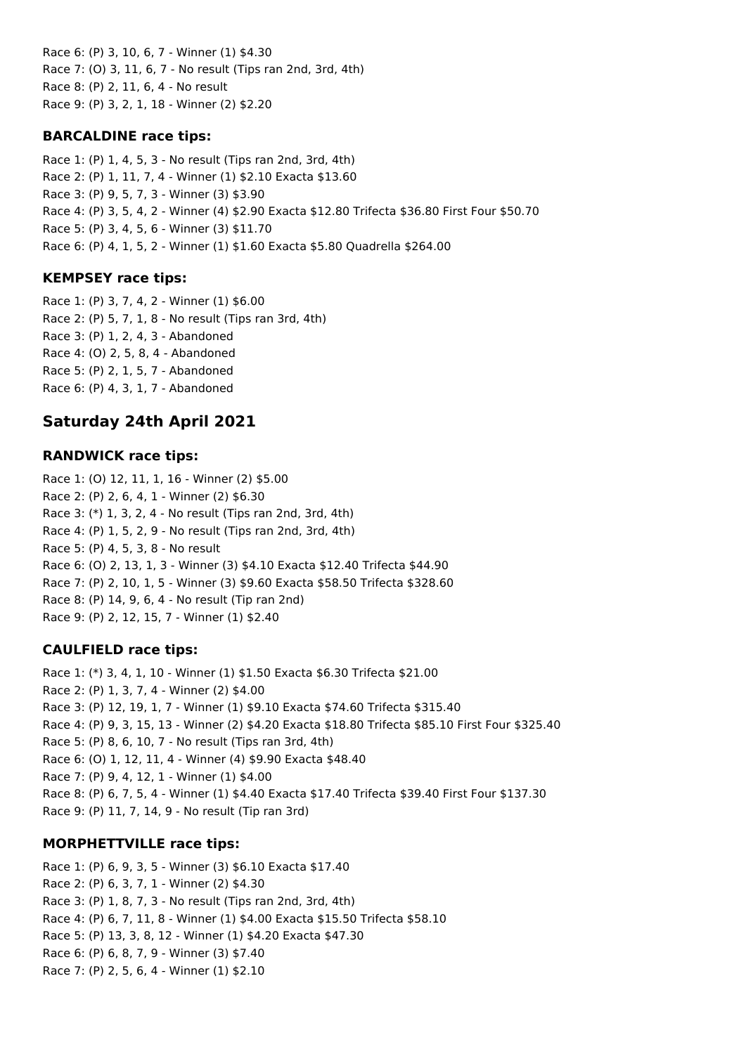Race 6: (P) 3, 10, 6, 7 - Winner (1) $4.30
Race 7: (O) 3, 11, 6, 7 - No result (Tips ran 2nd, 3rd, 4th)
Race 8: (P) 2, 11, 6, 4 - No result
Race 9: (P) 3, 2, 1, 18 - Winner (2) $2.20

### BARCALDINE race tips:

Race 1: (P) 1, 4, 5, 3 - No result (Tips ran 2nd, 3rd, 4th)
Race 2: (P) 1, 11, 7, 4 - Winner (1) $2.10 Exacta $13.60
Race 3: (P) 9, 5, 7, 3 - Winner (3) $3.90
Race 4: (P) 3, 5, 4, 2 - Winner (4) $2.90 Exacta $12.80 Trifecta $36.80 First Four $50.70
Race 5: (P) 3, 4, 5, 6 - Winner (3) $11.70
Race 6: (P) 4, 1, 5, 2 - Winner (1) $1.60 Exacta $5.80 Quadrella $264.00

### KEMPSEY race tips:

Race 1: (P) 3, 7, 4, 2 - Winner (1) $6.00
Race 2: (P) 5, 7, 1, 8 - No result (Tips ran 3rd, 4th)
Race 3: (P) 1, 2, 4, 3 - Abandoned
Race 4: (O) 2, 5, 8, 4 - Abandoned
Race 5: (P) 2, 1, 5, 7 - Abandoned
Race 6: (P) 4, 3, 1, 7 - Abandoned

## Saturday 24th April 2021

### RANDWICK race tips:

Race 1: (O) 12, 11, 1, 16 - Winner (2) $5.00
Race 2: (P) 2, 6, 4, 1 - Winner (2) $6.30
Race 3: (*) 1, 3, 2, 4 - No result (Tips ran 2nd, 3rd, 4th)
Race 4: (P) 1, 5, 2, 9 - No result (Tips ran 2nd, 3rd, 4th)
Race 5: (P) 4, 5, 3, 8 - No result
Race 6: (O) 2, 13, 1, 3 - Winner (3) $4.10 Exacta $12.40 Trifecta $44.90
Race 7: (P) 2, 10, 1, 5 - Winner (3) $9.60 Exacta $58.50 Trifecta $328.60
Race 8: (P) 14, 9, 6, 4 - No result (Tip ran 2nd)
Race 9: (P) 2, 12, 15, 7 - Winner (1) $2.40

### CAULFIELD race tips:

Race 1: (*) 3, 4, 1, 10 - Winner (1) $1.50 Exacta $6.30 Trifecta $21.00
Race 2: (P) 1, 3, 7, 4 - Winner (2) $4.00
Race 3: (P) 12, 19, 1, 7 - Winner (1) $9.10 Exacta $74.60 Trifecta $315.40
Race 4: (P) 9, 3, 15, 13 - Winner (2) $4.20 Exacta $18.80 Trifecta $85.10 First Four $325.40
Race 5: (P) 8, 6, 10, 7 - No result (Tips ran 3rd, 4th)
Race 6: (O) 1, 12, 11, 4 - Winner (4) $9.90 Exacta $48.40
Race 7: (P) 9, 4, 12, 1 - Winner (1) $4.00
Race 8: (P) 6, 7, 5, 4 - Winner (1) $4.40 Exacta $17.40 Trifecta $39.40 First Four $137.30
Race 9: (P) 11, 7, 14, 9 - No result (Tip ran 3rd)

### MORPHETTVILLE race tips:

Race 1: (P) 6, 9, 3, 5 - Winner (3) $6.10 Exacta $17.40
Race 2: (P) 6, 3, 7, 1 - Winner (2) $4.30
Race 3: (P) 1, 8, 7, 3 - No result (Tips ran 2nd, 3rd, 4th)
Race 4: (P) 6, 7, 11, 8 - Winner (1) $4.00 Exacta $15.50 Trifecta $58.10
Race 5: (P) 13, 3, 8, 12 - Winner (1) $4.20 Exacta $47.30
Race 6: (P) 6, 8, 7, 9 - Winner (3) $7.40
Race 7: (P) 2, 5, 6, 4 - Winner (1) $2.10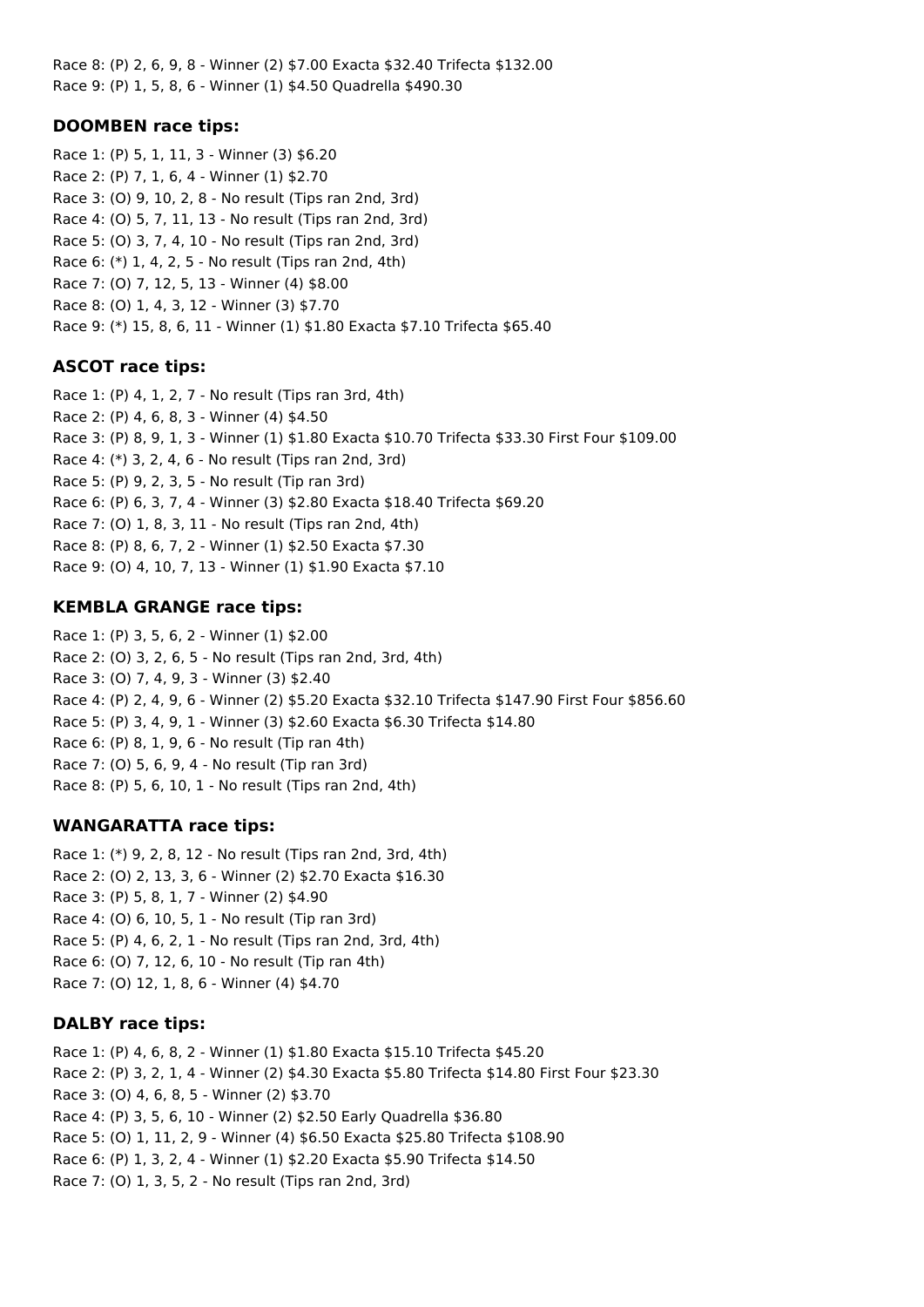Race 8: (P) 2, 6, 9, 8 - Winner (2) $7.00 Exacta $32.40 Trifecta $132.00
Race 9: (P) 1, 5, 8, 6 - Winner (1) $4.50 Quadrella $490.30

### DOOMBEN race tips:

Race 1: (P) 5, 1, 11, 3 - Winner (3) $6.20
Race 2: (P) 7, 1, 6, 4 - Winner (1) $2.70
Race 3: (O) 9, 10, 2, 8 - No result (Tips ran 2nd, 3rd)
Race 4: (O) 5, 7, 11, 13 - No result (Tips ran 2nd, 3rd)
Race 5: (O) 3, 7, 4, 10 - No result (Tips ran 2nd, 3rd)
Race 6: (*) 1, 4, 2, 5 - No result (Tips ran 2nd, 4th)
Race 7: (O) 7, 12, 5, 13 - Winner (4) $8.00
Race 8: (O) 1, 4, 3, 12 - Winner (3) $7.70
Race 9: (*) 15, 8, 6, 11 - Winner (1) $1.80 Exacta $7.10 Trifecta $65.40

### ASCOT race tips:

Race 1: (P) 4, 1, 2, 7 - No result (Tips ran 3rd, 4th)
Race 2: (P) 4, 6, 8, 3 - Winner (4) $4.50
Race 3: (P) 8, 9, 1, 3 - Winner (1) $1.80 Exacta $10.70 Trifecta $33.30 First Four $109.00
Race 4: (*) 3, 2, 4, 6 - No result (Tips ran 2nd, 3rd)
Race 5: (P) 9, 2, 3, 5 - No result (Tip ran 3rd)
Race 6: (P) 6, 3, 7, 4 - Winner (3) $2.80 Exacta $18.40 Trifecta $69.20
Race 7: (O) 1, 8, 3, 11 - No result (Tips ran 2nd, 4th)
Race 8: (P) 8, 6, 7, 2 - Winner (1) $2.50 Exacta $7.30
Race 9: (O) 4, 10, 7, 13 - Winner (1) $1.90 Exacta $7.10

### KEMBLA GRANGE race tips:

Race 1: (P) 3, 5, 6, 2 - Winner (1) $2.00
Race 2: (O) 3, 2, 6, 5 - No result (Tips ran 2nd, 3rd, 4th)
Race 3: (O) 7, 4, 9, 3 - Winner (3) $2.40
Race 4: (P) 2, 4, 9, 6 - Winner (2) $5.20 Exacta $32.10 Trifecta $147.90 First Four $856.60
Race 5: (P) 3, 4, 9, 1 - Winner (3) $2.60 Exacta $6.30 Trifecta $14.80
Race 6: (P) 8, 1, 9, 6 - No result (Tip ran 4th)
Race 7: (O) 5, 6, 9, 4 - No result (Tip ran 3rd)
Race 8: (P) 5, 6, 10, 1 - No result (Tips ran 2nd, 4th)

### WANGARATTA race tips:

Race 1: (*) 9, 2, 8, 12 - No result (Tips ran 2nd, 3rd, 4th)
Race 2: (O) 2, 13, 3, 6 - Winner (2) $2.70 Exacta $16.30
Race 3: (P) 5, 8, 1, 7 - Winner (2) $4.90
Race 4: (O) 6, 10, 5, 1 - No result (Tip ran 3rd)
Race 5: (P) 4, 6, 2, 1 - No result (Tips ran 2nd, 3rd, 4th)
Race 6: (O) 7, 12, 6, 10 - No result (Tip ran 4th)
Race 7: (O) 12, 1, 8, 6 - Winner (4) $4.70

### DALBY race tips:

Race 1: (P) 4, 6, 8, 2 - Winner (1) $1.80 Exacta $15.10 Trifecta $45.20
Race 2: (P) 3, 2, 1, 4 - Winner (2) $4.30 Exacta $5.80 Trifecta $14.80 First Four $23.30
Race 3: (O) 4, 6, 8, 5 - Winner (2) $3.70
Race 4: (P) 3, 5, 6, 10 - Winner (2) $2.50 Early Quadrella $36.80
Race 5: (O) 1, 11, 2, 9 - Winner (4) $6.50 Exacta $25.80 Trifecta $108.90
Race 6: (P) 1, 3, 2, 4 - Winner (1) $2.20 Exacta $5.90 Trifecta $14.50
Race 7: (O) 1, 3, 5, 2 - No result (Tips ran 2nd, 3rd)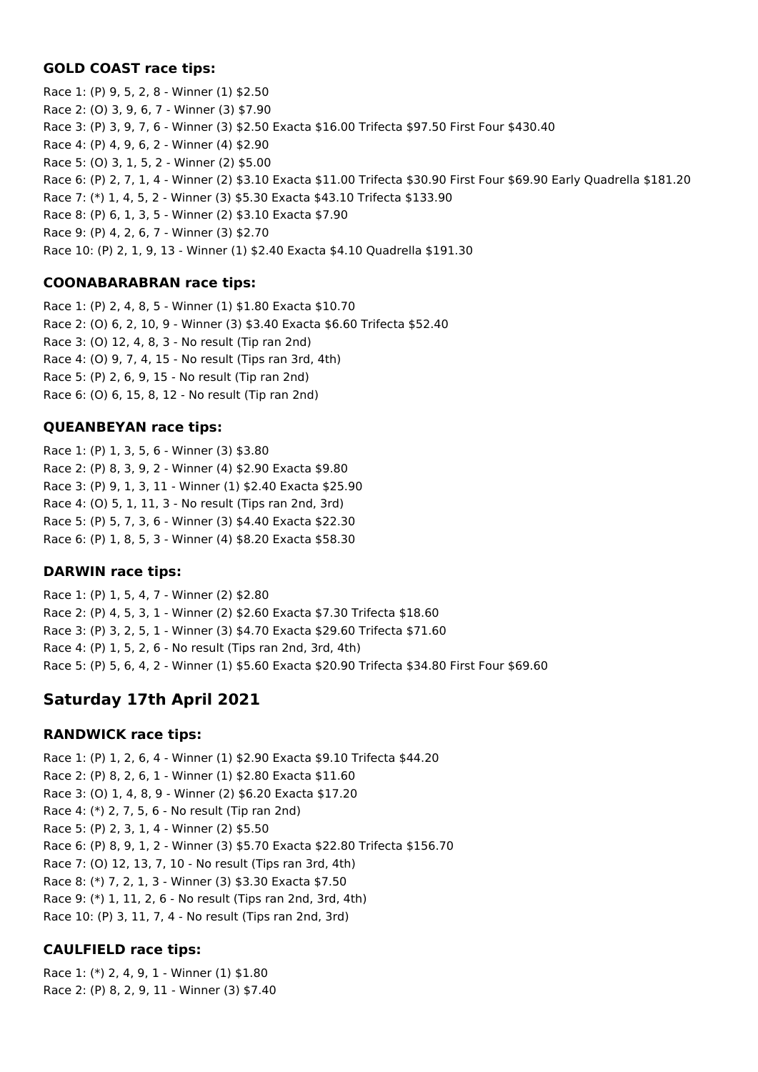### GOLD COAST race tips:

Race 1: (P) 9, 5, 2, 8 - Winner (1) $2.50
Race 2: (O) 3, 9, 6, 7 - Winner (3) $7.90
Race 3: (P) 3, 9, 7, 6 - Winner (3) $2.50 Exacta $16.00 Trifecta $97.50 First Four $430.40
Race 4: (P) 4, 9, 6, 2 - Winner (4) $2.90
Race 5: (O) 3, 1, 5, 2 - Winner (2) $5.00
Race 6: (P) 2, 7, 1, 4 - Winner (2) $3.10 Exacta $11.00 Trifecta $30.90 First Four $69.90 Early Quadrella $181.20
Race 7: (*) 1, 4, 5, 2 - Winner (3) $5.30 Exacta $43.10 Trifecta $133.90
Race 8: (P) 6, 1, 3, 5 - Winner (2) $3.10 Exacta $7.90
Race 9: (P) 4, 2, 6, 7 - Winner (3) $2.70
Race 10: (P) 2, 1, 9, 13 - Winner (1) $2.40 Exacta $4.10 Quadrella $191.30

### COONABARABRAN race tips:

Race 1: (P) 2, 4, 8, 5 - Winner (1) $1.80 Exacta $10.70
Race 2: (O) 6, 2, 10, 9 - Winner (3) $3.40 Exacta $6.60 Trifecta $52.40
Race 3: (O) 12, 4, 8, 3 - No result (Tip ran 2nd)
Race 4: (O) 9, 7, 4, 15 - No result (Tips ran 3rd, 4th)
Race 5: (P) 2, 6, 9, 15 - No result (Tip ran 2nd)
Race 6: (O) 6, 15, 8, 12 - No result (Tip ran 2nd)

### QUEANBEYAN race tips:

Race 1: (P) 1, 3, 5, 6 - Winner (3) $3.80
Race 2: (P) 8, 3, 9, 2 - Winner (4) $2.90 Exacta $9.80
Race 3: (P) 9, 1, 3, 11 - Winner (1) $2.40 Exacta $25.90
Race 4: (O) 5, 1, 11, 3 - No result (Tips ran 2nd, 3rd)
Race 5: (P) 5, 7, 3, 6 - Winner (3) $4.40 Exacta $22.30
Race 6: (P) 1, 8, 5, 3 - Winner (4) $8.20 Exacta $58.30

### DARWIN race tips:

Race 1: (P) 1, 5, 4, 7 - Winner (2) $2.80
Race 2: (P) 4, 5, 3, 1 - Winner (2) $2.60 Exacta $7.30 Trifecta $18.60
Race 3: (P) 3, 2, 5, 1 - Winner (3) $4.70 Exacta $29.60 Trifecta $71.60
Race 4: (P) 1, 5, 2, 6 - No result (Tips ran 2nd, 3rd, 4th)
Race 5: (P) 5, 6, 4, 2 - Winner (1) $5.60 Exacta $20.90 Trifecta $34.80 First Four $69.60

## Saturday 17th April 2021

### RANDWICK race tips:

Race 1: (P) 1, 2, 6, 4 - Winner (1) $2.90 Exacta $9.10 Trifecta $44.20
Race 2: (P) 8, 2, 6, 1 - Winner (1) $2.80 Exacta $11.60
Race 3: (O) 1, 4, 8, 9 - Winner (2) $6.20 Exacta $17.20
Race 4: (*) 2, 7, 5, 6 - No result (Tip ran 2nd)
Race 5: (P) 2, 3, 1, 4 - Winner (2) $5.50
Race 6: (P) 8, 9, 1, 2 - Winner (3) $5.70 Exacta $22.80 Trifecta $156.70
Race 7: (O) 12, 13, 7, 10 - No result (Tips ran 3rd, 4th)
Race 8: (*) 7, 2, 1, 3 - Winner (3) $3.30 Exacta $7.50
Race 9: (*) 1, 11, 2, 6 - No result (Tips ran 2nd, 3rd, 4th)
Race 10: (P) 3, 11, 7, 4 - No result (Tips ran 2nd, 3rd)

### CAULFIELD race tips:

Race 1: (*) 2, 4, 9, 1 - Winner (1) $1.80
Race 2: (P) 8, 2, 9, 11 - Winner (3) $7.40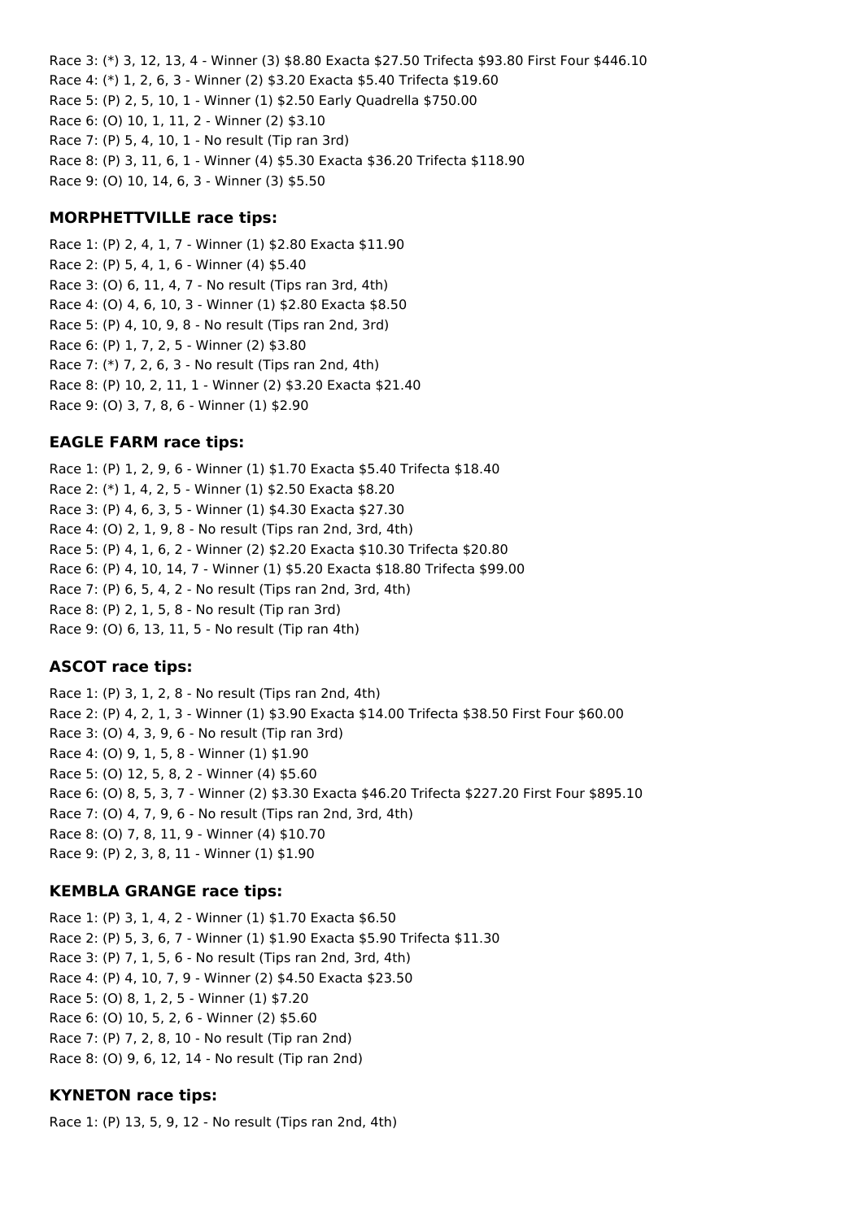Race 3: (*) 3, 12, 13, 4 - Winner (3) $8.80 Exacta $27.50 Trifecta $93.80 First Four $446.10
Race 4: (*) 1, 2, 6, 3 - Winner (2) $3.20 Exacta $5.40 Trifecta $19.60
Race 5: (P) 2, 5, 10, 1 - Winner (1) $2.50 Early Quadrella $750.00
Race 6: (O) 10, 1, 11, 2 - Winner (2) $3.10
Race 7: (P) 5, 4, 10, 1 - No result (Tip ran 3rd)
Race 8: (P) 3, 11, 6, 1 - Winner (4) $5.30 Exacta $36.20 Trifecta $118.90
Race 9: (O) 10, 14, 6, 3 - Winner (3) $5.50

### MORPHETTVILLE race tips:

Race 1: (P) 2, 4, 1, 7 - Winner (1) $2.80 Exacta $11.90
Race 2: (P) 5, 4, 1, 6 - Winner (4) $5.40
Race 3: (O) 6, 11, 4, 7 - No result (Tips ran 3rd, 4th)
Race 4: (O) 4, 6, 10, 3 - Winner (1) $2.80 Exacta $8.50
Race 5: (P) 4, 10, 9, 8 - No result (Tips ran 2nd, 3rd)
Race 6: (P) 1, 7, 2, 5 - Winner (2) $3.80
Race 7: (*) 7, 2, 6, 3 - No result (Tips ran 2nd, 4th)
Race 8: (P) 10, 2, 11, 1 - Winner (2) $3.20 Exacta $21.40
Race 9: (O) 3, 7, 8, 6 - Winner (1) $2.90

### EAGLE FARM race tips:

Race 1: (P) 1, 2, 9, 6 - Winner (1) $1.70 Exacta $5.40 Trifecta $18.40
Race 2: (*) 1, 4, 2, 5 - Winner (1) $2.50 Exacta $8.20
Race 3: (P) 4, 6, 3, 5 - Winner (1) $4.30 Exacta $27.30
Race 4: (O) 2, 1, 9, 8 - No result (Tips ran 2nd, 3rd, 4th)
Race 5: (P) 4, 1, 6, 2 - Winner (2) $2.20 Exacta $10.30 Trifecta $20.80
Race 6: (P) 4, 10, 14, 7 - Winner (1) $5.20 Exacta $18.80 Trifecta $99.00
Race 7: (P) 6, 5, 4, 2 - No result (Tips ran 2nd, 3rd, 4th)
Race 8: (P) 2, 1, 5, 8 - No result (Tip ran 3rd)
Race 9: (O) 6, 13, 11, 5 - No result (Tip ran 4th)

### ASCOT race tips:

Race 1: (P) 3, 1, 2, 8 - No result (Tips ran 2nd, 4th)
Race 2: (P) 4, 2, 1, 3 - Winner (1) $3.90 Exacta $14.00 Trifecta $38.50 First Four $60.00
Race 3: (O) 4, 3, 9, 6 - No result (Tip ran 3rd)
Race 4: (O) 9, 1, 5, 8 - Winner (1) $1.90
Race 5: (O) 12, 5, 8, 2 - Winner (4) $5.60
Race 6: (O) 8, 5, 3, 7 - Winner (2) $3.30 Exacta $46.20 Trifecta $227.20 First Four $895.10
Race 7: (O) 4, 7, 9, 6 - No result (Tips ran 2nd, 3rd, 4th)
Race 8: (O) 7, 8, 11, 9 - Winner (4) $10.70
Race 9: (P) 2, 3, 8, 11 - Winner (1) $1.90

### KEMBLA GRANGE race tips:

Race 1: (P) 3, 1, 4, 2 - Winner (1) $1.70 Exacta $6.50
Race 2: (P) 5, 3, 6, 7 - Winner (1) $1.90 Exacta $5.90 Trifecta $11.30
Race 3: (P) 7, 1, 5, 6 - No result (Tips ran 2nd, 3rd, 4th)
Race 4: (P) 4, 10, 7, 9 - Winner (2) $4.50 Exacta $23.50
Race 5: (O) 8, 1, 2, 5 - Winner (1) $7.20
Race 6: (O) 10, 5, 2, 6 - Winner (2) $5.60
Race 7: (P) 7, 2, 8, 10 - No result (Tip ran 2nd)
Race 8: (O) 9, 6, 12, 14 - No result (Tip ran 2nd)

### KYNETON race tips:

Race 1: (P) 13, 5, 9, 12 - No result (Tips ran 2nd, 4th)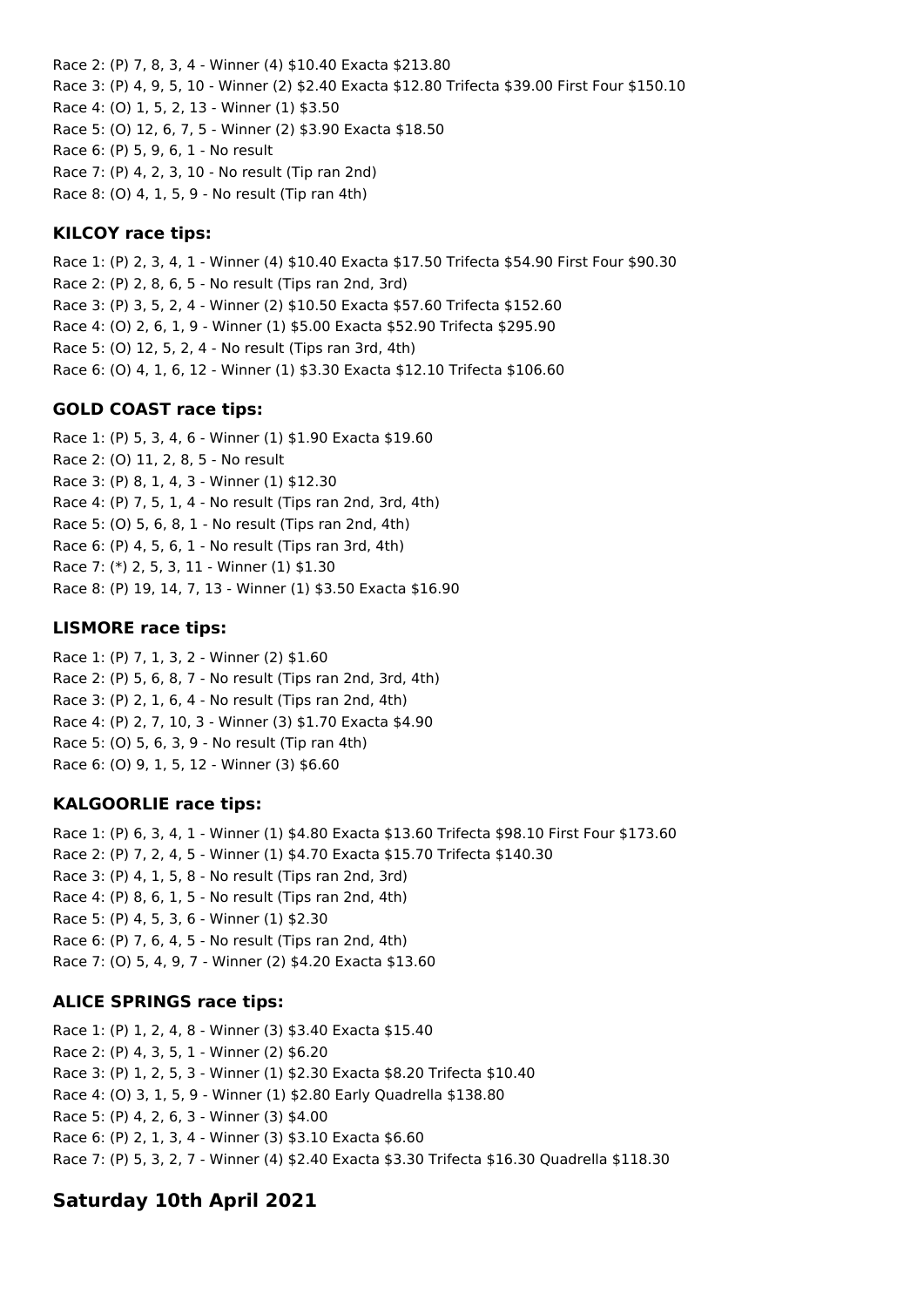Race 2: (P) 7, 8, 3, 4 - Winner (4) $10.40 Exacta $213.80
Race 3: (P) 4, 9, 5, 10 - Winner (2) $2.40 Exacta $12.80 Trifecta $39.00 First Four $150.10
Race 4: (O) 1, 5, 2, 13 - Winner (1) $3.50
Race 5: (O) 12, 6, 7, 5 - Winner (2) $3.90 Exacta $18.50
Race 6: (P) 5, 9, 6, 1 - No result
Race 7: (P) 4, 2, 3, 10 - No result (Tip ran 2nd)
Race 8: (O) 4, 1, 5, 9 - No result (Tip ran 4th)

### KILCOY race tips:

Race 1: (P) 2, 3, 4, 1 - Winner (4) $10.40 Exacta $17.50 Trifecta $54.90 First Four $90.30
Race 2: (P) 2, 8, 6, 5 - No result (Tips ran 2nd, 3rd)
Race 3: (P) 3, 5, 2, 4 - Winner (2) $10.50 Exacta $57.60 Trifecta $152.60
Race 4: (O) 2, 6, 1, 9 - Winner (1) $5.00 Exacta $52.90 Trifecta $295.90
Race 5: (O) 12, 5, 2, 4 - No result (Tips ran 3rd, 4th)
Race 6: (O) 4, 1, 6, 12 - Winner (1) $3.30 Exacta $12.10 Trifecta $106.60

### GOLD COAST race tips:

Race 1: (P) 5, 3, 4, 6 - Winner (1) $1.90 Exacta $19.60
Race 2: (O) 11, 2, 8, 5 - No result
Race 3: (P) 8, 1, 4, 3 - Winner (1) $12.30
Race 4: (P) 7, 5, 1, 4 - No result (Tips ran 2nd, 3rd, 4th)
Race 5: (O) 5, 6, 8, 1 - No result (Tips ran 2nd, 4th)
Race 6: (P) 4, 5, 6, 1 - No result (Tips ran 3rd, 4th)
Race 7: (*) 2, 5, 3, 11 - Winner (1) $1.30
Race 8: (P) 19, 14, 7, 13 - Winner (1) $3.50 Exacta $16.90

### LISMORE race tips:

Race 1: (P) 7, 1, 3, 2 - Winner (2) $1.60
Race 2: (P) 5, 6, 8, 7 - No result (Tips ran 2nd, 3rd, 4th)
Race 3: (P) 2, 1, 6, 4 - No result (Tips ran 2nd, 4th)
Race 4: (P) 2, 7, 10, 3 - Winner (3) $1.70 Exacta $4.90
Race 5: (O) 5, 6, 3, 9 - No result (Tip ran 4th)
Race 6: (O) 9, 1, 5, 12 - Winner (3) $6.60

### KALGOORLIE race tips:

Race 1: (P) 6, 3, 4, 1 - Winner (1) $4.80 Exacta $13.60 Trifecta $98.10 First Four $173.60
Race 2: (P) 7, 2, 4, 5 - Winner (1) $4.70 Exacta $15.70 Trifecta $140.30
Race 3: (P) 4, 1, 5, 8 - No result (Tips ran 2nd, 3rd)
Race 4: (P) 8, 6, 1, 5 - No result (Tips ran 2nd, 4th)
Race 5: (P) 4, 5, 3, 6 - Winner (1) $2.30
Race 6: (P) 7, 6, 4, 5 - No result (Tips ran 2nd, 4th)
Race 7: (O) 5, 4, 9, 7 - Winner (2) $4.20 Exacta $13.60

### ALICE SPRINGS race tips:

Race 1: (P) 1, 2, 4, 8 - Winner (3) $3.40 Exacta $15.40
Race 2: (P) 4, 3, 5, 1 - Winner (2) $6.20
Race 3: (P) 1, 2, 5, 3 - Winner (1) $2.30 Exacta $8.20 Trifecta $10.40
Race 4: (O) 3, 1, 5, 9 - Winner (1) $2.80 Early Quadrella $138.80
Race 5: (P) 4, 2, 6, 3 - Winner (3) $4.00
Race 6: (P) 2, 1, 3, 4 - Winner (3) $3.10 Exacta $6.60
Race 7: (P) 5, 3, 2, 7 - Winner (4) $2.40 Exacta $3.30 Trifecta $16.30 Quadrella $118.30

## Saturday 10th April 2021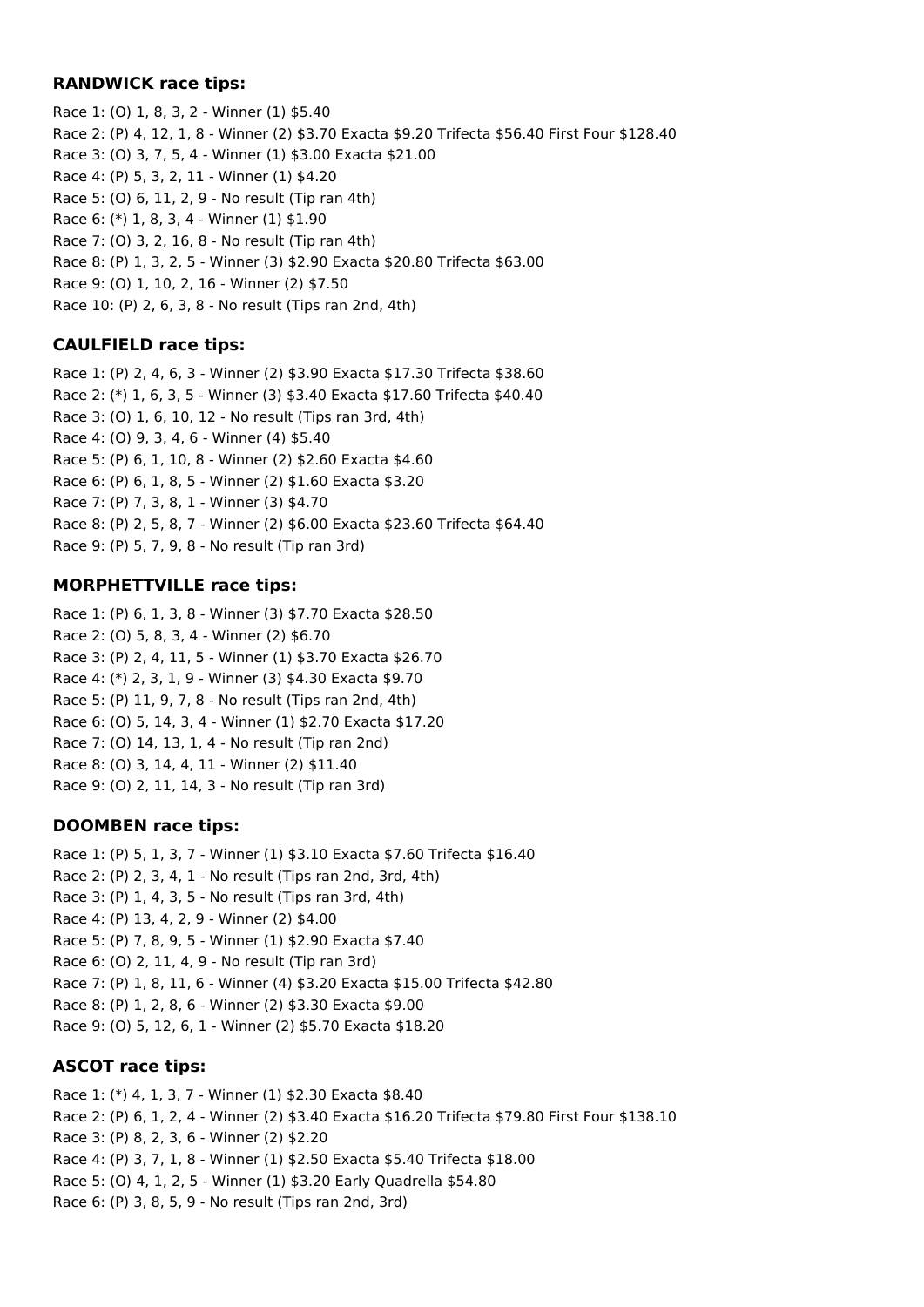**RANDWICK race tips:**

Race 1: (O) 1, 8, 3, 2 - Winner (1) $5.40
Race 2: (P) 4, 12, 1, 8 - Winner (2) $3.70 Exacta $9.20 Trifecta $56.40 First Four $128.40
Race 3: (O) 3, 7, 5, 4 - Winner (1) $3.00 Exacta $21.00
Race 4: (P) 5, 3, 2, 11 - Winner (1) $4.20
Race 5: (O) 6, 11, 2, 9 - No result (Tip ran 4th)
Race 6: (*) 1, 8, 3, 4 - Winner (1) $1.90
Race 7: (O) 3, 2, 16, 8 - No result (Tip ran 4th)
Race 8: (P) 1, 3, 2, 5 - Winner (3) $2.90 Exacta $20.80 Trifecta $63.00
Race 9: (O) 1, 10, 2, 16 - Winner (2) $7.50
Race 10: (P) 2, 6, 3, 8 - No result (Tips ran 2nd, 4th)

**CAULFIELD race tips:**

Race 1: (P) 2, 4, 6, 3 - Winner (2) $3.90 Exacta $17.30 Trifecta $38.60
Race 2: (*) 1, 6, 3, 5 - Winner (3) $3.40 Exacta $17.60 Trifecta $40.40
Race 3: (O) 1, 6, 10, 12 - No result (Tips ran 3rd, 4th)
Race 4: (O) 9, 3, 4, 6 - Winner (4) $5.40
Race 5: (P) 6, 1, 10, 8 - Winner (2) $2.60 Exacta $4.60
Race 6: (P) 6, 1, 8, 5 - Winner (2) $1.60 Exacta $3.20
Race 7: (P) 7, 3, 8, 1 - Winner (3) $4.70
Race 8: (P) 2, 5, 8, 7 - Winner (2) $6.00 Exacta $23.60 Trifecta $64.40
Race 9: (P) 5, 7, 9, 8 - No result (Tip ran 3rd)

**MORPHETTVILLE race tips:**

Race 1: (P) 6, 1, 3, 8 - Winner (3) $7.70 Exacta $28.50
Race 2: (O) 5, 8, 3, 4 - Winner (2) $6.70
Race 3: (P) 2, 4, 11, 5 - Winner (1) $3.70 Exacta $26.70
Race 4: (*) 2, 3, 1, 9 - Winner (3) $4.30 Exacta $9.70
Race 5: (P) 11, 9, 7, 8 - No result (Tips ran 2nd, 4th)
Race 6: (O) 5, 14, 3, 4 - Winner (1) $2.70 Exacta $17.20
Race 7: (O) 14, 13, 1, 4 - No result (Tip ran 2nd)
Race 8: (O) 3, 14, 4, 11 - Winner (2) $11.40
Race 9: (O) 2, 11, 14, 3 - No result (Tip ran 3rd)

**DOOMBEN race tips:**

Race 1: (P) 5, 1, 3, 7 - Winner (1) $3.10 Exacta $7.60 Trifecta $16.40
Race 2: (P) 2, 3, 4, 1 - No result (Tips ran 2nd, 3rd, 4th)
Race 3: (P) 1, 4, 3, 5 - No result (Tips ran 3rd, 4th)
Race 4: (P) 13, 4, 2, 9 - Winner (2) $4.00
Race 5: (P) 7, 8, 9, 5 - Winner (1) $2.90 Exacta $7.40
Race 6: (O) 2, 11, 4, 9 - No result (Tip ran 3rd)
Race 7: (P) 1, 8, 11, 6 - Winner (4) $3.20 Exacta $15.00 Trifecta $42.80
Race 8: (P) 1, 2, 8, 6 - Winner (2) $3.30 Exacta $9.00
Race 9: (O) 5, 12, 6, 1 - Winner (2) $5.70 Exacta $18.20

**ASCOT race tips:**

Race 1: (*) 4, 1, 3, 7 - Winner (1) $2.30 Exacta $8.40
Race 2: (P) 6, 1, 2, 4 - Winner (2) $3.40 Exacta $16.20 Trifecta $79.80 First Four $138.10
Race 3: (P) 8, 2, 3, 6 - Winner (2) $2.20
Race 4: (P) 3, 7, 1, 8 - Winner (1) $2.50 Exacta $5.40 Trifecta $18.00
Race 5: (O) 4, 1, 2, 5 - Winner (1) $3.20 Early Quadrella $54.80
Race 6: (P) 3, 8, 5, 9 - No result (Tips ran 2nd, 3rd)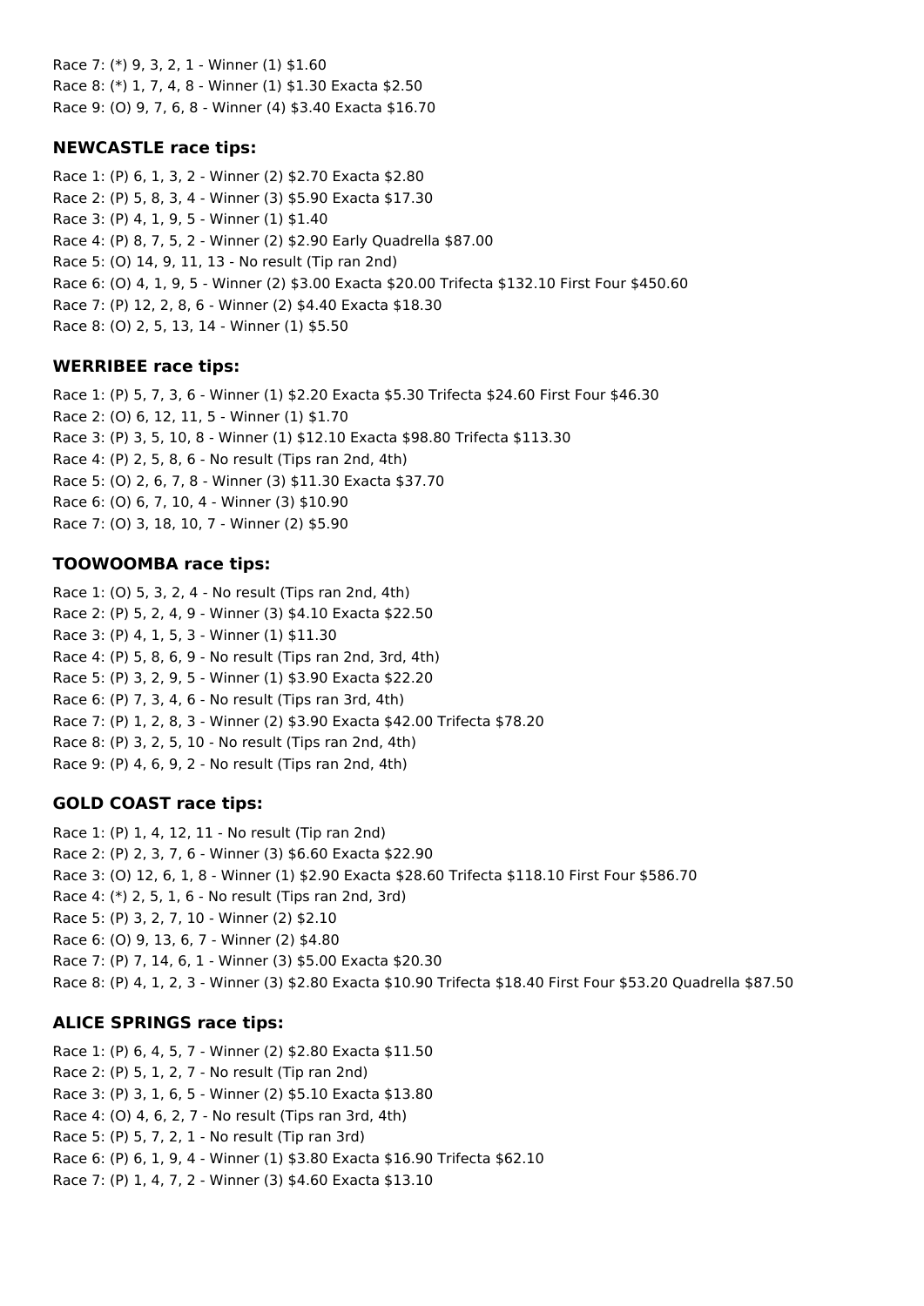Race 7: (*) 9, 3, 2, 1 - Winner (1) $1.60
Race 8: (*) 1, 7, 4, 8 - Winner (1) $1.30 Exacta $2.50
Race 9: (O) 9, 7, 6, 8 - Winner (4) $3.40 Exacta $16.70

### NEWCASTLE race tips:

Race 1: (P) 6, 1, 3, 2 - Winner (2) $2.70 Exacta $2.80
Race 2: (P) 5, 8, 3, 4 - Winner (3) $5.90 Exacta $17.30
Race 3: (P) 4, 1, 9, 5 - Winner (1) $1.40
Race 4: (P) 8, 7, 5, 2 - Winner (2) $2.90 Early Quadrella $87.00
Race 5: (O) 14, 9, 11, 13 - No result (Tip ran 2nd)
Race 6: (O) 4, 1, 9, 5 - Winner (2) $3.00 Exacta $20.00 Trifecta $132.10 First Four $450.60
Race 7: (P) 12, 2, 8, 6 - Winner (2) $4.40 Exacta $18.30
Race 8: (O) 2, 5, 13, 14 - Winner (1) $5.50

### WERRIBEE race tips:

Race 1: (P) 5, 7, 3, 6 - Winner (1) $2.20 Exacta $5.30 Trifecta $24.60 First Four $46.30
Race 2: (O) 6, 12, 11, 5 - Winner (1) $1.70
Race 3: (P) 3, 5, 10, 8 - Winner (1) $12.10 Exacta $98.80 Trifecta $113.30
Race 4: (P) 2, 5, 8, 6 - No result (Tips ran 2nd, 4th)
Race 5: (O) 2, 6, 7, 8 - Winner (3) $11.30 Exacta $37.70
Race 6: (O) 6, 7, 10, 4 - Winner (3) $10.90
Race 7: (O) 3, 18, 10, 7 - Winner (2) $5.90

### TOOWOOMBA race tips:

Race 1: (O) 5, 3, 2, 4 - No result (Tips ran 2nd, 4th)
Race 2: (P) 5, 2, 4, 9 - Winner (3) $4.10 Exacta $22.50
Race 3: (P) 4, 1, 5, 3 - Winner (1) $11.30
Race 4: (P) 5, 8, 6, 9 - No result (Tips ran 2nd, 3rd, 4th)
Race 5: (P) 3, 2, 9, 5 - Winner (1) $3.90 Exacta $22.20
Race 6: (P) 7, 3, 4, 6 - No result (Tips ran 3rd, 4th)
Race 7: (P) 1, 2, 8, 3 - Winner (2) $3.90 Exacta $42.00 Trifecta $78.20
Race 8: (P) 3, 2, 5, 10 - No result (Tips ran 2nd, 4th)
Race 9: (P) 4, 6, 9, 2 - No result (Tips ran 2nd, 4th)

### GOLD COAST race tips:

Race 1: (P) 1, 4, 12, 11 - No result (Tip ran 2nd)
Race 2: (P) 2, 3, 7, 6 - Winner (3) $6.60 Exacta $22.90
Race 3: (O) 12, 6, 1, 8 - Winner (1) $2.90 Exacta $28.60 Trifecta $118.10 First Four $586.70
Race 4: (*) 2, 5, 1, 6 - No result (Tips ran 2nd, 3rd)
Race 5: (P) 3, 2, 7, 10 - Winner (2) $2.10
Race 6: (O) 9, 13, 6, 7 - Winner (2) $4.80
Race 7: (P) 7, 14, 6, 1 - Winner (3) $5.00 Exacta $20.30
Race 8: (P) 4, 1, 2, 3 - Winner (3) $2.80 Exacta $10.90 Trifecta $18.40 First Four $53.20 Quadrella $87.50

### ALICE SPRINGS race tips:

Race 1: (P) 6, 4, 5, 7 - Winner (2) $2.80 Exacta $11.50
Race 2: (P) 5, 1, 2, 7 - No result (Tip ran 2nd)
Race 3: (P) 3, 1, 6, 5 - Winner (2) $5.10 Exacta $13.80
Race 4: (O) 4, 6, 2, 7 - No result (Tips ran 3rd, 4th)
Race 5: (P) 5, 7, 2, 1 - No result (Tip ran 3rd)
Race 6: (P) 6, 1, 9, 4 - Winner (1) $3.80 Exacta $16.90 Trifecta $62.10
Race 7: (P) 1, 4, 7, 2 - Winner (3) $4.60 Exacta $13.10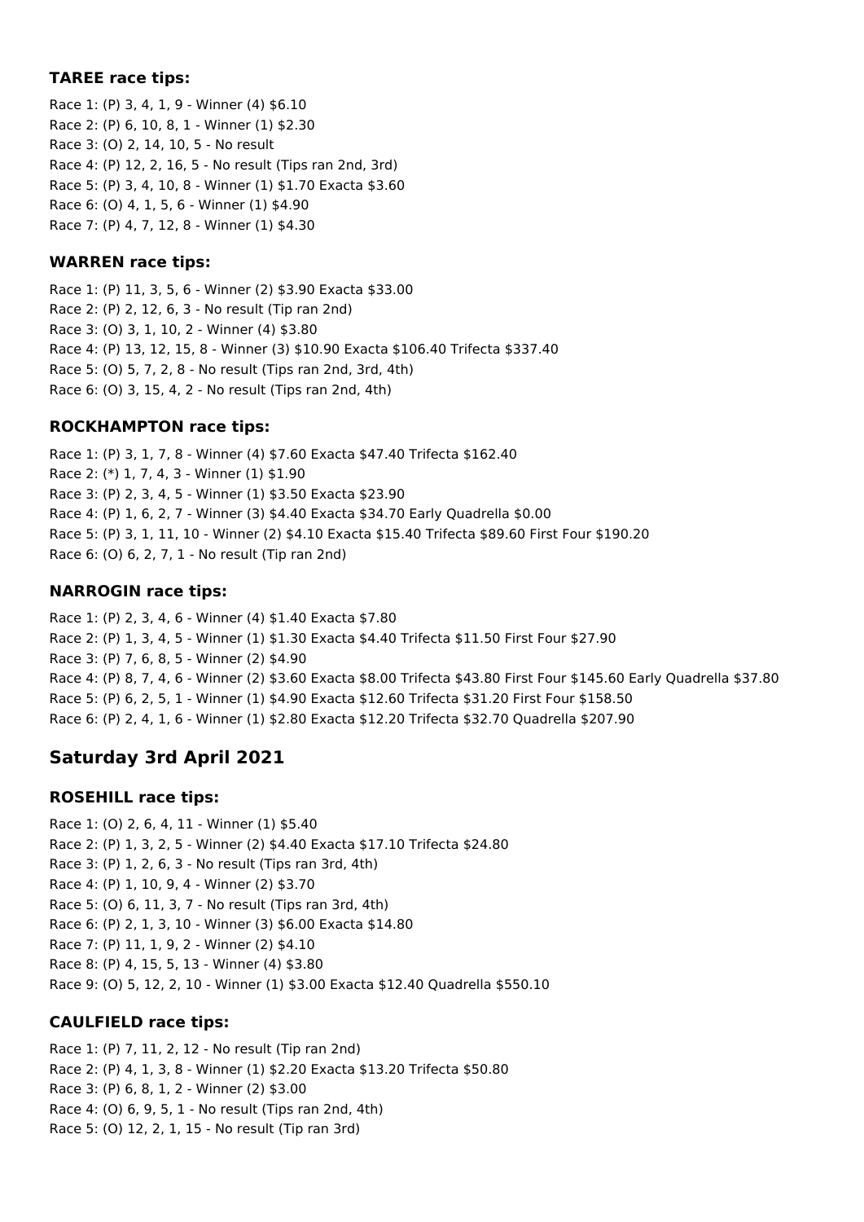### TAREE race tips:

Race 1: (P) 3, 4, 1, 9 - Winner (4) $6.10
Race 2: (P) 6, 10, 8, 1 - Winner (1) $2.30
Race 3: (O) 2, 14, 10, 5 - No result
Race 4: (P) 12, 2, 16, 5 - No result (Tips ran 2nd, 3rd)
Race 5: (P) 3, 4, 10, 8 - Winner (1) $1.70 Exacta $3.60
Race 6: (O) 4, 1, 5, 6 - Winner (1) $4.90
Race 7: (P) 4, 7, 12, 8 - Winner (1) $4.30

### WARREN race tips:

Race 1: (P) 11, 3, 5, 6 - Winner (2) $3.90 Exacta $33.00
Race 2: (P) 2, 12, 6, 3 - No result (Tip ran 2nd)
Race 3: (O) 3, 1, 10, 2 - Winner (4) $3.80
Race 4: (P) 13, 12, 15, 8 - Winner (3) $10.90 Exacta $106.40 Trifecta $337.40
Race 5: (O) 5, 7, 2, 8 - No result (Tips ran 2nd, 3rd, 4th)
Race 6: (O) 3, 15, 4, 2 - No result (Tips ran 2nd, 4th)

### ROCKHAMPTON race tips:

Race 1: (P) 3, 1, 7, 8 - Winner (4) $7.60 Exacta $47.40 Trifecta $162.40
Race 2: (*) 1, 7, 4, 3 - Winner (1) $1.90
Race 3: (P) 2, 3, 4, 5 - Winner (1) $3.50 Exacta $23.90
Race 4: (P) 1, 6, 2, 7 - Winner (3) $4.40 Exacta $34.70 Early Quadrella $0.00
Race 5: (P) 3, 1, 11, 10 - Winner (2) $4.10 Exacta $15.40 Trifecta $89.60 First Four $190.20
Race 6: (O) 6, 2, 7, 1 - No result (Tip ran 2nd)

### NARROGIN race tips:

Race 1: (P) 2, 3, 4, 6 - Winner (4) $1.40 Exacta $7.80
Race 2: (P) 1, 3, 4, 5 - Winner (1) $1.30 Exacta $4.40 Trifecta $11.50 First Four $27.90
Race 3: (P) 7, 6, 8, 5 - Winner (2) $4.90
Race 4: (P) 8, 7, 4, 6 - Winner (2) $3.60 Exacta $8.00 Trifecta $43.80 First Four $145.60 Early Quadrella $37.80
Race 5: (P) 6, 2, 5, 1 - Winner (1) $4.90 Exacta $12.60 Trifecta $31.20 First Four $158.50
Race 6: (P) 2, 4, 1, 6 - Winner (1) $2.80 Exacta $12.20 Trifecta $32.70 Quadrella $207.90

## Saturday 3rd April 2021

### ROSEHILL race tips:

Race 1: (O) 2, 6, 4, 11 - Winner (1) $5.40
Race 2: (P) 1, 3, 2, 5 - Winner (2) $4.40 Exacta $17.10 Trifecta $24.80
Race 3: (P) 1, 2, 6, 3 - No result (Tips ran 3rd, 4th)
Race 4: (P) 1, 10, 9, 4 - Winner (2) $3.70
Race 5: (O) 6, 11, 3, 7 - No result (Tips ran 3rd, 4th)
Race 6: (P) 2, 1, 3, 10 - Winner (3) $6.00 Exacta $14.80
Race 7: (P) 11, 1, 9, 2 - Winner (2) $4.10
Race 8: (P) 4, 15, 5, 13 - Winner (4) $3.80
Race 9: (O) 5, 12, 2, 10 - Winner (1) $3.00 Exacta $12.40 Quadrella $550.10

### CAULFIELD race tips:

Race 1: (P) 7, 11, 2, 12 - No result (Tip ran 2nd)
Race 2: (P) 4, 1, 3, 8 - Winner (1) $2.20 Exacta $13.20 Trifecta $50.80
Race 3: (P) 6, 8, 1, 2 - Winner (2) $3.00
Race 4: (O) 6, 9, 5, 1 - No result (Tips ran 2nd, 4th)
Race 5: (O) 12, 2, 1, 15 - No result (Tip ran 3rd)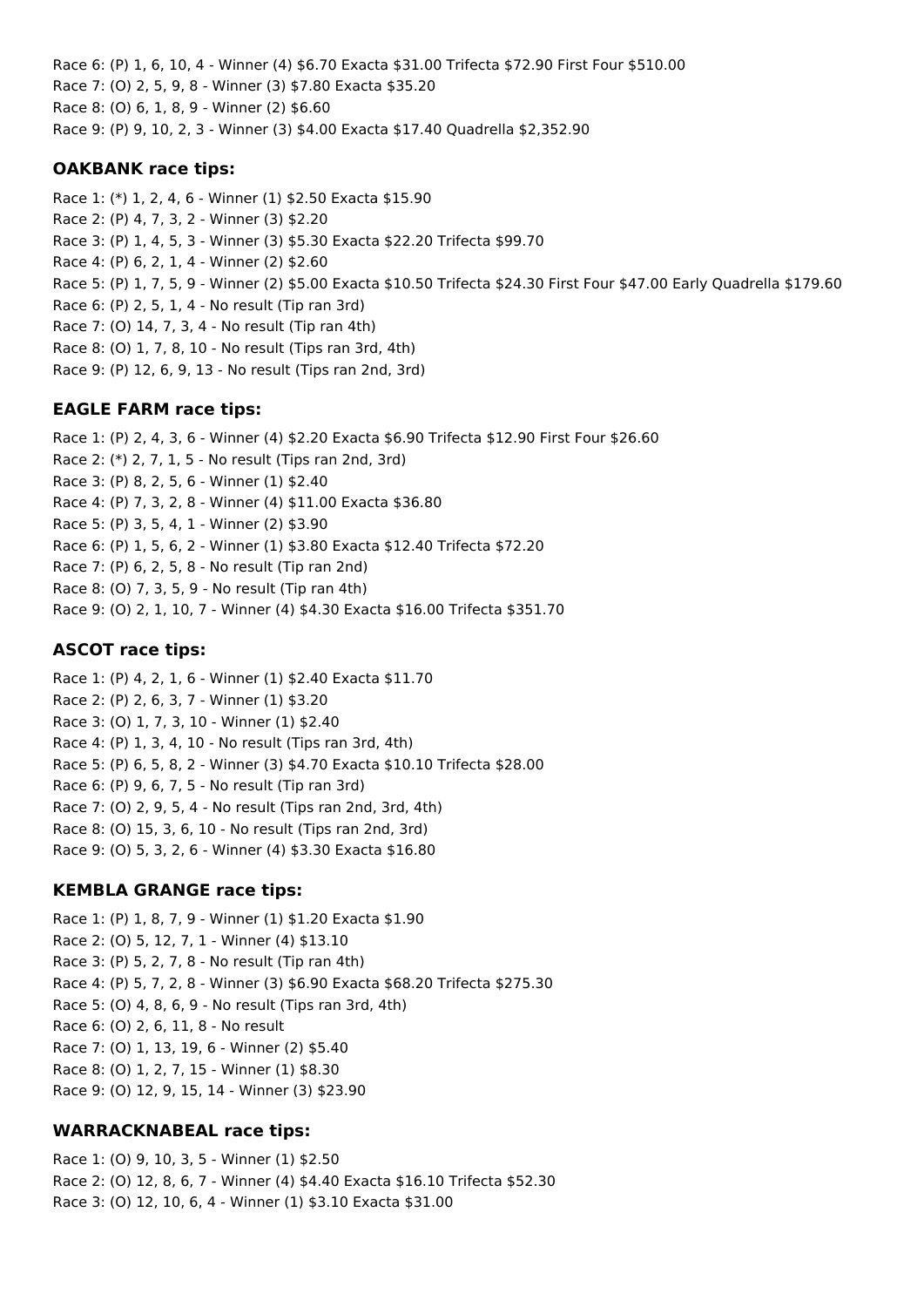Race 6: (P) 1, 6, 10, 4 - Winner (4) $6.70 Exacta $31.00 Trifecta $72.90 First Four $510.00
Race 7: (O) 2, 5, 9, 8 - Winner (3) $7.80 Exacta $35.20
Race 8: (O) 6, 1, 8, 9 - Winner (2) $6.60
Race 9: (P) 9, 10, 2, 3 - Winner (3) $4.00 Exacta $17.40 Quadrella $2,352.90

### OAKBANK race tips:

Race 1: (*) 1, 2, 4, 6 - Winner (1) $2.50 Exacta $15.90
Race 2: (P) 4, 7, 3, 2 - Winner (3) $2.20
Race 3: (P) 1, 4, 5, 3 - Winner (3) $5.30 Exacta $22.20 Trifecta $99.70
Race 4: (P) 6, 2, 1, 4 - Winner (2) $2.60
Race 5: (P) 1, 7, 5, 9 - Winner (2) $5.00 Exacta $10.50 Trifecta $24.30 First Four $47.00 Early Quadrella $179.60
Race 6: (P) 2, 5, 1, 4 - No result (Tip ran 3rd)
Race 7: (O) 14, 7, 3, 4 - No result (Tip ran 4th)
Race 8: (O) 1, 7, 8, 10 - No result (Tips ran 3rd, 4th)
Race 9: (P) 12, 6, 9, 13 - No result (Tips ran 2nd, 3rd)

### EAGLE FARM race tips:

Race 1: (P) 2, 4, 3, 6 - Winner (4) $2.20 Exacta $6.90 Trifecta $12.90 First Four $26.60
Race 2: (*) 2, 7, 1, 5 - No result (Tips ran 2nd, 3rd)
Race 3: (P) 8, 2, 5, 6 - Winner (1) $2.40
Race 4: (P) 7, 3, 2, 8 - Winner (4) $11.00 Exacta $36.80
Race 5: (P) 3, 5, 4, 1 - Winner (2) $3.90
Race 6: (P) 1, 5, 6, 2 - Winner (1) $3.80 Exacta $12.40 Trifecta $72.20
Race 7: (P) 6, 2, 5, 8 - No result (Tip ran 2nd)
Race 8: (O) 7, 3, 5, 9 - No result (Tip ran 4th)
Race 9: (O) 2, 1, 10, 7 - Winner (4) $4.30 Exacta $16.00 Trifecta $351.70

### ASCOT race tips:

Race 1: (P) 4, 2, 1, 6 - Winner (1) $2.40 Exacta $11.70
Race 2: (P) 2, 6, 3, 7 - Winner (1) $3.20
Race 3: (O) 1, 7, 3, 10 - Winner (1) $2.40
Race 4: (P) 1, 3, 4, 10 - No result (Tips ran 3rd, 4th)
Race 5: (P) 6, 5, 8, 2 - Winner (3) $4.70 Exacta $10.10 Trifecta $28.00
Race 6: (P) 9, 6, 7, 5 - No result (Tip ran 3rd)
Race 7: (O) 2, 9, 5, 4 - No result (Tips ran 2nd, 3rd, 4th)
Race 8: (O) 15, 3, 6, 10 - No result (Tips ran 2nd, 3rd)
Race 9: (O) 5, 3, 2, 6 - Winner (4) $3.30 Exacta $16.80

### KEMBLA GRANGE race tips:

Race 1: (P) 1, 8, 7, 9 - Winner (1) $1.20 Exacta $1.90
Race 2: (O) 5, 12, 7, 1 - Winner (4) $13.10
Race 3: (P) 5, 2, 7, 8 - No result (Tip ran 4th)
Race 4: (P) 5, 7, 2, 8 - Winner (3) $6.90 Exacta $68.20 Trifecta $275.30
Race 5: (O) 4, 8, 6, 9 - No result (Tips ran 3rd, 4th)
Race 6: (O) 2, 6, 11, 8 - No result
Race 7: (O) 1, 13, 19, 6 - Winner (2) $5.40
Race 8: (O) 1, 2, 7, 15 - Winner (1) $8.30
Race 9: (O) 12, 9, 15, 14 - Winner (3) $23.90

### WARRACKNABEAL race tips:

Race 1: (O) 9, 10, 3, 5 - Winner (1) $2.50
Race 2: (O) 12, 8, 6, 7 - Winner (4) $4.40 Exacta $16.10 Trifecta $52.30
Race 3: (O) 12, 10, 6, 4 - Winner (1) $3.10 Exacta $31.00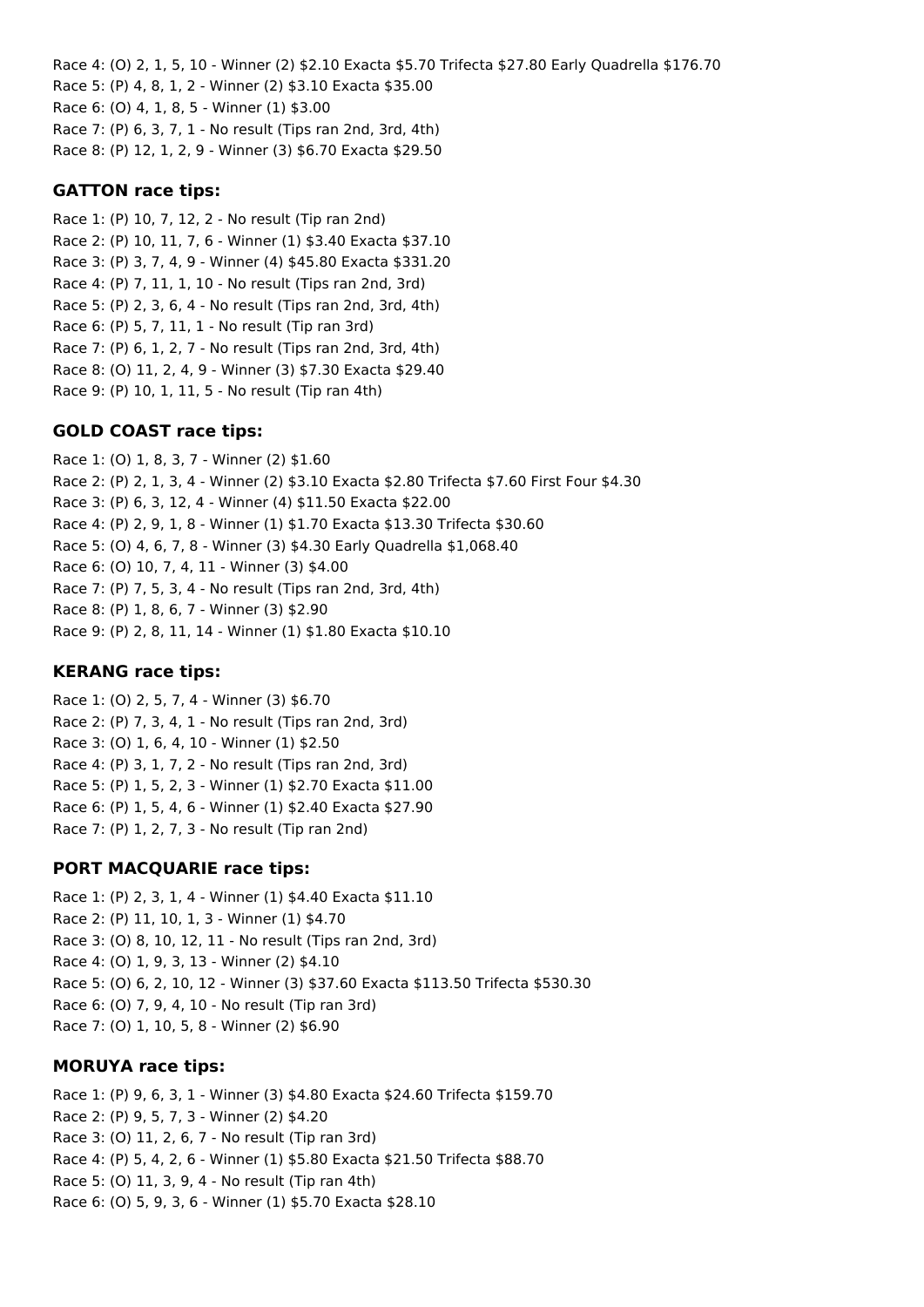Race 4: (O) 2, 1, 5, 10 - Winner (2) $2.10 Exacta $5.70 Trifecta $27.80 Early Quadrella $176.70
Race 5: (P) 4, 8, 1, 2 - Winner (2) $3.10 Exacta $35.00
Race 6: (O) 4, 1, 8, 5 - Winner (1) $3.00
Race 7: (P) 6, 3, 7, 1 - No result (Tips ran 2nd, 3rd, 4th)
Race 8: (P) 12, 1, 2, 9 - Winner (3) $6.70 Exacta $29.50

### GATTON race tips:

Race 1: (P) 10, 7, 12, 2 - No result (Tip ran 2nd)
Race 2: (P) 10, 11, 7, 6 - Winner (1) $3.40 Exacta $37.10
Race 3: (P) 3, 7, 4, 9 - Winner (4) $45.80 Exacta $331.20
Race 4: (P) 7, 11, 1, 10 - No result (Tips ran 2nd, 3rd)
Race 5: (P) 2, 3, 6, 4 - No result (Tips ran 2nd, 3rd, 4th)
Race 6: (P) 5, 7, 11, 1 - No result (Tip ran 3rd)
Race 7: (P) 6, 1, 2, 7 - No result (Tips ran 2nd, 3rd, 4th)
Race 8: (O) 11, 2, 4, 9 - Winner (3) $7.30 Exacta $29.40
Race 9: (P) 10, 1, 11, 5 - No result (Tip ran 4th)

### GOLD COAST race tips:

Race 1: (O) 1, 8, 3, 7 - Winner (2) $1.60
Race 2: (P) 2, 1, 3, 4 - Winner (2) $3.10 Exacta $2.80 Trifecta $7.60 First Four $4.30
Race 3: (P) 6, 3, 12, 4 - Winner (4) $11.50 Exacta $22.00
Race 4: (P) 2, 9, 1, 8 - Winner (1) $1.70 Exacta $13.30 Trifecta $30.60
Race 5: (O) 4, 6, 7, 8 - Winner (3) $4.30 Early Quadrella $1,068.40
Race 6: (O) 10, 7, 4, 11 - Winner (3) $4.00
Race 7: (P) 7, 5, 3, 4 - No result (Tips ran 2nd, 3rd, 4th)
Race 8: (P) 1, 8, 6, 7 - Winner (3) $2.90
Race 9: (P) 2, 8, 11, 14 - Winner (1) $1.80 Exacta $10.10

### KERANG race tips:

Race 1: (O) 2, 5, 7, 4 - Winner (3) $6.70
Race 2: (P) 7, 3, 4, 1 - No result (Tips ran 2nd, 3rd)
Race 3: (O) 1, 6, 4, 10 - Winner (1) $2.50
Race 4: (P) 3, 1, 7, 2 - No result (Tips ran 2nd, 3rd)
Race 5: (P) 1, 5, 2, 3 - Winner (1) $2.70 Exacta $11.00
Race 6: (P) 1, 5, 4, 6 - Winner (1) $2.40 Exacta $27.90
Race 7: (P) 1, 2, 7, 3 - No result (Tip ran 2nd)

### PORT MACQUARIE race tips:

Race 1: (P) 2, 3, 1, 4 - Winner (1) $4.40 Exacta $11.10
Race 2: (P) 11, 10, 1, 3 - Winner (1) $4.70
Race 3: (O) 8, 10, 12, 11 - No result (Tips ran 2nd, 3rd)
Race 4: (O) 1, 9, 3, 13 - Winner (2) $4.10
Race 5: (O) 6, 2, 10, 12 - Winner (3) $37.60 Exacta $113.50 Trifecta $530.30
Race 6: (O) 7, 9, 4, 10 - No result (Tip ran 3rd)
Race 7: (O) 1, 10, 5, 8 - Winner (2) $6.90

### MORUYA race tips:

Race 1: (P) 9, 6, 3, 1 - Winner (3) $4.80 Exacta $24.60 Trifecta $159.70
Race 2: (P) 9, 5, 7, 3 - Winner (2) $4.20
Race 3: (O) 11, 2, 6, 7 - No result (Tip ran 3rd)
Race 4: (P) 5, 4, 2, 6 - Winner (1) $5.80 Exacta $21.50 Trifecta $88.70
Race 5: (O) 11, 3, 9, 4 - No result (Tip ran 4th)
Race 6: (O) 5, 9, 3, 6 - Winner (1) $5.70 Exacta $28.10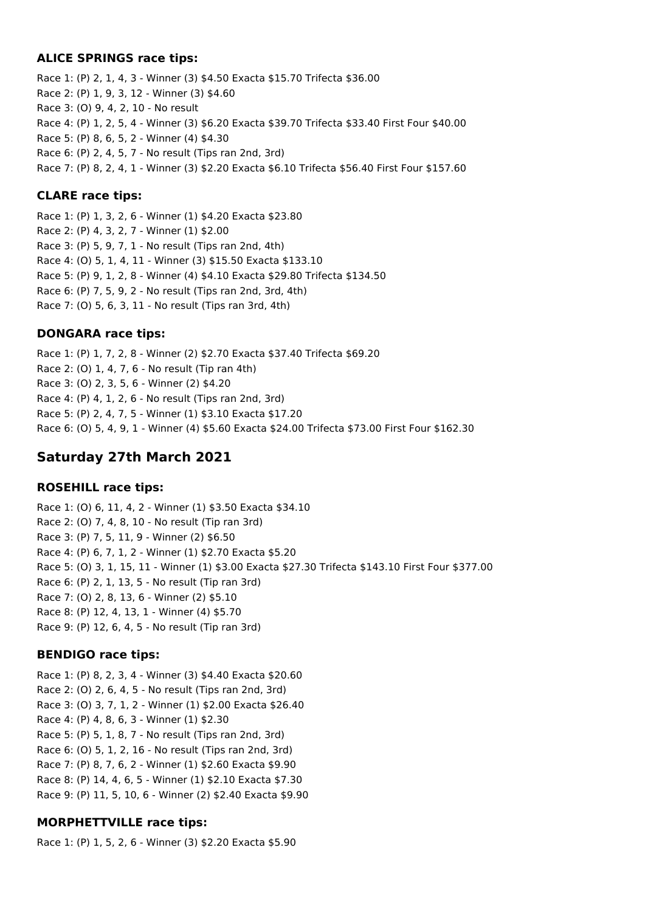### ALICE SPRINGS race tips:

Race 1: (P) 2, 1, 4, 3 - Winner (3) $4.50 Exacta $15.70 Trifecta $36.00
Race 2: (P) 1, 9, 3, 12 - Winner (3) $4.60
Race 3: (O) 9, 4, 2, 10 - No result
Race 4: (P) 1, 2, 5, 4 - Winner (3) $6.20 Exacta $39.70 Trifecta $33.40 First Four $40.00
Race 5: (P) 8, 6, 5, 2 - Winner (4) $4.30
Race 6: (P) 2, 4, 5, 7 - No result (Tips ran 2nd, 3rd)
Race 7: (P) 8, 2, 4, 1 - Winner (3) $2.20 Exacta $6.10 Trifecta $56.40 First Four $157.60

### CLARE race tips:

Race 1: (P) 1, 3, 2, 6 - Winner (1) $4.20 Exacta $23.80
Race 2: (P) 4, 3, 2, 7 - Winner (1) $2.00
Race 3: (P) 5, 9, 7, 1 - No result (Tips ran 2nd, 4th)
Race 4: (O) 5, 1, 4, 11 - Winner (3) $15.50 Exacta $133.10
Race 5: (P) 9, 1, 2, 8 - Winner (4) $4.10 Exacta $29.80 Trifecta $134.50
Race 6: (P) 7, 5, 9, 2 - No result (Tips ran 2nd, 3rd, 4th)
Race 7: (O) 5, 6, 3, 11 - No result (Tips ran 3rd, 4th)

### DONGARA race tips:

Race 1: (P) 1, 7, 2, 8 - Winner (2) $2.70 Exacta $37.40 Trifecta $69.20
Race 2: (O) 1, 4, 7, 6 - No result (Tip ran 4th)
Race 3: (O) 2, 3, 5, 6 - Winner (2) $4.20
Race 4: (P) 4, 1, 2, 6 - No result (Tips ran 2nd, 3rd)
Race 5: (P) 2, 4, 7, 5 - Winner (1) $3.10 Exacta $17.20
Race 6: (O) 5, 4, 9, 1 - Winner (4) $5.60 Exacta $24.00 Trifecta $73.00 First Four $162.30

## Saturday 27th March 2021

### ROSEHILL race tips:

Race 1: (O) 6, 11, 4, 2 - Winner (1) $3.50 Exacta $34.10
Race 2: (O) 7, 4, 8, 10 - No result (Tip ran 3rd)
Race 3: (P) 7, 5, 11, 9 - Winner (2) $6.50
Race 4: (P) 6, 7, 1, 2 - Winner (1) $2.70 Exacta $5.20
Race 5: (O) 3, 1, 15, 11 - Winner (1) $3.00 Exacta $27.30 Trifecta $143.10 First Four $377.00
Race 6: (P) 2, 1, 13, 5 - No result (Tip ran 3rd)
Race 7: (O) 2, 8, 13, 6 - Winner (2) $5.10
Race 8: (P) 12, 4, 13, 1 - Winner (4) $5.70
Race 9: (P) 12, 6, 4, 5 - No result (Tip ran 3rd)

### BENDIGO race tips:

Race 1: (P) 8, 2, 3, 4 - Winner (3) $4.40 Exacta $20.60
Race 2: (O) 2, 6, 4, 5 - No result (Tips ran 2nd, 3rd)
Race 3: (O) 3, 7, 1, 2 - Winner (1) $2.00 Exacta $26.40
Race 4: (P) 4, 8, 6, 3 - Winner (1) $2.30
Race 5: (P) 5, 1, 8, 7 - No result (Tips ran 2nd, 3rd)
Race 6: (O) 5, 1, 2, 16 - No result (Tips ran 2nd, 3rd)
Race 7: (P) 8, 7, 6, 2 - Winner (1) $2.60 Exacta $9.90
Race 8: (P) 14, 4, 6, 5 - Winner (1) $2.10 Exacta $7.30
Race 9: (P) 11, 5, 10, 6 - Winner (2) $2.40 Exacta $9.90

### MORPHETTVILLE race tips:

Race 1: (P) 1, 5, 2, 6 - Winner (3) $2.20 Exacta $5.90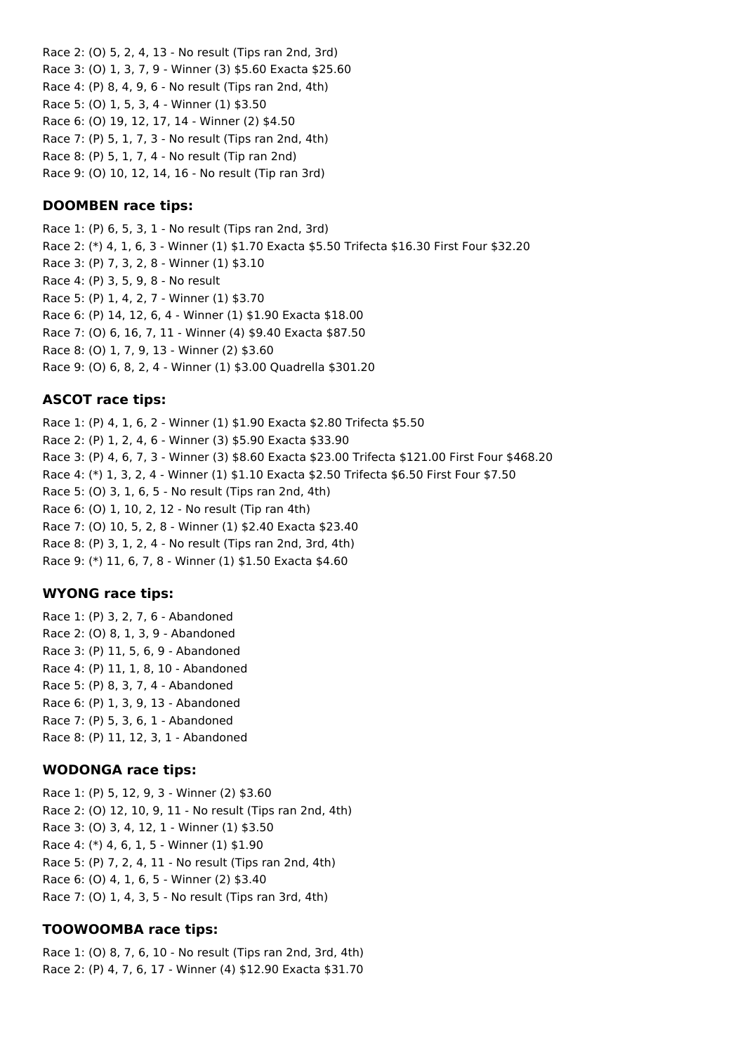Race 2: (O) 5, 2, 4, 13 - No result (Tips ran 2nd, 3rd)
Race 3: (O) 1, 3, 7, 9 - Winner (3) $5.60 Exacta $25.60
Race 4: (P) 8, 4, 9, 6 - No result (Tips ran 2nd, 4th)
Race 5: (O) 1, 5, 3, 4 - Winner (1) $3.50
Race 6: (O) 19, 12, 17, 14 - Winner (2) $4.50
Race 7: (P) 5, 1, 7, 3 - No result (Tips ran 2nd, 4th)
Race 8: (P) 5, 1, 7, 4 - No result (Tip ran 2nd)
Race 9: (O) 10, 12, 14, 16 - No result (Tip ran 3rd)

### DOOMBEN race tips:

Race 1: (P) 6, 5, 3, 1 - No result (Tips ran 2nd, 3rd)
Race 2: (*) 4, 1, 6, 3 - Winner (1) $1.70 Exacta $5.50 Trifecta $16.30 First Four $32.20
Race 3: (P) 7, 3, 2, 8 - Winner (1) $3.10
Race 4: (P) 3, 5, 9, 8 - No result
Race 5: (P) 1, 4, 2, 7 - Winner (1) $3.70
Race 6: (P) 14, 12, 6, 4 - Winner (1) $1.90 Exacta $18.00
Race 7: (O) 6, 16, 7, 11 - Winner (4) $9.40 Exacta $87.50
Race 8: (O) 1, 7, 9, 13 - Winner (2) $3.60
Race 9: (O) 6, 8, 2, 4 - Winner (1) $3.00 Quadrella $301.20

### ASCOT race tips:

Race 1: (P) 4, 1, 6, 2 - Winner (1) $1.90 Exacta $2.80 Trifecta $5.50
Race 2: (P) 1, 2, 4, 6 - Winner (3) $5.90 Exacta $33.90
Race 3: (P) 4, 6, 7, 3 - Winner (3) $8.60 Exacta $23.00 Trifecta $121.00 First Four $468.20
Race 4: (*) 1, 3, 2, 4 - Winner (1) $1.10 Exacta $2.50 Trifecta $6.50 First Four $7.50
Race 5: (O) 3, 1, 6, 5 - No result (Tips ran 2nd, 4th)
Race 6: (O) 1, 10, 2, 12 - No result (Tip ran 4th)
Race 7: (O) 10, 5, 2, 8 - Winner (1) $2.40 Exacta $23.40
Race 8: (P) 3, 1, 2, 4 - No result (Tips ran 2nd, 3rd, 4th)
Race 9: (*) 11, 6, 7, 8 - Winner (1) $1.50 Exacta $4.60

### WYONG race tips:

Race 1: (P) 3, 2, 7, 6 - Abandoned
Race 2: (O) 8, 1, 3, 9 - Abandoned
Race 3: (P) 11, 5, 6, 9 - Abandoned
Race 4: (P) 11, 1, 8, 10 - Abandoned
Race 5: (P) 8, 3, 7, 4 - Abandoned
Race 6: (P) 1, 3, 9, 13 - Abandoned
Race 7: (P) 5, 3, 6, 1 - Abandoned
Race 8: (P) 11, 12, 3, 1 - Abandoned

### WODONGA race tips:

Race 1: (P) 5, 12, 9, 3 - Winner (2) $3.60
Race 2: (O) 12, 10, 9, 11 - No result (Tips ran 2nd, 4th)
Race 3: (O) 3, 4, 12, 1 - Winner (1) $3.50
Race 4: (*) 4, 6, 1, 5 - Winner (1) $1.90
Race 5: (P) 7, 2, 4, 11 - No result (Tips ran 2nd, 4th)
Race 6: (O) 4, 1, 6, 5 - Winner (2) $3.40
Race 7: (O) 1, 4, 3, 5 - No result (Tips ran 3rd, 4th)

### TOOWOOMBA race tips:

Race 1: (O) 8, 7, 6, 10 - No result (Tips ran 2nd, 3rd, 4th)
Race 2: (P) 4, 7, 6, 17 - Winner (4) $12.90 Exacta $31.70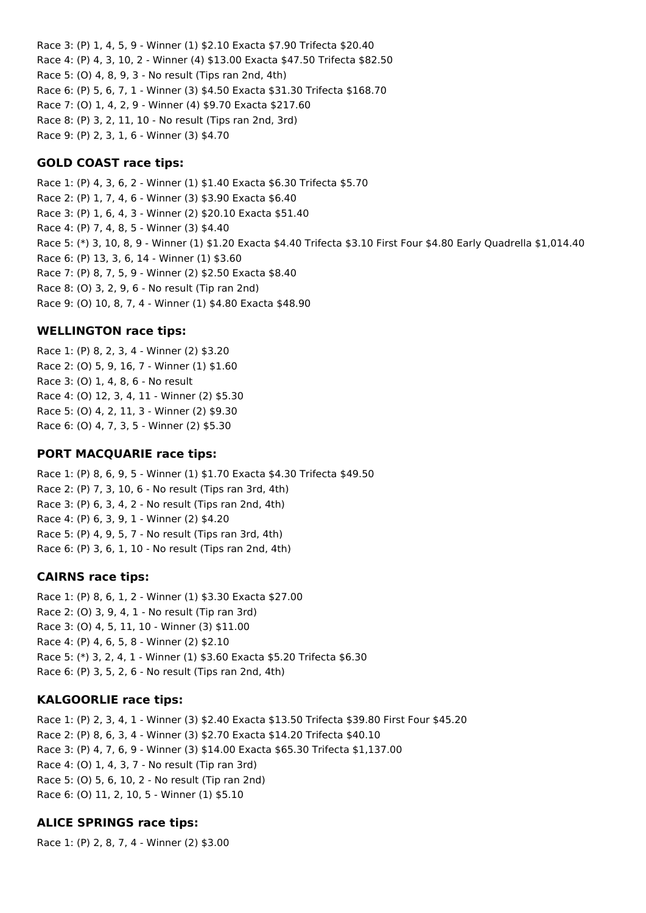Race 3: (P) 1, 4, 5, 9 - Winner (1) $2.10 Exacta $7.90 Trifecta $20.40
Race 4: (P) 4, 3, 10, 2 - Winner (4) $13.00 Exacta $47.50 Trifecta $82.50
Race 5: (O) 4, 8, 9, 3 - No result (Tips ran 2nd, 4th)
Race 6: (P) 5, 6, 7, 1 - Winner (3) $4.50 Exacta $31.30 Trifecta $168.70
Race 7: (O) 1, 4, 2, 9 - Winner (4) $9.70 Exacta $217.60
Race 8: (P) 3, 2, 11, 10 - No result (Tips ran 2nd, 3rd)
Race 9: (P) 2, 3, 1, 6 - Winner (3) $4.70

### GOLD COAST race tips:

Race 1: (P) 4, 3, 6, 2 - Winner (1) $1.40 Exacta $6.30 Trifecta $5.70
Race 2: (P) 1, 7, 4, 6 - Winner (3) $3.90 Exacta $6.40
Race 3: (P) 1, 6, 4, 3 - Winner (2) $20.10 Exacta $51.40
Race 4: (P) 7, 4, 8, 5 - Winner (3) $4.40
Race 5: (*) 3, 10, 8, 9 - Winner (1) $1.20 Exacta $4.40 Trifecta $3.10 First Four $4.80 Early Quadrella $1,014.40
Race 6: (P) 13, 3, 6, 14 - Winner (1) $3.60
Race 7: (P) 8, 7, 5, 9 - Winner (2) $2.50 Exacta $8.40
Race 8: (O) 3, 2, 9, 6 - No result (Tip ran 2nd)
Race 9: (O) 10, 8, 7, 4 - Winner (1) $4.80 Exacta $48.90

### WELLINGTON race tips:

Race 1: (P) 8, 2, 3, 4 - Winner (2) $3.20
Race 2: (O) 5, 9, 16, 7 - Winner (1) $1.60
Race 3: (O) 1, 4, 8, 6 - No result
Race 4: (O) 12, 3, 4, 11 - Winner (2) $5.30
Race 5: (O) 4, 2, 11, 3 - Winner (2) $9.30
Race 6: (O) 4, 7, 3, 5 - Winner (2) $5.30

### PORT MACQUARIE race tips:

Race 1: (P) 8, 6, 9, 5 - Winner (1) $1.70 Exacta $4.30 Trifecta $49.50
Race 2: (P) 7, 3, 10, 6 - No result (Tips ran 3rd, 4th)
Race 3: (P) 6, 3, 4, 2 - No result (Tips ran 2nd, 4th)
Race 4: (P) 6, 3, 9, 1 - Winner (2) $4.20
Race 5: (P) 4, 9, 5, 7 - No result (Tips ran 3rd, 4th)
Race 6: (P) 3, 6, 1, 10 - No result (Tips ran 2nd, 4th)

### CAIRNS race tips:

Race 1: (P) 8, 6, 1, 2 - Winner (1) $3.30 Exacta $27.00
Race 2: (O) 3, 9, 4, 1 - No result (Tip ran 3rd)
Race 3: (O) 4, 5, 11, 10 - Winner (3) $11.00
Race 4: (P) 4, 6, 5, 8 - Winner (2) $2.10
Race 5: (*) 3, 2, 4, 1 - Winner (1) $3.60 Exacta $5.20 Trifecta $6.30
Race 6: (P) 3, 5, 2, 6 - No result (Tips ran 2nd, 4th)

### KALGOORLIE race tips:

Race 1: (P) 2, 3, 4, 1 - Winner (3) $2.40 Exacta $13.50 Trifecta $39.80 First Four $45.20
Race 2: (P) 8, 6, 3, 4 - Winner (3) $2.70 Exacta $14.20 Trifecta $40.10
Race 3: (P) 4, 7, 6, 9 - Winner (3) $14.00 Exacta $65.30 Trifecta $1,137.00
Race 4: (O) 1, 4, 3, 7 - No result (Tip ran 3rd)
Race 5: (O) 5, 6, 10, 2 - No result (Tip ran 2nd)
Race 6: (O) 11, 2, 10, 5 - Winner (1) $5.10

### ALICE SPRINGS race tips:

Race 1: (P) 2, 8, 7, 4 - Winner (2) $3.00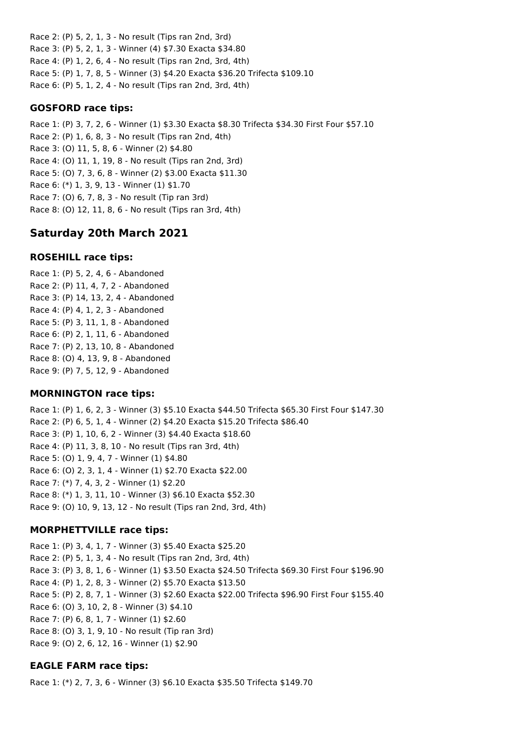Race 2: (P) 5, 2, 1, 3 - No result (Tips ran 2nd, 3rd)
Race 3: (P) 5, 2, 1, 3 - Winner (4) $7.30 Exacta $34.80
Race 4: (P) 1, 2, 6, 4 - No result (Tips ran 2nd, 3rd, 4th)
Race 5: (P) 1, 7, 8, 5 - Winner (3) $4.20 Exacta $36.20 Trifecta $109.10
Race 6: (P) 5, 1, 2, 4 - No result (Tips ran 2nd, 3rd, 4th)

### GOSFORD race tips:

Race 1: (P) 3, 7, 2, 6 - Winner (1) $3.30 Exacta $8.30 Trifecta $34.30 First Four $57.10
Race 2: (P) 1, 6, 8, 3 - No result (Tips ran 2nd, 4th)
Race 3: (O) 11, 5, 8, 6 - Winner (2) $4.80
Race 4: (O) 11, 1, 19, 8 - No result (Tips ran 2nd, 3rd)
Race 5: (O) 7, 3, 6, 8 - Winner (2) $3.00 Exacta $11.30
Race 6: (*) 1, 3, 9, 13 - Winner (1) $1.70
Race 7: (O) 6, 7, 8, 3 - No result (Tip ran 3rd)
Race 8: (O) 12, 11, 8, 6 - No result (Tips ran 3rd, 4th)

## Saturday 20th March 2021

### ROSEHILL race tips:

Race 1: (P) 5, 2, 4, 6 - Abandoned
Race 2: (P) 11, 4, 7, 2 - Abandoned
Race 3: (P) 14, 13, 2, 4 - Abandoned
Race 4: (P) 4, 1, 2, 3 - Abandoned
Race 5: (P) 3, 11, 1, 8 - Abandoned
Race 6: (P) 2, 1, 11, 6 - Abandoned
Race 7: (P) 2, 13, 10, 8 - Abandoned
Race 8: (O) 4, 13, 9, 8 - Abandoned
Race 9: (P) 7, 5, 12, 9 - Abandoned

### MORNINGTON race tips:

Race 1: (P) 1, 6, 2, 3 - Winner (3) $5.10 Exacta $44.50 Trifecta $65.30 First Four $147.30
Race 2: (P) 6, 5, 1, 4 - Winner (2) $4.20 Exacta $15.20 Trifecta $86.40
Race 3: (P) 1, 10, 6, 2 - Winner (3) $4.40 Exacta $18.60
Race 4: (P) 11, 3, 8, 10 - No result (Tips ran 3rd, 4th)
Race 5: (O) 1, 9, 4, 7 - Winner (1) $4.80
Race 6: (O) 2, 3, 1, 4 - Winner (1) $2.70 Exacta $22.00
Race 7: (*) 7, 4, 3, 2 - Winner (1) $2.20
Race 8: (*) 1, 3, 11, 10 - Winner (3) $6.10 Exacta $52.30
Race 9: (O) 10, 9, 13, 12 - No result (Tips ran 2nd, 3rd, 4th)

### MORPHETTVILLE race tips:

Race 1: (P) 3, 4, 1, 7 - Winner (3) $5.40 Exacta $25.20
Race 2: (P) 5, 1, 3, 4 - No result (Tips ran 2nd, 3rd, 4th)
Race 3: (P) 3, 8, 1, 6 - Winner (1) $3.50 Exacta $24.50 Trifecta $69.30 First Four $196.90
Race 4: (P) 1, 2, 8, 3 - Winner (2) $5.70 Exacta $13.50
Race 5: (P) 2, 8, 7, 1 - Winner (3) $2.60 Exacta $22.00 Trifecta $96.90 First Four $155.40
Race 6: (O) 3, 10, 2, 8 - Winner (3) $4.10
Race 7: (P) 6, 8, 1, 7 - Winner (1) $2.60
Race 8: (O) 3, 1, 9, 10 - No result (Tip ran 3rd)
Race 9: (O) 2, 6, 12, 16 - Winner (1) $2.90

### EAGLE FARM race tips:

Race 1: (*) 2, 7, 3, 6 - Winner (3) $6.10 Exacta $35.50 Trifecta $149.70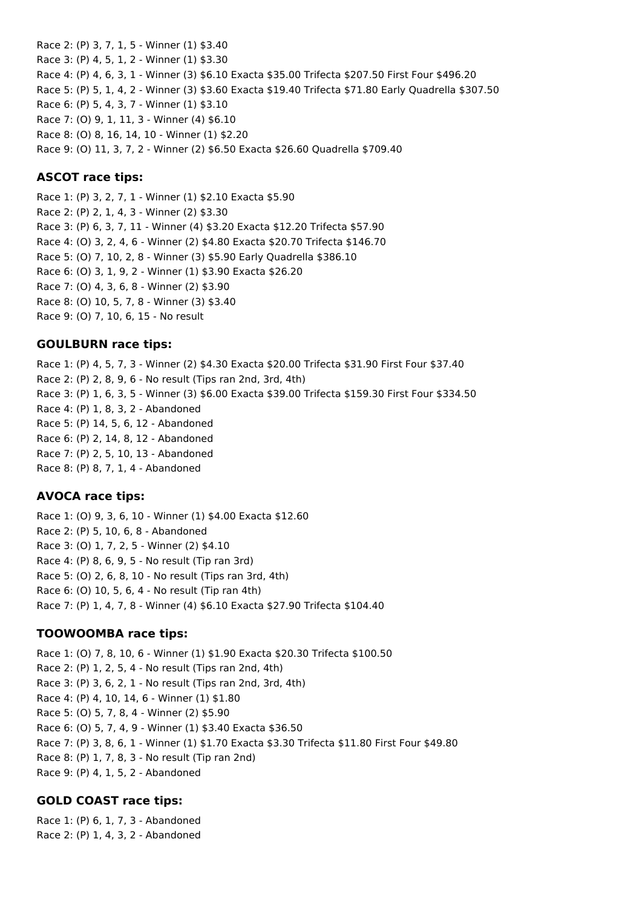Race 2: (P) 3, 7, 1, 5 - Winner (1) $3.40
Race 3: (P) 4, 5, 1, 2 - Winner (1) $3.30
Race 4: (P) 4, 6, 3, 1 - Winner (3) $6.10 Exacta $35.00 Trifecta $207.50 First Four $496.20
Race 5: (P) 5, 1, 4, 2 - Winner (3) $3.60 Exacta $19.40 Trifecta $71.80 Early Quadrella $307.50
Race 6: (P) 5, 4, 3, 7 - Winner (1) $3.10
Race 7: (O) 9, 1, 11, 3 - Winner (4) $6.10
Race 8: (O) 8, 16, 14, 10 - Winner (1) $2.20
Race 9: (O) 11, 3, 7, 2 - Winner (2) $6.50 Exacta $26.60 Quadrella $709.40

### ASCOT race tips:

Race 1: (P) 3, 2, 7, 1 - Winner (1) $2.10 Exacta $5.90
Race 2: (P) 2, 1, 4, 3 - Winner (2) $3.30
Race 3: (P) 6, 3, 7, 11 - Winner (4) $3.20 Exacta $12.20 Trifecta $57.90
Race 4: (O) 3, 2, 4, 6 - Winner (2) $4.80 Exacta $20.70 Trifecta $146.70
Race 5: (O) 7, 10, 2, 8 - Winner (3) $5.90 Early Quadrella $386.10
Race 6: (O) 3, 1, 9, 2 - Winner (1) $3.90 Exacta $26.20
Race 7: (O) 4, 3, 6, 8 - Winner (2) $3.90
Race 8: (O) 10, 5, 7, 8 - Winner (3) $3.40
Race 9: (O) 7, 10, 6, 15 - No result

### GOULBURN race tips:

Race 1: (P) 4, 5, 7, 3 - Winner (2) $4.30 Exacta $20.00 Trifecta $31.90 First Four $37.40
Race 2: (P) 2, 8, 9, 6 - No result (Tips ran 2nd, 3rd, 4th)
Race 3: (P) 1, 6, 3, 5 - Winner (3) $6.00 Exacta $39.00 Trifecta $159.30 First Four $334.50
Race 4: (P) 1, 8, 3, 2 - Abandoned
Race 5: (P) 14, 5, 6, 12 - Abandoned
Race 6: (P) 2, 14, 8, 12 - Abandoned
Race 7: (P) 2, 5, 10, 13 - Abandoned
Race 8: (P) 8, 7, 1, 4 - Abandoned

### AVOCA race tips:

Race 1: (O) 9, 3, 6, 10 - Winner (1) $4.00 Exacta $12.60
Race 2: (P) 5, 10, 6, 8 - Abandoned
Race 3: (O) 1, 7, 2, 5 - Winner (2) $4.10
Race 4: (P) 8, 6, 9, 5 - No result (Tip ran 3rd)
Race 5: (O) 2, 6, 8, 10 - No result (Tips ran 3rd, 4th)
Race 6: (O) 10, 5, 6, 4 - No result (Tip ran 4th)
Race 7: (P) 1, 4, 7, 8 - Winner (4) $6.10 Exacta $27.90 Trifecta $104.40

### TOOWOOMBA race tips:

Race 1: (O) 7, 8, 10, 6 - Winner (1) $1.90 Exacta $20.30 Trifecta $100.50
Race 2: (P) 1, 2, 5, 4 - No result (Tips ran 2nd, 4th)
Race 3: (P) 3, 6, 2, 1 - No result (Tips ran 2nd, 3rd, 4th)
Race 4: (P) 4, 10, 14, 6 - Winner (1) $1.80
Race 5: (O) 5, 7, 8, 4 - Winner (2) $5.90
Race 6: (O) 5, 7, 4, 9 - Winner (1) $3.40 Exacta $36.50
Race 7: (P) 3, 8, 6, 1 - Winner (1) $1.70 Exacta $3.30 Trifecta $11.80 First Four $49.80
Race 8: (P) 1, 7, 8, 3 - No result (Tip ran 2nd)
Race 9: (P) 4, 1, 5, 2 - Abandoned

### GOLD COAST race tips:

Race 1: (P) 6, 1, 7, 3 - Abandoned
Race 2: (P) 1, 4, 3, 2 - Abandoned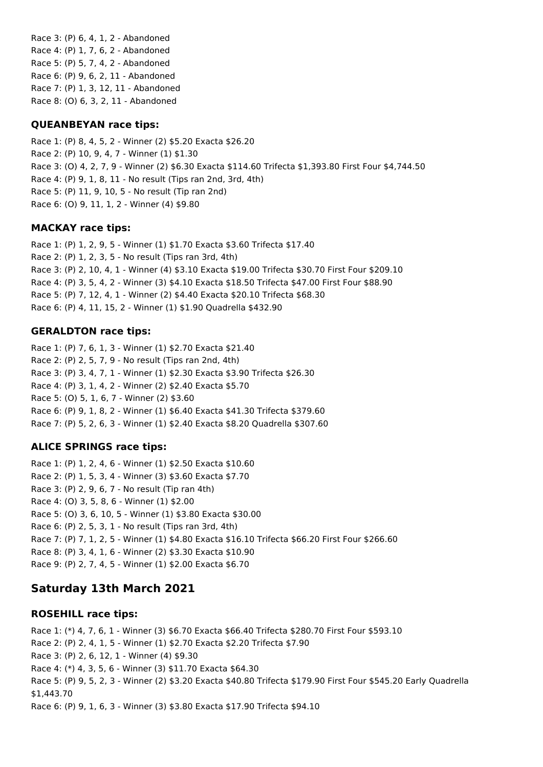Race 3: (P) 6, 4, 1, 2 - Abandoned
Race 4: (P) 1, 7, 6, 2 - Abandoned
Race 5: (P) 5, 7, 4, 2 - Abandoned
Race 6: (P) 9, 6, 2, 11 - Abandoned
Race 7: (P) 1, 3, 12, 11 - Abandoned
Race 8: (O) 6, 3, 2, 11 - Abandoned

### QUEANBEYAN race tips:

Race 1: (P) 8, 4, 5, 2 - Winner (2) $5.20 Exacta $26.20
Race 2: (P) 10, 9, 4, 7 - Winner (1) $1.30
Race 3: (O) 4, 2, 7, 9 - Winner (2) $6.30 Exacta $114.60 Trifecta $1,393.80 First Four $4,744.50
Race 4: (P) 9, 1, 8, 11 - No result (Tips ran 2nd, 3rd, 4th)
Race 5: (P) 11, 9, 10, 5 - No result (Tip ran 2nd)
Race 6: (O) 9, 11, 1, 2 - Winner (4) $9.80

### MACKAY race tips:

Race 1: (P) 1, 2, 9, 5 - Winner (1) $1.70 Exacta $3.60 Trifecta $17.40
Race 2: (P) 1, 2, 3, 5 - No result (Tips ran 3rd, 4th)
Race 3: (P) 2, 10, 4, 1 - Winner (4) $3.10 Exacta $19.00 Trifecta $30.70 First Four $209.10
Race 4: (P) 3, 5, 4, 2 - Winner (3) $4.10 Exacta $18.50 Trifecta $47.00 First Four $88.90
Race 5: (P) 7, 12, 4, 1 - Winner (2) $4.40 Exacta $20.10 Trifecta $68.30
Race 6: (P) 4, 11, 15, 2 - Winner (1) $1.90 Quadrella $432.90

### GERALDTON race tips:

Race 1: (P) 7, 6, 1, 3 - Winner (1) $2.70 Exacta $21.40
Race 2: (P) 2, 5, 7, 9 - No result (Tips ran 2nd, 4th)
Race 3: (P) 3, 4, 7, 1 - Winner (1) $2.30 Exacta $3.90 Trifecta $26.30
Race 4: (P) 3, 1, 4, 2 - Winner (2) $2.40 Exacta $5.70
Race 5: (O) 5, 1, 6, 7 - Winner (2) $3.60
Race 6: (P) 9, 1, 8, 2 - Winner (1) $6.40 Exacta $41.30 Trifecta $379.60
Race 7: (P) 5, 2, 6, 3 - Winner (1) $2.40 Exacta $8.20 Quadrella $307.60

### ALICE SPRINGS race tips:

Race 1: (P) 1, 2, 4, 6 - Winner (1) $2.50 Exacta $10.60
Race 2: (P) 1, 5, 3, 4 - Winner (3) $3.60 Exacta $7.70
Race 3: (P) 2, 9, 6, 7 - No result (Tip ran 4th)
Race 4: (O) 3, 5, 8, 6 - Winner (1) $2.00
Race 5: (O) 3, 6, 10, 5 - Winner (1) $3.80 Exacta $30.00
Race 6: (P) 2, 5, 3, 1 - No result (Tips ran 3rd, 4th)
Race 7: (P) 7, 1, 2, 5 - Winner (1) $4.80 Exacta $16.10 Trifecta $66.20 First Four $266.60
Race 8: (P) 3, 4, 1, 6 - Winner (2) $3.30 Exacta $10.90
Race 9: (P) 2, 7, 4, 5 - Winner (1) $2.00 Exacta $6.70

## Saturday 13th March 2021

### ROSEHILL race tips:

Race 1: (*) 4, 7, 6, 1 - Winner (3) $6.70 Exacta $66.40 Trifecta $280.70 First Four $593.10
Race 2: (P) 2, 4, 1, 5 - Winner (1) $2.70 Exacta $2.20 Trifecta $7.90
Race 3: (P) 2, 6, 12, 1 - Winner (4) $9.30
Race 4: (*) 4, 3, 5, 6 - Winner (3) $11.70 Exacta $64.30
Race 5: (P) 9, 5, 2, 3 - Winner (2) $3.20 Exacta $40.80 Trifecta $179.90 First Four $545.20 Early Quadrella $1,443.70
Race 6: (P) 9, 1, 6, 3 - Winner (3) $3.80 Exacta $17.90 Trifecta $94.10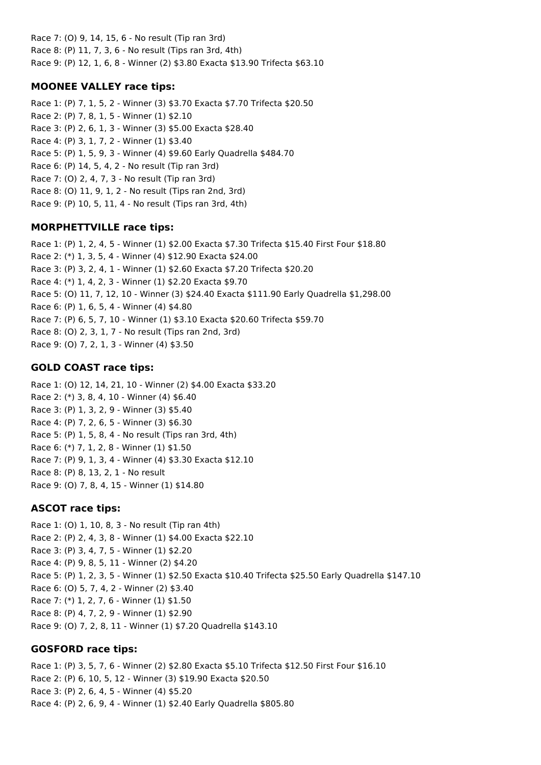Race 7: (O) 9, 14, 15, 6 - No result (Tip ran 3rd)
Race 8: (P) 11, 7, 3, 6 - No result (Tips ran 3rd, 4th)
Race 9: (P) 12, 1, 6, 8 - Winner (2) $3.80 Exacta $13.90 Trifecta $63.10

### MOONEE VALLEY race tips:

Race 1: (P) 7, 1, 5, 2 - Winner (3) $3.70 Exacta $7.70 Trifecta $20.50
Race 2: (P) 7, 8, 1, 5 - Winner (1) $2.10
Race 3: (P) 2, 6, 1, 3 - Winner (3) $5.00 Exacta $28.40
Race 4: (P) 3, 1, 7, 2 - Winner (1) $3.40
Race 5: (P) 1, 5, 9, 3 - Winner (4) $9.60 Early Quadrella $484.70
Race 6: (P) 14, 5, 4, 2 - No result (Tip ran 3rd)
Race 7: (O) 2, 4, 7, 3 - No result (Tip ran 3rd)
Race 8: (O) 11, 9, 1, 2 - No result (Tips ran 2nd, 3rd)
Race 9: (P) 10, 5, 11, 4 - No result (Tips ran 3rd, 4th)

### MORPHETTVILLE race tips:

Race 1: (P) 1, 2, 4, 5 - Winner (1) $2.00 Exacta $7.30 Trifecta $15.40 First Four $18.80
Race 2: (*) 1, 3, 5, 4 - Winner (4) $12.90 Exacta $24.00
Race 3: (P) 3, 2, 4, 1 - Winner (1) $2.60 Exacta $7.20 Trifecta $20.20
Race 4: (*) 1, 4, 2, 3 - Winner (1) $2.20 Exacta $9.70
Race 5: (O) 11, 7, 12, 10 - Winner (3) $24.40 Exacta $111.90 Early Quadrella $1,298.00
Race 6: (P) 1, 6, 5, 4 - Winner (4) $4.80
Race 7: (P) 6, 5, 7, 10 - Winner (1) $3.10 Exacta $20.60 Trifecta $59.70
Race 8: (O) 2, 3, 1, 7 - No result (Tips ran 2nd, 3rd)
Race 9: (O) 7, 2, 1, 3 - Winner (4) $3.50

### GOLD COAST race tips:

Race 1: (O) 12, 14, 21, 10 - Winner (2) $4.00 Exacta $33.20
Race 2: (*) 3, 8, 4, 10 - Winner (4) $6.40
Race 3: (P) 1, 3, 2, 9 - Winner (3) $5.40
Race 4: (P) 7, 2, 6, 5 - Winner (3) $6.30
Race 5: (P) 1, 5, 8, 4 - No result (Tips ran 3rd, 4th)
Race 6: (*) 7, 1, 2, 8 - Winner (1) $1.50
Race 7: (P) 9, 1, 3, 4 - Winner (4) $3.30 Exacta $12.10
Race 8: (P) 8, 13, 2, 1 - No result
Race 9: (O) 7, 8, 4, 15 - Winner (1) $14.80

### ASCOT race tips:

Race 1: (O) 1, 10, 8, 3 - No result (Tip ran 4th)
Race 2: (P) 2, 4, 3, 8 - Winner (1) $4.00 Exacta $22.10
Race 3: (P) 3, 4, 7, 5 - Winner (1) $2.20
Race 4: (P) 9, 8, 5, 11 - Winner (2) $4.20
Race 5: (P) 1, 2, 3, 5 - Winner (1) $2.50 Exacta $10.40 Trifecta $25.50 Early Quadrella $147.10
Race 6: (O) 5, 7, 4, 2 - Winner (2) $3.40
Race 7: (*) 1, 2, 7, 6 - Winner (1) $1.50
Race 8: (P) 4, 7, 2, 9 - Winner (1) $2.90
Race 9: (O) 7, 2, 8, 11 - Winner (1) $7.20 Quadrella $143.10

### GOSFORD race tips:

Race 1: (P) 3, 5, 7, 6 - Winner (2) $2.80 Exacta $5.10 Trifecta $12.50 First Four $16.10
Race 2: (P) 6, 10, 5, 12 - Winner (3) $19.90 Exacta $20.50
Race 3: (P) 2, 6, 4, 5 - Winner (4) $5.20
Race 4: (P) 2, 6, 9, 4 - Winner (1) $2.40 Early Quadrella $805.80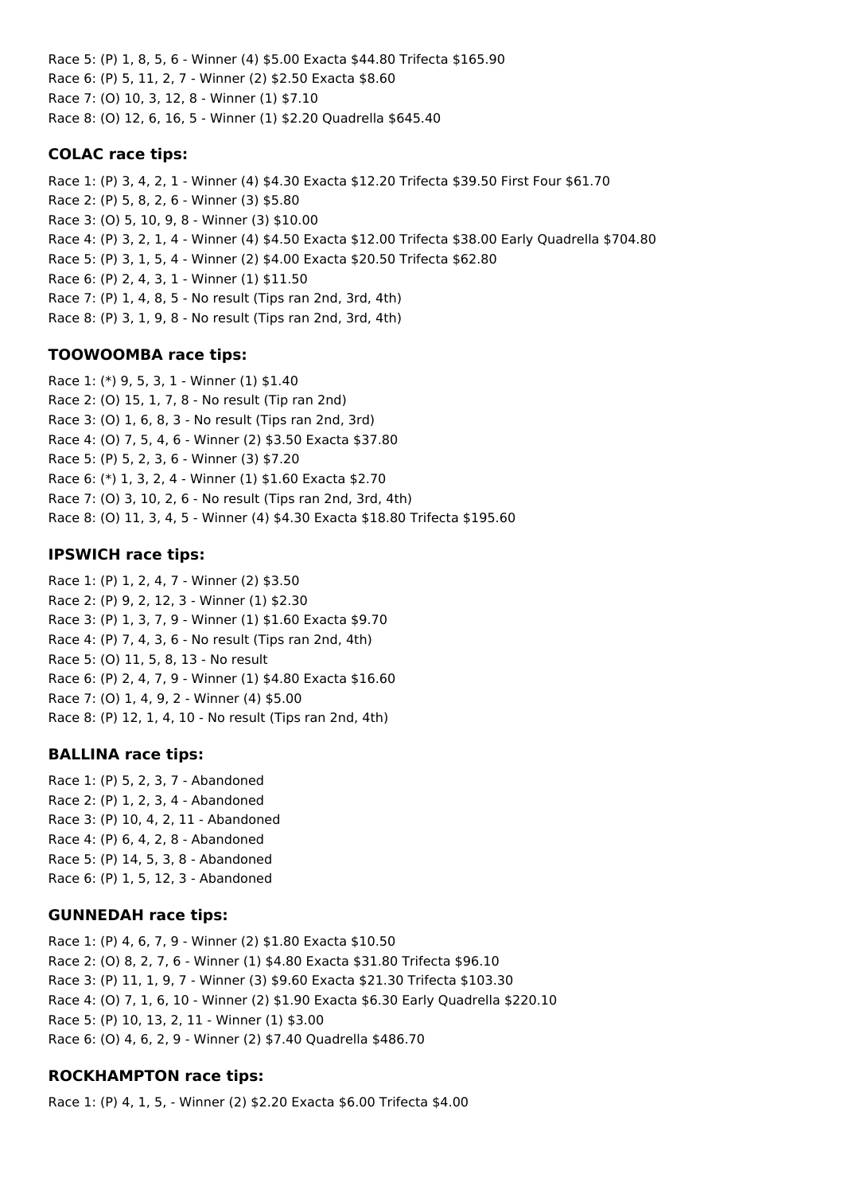Race 5: (P) 1, 8, 5, 6 - Winner (4) $5.00 Exacta $44.80 Trifecta $165.90
Race 6: (P) 5, 11, 2, 7 - Winner (2) $2.50 Exacta $8.60
Race 7: (O) 10, 3, 12, 8 - Winner (1) $7.10
Race 8: (O) 12, 6, 16, 5 - Winner (1) $2.20 Quadrella $645.40

### COLAC race tips:

Race 1: (P) 3, 4, 2, 1 - Winner (4) $4.30 Exacta $12.20 Trifecta $39.50 First Four $61.70
Race 2: (P) 5, 8, 2, 6 - Winner (3) $5.80
Race 3: (O) 5, 10, 9, 8 - Winner (3) $10.00
Race 4: (P) 3, 2, 1, 4 - Winner (4) $4.50 Exacta $12.00 Trifecta $38.00 Early Quadrella $704.80
Race 5: (P) 3, 1, 5, 4 - Winner (2) $4.00 Exacta $20.50 Trifecta $62.80
Race 6: (P) 2, 4, 3, 1 - Winner (1) $11.50
Race 7: (P) 1, 4, 8, 5 - No result (Tips ran 2nd, 3rd, 4th)
Race 8: (P) 3, 1, 9, 8 - No result (Tips ran 2nd, 3rd, 4th)

### TOOWOOMBA race tips:

Race 1: (*) 9, 5, 3, 1 - Winner (1) $1.40
Race 2: (O) 15, 1, 7, 8 - No result (Tip ran 2nd)
Race 3: (O) 1, 6, 8, 3 - No result (Tips ran 2nd, 3rd)
Race 4: (O) 7, 5, 4, 6 - Winner (2) $3.50 Exacta $37.80
Race 5: (P) 5, 2, 3, 6 - Winner (3) $7.20
Race 6: (*) 1, 3, 2, 4 - Winner (1) $1.60 Exacta $2.70
Race 7: (O) 3, 10, 2, 6 - No result (Tips ran 2nd, 3rd, 4th)
Race 8: (O) 11, 3, 4, 5 - Winner (4) $4.30 Exacta $18.80 Trifecta $195.60

### IPSWICH race tips:

Race 1: (P) 1, 2, 4, 7 - Winner (2) $3.50
Race 2: (P) 9, 2, 12, 3 - Winner (1) $2.30
Race 3: (P) 1, 3, 7, 9 - Winner (1) $1.60 Exacta $9.70
Race 4: (P) 7, 4, 3, 6 - No result (Tips ran 2nd, 4th)
Race 5: (O) 11, 5, 8, 13 - No result
Race 6: (P) 2, 4, 7, 9 - Winner (1) $4.80 Exacta $16.60
Race 7: (O) 1, 4, 9, 2 - Winner (4) $5.00
Race 8: (P) 12, 1, 4, 10 - No result (Tips ran 2nd, 4th)

### BALLINA race tips:

Race 1: (P) 5, 2, 3, 7 - Abandoned
Race 2: (P) 1, 2, 3, 4 - Abandoned
Race 3: (P) 10, 4, 2, 11 - Abandoned
Race 4: (P) 6, 4, 2, 8 - Abandoned
Race 5: (P) 14, 5, 3, 8 - Abandoned
Race 6: (P) 1, 5, 12, 3 - Abandoned

### GUNNEDAH race tips:

Race 1: (P) 4, 6, 7, 9 - Winner (2) $1.80 Exacta $10.50
Race 2: (O) 8, 2, 7, 6 - Winner (1) $4.80 Exacta $31.80 Trifecta $96.10
Race 3: (P) 11, 1, 9, 7 - Winner (3) $9.60 Exacta $21.30 Trifecta $103.30
Race 4: (O) 7, 1, 6, 10 - Winner (2) $1.90 Exacta $6.30 Early Quadrella $220.10
Race 5: (P) 10, 13, 2, 11 - Winner (1) $3.00
Race 6: (O) 4, 6, 2, 9 - Winner (2) $7.40 Quadrella $486.70

### ROCKHAMPTON race tips:

Race 1: (P) 4, 1, 5, - Winner (2) $2.20 Exacta $6.00 Trifecta $4.00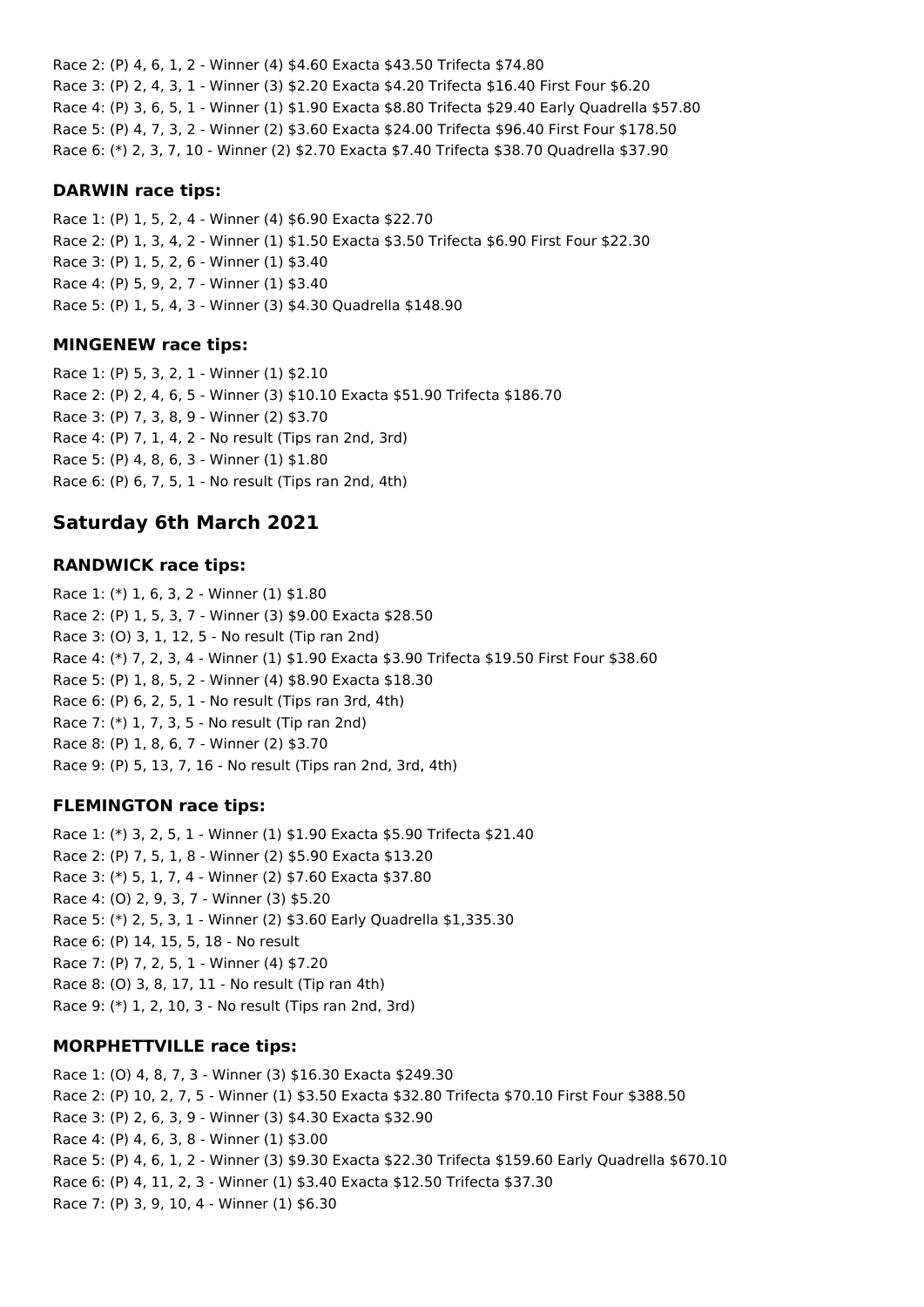Race 2: (P) 4, 6, 1, 2 - Winner (4) $4.60 Exacta $43.50 Trifecta $74.80
Race 3: (P) 2, 4, 3, 1 - Winner (3) $2.20 Exacta $4.20 Trifecta $16.40 First Four $6.20
Race 4: (P) 3, 6, 5, 1 - Winner (1) $1.90 Exacta $8.80 Trifecta $29.40 Early Quadrella $57.80
Race 5: (P) 4, 7, 3, 2 - Winner (2) $3.60 Exacta $24.00 Trifecta $96.40 First Four $178.50
Race 6: (*) 2, 3, 7, 10 - Winner (2) $2.70 Exacta $7.40 Trifecta $38.70 Quadrella $37.90

### DARWIN race tips:

Race 1: (P) 1, 5, 2, 4 - Winner (4) $6.90 Exacta $22.70
Race 2: (P) 1, 3, 4, 2 - Winner (1) $1.50 Exacta $3.50 Trifecta $6.90 First Four $22.30
Race 3: (P) 1, 5, 2, 6 - Winner (1) $3.40
Race 4: (P) 5, 9, 2, 7 - Winner (1) $3.40
Race 5: (P) 1, 5, 4, 3 - Winner (3) $4.30 Quadrella $148.90

### MINGENEW race tips:

Race 1: (P) 5, 3, 2, 1 - Winner (1) $2.10
Race 2: (P) 2, 4, 6, 5 - Winner (3) $10.10 Exacta $51.90 Trifecta $186.70
Race 3: (P) 7, 3, 8, 9 - Winner (2) $3.70
Race 4: (P) 7, 1, 4, 2 - No result (Tips ran 2nd, 3rd)
Race 5: (P) 4, 8, 6, 3 - Winner (1) $1.80
Race 6: (P) 6, 7, 5, 1 - No result (Tips ran 2nd, 4th)

## Saturday 6th March 2021

### RANDWICK race tips:

Race 1: (*) 1, 6, 3, 2 - Winner (1) $1.80
Race 2: (P) 1, 5, 3, 7 - Winner (3) $9.00 Exacta $28.50
Race 3: (O) 3, 1, 12, 5 - No result (Tip ran 2nd)
Race 4: (*) 7, 2, 3, 4 - Winner (1) $1.90 Exacta $3.90 Trifecta $19.50 First Four $38.60
Race 5: (P) 1, 8, 5, 2 - Winner (4) $8.90 Exacta $18.30
Race 6: (P) 6, 2, 5, 1 - No result (Tips ran 3rd, 4th)
Race 7: (*) 1, 7, 3, 5 - No result (Tip ran 2nd)
Race 8: (P) 1, 8, 6, 7 - Winner (2) $3.70
Race 9: (P) 5, 13, 7, 16 - No result (Tips ran 2nd, 3rd, 4th)

### FLEMINGTON race tips:

Race 1: (*) 3, 2, 5, 1 - Winner (1) $1.90 Exacta $5.90 Trifecta $21.40
Race 2: (P) 7, 5, 1, 8 - Winner (2) $5.90 Exacta $13.20
Race 3: (*) 5, 1, 7, 4 - Winner (2) $7.60 Exacta $37.80
Race 4: (O) 2, 9, 3, 7 - Winner (3) $5.20
Race 5: (*) 2, 5, 3, 1 - Winner (2) $3.60 Early Quadrella $1,335.30
Race 6: (P) 14, 15, 5, 18 - No result
Race 7: (P) 7, 2, 5, 1 - Winner (4) $7.20
Race 8: (O) 3, 8, 17, 11 - No result (Tip ran 4th)
Race 9: (*) 1, 2, 10, 3 - No result (Tips ran 2nd, 3rd)

### MORPHETTVILLE race tips:

Race 1: (O) 4, 8, 7, 3 - Winner (3) $16.30 Exacta $249.30
Race 2: (P) 10, 2, 7, 5 - Winner (1) $3.50 Exacta $32.80 Trifecta $70.10 First Four $388.50
Race 3: (P) 2, 6, 3, 9 - Winner (3) $4.30 Exacta $32.90
Race 4: (P) 4, 6, 3, 8 - Winner (1) $3.00
Race 5: (P) 4, 6, 1, 2 - Winner (3) $9.30 Exacta $22.30 Trifecta $159.60 Early Quadrella $670.10
Race 6: (P) 4, 11, 2, 3 - Winner (1) $3.40 Exacta $12.50 Trifecta $37.30
Race 7: (P) 3, 9, 10, 4 - Winner (1) $6.30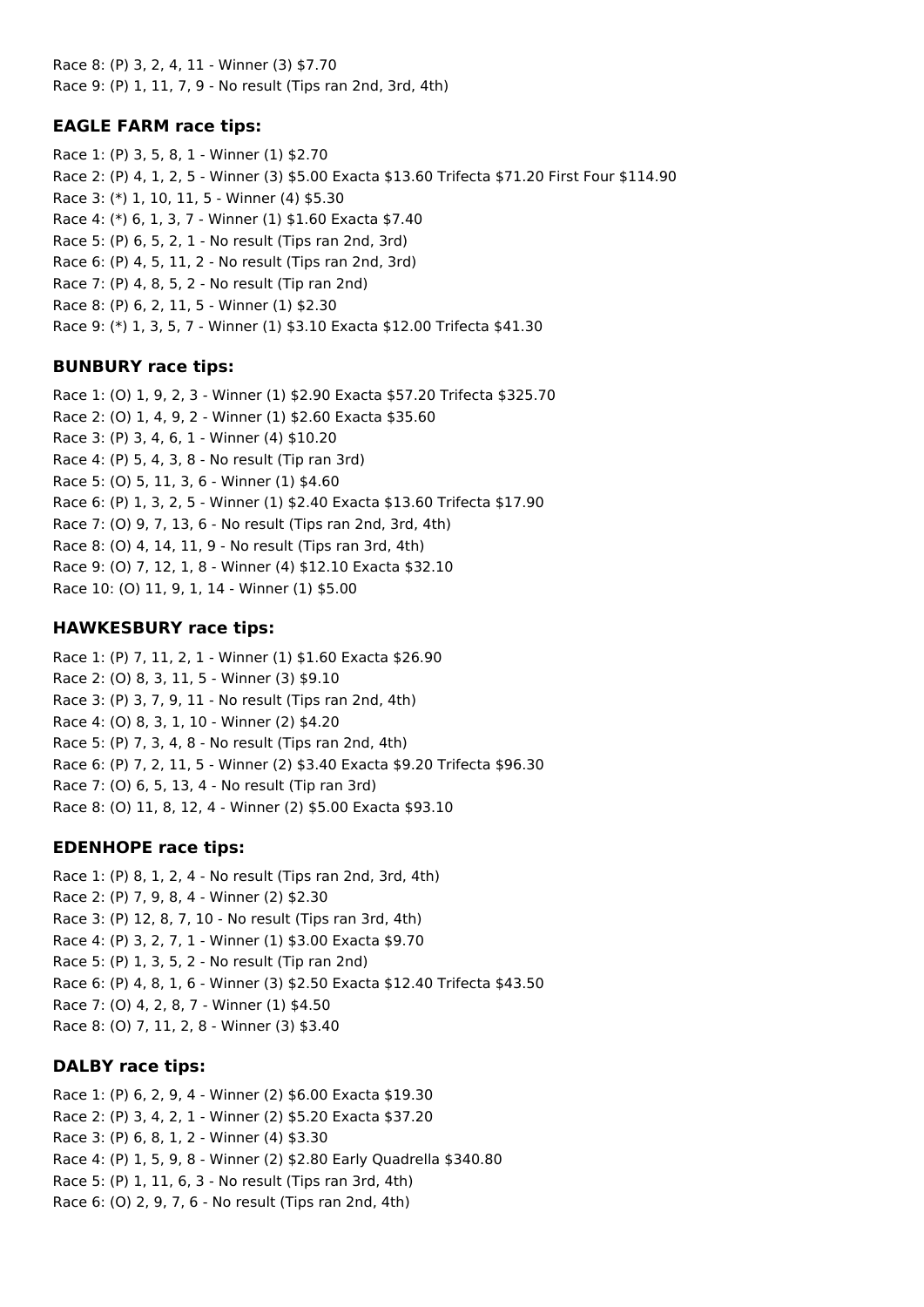Race 8: (P) 3, 2, 4, 11 - Winner (3) $7.70
Race 9: (P) 1, 11, 7, 9 - No result (Tips ran 2nd, 3rd, 4th)

### EAGLE FARM race tips:

Race 1: (P) 3, 5, 8, 1 - Winner (1) $2.70
Race 2: (P) 4, 1, 2, 5 - Winner (3) $5.00 Exacta $13.60 Trifecta $71.20 First Four $114.90
Race 3: (*) 1, 10, 11, 5 - Winner (4) $5.30
Race 4: (*) 6, 1, 3, 7 - Winner (1) $1.60 Exacta $7.40
Race 5: (P) 6, 5, 2, 1 - No result (Tips ran 2nd, 3rd)
Race 6: (P) 4, 5, 11, 2 - No result (Tips ran 2nd, 3rd)
Race 7: (P) 4, 8, 5, 2 - No result (Tip ran 2nd)
Race 8: (P) 6, 2, 11, 5 - Winner (1) $2.30
Race 9: (*) 1, 3, 5, 7 - Winner (1) $3.10 Exacta $12.00 Trifecta $41.30

### BUNBURY race tips:

Race 1: (O) 1, 9, 2, 3 - Winner (1) $2.90 Exacta $57.20 Trifecta $325.70
Race 2: (O) 1, 4, 9, 2 - Winner (1) $2.60 Exacta $35.60
Race 3: (P) 3, 4, 6, 1 - Winner (4) $10.20
Race 4: (P) 5, 4, 3, 8 - No result (Tip ran 3rd)
Race 5: (O) 5, 11, 3, 6 - Winner (1) $4.60
Race 6: (P) 1, 3, 2, 5 - Winner (1) $2.40 Exacta $13.60 Trifecta $17.90
Race 7: (O) 9, 7, 13, 6 - No result (Tips ran 2nd, 3rd, 4th)
Race 8: (O) 4, 14, 11, 9 - No result (Tips ran 3rd, 4th)
Race 9: (O) 7, 12, 1, 8 - Winner (4) $12.10 Exacta $32.10
Race 10: (O) 11, 9, 1, 14 - Winner (1) $5.00

### HAWKESBURY race tips:

Race 1: (P) 7, 11, 2, 1 - Winner (1) $1.60 Exacta $26.90
Race 2: (O) 8, 3, 11, 5 - Winner (3) $9.10
Race 3: (P) 3, 7, 9, 11 - No result (Tips ran 2nd, 4th)
Race 4: (O) 8, 3, 1, 10 - Winner (2) $4.20
Race 5: (P) 7, 3, 4, 8 - No result (Tips ran 2nd, 4th)
Race 6: (P) 7, 2, 11, 5 - Winner (2) $3.40 Exacta $9.20 Trifecta $96.30
Race 7: (O) 6, 5, 13, 4 - No result (Tip ran 3rd)
Race 8: (O) 11, 8, 12, 4 - Winner (2) $5.00 Exacta $93.10

### EDENHOPE race tips:

Race 1: (P) 8, 1, 2, 4 - No result (Tips ran 2nd, 3rd, 4th)
Race 2: (P) 7, 9, 8, 4 - Winner (2) $2.30
Race 3: (P) 12, 8, 7, 10 - No result (Tips ran 3rd, 4th)
Race 4: (P) 3, 2, 7, 1 - Winner (1) $3.00 Exacta $9.70
Race 5: (P) 1, 3, 5, 2 - No result (Tip ran 2nd)
Race 6: (P) 4, 8, 1, 6 - Winner (3) $2.50 Exacta $12.40 Trifecta $43.50
Race 7: (O) 4, 2, 8, 7 - Winner (1) $4.50
Race 8: (O) 7, 11, 2, 8 - Winner (3) $3.40

### DALBY race tips:

Race 1: (P) 6, 2, 9, 4 - Winner (2) $6.00 Exacta $19.30
Race 2: (P) 3, 4, 2, 1 - Winner (2) $5.20 Exacta $37.20
Race 3: (P) 6, 8, 1, 2 - Winner (4) $3.30
Race 4: (P) 1, 5, 9, 8 - Winner (2) $2.80 Early Quadrella $340.80
Race 5: (P) 1, 11, 6, 3 - No result (Tips ran 3rd, 4th)
Race 6: (O) 2, 9, 7, 6 - No result (Tips ran 2nd, 4th)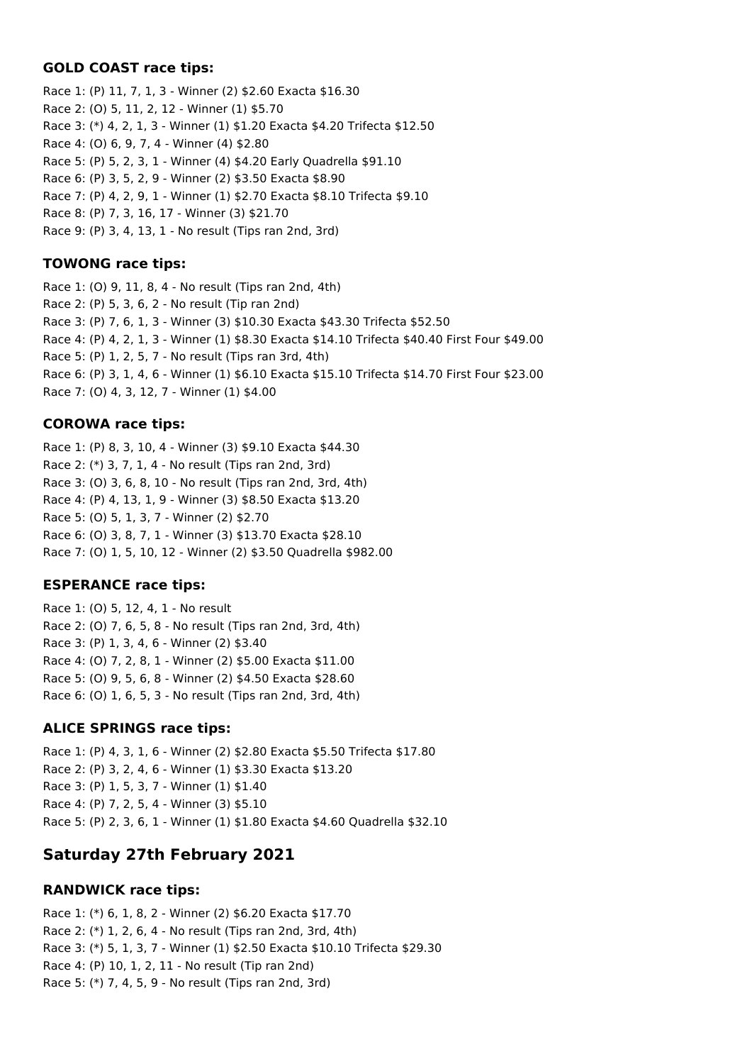### GOLD COAST race tips:

Race 1: (P) 11, 7, 1, 3 - Winner (2) $2.60 Exacta $16.30
Race 2: (O) 5, 11, 2, 12 - Winner (1) $5.70
Race 3: (*) 4, 2, 1, 3 - Winner (1) $1.20 Exacta $4.20 Trifecta $12.50
Race 4: (O) 6, 9, 7, 4 - Winner (4) $2.80
Race 5: (P) 5, 2, 3, 1 - Winner (4) $4.20 Early Quadrella $91.10
Race 6: (P) 3, 5, 2, 9 - Winner (2) $3.50 Exacta $8.90
Race 7: (P) 4, 2, 9, 1 - Winner (1) $2.70 Exacta $8.10 Trifecta $9.10
Race 8: (P) 7, 3, 16, 17 - Winner (3) $21.70
Race 9: (P) 3, 4, 13, 1 - No result (Tips ran 2nd, 3rd)

### TOWONG race tips:

Race 1: (O) 9, 11, 8, 4 - No result (Tips ran 2nd, 4th)
Race 2: (P) 5, 3, 6, 2 - No result (Tip ran 2nd)
Race 3: (P) 7, 6, 1, 3 - Winner (3) $10.30 Exacta $43.30 Trifecta $52.50
Race 4: (P) 4, 2, 1, 3 - Winner (1) $8.30 Exacta $14.10 Trifecta $40.40 First Four $49.00
Race 5: (P) 1, 2, 5, 7 - No result (Tips ran 3rd, 4th)
Race 6: (P) 3, 1, 4, 6 - Winner (1) $6.10 Exacta $15.10 Trifecta $14.70 First Four $23.00
Race 7: (O) 4, 3, 12, 7 - Winner (1) $4.00

### COROWA race tips:

Race 1: (P) 8, 3, 10, 4 - Winner (3) $9.10 Exacta $44.30
Race 2: (*) 3, 7, 1, 4 - No result (Tips ran 2nd, 3rd)
Race 3: (O) 3, 6, 8, 10 - No result (Tips ran 2nd, 3rd, 4th)
Race 4: (P) 4, 13, 1, 9 - Winner (3) $8.50 Exacta $13.20
Race 5: (O) 5, 1, 3, 7 - Winner (2) $2.70
Race 6: (O) 3, 8, 7, 1 - Winner (3) $13.70 Exacta $28.10
Race 7: (O) 1, 5, 10, 12 - Winner (2) $3.50 Quadrella $982.00

### ESPERANCE race tips:

Race 1: (O) 5, 12, 4, 1 - No result
Race 2: (O) 7, 6, 5, 8 - No result (Tips ran 2nd, 3rd, 4th)
Race 3: (P) 1, 3, 4, 6 - Winner (2) $3.40
Race 4: (O) 7, 2, 8, 1 - Winner (2) $5.00 Exacta $11.00
Race 5: (O) 9, 5, 6, 8 - Winner (2) $4.50 Exacta $28.60
Race 6: (O) 1, 6, 5, 3 - No result (Tips ran 2nd, 3rd, 4th)

### ALICE SPRINGS race tips:

Race 1: (P) 4, 3, 1, 6 - Winner (2) $2.80 Exacta $5.50 Trifecta $17.80
Race 2: (P) 3, 2, 4, 6 - Winner (1) $3.30 Exacta $13.20
Race 3: (P) 1, 5, 3, 7 - Winner (1) $1.40
Race 4: (P) 7, 2, 5, 4 - Winner (3) $5.10
Race 5: (P) 2, 3, 6, 1 - Winner (1) $1.80 Exacta $4.60 Quadrella $32.10

## Saturday 27th February 2021

### RANDWICK race tips:

Race 1: (*) 6, 1, 8, 2 - Winner (2) $6.20 Exacta $17.70
Race 2: (*) 1, 2, 6, 4 - No result (Tips ran 2nd, 3rd, 4th)
Race 3: (*) 5, 1, 3, 7 - Winner (1) $2.50 Exacta $10.10 Trifecta $29.30
Race 4: (P) 10, 1, 2, 11 - No result (Tip ran 2nd)
Race 5: (*) 7, 4, 5, 9 - No result (Tips ran 2nd, 3rd)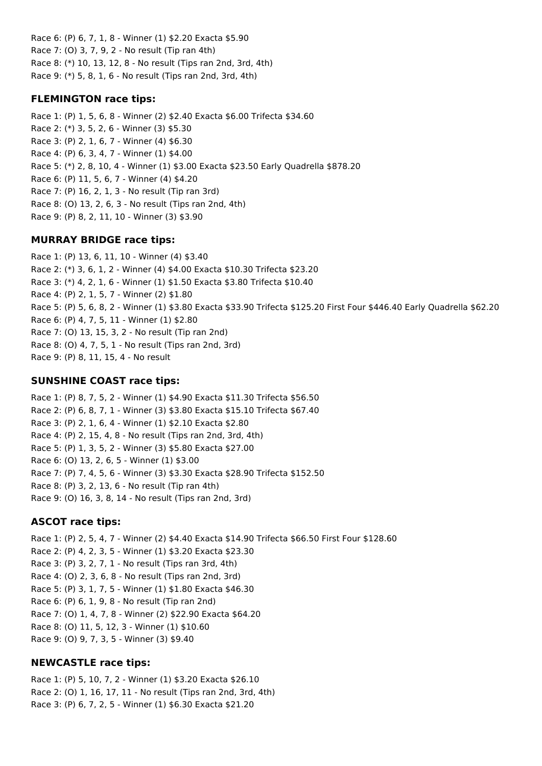Race 6: (P) 6, 7, 1, 8 - Winner (1) $2.20 Exacta $5.90
Race 7: (O) 3, 7, 9, 2 - No result (Tip ran 4th)
Race 8: (*) 10, 13, 12, 8 - No result (Tips ran 2nd, 3rd, 4th)
Race 9: (*) 5, 8, 1, 6 - No result (Tips ran 2nd, 3rd, 4th)

### FLEMINGTON race tips:

Race 1: (P) 1, 5, 6, 8 - Winner (2) $2.40 Exacta $6.00 Trifecta $34.60
Race 2: (*) 3, 5, 2, 6 - Winner (3) $5.30
Race 3: (P) 2, 1, 6, 7 - Winner (4) $6.30
Race 4: (P) 6, 3, 4, 7 - Winner (1) $4.00
Race 5: (*) 2, 8, 10, 4 - Winner (1) $3.00 Exacta $23.50 Early Quadrella $878.20
Race 6: (P) 11, 5, 6, 7 - Winner (4) $4.20
Race 7: (P) 16, 2, 1, 3 - No result (Tip ran 3rd)
Race 8: (O) 13, 2, 6, 3 - No result (Tips ran 2nd, 4th)
Race 9: (P) 8, 2, 11, 10 - Winner (3) $3.90

### MURRAY BRIDGE race tips:

Race 1: (P) 13, 6, 11, 10 - Winner (4) $3.40
Race 2: (*) 3, 6, 1, 2 - Winner (4) $4.00 Exacta $10.30 Trifecta $23.20
Race 3: (*) 4, 2, 1, 6 - Winner (1) $1.50 Exacta $3.80 Trifecta $10.40
Race 4: (P) 2, 1, 5, 7 - Winner (2) $1.80
Race 5: (P) 5, 6, 8, 2 - Winner (1) $3.80 Exacta $33.90 Trifecta $125.20 First Four $446.40 Early Quadrella $62.20
Race 6: (P) 4, 7, 5, 11 - Winner (1) $2.80
Race 7: (O) 13, 15, 3, 2 - No result (Tip ran 2nd)
Race 8: (O) 4, 7, 5, 1 - No result (Tips ran 2nd, 3rd)
Race 9: (P) 8, 11, 15, 4 - No result

### SUNSHINE COAST race tips:

Race 1: (P) 8, 7, 5, 2 - Winner (1) $4.90 Exacta $11.30 Trifecta $56.50
Race 2: (P) 6, 8, 7, 1 - Winner (3) $3.80 Exacta $15.10 Trifecta $67.40
Race 3: (P) 2, 1, 6, 4 - Winner (1) $2.10 Exacta $2.80
Race 4: (P) 2, 15, 4, 8 - No result (Tips ran 2nd, 3rd, 4th)
Race 5: (P) 1, 3, 5, 2 - Winner (3) $5.80 Exacta $27.00
Race 6: (O) 13, 2, 6, 5 - Winner (1) $3.00
Race 7: (P) 7, 4, 5, 6 - Winner (3) $3.30 Exacta $28.90 Trifecta $152.50
Race 8: (P) 3, 2, 13, 6 - No result (Tip ran 4th)
Race 9: (O) 16, 3, 8, 14 - No result (Tips ran 2nd, 3rd)

### ASCOT race tips:

Race 1: (P) 2, 5, 4, 7 - Winner (2) $4.40 Exacta $14.90 Trifecta $66.50 First Four $128.60
Race 2: (P) 4, 2, 3, 5 - Winner (1) $3.20 Exacta $23.30
Race 3: (P) 3, 2, 7, 1 - No result (Tips ran 3rd, 4th)
Race 4: (O) 2, 3, 6, 8 - No result (Tips ran 2nd, 3rd)
Race 5: (P) 3, 1, 7, 5 - Winner (1) $1.80 Exacta $46.30
Race 6: (P) 6, 1, 9, 8 - No result (Tip ran 2nd)
Race 7: (O) 1, 4, 7, 8 - Winner (2) $22.90 Exacta $64.20
Race 8: (O) 11, 5, 12, 3 - Winner (1) $10.60
Race 9: (O) 9, 7, 3, 5 - Winner (3) $9.40

### NEWCASTLE race tips:

Race 1: (P) 5, 10, 7, 2 - Winner (1) $3.20 Exacta $26.10
Race 2: (O) 1, 16, 17, 11 - No result (Tips ran 2nd, 3rd, 4th)
Race 3: (P) 6, 7, 2, 5 - Winner (1) $6.30 Exacta $21.20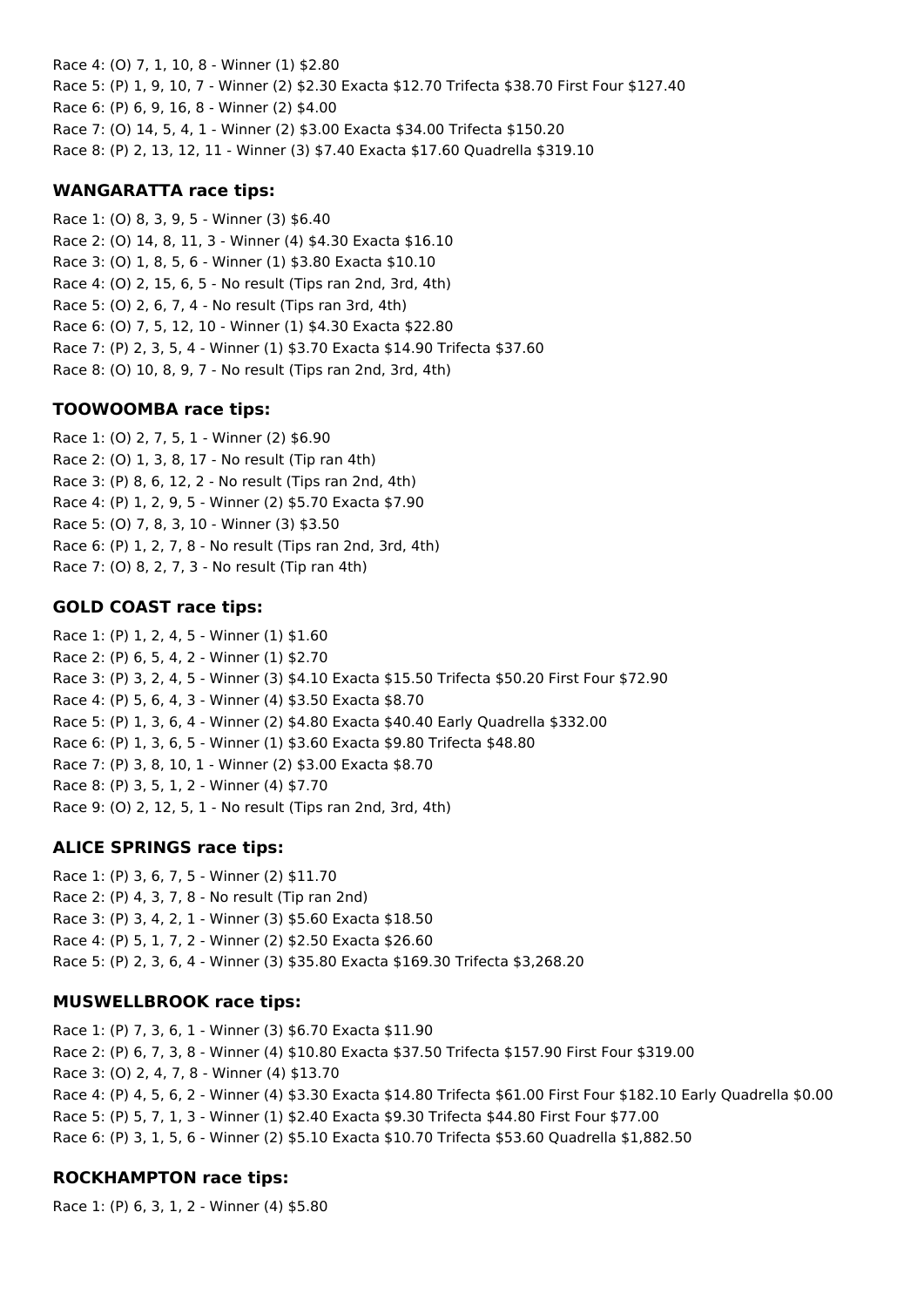Race 4: (O) 7, 1, 10, 8 - Winner (1) $2.80
Race 5: (P) 1, 9, 10, 7 - Winner (2) $2.30 Exacta $12.70 Trifecta $38.70 First Four $127.40
Race 6: (P) 6, 9, 16, 8 - Winner (2) $4.00
Race 7: (O) 14, 5, 4, 1 - Winner (2) $3.00 Exacta $34.00 Trifecta $150.20
Race 8: (P) 2, 13, 12, 11 - Winner (3) $7.40 Exacta $17.60 Quadrella $319.10

### WANGARATTA race tips:

Race 1: (O) 8, 3, 9, 5 - Winner (3) $6.40
Race 2: (O) 14, 8, 11, 3 - Winner (4) $4.30 Exacta $16.10
Race 3: (O) 1, 8, 5, 6 - Winner (1) $3.80 Exacta $10.10
Race 4: (O) 2, 15, 6, 5 - No result (Tips ran 2nd, 3rd, 4th)
Race 5: (O) 2, 6, 7, 4 - No result (Tips ran 3rd, 4th)
Race 6: (O) 7, 5, 12, 10 - Winner (1) $4.30 Exacta $22.80
Race 7: (P) 2, 3, 5, 4 - Winner (1) $3.70 Exacta $14.90 Trifecta $37.60
Race 8: (O) 10, 8, 9, 7 - No result (Tips ran 2nd, 3rd, 4th)

### TOOWOOMBA race tips:

Race 1: (O) 2, 7, 5, 1 - Winner (2) $6.90
Race 2: (O) 1, 3, 8, 17 - No result (Tip ran 4th)
Race 3: (P) 8, 6, 12, 2 - No result (Tips ran 2nd, 4th)
Race 4: (P) 1, 2, 9, 5 - Winner (2) $5.70 Exacta $7.90
Race 5: (O) 7, 8, 3, 10 - Winner (3) $3.50
Race 6: (P) 1, 2, 7, 8 - No result (Tips ran 2nd, 3rd, 4th)
Race 7: (O) 8, 2, 7, 3 - No result (Tip ran 4th)

### GOLD COAST race tips:

Race 1: (P) 1, 2, 4, 5 - Winner (1) $1.60
Race 2: (P) 6, 5, 4, 2 - Winner (1) $2.70
Race 3: (P) 3, 2, 4, 5 - Winner (3) $4.10 Exacta $15.50 Trifecta $50.20 First Four $72.90
Race 4: (P) 5, 6, 4, 3 - Winner (4) $3.50 Exacta $8.70
Race 5: (P) 1, 3, 6, 4 - Winner (2) $4.80 Exacta $40.40 Early Quadrella $332.00
Race 6: (P) 1, 3, 6, 5 - Winner (1) $3.60 Exacta $9.80 Trifecta $48.80
Race 7: (P) 3, 8, 10, 1 - Winner (2) $3.00 Exacta $8.70
Race 8: (P) 3, 5, 1, 2 - Winner (4) $7.70
Race 9: (O) 2, 12, 5, 1 - No result (Tips ran 2nd, 3rd, 4th)

### ALICE SPRINGS race tips:

Race 1: (P) 3, 6, 7, 5 - Winner (2) $11.70
Race 2: (P) 4, 3, 7, 8 - No result (Tip ran 2nd)
Race 3: (P) 3, 4, 2, 1 - Winner (3) $5.60 Exacta $18.50
Race 4: (P) 5, 1, 7, 2 - Winner (2) $2.50 Exacta $26.60
Race 5: (P) 2, 3, 6, 4 - Winner (3) $35.80 Exacta $169.30 Trifecta $3,268.20

### MUSWELLBROOK race tips:

Race 1: (P) 7, 3, 6, 1 - Winner (3) $6.70 Exacta $11.90
Race 2: (P) 6, 7, 3, 8 - Winner (4) $10.80 Exacta $37.50 Trifecta $157.90 First Four $319.00
Race 3: (O) 2, 4, 7, 8 - Winner (4) $13.70
Race 4: (P) 4, 5, 6, 2 - Winner (4) $3.30 Exacta $14.80 Trifecta $61.00 First Four $182.10 Early Quadrella $0.00
Race 5: (P) 5, 7, 1, 3 - Winner (1) $2.40 Exacta $9.30 Trifecta $44.80 First Four $77.00
Race 6: (P) 3, 1, 5, 6 - Winner (2) $5.10 Exacta $10.70 Trifecta $53.60 Quadrella $1,882.50

### ROCKHAMPTON race tips:

Race 1: (P) 6, 3, 1, 2 - Winner (4) $5.80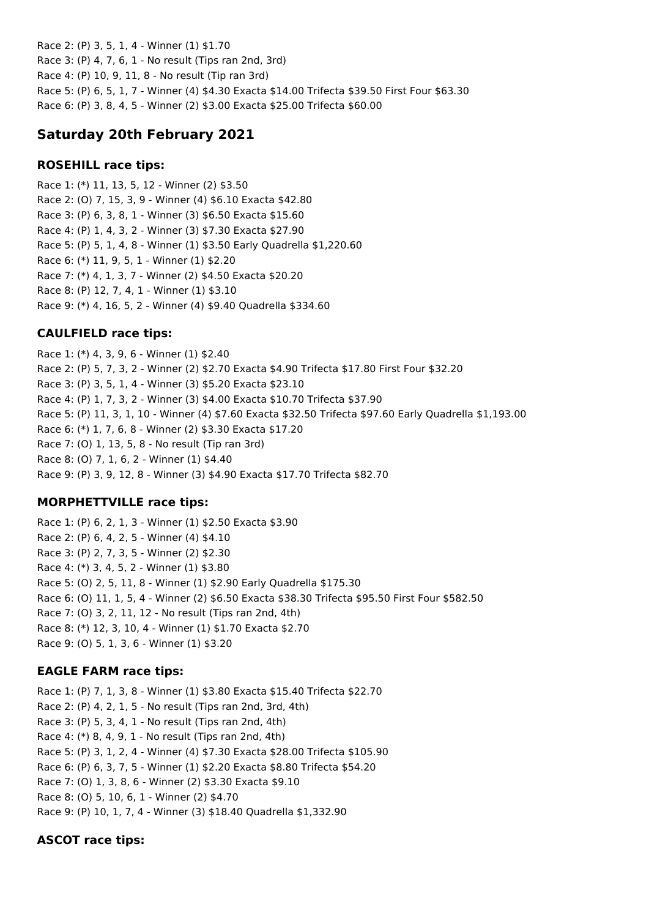Race 2: (P) 3, 5, 1, 4 - Winner (1) $1.70
Race 3: (P) 4, 7, 6, 1 - No result (Tips ran 2nd, 3rd)
Race 4: (P) 10, 9, 11, 8 - No result (Tip ran 3rd)
Race 5: (P) 6, 5, 1, 7 - Winner (4) $4.30 Exacta $14.00 Trifecta $39.50 First Four $63.30
Race 6: (P) 3, 8, 4, 5 - Winner (2) $3.00 Exacta $25.00 Trifecta $60.00

## Saturday 20th February 2021

### ROSEHILL race tips:

Race 1: (*) 11, 13, 5, 12 - Winner (2) $3.50
Race 2: (O) 7, 15, 3, 9 - Winner (4) $6.10 Exacta $42.80
Race 3: (P) 6, 3, 8, 1 - Winner (3) $6.50 Exacta $15.60
Race 4: (P) 1, 4, 3, 2 - Winner (3) $7.30 Exacta $27.90
Race 5: (P) 5, 1, 4, 8 - Winner (1) $3.50 Early Quadrella $1,220.60
Race 6: (*) 11, 9, 5, 1 - Winner (1) $2.20
Race 7: (*) 4, 1, 3, 7 - Winner (2) $4.50 Exacta $20.20
Race 8: (P) 12, 7, 4, 1 - Winner (1) $3.10
Race 9: (*) 4, 16, 5, 2 - Winner (4) $9.40 Quadrella $334.60

### CAULFIELD race tips:

Race 1: (*) 4, 3, 9, 6 - Winner (1) $2.40
Race 2: (P) 5, 7, 3, 2 - Winner (2) $2.70 Exacta $4.90 Trifecta $17.80 First Four $32.20
Race 3: (P) 3, 5, 1, 4 - Winner (3) $5.20 Exacta $23.10
Race 4: (P) 1, 7, 3, 2 - Winner (3) $4.00 Exacta $10.70 Trifecta $37.90
Race 5: (P) 11, 3, 1, 10 - Winner (4) $7.60 Exacta $32.50 Trifecta $97.60 Early Quadrella $1,193.00
Race 6: (*) 1, 7, 6, 8 - Winner (2) $3.30 Exacta $17.20
Race 7: (O) 1, 13, 5, 8 - No result (Tip ran 3rd)
Race 8: (O) 7, 1, 6, 2 - Winner (1) $4.40
Race 9: (P) 3, 9, 12, 8 - Winner (3) $4.90 Exacta $17.70 Trifecta $82.70

### MORPHETTVILLE race tips:

Race 1: (P) 6, 2, 1, 3 - Winner (1) $2.50 Exacta $3.90
Race 2: (P) 6, 4, 2, 5 - Winner (4) $4.10
Race 3: (P) 2, 7, 3, 5 - Winner (2) $2.30
Race 4: (*) 3, 4, 5, 2 - Winner (1) $3.80
Race 5: (O) 2, 5, 11, 8 - Winner (1) $2.90 Early Quadrella $175.30
Race 6: (O) 11, 1, 5, 4 - Winner (2) $6.50 Exacta $38.30 Trifecta $95.50 First Four $582.50
Race 7: (O) 3, 2, 11, 12 - No result (Tips ran 2nd, 4th)
Race 8: (*) 12, 3, 10, 4 - Winner (1) $1.70 Exacta $2.70
Race 9: (O) 5, 1, 3, 6 - Winner (1) $3.20

### EAGLE FARM race tips:

Race 1: (P) 7, 1, 3, 8 - Winner (1) $3.80 Exacta $15.40 Trifecta $22.70
Race 2: (P) 4, 2, 1, 5 - No result (Tips ran 2nd, 3rd, 4th)
Race 3: (P) 5, 3, 4, 1 - No result (Tips ran 2nd, 4th)
Race 4: (*) 8, 4, 9, 1 - No result (Tips ran 2nd, 4th)
Race 5: (P) 3, 1, 2, 4 - Winner (4) $7.30 Exacta $28.00 Trifecta $105.90
Race 6: (P) 6, 3, 7, 5 - Winner (1) $2.20 Exacta $8.80 Trifecta $54.20
Race 7: (O) 1, 3, 8, 6 - Winner (2) $3.30 Exacta $9.10
Race 8: (O) 5, 10, 6, 1 - Winner (2) $4.70
Race 9: (P) 10, 1, 7, 4 - Winner (3) $18.40 Quadrella $1,332.90

### ASCOT race tips: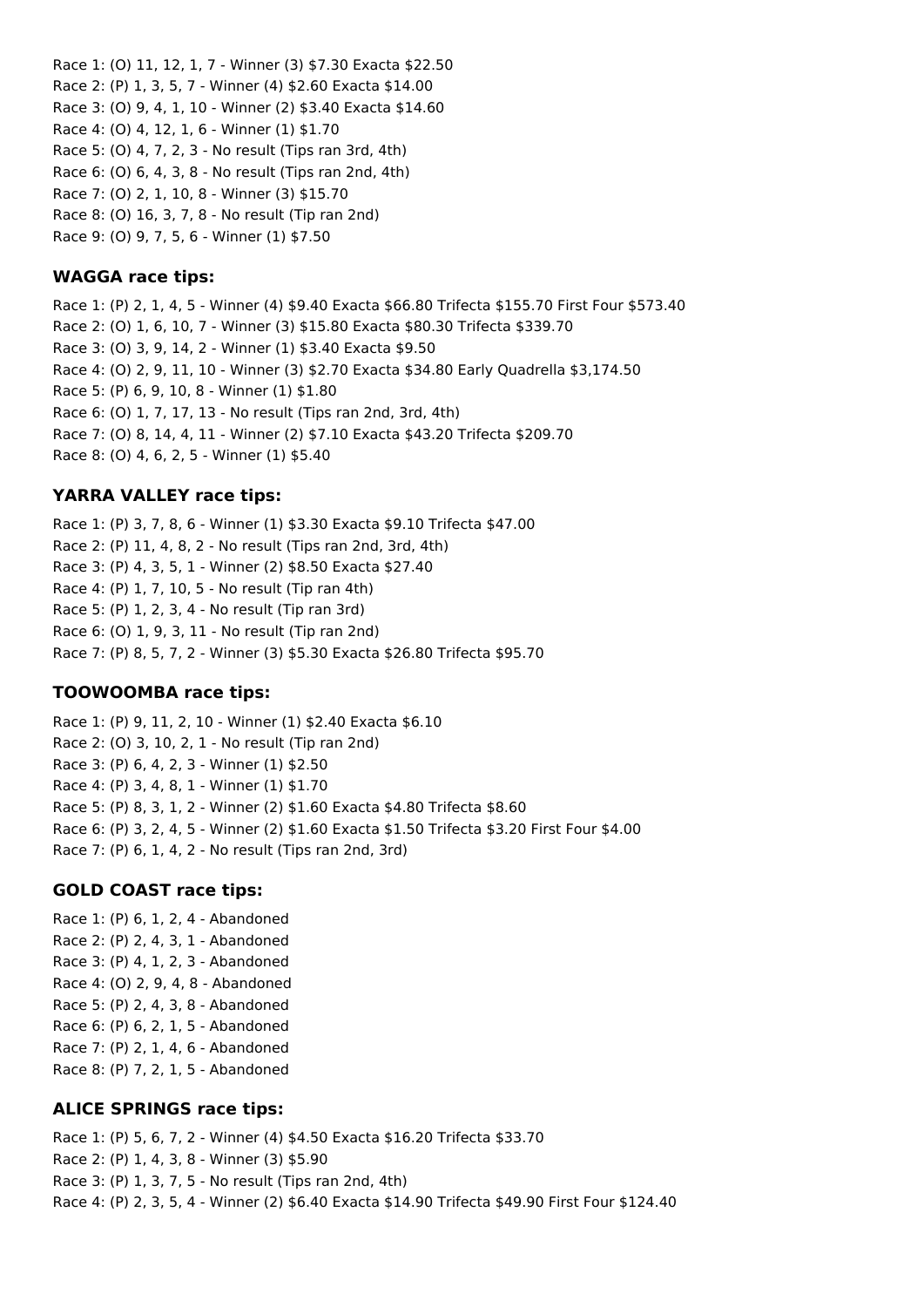Race 1: (O) 11, 12, 1, 7 - Winner (3) $7.30 Exacta $22.50
Race 2: (P) 1, 3, 5, 7 - Winner (4) $2.60 Exacta $14.00
Race 3: (O) 9, 4, 1, 10 - Winner (2) $3.40 Exacta $14.60
Race 4: (O) 4, 12, 1, 6 - Winner (1) $1.70
Race 5: (O) 4, 7, 2, 3 - No result (Tips ran 3rd, 4th)
Race 6: (O) 6, 4, 3, 8 - No result (Tips ran 2nd, 4th)
Race 7: (O) 2, 1, 10, 8 - Winner (3) $15.70
Race 8: (O) 16, 3, 7, 8 - No result (Tip ran 2nd)
Race 9: (O) 9, 7, 5, 6 - Winner (1) $7.50

### WAGGA race tips:

Race 1: (P) 2, 1, 4, 5 - Winner (4) $9.40 Exacta $66.80 Trifecta $155.70 First Four $573.40
Race 2: (O) 1, 6, 10, 7 - Winner (3) $15.80 Exacta $80.30 Trifecta $339.70
Race 3: (O) 3, 9, 14, 2 - Winner (1) $3.40 Exacta $9.50
Race 4: (O) 2, 9, 11, 10 - Winner (3) $2.70 Exacta $34.80 Early Quadrella $3,174.50
Race 5: (P) 6, 9, 10, 8 - Winner (1) $1.80
Race 6: (O) 1, 7, 17, 13 - No result (Tips ran 2nd, 3rd, 4th)
Race 7: (O) 8, 14, 4, 11 - Winner (2) $7.10 Exacta $43.20 Trifecta $209.70
Race 8: (O) 4, 6, 2, 5 - Winner (1) $5.40

### YARRA VALLEY race tips:

Race 1: (P) 3, 7, 8, 6 - Winner (1) $3.30 Exacta $9.10 Trifecta $47.00
Race 2: (P) 11, 4, 8, 2 - No result (Tips ran 2nd, 3rd, 4th)
Race 3: (P) 4, 3, 5, 1 - Winner (2) $8.50 Exacta $27.40
Race 4: (P) 1, 7, 10, 5 - No result (Tip ran 4th)
Race 5: (P) 1, 2, 3, 4 - No result (Tip ran 3rd)
Race 6: (O) 1, 9, 3, 11 - No result (Tip ran 2nd)
Race 7: (P) 8, 5, 7, 2 - Winner (3) $5.30 Exacta $26.80 Trifecta $95.70

### TOOWOOMBA race tips:

Race 1: (P) 9, 11, 2, 10 - Winner (1) $2.40 Exacta $6.10
Race 2: (O) 3, 10, 2, 1 - No result (Tip ran 2nd)
Race 3: (P) 6, 4, 2, 3 - Winner (1) $2.50
Race 4: (P) 3, 4, 8, 1 - Winner (1) $1.70
Race 5: (P) 8, 3, 1, 2 - Winner (2) $1.60 Exacta $4.80 Trifecta $8.60
Race 6: (P) 3, 2, 4, 5 - Winner (2) $1.60 Exacta $1.50 Trifecta $3.20 First Four $4.00
Race 7: (P) 6, 1, 4, 2 - No result (Tips ran 2nd, 3rd)

### GOLD COAST race tips:

Race 1: (P) 6, 1, 2, 4 - Abandoned
Race 2: (P) 2, 4, 3, 1 - Abandoned
Race 3: (P) 4, 1, 2, 3 - Abandoned
Race 4: (O) 2, 9, 4, 8 - Abandoned
Race 5: (P) 2, 4, 3, 8 - Abandoned
Race 6: (P) 6, 2, 1, 5 - Abandoned
Race 7: (P) 2, 1, 4, 6 - Abandoned
Race 8: (P) 7, 2, 1, 5 - Abandoned

### ALICE SPRINGS race tips:

Race 1: (P) 5, 6, 7, 2 - Winner (4) $4.50 Exacta $16.20 Trifecta $33.70
Race 2: (P) 1, 4, 3, 8 - Winner (3) $5.90
Race 3: (P) 1, 3, 7, 5 - No result (Tips ran 2nd, 4th)
Race 4: (P) 2, 3, 5, 4 - Winner (2) $6.40 Exacta $14.90 Trifecta $49.90 First Four $124.40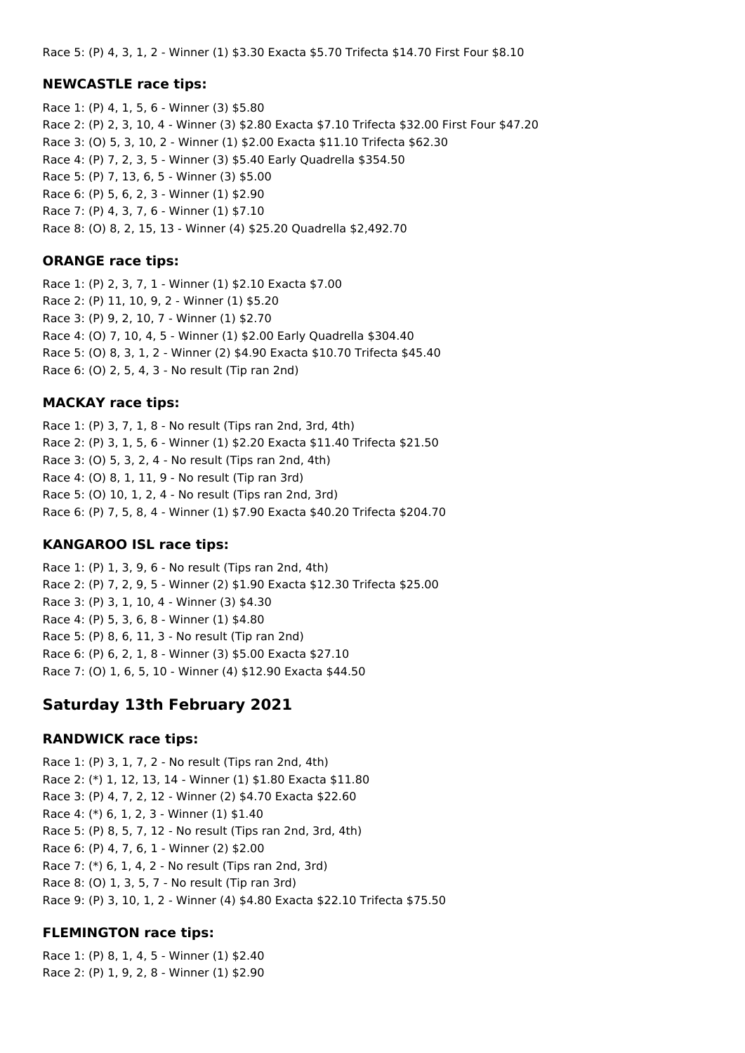Race 5: (P) 4, 3, 1, 2 - Winner (1) $3.30 Exacta $5.70 Trifecta $14.70 First Four $8.10

### NEWCASTLE race tips:

Race 1: (P) 4, 1, 5, 6 - Winner (3) $5.80
Race 2: (P) 2, 3, 10, 4 - Winner (3) $2.80 Exacta $7.10 Trifecta $32.00 First Four $47.20
Race 3: (O) 5, 3, 10, 2 - Winner (1) $2.00 Exacta $11.10 Trifecta $62.30
Race 4: (P) 7, 2, 3, 5 - Winner (3) $5.40 Early Quadrella $354.50
Race 5: (P) 7, 13, 6, 5 - Winner (3) $5.00
Race 6: (P) 5, 6, 2, 3 - Winner (1) $2.90
Race 7: (P) 4, 3, 7, 6 - Winner (1) $7.10
Race 8: (O) 8, 2, 15, 13 - Winner (4) $25.20 Quadrella $2,492.70

### ORANGE race tips:

Race 1: (P) 2, 3, 7, 1 - Winner (1) $2.10 Exacta $7.00
Race 2: (P) 11, 10, 9, 2 - Winner (1) $5.20
Race 3: (P) 9, 2, 10, 7 - Winner (1) $2.70
Race 4: (O) 7, 10, 4, 5 - Winner (1) $2.00 Early Quadrella $304.40
Race 5: (O) 8, 3, 1, 2 - Winner (2) $4.90 Exacta $10.70 Trifecta $45.40
Race 6: (O) 2, 5, 4, 3 - No result (Tip ran 2nd)

### MACKAY race tips:

Race 1: (P) 3, 7, 1, 8 - No result (Tips ran 2nd, 3rd, 4th)
Race 2: (P) 3, 1, 5, 6 - Winner (1) $2.20 Exacta $11.40 Trifecta $21.50
Race 3: (O) 5, 3, 2, 4 - No result (Tips ran 2nd, 4th)
Race 4: (O) 8, 1, 11, 9 - No result (Tip ran 3rd)
Race 5: (O) 10, 1, 2, 4 - No result (Tips ran 2nd, 3rd)
Race 6: (P) 7, 5, 8, 4 - Winner (1) $7.90 Exacta $40.20 Trifecta $204.70

### KANGAROO ISL race tips:

Race 1: (P) 1, 3, 9, 6 - No result (Tips ran 2nd, 4th)
Race 2: (P) 7, 2, 9, 5 - Winner (2) $1.90 Exacta $12.30 Trifecta $25.00
Race 3: (P) 3, 1, 10, 4 - Winner (3) $4.30
Race 4: (P) 5, 3, 6, 8 - Winner (1) $4.80
Race 5: (P) 8, 6, 11, 3 - No result (Tip ran 2nd)
Race 6: (P) 6, 2, 1, 8 - Winner (3) $5.00 Exacta $27.10
Race 7: (O) 1, 6, 5, 10 - Winner (4) $12.90 Exacta $44.50

## Saturday 13th February 2021

### RANDWICK race tips:

Race 1: (P) 3, 1, 7, 2 - No result (Tips ran 2nd, 4th)
Race 2: (*) 1, 12, 13, 14 - Winner (1) $1.80 Exacta $11.80
Race 3: (P) 4, 7, 2, 12 - Winner (2) $4.70 Exacta $22.60
Race 4: (*) 6, 1, 2, 3 - Winner (1) $1.40
Race 5: (P) 8, 5, 7, 12 - No result (Tips ran 2nd, 3rd, 4th)
Race 6: (P) 4, 7, 6, 1 - Winner (2) $2.00
Race 7: (*) 6, 1, 4, 2 - No result (Tips ran 2nd, 3rd)
Race 8: (O) 1, 3, 5, 7 - No result (Tip ran 3rd)
Race 9: (P) 3, 10, 1, 2 - Winner (4) $4.80 Exacta $22.10 Trifecta $75.50

### FLEMINGTON race tips:

Race 1: (P) 8, 1, 4, 5 - Winner (1) $2.40
Race 2: (P) 1, 9, 2, 8 - Winner (1) $2.90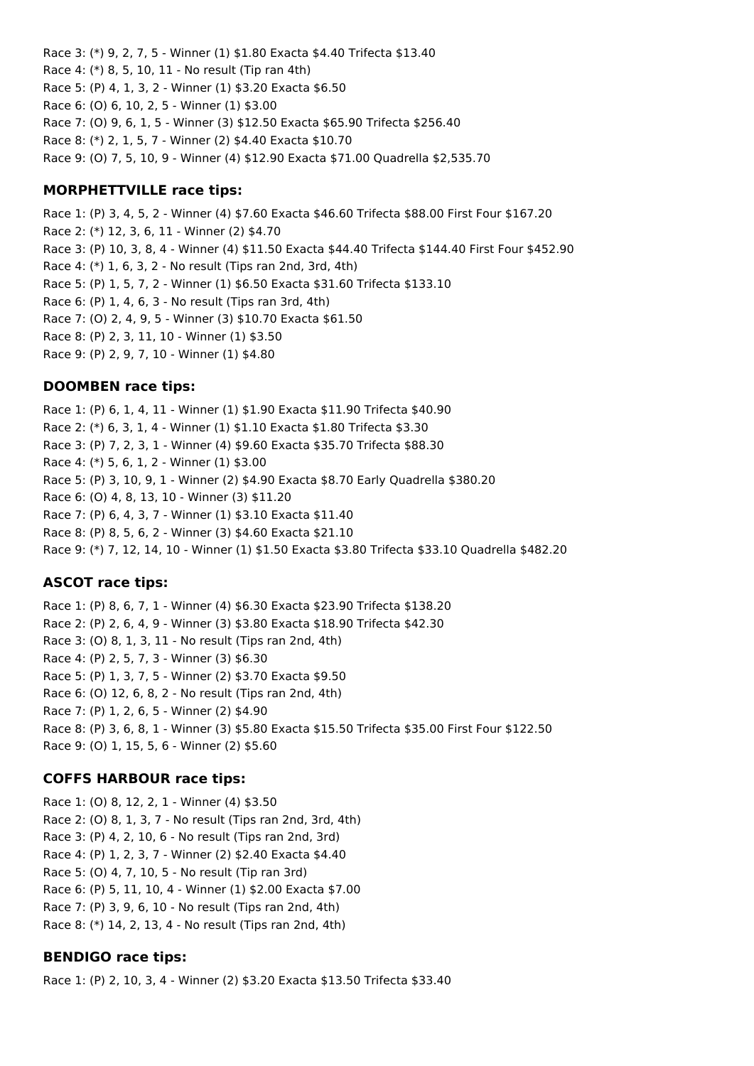Race 3: (*) 9, 2, 7, 5 - Winner (1) $1.80 Exacta $4.40 Trifecta $13.40
Race 4: (*) 8, 5, 10, 11 - No result (Tip ran 4th)
Race 5: (P) 4, 1, 3, 2 - Winner (1) $3.20 Exacta $6.50
Race 6: (O) 6, 10, 2, 5 - Winner (1) $3.00
Race 7: (O) 9, 6, 1, 5 - Winner (3) $12.50 Exacta $65.90 Trifecta $256.40
Race 8: (*) 2, 1, 5, 7 - Winner (2) $4.40 Exacta $10.70
Race 9: (O) 7, 5, 10, 9 - Winner (4) $12.90 Exacta $71.00 Quadrella $2,535.70

### MORPHETTVILLE race tips:

Race 1: (P) 3, 4, 5, 2 - Winner (4) $7.60 Exacta $46.60 Trifecta $88.00 First Four $167.20
Race 2: (*) 12, 3, 6, 11 - Winner (2) $4.70
Race 3: (P) 10, 3, 8, 4 - Winner (4) $11.50 Exacta $44.40 Trifecta $144.40 First Four $452.90
Race 4: (*) 1, 6, 3, 2 - No result (Tips ran 2nd, 3rd, 4th)
Race 5: (P) 1, 5, 7, 2 - Winner (1) $6.50 Exacta $31.60 Trifecta $133.10
Race 6: (P) 1, 4, 6, 3 - No result (Tips ran 3rd, 4th)
Race 7: (O) 2, 4, 9, 5 - Winner (3) $10.70 Exacta $61.50
Race 8: (P) 2, 3, 11, 10 - Winner (1) $3.50
Race 9: (P) 2, 9, 7, 10 - Winner (1) $4.80

### DOOMBEN race tips:

Race 1: (P) 6, 1, 4, 11 - Winner (1) $1.90 Exacta $11.90 Trifecta $40.90
Race 2: (*) 6, 3, 1, 4 - Winner (1) $1.10 Exacta $1.80 Trifecta $3.30
Race 3: (P) 7, 2, 3, 1 - Winner (4) $9.60 Exacta $35.70 Trifecta $88.30
Race 4: (*) 5, 6, 1, 2 - Winner (1) $3.00
Race 5: (P) 3, 10, 9, 1 - Winner (2) $4.90 Exacta $8.70 Early Quadrella $380.20
Race 6: (O) 4, 8, 13, 10 - Winner (3) $11.20
Race 7: (P) 6, 4, 3, 7 - Winner (1) $3.10 Exacta $11.40
Race 8: (P) 8, 5, 6, 2 - Winner (3) $4.60 Exacta $21.10
Race 9: (*) 7, 12, 14, 10 - Winner (1) $1.50 Exacta $3.80 Trifecta $33.10 Quadrella $482.20

### ASCOT race tips:

Race 1: (P) 8, 6, 7, 1 - Winner (4) $6.30 Exacta $23.90 Trifecta $138.20
Race 2: (P) 2, 6, 4, 9 - Winner (3) $3.80 Exacta $18.90 Trifecta $42.30
Race 3: (O) 8, 1, 3, 11 - No result (Tips ran 2nd, 4th)
Race 4: (P) 2, 5, 7, 3 - Winner (3) $6.30
Race 5: (P) 1, 3, 7, 5 - Winner (2) $3.70 Exacta $9.50
Race 6: (O) 12, 6, 8, 2 - No result (Tips ran 2nd, 4th)
Race 7: (P) 1, 2, 6, 5 - Winner (2) $4.90
Race 8: (P) 3, 6, 8, 1 - Winner (3) $5.80 Exacta $15.50 Trifecta $35.00 First Four $122.50
Race 9: (O) 1, 15, 5, 6 - Winner (2) $5.60

### COFFS HARBOUR race tips:

Race 1: (O) 8, 12, 2, 1 - Winner (4) $3.50
Race 2: (O) 8, 1, 3, 7 - No result (Tips ran 2nd, 3rd, 4th)
Race 3: (P) 4, 2, 10, 6 - No result (Tips ran 2nd, 3rd)
Race 4: (P) 1, 2, 3, 7 - Winner (2) $2.40 Exacta $4.40
Race 5: (O) 4, 7, 10, 5 - No result (Tip ran 3rd)
Race 6: (P) 5, 11, 10, 4 - Winner (1) $2.00 Exacta $7.00
Race 7: (P) 3, 9, 6, 10 - No result (Tips ran 2nd, 4th)
Race 8: (*) 14, 2, 13, 4 - No result (Tips ran 2nd, 4th)

### BENDIGO race tips:

Race 1: (P) 2, 10, 3, 4 - Winner (2) $3.20 Exacta $13.50 Trifecta $33.40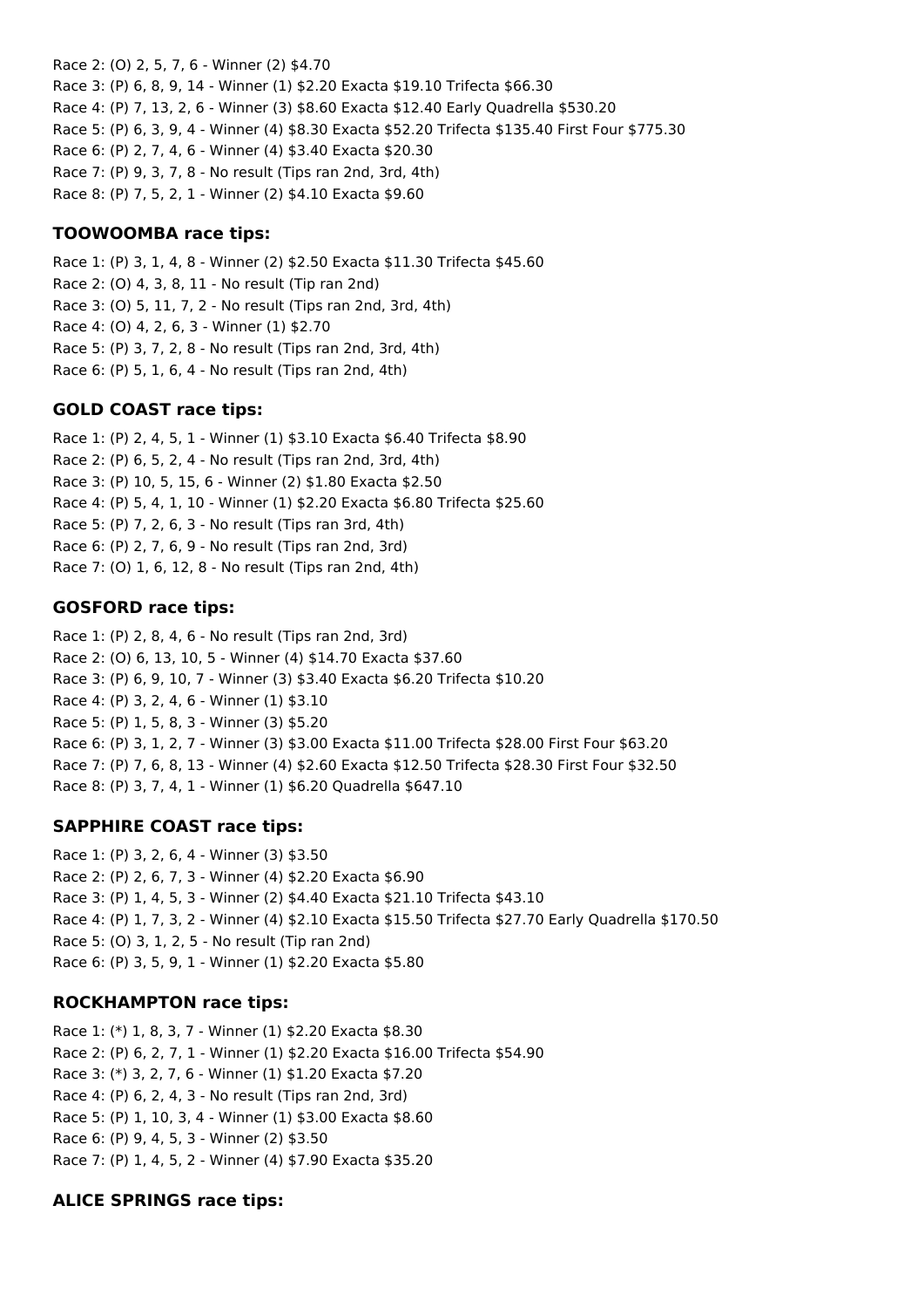Race 2: (O) 2, 5, 7, 6 - Winner (2) $4.70
Race 3: (P) 6, 8, 9, 14 - Winner (1) $2.20 Exacta $19.10 Trifecta $66.30
Race 4: (P) 7, 13, 2, 6 - Winner (3) $8.60 Exacta $12.40 Early Quadrella $530.20
Race 5: (P) 6, 3, 9, 4 - Winner (4) $8.30 Exacta $52.20 Trifecta $135.40 First Four $775.30
Race 6: (P) 2, 7, 4, 6 - Winner (4) $3.40 Exacta $20.30
Race 7: (P) 9, 3, 7, 8 - No result (Tips ran 2nd, 3rd, 4th)
Race 8: (P) 7, 5, 2, 1 - Winner (2) $4.10 Exacta $9.60

### TOOWOOMBA race tips:

Race 1: (P) 3, 1, 4, 8 - Winner (2) $2.50 Exacta $11.30 Trifecta $45.60
Race 2: (O) 4, 3, 8, 11 - No result (Tip ran 2nd)
Race 3: (O) 5, 11, 7, 2 - No result (Tips ran 2nd, 3rd, 4th)
Race 4: (O) 4, 2, 6, 3 - Winner (1) $2.70
Race 5: (P) 3, 7, 2, 8 - No result (Tips ran 2nd, 3rd, 4th)
Race 6: (P) 5, 1, 6, 4 - No result (Tips ran 2nd, 4th)

### GOLD COAST race tips:

Race 1: (P) 2, 4, 5, 1 - Winner (1) $3.10 Exacta $6.40 Trifecta $8.90
Race 2: (P) 6, 5, 2, 4 - No result (Tips ran 2nd, 3rd, 4th)
Race 3: (P) 10, 5, 15, 6 - Winner (2) $1.80 Exacta $2.50
Race 4: (P) 5, 4, 1, 10 - Winner (1) $2.20 Exacta $6.80 Trifecta $25.60
Race 5: (P) 7, 2, 6, 3 - No result (Tips ran 3rd, 4th)
Race 6: (P) 2, 7, 6, 9 - No result (Tips ran 2nd, 3rd)
Race 7: (O) 1, 6, 12, 8 - No result (Tips ran 2nd, 4th)

### GOSFORD race tips:

Race 1: (P) 2, 8, 4, 6 - No result (Tips ran 2nd, 3rd)
Race 2: (O) 6, 13, 10, 5 - Winner (4) $14.70 Exacta $37.60
Race 3: (P) 6, 9, 10, 7 - Winner (3) $3.40 Exacta $6.20 Trifecta $10.20
Race 4: (P) 3, 2, 4, 6 - Winner (1) $3.10
Race 5: (P) 1, 5, 8, 3 - Winner (3) $5.20
Race 6: (P) 3, 1, 2, 7 - Winner (3) $3.00 Exacta $11.00 Trifecta $28.00 First Four $63.20
Race 7: (P) 7, 6, 8, 13 - Winner (4) $2.60 Exacta $12.50 Trifecta $28.30 First Four $32.50
Race 8: (P) 3, 7, 4, 1 - Winner (1) $6.20 Quadrella $647.10

### SAPPHIRE COAST race tips:

Race 1: (P) 3, 2, 6, 4 - Winner (3) $3.50
Race 2: (P) 2, 6, 7, 3 - Winner (4) $2.20 Exacta $6.90
Race 3: (P) 1, 4, 5, 3 - Winner (2) $4.40 Exacta $21.10 Trifecta $43.10
Race 4: (P) 1, 7, 3, 2 - Winner (4) $2.10 Exacta $15.50 Trifecta $27.70 Early Quadrella $170.50
Race 5: (O) 3, 1, 2, 5 - No result (Tip ran 2nd)
Race 6: (P) 3, 5, 9, 1 - Winner (1) $2.20 Exacta $5.80

### ROCKHAMPTON race tips:

Race 1: (*) 1, 8, 3, 7 - Winner (1) $2.20 Exacta $8.30
Race 2: (P) 6, 2, 7, 1 - Winner (1) $2.20 Exacta $16.00 Trifecta $54.90
Race 3: (*) 3, 2, 7, 6 - Winner (1) $1.20 Exacta $7.20
Race 4: (P) 6, 2, 4, 3 - No result (Tips ran 2nd, 3rd)
Race 5: (P) 1, 10, 3, 4 - Winner (1) $3.00 Exacta $8.60
Race 6: (P) 9, 4, 5, 3 - Winner (2) $3.50
Race 7: (P) 1, 4, 5, 2 - Winner (4) $7.90 Exacta $35.20

### ALICE SPRINGS race tips: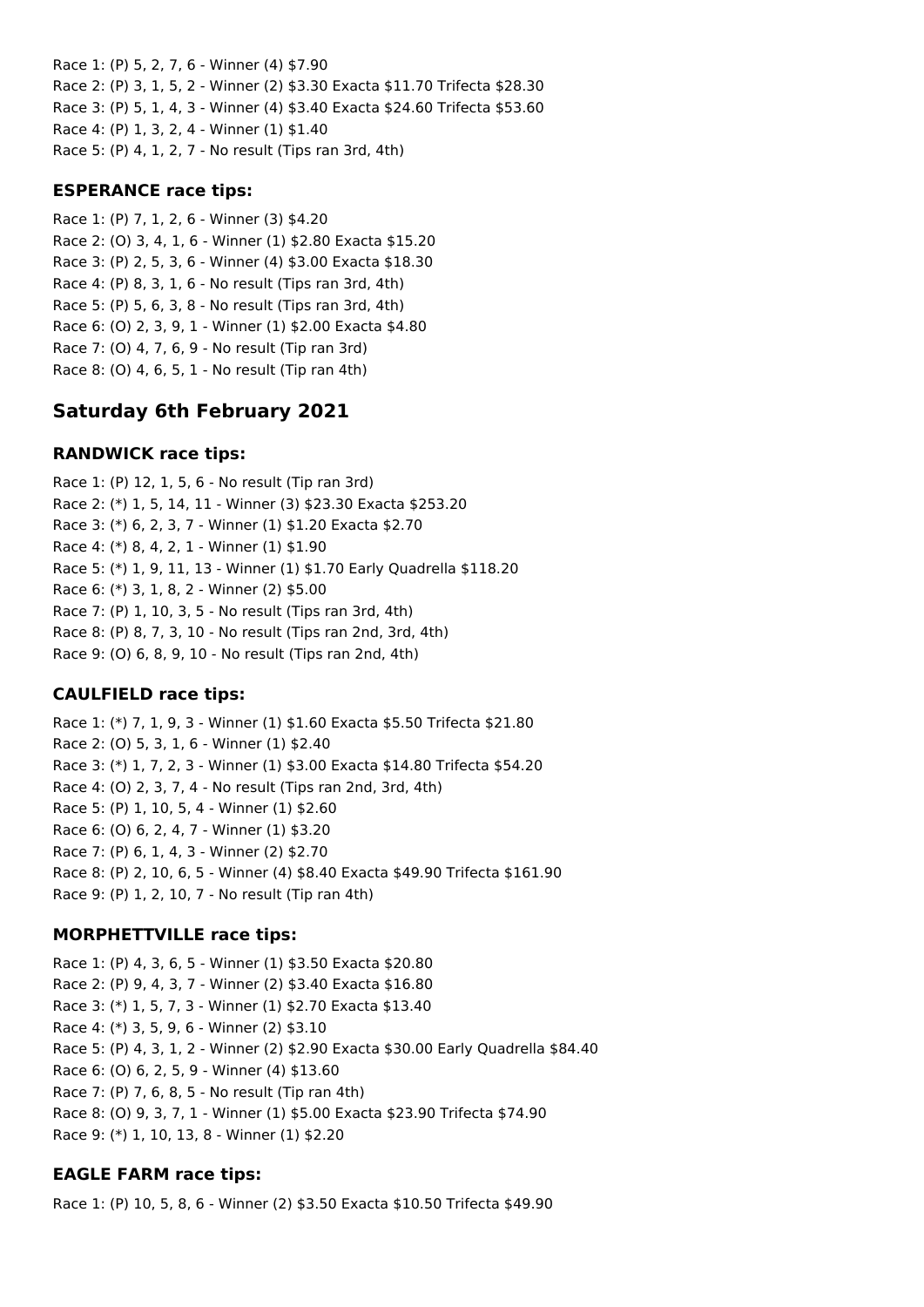Race 1: (P) 5, 2, 7, 6 - Winner (4) $7.90
Race 2: (P) 3, 1, 5, 2 - Winner (2) $3.30 Exacta $11.70 Trifecta $28.30
Race 3: (P) 5, 1, 4, 3 - Winner (4) $3.40 Exacta $24.60 Trifecta $53.60
Race 4: (P) 1, 3, 2, 4 - Winner (1) $1.40
Race 5: (P) 4, 1, 2, 7 - No result (Tips ran 3rd, 4th)

### ESPERANCE race tips:

Race 1: (P) 7, 1, 2, 6 - Winner (3) $4.20
Race 2: (O) 3, 4, 1, 6 - Winner (1) $2.80 Exacta $15.20
Race 3: (P) 2, 5, 3, 6 - Winner (4) $3.00 Exacta $18.30
Race 4: (P) 8, 3, 1, 6 - No result (Tips ran 3rd, 4th)
Race 5: (P) 5, 6, 3, 8 - No result (Tips ran 3rd, 4th)
Race 6: (O) 2, 3, 9, 1 - Winner (1) $2.00 Exacta $4.80
Race 7: (O) 4, 7, 6, 9 - No result (Tip ran 3rd)
Race 8: (O) 4, 6, 5, 1 - No result (Tip ran 4th)

## Saturday 6th February 2021

### RANDWICK race tips:

Race 1: (P) 12, 1, 5, 6 - No result (Tip ran 3rd)
Race 2: (*) 1, 5, 14, 11 - Winner (3) $23.30 Exacta $253.20
Race 3: (*) 6, 2, 3, 7 - Winner (1) $1.20 Exacta $2.70
Race 4: (*) 8, 4, 2, 1 - Winner (1) $1.90
Race 5: (*) 1, 9, 11, 13 - Winner (1) $1.70 Early Quadrella $118.20
Race 6: (*) 3, 1, 8, 2 - Winner (2) $5.00
Race 7: (P) 1, 10, 3, 5 - No result (Tips ran 3rd, 4th)
Race 8: (P) 8, 7, 3, 10 - No result (Tips ran 2nd, 3rd, 4th)
Race 9: (O) 6, 8, 9, 10 - No result (Tips ran 2nd, 4th)

### CAULFIELD race tips:

Race 1: (*) 7, 1, 9, 3 - Winner (1) $1.60 Exacta $5.50 Trifecta $21.80
Race 2: (O) 5, 3, 1, 6 - Winner (1) $2.40
Race 3: (*) 1, 7, 2, 3 - Winner (1) $3.00 Exacta $14.80 Trifecta $54.20
Race 4: (O) 2, 3, 7, 4 - No result (Tips ran 2nd, 3rd, 4th)
Race 5: (P) 1, 10, 5, 4 - Winner (1) $2.60
Race 6: (O) 6, 2, 4, 7 - Winner (1) $3.20
Race 7: (P) 6, 1, 4, 3 - Winner (2) $2.70
Race 8: (P) 2, 10, 6, 5 - Winner (4) $8.40 Exacta $49.90 Trifecta $161.90
Race 9: (P) 1, 2, 10, 7 - No result (Tip ran 4th)

### MORPHETTVILLE race tips:

Race 1: (P) 4, 3, 6, 5 - Winner (1) $3.50 Exacta $20.80
Race 2: (P) 9, 4, 3, 7 - Winner (2) $3.40 Exacta $16.80
Race 3: (*) 1, 5, 7, 3 - Winner (1) $2.70 Exacta $13.40
Race 4: (*) 3, 5, 9, 6 - Winner (2) $3.10
Race 5: (P) 4, 3, 1, 2 - Winner (2) $2.90 Exacta $30.00 Early Quadrella $84.40
Race 6: (O) 6, 2, 5, 9 - Winner (4) $13.60
Race 7: (P) 7, 6, 8, 5 - No result (Tip ran 4th)
Race 8: (O) 9, 3, 7, 1 - Winner (1) $5.00 Exacta $23.90 Trifecta $74.90
Race 9: (*) 1, 10, 13, 8 - Winner (1) $2.20

### EAGLE FARM race tips:

Race 1: (P) 10, 5, 8, 6 - Winner (2) $3.50 Exacta $10.50 Trifecta $49.90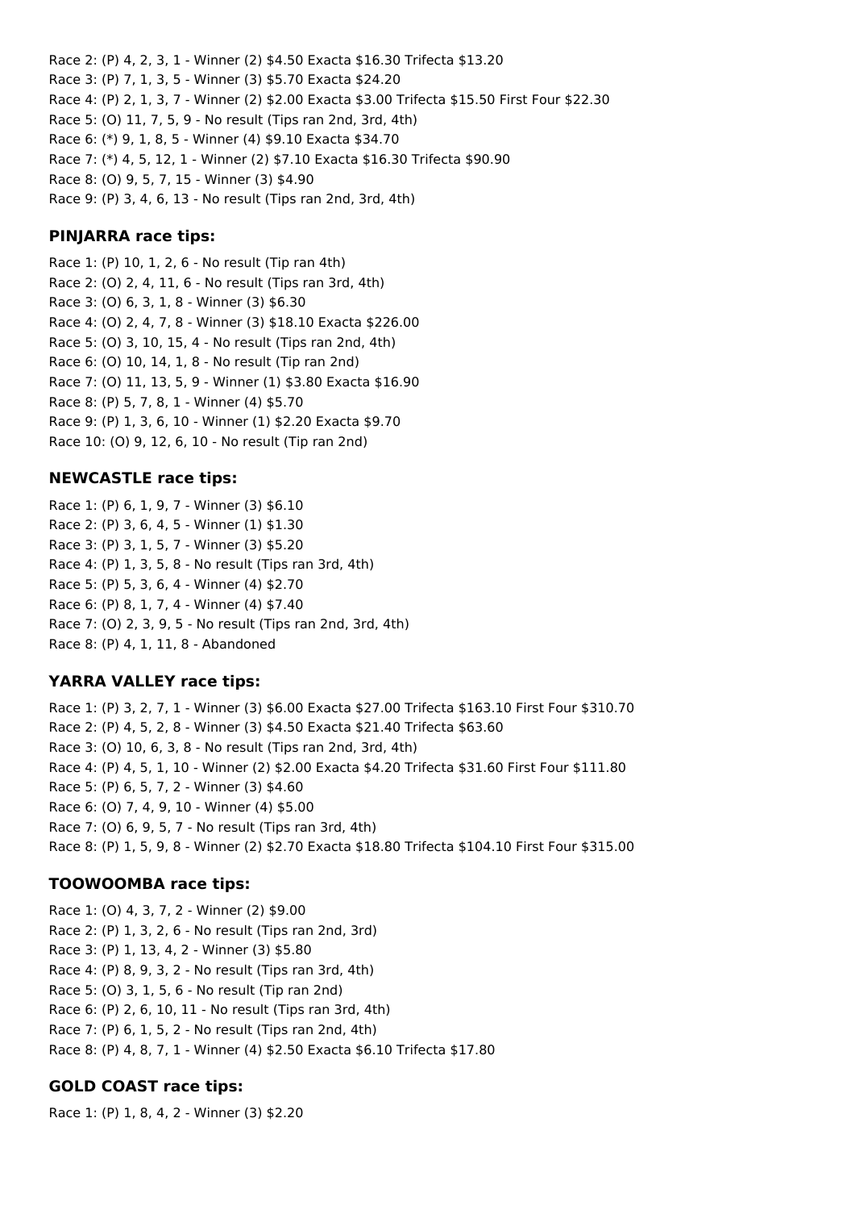Race 2: (P) 4, 2, 3, 1 - Winner (2) $4.50 Exacta $16.30 Trifecta $13.20
Race 3: (P) 7, 1, 3, 5 - Winner (3) $5.70 Exacta $24.20
Race 4: (P) 2, 1, 3, 7 - Winner (2) $2.00 Exacta $3.00 Trifecta $15.50 First Four $22.30
Race 5: (O) 11, 7, 5, 9 - No result (Tips ran 2nd, 3rd, 4th)
Race 6: (*) 9, 1, 8, 5 - Winner (4) $9.10 Exacta $34.70
Race 7: (*) 4, 5, 12, 1 - Winner (2) $7.10 Exacta $16.30 Trifecta $90.90
Race 8: (O) 9, 5, 7, 15 - Winner (3) $4.90
Race 9: (P) 3, 4, 6, 13 - No result (Tips ran 2nd, 3rd, 4th)

### PINJARRA race tips:

Race 1: (P) 10, 1, 2, 6 - No result (Tip ran 4th)
Race 2: (O) 2, 4, 11, 6 - No result (Tips ran 3rd, 4th)
Race 3: (O) 6, 3, 1, 8 - Winner (3) $6.30
Race 4: (O) 2, 4, 7, 8 - Winner (3) $18.10 Exacta $226.00
Race 5: (O) 3, 10, 15, 4 - No result (Tips ran 2nd, 4th)
Race 6: (O) 10, 14, 1, 8 - No result (Tip ran 2nd)
Race 7: (O) 11, 13, 5, 9 - Winner (1) $3.80 Exacta $16.90
Race 8: (P) 5, 7, 8, 1 - Winner (4) $5.70
Race 9: (P) 1, 3, 6, 10 - Winner (1) $2.20 Exacta $9.70
Race 10: (O) 9, 12, 6, 10 - No result (Tip ran 2nd)

### NEWCASTLE race tips:

Race 1: (P) 6, 1, 9, 7 - Winner (3) $6.10
Race 2: (P) 3, 6, 4, 5 - Winner (1) $1.30
Race 3: (P) 3, 1, 5, 7 - Winner (3) $5.20
Race 4: (P) 1, 3, 5, 8 - No result (Tips ran 3rd, 4th)
Race 5: (P) 5, 3, 6, 4 - Winner (4) $2.70
Race 6: (P) 8, 1, 7, 4 - Winner (4) $7.40
Race 7: (O) 2, 3, 9, 5 - No result (Tips ran 2nd, 3rd, 4th)
Race 8: (P) 4, 1, 11, 8 - Abandoned

### YARRA VALLEY race tips:

Race 1: (P) 3, 2, 7, 1 - Winner (3) $6.00 Exacta $27.00 Trifecta $163.10 First Four $310.70
Race 2: (P) 4, 5, 2, 8 - Winner (3) $4.50 Exacta $21.40 Trifecta $63.60
Race 3: (O) 10, 6, 3, 8 - No result (Tips ran 2nd, 3rd, 4th)
Race 4: (P) 4, 5, 1, 10 - Winner (2) $2.00 Exacta $4.20 Trifecta $31.60 First Four $111.80
Race 5: (P) 6, 5, 7, 2 - Winner (3) $4.60
Race 6: (O) 7, 4, 9, 10 - Winner (4) $5.00
Race 7: (O) 6, 9, 5, 7 - No result (Tips ran 3rd, 4th)
Race 8: (P) 1, 5, 9, 8 - Winner (2) $2.70 Exacta $18.80 Trifecta $104.10 First Four $315.00

### TOOWOOMBA race tips:

Race 1: (O) 4, 3, 7, 2 - Winner (2) $9.00
Race 2: (P) 1, 3, 2, 6 - No result (Tips ran 2nd, 3rd)
Race 3: (P) 1, 13, 4, 2 - Winner (3) $5.80
Race 4: (P) 8, 9, 3, 2 - No result (Tips ran 3rd, 4th)
Race 5: (O) 3, 1, 5, 6 - No result (Tip ran 2nd)
Race 6: (P) 2, 6, 10, 11 - No result (Tips ran 3rd, 4th)
Race 7: (P) 6, 1, 5, 2 - No result (Tips ran 2nd, 4th)
Race 8: (P) 4, 8, 7, 1 - Winner (4) $2.50 Exacta $6.10 Trifecta $17.80

### GOLD COAST race tips:

Race 1: (P) 1, 8, 4, 2 - Winner (3) $2.20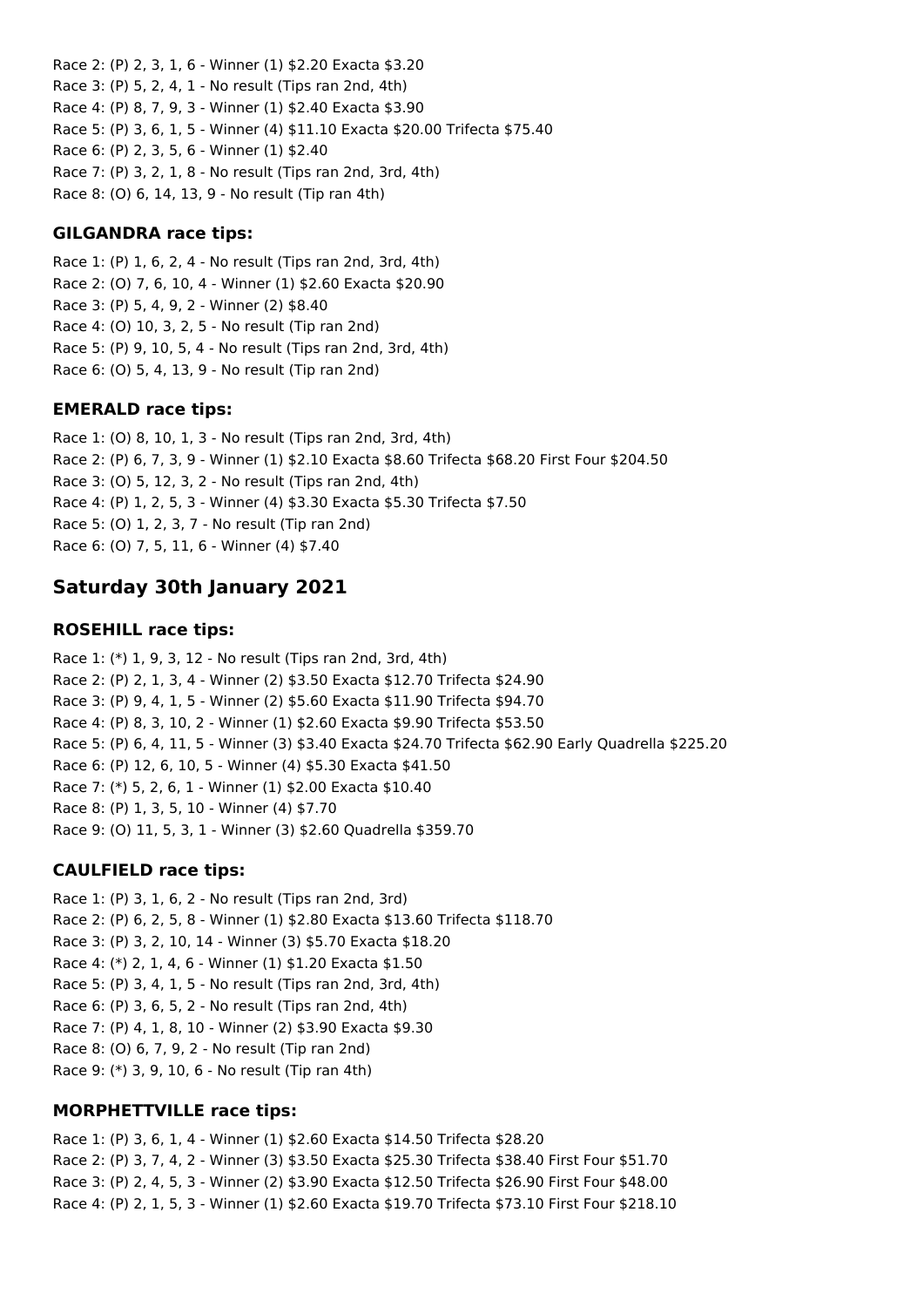Race 2: (P) 2, 3, 1, 6 - Winner (1) $2.20 Exacta $3.20
Race 3: (P) 5, 2, 4, 1 - No result (Tips ran 2nd, 4th)
Race 4: (P) 8, 7, 9, 3 - Winner (1) $2.40 Exacta $3.90
Race 5: (P) 3, 6, 1, 5 - Winner (4) $11.10 Exacta $20.00 Trifecta $75.40
Race 6: (P) 2, 3, 5, 6 - Winner (1) $2.40
Race 7: (P) 3, 2, 1, 8 - No result (Tips ran 2nd, 3rd, 4th)
Race 8: (O) 6, 14, 13, 9 - No result (Tip ran 4th)

### GILGANDRA race tips:

Race 1: (P) 1, 6, 2, 4 - No result (Tips ran 2nd, 3rd, 4th)
Race 2: (O) 7, 6, 10, 4 - Winner (1) $2.60 Exacta $20.90
Race 3: (P) 5, 4, 9, 2 - Winner (2) $8.40
Race 4: (O) 10, 3, 2, 5 - No result (Tip ran 2nd)
Race 5: (P) 9, 10, 5, 4 - No result (Tips ran 2nd, 3rd, 4th)
Race 6: (O) 5, 4, 13, 9 - No result (Tip ran 2nd)

### EMERALD race tips:

Race 1: (O) 8, 10, 1, 3 - No result (Tips ran 2nd, 3rd, 4th)
Race 2: (P) 6, 7, 3, 9 - Winner (1) $2.10 Exacta $8.60 Trifecta $68.20 First Four $204.50
Race 3: (O) 5, 12, 3, 2 - No result (Tips ran 2nd, 4th)
Race 4: (P) 1, 2, 5, 3 - Winner (4) $3.30 Exacta $5.30 Trifecta $7.50
Race 5: (O) 1, 2, 3, 7 - No result (Tip ran 2nd)
Race 6: (O) 7, 5, 11, 6 - Winner (4) $7.40

## Saturday 30th January 2021

### ROSEHILL race tips:

Race 1: (*) 1, 9, 3, 12 - No result (Tips ran 2nd, 3rd, 4th)
Race 2: (P) 2, 1, 3, 4 - Winner (2) $3.50 Exacta $12.70 Trifecta $24.90
Race 3: (P) 9, 4, 1, 5 - Winner (2) $5.60 Exacta $11.90 Trifecta $94.70
Race 4: (P) 8, 3, 10, 2 - Winner (1) $2.60 Exacta $9.90 Trifecta $53.50
Race 5: (P) 6, 4, 11, 5 - Winner (3) $3.40 Exacta $24.70 Trifecta $62.90 Early Quadrella $225.20
Race 6: (P) 12, 6, 10, 5 - Winner (4) $5.30 Exacta $41.50
Race 7: (*) 5, 2, 6, 1 - Winner (1) $2.00 Exacta $10.40
Race 8: (P) 1, 3, 5, 10 - Winner (4) $7.70
Race 9: (O) 11, 5, 3, 1 - Winner (3) $2.60 Quadrella $359.70

### CAULFIELD race tips:

Race 1: (P) 3, 1, 6, 2 - No result (Tips ran 2nd, 3rd)
Race 2: (P) 6, 2, 5, 8 - Winner (1) $2.80 Exacta $13.60 Trifecta $118.70
Race 3: (P) 3, 2, 10, 14 - Winner (3) $5.70 Exacta $18.20
Race 4: (*) 2, 1, 4, 6 - Winner (1) $1.20 Exacta $1.50
Race 5: (P) 3, 4, 1, 5 - No result (Tips ran 2nd, 3rd, 4th)
Race 6: (P) 3, 6, 5, 2 - No result (Tips ran 2nd, 4th)
Race 7: (P) 4, 1, 8, 10 - Winner (2) $3.90 Exacta $9.30
Race 8: (O) 6, 7, 9, 2 - No result (Tip ran 2nd)
Race 9: (*) 3, 9, 10, 6 - No result (Tip ran 4th)

### MORPHETTVILLE race tips:

Race 1: (P) 3, 6, 1, 4 - Winner (1) $2.60 Exacta $14.50 Trifecta $28.20
Race 2: (P) 3, 7, 4, 2 - Winner (3) $3.50 Exacta $25.30 Trifecta $38.40 First Four $51.70
Race 3: (P) 2, 4, 5, 3 - Winner (2) $3.90 Exacta $12.50 Trifecta $26.90 First Four $48.00
Race 4: (P) 2, 1, 5, 3 - Winner (1) $2.60 Exacta $19.70 Trifecta $73.10 First Four $218.10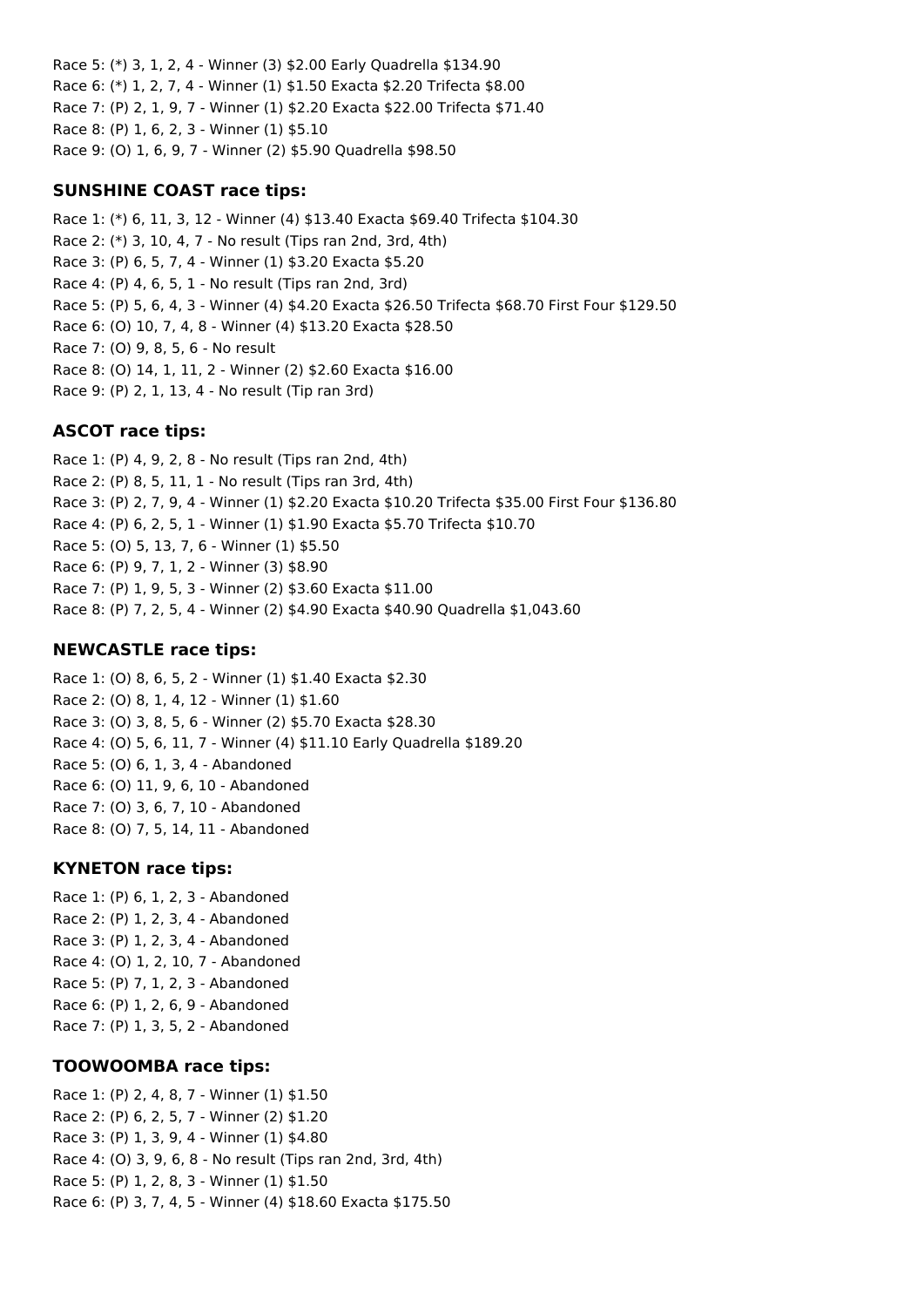Race 5: (*) 3, 1, 2, 4 - Winner (3) $2.00 Early Quadrella $134.90
Race 6: (*) 1, 2, 7, 4 - Winner (1) $1.50 Exacta $2.20 Trifecta $8.00
Race 7: (P) 2, 1, 9, 7 - Winner (1) $2.20 Exacta $22.00 Trifecta $71.40
Race 8: (P) 1, 6, 2, 3 - Winner (1) $5.10
Race 9: (O) 1, 6, 9, 7 - Winner (2) $5.90 Quadrella $98.50

### SUNSHINE COAST race tips:

Race 1: (*) 6, 11, 3, 12 - Winner (4) $13.40 Exacta $69.40 Trifecta $104.30
Race 2: (*) 3, 10, 4, 7 - No result (Tips ran 2nd, 3rd, 4th)
Race 3: (P) 6, 5, 7, 4 - Winner (1) $3.20 Exacta $5.20
Race 4: (P) 4, 6, 5, 1 - No result (Tips ran 2nd, 3rd)
Race 5: (P) 5, 6, 4, 3 - Winner (4) $4.20 Exacta $26.50 Trifecta $68.70 First Four $129.50
Race 6: (O) 10, 7, 4, 8 - Winner (4) $13.20 Exacta $28.50
Race 7: (O) 9, 8, 5, 6 - No result
Race 8: (O) 14, 1, 11, 2 - Winner (2) $2.60 Exacta $16.00
Race 9: (P) 2, 1, 13, 4 - No result (Tip ran 3rd)

### ASCOT race tips:

Race 1: (P) 4, 9, 2, 8 - No result (Tips ran 2nd, 4th)
Race 2: (P) 8, 5, 11, 1 - No result (Tips ran 3rd, 4th)
Race 3: (P) 2, 7, 9, 4 - Winner (1) $2.20 Exacta $10.20 Trifecta $35.00 First Four $136.80
Race 4: (P) 6, 2, 5, 1 - Winner (1) $1.90 Exacta $5.70 Trifecta $10.70
Race 5: (O) 5, 13, 7, 6 - Winner (1) $5.50
Race 6: (P) 9, 7, 1, 2 - Winner (3) $8.90
Race 7: (P) 1, 9, 5, 3 - Winner (2) $3.60 Exacta $11.00
Race 8: (P) 7, 2, 5, 4 - Winner (2) $4.90 Exacta $40.90 Quadrella $1,043.60

### NEWCASTLE race tips:

Race 1: (O) 8, 6, 5, 2 - Winner (1) $1.40 Exacta $2.30
Race 2: (O) 8, 1, 4, 12 - Winner (1) $1.60
Race 3: (O) 3, 8, 5, 6 - Winner (2) $5.70 Exacta $28.30
Race 4: (O) 5, 6, 11, 7 - Winner (4) $11.10 Early Quadrella $189.20
Race 5: (O) 6, 1, 3, 4 - Abandoned
Race 6: (O) 11, 9, 6, 10 - Abandoned
Race 7: (O) 3, 6, 7, 10 - Abandoned
Race 8: (O) 7, 5, 14, 11 - Abandoned

### KYNETON race tips:

Race 1: (P) 6, 1, 2, 3 - Abandoned
Race 2: (P) 1, 2, 3, 4 - Abandoned
Race 3: (P) 1, 2, 3, 4 - Abandoned
Race 4: (O) 1, 2, 10, 7 - Abandoned
Race 5: (P) 7, 1, 2, 3 - Abandoned
Race 6: (P) 1, 2, 6, 9 - Abandoned
Race 7: (P) 1, 3, 5, 2 - Abandoned

### TOOWOOMBA race tips:

Race 1: (P) 2, 4, 8, 7 - Winner (1) $1.50
Race 2: (P) 6, 2, 5, 7 - Winner (2) $1.20
Race 3: (P) 1, 3, 9, 4 - Winner (1) $4.80
Race 4: (O) 3, 9, 6, 8 - No result (Tips ran 2nd, 3rd, 4th)
Race 5: (P) 1, 2, 8, 3 - Winner (1) $1.50
Race 6: (P) 3, 7, 4, 5 - Winner (4) $18.60 Exacta $175.50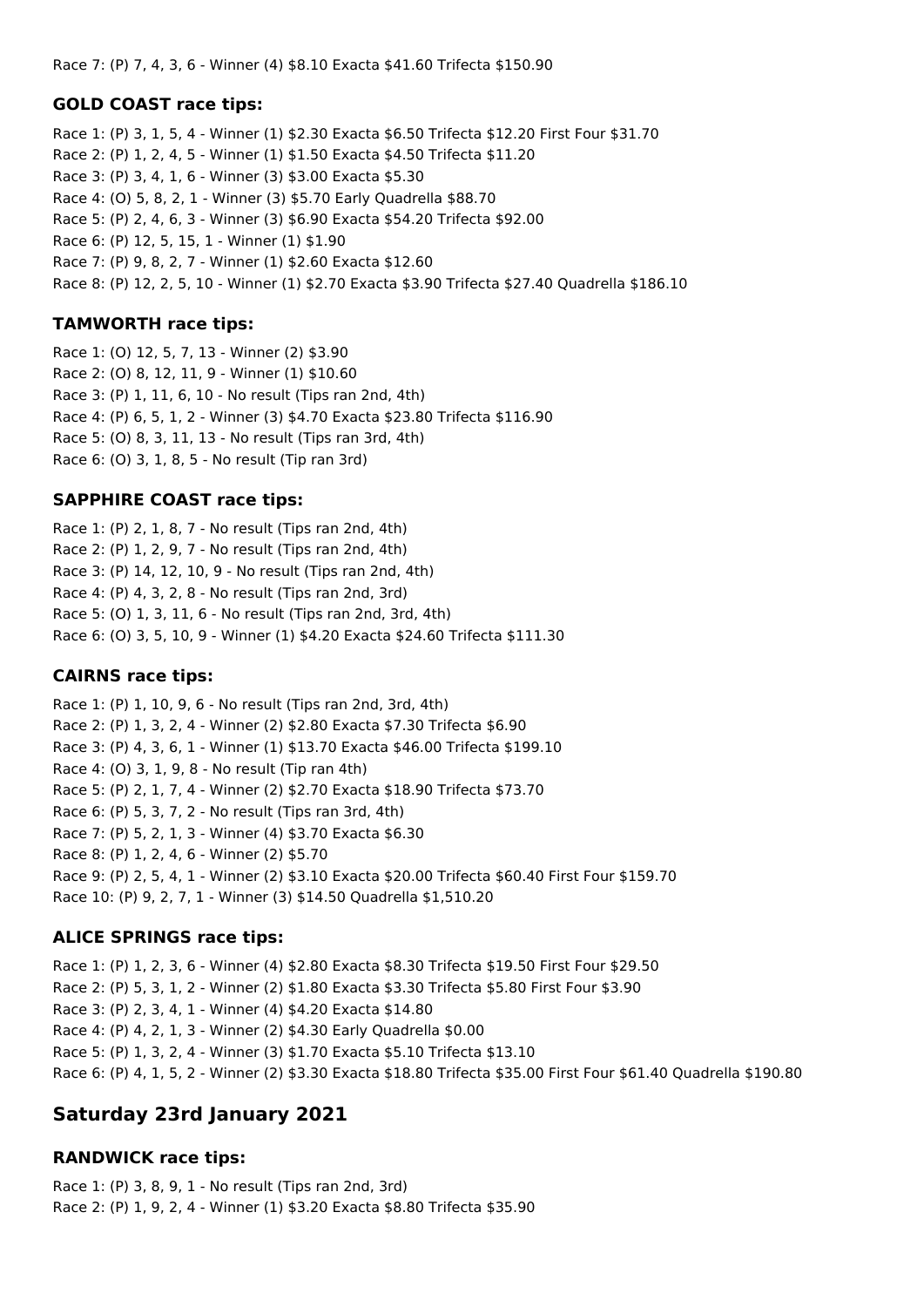Race 7: (P) 7, 4, 3, 6 - Winner (4) $8.10 Exacta $41.60 Trifecta $150.90

### GOLD COAST race tips:

Race 1: (P) 3, 1, 5, 4 - Winner (1) $2.30 Exacta $6.50 Trifecta $12.20 First Four $31.70
Race 2: (P) 1, 2, 4, 5 - Winner (1) $1.50 Exacta $4.50 Trifecta $11.20
Race 3: (P) 3, 4, 1, 6 - Winner (3) $3.00 Exacta $5.30
Race 4: (O) 5, 8, 2, 1 - Winner (3) $5.70 Early Quadrella $88.70
Race 5: (P) 2, 4, 6, 3 - Winner (3) $6.90 Exacta $54.20 Trifecta $92.00
Race 6: (P) 12, 5, 15, 1 - Winner (1) $1.90
Race 7: (P) 9, 8, 2, 7 - Winner (1) $2.60 Exacta $12.60
Race 8: (P) 12, 2, 5, 10 - Winner (1) $2.70 Exacta $3.90 Trifecta $27.40 Quadrella $186.10

### TAMWORTH race tips:

Race 1: (O) 12, 5, 7, 13 - Winner (2) $3.90
Race 2: (O) 8, 12, 11, 9 - Winner (1) $10.60
Race 3: (P) 1, 11, 6, 10 - No result (Tips ran 2nd, 4th)
Race 4: (P) 6, 5, 1, 2 - Winner (3) $4.70 Exacta $23.80 Trifecta $116.90
Race 5: (O) 8, 3, 11, 13 - No result (Tips ran 3rd, 4th)
Race 6: (O) 3, 1, 8, 5 - No result (Tip ran 3rd)

### SAPPHIRE COAST race tips:

Race 1: (P) 2, 1, 8, 7 - No result (Tips ran 2nd, 4th)
Race 2: (P) 1, 2, 9, 7 - No result (Tips ran 2nd, 4th)
Race 3: (P) 14, 12, 10, 9 - No result (Tips ran 2nd, 4th)
Race 4: (P) 4, 3, 2, 8 - No result (Tips ran 2nd, 3rd)
Race 5: (O) 1, 3, 11, 6 - No result (Tips ran 2nd, 3rd, 4th)
Race 6: (O) 3, 5, 10, 9 - Winner (1) $4.20 Exacta $24.60 Trifecta $111.30

### CAIRNS race tips:

Race 1: (P) 1, 10, 9, 6 - No result (Tips ran 2nd, 3rd, 4th)
Race 2: (P) 1, 3, 2, 4 - Winner (2) $2.80 Exacta $7.30 Trifecta $6.90
Race 3: (P) 4, 3, 6, 1 - Winner (1) $13.70 Exacta $46.00 Trifecta $199.10
Race 4: (O) 3, 1, 9, 8 - No result (Tip ran 4th)
Race 5: (P) 2, 1, 7, 4 - Winner (2) $2.70 Exacta $18.90 Trifecta $73.70
Race 6: (P) 5, 3, 7, 2 - No result (Tips ran 3rd, 4th)
Race 7: (P) 5, 2, 1, 3 - Winner (4) $3.70 Exacta $6.30
Race 8: (P) 1, 2, 4, 6 - Winner (2) $5.70
Race 9: (P) 2, 5, 4, 1 - Winner (2) $3.10 Exacta $20.00 Trifecta $60.40 First Four $159.70
Race 10: (P) 9, 2, 7, 1 - Winner (3) $14.50 Quadrella $1,510.20

### ALICE SPRINGS race tips:

Race 1: (P) 1, 2, 3, 6 - Winner (4) $2.80 Exacta $8.30 Trifecta $19.50 First Four $29.50
Race 2: (P) 5, 3, 1, 2 - Winner (2) $1.80 Exacta $3.30 Trifecta $5.80 First Four $3.90
Race 3: (P) 2, 3, 4, 1 - Winner (4) $4.20 Exacta $14.80
Race 4: (P) 4, 2, 1, 3 - Winner (2) $4.30 Early Quadrella $0.00
Race 5: (P) 1, 3, 2, 4 - Winner (3) $1.70 Exacta $5.10 Trifecta $13.10
Race 6: (P) 4, 1, 5, 2 - Winner (2) $3.30 Exacta $18.80 Trifecta $35.00 First Four $61.40 Quadrella $190.80

## Saturday 23rd January 2021

### RANDWICK race tips:

Race 1: (P) 3, 8, 9, 1 - No result (Tips ran 2nd, 3rd)
Race 2: (P) 1, 9, 2, 4 - Winner (1) $3.20 Exacta $8.80 Trifecta $35.90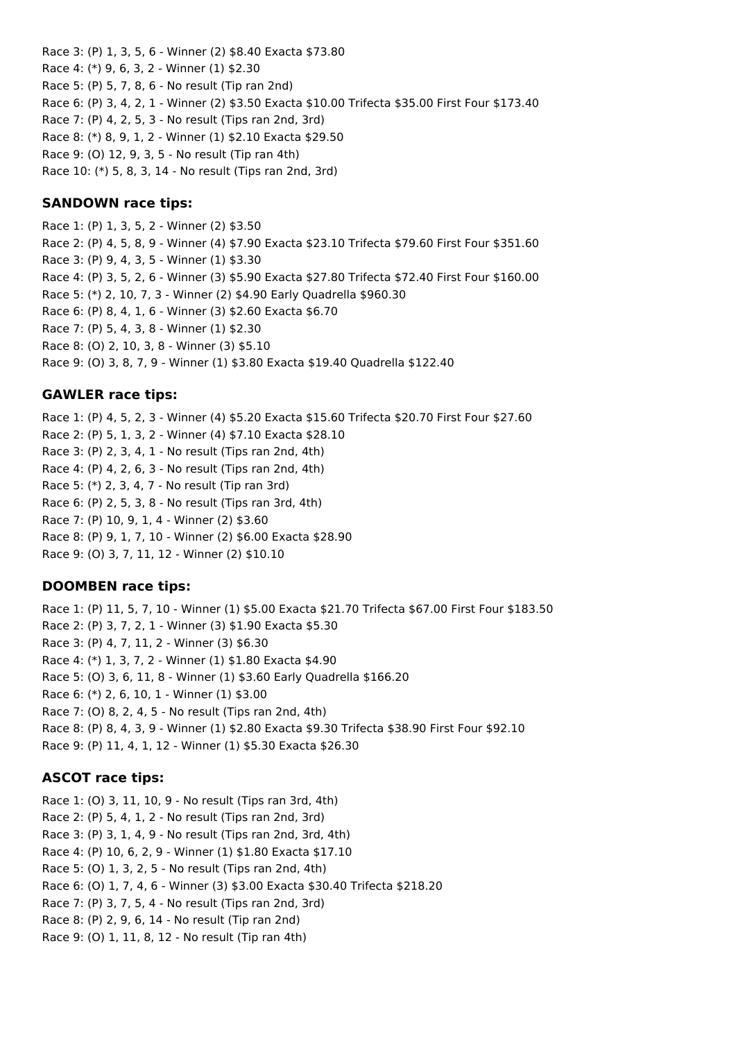Race 3: (P) 1, 3, 5, 6 - Winner (2) $8.40 Exacta $73.80

Race 4: (*) 9, 6, 3, 2 - Winner (1) $2.30

Race 5: (P) 5, 7, 8, 6 - No result (Tip ran 2nd)

Race 6: (P) 3, 4, 2, 1 - Winner (2) $3.50 Exacta $10.00 Trifecta $35.00 First Four $173.40

Race 7: (P) 4, 2, 5, 3 - No result (Tips ran 2nd, 3rd)

Race 8: (*) 8, 9, 1, 2 - Winner (1) $2.10 Exacta $29.50

Race 9: (O) 12, 9, 3, 5 - No result (Tip ran 4th)

Race 10: (*) 5, 8, 3, 14 - No result (Tips ran 2nd, 3rd)

### SANDOWN race tips:

Race 1: (P) 1, 3, 5, 2 - Winner (2) $3.50

Race 2: (P) 4, 5, 8, 9 - Winner (4) $7.90 Exacta $23.10 Trifecta $79.60 First Four $351.60

Race 3: (P) 9, 4, 3, 5 - Winner (1) $3.30

Race 4: (P) 3, 5, 2, 6 - Winner (3) $5.90 Exacta $27.80 Trifecta $72.40 First Four $160.00

Race 5: (*) 2, 10, 7, 3 - Winner (2) $4.90 Early Quadrella $960.30

Race 6: (P) 8, 4, 1, 6 - Winner (3) $2.60 Exacta $6.70

Race 7: (P) 5, 4, 3, 8 - Winner (1) $2.30

Race 8: (O) 2, 10, 3, 8 - Winner (3) $5.10

Race 9: (O) 3, 8, 7, 9 - Winner (1) $3.80 Exacta $19.40 Quadrella $122.40

### GAWLER race tips:

Race 1: (P) 4, 5, 2, 3 - Winner (4) $5.20 Exacta $15.60 Trifecta $20.70 First Four $27.60

Race 2: (P) 5, 1, 3, 2 - Winner (4) $7.10 Exacta $28.10

Race 3: (P) 2, 3, 4, 1 - No result (Tips ran 2nd, 4th)

Race 4: (P) 4, 2, 6, 3 - No result (Tips ran 2nd, 4th)

Race 5: (*) 2, 3, 4, 7 - No result (Tip ran 3rd)

Race 6: (P) 2, 5, 3, 8 - No result (Tips ran 3rd, 4th)

Race 7: (P) 10, 9, 1, 4 - Winner (2) $3.60

Race 8: (P) 9, 1, 7, 10 - Winner (2) $6.00 Exacta $28.90

Race 9: (O) 3, 7, 11, 12 - Winner (2) $10.10

### DOOMBEN race tips:

Race 1: (P) 11, 5, 7, 10 - Winner (1) $5.00 Exacta $21.70 Trifecta $67.00 First Four $183.50

Race 2: (P) 3, 7, 2, 1 - Winner (3) $1.90 Exacta $5.30

Race 3: (P) 4, 7, 11, 2 - Winner (3) $6.30

Race 4: (*) 1, 3, 7, 2 - Winner (1) $1.80 Exacta $4.90

Race 5: (O) 3, 6, 11, 8 - Winner (1) $3.60 Early Quadrella $166.20

Race 6: (*) 2, 6, 10, 1 - Winner (1) $3.00

Race 7: (O) 8, 2, 4, 5 - No result (Tips ran 2nd, 4th)

Race 8: (P) 8, 4, 3, 9 - Winner (1) $2.80 Exacta $9.30 Trifecta $38.90 First Four $92.10

Race 9: (P) 11, 4, 1, 12 - Winner (1) $5.30 Exacta $26.30

### ASCOT race tips:

Race 1: (O) 3, 11, 10, 9 - No result (Tips ran 3rd, 4th)

Race 2: (P) 5, 4, 1, 2 - No result (Tips ran 2nd, 3rd)

Race 3: (P) 3, 1, 4, 9 - No result (Tips ran 2nd, 3rd, 4th)

Race 4: (P) 10, 6, 2, 9 - Winner (1) $1.80 Exacta $17.10

Race 5: (O) 1, 3, 2, 5 - No result (Tips ran 2nd, 4th)

Race 6: (O) 1, 7, 4, 6 - Winner (3) $3.00 Exacta $30.40 Trifecta $218.20

Race 7: (P) 3, 7, 5, 4 - No result (Tips ran 2nd, 3rd)

Race 8: (P) 2, 9, 6, 14 - No result (Tip ran 2nd)

Race 9: (O) 1, 11, 8, 12 - No result (Tip ran 4th)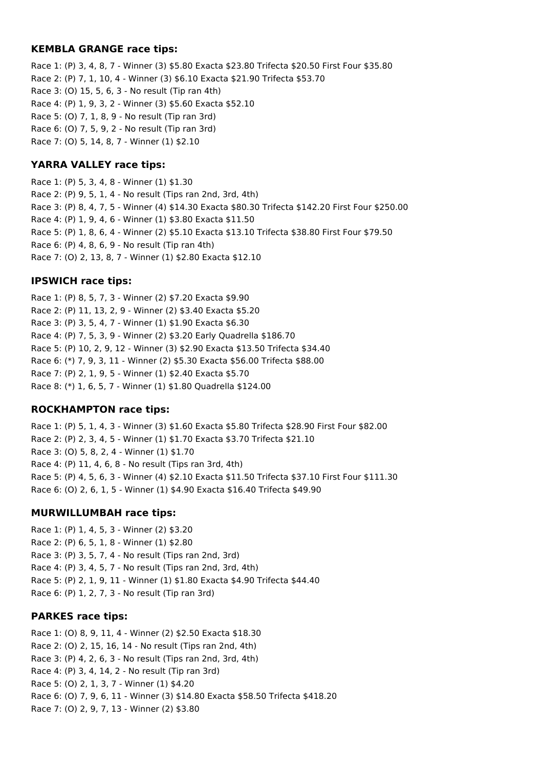### KEMBLA GRANGE race tips:

Race 1: (P) 3, 4, 8, 7 - Winner (3) $5.80 Exacta $23.80 Trifecta $20.50 First Four $35.80
Race 2: (P) 7, 1, 10, 4 - Winner (3) $6.10 Exacta $21.90 Trifecta $53.70
Race 3: (O) 15, 5, 6, 3 - No result (Tip ran 4th)
Race 4: (P) 1, 9, 3, 2 - Winner (3) $5.60 Exacta $52.10
Race 5: (O) 7, 1, 8, 9 - No result (Tip ran 3rd)
Race 6: (O) 7, 5, 9, 2 - No result (Tip ran 3rd)
Race 7: (O) 5, 14, 8, 7 - Winner (1) $2.10

### YARRA VALLEY race tips:

Race 1: (P) 5, 3, 4, 8 - Winner (1) $1.30
Race 2: (P) 9, 5, 1, 4 - No result (Tips ran 2nd, 3rd, 4th)
Race 3: (P) 8, 4, 7, 5 - Winner (4) $14.30 Exacta $80.30 Trifecta $142.20 First Four $250.00
Race 4: (P) 1, 9, 4, 6 - Winner (1) $3.80 Exacta $11.50
Race 5: (P) 1, 8, 6, 4 - Winner (2) $5.10 Exacta $13.10 Trifecta $38.80 First Four $79.50
Race 6: (P) 4, 8, 6, 9 - No result (Tip ran 4th)
Race 7: (O) 2, 13, 8, 7 - Winner (1) $2.80 Exacta $12.10

### IPSWICH race tips:

Race 1: (P) 8, 5, 7, 3 - Winner (2) $7.20 Exacta $9.90
Race 2: (P) 11, 13, 2, 9 - Winner (2) $3.40 Exacta $5.20
Race 3: (P) 3, 5, 4, 7 - Winner (1) $1.90 Exacta $6.30
Race 4: (P) 7, 5, 3, 9 - Winner (2) $3.20 Early Quadrella $186.70
Race 5: (P) 10, 2, 9, 12 - Winner (3) $2.90 Exacta $13.50 Trifecta $34.40
Race 6: (*) 7, 9, 3, 11 - Winner (2) $5.30 Exacta $56.00 Trifecta $88.00
Race 7: (P) 2, 1, 9, 5 - Winner (1) $2.40 Exacta $5.70
Race 8: (*) 1, 6, 5, 7 - Winner (1) $1.80 Quadrella $124.00

### ROCKHAMPTON race tips:

Race 1: (P) 5, 1, 4, 3 - Winner (3) $1.60 Exacta $5.80 Trifecta $28.90 First Four $82.00
Race 2: (P) 2, 3, 4, 5 - Winner (1) $1.70 Exacta $3.70 Trifecta $21.10
Race 3: (O) 5, 8, 2, 4 - Winner (1) $1.70
Race 4: (P) 11, 4, 6, 8 - No result (Tips ran 3rd, 4th)
Race 5: (P) 4, 5, 6, 3 - Winner (4) $2.10 Exacta $11.50 Trifecta $37.10 First Four $111.30
Race 6: (O) 2, 6, 1, 5 - Winner (1) $4.90 Exacta $16.40 Trifecta $49.90

### MURWILLUMBAH race tips:

Race 1: (P) 1, 4, 5, 3 - Winner (2) $3.20
Race 2: (P) 6, 5, 1, 8 - Winner (1) $2.80
Race 3: (P) 3, 5, 7, 4 - No result (Tips ran 2nd, 3rd)
Race 4: (P) 3, 4, 5, 7 - No result (Tips ran 2nd, 3rd, 4th)
Race 5: (P) 2, 1, 9, 11 - Winner (1) $1.80 Exacta $4.90 Trifecta $44.40
Race 6: (P) 1, 2, 7, 3 - No result (Tip ran 3rd)

### PARKES race tips:

Race 1: (O) 8, 9, 11, 4 - Winner (2) $2.50 Exacta $18.30
Race 2: (O) 2, 15, 16, 14 - No result (Tips ran 2nd, 4th)
Race 3: (P) 4, 2, 6, 3 - No result (Tips ran 2nd, 3rd, 4th)
Race 4: (P) 3, 4, 14, 2 - No result (Tip ran 3rd)
Race 5: (O) 2, 1, 3, 7 - Winner (1) $4.20
Race 6: (O) 7, 9, 6, 11 - Winner (3) $14.80 Exacta $58.50 Trifecta $418.20
Race 7: (O) 2, 9, 7, 13 - Winner (2) $3.80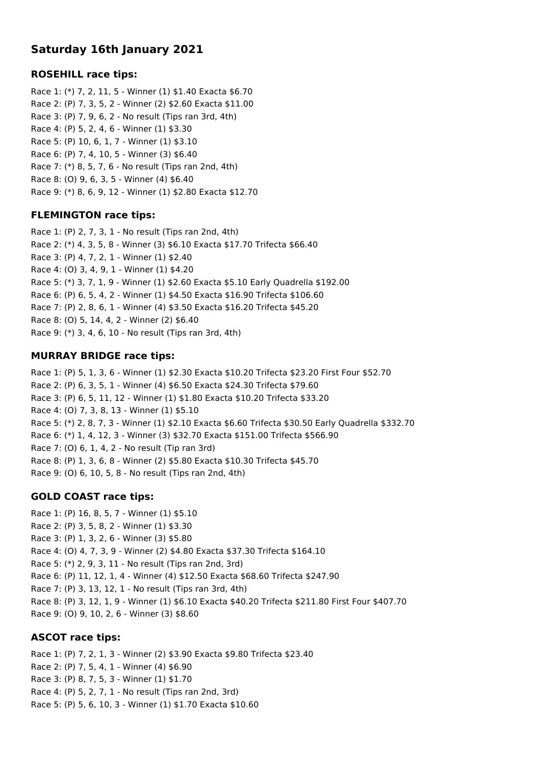## Saturday 16th January 2021

### ROSEHILL race tips:

Race 1: (*) 7, 2, 11, 5 - Winner (1) $1.40 Exacta $6.70
Race 2: (P) 7, 3, 5, 2 - Winner (2) $2.60 Exacta $11.00
Race 3: (P) 7, 9, 6, 2 - No result (Tips ran 3rd, 4th)
Race 4: (P) 5, 2, 4, 6 - Winner (1) $3.30
Race 5: (P) 10, 6, 1, 7 - Winner (1) $3.10
Race 6: (P) 7, 4, 10, 5 - Winner (3) $6.40
Race 7: (*) 8, 5, 7, 6 - No result (Tips ran 2nd, 4th)
Race 8: (O) 9, 6, 3, 5 - Winner (4) $6.40
Race 9: (*) 8, 6, 9, 12 - Winner (1) $2.80 Exacta $12.70

### FLEMINGTON race tips:

Race 1: (P) 2, 7, 3, 1 - No result (Tips ran 2nd, 4th)
Race 2: (*) 4, 3, 5, 8 - Winner (3) $6.10 Exacta $17.70 Trifecta $66.40
Race 3: (P) 4, 7, 2, 1 - Winner (1) $2.40
Race 4: (O) 3, 4, 9, 1 - Winner (1) $4.20
Race 5: (*) 3, 7, 1, 9 - Winner (1) $2.60 Exacta $5.10 Early Quadrella $192.00
Race 6: (P) 6, 5, 4, 2 - Winner (1) $4.50 Exacta $16.90 Trifecta $106.60
Race 7: (P) 2, 8, 6, 1 - Winner (4) $3.50 Exacta $16.20 Trifecta $45.20
Race 8: (O) 5, 14, 4, 2 - Winner (2) $6.40
Race 9: (*) 3, 4, 6, 10 - No result (Tips ran 3rd, 4th)

### MURRAY BRIDGE race tips:

Race 1: (P) 5, 1, 3, 6 - Winner (1) $2.30 Exacta $10.20 Trifecta $23.20 First Four $52.70
Race 2: (P) 6, 3, 5, 1 - Winner (4) $6.50 Exacta $24.30 Trifecta $79.60
Race 3: (P) 6, 5, 11, 12 - Winner (1) $1.80 Exacta $10.20 Trifecta $33.20
Race 4: (O) 7, 3, 8, 13 - Winner (1) $5.10
Race 5: (*) 2, 8, 7, 3 - Winner (1) $2.10 Exacta $6.60 Trifecta $30.50 Early Quadrella $332.70
Race 6: (*) 1, 4, 12, 3 - Winner (3) $32.70 Exacta $151.00 Trifecta $566.90
Race 7: (O) 6, 1, 4, 2 - No result (Tip ran 3rd)
Race 8: (P) 1, 3, 6, 8 - Winner (2) $5.80 Exacta $10.30 Trifecta $45.70
Race 9: (O) 6, 10, 5, 8 - No result (Tips ran 2nd, 4th)

### GOLD COAST race tips:

Race 1: (P) 16, 8, 5, 7 - Winner (1) $5.10
Race 2: (P) 3, 5, 8, 2 - Winner (1) $3.30
Race 3: (P) 1, 3, 2, 6 - Winner (3) $5.80
Race 4: (O) 4, 7, 3, 9 - Winner (2) $4.80 Exacta $37.30 Trifecta $164.10
Race 5: (*) 2, 9, 3, 11 - No result (Tips ran 2nd, 3rd)
Race 6: (P) 11, 12, 1, 4 - Winner (4) $12.50 Exacta $68.60 Trifecta $247.90
Race 7: (P) 3, 13, 12, 1 - No result (Tips ran 3rd, 4th)
Race 8: (P) 3, 12, 1, 9 - Winner (1) $6.10 Exacta $40.20 Trifecta $211.80 First Four $407.70
Race 9: (O) 9, 10, 2, 6 - Winner (3) $8.60

### ASCOT race tips:

Race 1: (P) 7, 2, 1, 3 - Winner (2) $3.90 Exacta $9.80 Trifecta $23.40
Race 2: (P) 7, 5, 4, 1 - Winner (4) $6.90
Race 3: (P) 8, 7, 5, 3 - Winner (1) $1.70
Race 4: (P) 5, 2, 7, 1 - No result (Tips ran 2nd, 3rd)
Race 5: (P) 5, 6, 10, 3 - Winner (1) $1.70 Exacta $10.60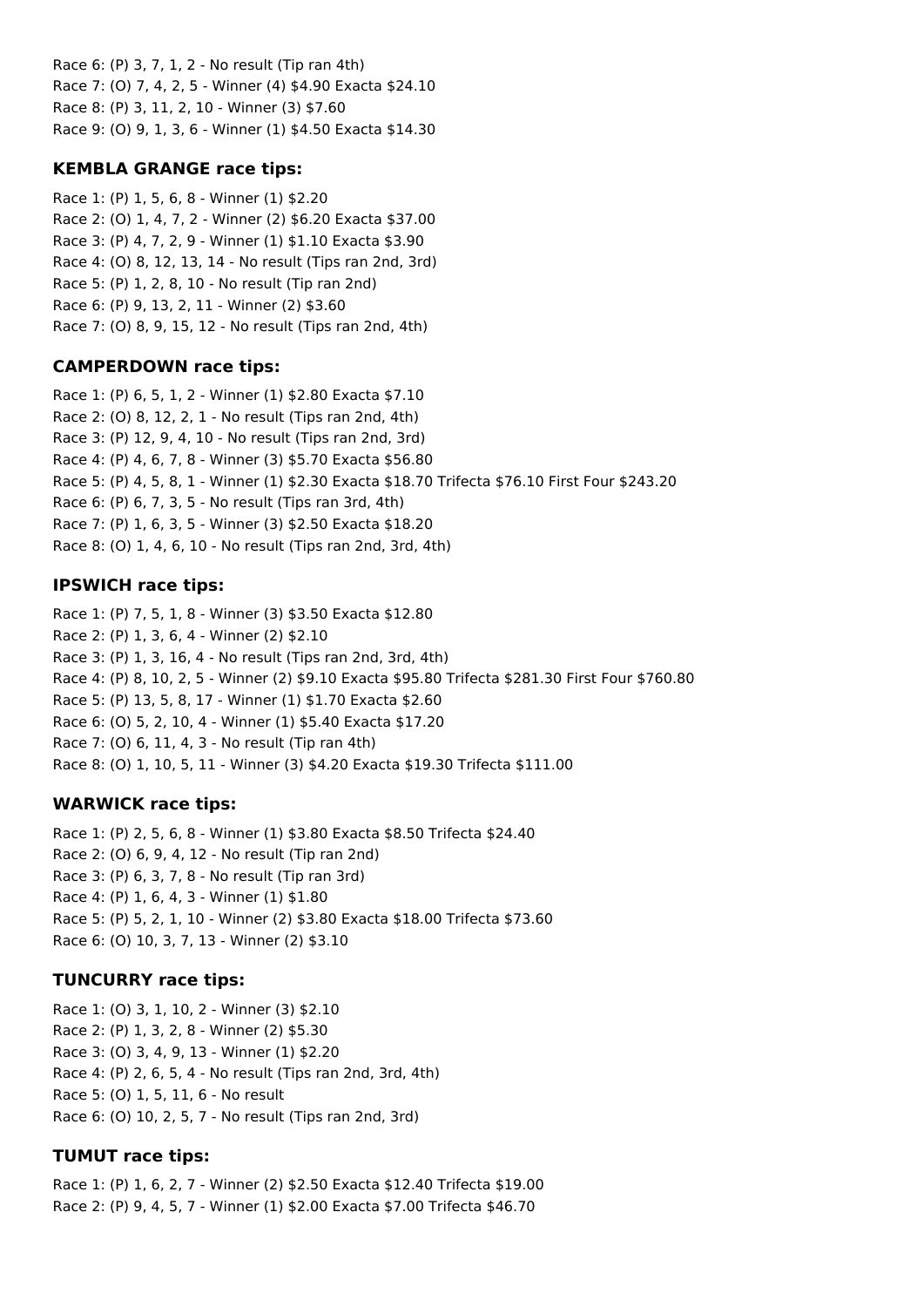Race 6: (P) 3, 7, 1, 2 - No result (Tip ran 4th)
Race 7: (O) 7, 4, 2, 5 - Winner (4) $4.90 Exacta $24.10
Race 8: (P) 3, 11, 2, 10 - Winner (3) $7.60
Race 9: (O) 9, 1, 3, 6 - Winner (1) $4.50 Exacta $14.30

### KEMBLA GRANGE race tips:

Race 1: (P) 1, 5, 6, 8 - Winner (1) $2.20
Race 2: (O) 1, 4, 7, 2 - Winner (2) $6.20 Exacta $37.00
Race 3: (P) 4, 7, 2, 9 - Winner (1) $1.10 Exacta $3.90
Race 4: (O) 8, 12, 13, 14 - No result (Tips ran 2nd, 3rd)
Race 5: (P) 1, 2, 8, 10 - No result (Tip ran 2nd)
Race 6: (P) 9, 13, 2, 11 - Winner (2) $3.60
Race 7: (O) 8, 9, 15, 12 - No result (Tips ran 2nd, 4th)

### CAMPERDOWN race tips:

Race 1: (P) 6, 5, 1, 2 - Winner (1) $2.80 Exacta $7.10
Race 2: (O) 8, 12, 2, 1 - No result (Tips ran 2nd, 4th)
Race 3: (P) 12, 9, 4, 10 - No result (Tips ran 2nd, 3rd)
Race 4: (P) 4, 6, 7, 8 - Winner (3) $5.70 Exacta $56.80
Race 5: (P) 4, 5, 8, 1 - Winner (1) $2.30 Exacta $18.70 Trifecta $76.10 First Four $243.20
Race 6: (P) 6, 7, 3, 5 - No result (Tips ran 3rd, 4th)
Race 7: (P) 1, 6, 3, 5 - Winner (3) $2.50 Exacta $18.20
Race 8: (O) 1, 4, 6, 10 - No result (Tips ran 2nd, 3rd, 4th)

### IPSWICH race tips:

Race 1: (P) 7, 5, 1, 8 - Winner (3) $3.50 Exacta $12.80
Race 2: (P) 1, 3, 6, 4 - Winner (2) $2.10
Race 3: (P) 1, 3, 16, 4 - No result (Tips ran 2nd, 3rd, 4th)
Race 4: (P) 8, 10, 2, 5 - Winner (2) $9.10 Exacta $95.80 Trifecta $281.30 First Four $760.80
Race 5: (P) 13, 5, 8, 17 - Winner (1) $1.70 Exacta $2.60
Race 6: (O) 5, 2, 10, 4 - Winner (1) $5.40 Exacta $17.20
Race 7: (O) 6, 11, 4, 3 - No result (Tip ran 4th)
Race 8: (O) 1, 10, 5, 11 - Winner (3) $4.20 Exacta $19.30 Trifecta $111.00

### WARWICK race tips:

Race 1: (P) 2, 5, 6, 8 - Winner (1) $3.80 Exacta $8.50 Trifecta $24.40
Race 2: (O) 6, 9, 4, 12 - No result (Tip ran 2nd)
Race 3: (P) 6, 3, 7, 8 - No result (Tip ran 3rd)
Race 4: (P) 1, 6, 4, 3 - Winner (1) $1.80
Race 5: (P) 5, 2, 1, 10 - Winner (2) $3.80 Exacta $18.00 Trifecta $73.60
Race 6: (O) 10, 3, 7, 13 - Winner (2) $3.10

### TUNCURRY race tips:

Race 1: (O) 3, 1, 10, 2 - Winner (3) $2.10
Race 2: (P) 1, 3, 2, 8 - Winner (2) $5.30
Race 3: (O) 3, 4, 9, 13 - Winner (1) $2.20
Race 4: (P) 2, 6, 5, 4 - No result (Tips ran 2nd, 3rd, 4th)
Race 5: (O) 1, 5, 11, 6 - No result
Race 6: (O) 10, 2, 5, 7 - No result (Tips ran 2nd, 3rd)

### TUMUT race tips:

Race 1: (P) 1, 6, 2, 7 - Winner (2) $2.50 Exacta $12.40 Trifecta $19.00
Race 2: (P) 9, 4, 5, 7 - Winner (1) $2.00 Exacta $7.00 Trifecta $46.70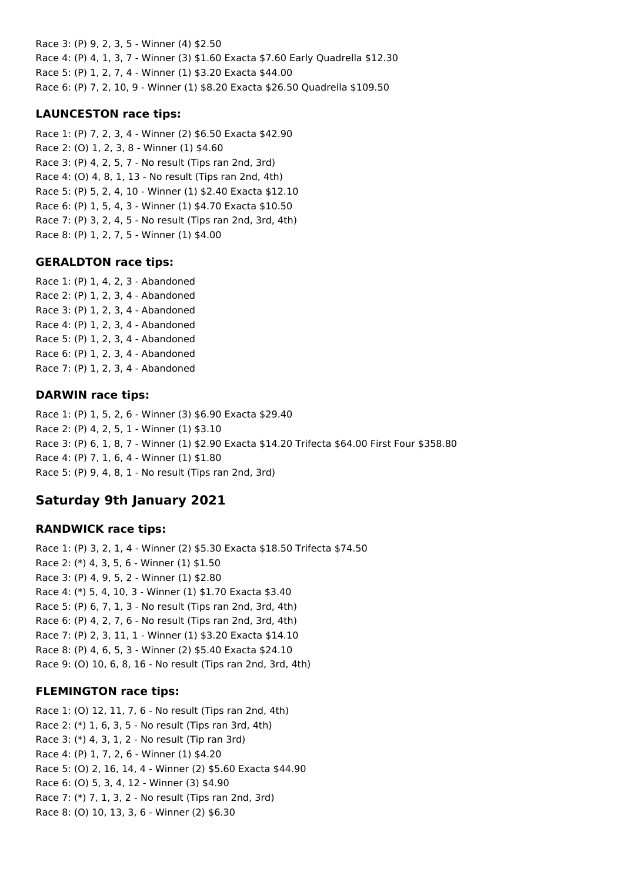Race 3: (P) 9, 2, 3, 5 - Winner (4) $2.50
Race 4: (P) 4, 1, 3, 7 - Winner (3) $1.60 Exacta $7.60 Early Quadrella $12.30
Race 5: (P) 1, 2, 7, 4 - Winner (1) $3.20 Exacta $44.00
Race 6: (P) 7, 2, 10, 9 - Winner (1) $8.20 Exacta $26.50 Quadrella $109.50

### LAUNCESTON race tips:

Race 1: (P) 7, 2, 3, 4 - Winner (2) $6.50 Exacta $42.90
Race 2: (O) 1, 2, 3, 8 - Winner (1) $4.60
Race 3: (P) 4, 2, 5, 7 - No result (Tips ran 2nd, 3rd)
Race 4: (O) 4, 8, 1, 13 - No result (Tips ran 2nd, 4th)
Race 5: (P) 5, 2, 4, 10 - Winner (1) $2.40 Exacta $12.10
Race 6: (P) 1, 5, 4, 3 - Winner (1) $4.70 Exacta $10.50
Race 7: (P) 3, 2, 4, 5 - No result (Tips ran 2nd, 3rd, 4th)
Race 8: (P) 1, 2, 7, 5 - Winner (1) $4.00

### GERALDTON race tips:

Race 1: (P) 1, 4, 2, 3 - Abandoned
Race 2: (P) 1, 2, 3, 4 - Abandoned
Race 3: (P) 1, 2, 3, 4 - Abandoned
Race 4: (P) 1, 2, 3, 4 - Abandoned
Race 5: (P) 1, 2, 3, 4 - Abandoned
Race 6: (P) 1, 2, 3, 4 - Abandoned
Race 7: (P) 1, 2, 3, 4 - Abandoned

### DARWIN race tips:

Race 1: (P) 1, 5, 2, 6 - Winner (3) $6.90 Exacta $29.40
Race 2: (P) 4, 2, 5, 1 - Winner (1) $3.10
Race 3: (P) 6, 1, 8, 7 - Winner (1) $2.90 Exacta $14.20 Trifecta $64.00 First Four $358.80
Race 4: (P) 7, 1, 6, 4 - Winner (1) $1.80
Race 5: (P) 9, 4, 8, 1 - No result (Tips ran 2nd, 3rd)

## Saturday 9th January 2021

### RANDWICK race tips:

Race 1: (P) 3, 2, 1, 4 - Winner (2) $5.30 Exacta $18.50 Trifecta $74.50
Race 2: (*) 4, 3, 5, 6 - Winner (1) $1.50
Race 3: (P) 4, 9, 5, 2 - Winner (1) $2.80
Race 4: (*) 5, 4, 10, 3 - Winner (1) $1.70 Exacta $3.40
Race 5: (P) 6, 7, 1, 3 - No result (Tips ran 2nd, 3rd, 4th)
Race 6: (P) 4, 2, 7, 6 - No result (Tips ran 2nd, 3rd, 4th)
Race 7: (P) 2, 3, 11, 1 - Winner (1) $3.20 Exacta $14.10
Race 8: (P) 4, 6, 5, 3 - Winner (2) $5.40 Exacta $24.10
Race 9: (O) 10, 6, 8, 16 - No result (Tips ran 2nd, 3rd, 4th)

### FLEMINGTON race tips:

Race 1: (O) 12, 11, 7, 6 - No result (Tips ran 2nd, 4th)
Race 2: (*) 1, 6, 3, 5 - No result (Tips ran 3rd, 4th)
Race 3: (*) 4, 3, 1, 2 - No result (Tip ran 3rd)
Race 4: (P) 1, 7, 2, 6 - Winner (1) $4.20
Race 5: (O) 2, 16, 14, 4 - Winner (2) $5.60 Exacta $44.90
Race 6: (O) 5, 3, 4, 12 - Winner (3) $4.90
Race 7: (*) 7, 1, 3, 2 - No result (Tips ran 2nd, 3rd)
Race 8: (O) 10, 13, 3, 6 - Winner (2) $6.30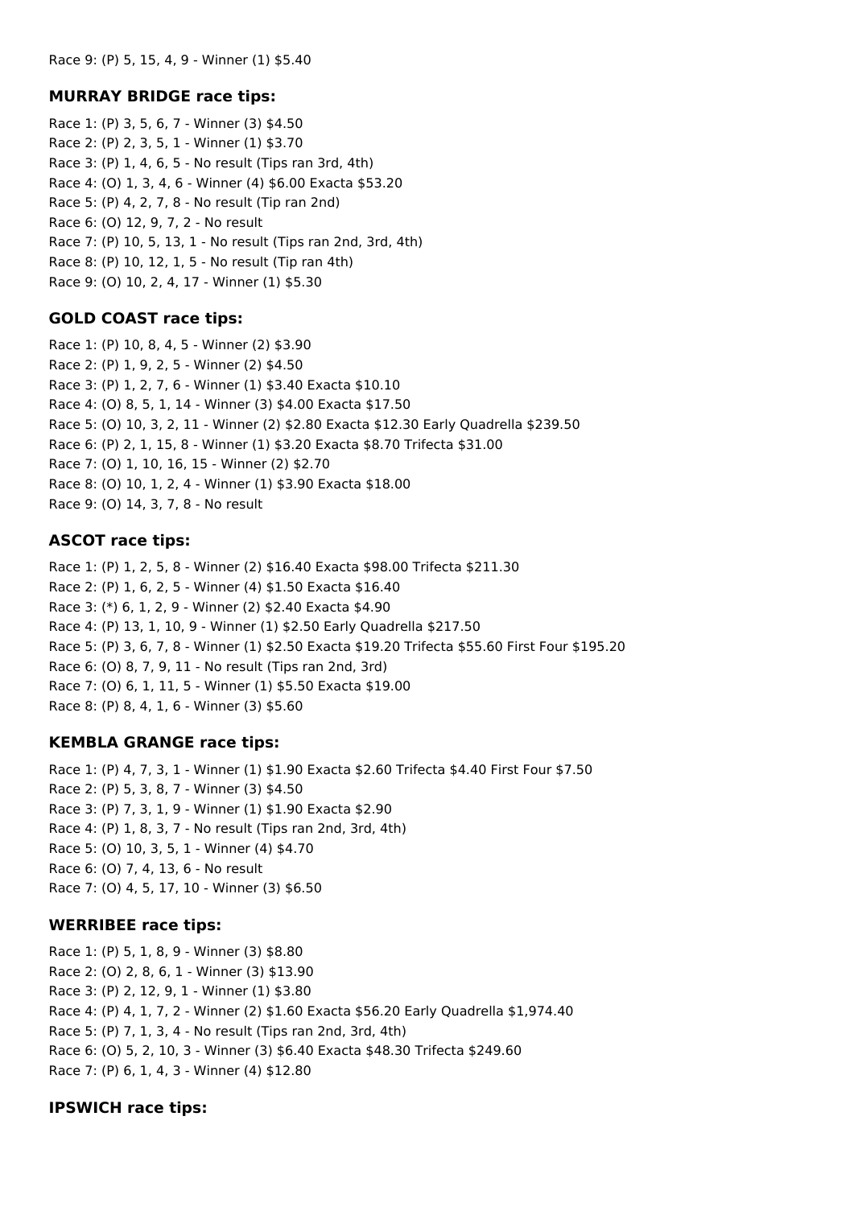Race 9: (P) 5, 15, 4, 9 - Winner (1) $5.40

### MURRAY BRIDGE race tips:

Race 1: (P) 3, 5, 6, 7 - Winner (3) $4.50
Race 2: (P) 2, 3, 5, 1 - Winner (1) $3.70
Race 3: (P) 1, 4, 6, 5 - No result (Tips ran 3rd, 4th)
Race 4: (O) 1, 3, 4, 6 - Winner (4) $6.00 Exacta $53.20
Race 5: (P) 4, 2, 7, 8 - No result (Tip ran 2nd)
Race 6: (O) 12, 9, 7, 2 - No result
Race 7: (P) 10, 5, 13, 1 - No result (Tips ran 2nd, 3rd, 4th)
Race 8: (P) 10, 12, 1, 5 - No result (Tip ran 4th)
Race 9: (O) 10, 2, 4, 17 - Winner (1) $5.30

### GOLD COAST race tips:

Race 1: (P) 10, 8, 4, 5 - Winner (2) $3.90
Race 2: (P) 1, 9, 2, 5 - Winner (2) $4.50
Race 3: (P) 1, 2, 7, 6 - Winner (1) $3.40 Exacta $10.10
Race 4: (O) 8, 5, 1, 14 - Winner (3) $4.00 Exacta $17.50
Race 5: (O) 10, 3, 2, 11 - Winner (2) $2.80 Exacta $12.30 Early Quadrella $239.50
Race 6: (P) 2, 1, 15, 8 - Winner (1) $3.20 Exacta $8.70 Trifecta $31.00
Race 7: (O) 1, 10, 16, 15 - Winner (2) $2.70
Race 8: (O) 10, 1, 2, 4 - Winner (1) $3.90 Exacta $18.00
Race 9: (O) 14, 3, 7, 8 - No result

### ASCOT race tips:

Race 1: (P) 1, 2, 5, 8 - Winner (2) $16.40 Exacta $98.00 Trifecta $211.30
Race 2: (P) 1, 6, 2, 5 - Winner (4) $1.50 Exacta $16.40
Race 3: (*) 6, 1, 2, 9 - Winner (2) $2.40 Exacta $4.90
Race 4: (P) 13, 1, 10, 9 - Winner (1) $2.50 Early Quadrella $217.50
Race 5: (P) 3, 6, 7, 8 - Winner (1) $2.50 Exacta $19.20 Trifecta $55.60 First Four $195.20
Race 6: (O) 8, 7, 9, 11 - No result (Tips ran 2nd, 3rd)
Race 7: (O) 6, 1, 11, 5 - Winner (1) $5.50 Exacta $19.00
Race 8: (P) 8, 4, 1, 6 - Winner (3) $5.60

### KEMBLA GRANGE race tips:

Race 1: (P) 4, 7, 3, 1 - Winner (1) $1.90 Exacta $2.60 Trifecta $4.40 First Four $7.50
Race 2: (P) 5, 3, 8, 7 - Winner (3) $4.50
Race 3: (P) 7, 3, 1, 9 - Winner (1) $1.90 Exacta $2.90
Race 4: (P) 1, 8, 3, 7 - No result (Tips ran 2nd, 3rd, 4th)
Race 5: (O) 10, 3, 5, 1 - Winner (4) $4.70
Race 6: (O) 7, 4, 13, 6 - No result
Race 7: (O) 4, 5, 17, 10 - Winner (3) $6.50

### WERRIBEE race tips:

Race 1: (P) 5, 1, 8, 9 - Winner (3) $8.80
Race 2: (O) 2, 8, 6, 1 - Winner (3) $13.90
Race 3: (P) 2, 12, 9, 1 - Winner (1) $3.80
Race 4: (P) 4, 1, 7, 2 - Winner (2) $1.60 Exacta $56.20 Early Quadrella $1,974.40
Race 5: (P) 7, 1, 3, 4 - No result (Tips ran 2nd, 3rd, 4th)
Race 6: (O) 5, 2, 10, 3 - Winner (3) $6.40 Exacta $48.30 Trifecta $249.60
Race 7: (P) 6, 1, 4, 3 - Winner (4) $12.80

### IPSWICH race tips: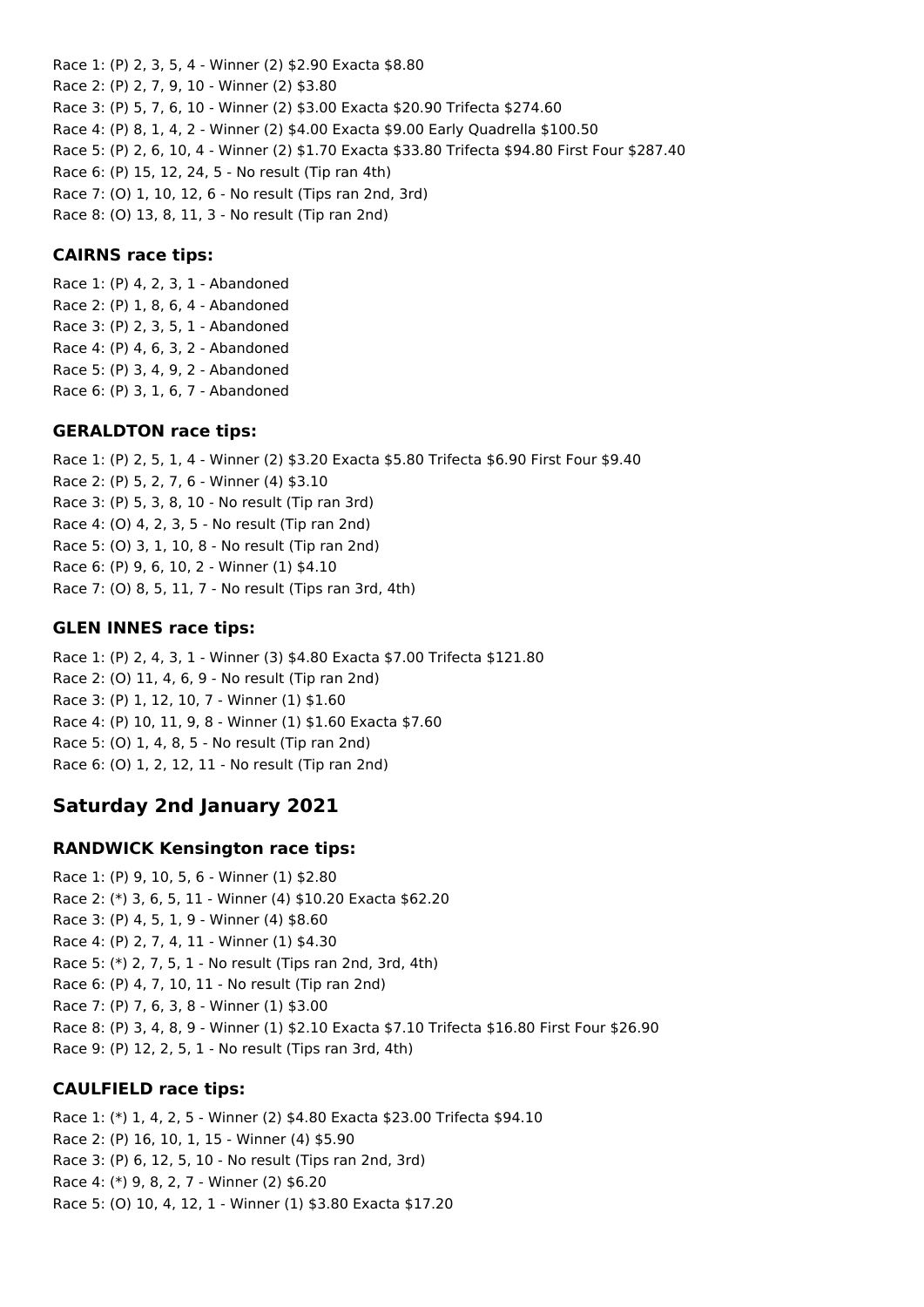Race 1: (P) 2, 3, 5, 4 - Winner (2) $2.90 Exacta $8.80
Race 2: (P) 2, 7, 9, 10 - Winner (2) $3.80
Race 3: (P) 5, 7, 6, 10 - Winner (2) $3.00 Exacta $20.90 Trifecta $274.60
Race 4: (P) 8, 1, 4, 2 - Winner (2) $4.00 Exacta $9.00 Early Quadrella $100.50
Race 5: (P) 2, 6, 10, 4 - Winner (2) $1.70 Exacta $33.80 Trifecta $94.80 First Four $287.40
Race 6: (P) 15, 12, 24, 5 - No result (Tip ran 4th)
Race 7: (O) 1, 10, 12, 6 - No result (Tips ran 2nd, 3rd)
Race 8: (O) 13, 8, 11, 3 - No result (Tip ran 2nd)

### CAIRNS race tips:

Race 1: (P) 4, 2, 3, 1 - Abandoned
Race 2: (P) 1, 8, 6, 4 - Abandoned
Race 3: (P) 2, 3, 5, 1 - Abandoned
Race 4: (P) 4, 6, 3, 2 - Abandoned
Race 5: (P) 3, 4, 9, 2 - Abandoned
Race 6: (P) 3, 1, 6, 7 - Abandoned

### GERALDTON race tips:

Race 1: (P) 2, 5, 1, 4 - Winner (2) $3.20 Exacta $5.80 Trifecta $6.90 First Four $9.40
Race 2: (P) 5, 2, 7, 6 - Winner (4) $3.10
Race 3: (P) 5, 3, 8, 10 - No result (Tip ran 3rd)
Race 4: (O) 4, 2, 3, 5 - No result (Tip ran 2nd)
Race 5: (O) 3, 1, 10, 8 - No result (Tip ran 2nd)
Race 6: (P) 9, 6, 10, 2 - Winner (1) $4.10
Race 7: (O) 8, 5, 11, 7 - No result (Tips ran 3rd, 4th)

### GLEN INNES race tips:

Race 1: (P) 2, 4, 3, 1 - Winner (3) $4.80 Exacta $7.00 Trifecta $121.80
Race 2: (O) 11, 4, 6, 9 - No result (Tip ran 2nd)
Race 3: (P) 1, 12, 10, 7 - Winner (1) $1.60
Race 4: (P) 10, 11, 9, 8 - Winner (1) $1.60 Exacta $7.60
Race 5: (O) 1, 4, 8, 5 - No result (Tip ran 2nd)
Race 6: (O) 1, 2, 12, 11 - No result (Tip ran 2nd)

## Saturday 2nd January 2021

### RANDWICK Kensington race tips:

Race 1: (P) 9, 10, 5, 6 - Winner (1) $2.80
Race 2: (*) 3, 6, 5, 11 - Winner (4) $10.20 Exacta $62.20
Race 3: (P) 4, 5, 1, 9 - Winner (4) $8.60
Race 4: (P) 2, 7, 4, 11 - Winner (1) $4.30
Race 5: (*) 2, 7, 5, 1 - No result (Tips ran 2nd, 3rd, 4th)
Race 6: (P) 4, 7, 10, 11 - No result (Tip ran 2nd)
Race 7: (P) 7, 6, 3, 8 - Winner (1) $3.00
Race 8: (P) 3, 4, 8, 9 - Winner (1) $2.10 Exacta $7.10 Trifecta $16.80 First Four $26.90
Race 9: (P) 12, 2, 5, 1 - No result (Tips ran 3rd, 4th)

### CAULFIELD race tips:

Race 1: (*) 1, 4, 2, 5 - Winner (2) $4.80 Exacta $23.00 Trifecta $94.10
Race 2: (P) 16, 10, 1, 15 - Winner (4) $5.90
Race 3: (P) 6, 12, 5, 10 - No result (Tips ran 2nd, 3rd)
Race 4: (*) 9, 8, 2, 7 - Winner (2) $6.20
Race 5: (O) 10, 4, 12, 1 - Winner (1) $3.80 Exacta $17.20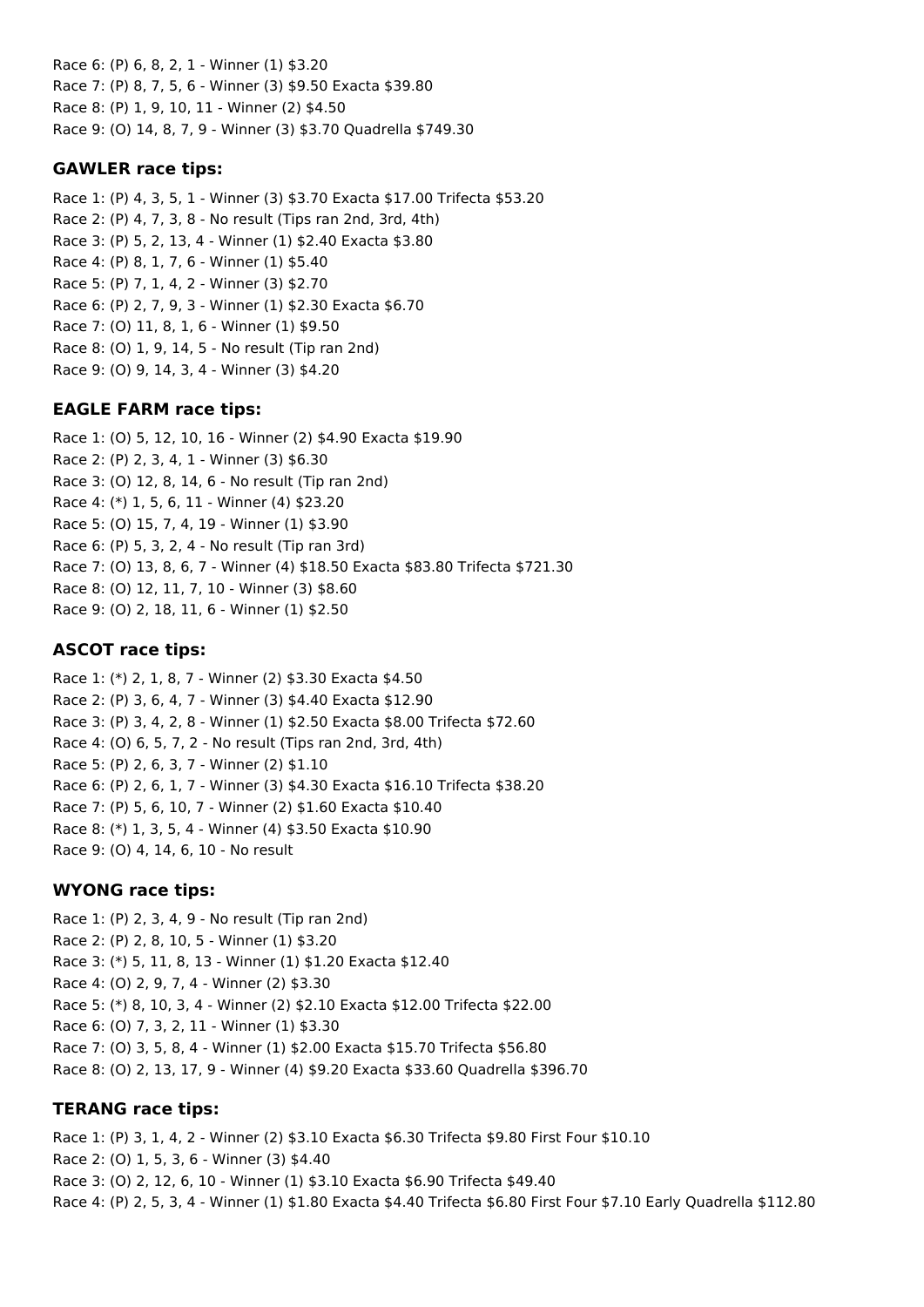Race 6: (P) 6, 8, 2, 1 - Winner (1) $3.20
Race 7: (P) 8, 7, 5, 6 - Winner (3) $9.50 Exacta $39.80
Race 8: (P) 1, 9, 10, 11 - Winner (2) $4.50
Race 9: (O) 14, 8, 7, 9 - Winner (3) $3.70 Quadrella $749.30

### GAWLER race tips:

Race 1: (P) 4, 3, 5, 1 - Winner (3) $3.70 Exacta $17.00 Trifecta $53.20
Race 2: (P) 4, 7, 3, 8 - No result (Tips ran 2nd, 3rd, 4th)
Race 3: (P) 5, 2, 13, 4 - Winner (1) $2.40 Exacta $3.80
Race 4: (P) 8, 1, 7, 6 - Winner (1) $5.40
Race 5: (P) 7, 1, 4, 2 - Winner (3) $2.70
Race 6: (P) 2, 7, 9, 3 - Winner (1) $2.30 Exacta $6.70
Race 7: (O) 11, 8, 1, 6 - Winner (1) $9.50
Race 8: (O) 1, 9, 14, 5 - No result (Tip ran 2nd)
Race 9: (O) 9, 14, 3, 4 - Winner (3) $4.20

### EAGLE FARM race tips:

Race 1: (O) 5, 12, 10, 16 - Winner (2) $4.90 Exacta $19.90
Race 2: (P) 2, 3, 4, 1 - Winner (3) $6.30
Race 3: (O) 12, 8, 14, 6 - No result (Tip ran 2nd)
Race 4: (*) 1, 5, 6, 11 - Winner (4) $23.20
Race 5: (O) 15, 7, 4, 19 - Winner (1) $3.90
Race 6: (P) 5, 3, 2, 4 - No result (Tip ran 3rd)
Race 7: (O) 13, 8, 6, 7 - Winner (4) $18.50 Exacta $83.80 Trifecta $721.30
Race 8: (O) 12, 11, 7, 10 - Winner (3) $8.60
Race 9: (O) 2, 18, 11, 6 - Winner (1) $2.50

### ASCOT race tips:

Race 1: (*) 2, 1, 8, 7 - Winner (2) $3.30 Exacta $4.50
Race 2: (P) 3, 6, 4, 7 - Winner (3) $4.40 Exacta $12.90
Race 3: (P) 3, 4, 2, 8 - Winner (1) $2.50 Exacta $8.00 Trifecta $72.60
Race 4: (O) 6, 5, 7, 2 - No result (Tips ran 2nd, 3rd, 4th)
Race 5: (P) 2, 6, 3, 7 - Winner (2) $1.10
Race 6: (P) 2, 6, 1, 7 - Winner (3) $4.30 Exacta $16.10 Trifecta $38.20
Race 7: (P) 5, 6, 10, 7 - Winner (2) $1.60 Exacta $10.40
Race 8: (*) 1, 3, 5, 4 - Winner (4) $3.50 Exacta $10.90
Race 9: (O) 4, 14, 6, 10 - No result

### WYONG race tips:

Race 1: (P) 2, 3, 4, 9 - No result (Tip ran 2nd)
Race 2: (P) 2, 8, 10, 5 - Winner (1) $3.20
Race 3: (*) 5, 11, 8, 13 - Winner (1) $1.20 Exacta $12.40
Race 4: (O) 2, 9, 7, 4 - Winner (2) $3.30
Race 5: (*) 8, 10, 3, 4 - Winner (2) $2.10 Exacta $12.00 Trifecta $22.00
Race 6: (O) 7, 3, 2, 11 - Winner (1) $3.30
Race 7: (O) 3, 5, 8, 4 - Winner (1) $2.00 Exacta $15.70 Trifecta $56.80
Race 8: (O) 2, 13, 17, 9 - Winner (4) $9.20 Exacta $33.60 Quadrella $396.70

### TERANG race tips:

Race 1: (P) 3, 1, 4, 2 - Winner (2) $3.10 Exacta $6.30 Trifecta $9.80 First Four $10.10
Race 2: (O) 1, 5, 3, 6 - Winner (3) $4.40
Race 3: (O) 2, 12, 6, 10 - Winner (1) $3.10 Exacta $6.90 Trifecta $49.40
Race 4: (P) 2, 5, 3, 4 - Winner (1) $1.80 Exacta $4.40 Trifecta $6.80 First Four $7.10 Early Quadrella $112.80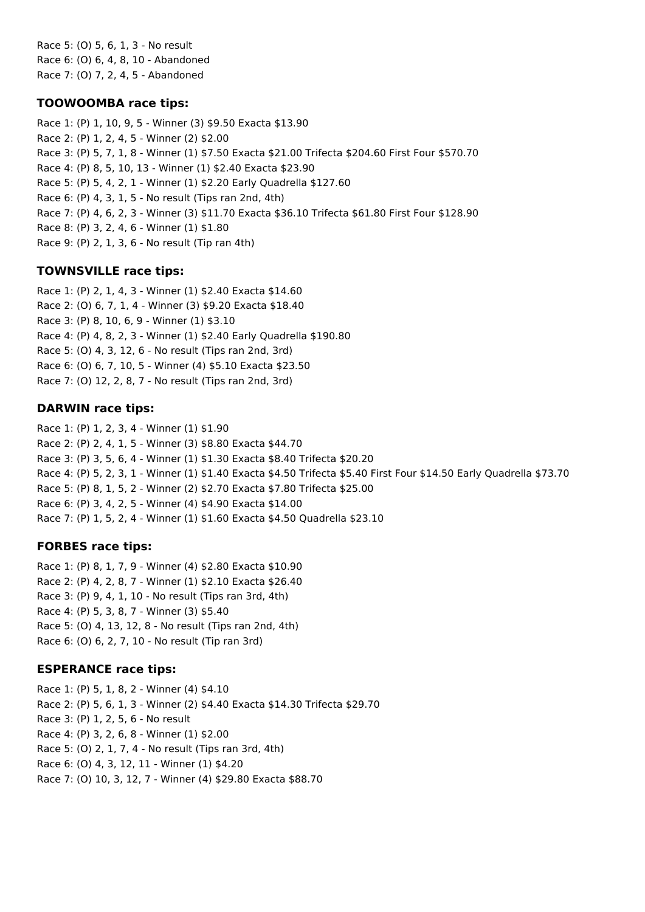Race 5: (O) 5, 6, 1, 3 - No result
Race 6: (O) 6, 4, 8, 10 - Abandoned
Race 7: (O) 7, 2, 4, 5 - Abandoned

### TOOWOOMBA race tips:

Race 1: (P) 1, 10, 9, 5 - Winner (3) $9.50 Exacta $13.90
Race 2: (P) 1, 2, 4, 5 - Winner (2) $2.00
Race 3: (P) 5, 7, 1, 8 - Winner (1) $7.50 Exacta $21.00 Trifecta $204.60 First Four $570.70
Race 4: (P) 8, 5, 10, 13 - Winner (1) $2.40 Exacta $23.90
Race 5: (P) 5, 4, 2, 1 - Winner (1) $2.20 Early Quadrella $127.60
Race 6: (P) 4, 3, 1, 5 - No result (Tips ran 2nd, 4th)
Race 7: (P) 4, 6, 2, 3 - Winner (3) $11.70 Exacta $36.10 Trifecta $61.80 First Four $128.90
Race 8: (P) 3, 2, 4, 6 - Winner (1) $1.80
Race 9: (P) 2, 1, 3, 6 - No result (Tip ran 4th)

### TOWNSVILLE race tips:

Race 1: (P) 2, 1, 4, 3 - Winner (1) $2.40 Exacta $14.60
Race 2: (O) 6, 7, 1, 4 - Winner (3) $9.20 Exacta $18.40
Race 3: (P) 8, 10, 6, 9 - Winner (1) $3.10
Race 4: (P) 4, 8, 2, 3 - Winner (1) $2.40 Early Quadrella $190.80
Race 5: (O) 4, 3, 12, 6 - No result (Tips ran 2nd, 3rd)
Race 6: (O) 6, 7, 10, 5 - Winner (4) $5.10 Exacta $23.50
Race 7: (O) 12, 2, 8, 7 - No result (Tips ran 2nd, 3rd)

### DARWIN race tips:

Race 1: (P) 1, 2, 3, 4 - Winner (1) $1.90
Race 2: (P) 2, 4, 1, 5 - Winner (3) $8.80 Exacta $44.70
Race 3: (P) 3, 5, 6, 4 - Winner (1) $1.30 Exacta $8.40 Trifecta $20.20
Race 4: (P) 5, 2, 3, 1 - Winner (1) $1.40 Exacta $4.50 Trifecta $5.40 First Four $14.50 Early Quadrella $73.70
Race 5: (P) 8, 1, 5, 2 - Winner (2) $2.70 Exacta $7.80 Trifecta $25.00
Race 6: (P) 3, 4, 2, 5 - Winner (4) $4.90 Exacta $14.00
Race 7: (P) 1, 5, 2, 4 - Winner (1) $1.60 Exacta $4.50 Quadrella $23.10

### FORBES race tips:

Race 1: (P) 8, 1, 7, 9 - Winner (4) $2.80 Exacta $10.90
Race 2: (P) 4, 2, 8, 7 - Winner (1) $2.10 Exacta $26.40
Race 3: (P) 9, 4, 1, 10 - No result (Tips ran 3rd, 4th)
Race 4: (P) 5, 3, 8, 7 - Winner (3) $5.40
Race 5: (O) 4, 13, 12, 8 - No result (Tips ran 2nd, 4th)
Race 6: (O) 6, 2, 7, 10 - No result (Tip ran 3rd)

### ESPERANCE race tips:

Race 1: (P) 5, 1, 8, 2 - Winner (4) $4.10
Race 2: (P) 5, 6, 1, 3 - Winner (2) $4.40 Exacta $14.30 Trifecta $29.70
Race 3: (P) 1, 2, 5, 6 - No result
Race 4: (P) 3, 2, 6, 8 - Winner (1) $2.00
Race 5: (O) 2, 1, 7, 4 - No result (Tips ran 3rd, 4th)
Race 6: (O) 4, 3, 12, 11 - Winner (1) $4.20
Race 7: (O) 10, 3, 12, 7 - Winner (4) $29.80 Exacta $88.70